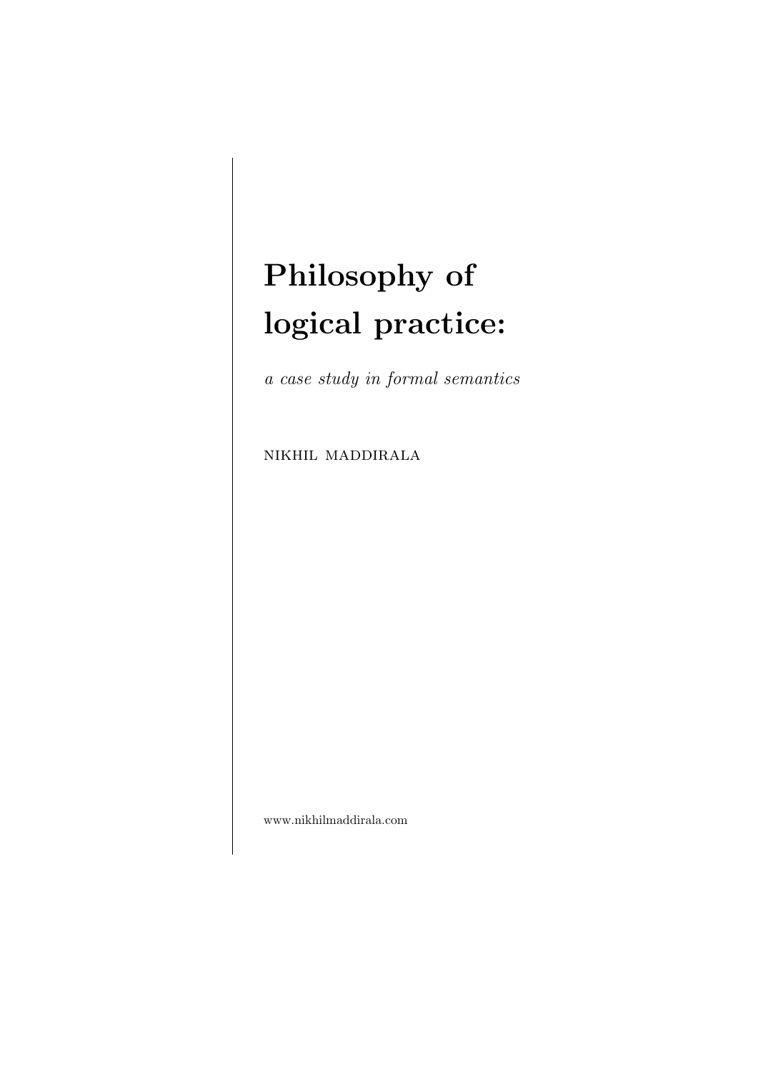# Philosophy of logical practice:

*a case study in formal semantics*

NIKHIL MADDIRALA

www.nikhilmaddirala.com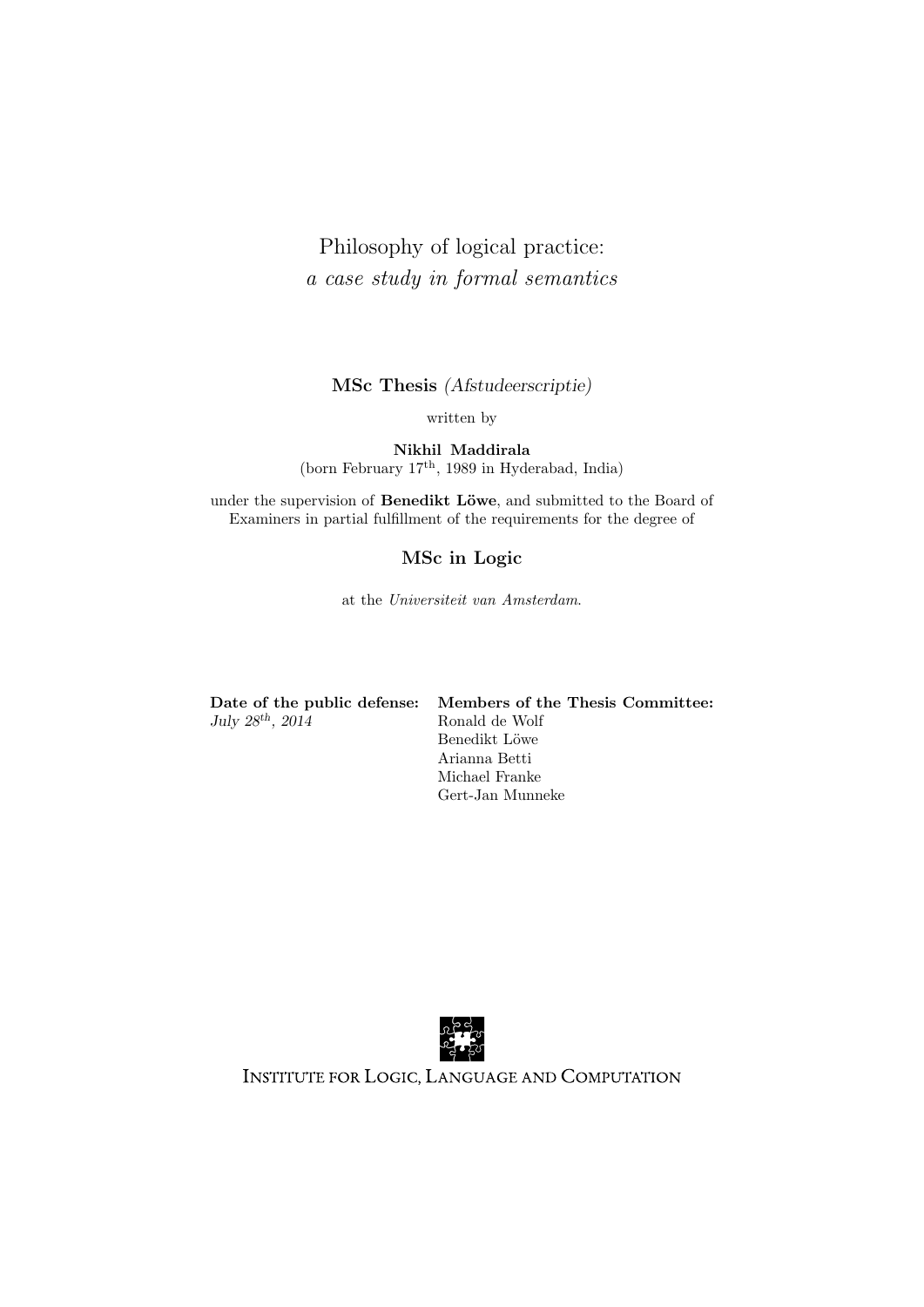# Philosophy of logical practice:
## *a case study in formal semantics*

**MSc Thesis** *(Afstudeerscriptie)*

written by

**Nikhil Maddirala**
(born February 17th, 1989 in Hyderabad, India)

under the supervision of **Benedikt Löwe**, and submitted to the Board of Examiners in partial fulfillment of the requirements for the degree of

**MSc in Logic**

at the *Universiteit van Amsterdam*.

**Date of the public defense:**
*July 28th, 2014*

**Members of the Thesis Committee:**
Ronald de Wolf
Benedikt Löwe
Arianna Betti
Michael Franke
Gert-Jan Munneke

INSTITUTE FOR LOGIC, LANGUAGE AND COMPUTATION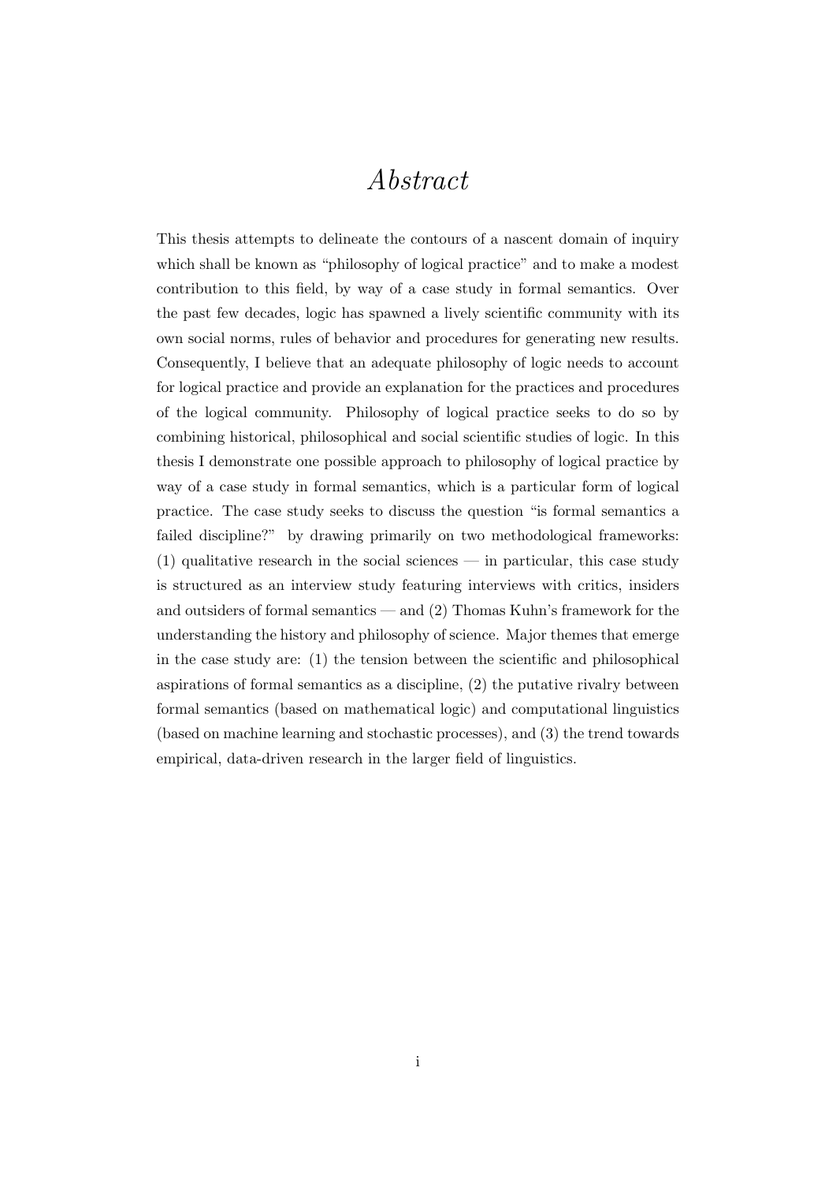# *Abstract*

This thesis attempts to delineate the contours of a nascent domain of inquiry which shall be known as "philosophy of logical practice" and to make a modest contribution to this field, by way of a case study in formal semantics. Over the past few decades, logic has spawned a lively scientific community with its own social norms, rules of behavior and procedures for generating new results. Consequently, I believe that an adequate philosophy of logic needs to account for logical practice and provide an explanation for the practices and procedures of the logical community. Philosophy of logical practice seeks to do so by combining historical, philosophical and social scientific studies of logic. In this thesis I demonstrate one possible approach to philosophy of logical practice by way of a case study in formal semantics, which is a particular form of logical practice. The case study seeks to discuss the question "is formal semantics a failed discipline?" by drawing primarily on two methodological frameworks: (1) qualitative research in the social sciences — in particular, this case study is structured as an interview study featuring interviews with critics, insiders and outsiders of formal semantics — and (2) Thomas Kuhn's framework for the understanding the history and philosophy of science. Major themes that emerge in the case study are: (1) the tension between the scientific and philosophical aspirations of formal semantics as a discipline, (2) the putative rivalry between formal semantics (based on mathematical logic) and computational linguistics (based on machine learning and stochastic processes), and (3) the trend towards empirical, data-driven research in the larger field of linguistics.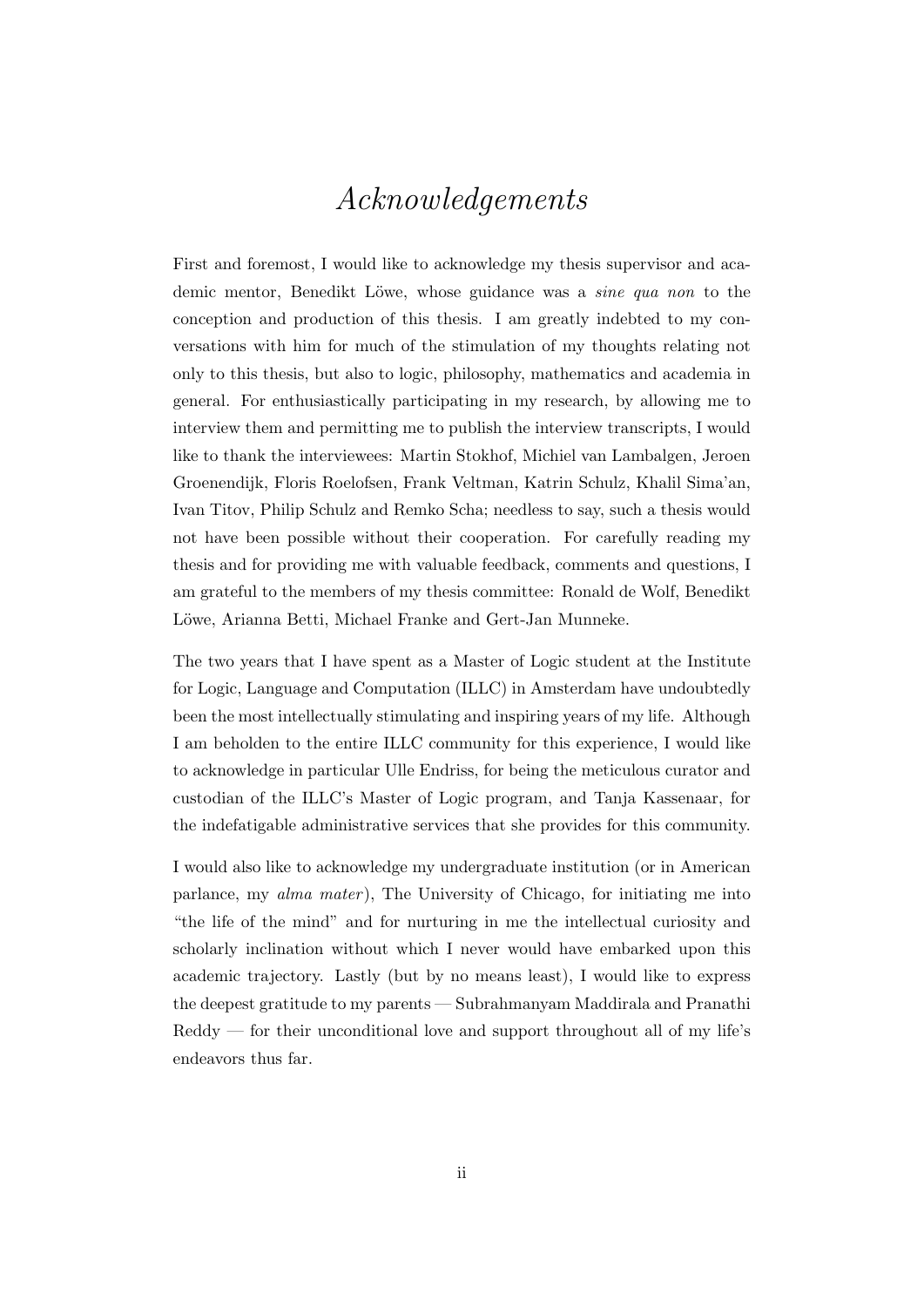# *Acknowledgements*

First and foremost, I would like to acknowledge my thesis supervisor and academic mentor, Benedikt Löwe, whose guidance was a *sine qua non* to the conception and production of this thesis. I am greatly indebted to my conversations with him for much of the stimulation of my thoughts relating not only to this thesis, but also to logic, philosophy, mathematics and academia in general. For enthusiastically participating in my research, by allowing me to interview them and permitting me to publish the interview transcripts, I would like to thank the interviewees: Martin Stokhof, Michiel van Lambalgen, Jeroen Groenendijk, Floris Roelofsen, Frank Veltman, Katrin Schulz, Khalil Sima'an, Ivan Titov, Philip Schulz and Remko Scha; needless to say, such a thesis would not have been possible without their cooperation. For carefully reading my thesis and for providing me with valuable feedback, comments and questions, I am grateful to the members of my thesis committee: Ronald de Wolf, Benedikt Löwe, Arianna Betti, Michael Franke and Gert-Jan Munneke.

The two years that I have spent as a Master of Logic student at the Institute for Logic, Language and Computation (ILLC) in Amsterdam have undoubtedly been the most intellectually stimulating and inspiring years of my life. Although I am beholden to the entire ILLC community for this experience, I would like to acknowledge in particular Ulle Endriss, for being the meticulous curator and custodian of the ILLC's Master of Logic program, and Tanja Kassenaar, for the indefatigable administrative services that she provides for this community.

I would also like to acknowledge my undergraduate institution (or in American parlance, my *alma mater*), The University of Chicago, for initiating me into "the life of the mind" and for nurturing in me the intellectual curiosity and scholarly inclination without which I never would have embarked upon this academic trajectory. Lastly (but by no means least), I would like to express the deepest gratitude to my parents — Subrahmanyam Maddirala and Pranathi Reddy — for their unconditional love and support throughout all of my life's endeavors thus far.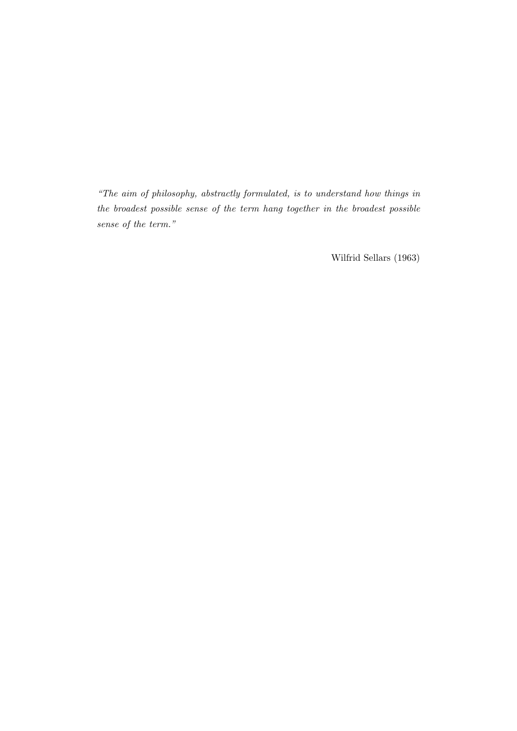*"The aim of philosophy, abstractly formulated, is to understand how things in the broadest possible sense of the term hang together in the broadest possible sense of the term."*

Wilfrid Sellars (1963)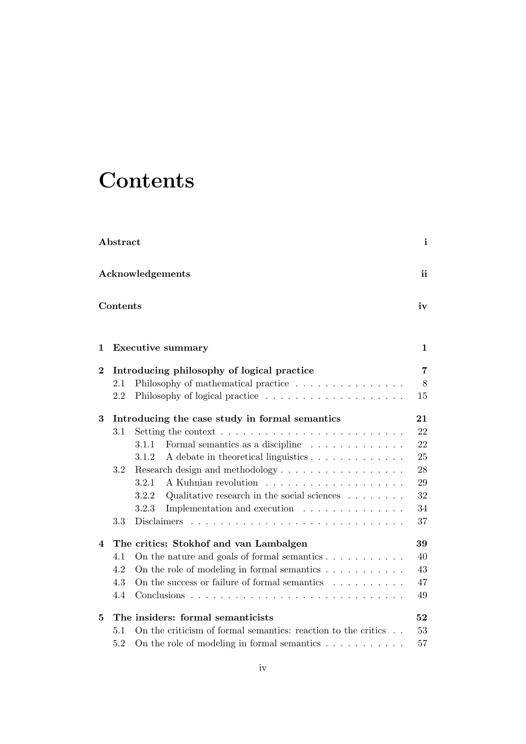# Contents

**Abstract** **i**

**Acknowledgements** **ii**

**Contents** **iv**

**1 Executive summary** **1**

**2 Introducing philosophy of logical practice** **7**

- 2.1 Philosophy of mathematical practice . . . . . . . . . . . . . . . 8
- 2.2 Philosophy of logical practice . . . . . . . . . . . . . . . . . . . 15

**3 Introducing the case study in formal semantics** **21**

- 3.1 Setting the context . . . . . . . . . . . . . . . . . . . . . . . . 22
  - 3.1.1 Formal semantics as a discipline . . . . . . . . . . . . . 22
  - 3.1.2 A debate in theoretical linguistics . . . . . . . . . . . . . 25
- 3.2 Research design and methodology . . . . . . . . . . . . . . . . . 28
  - 3.2.1 A Kuhnian revolution . . . . . . . . . . . . . . . . . . . 29
  - 3.2.2 Qualitative research in the social sciences . . . . . . . . 32
  - 3.2.3 Implementation and execution . . . . . . . . . . . . . . 34
- 3.3 Disclaimers . . . . . . . . . . . . . . . . . . . . . . . . . . . . 37

**4 The critics: Stokhof and van Lambalgen** **39**

- 4.1 On the nature and goals of formal semantics . . . . . . . . . . . 40
- 4.2 On the role of modeling in formal semantics . . . . . . . . . . . 43
- 4.3 On the success or failure of formal semantics . . . . . . . . . . 47
- 4.4 Conclusions . . . . . . . . . . . . . . . . . . . . . . . . . . . . 49

**5 The insiders: formal semanticists** **52**

- 5.1 On the criticism of formal semantics: reaction to the critics . . 53
- 5.2 On the role of modeling in formal semantics . . . . . . . . . . . 57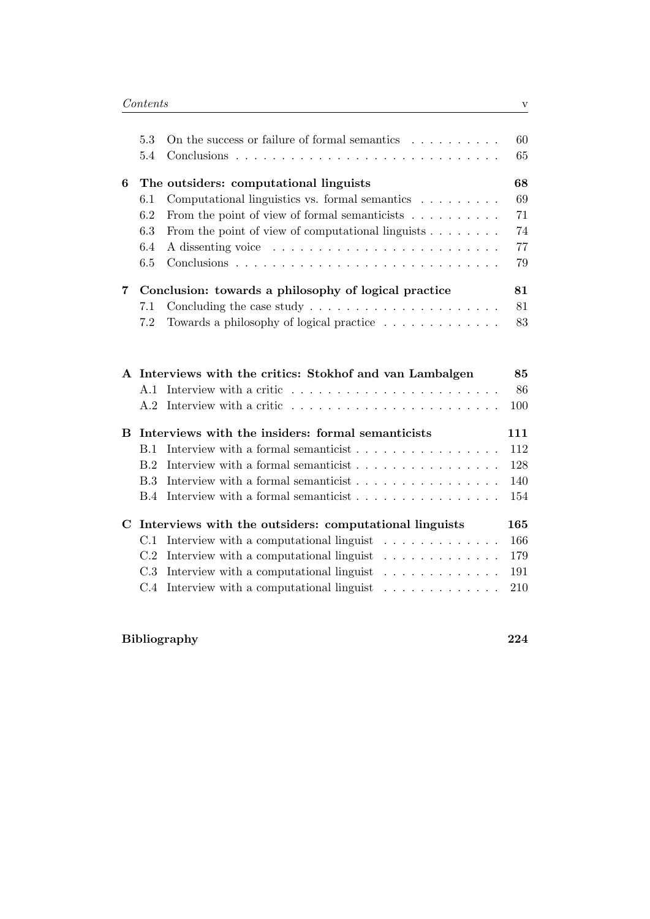| | | |
|---|---|---|
| 5.3 | On the success or failure of formal semantics | 60 |
| 5.4 | Conclusions | 65 |
| **6** | **The outsiders: computational linguists** | **68** |
| 6.1 | Computational linguistics vs. formal semantics | 69 |
| 6.2 | From the point of view of formal semanticists | 71 |
| 6.3 | From the point of view of computational linguists | 74 |
| 6.4 | A dissenting voice | 77 |
| 6.5 | Conclusions | 79 |
| **7** | **Conclusion: towards a philosophy of logical practice** | **81** |
| 7.1 | Concluding the case study | 81 |
| 7.2 | Towards a philosophy of logical practice | 83 |
| **A** | **Interviews with the critics: Stokhof and van Lambalgen** | **85** |
| A.1 | Interview with a critic | 86 |
| A.2 | Interview with a critic | 100 |
| **B** | **Interviews with the insiders: formal semanticists** | **111** |
| B.1 | Interview with a formal semanticist | 112 |
| B.2 | Interview with a formal semanticist | 128 |
| B.3 | Interview with a formal semanticist | 140 |
| B.4 | Interview with a formal semanticist | 154 |
| **C** | **Interviews with the outsiders: computational linguists** | **165** |
| C.1 | Interview with a computational linguist | 166 |
| C.2 | Interview with a computational linguist | 179 |
| C.3 | Interview with a computational linguist | 191 |
| C.4 | Interview with a computational linguist | 210 |
| **Bibliography** | | **224** |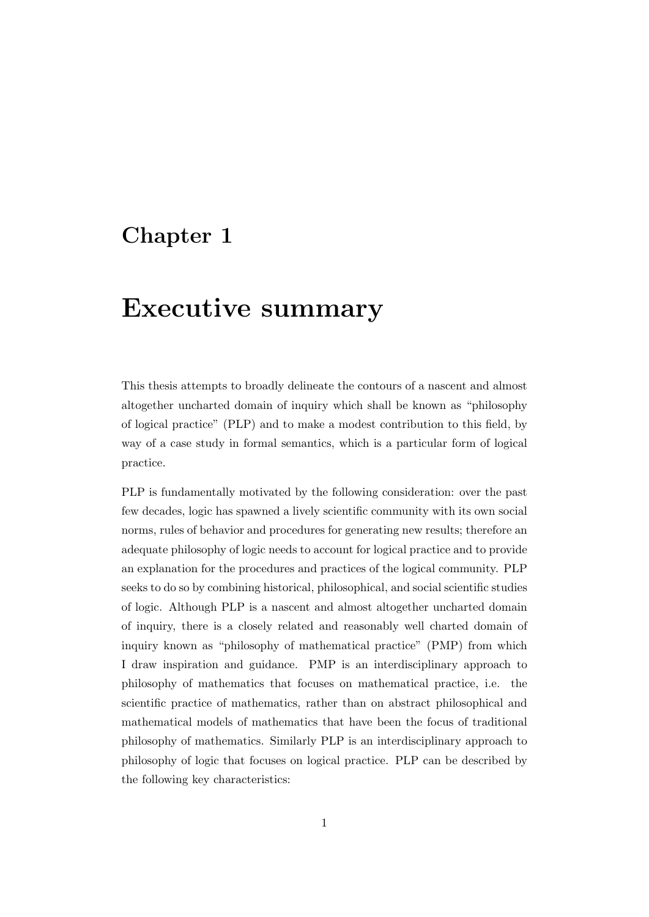# Chapter 1

# Executive summary

This thesis attempts to broadly delineate the contours of a nascent and almost altogether uncharted domain of inquiry which shall be known as "philosophy of logical practice" (PLP) and to make a modest contribution to this field, by way of a case study in formal semantics, which is a particular form of logical practice.

PLP is fundamentally motivated by the following consideration: over the past few decades, logic has spawned a lively scientific community with its own social norms, rules of behavior and procedures for generating new results; therefore an adequate philosophy of logic needs to account for logical practice and to provide an explanation for the procedures and practices of the logical community. PLP seeks to do so by combining historical, philosophical, and social scientific studies of logic. Although PLP is a nascent and almost altogether uncharted domain of inquiry, there is a closely related and reasonably well charted domain of inquiry known as "philosophy of mathematical practice" (PMP) from which I draw inspiration and guidance. PMP is an interdisciplinary approach to philosophy of mathematics that focuses on mathematical practice, i.e. the scientific practice of mathematics, rather than on abstract philosophical and mathematical models of mathematics that have been the focus of traditional philosophy of mathematics. Similarly PLP is an interdisciplinary approach to philosophy of logic that focuses on logical practice. PLP can be described by the following key characteristics: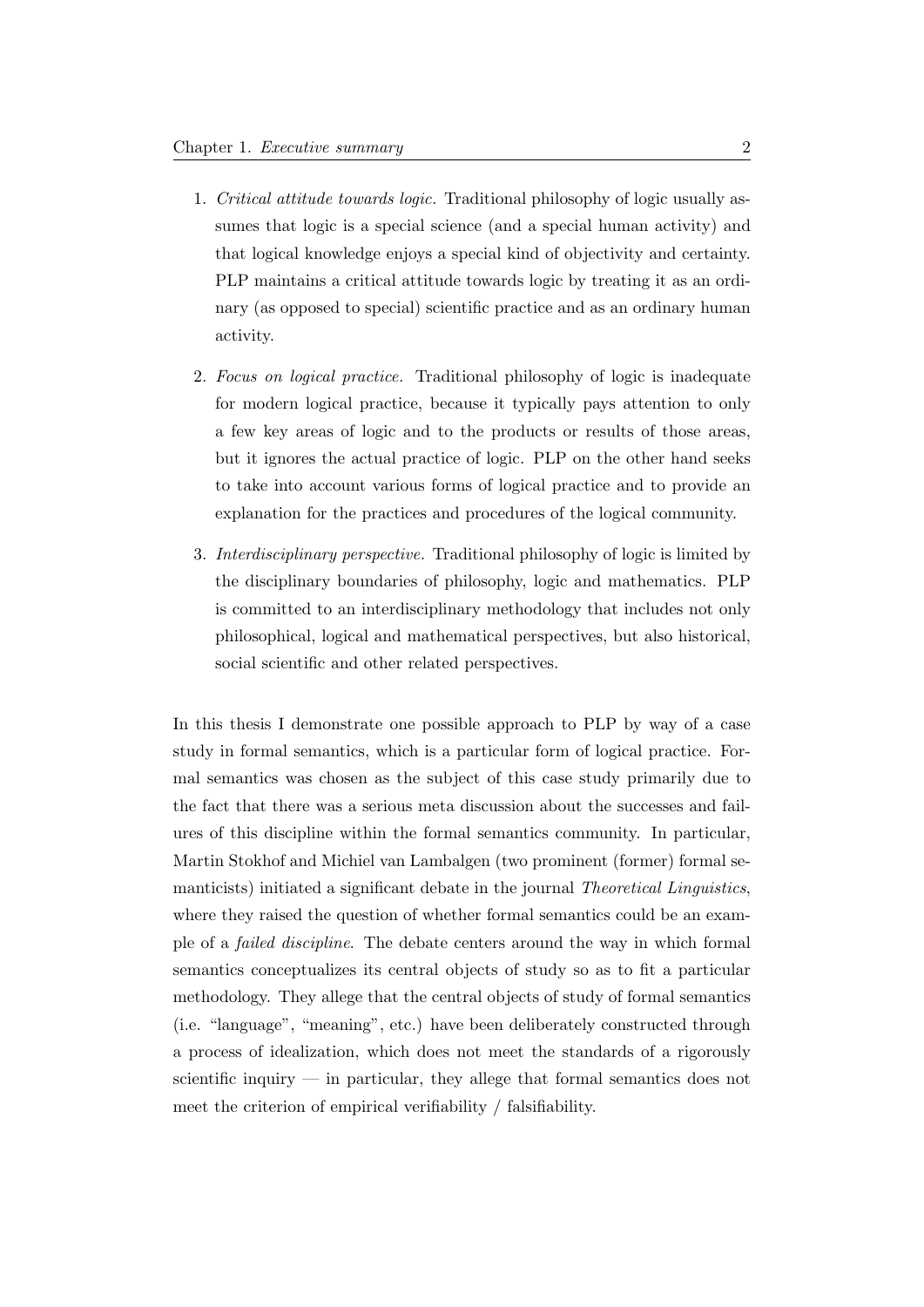1. *Critical attitude towards logic.* Traditional philosophy of logic usually assumes that logic is a special science (and a special human activity) and that logical knowledge enjoys a special kind of objectivity and certainty. PLP maintains a critical attitude towards logic by treating it as an ordinary (as opposed to special) scientific practice and as an ordinary human activity.

2. *Focus on logical practice.* Traditional philosophy of logic is inadequate for modern logical practice, because it typically pays attention to only a few key areas of logic and to the products or results of those areas, but it ignores the actual practice of logic. PLP on the other hand seeks to take into account various forms of logical practice and to provide an explanation for the practices and procedures of the logical community.

3. *Interdisciplinary perspective.* Traditional philosophy of logic is limited by the disciplinary boundaries of philosophy, logic and mathematics. PLP is committed to an interdisciplinary methodology that includes not only philosophical, logical and mathematical perspectives, but also historical, social scientific and other related perspectives.

In this thesis I demonstrate one possible approach to PLP by way of a case study in formal semantics, which is a particular form of logical practice. Formal semantics was chosen as the subject of this case study primarily due to the fact that there was a serious meta discussion about the successes and failures of this discipline within the formal semantics community. In particular, Martin Stokhof and Michiel van Lambalgen (two prominent (former) formal semanticists) initiated a significant debate in the journal *Theoretical Linguistics*, where they raised the question of whether formal semantics could be an example of a *failed discipline*. The debate centers around the way in which formal semantics conceptualizes its central objects of study so as to fit a particular methodology. They allege that the central objects of study of formal semantics (i.e. "language", "meaning", etc.) have been deliberately constructed through a process of idealization, which does not meet the standards of a rigorously scientific inquiry — in particular, they allege that formal semantics does not meet the criterion of empirical verifiability / falsifiability.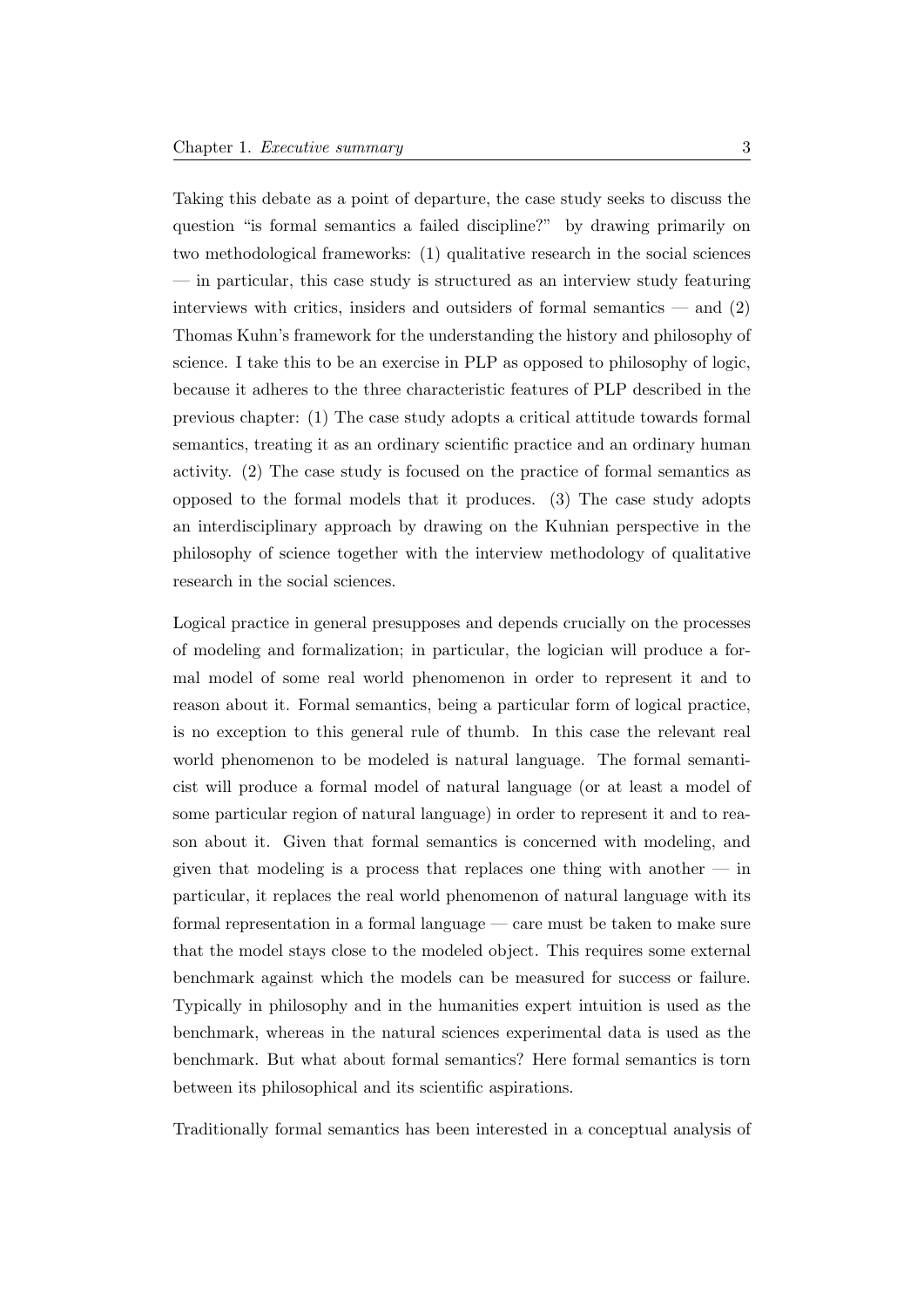Taking this debate as a point of departure, the case study seeks to discuss the question "is formal semantics a failed discipline?" by drawing primarily on two methodological frameworks: (1) qualitative research in the social sciences — in particular, this case study is structured as an interview study featuring interviews with critics, insiders and outsiders of formal semantics — and (2) Thomas Kuhn's framework for the understanding the history and philosophy of science. I take this to be an exercise in PLP as opposed to philosophy of logic, because it adheres to the three characteristic features of PLP described in the previous chapter: (1) The case study adopts a critical attitude towards formal semantics, treating it as an ordinary scientific practice and an ordinary human activity. (2) The case study is focused on the practice of formal semantics as opposed to the formal models that it produces. (3) The case study adopts an interdisciplinary approach by drawing on the Kuhnian perspective in the philosophy of science together with the interview methodology of qualitative research in the social sciences.

Logical practice in general presupposes and depends crucially on the processes of modeling and formalization; in particular, the logician will produce a formal model of some real world phenomenon in order to represent it and to reason about it. Formal semantics, being a particular form of logical practice, is no exception to this general rule of thumb. In this case the relevant real world phenomenon to be modeled is natural language. The formal semanticist will produce a formal model of natural language (or at least a model of some particular region of natural language) in order to represent it and to reason about it. Given that formal semantics is concerned with modeling, and given that modeling is a process that replaces one thing with another — in particular, it replaces the real world phenomenon of natural language with its formal representation in a formal language — care must be taken to make sure that the model stays close to the modeled object. This requires some external benchmark against which the models can be measured for success or failure. Typically in philosophy and in the humanities expert intuition is used as the benchmark, whereas in the natural sciences experimental data is used as the benchmark. But what about formal semantics? Here formal semantics is torn between its philosophical and its scientific aspirations.

Traditionally formal semantics has been interested in a conceptual analysis of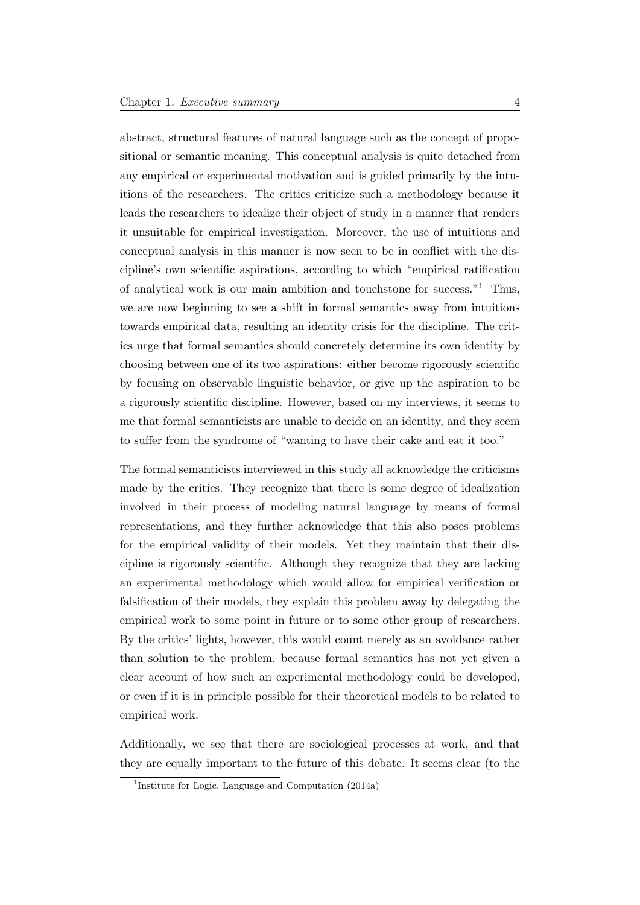abstract, structural features of natural language such as the concept of propositional or semantic meaning. This conceptual analysis is quite detached from any empirical or experimental motivation and is guided primarily by the intuitions of the researchers. The critics criticize such a methodology because it leads the researchers to idealize their object of study in a manner that renders it unsuitable for empirical investigation. Moreover, the use of intuitions and conceptual analysis in this manner is now seen to be in conflict with the discipline's own scientific aspirations, according to which "empirical ratification of analytical work is our main ambition and touchstone for success."[1] Thus, we are now beginning to see a shift in formal semantics away from intuitions towards empirical data, resulting an identity crisis for the discipline. The critics urge that formal semantics should concretely determine its own identity by choosing between one of its two aspirations: either become rigorously scientific by focusing on observable linguistic behavior, or give up the aspiration to be a rigorously scientific discipline. However, based on my interviews, it seems to me that formal semanticists are unable to decide on an identity, and they seem to suffer from the syndrome of "wanting to have their cake and eat it too."

The formal semanticists interviewed in this study all acknowledge the criticisms made by the critics. They recognize that there is some degree of idealization involved in their process of modeling natural language by means of formal representations, and they further acknowledge that this also poses problems for the empirical validity of their models. Yet they maintain that their discipline is rigorously scientific. Although they recognize that they are lacking an experimental methodology which would allow for empirical verification or falsification of their models, they explain this problem away by delegating the empirical work to some point in future or to some other group of researchers. By the critics' lights, however, this would count merely as an avoidance rather than solution to the problem, because formal semantics has not yet given a clear account of how such an experimental methodology could be developed, or even if it is in principle possible for their theoretical models to be related to empirical work.

Additionally, we see that there are sociological processes at work, and that they are equally important to the future of this debate. It seems clear (to the

[1] Institute for Logic, Language and Computation (2014a)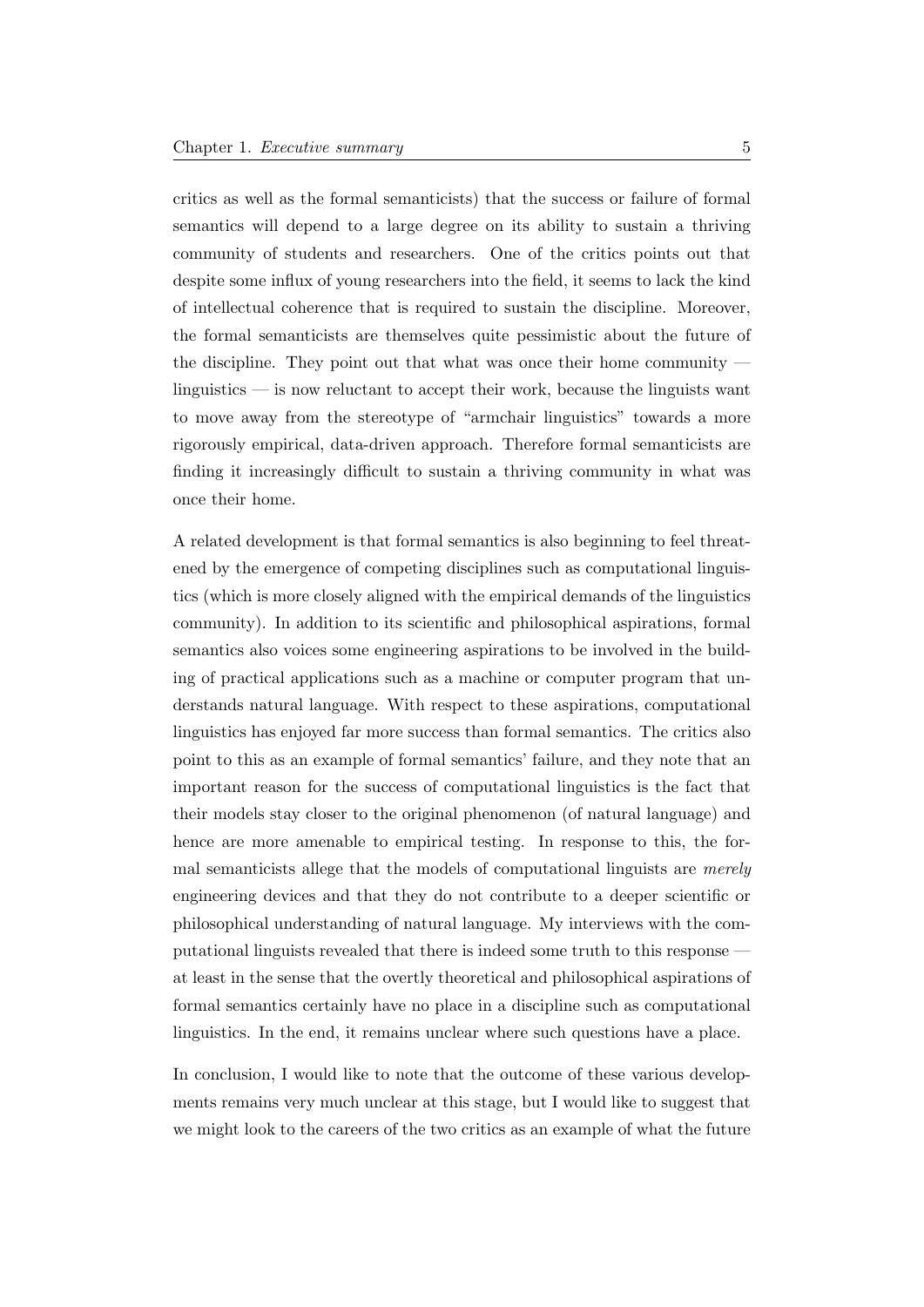critics as well as the formal semanticists) that the success or failure of formal semantics will depend to a large degree on its ability to sustain a thriving community of students and researchers. One of the critics points out that despite some influx of young researchers into the field, it seems to lack the kind of intellectual coherence that is required to sustain the discipline. Moreover, the formal semanticists are themselves quite pessimistic about the future of the discipline. They point out that what was once their home community — linguistics — is now reluctant to accept their work, because the linguists want to move away from the stereotype of "armchair linguistics" towards a more rigorously empirical, data-driven approach. Therefore formal semanticists are finding it increasingly difficult to sustain a thriving community in what was once their home.

A related development is that formal semantics is also beginning to feel threatened by the emergence of competing disciplines such as computational linguistics (which is more closely aligned with the empirical demands of the linguistics community). In addition to its scientific and philosophical aspirations, formal semantics also voices some engineering aspirations to be involved in the building of practical applications such as a machine or computer program that understands natural language. With respect to these aspirations, computational linguistics has enjoyed far more success than formal semantics. The critics also point to this as an example of formal semantics' failure, and they note that an important reason for the success of computational linguistics is the fact that their models stay closer to the original phenomenon (of natural language) and hence are more amenable to empirical testing. In response to this, the formal semanticists allege that the models of computational linguists are *merely* engineering devices and that they do not contribute to a deeper scientific or philosophical understanding of natural language. My interviews with the computational linguists revealed that there is indeed some truth to this response — at least in the sense that the overtly theoretical and philosophical aspirations of formal semantics certainly have no place in a discipline such as computational linguistics. In the end, it remains unclear where such questions have a place.

In conclusion, I would like to note that the outcome of these various developments remains very much unclear at this stage, but I would like to suggest that we might look to the careers of the two critics as an example of what the future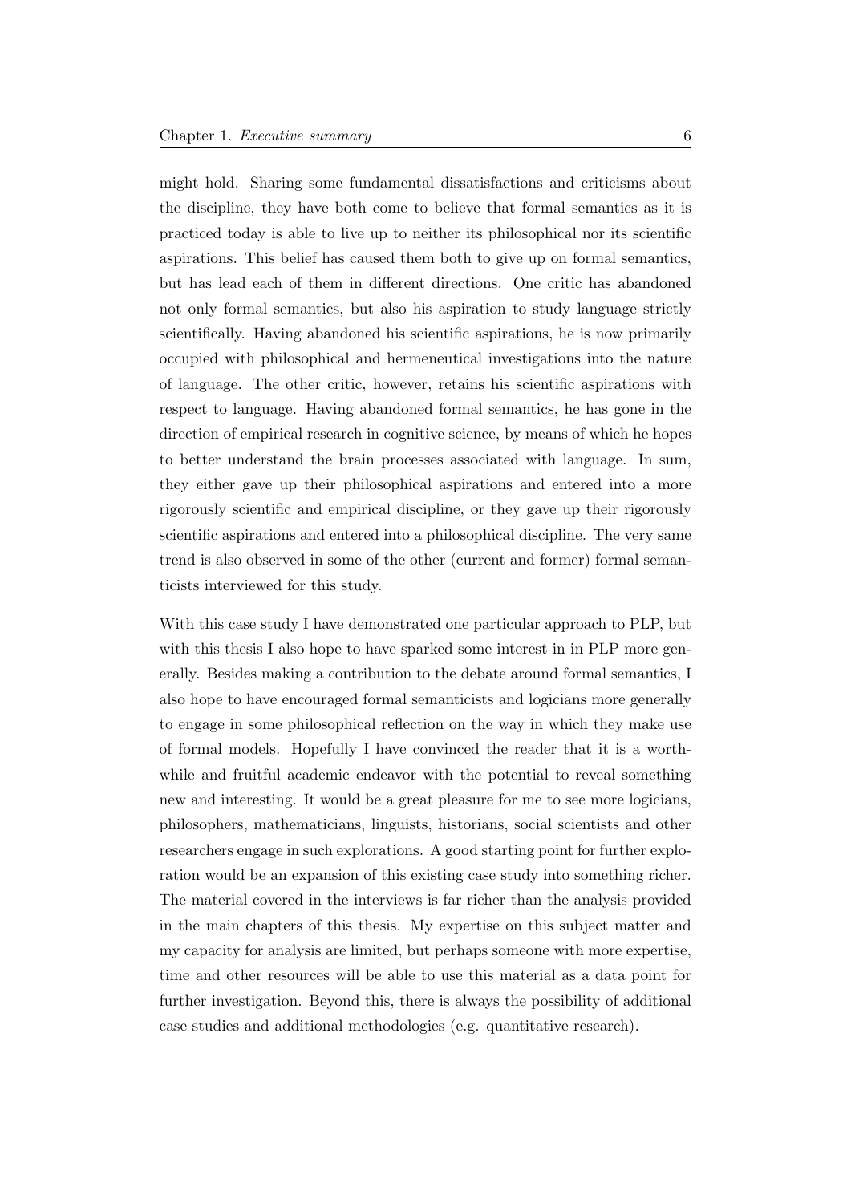might hold. Sharing some fundamental dissatisfactions and criticisms about the discipline, they have both come to believe that formal semantics as it is practiced today is able to live up to neither its philosophical nor its scientific aspirations. This belief has caused them both to give up on formal semantics, but has lead each of them in different directions. One critic has abandoned not only formal semantics, but also his aspiration to study language strictly scientifically. Having abandoned his scientific aspirations, he is now primarily occupied with philosophical and hermeneutical investigations into the nature of language. The other critic, however, retains his scientific aspirations with respect to language. Having abandoned formal semantics, he has gone in the direction of empirical research in cognitive science, by means of which he hopes to better understand the brain processes associated with language. In sum, they either gave up their philosophical aspirations and entered into a more rigorously scientific and empirical discipline, or they gave up their rigorously scientific aspirations and entered into a philosophical discipline. The very same trend is also observed in some of the other (current and former) formal semanticists interviewed for this study.

With this case study I have demonstrated one particular approach to PLP, but with this thesis I also hope to have sparked some interest in in PLP more generally. Besides making a contribution to the debate around formal semantics, I also hope to have encouraged formal semanticists and logicians more generally to engage in some philosophical reflection on the way in which they make use of formal models. Hopefully I have convinced the reader that it is a worthwhile and fruitful academic endeavor with the potential to reveal something new and interesting. It would be a great pleasure for me to see more logicians, philosophers, mathematicians, linguists, historians, social scientists and other researchers engage in such explorations. A good starting point for further exploration would be an expansion of this existing case study into something richer. The material covered in the interviews is far richer than the analysis provided in the main chapters of this thesis. My expertise on this subject matter and my capacity for analysis are limited, but perhaps someone with more expertise, time and other resources will be able to use this material as a data point for further investigation. Beyond this, there is always the possibility of additional case studies and additional methodologies (e.g. quantitative research).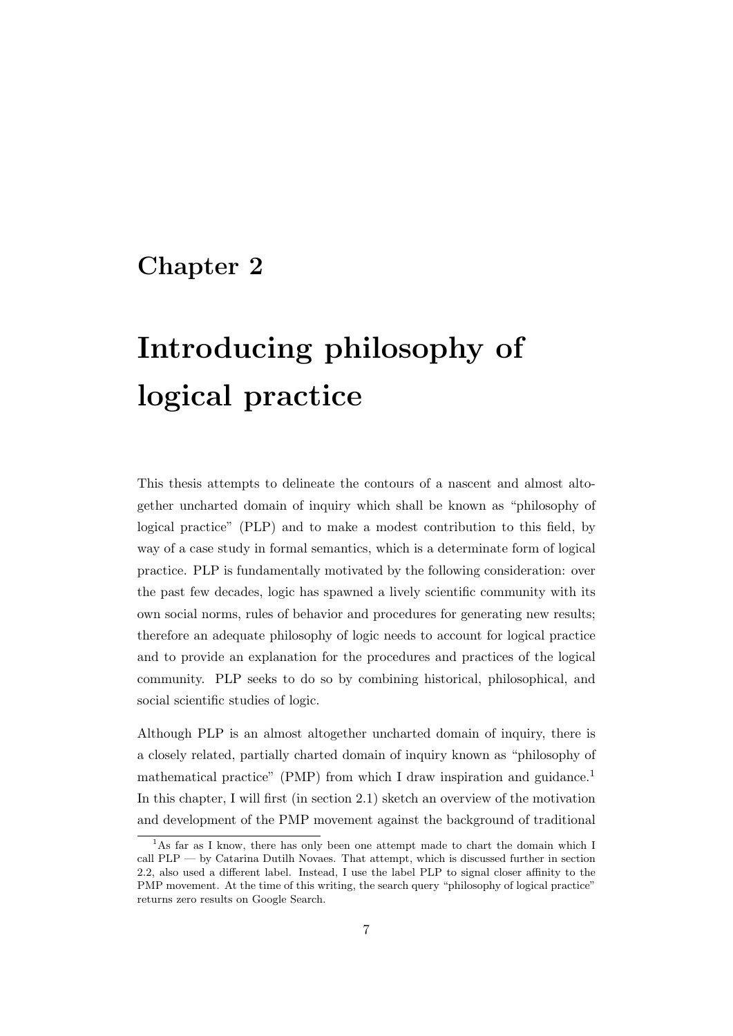# Chapter 2

# Introducing philosophy of logical practice

This thesis attempts to delineate the contours of a nascent and almost altogether uncharted domain of inquiry which shall be known as "philosophy of logical practice" (PLP) and to make a modest contribution to this field, by way of a case study in formal semantics, which is a determinate form of logical practice. PLP is fundamentally motivated by the following consideration: over the past few decades, logic has spawned a lively scientific community with its own social norms, rules of behavior and procedures for generating new results; therefore an adequate philosophy of logic needs to account for logical practice and to provide an explanation for the procedures and practices of the logical community. PLP seeks to do so by combining historical, philosophical, and social scientific studies of logic.

Although PLP is an almost altogether uncharted domain of inquiry, there is a closely related, partially charted domain of inquiry known as "philosophy of mathematical practice" (PMP) from which I draw inspiration and guidance.[1] In this chapter, I will first (in section 2.1) sketch an overview of the motivation and development of the PMP movement against the background of traditional

[1] As far as I know, there has only been one attempt made to chart the domain which I call PLP — by Catarina Dutilh Novaes. That attempt, which is discussed further in section 2.2, also used a different label. Instead, I use the label PLP to signal closer affinity to the PMP movement. At the time of this writing, the search query "philosophy of logical practice" returns zero results on Google Search.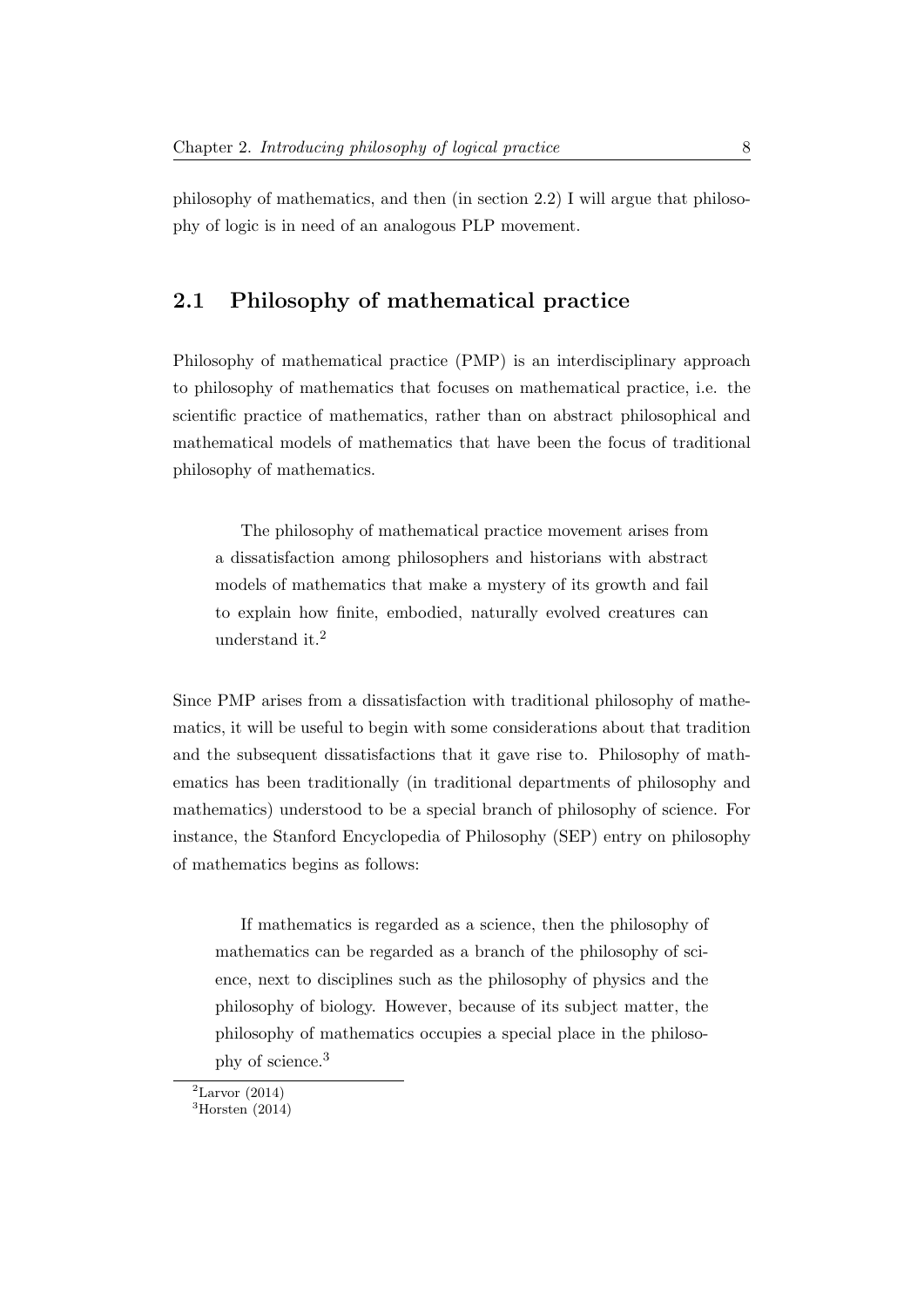philosophy of mathematics, and then (in section 2.2) I will argue that philosophy of logic is in need of an analogous PLP movement.

## 2.1 Philosophy of mathematical practice

Philosophy of mathematical practice (PMP) is an interdisciplinary approach to philosophy of mathematics that focuses on mathematical practice, i.e. the scientific practice of mathematics, rather than on abstract philosophical and mathematical models of mathematics that have been the focus of traditional philosophy of mathematics.

> The philosophy of mathematical practice movement arises from a dissatisfaction among philosophers and historians with abstract models of mathematics that make a mystery of its growth and fail to explain how finite, embodied, naturally evolved creatures can understand it.[2]

Since PMP arises from a dissatisfaction with traditional philosophy of mathematics, it will be useful to begin with some considerations about that tradition and the subsequent dissatisfactions that it gave rise to. Philosophy of mathematics has been traditionally (in traditional departments of philosophy and mathematics) understood to be a special branch of philosophy of science. For instance, the Stanford Encyclopedia of Philosophy (SEP) entry on philosophy of mathematics begins as follows:

> If mathematics is regarded as a science, then the philosophy of mathematics can be regarded as a branch of the philosophy of science, next to disciplines such as the philosophy of physics and the philosophy of biology. However, because of its subject matter, the philosophy of mathematics occupies a special place in the philosophy of science.[3]

[2] Larvor (2014)
[3] Horsten (2014)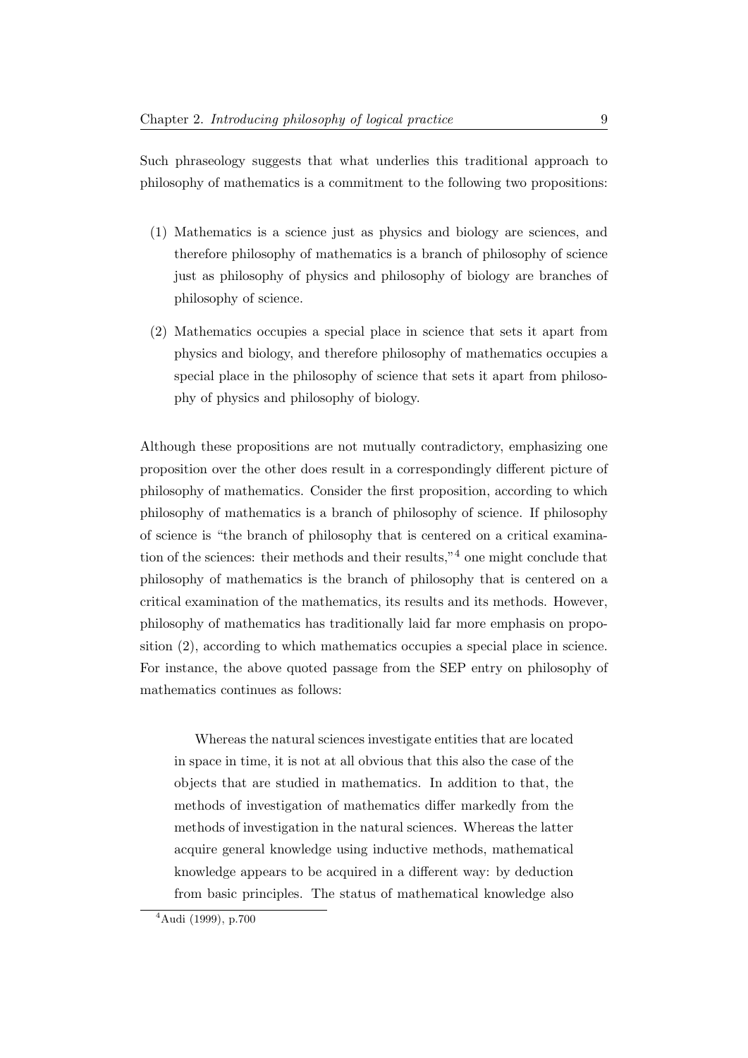Such phraseology suggests that what underlies this traditional approach to philosophy of mathematics is a commitment to the following two propositions:

(1) Mathematics is a science just as physics and biology are sciences, and therefore philosophy of mathematics is a branch of philosophy of science just as philosophy of physics and philosophy of biology are branches of philosophy of science.

(2) Mathematics occupies a special place in science that sets it apart from physics and biology, and therefore philosophy of mathematics occupies a special place in the philosophy of science that sets it apart from philosophy of physics and philosophy of biology.

Although these propositions are not mutually contradictory, emphasizing one proposition over the other does result in a correspondingly different picture of philosophy of mathematics. Consider the first proposition, according to which philosophy of mathematics is a branch of philosophy of science. If philosophy of science is "the branch of philosophy that is centered on a critical examination of the sciences: their methods and their results,"[4] one might conclude that philosophy of mathematics is the branch of philosophy that is centered on a critical examination of the mathematics, its results and its methods. However, philosophy of mathematics has traditionally laid far more emphasis on proposition (2), according to which mathematics occupies a special place in science. For instance, the above quoted passage from the SEP entry on philosophy of mathematics continues as follows:

> Whereas the natural sciences investigate entities that are located in space in time, it is not at all obvious that this also the case of the objects that are studied in mathematics. In addition to that, the methods of investigation of mathematics differ markedly from the methods of investigation in the natural sciences. Whereas the latter acquire general knowledge using inductive methods, mathematical knowledge appears to be acquired in a different way: by deduction from basic principles. The status of mathematical knowledge also

[4] Audi (1999), p.700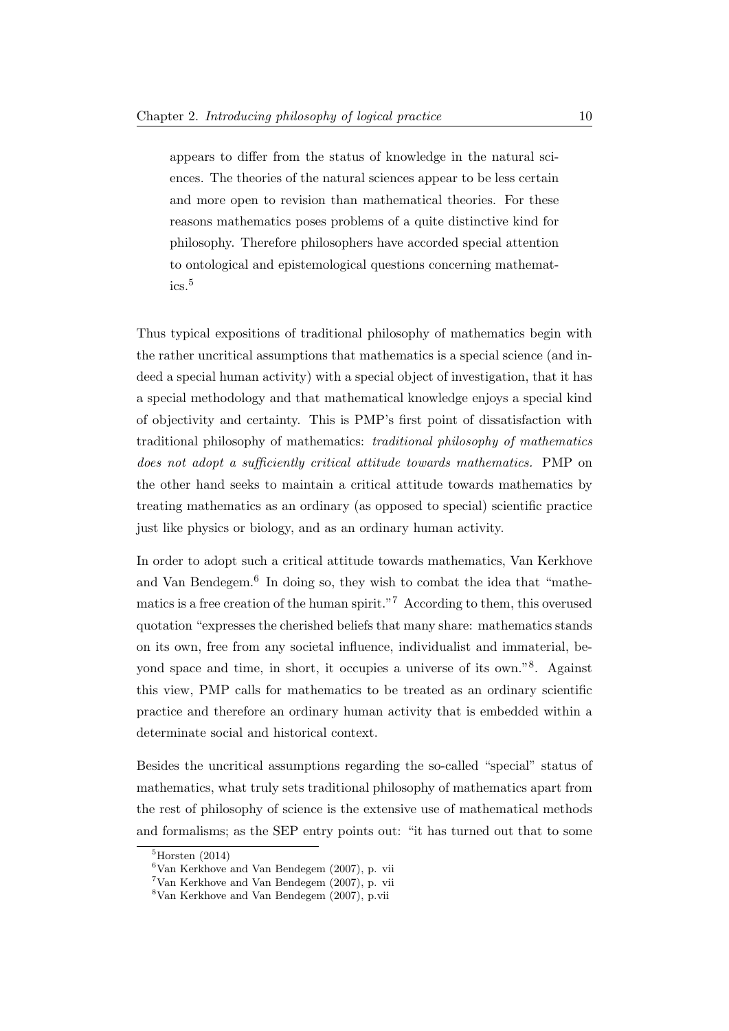> appears to differ from the status of knowledge in the natural sciences. The theories of the natural sciences appear to be less certain and more open to revision than mathematical theories. For these reasons mathematics poses problems of a quite distinctive kind for philosophy. Therefore philosophers have accorded special attention to ontological and epistemological questions concerning mathematics.[5]

Thus typical expositions of traditional philosophy of mathematics begin with the rather uncritical assumptions that mathematics is a special science (and indeed a special human activity) with a special object of investigation, that it has a special methodology and that mathematical knowledge enjoys a special kind of objectivity and certainty. This is PMP's first point of dissatisfaction with traditional philosophy of mathematics: *traditional philosophy of mathematics does not adopt a sufficiently critical attitude towards mathematics.* PMP on the other hand seeks to maintain a critical attitude towards mathematics by treating mathematics as an ordinary (as opposed to special) scientific practice just like physics or biology, and as an ordinary human activity.

In order to adopt such a critical attitude towards mathematics, Van Kerkhove and Van Bendegem.[6] In doing so, they wish to combat the idea that "mathematics is a free creation of the human spirit."[7] According to them, this overused quotation "expresses the cherished beliefs that many share: mathematics stands on its own, free from any societal influence, individualist and immaterial, beyond space and time, in short, it occupies a universe of its own."[8]. Against this view, PMP calls for mathematics to be treated as an ordinary scientific practice and therefore an ordinary human activity that is embedded within a determinate social and historical context.

Besides the uncritical assumptions regarding the so-called "special" status of mathematics, what truly sets traditional philosophy of mathematics apart from the rest of philosophy of science is the extensive use of mathematical methods and formalisms; as the SEP entry points out: "it has turned out that to some

[5] Horsten (2014)
[6] Van Kerkhove and Van Bendegem (2007), p. vii
[7] Van Kerkhove and Van Bendegem (2007), p. vii
[8] Van Kerkhove and Van Bendegem (2007), p.vii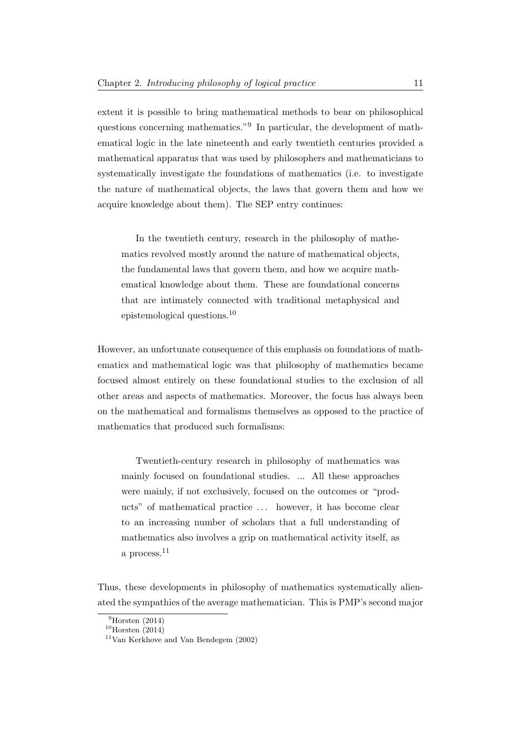extent it is possible to bring mathematical methods to bear on philosophical questions concerning mathematics."[9] In particular, the development of mathematical logic in the late nineteenth and early twentieth centuries provided a mathematical apparatus that was used by philosophers and mathematicians to systematically investigate the foundations of mathematics (i.e. to investigate the nature of mathematical objects, the laws that govern them and how we acquire knowledge about them). The SEP entry continues:

> In the twentieth century, research in the philosophy of mathematics revolved mostly around the nature of mathematical objects, the fundamental laws that govern them, and how we acquire mathematical knowledge about them. These are foundational concerns that are intimately connected with traditional metaphysical and epistemological questions.[10]

However, an unfortunate consequence of this emphasis on foundations of mathematics and mathematical logic was that philosophy of mathematics became focused almost entirely on these foundational studies to the exclusion of all other areas and aspects of mathematics. Moreover, the focus has always been on the mathematical and formalisms themselves as opposed to the practice of mathematics that produced such formalisms:

> Twentieth-century research in philosophy of mathematics was mainly focused on foundational studies. ... All these approaches were mainly, if not exclusively, focused on the outcomes or "products" of mathematical practice . . . however, it has become clear to an increasing number of scholars that a full understanding of mathematics also involves a grip on mathematical activity itself, as a process.[11]

Thus, these developments in philosophy of mathematics systematically alienated the sympathies of the average mathematician. This is PMP's second major

[9] Horsten (2014)

[10] Horsten (2014)

[11] Van Kerkhove and Van Bendegem (2002)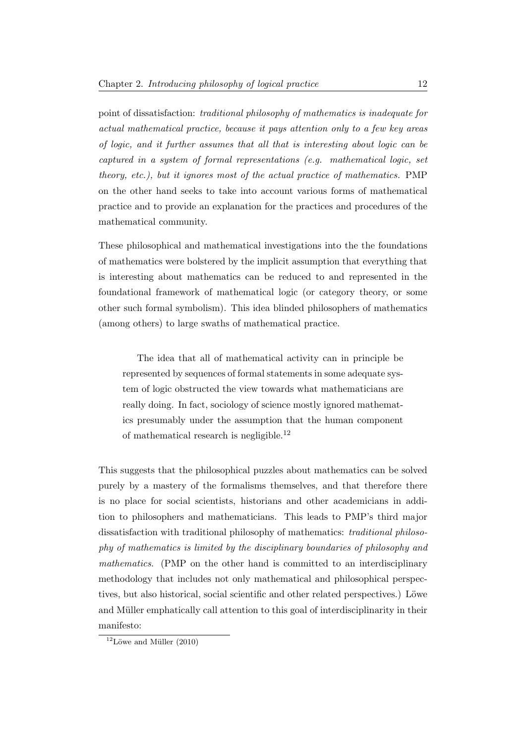point of dissatisfaction: *traditional philosophy of mathematics is inadequate for actual mathematical practice, because it pays attention only to a few key areas of logic, and it further assumes that all that is interesting about logic can be captured in a system of formal representations (e.g. mathematical logic, set theory, etc.), but it ignores most of the actual practice of mathematics.* PMP on the other hand seeks to take into account various forms of mathematical practice and to provide an explanation for the practices and procedures of the mathematical community.

These philosophical and mathematical investigations into the the foundations of mathematics were bolstered by the implicit assumption that everything that is interesting about mathematics can be reduced to and represented in the foundational framework of mathematical logic (or category theory, or some other such formal symbolism). This idea blinded philosophers of mathematics (among others) to large swaths of mathematical practice.

> The idea that all of mathematical activity can in principle be represented by sequences of formal statements in some adequate system of logic obstructed the view towards what mathematicians are really doing. In fact, sociology of science mostly ignored mathematics presumably under the assumption that the human component of mathematical research is negligible.[12]

This suggests that the philosophical puzzles about mathematics can be solved purely by a mastery of the formalisms themselves, and that therefore there is no place for social scientists, historians and other academicians in addition to philosophers and mathematicians. This leads to PMP's third major dissatisfaction with traditional philosophy of mathematics: *traditional philosophy of mathematics is limited by the disciplinary boundaries of philosophy and mathematics*. (PMP on the other hand is committed to an interdisciplinary methodology that includes not only mathematical and philosophical perspectives, but also historical, social scientific and other related perspectives.) Löwe and Müller emphatically call attention to this goal of interdisciplinarity in their manifesto:

[12] Löwe and Müller (2010)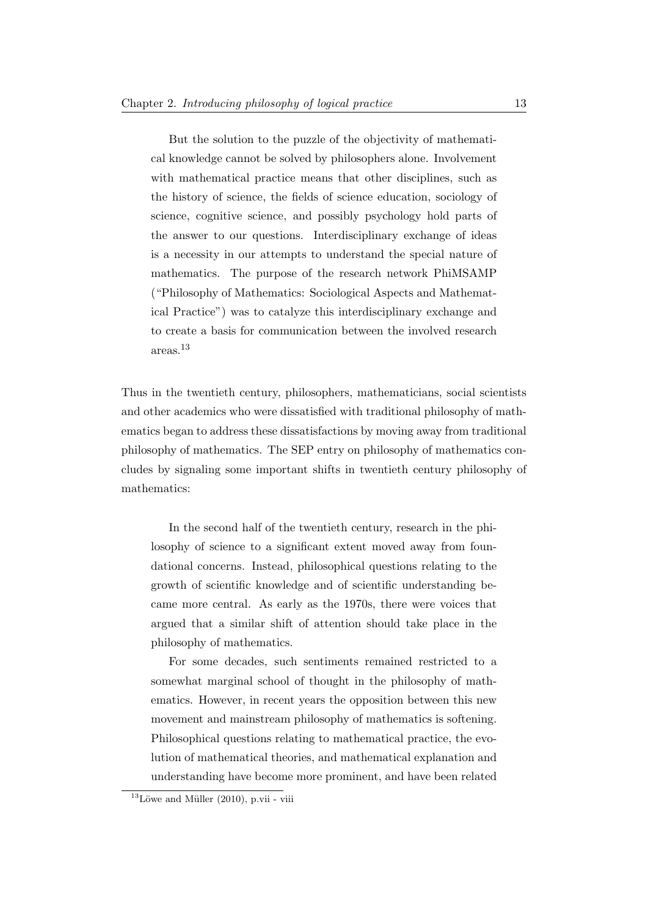> But the solution to the puzzle of the objectivity of mathematical knowledge cannot be solved by philosophers alone. Involvement with mathematical practice means that other disciplines, such as the history of science, the fields of science education, sociology of science, cognitive science, and possibly psychology hold parts of the answer to our questions. Interdisciplinary exchange of ideas is a necessity in our attempts to understand the special nature of mathematics. The purpose of the research network PhiMSAMP ("Philosophy of Mathematics: Sociological Aspects and Mathematical Practice") was to catalyze this interdisciplinary exchange and to create a basis for communication between the involved research areas.[13]

Thus in the twentieth century, philosophers, mathematicians, social scientists and other academics who were dissatisfied with traditional philosophy of mathematics began to address these dissatisfactions by moving away from traditional philosophy of mathematics. The SEP entry on philosophy of mathematics concludes by signaling some important shifts in twentieth century philosophy of mathematics:

> In the second half of the twentieth century, research in the philosophy of science to a significant extent moved away from foundational concerns. Instead, philosophical questions relating to the growth of scientific knowledge and of scientific understanding became more central. As early as the 1970s, there were voices that argued that a similar shift of attention should take place in the philosophy of mathematics.
>
> For some decades, such sentiments remained restricted to a somewhat marginal school of thought in the philosophy of mathematics. However, in recent years the opposition between this new movement and mainstream philosophy of mathematics is softening. Philosophical questions relating to mathematical practice, the evolution of mathematical theories, and mathematical explanation and understanding have become more prominent, and have been related

[13] Löwe and Müller (2010), p.vii - viii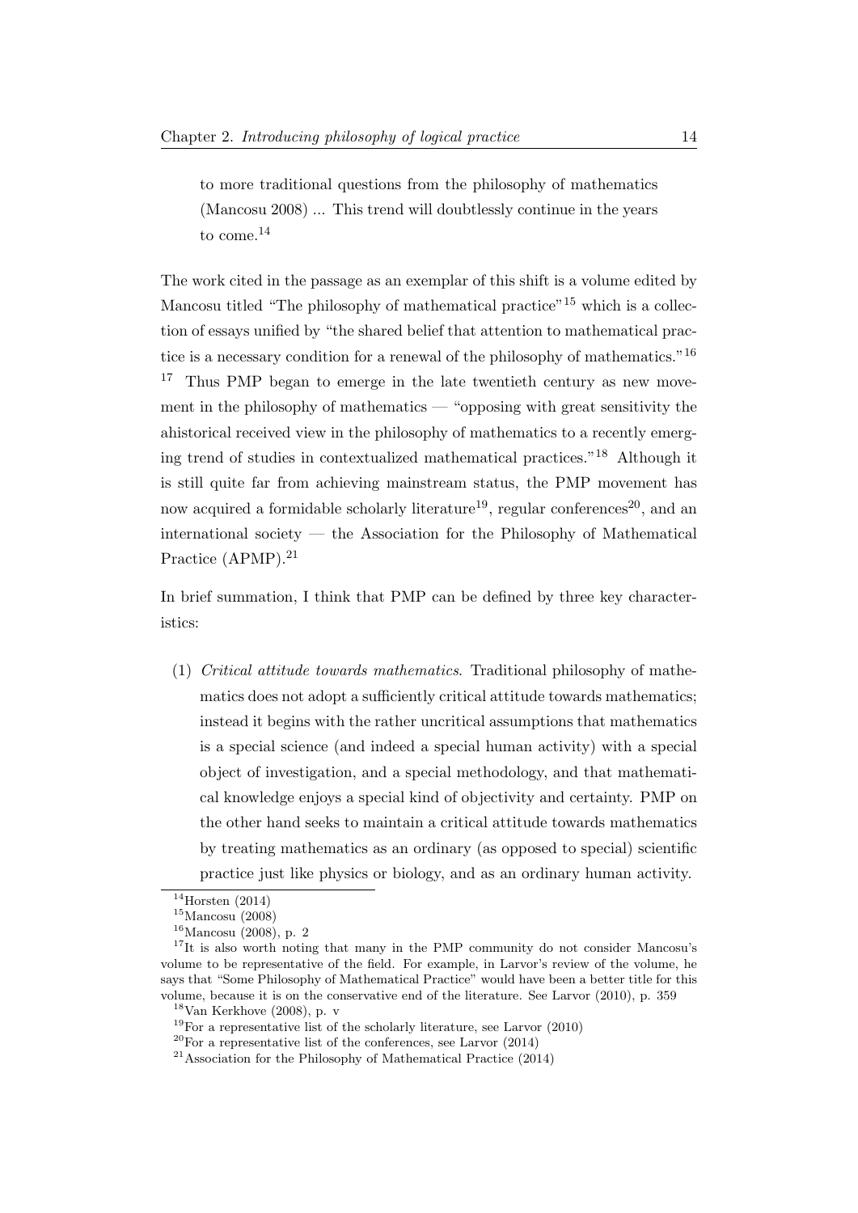to more traditional questions from the philosophy of mathematics (Mancosu 2008) ... This trend will doubtlessly continue in the years to come.[14]

The work cited in the passage as an exemplar of this shift is a volume edited by Mancosu titled "The philosophy of mathematical practice"[15] which is a collection of essays unified by "the shared belief that attention to mathematical practice is a necessary condition for a renewal of the philosophy of mathematics."[16] [17] Thus PMP began to emerge in the late twentieth century as new movement in the philosophy of mathematics — "opposing with great sensitivity the ahistorical received view in the philosophy of mathematics to a recently emerging trend of studies in contextualized mathematical practices."[18] Although it is still quite far from achieving mainstream status, the PMP movement has now acquired a formidable scholarly literature[19], regular conferences[20], and an international society — the Association for the Philosophy of Mathematical Practice (APMP).[21]

In brief summation, I think that PMP can be defined by three key characteristics:

(1) *Critical attitude towards mathematics*. Traditional philosophy of mathematics does not adopt a sufficiently critical attitude towards mathematics; instead it begins with the rather uncritical assumptions that mathematics is a special science (and indeed a special human activity) with a special object of investigation, and a special methodology, and that mathematical knowledge enjoys a special kind of objectivity and certainty. PMP on the other hand seeks to maintain a critical attitude towards mathematics by treating mathematics as an ordinary (as opposed to special) scientific practice just like physics or biology, and as an ordinary human activity.

---

[14] Horsten (2014)

[15] Mancosu (2008)

[16] Mancosu (2008), p. 2

[17] It is also worth noting that many in the PMP community do not consider Mancosu's volume to be representative of the field. For example, in Larvor's review of the volume, he says that "Some Philosophy of Mathematical Practice" would have been a better title for this volume, because it is on the conservative end of the literature. See Larvor (2010), p. 359

[18] Van Kerkhove (2008), p. v

[19] For a representative list of the scholarly literature, see Larvor (2010)

[20] For a representative list of the conferences, see Larvor (2014)

[21] Association for the Philosophy of Mathematical Practice (2014)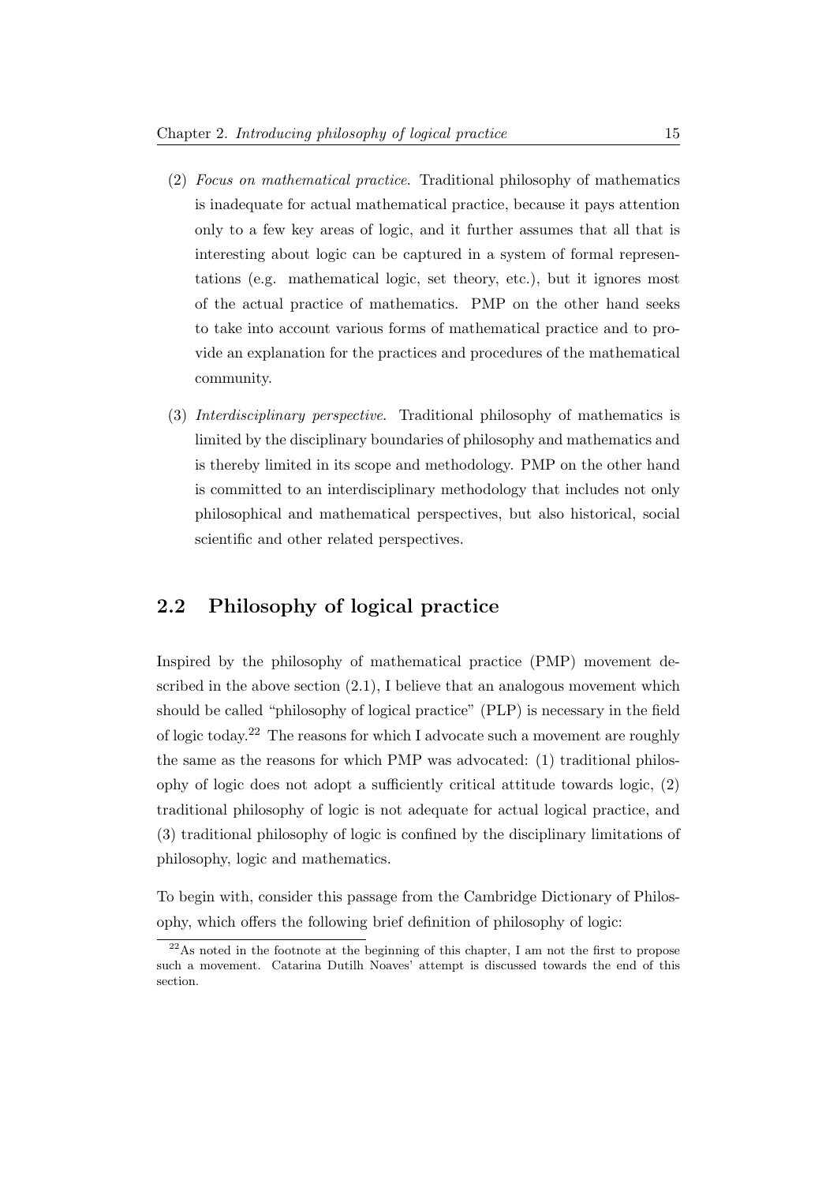(2) *Focus on mathematical practice*. Traditional philosophy of mathematics is inadequate for actual mathematical practice, because it pays attention only to a few key areas of logic, and it further assumes that all that is interesting about logic can be captured in a system of formal representations (e.g. mathematical logic, set theory, etc.), but it ignores most of the actual practice of mathematics. PMP on the other hand seeks to take into account various forms of mathematical practice and to provide an explanation for the practices and procedures of the mathematical community.

(3) *Interdisciplinary perspective*. Traditional philosophy of mathematics is limited by the disciplinary boundaries of philosophy and mathematics and is thereby limited in its scope and methodology. PMP on the other hand is committed to an interdisciplinary methodology that includes not only philosophical and mathematical perspectives, but also historical, social scientific and other related perspectives.

## 2.2 Philosophy of logical practice

Inspired by the philosophy of mathematical practice (PMP) movement described in the above section (2.1), I believe that an analogous movement which should be called "philosophy of logical practice" (PLP) is necessary in the field of logic today.[22] The reasons for which I advocate such a movement are roughly the same as the reasons for which PMP was advocated: (1) traditional philosophy of logic does not adopt a sufficiently critical attitude towards logic, (2) traditional philosophy of logic is not adequate for actual logical practice, and (3) traditional philosophy of logic is confined by the disciplinary limitations of philosophy, logic and mathematics.

To begin with, consider this passage from the Cambridge Dictionary of Philosophy, which offers the following brief definition of philosophy of logic:

[22] As noted in the footnote at the beginning of this chapter, I am not the first to propose such a movement. Catarina Dutilh Noaves' attempt is discussed towards the end of this section.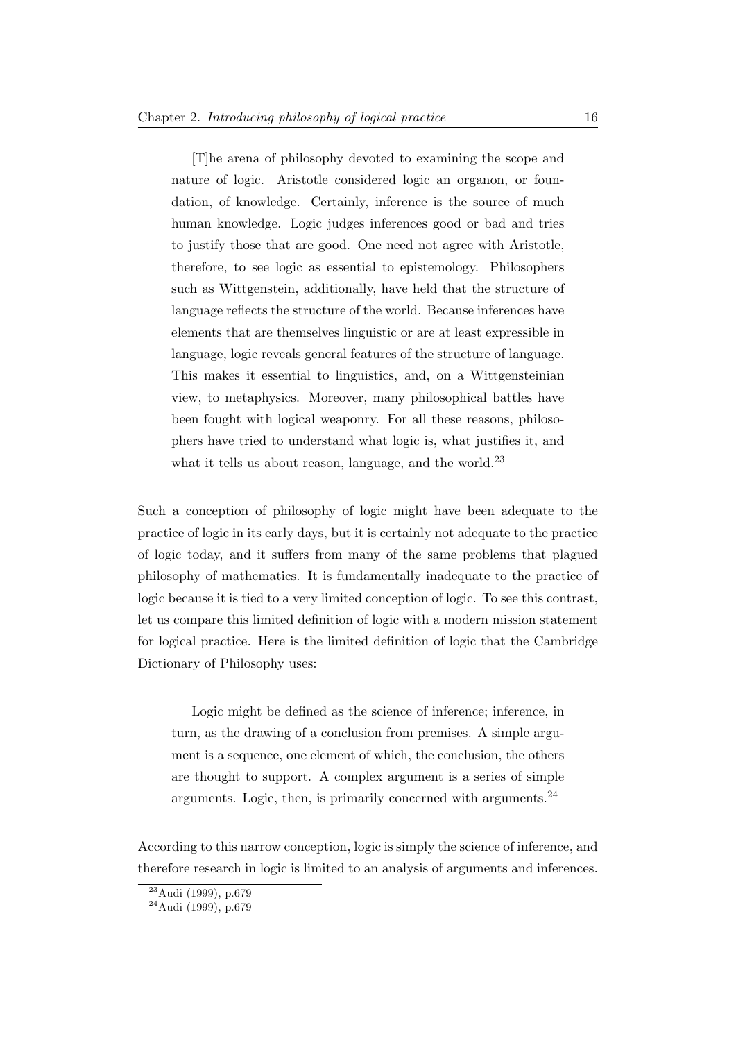> [T]he arena of philosophy devoted to examining the scope and nature of logic. Aristotle considered logic an organon, or foundation, of knowledge. Certainly, inference is the source of much human knowledge. Logic judges inferences good or bad and tries to justify those that are good. One need not agree with Aristotle, therefore, to see logic as essential to epistemology. Philosophers such as Wittgenstein, additionally, have held that the structure of language reflects the structure of the world. Because inferences have elements that are themselves linguistic or are at least expressible in language, logic reveals general features of the structure of language. This makes it essential to linguistics, and, on a Wittgensteinian view, to metaphysics. Moreover, many philosophical battles have been fought with logical weaponry. For all these reasons, philosophers have tried to understand what logic is, what justifies it, and what it tells us about reason, language, and the world.[23]

Such a conception of philosophy of logic might have been adequate to the practice of logic in its early days, but it is certainly not adequate to the practice of logic today, and it suffers from many of the same problems that plagued philosophy of mathematics. It is fundamentally inadequate to the practice of logic because it is tied to a very limited conception of logic. To see this contrast, let us compare this limited definition of logic with a modern mission statement for logical practice. Here is the limited definition of logic that the Cambridge Dictionary of Philosophy uses:

> Logic might be defined as the science of inference; inference, in turn, as the drawing of a conclusion from premises. A simple argument is a sequence, one element of which, the conclusion, the others are thought to support. A complex argument is a series of simple arguments. Logic, then, is primarily concerned with arguments.[24]

According to this narrow conception, logic is simply the science of inference, and therefore research in logic is limited to an analysis of arguments and inferences.

[23] Audi (1999), p.679

[24] Audi (1999), p.679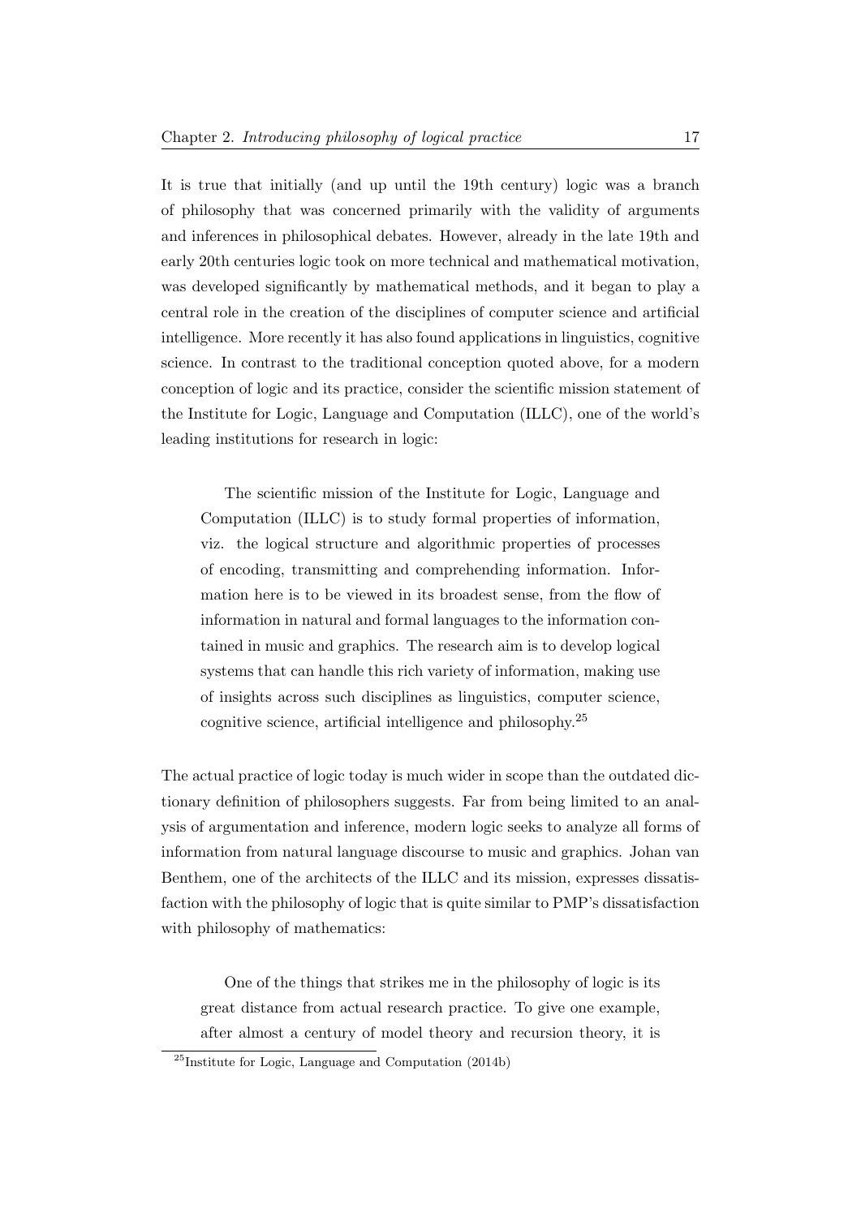It is true that initially (and up until the 19th century) logic was a branch of philosophy that was concerned primarily with the validity of arguments and inferences in philosophical debates. However, already in the late 19th and early 20th centuries logic took on more technical and mathematical motivation, was developed significantly by mathematical methods, and it began to play a central role in the creation of the disciplines of computer science and artificial intelligence. More recently it has also found applications in linguistics, cognitive science. In contrast to the traditional conception quoted above, for a modern conception of logic and its practice, consider the scientific mission statement of the Institute for Logic, Language and Computation (ILLC), one of the world's leading institutions for research in logic:

> The scientific mission of the Institute for Logic, Language and Computation (ILLC) is to study formal properties of information, viz. the logical structure and algorithmic properties of processes of encoding, transmitting and comprehending information. Information here is to be viewed in its broadest sense, from the flow of information in natural and formal languages to the information contained in music and graphics. The research aim is to develop logical systems that can handle this rich variety of information, making use of insights across such disciplines as linguistics, computer science, cognitive science, artificial intelligence and philosophy.[25]

The actual practice of logic today is much wider in scope than the outdated dictionary definition of philosophers suggests. Far from being limited to an analysis of argumentation and inference, modern logic seeks to analyze all forms of information from natural language discourse to music and graphics. Johan van Benthem, one of the architects of the ILLC and its mission, expresses dissatisfaction with the philosophy of logic that is quite similar to PMP's dissatisfaction with philosophy of mathematics:

> One of the things that strikes me in the philosophy of logic is its great distance from actual research practice. To give one example, after almost a century of model theory and recursion theory, it is

[25] Institute for Logic, Language and Computation (2014b)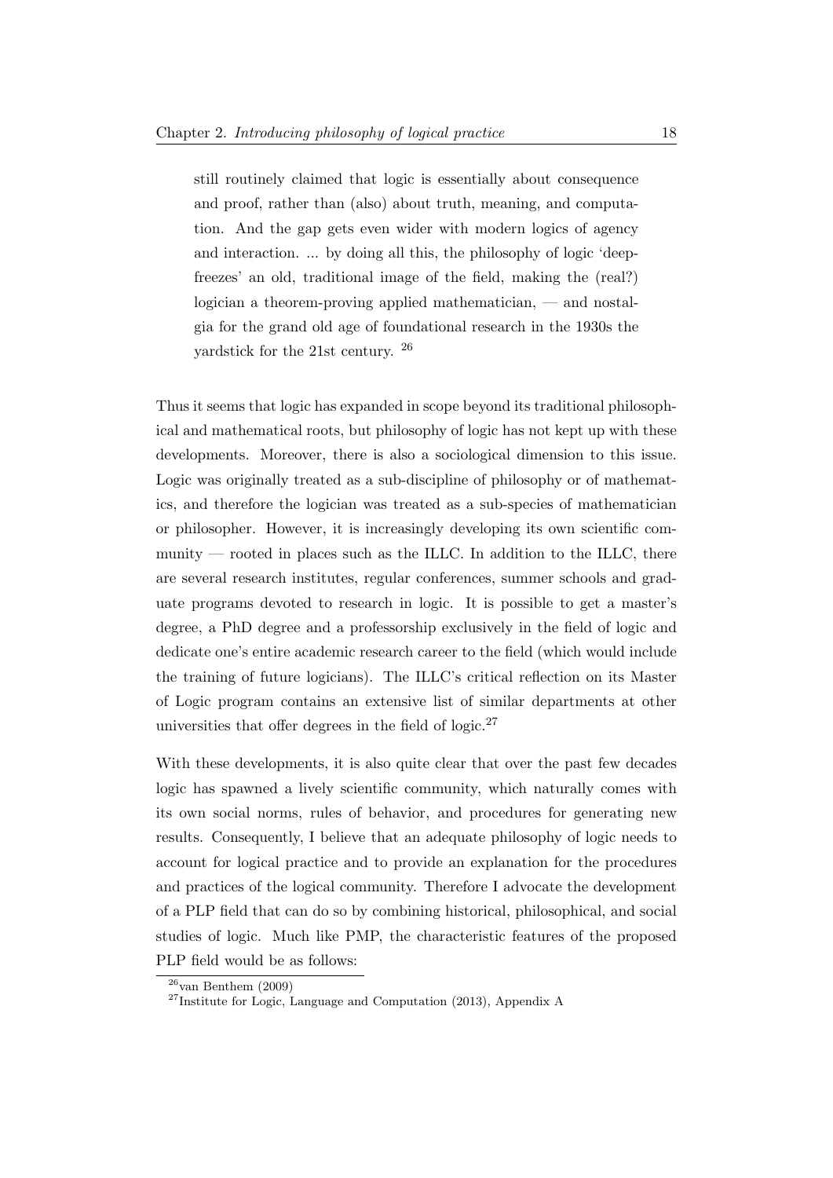> still routinely claimed that logic is essentially about consequence and proof, rather than (also) about truth, meaning, and computation. And the gap gets even wider with modern logics of agency and interaction. ... by doing all this, the philosophy of logic 'deep-freezes' an old, traditional image of the field, making the (real?) logician a theorem-proving applied mathematician, — and nostalgia for the grand old age of foundational research in the 1930s the yardstick for the 21st century. [26]

Thus it seems that logic has expanded in scope beyond its traditional philosophical and mathematical roots, but philosophy of logic has not kept up with these developments. Moreover, there is also a sociological dimension to this issue. Logic was originally treated as a sub-discipline of philosophy or of mathematics, and therefore the logician was treated as a sub-species of mathematician or philosopher. However, it is increasingly developing its own scientific community — rooted in places such as the ILLC. In addition to the ILLC, there are several research institutes, regular conferences, summer schools and graduate programs devoted to research in logic. It is possible to get a master's degree, a PhD degree and a professorship exclusively in the field of logic and dedicate one's entire academic research career to the field (which would include the training of future logicians). The ILLC's critical reflection on its Master of Logic program contains an extensive list of similar departments at other universities that offer degrees in the field of logic.[27]

With these developments, it is also quite clear that over the past few decades logic has spawned a lively scientific community, which naturally comes with its own social norms, rules of behavior, and procedures for generating new results. Consequently, I believe that an adequate philosophy of logic needs to account for logical practice and to provide an explanation for the procedures and practices of the logical community. Therefore I advocate the development of a PLP field that can do so by combining historical, philosophical, and social studies of logic. Much like PMP, the characteristic features of the proposed PLP field would be as follows:

[26] van Benthem (2009)

[27] Institute for Logic, Language and Computation (2013), Appendix A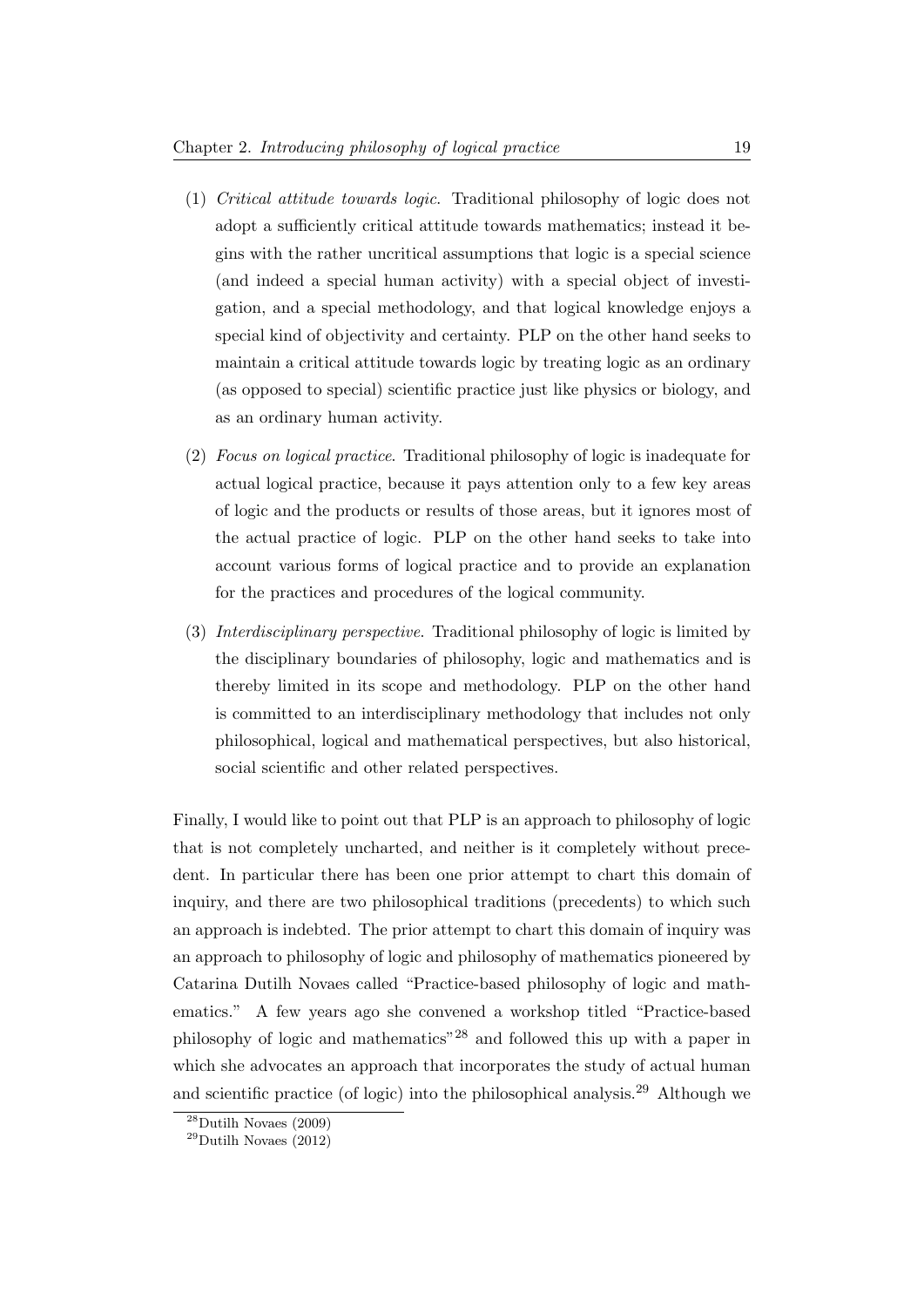(1) *Critical attitude towards logic.* Traditional philosophy of logic does not adopt a sufficiently critical attitude towards mathematics; instead it begins with the rather uncritical assumptions that logic is a special science (and indeed a special human activity) with a special object of investigation, and a special methodology, and that logical knowledge enjoys a special kind of objectivity and certainty. PLP on the other hand seeks to maintain a critical attitude towards logic by treating logic as an ordinary (as opposed to special) scientific practice just like physics or biology, and as an ordinary human activity.

(2) *Focus on logical practice.* Traditional philosophy of logic is inadequate for actual logical practice, because it pays attention only to a few key areas of logic and the products or results of those areas, but it ignores most of the actual practice of logic. PLP on the other hand seeks to take into account various forms of logical practice and to provide an explanation for the practices and procedures of the logical community.

(3) *Interdisciplinary perspective.* Traditional philosophy of logic is limited by the disciplinary boundaries of philosophy, logic and mathematics and is thereby limited in its scope and methodology. PLP on the other hand is committed to an interdisciplinary methodology that includes not only philosophical, logical and mathematical perspectives, but also historical, social scientific and other related perspectives.

Finally, I would like to point out that PLP is an approach to philosophy of logic that is not completely uncharted, and neither is it completely without precedent. In particular there has been one prior attempt to chart this domain of inquiry, and there are two philosophical traditions (precedents) to which such an approach is indebted. The prior attempt to chart this domain of inquiry was an approach to philosophy of logic and philosophy of mathematics pioneered by Catarina Dutilh Novaes called "Practice-based philosophy of logic and mathematics." A few years ago she convened a workshop titled "Practice-based philosophy of logic and mathematics"[28] and followed this up with a paper in which she advocates an approach that incorporates the study of actual human and scientific practice (of logic) into the philosophical analysis.[29] Although we

[28] Dutilh Novaes (2009)

[29] Dutilh Novaes (2012)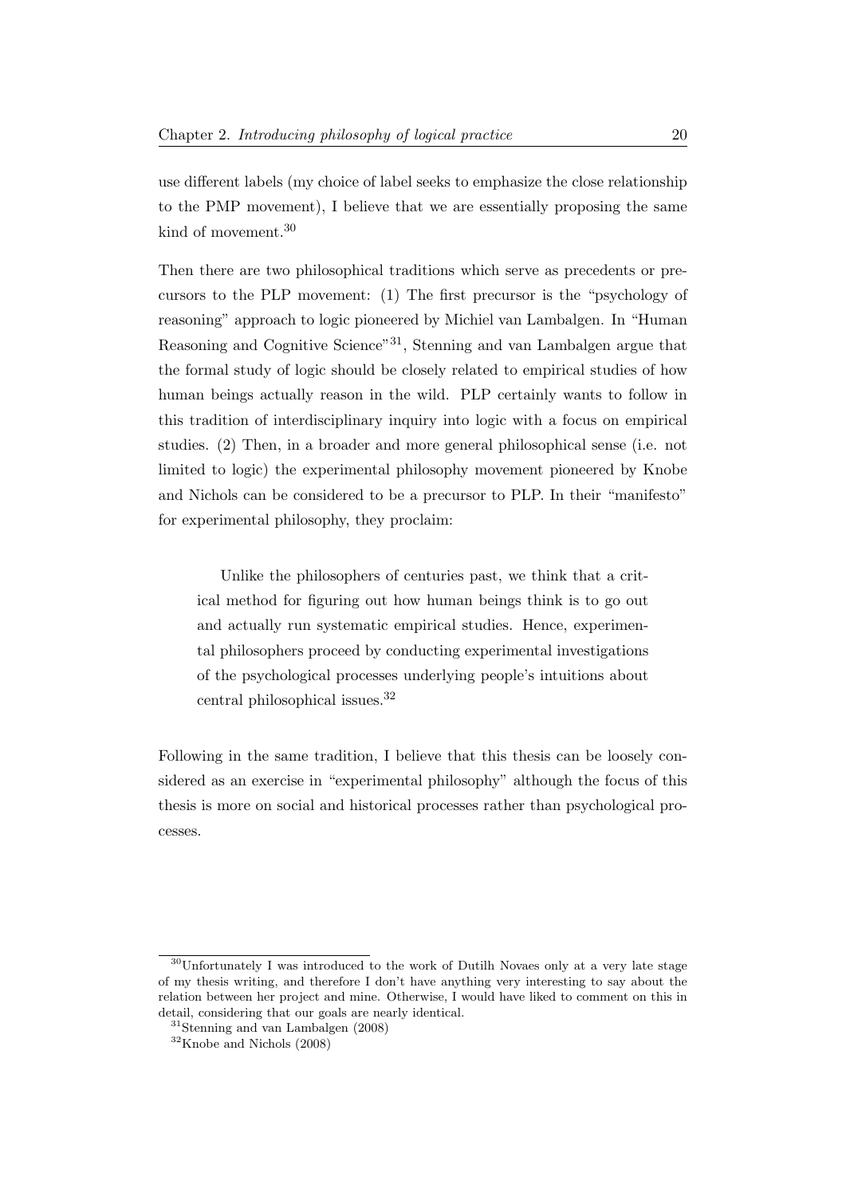use different labels (my choice of label seeks to emphasize the close relationship to the PMP movement), I believe that we are essentially proposing the same kind of movement.[30]

Then there are two philosophical traditions which serve as precedents or precursors to the PLP movement: (1) The first precursor is the "psychology of reasoning" approach to logic pioneered by Michiel van Lambalgen. In "Human Reasoning and Cognitive Science"[31], Stenning and van Lambalgen argue that the formal study of logic should be closely related to empirical studies of how human beings actually reason in the wild. PLP certainly wants to follow in this tradition of interdisciplinary inquiry into logic with a focus on empirical studies. (2) Then, in a broader and more general philosophical sense (i.e. not limited to logic) the experimental philosophy movement pioneered by Knobe and Nichols can be considered to be a precursor to PLP. In their "manifesto" for experimental philosophy, they proclaim:

> Unlike the philosophers of centuries past, we think that a critical method for figuring out how human beings think is to go out and actually run systematic empirical studies. Hence, experimental philosophers proceed by conducting experimental investigations of the psychological processes underlying people's intuitions about central philosophical issues.[32]

Following in the same tradition, I believe that this thesis can be loosely considered as an exercise in "experimental philosophy" although the focus of this thesis is more on social and historical processes rather than psychological processes.

---

[30] Unfortunately I was introduced to the work of Dutilh Novaes only at a very late stage of my thesis writing, and therefore I don't have anything very interesting to say about the relation between her project and mine. Otherwise, I would have liked to comment on this in detail, considering that our goals are nearly identical.

[31] Stenning and van Lambalgen (2008)

[32] Knobe and Nichols (2008)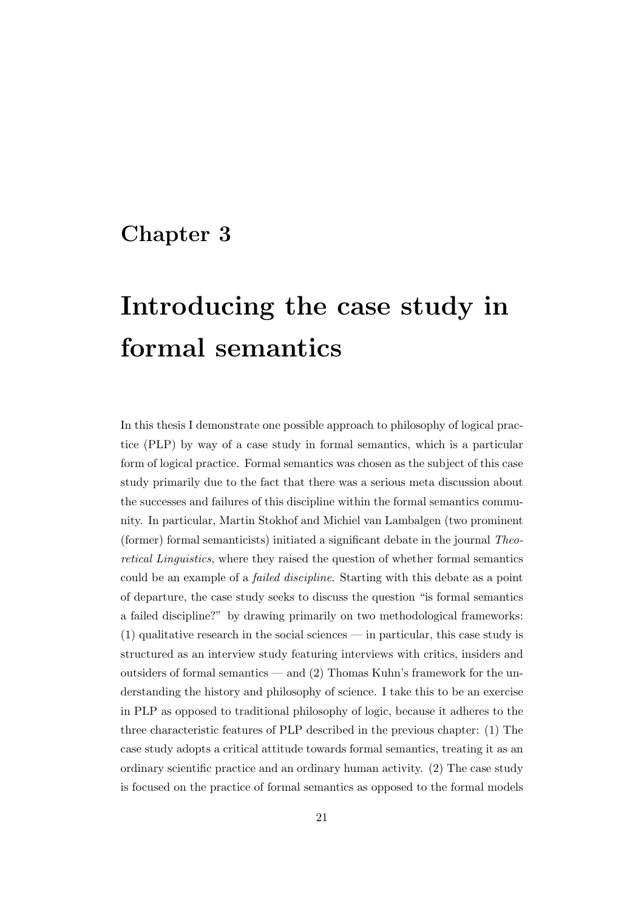# Chapter 3

# Introducing the case study in formal semantics

In this thesis I demonstrate one possible approach to philosophy of logical practice (PLP) by way of a case study in formal semantics, which is a particular form of logical practice. Formal semantics was chosen as the subject of this case study primarily due to the fact that there was a serious meta discussion about the successes and failures of this discipline within the formal semantics community. In particular, Martin Stokhof and Michiel van Lambalgen (two prominent (former) formal semanticists) initiated a significant debate in the journal *Theoretical Linguistics*, where they raised the question of whether formal semantics could be an example of a *failed discipline*. Starting with this debate as a point of departure, the case study seeks to discuss the question "is formal semantics a failed discipline?" by drawing primarily on two methodological frameworks: (1) qualitative research in the social sciences — in particular, this case study is structured as an interview study featuring interviews with critics, insiders and outsiders of formal semantics — and (2) Thomas Kuhn's framework for the understanding the history and philosophy of science. I take this to be an exercise in PLP as opposed to traditional philosophy of logic, because it adheres to the three characteristic features of PLP described in the previous chapter: (1) The case study adopts a critical attitude towards formal semantics, treating it as an ordinary scientific practice and an ordinary human activity. (2) The case study is focused on the practice of formal semantics as opposed to the formal models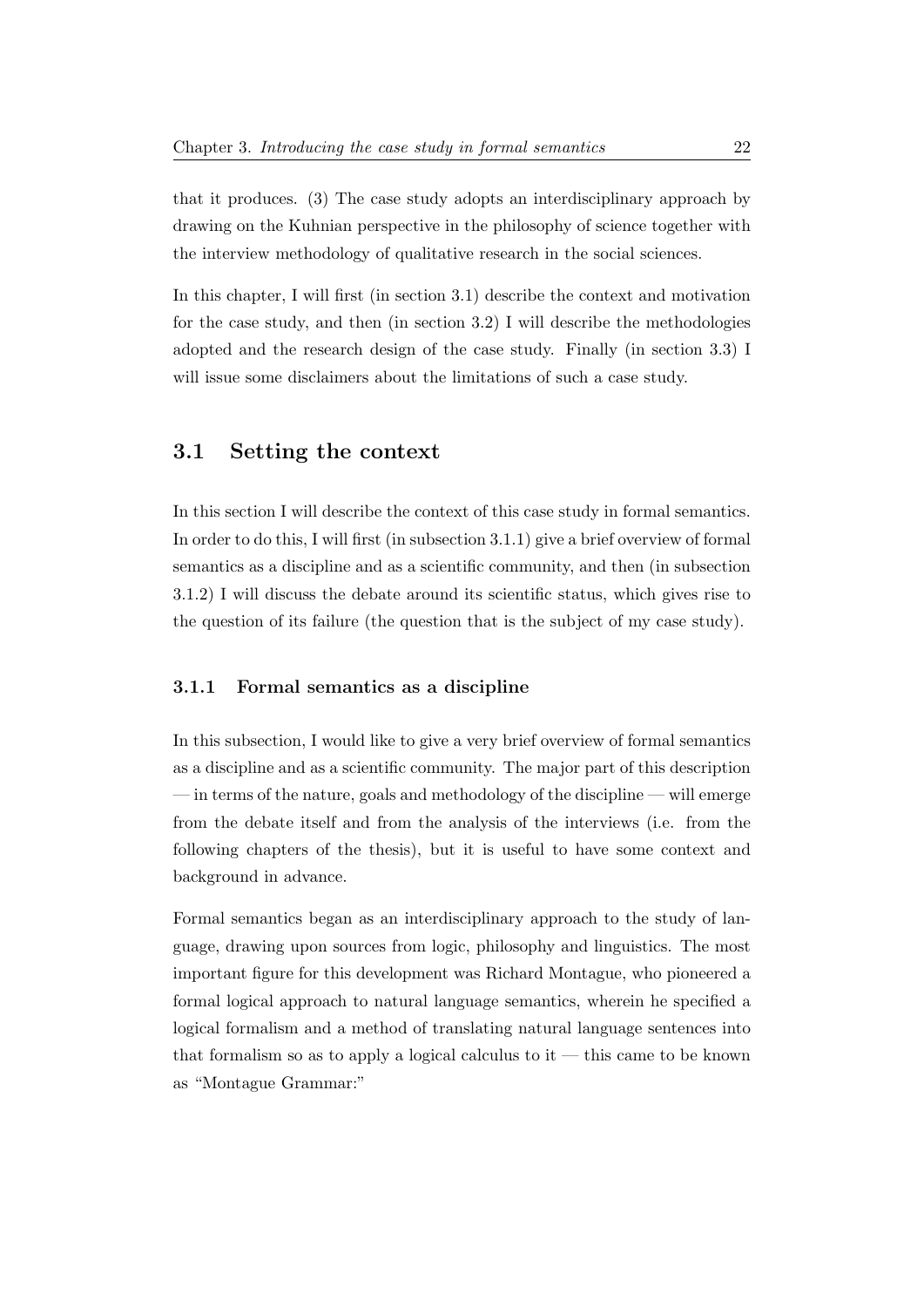that it produces. (3) The case study adopts an interdisciplinary approach by drawing on the Kuhnian perspective in the philosophy of science together with the interview methodology of qualitative research in the social sciences.

In this chapter, I will first (in section 3.1) describe the context and motivation for the case study, and then (in section 3.2) I will describe the methodologies adopted and the research design of the case study. Finally (in section 3.3) I will issue some disclaimers about the limitations of such a case study.

## 3.1 Setting the context

In this section I will describe the context of this case study in formal semantics. In order to do this, I will first (in subsection 3.1.1) give a brief overview of formal semantics as a discipline and as a scientific community, and then (in subsection 3.1.2) I will discuss the debate around its scientific status, which gives rise to the question of its failure (the question that is the subject of my case study).

### 3.1.1 Formal semantics as a discipline

In this subsection, I would like to give a very brief overview of formal semantics as a discipline and as a scientific community. The major part of this description — in terms of the nature, goals and methodology of the discipline — will emerge from the debate itself and from the analysis of the interviews (i.e. from the following chapters of the thesis), but it is useful to have some context and background in advance.

Formal semantics began as an interdisciplinary approach to the study of language, drawing upon sources from logic, philosophy and linguistics. The most important figure for this development was Richard Montague, who pioneered a formal logical approach to natural language semantics, wherein he specified a logical formalism and a method of translating natural language sentences into that formalism so as to apply a logical calculus to it — this came to be known as "Montague Grammar:"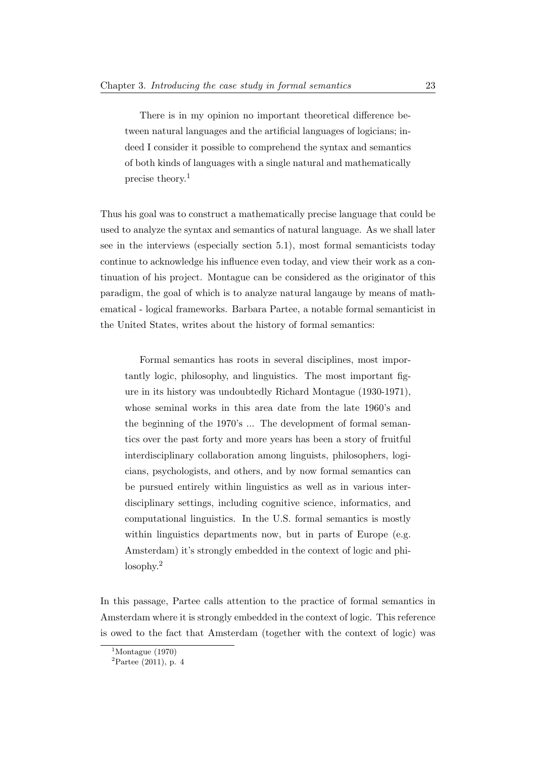> There is in my opinion no important theoretical difference between natural languages and the artificial languages of logicians; indeed I consider it possible to comprehend the syntax and semantics of both kinds of languages with a single natural and mathematically precise theory.[1]

Thus his goal was to construct a mathematically precise language that could be used to analyze the syntax and semantics of natural language. As we shall later see in the interviews (especially section 5.1), most formal semanticists today continue to acknowledge his influence even today, and view their work as a continuation of his project. Montague can be considered as the originator of this paradigm, the goal of which is to analyze natural langauge by means of mathematical - logical frameworks. Barbara Partee, a notable formal semanticist in the United States, writes about the history of formal semantics:

> Formal semantics has roots in several disciplines, most importantly logic, philosophy, and linguistics. The most important figure in its history was undoubtedly Richard Montague (1930-1971), whose seminal works in this area date from the late 1960's and the beginning of the 1970's ... The development of formal semantics over the past forty and more years has been a story of fruitful interdisciplinary collaboration among linguists, philosophers, logicians, psychologists, and others, and by now formal semantics can be pursued entirely within linguistics as well as in various interdisciplinary settings, including cognitive science, informatics, and computational linguistics. In the U.S. formal semantics is mostly within linguistics departments now, but in parts of Europe (e.g. Amsterdam) it's strongly embedded in the context of logic and philosophy.[2]

In this passage, Partee calls attention to the practice of formal semantics in Amsterdam where it is strongly embedded in the context of logic. This reference is owed to the fact that Amsterdam (together with the context of logic) was

[1] Montague (1970)

[2] Partee (2011), p. 4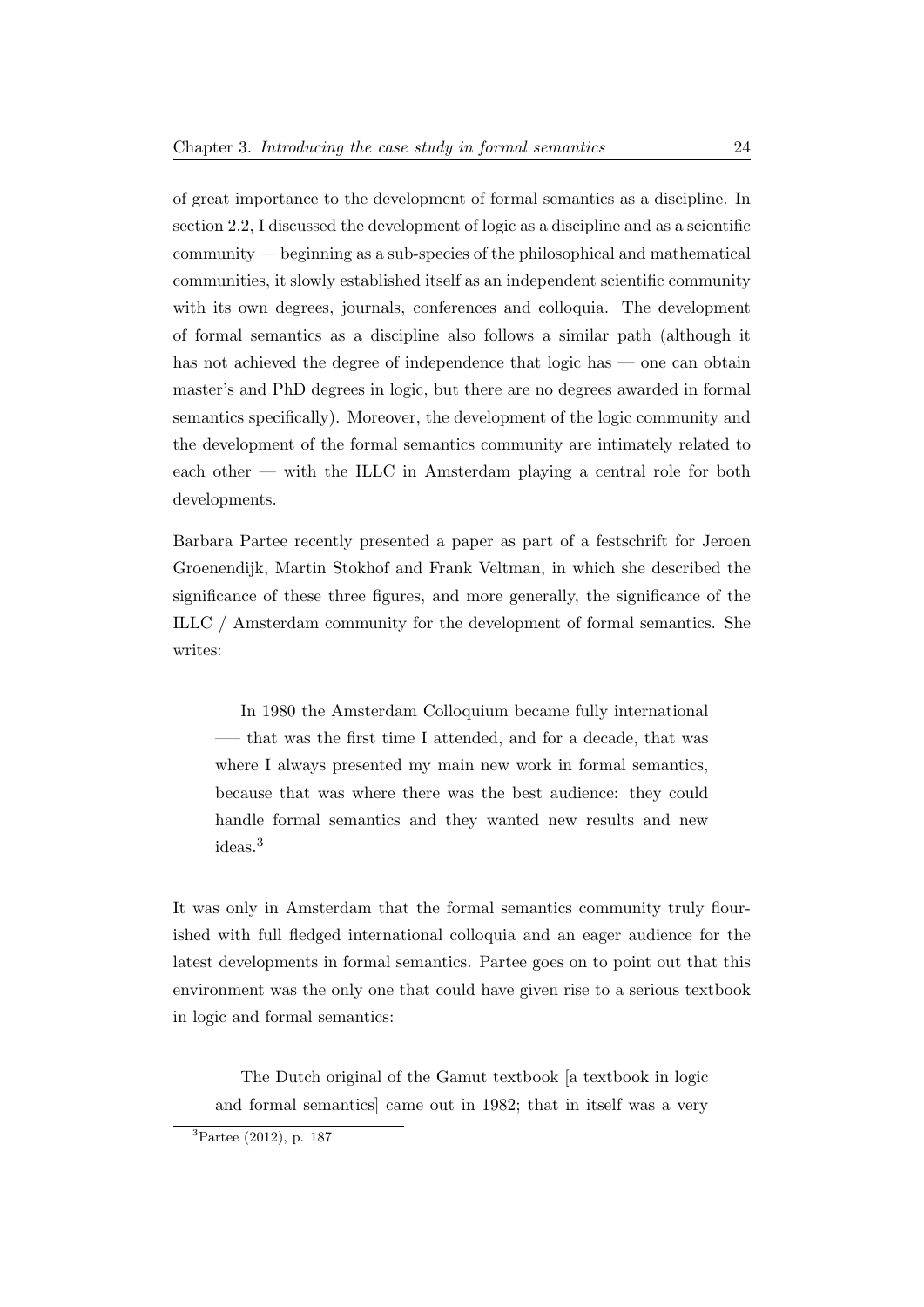of great importance to the development of formal semantics as a discipline. In section 2.2, I discussed the development of logic as a discipline and as a scientific community — beginning as a sub-species of the philosophical and mathematical communities, it slowly established itself as an independent scientific community with its own degrees, journals, conferences and colloquia. The development of formal semantics as a discipline also follows a similar path (although it has not achieved the degree of independence that logic has — one can obtain master's and PhD degrees in logic, but there are no degrees awarded in formal semantics specifically). Moreover, the development of the logic community and the development of the formal semantics community are intimately related to each other — with the ILLC in Amsterdam playing a central role for both developments.

Barbara Partee recently presented a paper as part of a festschrift for Jeroen Groenendijk, Martin Stokhof and Frank Veltman, in which she described the significance of these three figures, and more generally, the significance of the ILLC / Amsterdam community for the development of formal semantics. She writes:

> In 1980 the Amsterdam Colloquium became fully international —– that was the first time I attended, and for a decade, that was where I always presented my main new work in formal semantics, because that was where there was the best audience: they could handle formal semantics and they wanted new results and new ideas.[3]

It was only in Amsterdam that the formal semantics community truly flourished with full fledged international colloquia and an eager audience for the latest developments in formal semantics. Partee goes on to point out that this environment was the only one that could have given rise to a serious textbook in logic and formal semantics:

> The Dutch original of the Gamut textbook [a textbook in logic and formal semantics] came out in 1982; that in itself was a very

[3] Partee (2012), p. 187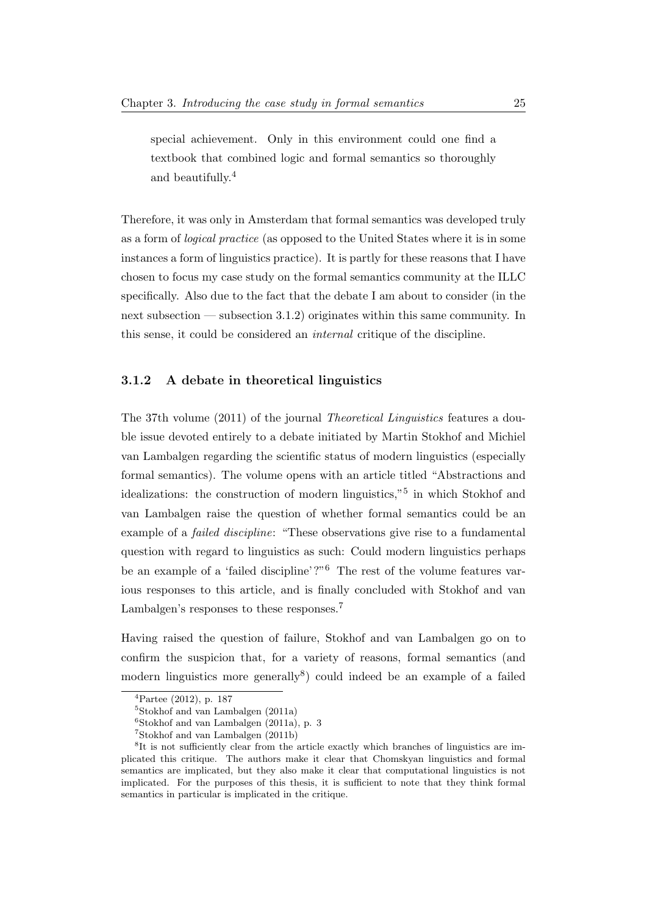> special achievement. Only in this environment could one find a textbook that combined logic and formal semantics so thoroughly and beautifully.[4]

Therefore, it was only in Amsterdam that formal semantics was developed truly as a form of *logical practice* (as opposed to the United States where it is in some instances a form of linguistics practice). It is partly for these reasons that I have chosen to focus my case study on the formal semantics community at the ILLC specifically. Also due to the fact that the debate I am about to consider (in the next subsection — subsection 3.1.2) originates within this same community. In this sense, it could be considered an *internal* critique of the discipline.

### 3.1.2 A debate in theoretical linguistics

The 37th volume (2011) of the journal *Theoretical Linguistics* features a double issue devoted entirely to a debate initiated by Martin Stokhof and Michiel van Lambalgen regarding the scientific status of modern linguistics (especially formal semantics). The volume opens with an article titled "Abstractions and idealizations: the construction of modern linguistics,"[5] in which Stokhof and van Lambalgen raise the question of whether formal semantics could be an example of a *failed discipline*: "These observations give rise to a fundamental question with regard to linguistics as such: Could modern linguistics perhaps be an example of a 'failed discipline'?"[6] The rest of the volume features various responses to this article, and is finally concluded with Stokhof and van Lambalgen's responses to these responses.[7]

Having raised the question of failure, Stokhof and van Lambalgen go on to confirm the suspicion that, for a variety of reasons, formal semantics (and modern linguistics more generally[8]) could indeed be an example of a failed

---

[4] Partee (2012), p. 187

[5] Stokhof and van Lambalgen (2011a)

[6] Stokhof and van Lambalgen (2011a), p. 3

[7] Stokhof and van Lambalgen (2011b)

[8] It is not sufficiently clear from the article exactly which branches of linguistics are implicated this critique. The authors make it clear that Chomskyan linguistics and formal semantics are implicated, but they also make it clear that computational linguistics is not implicated. For the purposes of this thesis, it is sufficient to note that they think formal semantics in particular is implicated in the critique.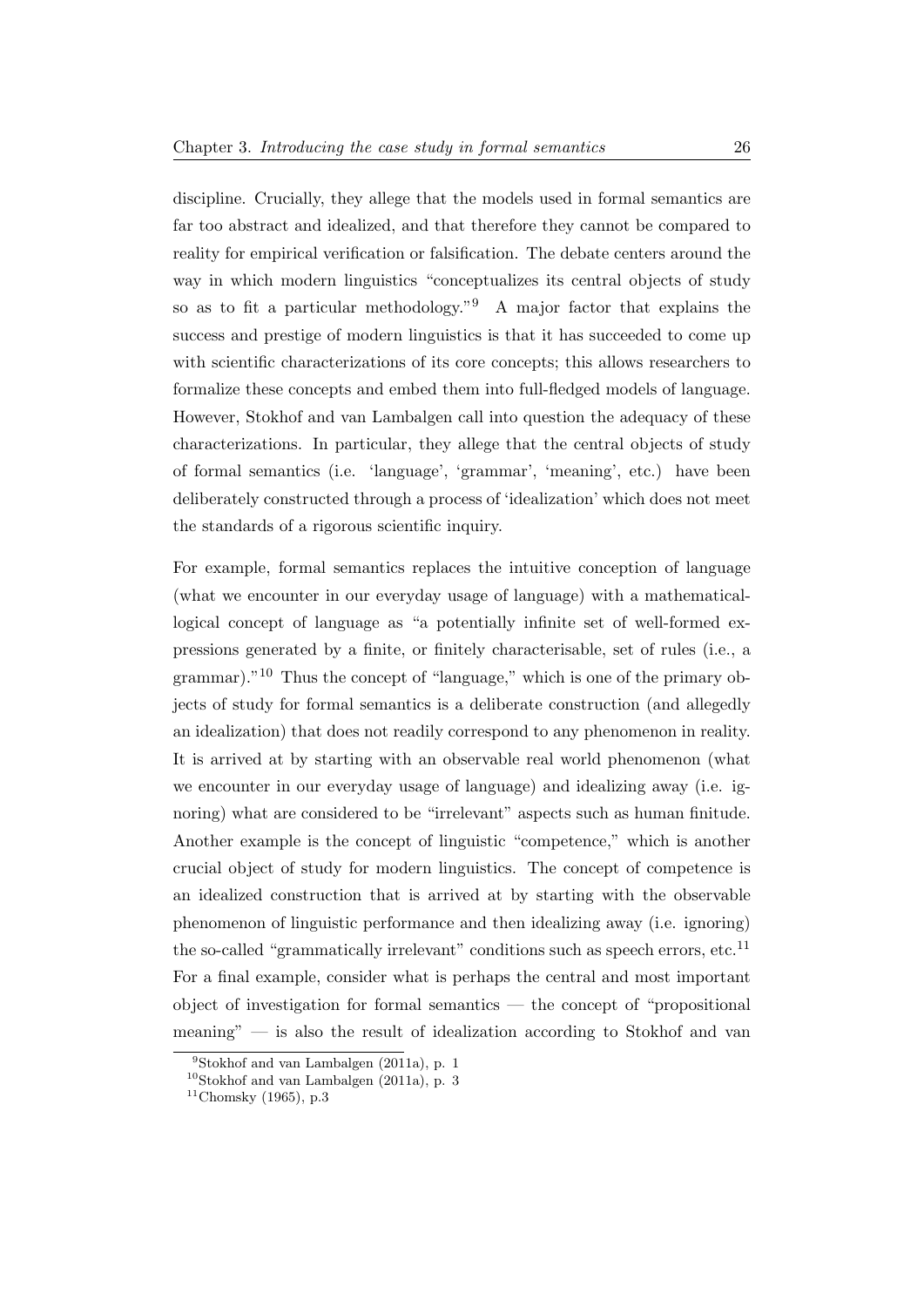discipline. Crucially, they allege that the models used in formal semantics are far too abstract and idealized, and that therefore they cannot be compared to reality for empirical verification or falsification. The debate centers around the way in which modern linguistics "conceptualizes its central objects of study so as to fit a particular methodology."[9] A major factor that explains the success and prestige of modern linguistics is that it has succeeded to come up with scientific characterizations of its core concepts; this allows researchers to formalize these concepts and embed them into full-fledged models of language. However, Stokhof and van Lambalgen call into question the adequacy of these characterizations. In particular, they allege that the central objects of study of formal semantics (i.e. 'language', 'grammar', 'meaning', etc.) have been deliberately constructed through a process of 'idealization' which does not meet the standards of a rigorous scientific inquiry.

For example, formal semantics replaces the intuitive conception of language (what we encounter in our everyday usage of language) with a mathematical-logical concept of language as "a potentially infinite set of well-formed expressions generated by a finite, or finitely characterisable, set of rules (i.e., a grammar)."[10] Thus the concept of "language," which is one of the primary objects of study for formal semantics is a deliberate construction (and allegedly an idealization) that does not readily correspond to any phenomenon in reality. It is arrived at by starting with an observable real world phenomenon (what we encounter in our everyday usage of language) and idealizing away (i.e. ignoring) what are considered to be "irrelevant" aspects such as human finitude. Another example is the concept of linguistic "competence," which is another crucial object of study for modern linguistics. The concept of competence is an idealized construction that is arrived at by starting with the observable phenomenon of linguistic performance and then idealizing away (i.e. ignoring) the so-called "grammatically irrelevant" conditions such as speech errors, etc.[11] For a final example, consider what is perhaps the central and most important object of investigation for formal semantics — the concept of "propositional meaning" — is also the result of idealization according to Stokhof and van

[9] Stokhof and van Lambalgen (2011a), p. 1

[10] Stokhof and van Lambalgen (2011a), p. 3

[11] Chomsky (1965), p.3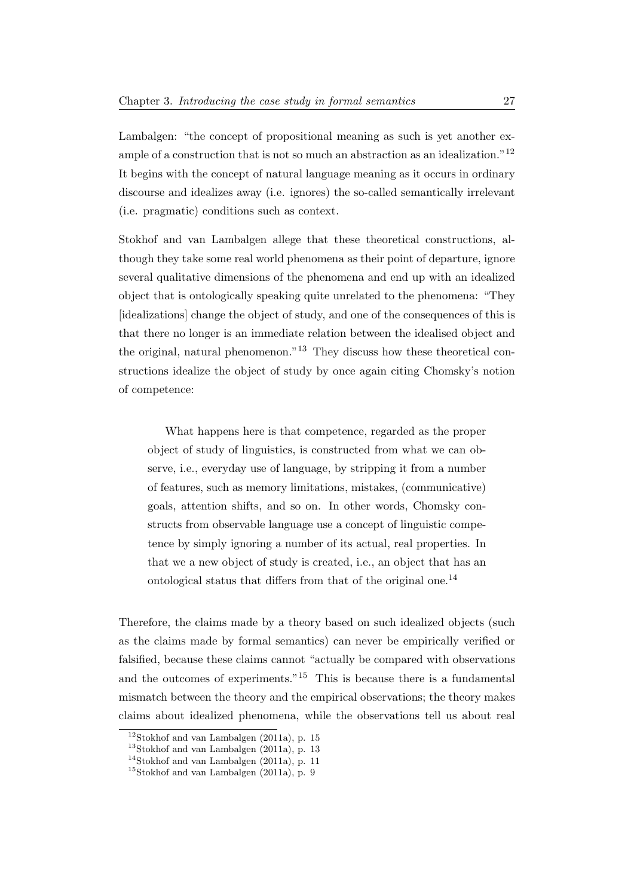Lambalgen: "the concept of propositional meaning as such is yet another example of a construction that is not so much an abstraction as an idealization."[12] It begins with the concept of natural language meaning as it occurs in ordinary discourse and idealizes away (i.e. ignores) the so-called semantically irrelevant (i.e. pragmatic) conditions such as context.

Stokhof and van Lambalgen allege that these theoretical constructions, although they take some real world phenomena as their point of departure, ignore several qualitative dimensions of the phenomena and end up with an idealized object that is ontologically speaking quite unrelated to the phenomena: "They [idealizations] change the object of study, and one of the consequences of this is that there no longer is an immediate relation between the idealised object and the original, natural phenomenon."[13] They discuss how these theoretical constructions idealize the object of study by once again citing Chomsky's notion of competence:

> What happens here is that competence, regarded as the proper object of study of linguistics, is constructed from what we can observe, i.e., everyday use of language, by stripping it from a number of features, such as memory limitations, mistakes, (communicative) goals, attention shifts, and so on. In other words, Chomsky constructs from observable language use a concept of linguistic competence by simply ignoring a number of its actual, real properties. In that we a new object of study is created, i.e., an object that has an ontological status that differs from that of the original one.[14]

Therefore, the claims made by a theory based on such idealized objects (such as the claims made by formal semantics) can never be empirically verified or falsified, because these claims cannot "actually be compared with observations and the outcomes of experiments."[15] This is because there is a fundamental mismatch between the theory and the empirical observations; the theory makes claims about idealized phenomena, while the observations tell us about real

[12] Stokhof and van Lambalgen (2011a), p. 15

[13] Stokhof and van Lambalgen (2011a), p. 13

[14] Stokhof and van Lambalgen (2011a), p. 11

[15] Stokhof and van Lambalgen (2011a), p. 9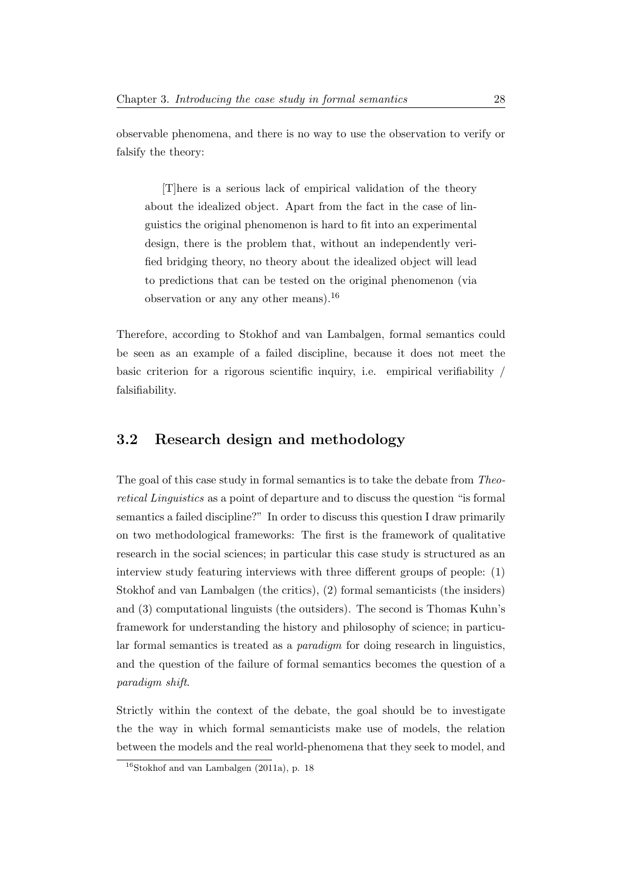observable phenomena, and there is no way to use the observation to verify or falsify the theory:

> [T]here is a serious lack of empirical validation of the theory about the idealized object. Apart from the fact in the case of linguistics the original phenomenon is hard to fit into an experimental design, there is the problem that, without an independently verified bridging theory, no theory about the idealized object will lead to predictions that can be tested on the original phenomenon (via observation or any any other means).[16]

Therefore, according to Stokhof and van Lambalgen, formal semantics could be seen as an example of a failed discipline, because it does not meet the basic criterion for a rigorous scientific inquiry, i.e. empirical verifiability / falsifiability.

## 3.2 Research design and methodology

The goal of this case study in formal semantics is to take the debate from *Theoretical Linguistics* as a point of departure and to discuss the question "is formal semantics a failed discipline?" In order to discuss this question I draw primarily on two methodological frameworks: The first is the framework of qualitative research in the social sciences; in particular this case study is structured as an interview study featuring interviews with three different groups of people: (1) Stokhof and van Lambalgen (the critics), (2) formal semanticists (the insiders) and (3) computational linguists (the outsiders). The second is Thomas Kuhn's framework for understanding the history and philosophy of science; in particular formal semantics is treated as a *paradigm* for doing research in linguistics, and the question of the failure of formal semantics becomes the question of a *paradigm shift*.

Strictly within the context of the debate, the goal should be to investigate the the way in which formal semanticists make use of models, the relation between the models and the real world-phenomena that they seek to model, and

[16] Stokhof and van Lambalgen (2011a), p. 18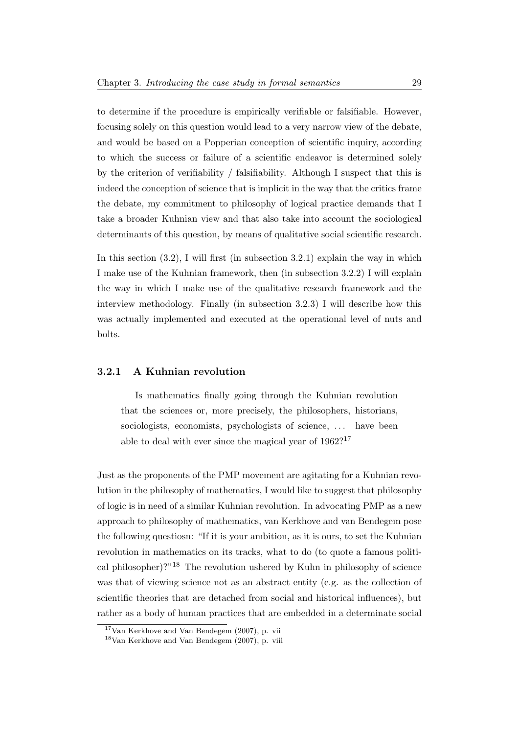to determine if the procedure is empirically verifiable or falsifiable. However, focusing solely on this question would lead to a very narrow view of the debate, and would be based on a Popperian conception of scientific inquiry, according to which the success or failure of a scientific endeavor is determined solely by the criterion of verifiability / falsifiability. Although I suspect that this is indeed the conception of science that is implicit in the way that the critics frame the debate, my commitment to philosophy of logical practice demands that I take a broader Kuhnian view and that also take into account the sociological determinants of this question, by means of qualitative social scientific research.

In this section (3.2), I will first (in subsection 3.2.1) explain the way in which I make use of the Kuhnian framework, then (in subsection 3.2.2) I will explain the way in which I make use of the qualitative research framework and the interview methodology. Finally (in subsection 3.2.3) I will describe how this was actually implemented and executed at the operational level of nuts and bolts.

### 3.2.1 A Kuhnian revolution

> Is mathematics finally going through the Kuhnian revolution that the sciences or, more precisely, the philosophers, historians, sociologists, economists, psychologists of science, ... have been able to deal with ever since the magical year of 1962?[17]

Just as the proponents of the PMP movement are agitating for a Kuhnian revolution in the philosophy of mathematics, I would like to suggest that philosophy of logic is in need of a similar Kuhnian revolution. In advocating PMP as a new approach to philosophy of mathematics, van Kerkhove and van Bendegem pose the following questiosn: "If it is your ambition, as it is ours, to set the Kuhnian revolution in mathematics on its tracks, what to do (to quote a famous political philosopher)?"[18] The revolution ushered by Kuhn in philosophy of science was that of viewing science not as an abstract entity (e.g. as the collection of scientific theories that are detached from social and historical influences), but rather as a body of human practices that are embedded in a determinate social

[17] Van Kerkhove and Van Bendegem (2007), p. vii

[18] Van Kerkhove and Van Bendegem (2007), p. viii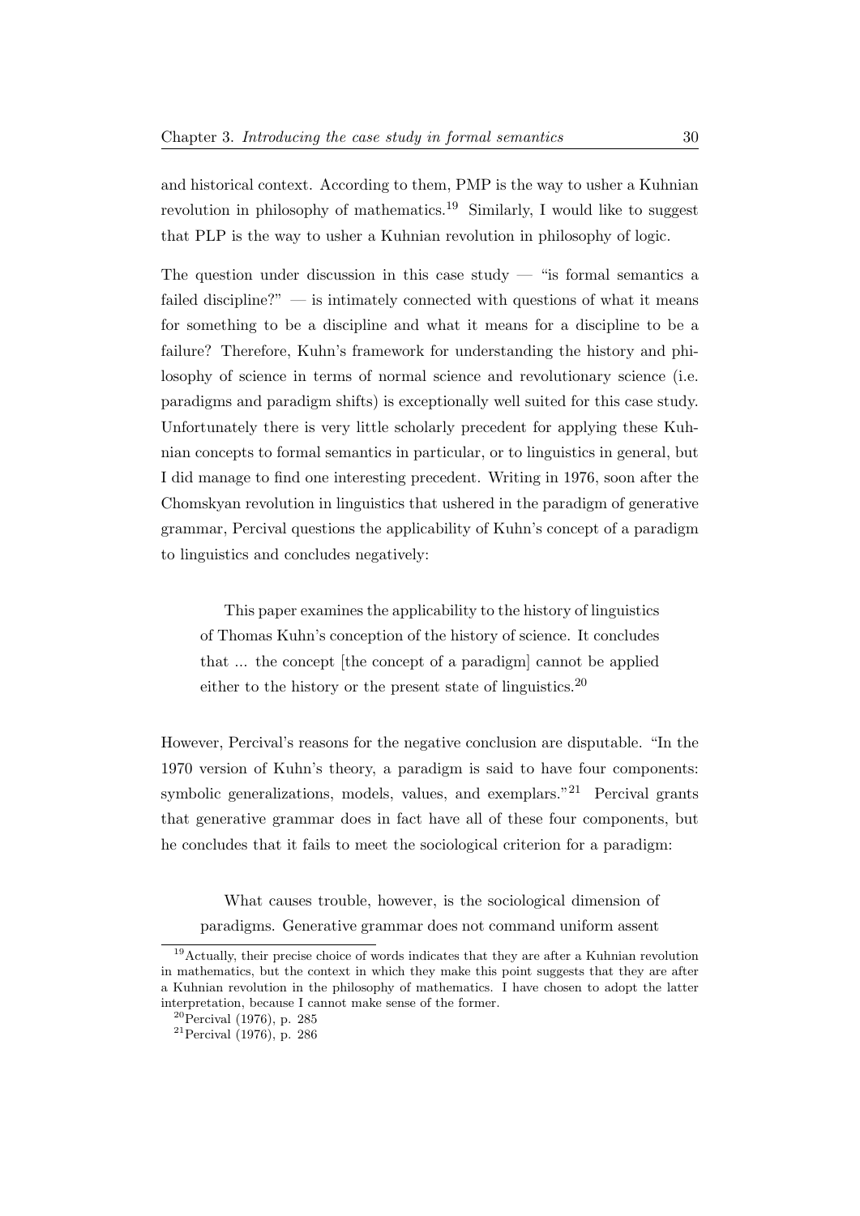and historical context. According to them, PMP is the way to usher a Kuhnian revolution in philosophy of mathematics.[19] Similarly, I would like to suggest that PLP is the way to usher a Kuhnian revolution in philosophy of logic.

The question under discussion in this case study — "is formal semantics a failed discipline?" — is intimately connected with questions of what it means for something to be a discipline and what it means for a discipline to be a failure? Therefore, Kuhn's framework for understanding the history and philosophy of science in terms of normal science and revolutionary science (i.e. paradigms and paradigm shifts) is exceptionally well suited for this case study. Unfortunately there is very little scholarly precedent for applying these Kuhnian concepts to formal semantics in particular, or to linguistics in general, but I did manage to find one interesting precedent. Writing in 1976, soon after the Chomskyan revolution in linguistics that ushered in the paradigm of generative grammar, Percival questions the applicability of Kuhn's concept of a paradigm to linguistics and concludes negatively:

> This paper examines the applicability to the history of linguistics of Thomas Kuhn's conception of the history of science. It concludes that ... the concept [the concept of a paradigm] cannot be applied either to the history or the present state of linguistics.[20]

However, Percival's reasons for the negative conclusion are disputable. "In the 1970 version of Kuhn's theory, a paradigm is said to have four components: symbolic generalizations, models, values, and exemplars."[21] Percival grants that generative grammar does in fact have all of these four components, but he concludes that it fails to meet the sociological criterion for a paradigm:

> What causes trouble, however, is the sociological dimension of paradigms. Generative grammar does not command uniform assent

[19] Actually, their precise choice of words indicates that they are after a Kuhnian revolution in mathematics, but the context in which they make this point suggests that they are after a Kuhnian revolution in the philosophy of mathematics. I have chosen to adopt the latter interpretation, because I cannot make sense of the former.

[20] Percival (1976), p. 285

[21] Percival (1976), p. 286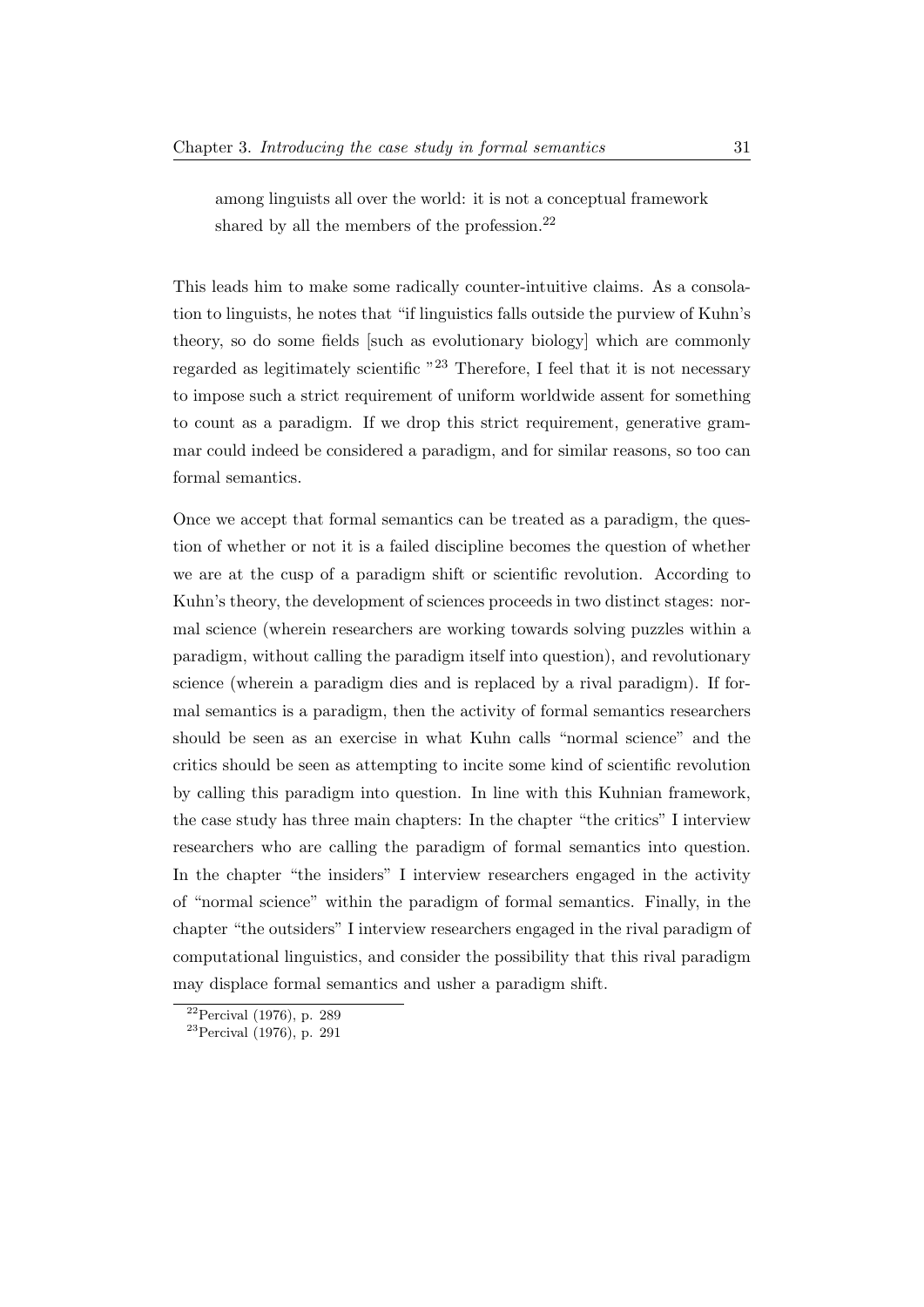> among linguists all over the world: it is not a conceptual framework shared by all the members of the profession.[22]

This leads him to make some radically counter-intuitive claims. As a consolation to linguists, he notes that "if linguistics falls outside the purview of Kuhn's theory, so do some fields [such as evolutionary biology] which are commonly regarded as legitimately scientific "[23] Therefore, I feel that it is not necessary to impose such a strict requirement of uniform worldwide assent for something to count as a paradigm. If we drop this strict requirement, generative grammar could indeed be considered a paradigm, and for similar reasons, so too can formal semantics.

Once we accept that formal semantics can be treated as a paradigm, the question of whether or not it is a failed discipline becomes the question of whether we are at the cusp of a paradigm shift or scientific revolution. According to Kuhn's theory, the development of sciences proceeds in two distinct stages: normal science (wherein researchers are working towards solving puzzles within a paradigm, without calling the paradigm itself into question), and revolutionary science (wherein a paradigm dies and is replaced by a rival paradigm). If formal semantics is a paradigm, then the activity of formal semantics researchers should be seen as an exercise in what Kuhn calls "normal science" and the critics should be seen as attempting to incite some kind of scientific revolution by calling this paradigm into question. In line with this Kuhnian framework, the case study has three main chapters: In the chapter "the critics" I interview researchers who are calling the paradigm of formal semantics into question. In the chapter "the insiders" I interview researchers engaged in the activity of "normal science" within the paradigm of formal semantics. Finally, in the chapter "the outsiders" I interview researchers engaged in the rival paradigm of computational linguistics, and consider the possibility that this rival paradigm may displace formal semantics and usher a paradigm shift.

[22] Percival (1976), p. 289

[23] Percival (1976), p. 291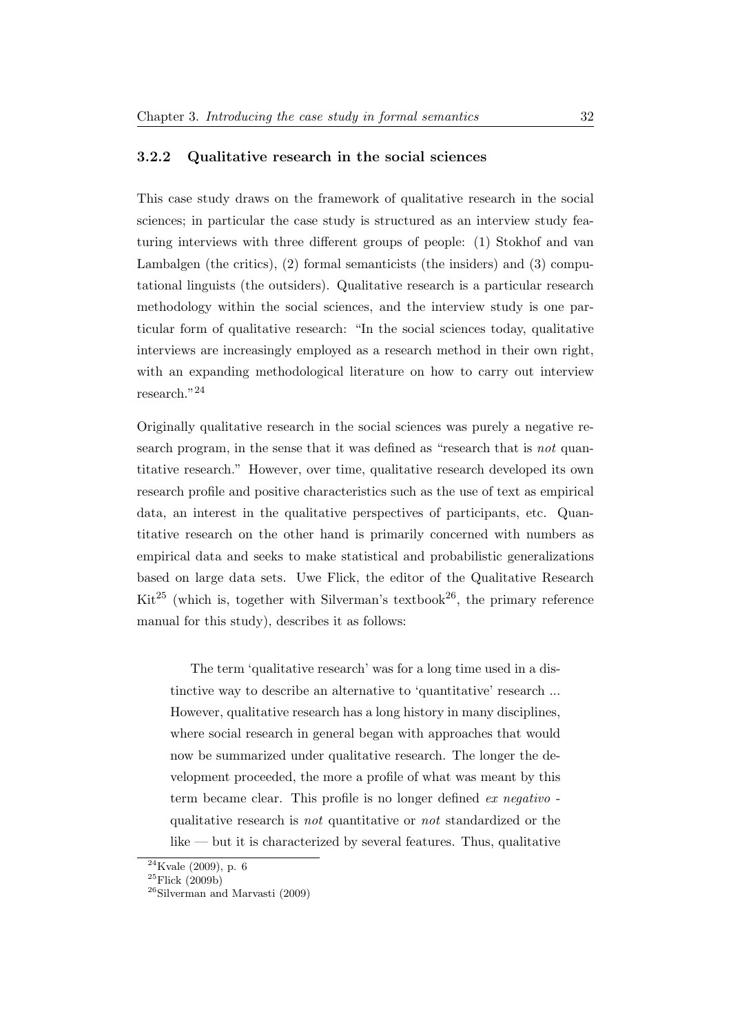### 3.2.2 Qualitative research in the social sciences

This case study draws on the framework of qualitative research in the social sciences; in particular the case study is structured as an interview study featuring interviews with three different groups of people: (1) Stokhof and van Lambalgen (the critics), (2) formal semanticists (the insiders) and (3) computational linguists (the outsiders). Qualitative research is a particular research methodology within the social sciences, and the interview study is one particular form of qualitative research: "In the social sciences today, qualitative interviews are increasingly employed as a research method in their own right, with an expanding methodological literature on how to carry out interview research."[24]

Originally qualitative research in the social sciences was purely a negative research program, in the sense that it was defined as "research that is *not* quantitative research." However, over time, qualitative research developed its own research profile and positive characteristics such as the use of text as empirical data, an interest in the qualitative perspectives of participants, etc. Quantitative research on the other hand is primarily concerned with numbers as empirical data and seeks to make statistical and probabilistic generalizations based on large data sets. Uwe Flick, the editor of the Qualitative Research Kit[25] (which is, together with Silverman's textbook[26], the primary reference manual for this study), describes it as follows:

> The term 'qualitative research' was for a long time used in a distinctive way to describe an alternative to 'quantitative' research ... However, qualitative research has a long history in many disciplines, where social research in general began with approaches that would now be summarized under qualitative research. The longer the development proceeded, the more a profile of what was meant by this term became clear. This profile is no longer defined *ex negativo* - qualitative research is *not* quantitative or *not* standardized or the like — but it is characterized by several features. Thus, qualitative

[24] Kvale (2009), p. 6

[25] Flick (2009b)

[26] Silverman and Marvasti (2009)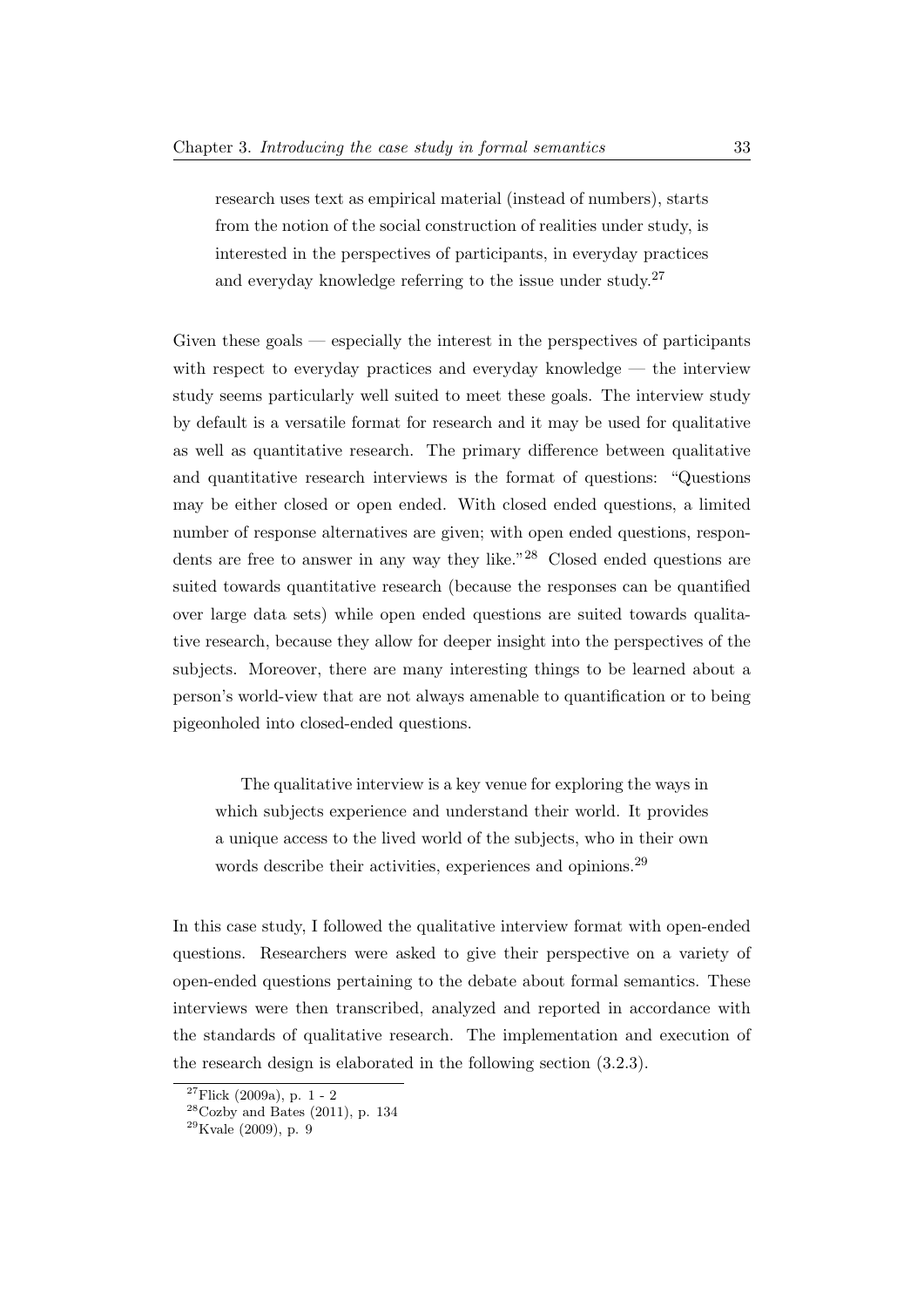> research uses text as empirical material (instead of numbers), starts from the notion of the social construction of realities under study, is interested in the perspectives of participants, in everyday practices and everyday knowledge referring to the issue under study.[27]

Given these goals — especially the interest in the perspectives of participants with respect to everyday practices and everyday knowledge — the interview study seems particularly well suited to meet these goals. The interview study by default is a versatile format for research and it may be used for qualitative as well as quantitative research. The primary difference between qualitative and quantitative research interviews is the format of questions: "Questions may be either closed or open ended. With closed ended questions, a limited number of response alternatives are given; with open ended questions, respondents are free to answer in any way they like."[28] Closed ended questions are suited towards quantitative research (because the responses can be quantified over large data sets) while open ended questions are suited towards qualitative research, because they allow for deeper insight into the perspectives of the subjects. Moreover, there are many interesting things to be learned about a person's world-view that are not always amenable to quantification or to being pigeonholed into closed-ended questions.

> The qualitative interview is a key venue for exploring the ways in which subjects experience and understand their world. It provides a unique access to the lived world of the subjects, who in their own words describe their activities, experiences and opinions.[29]

In this case study, I followed the qualitative interview format with open-ended questions. Researchers were asked to give their perspective on a variety of open-ended questions pertaining to the debate about formal semantics. These interviews were then transcribed, analyzed and reported in accordance with the standards of qualitative research. The implementation and execution of the research design is elaborated in the following section (3.2.3).

---

[27] Flick (2009a), p. 1 - 2

[28] Cozby and Bates (2011), p. 134

[29] Kvale (2009), p. 9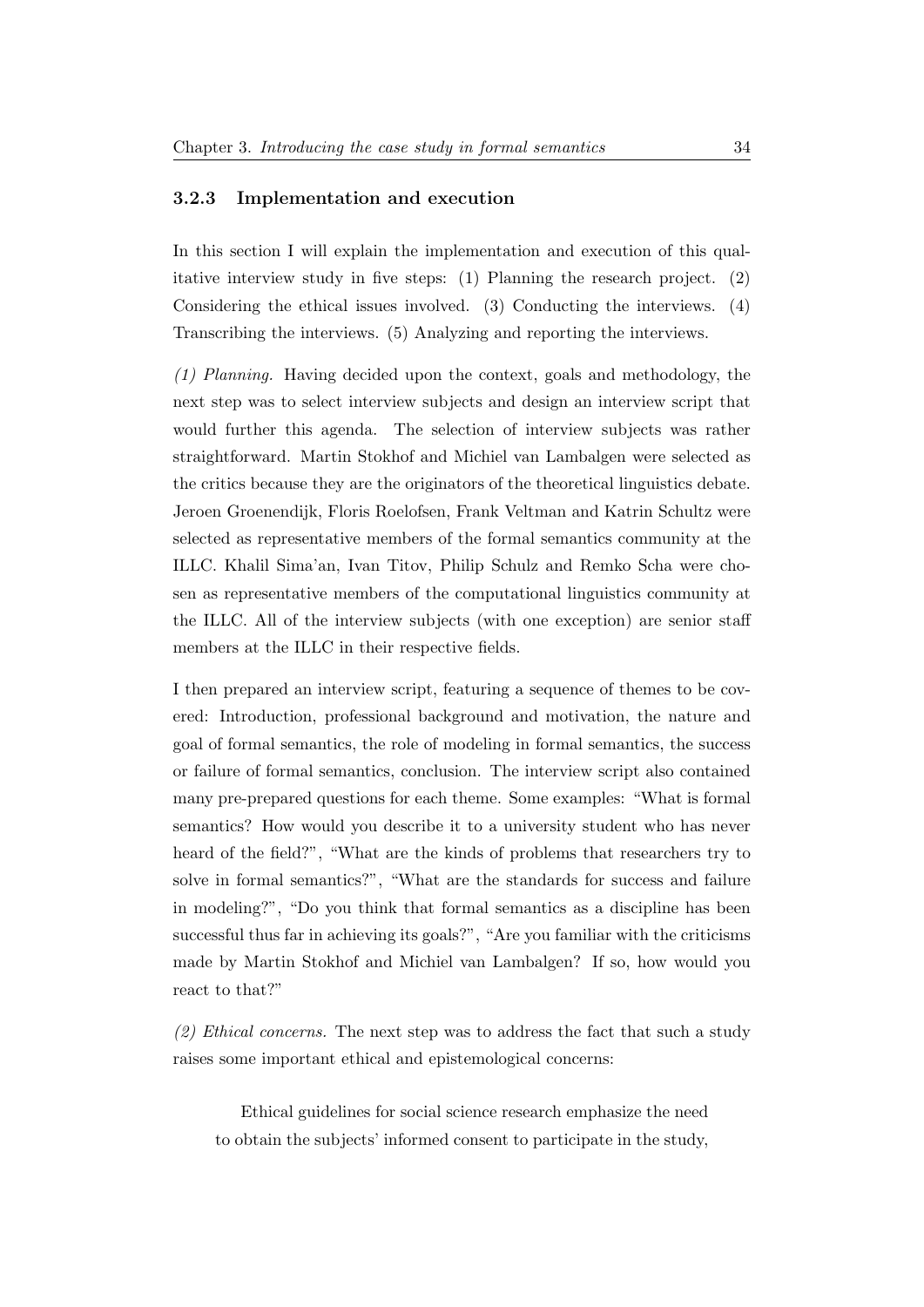### 3.2.3 Implementation and execution

In this section I will explain the implementation and execution of this qualitative interview study in five steps: (1) Planning the research project. (2) Considering the ethical issues involved. (3) Conducting the interviews. (4) Transcribing the interviews. (5) Analyzing and reporting the interviews.

*(1) Planning.* Having decided upon the context, goals and methodology, the next step was to select interview subjects and design an interview script that would further this agenda. The selection of interview subjects was rather straightforward. Martin Stokhof and Michiel van Lambalgen were selected as the critics because they are the originators of the theoretical linguistics debate. Jeroen Groenendijk, Floris Roelofsen, Frank Veltman and Katrin Schultz were selected as representative members of the formal semantics community at the ILLC. Khalil Sima'an, Ivan Titov, Philip Schulz and Remko Scha were chosen as representative members of the computational linguistics community at the ILLC. All of the interview subjects (with one exception) are senior staff members at the ILLC in their respective fields.

I then prepared an interview script, featuring a sequence of themes to be covered: Introduction, professional background and motivation, the nature and goal of formal semantics, the role of modeling in formal semantics, the success or failure of formal semantics, conclusion. The interview script also contained many pre-prepared questions for each theme. Some examples: "What is formal semantics? How would you describe it to a university student who has never heard of the field?", "What are the kinds of problems that researchers try to solve in formal semantics?", "What are the standards for success and failure in modeling?", "Do you think that formal semantics as a discipline has been successful thus far in achieving its goals?", "Are you familiar with the criticisms made by Martin Stokhof and Michiel van Lambalgen? If so, how would you react to that?"

*(2) Ethical concerns.* The next step was to address the fact that such a study raises some important ethical and epistemological concerns:

> Ethical guidelines for social science research emphasize the need to obtain the subjects' informed consent to participate in the study,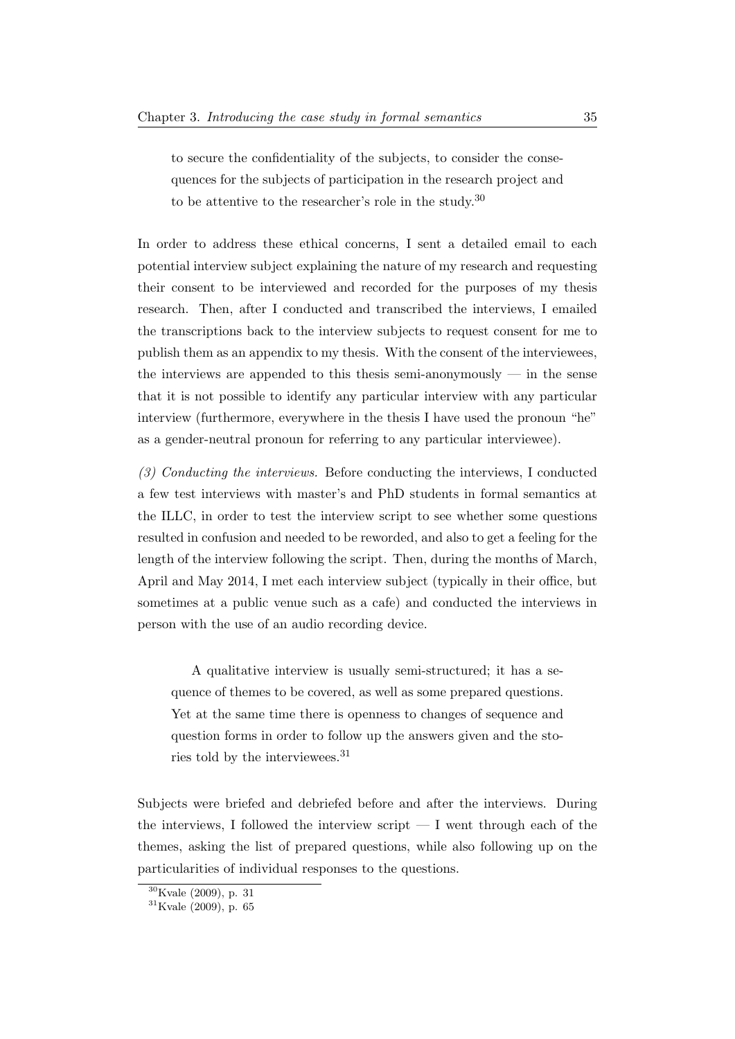> to secure the confidentiality of the subjects, to consider the consequences for the subjects of participation in the research project and to be attentive to the researcher's role in the study.[30]

In order to address these ethical concerns, I sent a detailed email to each potential interview subject explaining the nature of my research and requesting their consent to be interviewed and recorded for the purposes of my thesis research. Then, after I conducted and transcribed the interviews, I emailed the transcriptions back to the interview subjects to request consent for me to publish them as an appendix to my thesis. With the consent of the interviewees, the interviews are appended to this thesis semi-anonymously — in the sense that it is not possible to identify any particular interview with any particular interview (furthermore, everywhere in the thesis I have used the pronoun "he" as a gender-neutral pronoun for referring to any particular interviewee).

*(3) Conducting the interviews.* Before conducting the interviews, I conducted a few test interviews with master's and PhD students in formal semantics at the ILLC, in order to test the interview script to see whether some questions resulted in confusion and needed to be reworded, and also to get a feeling for the length of the interview following the script. Then, during the months of March, April and May 2014, I met each interview subject (typically in their office, but sometimes at a public venue such as a cafe) and conducted the interviews in person with the use of an audio recording device.

> A qualitative interview is usually semi-structured; it has a sequence of themes to be covered, as well as some prepared questions. Yet at the same time there is openness to changes of sequence and question forms in order to follow up the answers given and the stories told by the interviewees.[31]

Subjects were briefed and debriefed before and after the interviews. During the interviews, I followed the interview script — I went through each of the themes, asking the list of prepared questions, while also following up on the particularities of individual responses to the questions.

[30] Kvale (2009), p. 31

[31] Kvale (2009), p. 65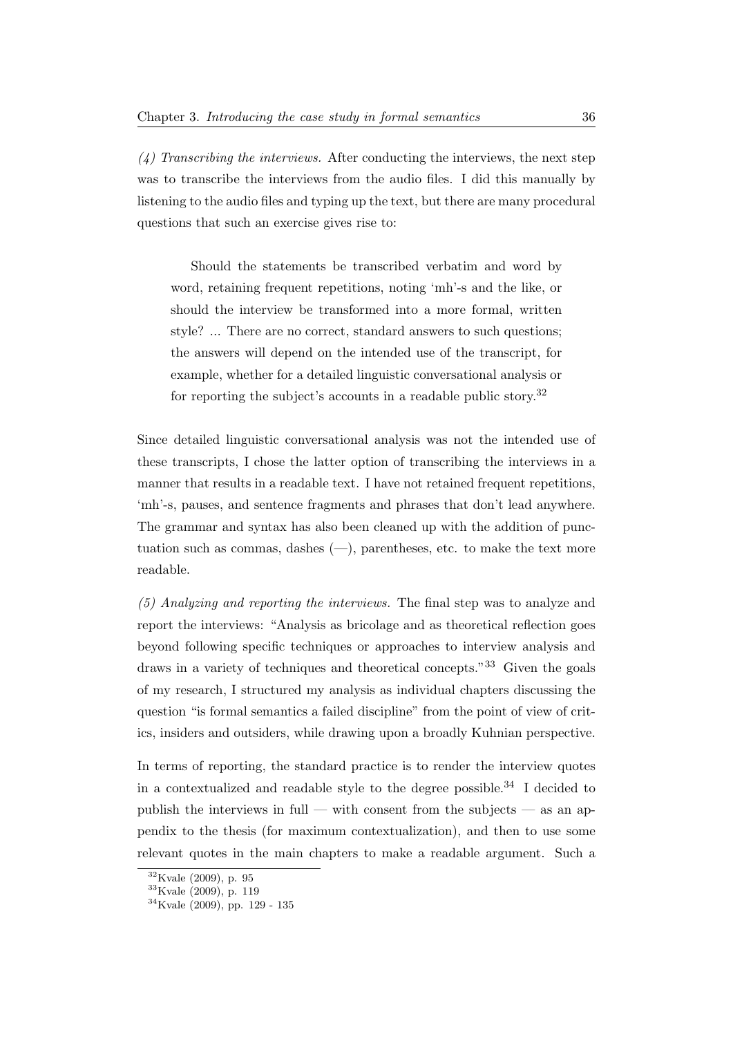*(4) Transcribing the interviews.* After conducting the interviews, the next step was to transcribe the interviews from the audio files. I did this manually by listening to the audio files and typing up the text, but there are many procedural questions that such an exercise gives rise to:

> Should the statements be transcribed verbatim and word by word, retaining frequent repetitions, noting 'mh'-s and the like, or should the interview be transformed into a more formal, written style? ... There are no correct, standard answers to such questions; the answers will depend on the intended use of the transcript, for example, whether for a detailed linguistic conversational analysis or for reporting the subject's accounts in a readable public story.[32]

Since detailed linguistic conversational analysis was not the intended use of these transcripts, I chose the latter option of transcribing the interviews in a manner that results in a readable text. I have not retained frequent repetitions, 'mh'-s, pauses, and sentence fragments and phrases that don't lead anywhere. The grammar and syntax has also been cleaned up with the addition of punctuation such as commas, dashes (—), parentheses, etc. to make the text more readable.

*(5) Analyzing and reporting the interviews.* The final step was to analyze and report the interviews: "Analysis as bricolage and as theoretical reflection goes beyond following specific techniques or approaches to interview analysis and draws in a variety of techniques and theoretical concepts."[33] Given the goals of my research, I structured my analysis as individual chapters discussing the question "is formal semantics a failed discipline" from the point of view of critics, insiders and outsiders, while drawing upon a broadly Kuhnian perspective.

In terms of reporting, the standard practice is to render the interview quotes in a contextualized and readable style to the degree possible.[34] I decided to publish the interviews in full — with consent from the subjects — as an appendix to the thesis (for maximum contextualization), and then to use some relevant quotes in the main chapters to make a readable argument. Such a

[32] Kvale (2009), p. 95

[33] Kvale (2009), p. 119

[34] Kvale (2009), pp. 129 - 135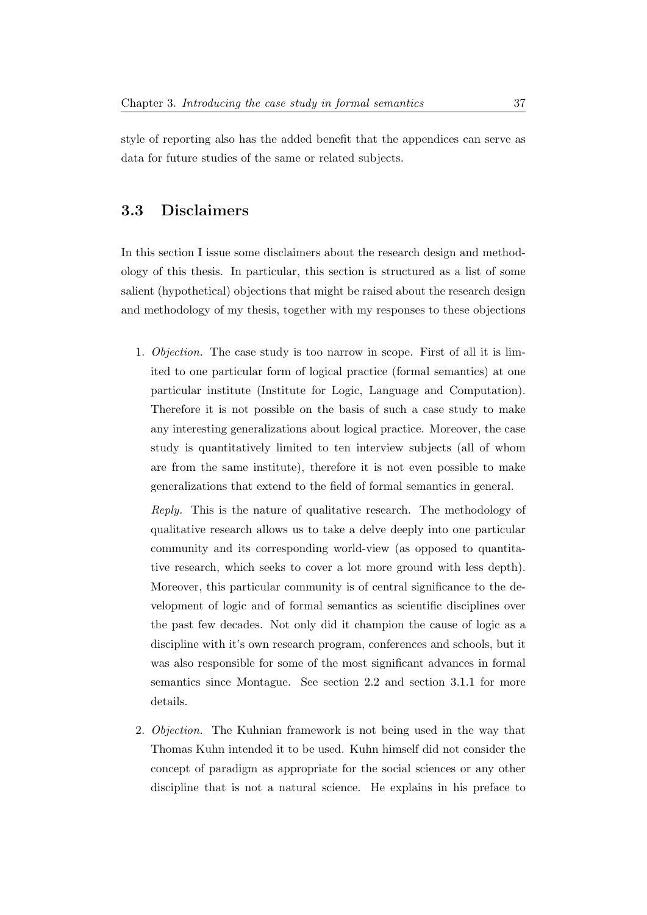style of reporting also has the added benefit that the appendices can serve as data for future studies of the same or related subjects.

## 3.3 Disclaimers

In this section I issue some disclaimers about the research design and methodology of this thesis. In particular, this section is structured as a list of some salient (hypothetical) objections that might be raised about the research design and methodology of my thesis, together with my responses to these objections

1. *Objection.* The case study is too narrow in scope. First of all it is limited to one particular form of logical practice (formal semantics) at one particular institute (Institute for Logic, Language and Computation). Therefore it is not possible on the basis of such a case study to make any interesting generalizations about logical practice. Moreover, the case study is quantitatively limited to ten interview subjects (all of whom are from the same institute), therefore it is not even possible to make generalizations that extend to the field of formal semantics in general.

   *Reply.* This is the nature of qualitative research. The methodology of qualitative research allows us to take a delve deeply into one particular community and its corresponding world-view (as opposed to quantitative research, which seeks to cover a lot more ground with less depth). Moreover, this particular community is of central significance to the development of logic and of formal semantics as scientific disciplines over the past few decades. Not only did it champion the cause of logic as a discipline with it's own research program, conferences and schools, but it was also responsible for some of the most significant advances in formal semantics since Montague. See section 2.2 and section 3.1.1 for more details.

2. *Objection.* The Kuhnian framework is not being used in the way that Thomas Kuhn intended it to be used. Kuhn himself did not consider the concept of paradigm as appropriate for the social sciences or any other discipline that is not a natural science. He explains in his preface to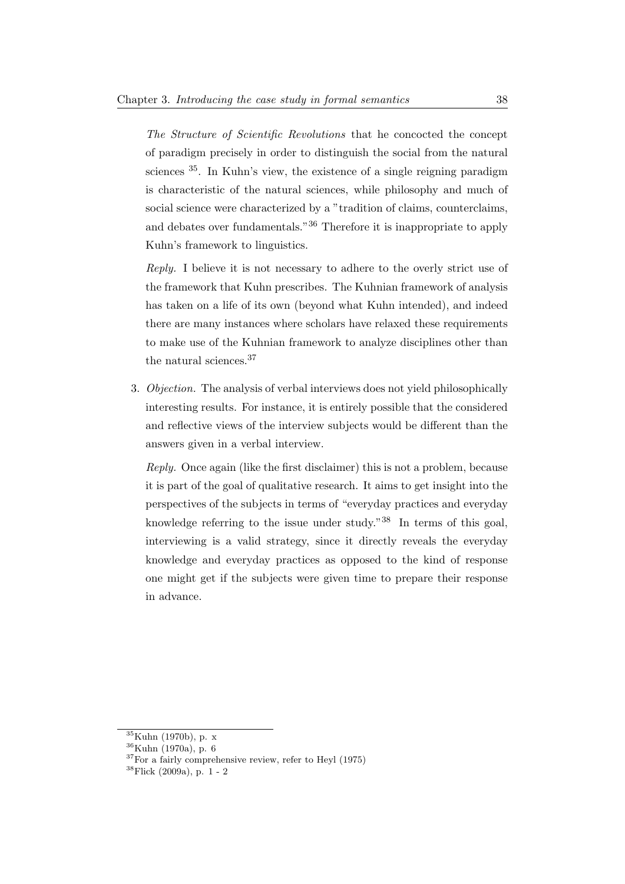*The Structure of Scientific Revolutions* that he concocted the concept of paradigm precisely in order to distinguish the social from the natural sciences [35]. In Kuhn's view, the existence of a single reigning paradigm is characteristic of the natural sciences, while philosophy and much of social science were characterized by a "tradition of claims, counterclaims, and debates over fundamentals."[36] Therefore it is inappropriate to apply Kuhn's framework to linguistics.

*Reply.* I believe it is not necessary to adhere to the overly strict use of the framework that Kuhn prescribes. The Kuhnian framework of analysis has taken on a life of its own (beyond what Kuhn intended), and indeed there are many instances where scholars have relaxed these requirements to make use of the Kuhnian framework to analyze disciplines other than the natural sciences.[37]

3. *Objection.* The analysis of verbal interviews does not yield philosophically interesting results. For instance, it is entirely possible that the considered and reflective views of the interview subjects would be different than the answers given in a verbal interview.

   *Reply.* Once again (like the first disclaimer) this is not a problem, because it is part of the goal of qualitative research. It aims to get insight into the perspectives of the subjects in terms of "everyday practices and everyday knowledge referring to the issue under study."[38] In terms of this goal, interviewing is a valid strategy, since it directly reveals the everyday knowledge and everyday practices as opposed to the kind of response one might get if the subjects were given time to prepare their response in advance.

[35] Kuhn (1970b), p. x

[36] Kuhn (1970a), p. 6

[37] For a fairly comprehensive review, refer to Heyl (1975)

[38] Flick (2009a), p. 1 - 2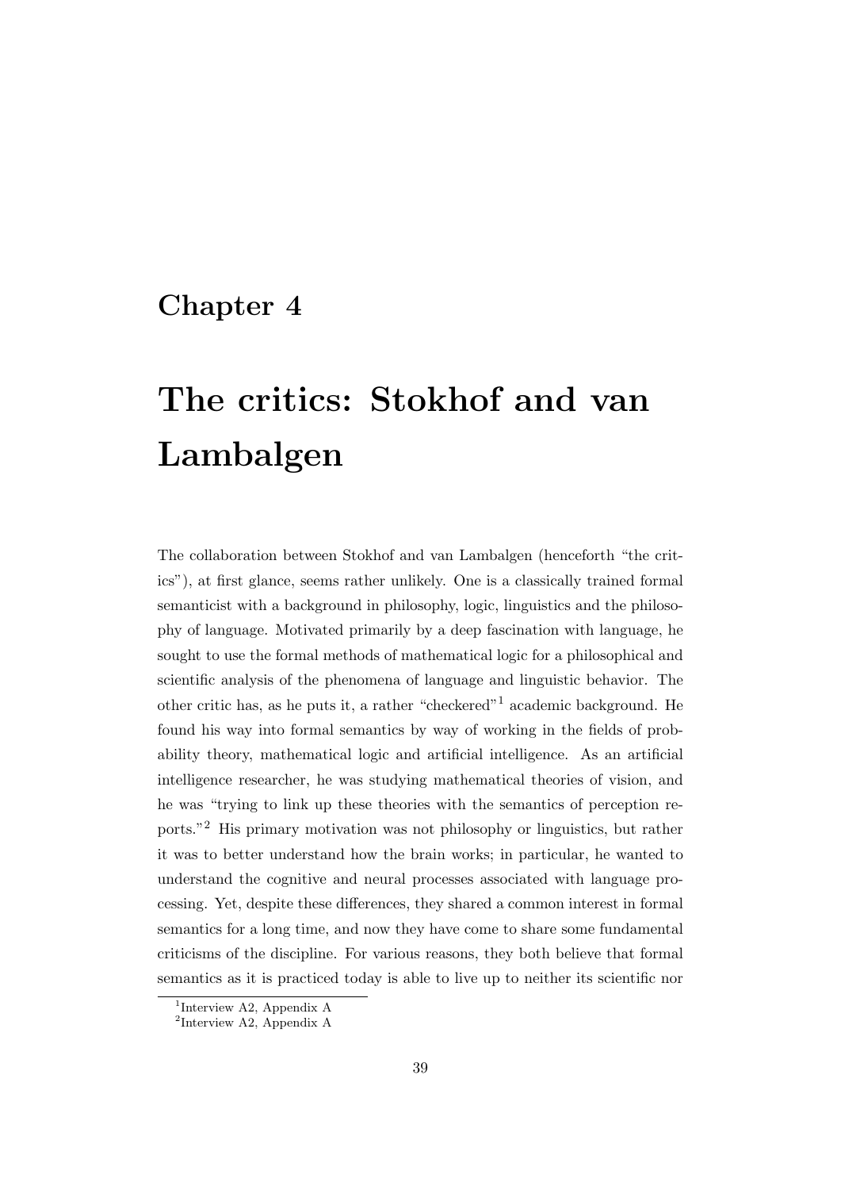# Chapter 4

# The critics: Stokhof and van Lambalgen

The collaboration between Stokhof and van Lambalgen (henceforth "the critics"), at first glance, seems rather unlikely. One is a classically trained formal semanticist with a background in philosophy, logic, linguistics and the philosophy of language. Motivated primarily by a deep fascination with language, he sought to use the formal methods of mathematical logic for a philosophical and scientific analysis of the phenomena of language and linguistic behavior. The other critic has, as he puts it, a rather "checkered"[1] academic background. He found his way into formal semantics by way of working in the fields of probability theory, mathematical logic and artificial intelligence. As an artificial intelligence researcher, he was studying mathematical theories of vision, and he was "trying to link up these theories with the semantics of perception reports."[2] His primary motivation was not philosophy or linguistics, but rather it was to better understand how the brain works; in particular, he wanted to understand the cognitive and neural processes associated with language processing. Yet, despite these differences, they shared a common interest in formal semantics for a long time, and now they have come to share some fundamental criticisms of the discipline. For various reasons, they both believe that formal semantics as it is practiced today is able to live up to neither its scientific nor

[1] Interview A2, Appendix A

[2] Interview A2, Appendix A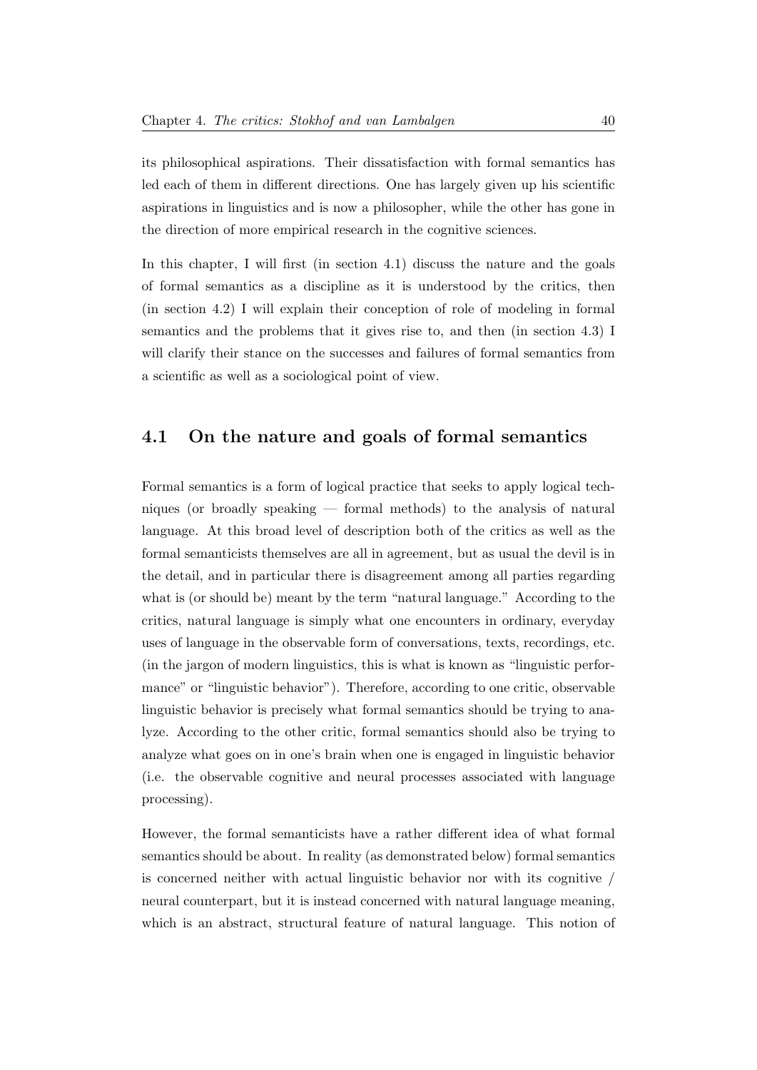its philosophical aspirations. Their dissatisfaction with formal semantics has led each of them in different directions. One has largely given up his scientific aspirations in linguistics and is now a philosopher, while the other has gone in the direction of more empirical research in the cognitive sciences.

In this chapter, I will first (in section 4.1) discuss the nature and the goals of formal semantics as a discipline as it is understood by the critics, then (in section 4.2) I will explain their conception of role of modeling in formal semantics and the problems that it gives rise to, and then (in section 4.3) I will clarify their stance on the successes and failures of formal semantics from a scientific as well as a sociological point of view.

## 4.1 On the nature and goals of formal semantics

Formal semantics is a form of logical practice that seeks to apply logical techniques (or broadly speaking — formal methods) to the analysis of natural language. At this broad level of description both of the critics as well as the formal semanticists themselves are all in agreement, but as usual the devil is in the detail, and in particular there is disagreement among all parties regarding what is (or should be) meant by the term "natural language." According to the critics, natural language is simply what one encounters in ordinary, everyday uses of language in the observable form of conversations, texts, recordings, etc. (in the jargon of modern linguistics, this is what is known as "linguistic performance" or "linguistic behavior"). Therefore, according to one critic, observable linguistic behavior is precisely what formal semantics should be trying to analyze. According to the other critic, formal semantics should also be trying to analyze what goes on in one's brain when one is engaged in linguistic behavior (i.e. the observable cognitive and neural processes associated with language processing).

However, the formal semanticists have a rather different idea of what formal semantics should be about. In reality (as demonstrated below) formal semantics is concerned neither with actual linguistic behavior nor with its cognitive / neural counterpart, but it is instead concerned with natural language meaning, which is an abstract, structural feature of natural language. This notion of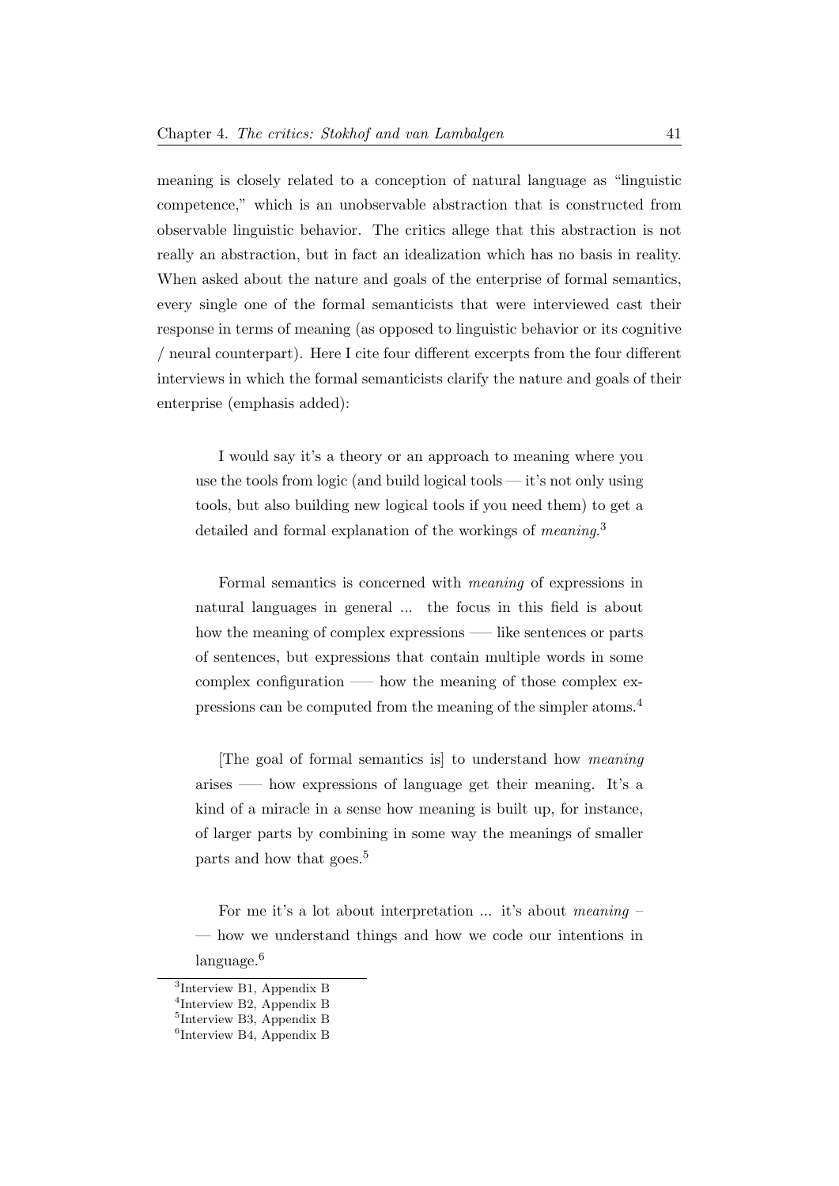meaning is closely related to a conception of natural language as "linguistic competence," which is an unobservable abstraction that is constructed from observable linguistic behavior. The critics allege that this abstraction is not really an abstraction, but in fact an idealization which has no basis in reality. When asked about the nature and goals of the enterprise of formal semantics, every single one of the formal semanticists that were interviewed cast their response in terms of meaning (as opposed to linguistic behavior or its cognitive / neural counterpart). Here I cite four different excerpts from the four different interviews in which the formal semanticists clarify the nature and goals of their enterprise (emphasis added):

> I would say it's a theory or an approach to meaning where you use the tools from logic (and build logical tools — it's not only using tools, but also building new logical tools if you need them) to get a detailed and formal explanation of the workings of *meaning*.[3]

> Formal semantics is concerned with *meaning* of expressions in natural languages in general ... the focus in this field is about how the meaning of complex expressions —– like sentences or parts of sentences, but expressions that contain multiple words in some complex configuration —– how the meaning of those complex expressions can be computed from the meaning of the simpler atoms.[4]

> [The goal of formal semantics is] to understand how *meaning* arises —– how expressions of language get their meaning. It's a kind of a miracle in a sense how meaning is built up, for instance, of larger parts by combining in some way the meanings of smaller parts and how that goes.[5]

> For me it's a lot about interpretation ... it's about *meaning* –— how we understand things and how we code our intentions in language.[6]

[3] Interview B1, Appendix B

[4] Interview B2, Appendix B

[5] Interview B3, Appendix B

[6] Interview B4, Appendix B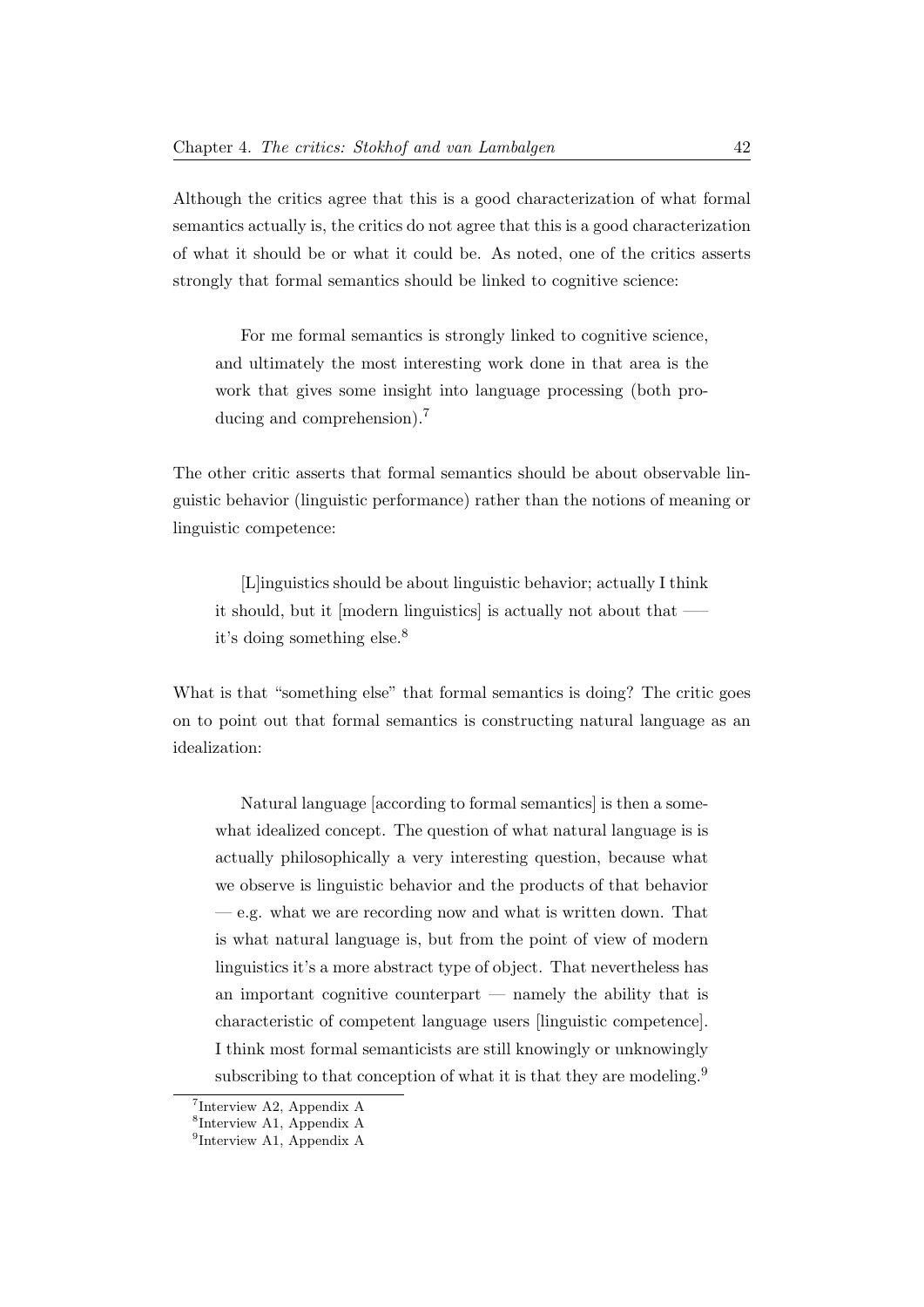Although the critics agree that this is a good characterization of what formal semantics actually is, the critics do not agree that this is a good characterization of what it should be or what it could be. As noted, one of the critics asserts strongly that formal semantics should be linked to cognitive science:

> For me formal semantics is strongly linked to cognitive science, and ultimately the most interesting work done in that area is the work that gives some insight into language processing (both producing and comprehension).[7]

The other critic asserts that formal semantics should be about observable linguistic behavior (linguistic performance) rather than the notions of meaning or linguistic competence:

> [L]inguistics should be about linguistic behavior; actually I think it should, but it [modern linguistics] is actually not about that — it's doing something else.[8]

What is that "something else" that formal semantics is doing? The critic goes on to point out that formal semantics is constructing natural language as an idealization:

> Natural language [according to formal semantics] is then a somewhat idealized concept. The question of what natural language is is actually philosophically a very interesting question, because what we observe is linguistic behavior and the products of that behavior — e.g. what we are recording now and what is written down. That is what natural language is, but from the point of view of modern linguistics it's a more abstract type of object. That nevertheless has an important cognitive counterpart — namely the ability that is characteristic of competent language users [linguistic competence]. I think most formal semanticists are still knowingly or unknowingly subscribing to that conception of what it is that they are modeling.[9]

[7] Interview A2, Appendix A

[8] Interview A1, Appendix A

[9] Interview A1, Appendix A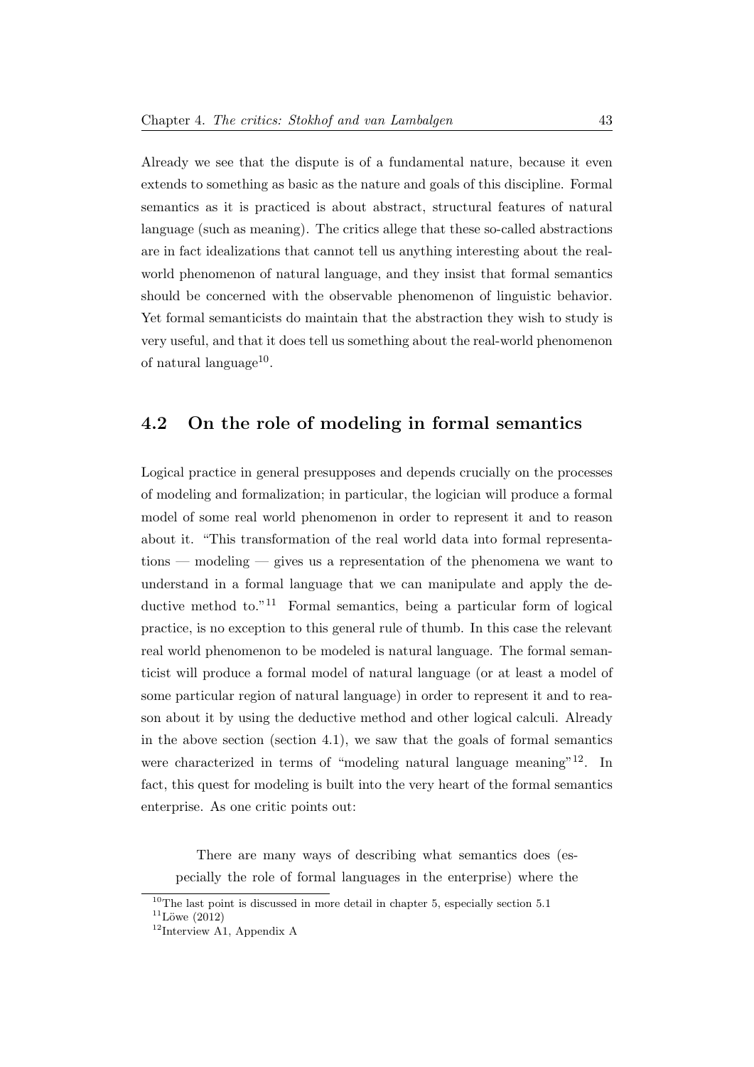Already we see that the dispute is of a fundamental nature, because it even extends to something as basic as the nature and goals of this discipline. Formal semantics as it is practiced is about abstract, structural features of natural language (such as meaning). The critics allege that these so-called abstractions are in fact idealizations that cannot tell us anything interesting about the real-world phenomenon of natural language, and they insist that formal semantics should be concerned with the observable phenomenon of linguistic behavior. Yet formal semanticists do maintain that the abstraction they wish to study is very useful, and that it does tell us something about the real-world phenomenon of natural language[10].

## 4.2 On the role of modeling in formal semantics

Logical practice in general presupposes and depends crucially on the processes of modeling and formalization; in particular, the logician will produce a formal model of some real world phenomenon in order to represent it and to reason about it. "This transformation of the real world data into formal representations — modeling — gives us a representation of the phenomena we want to understand in a formal language that we can manipulate and apply the deductive method to."[11] Formal semantics, being a particular form of logical practice, is no exception to this general rule of thumb. In this case the relevant real world phenomenon to be modeled is natural language. The formal semanticist will produce a formal model of natural language (or at least a model of some particular region of natural language) in order to represent it and to reason about it by using the deductive method and other logical calculi. Already in the above section (section 4.1), we saw that the goals of formal semantics were characterized in terms of "modeling natural language meaning"[12]. In fact, this quest for modeling is built into the very heart of the formal semantics enterprise. As one critic points out:

> There are many ways of describing what semantics does (especially the role of formal languages in the enterprise) where the

[10] The last point is discussed in more detail in chapter 5, especially section 5.1

[11] Löwe (2012)

[12] Interview A1, Appendix A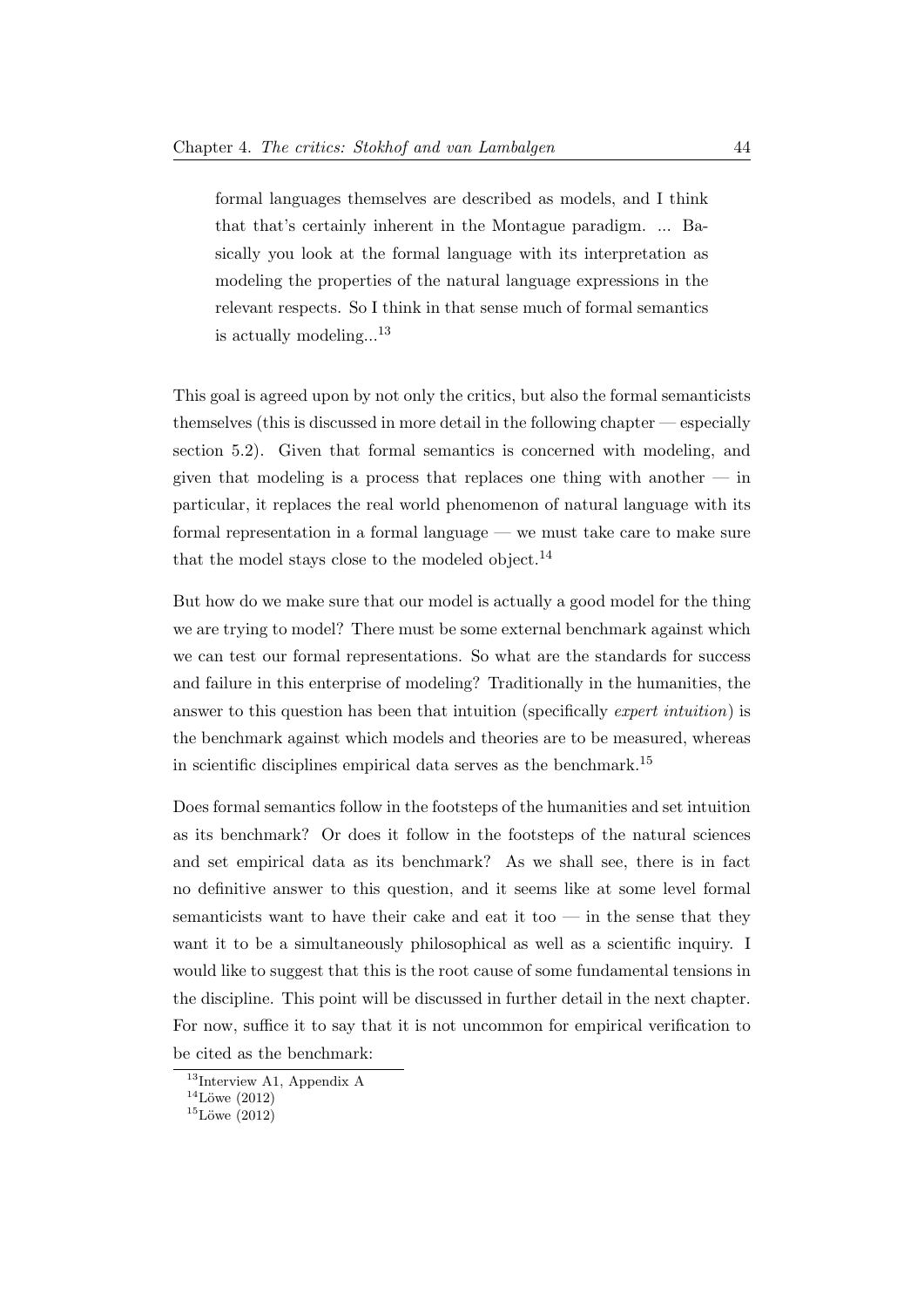> formal languages themselves are described as models, and I think that that's certainly inherent in the Montague paradigm. ... Basically you look at the formal language with its interpretation as modeling the properties of the natural language expressions in the relevant respects. So I think in that sense much of formal semantics is actually modeling...[13]

This goal is agreed upon by not only the critics, but also the formal semanticists themselves (this is discussed in more detail in the following chapter — especially section 5.2). Given that formal semantics is concerned with modeling, and given that modeling is a process that replaces one thing with another — in particular, it replaces the real world phenomenon of natural language with its formal representation in a formal language — we must take care to make sure that the model stays close to the modeled object.[14]

But how do we make sure that our model is actually a good model for the thing we are trying to model? There must be some external benchmark against which we can test our formal representations. So what are the standards for success and failure in this enterprise of modeling? Traditionally in the humanities, the answer to this question has been that intuition (specifically *expert intuition*) is the benchmark against which models and theories are to be measured, whereas in scientific disciplines empirical data serves as the benchmark.[15]

Does formal semantics follow in the footsteps of the humanities and set intuition as its benchmark? Or does it follow in the footsteps of the natural sciences and set empirical data as its benchmark? As we shall see, there is in fact no definitive answer to this question, and it seems like at some level formal semanticists want to have their cake and eat it too — in the sense that they want it to be a simultaneously philosophical as well as a scientific inquiry. I would like to suggest that this is the root cause of some fundamental tensions in the discipline. This point will be discussed in further detail in the next chapter. For now, suffice it to say that it is not uncommon for empirical verification to be cited as the benchmark:

[13] Interview A1, Appendix A

[14] Löwe (2012)

[15] Löwe (2012)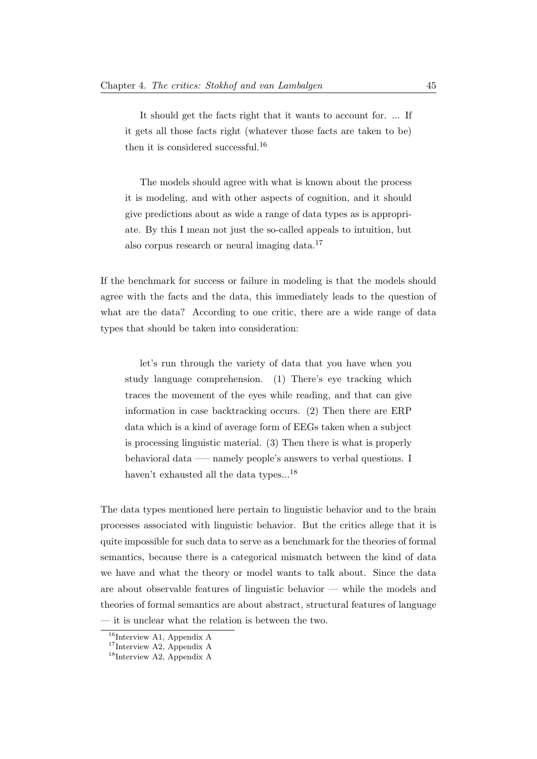> It should get the facts right that it wants to account for. ... If it gets all those facts right (whatever those facts are taken to be) then it is considered successful.[16]

> The models should agree with what is known about the process it is modeling, and with other aspects of cognition, and it should give predictions about as wide a range of data types as is appropriate. By this I mean not just the so-called appeals to intuition, but also corpus research or neural imaging data.[17]

If the benchmark for success or failure in modeling is that the models should agree with the facts and the data, this immediately leads to the question of what are the data? According to one critic, there are a wide range of data types that should be taken into consideration:

> let's run through the variety of data that you have when you study language comprehension. (1) There's eye tracking which traces the movement of the eyes while reading, and that can give information in case backtracking occurs. (2) Then there are ERP data which is a kind of average form of EEGs taken when a subject is processing linguistic material. (3) Then there is what is properly behavioral data —– namely people's answers to verbal questions. I haven't exhausted all the data types...[18]

The data types mentioned here pertain to linguistic behavior and to the brain processes associated with linguistic behavior. But the critics allege that it is quite impossible for such data to serve as a benchmark for the theories of formal semantics, because there is a categorical mismatch between the kind of data we have and what the theory or model wants to talk about. Since the data are about observable features of linguistic behavior — while the models and theories of formal semantics are about abstract, structural features of language — it is unclear what the relation is between the two.

[16] Interview A1, Appendix A

[17] Interview A2, Appendix A

[18] Interview A2, Appendix A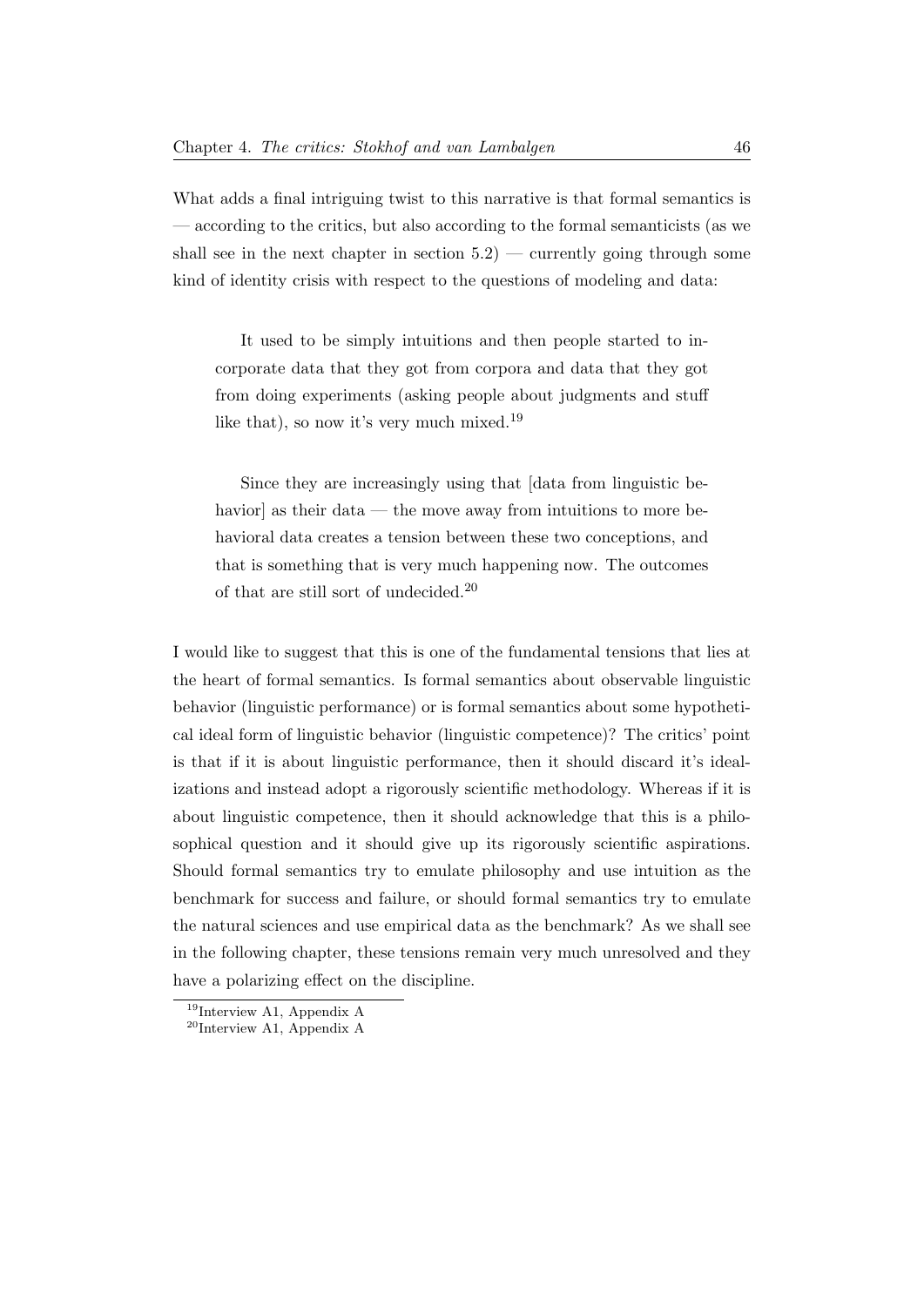What adds a final intriguing twist to this narrative is that formal semantics is — according to the critics, but also according to the formal semanticists (as we shall see in the next chapter in section 5.2) — currently going through some kind of identity crisis with respect to the questions of modeling and data:

> It used to be simply intuitions and then people started to incorporate data that they got from corpora and data that they got from doing experiments (asking people about judgments and stuff like that), so now it's very much mixed.[19]

> Since they are increasingly using that [data from linguistic behavior] as their data — the move away from intuitions to more behavioral data creates a tension between these two conceptions, and that is something that is very much happening now. The outcomes of that are still sort of undecided.[20]

I would like to suggest that this is one of the fundamental tensions that lies at the heart of formal semantics. Is formal semantics about observable linguistic behavior (linguistic performance) or is formal semantics about some hypothetical ideal form of linguistic behavior (linguistic competence)? The critics' point is that if it is about linguistic performance, then it should discard it's idealizations and instead adopt a rigorously scientific methodology. Whereas if it is about linguistic competence, then it should acknowledge that this is a philosophical question and it should give up its rigorously scientific aspirations. Should formal semantics try to emulate philosophy and use intuition as the benchmark for success and failure, or should formal semantics try to emulate the natural sciences and use empirical data as the benchmark? As we shall see in the following chapter, these tensions remain very much unresolved and they have a polarizing effect on the discipline.

[19] Interview A1, Appendix A

[20] Interview A1, Appendix A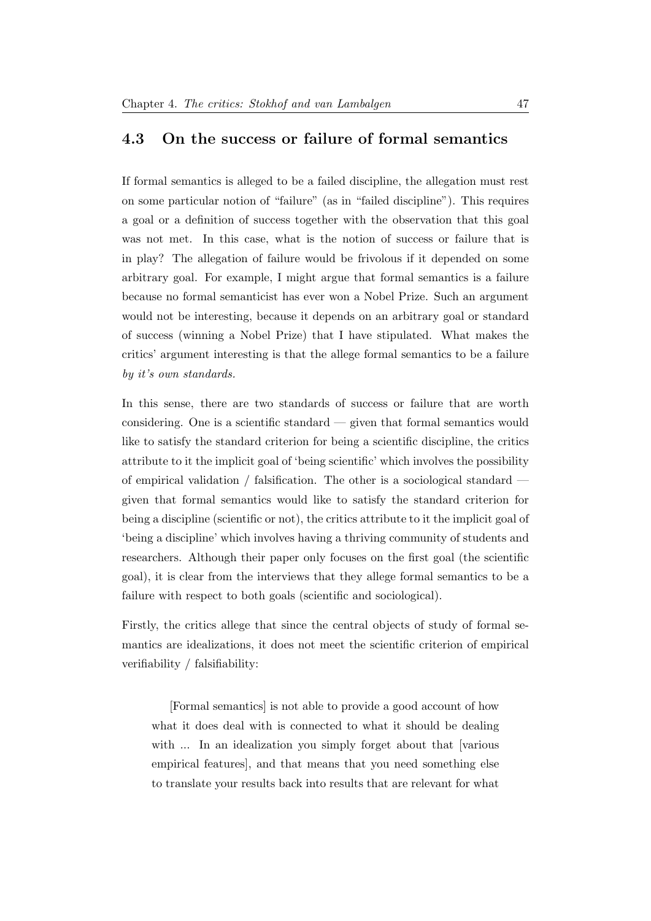## 4.3 On the success or failure of formal semantics

If formal semantics is alleged to be a failed discipline, the allegation must rest on some particular notion of "failure" (as in "failed discipline"). This requires a goal or a definition of success together with the observation that this goal was not met. In this case, what is the notion of success or failure that is in play? The allegation of failure would be frivolous if it depended on some arbitrary goal. For example, I might argue that formal semantics is a failure because no formal semanticist has ever won a Nobel Prize. Such an argument would not be interesting, because it depends on an arbitrary goal or standard of success (winning a Nobel Prize) that I have stipulated. What makes the critics' argument interesting is that the allege formal semantics to be a failure *by it's own standards.*

In this sense, there are two standards of success or failure that are worth considering. One is a scientific standard — given that formal semantics would like to satisfy the standard criterion for being a scientific discipline, the critics attribute to it the implicit goal of 'being scientific' which involves the possibility of empirical validation / falsification. The other is a sociological standard — given that formal semantics would like to satisfy the standard criterion for being a discipline (scientific or not), the critics attribute to it the implicit goal of 'being a discipline' which involves having a thriving community of students and researchers. Although their paper only focuses on the first goal (the scientific goal), it is clear from the interviews that they allege formal semantics to be a failure with respect to both goals (scientific and sociological).

Firstly, the critics allege that since the central objects of study of formal semantics are idealizations, it does not meet the scientific criterion of empirical verifiability / falsifiability:

> [Formal semantics] is not able to provide a good account of how what it does deal with is connected to what it should be dealing with ... In an idealization you simply forget about that [various empirical features], and that means that you need something else to translate your results back into results that are relevant for what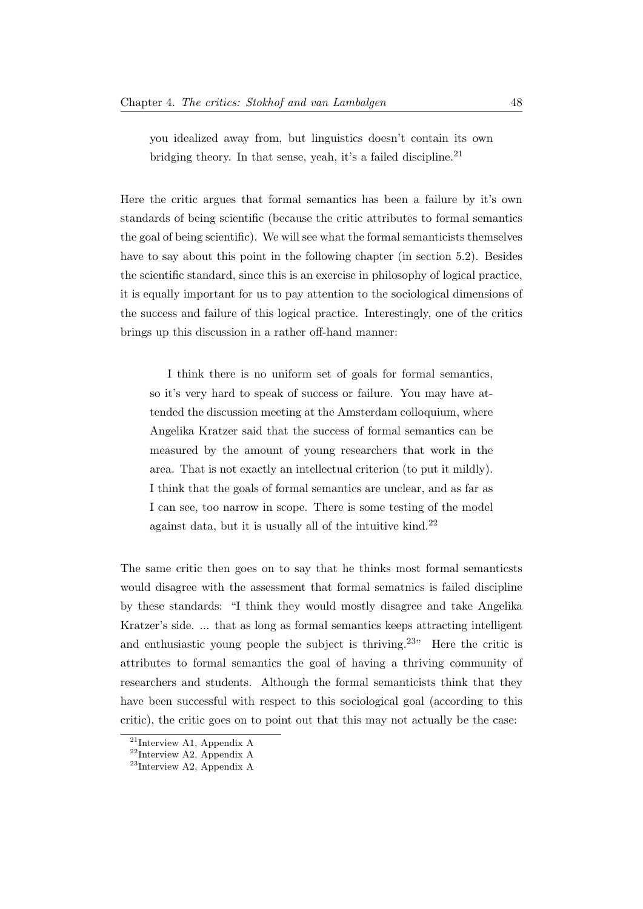you idealized away from, but linguistics doesn't contain its own bridging theory. In that sense, yeah, it's a failed discipline.[21]

Here the critic argues that formal semantics has been a failure by it's own standards of being scientific (because the critic attributes to formal semantics the goal of being scientific). We will see what the formal semanticists themselves have to say about this point in the following chapter (in section 5.2). Besides the scientific standard, since this is an exercise in philosophy of logical practice, it is equally important for us to pay attention to the sociological dimensions of the success and failure of this logical practice. Interestingly, one of the critics brings up this discussion in a rather off-hand manner:

> I think there is no uniform set of goals for formal semantics, so it's very hard to speak of success or failure. You may have attended the discussion meeting at the Amsterdam colloquium, where Angelika Kratzer said that the success of formal semantics can be measured by the amount of young researchers that work in the area. That is not exactly an intellectual criterion (to put it mildly). I think that the goals of formal semantics are unclear, and as far as I can see, too narrow in scope. There is some testing of the model against data, but it is usually all of the intuitive kind.[22]

The same critic then goes on to say that he thinks most formal semanticsts would disagree with the assessment that formal sematnics is failed discipline by these standards: "I think they would mostly disagree and take Angelika Kratzer's side. ... that as long as formal semantics keeps attracting intelligent and enthusiastic young people the subject is thriving.[23]" Here the critic is attributes to formal semantics the goal of having a thriving community of researchers and students. Although the formal semanticists think that they have been successful with respect to this sociological goal (according to this critic), the critic goes on to point out that this may not actually be the case:

[21]Interview A1, Appendix A

[22]Interview A2, Appendix A

[23]Interview A2, Appendix A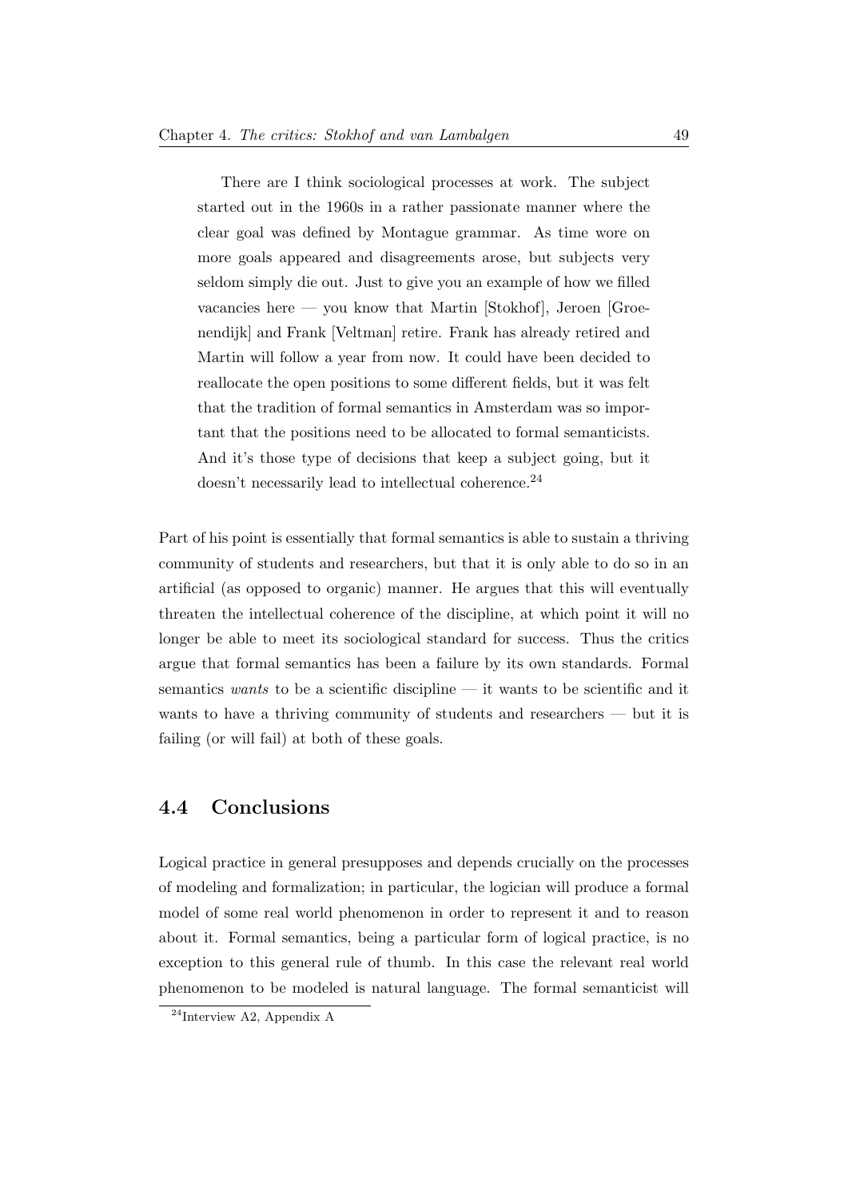> There are I think sociological processes at work. The subject started out in the 1960s in a rather passionate manner where the clear goal was defined by Montague grammar. As time wore on more goals appeared and disagreements arose, but subjects very seldom simply die out. Just to give you an example of how we filled vacancies here — you know that Martin [Stokhof], Jeroen [Groenendijk] and Frank [Veltman] retire. Frank has already retired and Martin will follow a year from now. It could have been decided to reallocate the open positions to some different fields, but it was felt that the tradition of formal semantics in Amsterdam was so important that the positions need to be allocated to formal semanticists. And it's those type of decisions that keep a subject going, but it doesn't necessarily lead to intellectual coherence.[24]

Part of his point is essentially that formal semantics is able to sustain a thriving community of students and researchers, but that it is only able to do so in an artificial (as opposed to organic) manner. He argues that this will eventually threaten the intellectual coherence of the discipline, at which point it will no longer be able to meet its sociological standard for success. Thus the critics argue that formal semantics has been a failure by its own standards. Formal semantics *wants* to be a scientific discipline — it wants to be scientific and it wants to have a thriving community of students and researchers — but it is failing (or will fail) at both of these goals.

## 4.4 Conclusions

Logical practice in general presupposes and depends crucially on the processes of modeling and formalization; in particular, the logician will produce a formal model of some real world phenomenon in order to represent it and to reason about it. Formal semantics, being a particular form of logical practice, is no exception to this general rule of thumb. In this case the relevant real world phenomenon to be modeled is natural language. The formal semanticist will

[24]Interview A2, Appendix A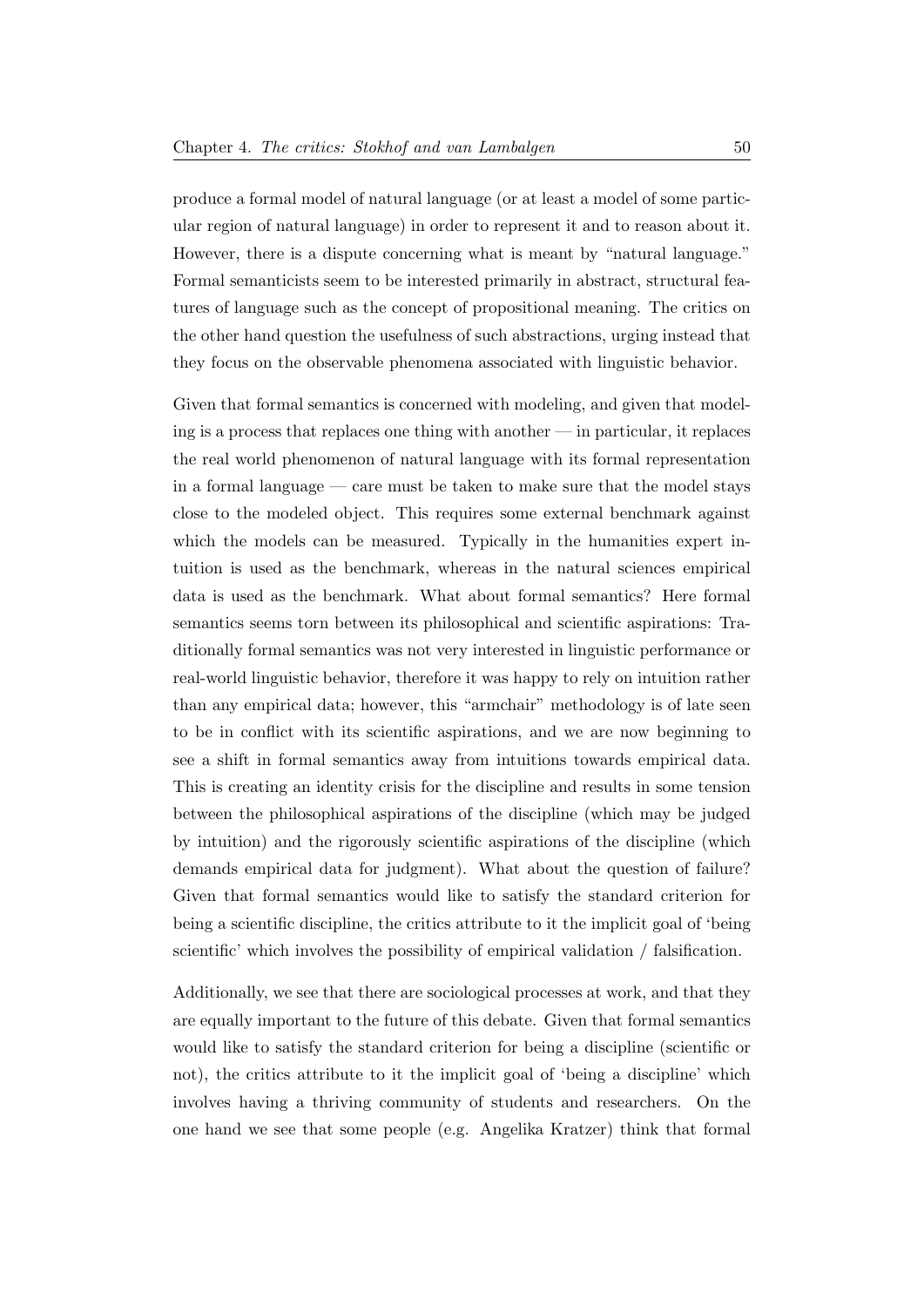produce a formal model of natural language (or at least a model of some particular region of natural language) in order to represent it and to reason about it. However, there is a dispute concerning what is meant by "natural language." Formal semanticists seem to be interested primarily in abstract, structural features of language such as the concept of propositional meaning. The critics on the other hand question the usefulness of such abstractions, urging instead that they focus on the observable phenomena associated with linguistic behavior.

Given that formal semantics is concerned with modeling, and given that modeling is a process that replaces one thing with another — in particular, it replaces the real world phenomenon of natural language with its formal representation in a formal language — care must be taken to make sure that the model stays close to the modeled object. This requires some external benchmark against which the models can be measured. Typically in the humanities expert intuition is used as the benchmark, whereas in the natural sciences empirical data is used as the benchmark. What about formal semantics? Here formal semantics seems torn between its philosophical and scientific aspirations: Traditionally formal semantics was not very interested in linguistic performance or real-world linguistic behavior, therefore it was happy to rely on intuition rather than any empirical data; however, this "armchair" methodology is of late seen to be in conflict with its scientific aspirations, and we are now beginning to see a shift in formal semantics away from intuitions towards empirical data. This is creating an identity crisis for the discipline and results in some tension between the philosophical aspirations of the discipline (which may be judged by intuition) and the rigorously scientific aspirations of the discipline (which demands empirical data for judgment). What about the question of failure? Given that formal semantics would like to satisfy the standard criterion for being a scientific discipline, the critics attribute to it the implicit goal of 'being scientific' which involves the possibility of empirical validation / falsification.

Additionally, we see that there are sociological processes at work, and that they are equally important to the future of this debate. Given that formal semantics would like to satisfy the standard criterion for being a discipline (scientific or not), the critics attribute to it the implicit goal of 'being a discipline' which involves having a thriving community of students and researchers. On the one hand we see that some people (e.g. Angelika Kratzer) think that formal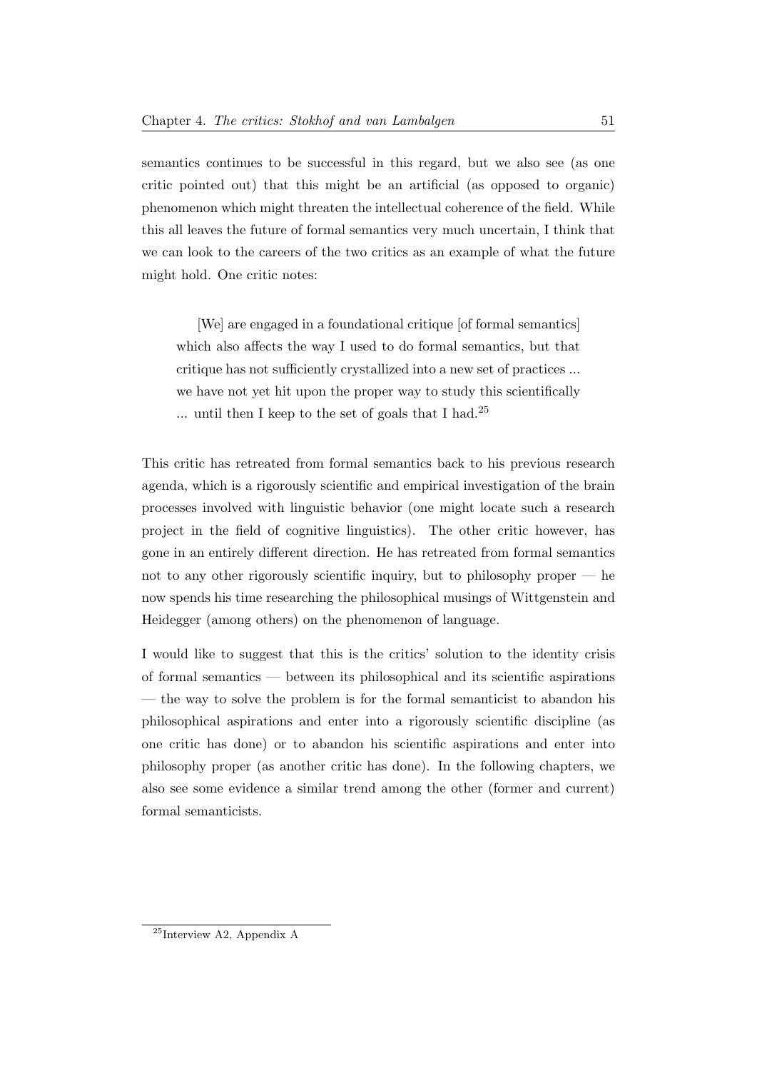semantics continues to be successful in this regard, but we also see (as one critic pointed out) that this might be an artificial (as opposed to organic) phenomenon which might threaten the intellectual coherence of the field. While this all leaves the future of formal semantics very much uncertain, I think that we can look to the careers of the two critics as an example of what the future might hold. One critic notes:

> [We] are engaged in a foundational critique [of formal semantics] which also affects the way I used to do formal semantics, but that critique has not sufficiently crystallized into a new set of practices ... we have not yet hit upon the proper way to study this scientifically ... until then I keep to the set of goals that I had.[25]

This critic has retreated from formal semantics back to his previous research agenda, which is a rigorously scientific and empirical investigation of the brain processes involved with linguistic behavior (one might locate such a research project in the field of cognitive linguistics). The other critic however, has gone in an entirely different direction. He has retreated from formal semantics not to any other rigorously scientific inquiry, but to philosophy proper — he now spends his time researching the philosophical musings of Wittgenstein and Heidegger (among others) on the phenomenon of language.

I would like to suggest that this is the critics' solution to the identity crisis of formal semantics — between its philosophical and its scientific aspirations — the way to solve the problem is for the formal semanticist to abandon his philosophical aspirations and enter into a rigorously scientific discipline (as one critic has done) or to abandon his scientific aspirations and enter into philosophy proper (as another critic has done). In the following chapters, we also see some evidence a similar trend among the other (former and current) formal semanticists.

[25] Interview A2, Appendix A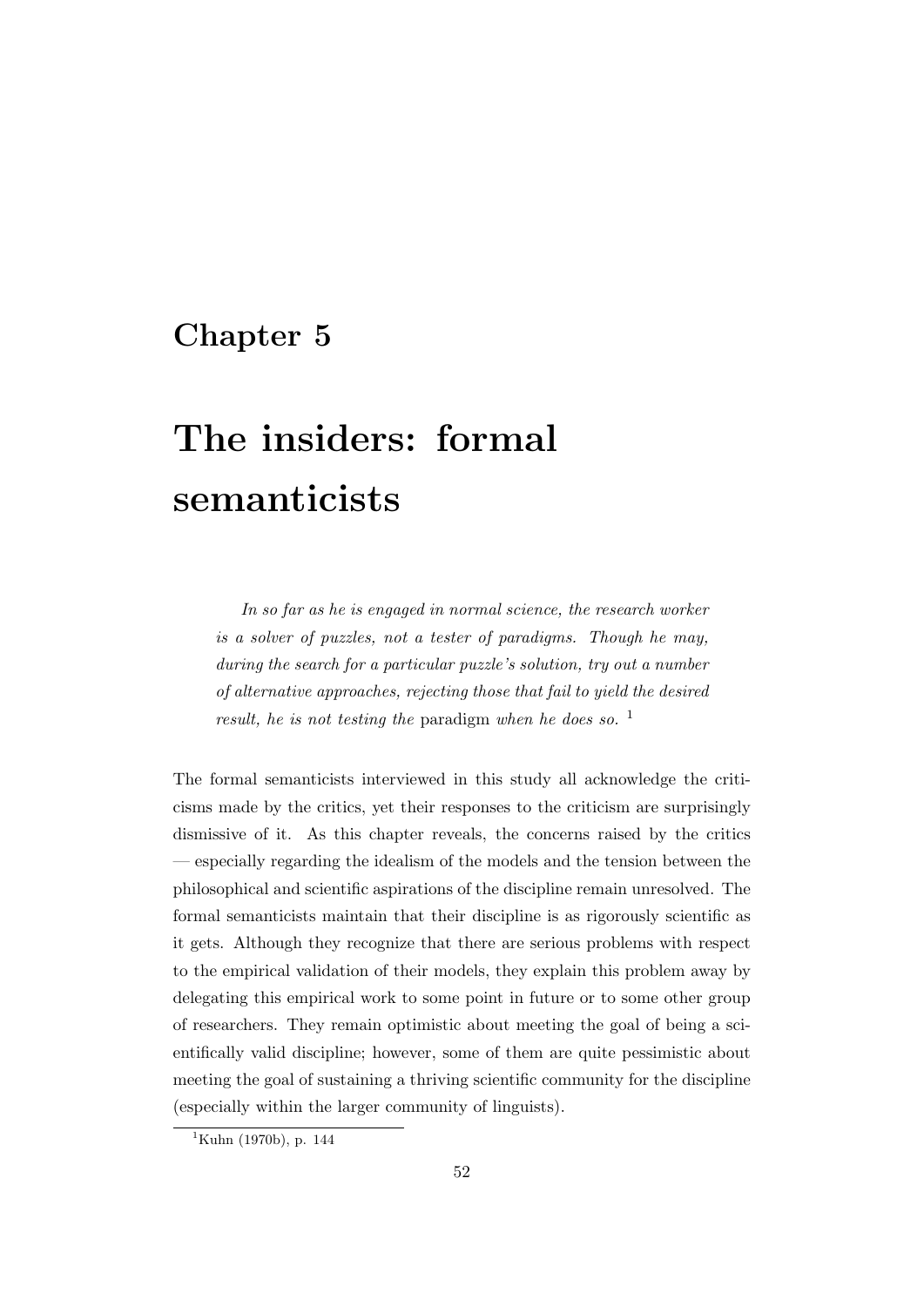# Chapter 5

# The insiders: formal semanticists

> *In so far as he is engaged in normal science, the research worker is a solver of puzzles, not a tester of paradigms. Though he may, during the search for a particular puzzle's solution, try out a number of alternative approaches, rejecting those that fail to yield the desired result, he is not testing the* paradigm *when he does so.* [1]

The formal semanticists interviewed in this study all acknowledge the criticisms made by the critics, yet their responses to the criticism are surprisingly dismissive of it. As this chapter reveals, the concerns raised by the critics — especially regarding the idealism of the models and the tension between the philosophical and scientific aspirations of the discipline remain unresolved. The formal semanticists maintain that their discipline is as rigorously scientific as it gets. Although they recognize that there are serious problems with respect to the empirical validation of their models, they explain this problem away by delegating this empirical work to some point in future or to some other group of researchers. They remain optimistic about meeting the goal of being a scientifically valid discipline; however, some of them are quite pessimistic about meeting the goal of sustaining a thriving scientific community for the discipline (especially within the larger community of linguists).

[1] Kuhn (1970b), p. 144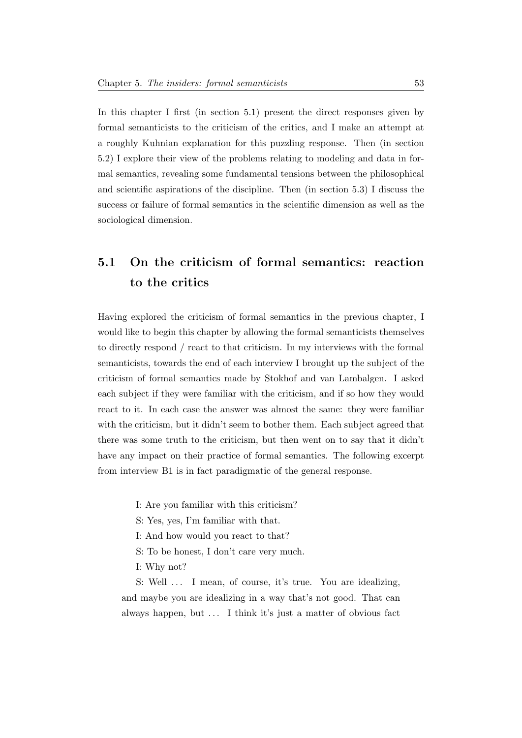In this chapter I first (in section 5.1) present the direct responses given by formal semanticists to the criticism of the critics, and I make an attempt at a roughly Kuhnian explanation for this puzzling response. Then (in section 5.2) I explore their view of the problems relating to modeling and data in formal semantics, revealing some fundamental tensions between the philosophical and scientific aspirations of the discipline. Then (in section 5.3) I discuss the success or failure of formal semantics in the scientific dimension as well as the sociological dimension.

## 5.1 On the criticism of formal semantics: reaction to the critics

Having explored the criticism of formal semantics in the previous chapter, I would like to begin this chapter by allowing the formal semanticists themselves to directly respond / react to that criticism. In my interviews with the formal semanticists, towards the end of each interview I brought up the subject of the criticism of formal semantics made by Stokhof and van Lambalgen. I asked each subject if they were familiar with the criticism, and if so how they would react to it. In each case the answer was almost the same: they were familiar with the criticism, but it didn't seem to bother them. Each subject agreed that there was some truth to the criticism, but then went on to say that it didn't have any impact on their practice of formal semantics. The following excerpt from interview B1 is in fact paradigmatic of the general response.

> I: Are you familiar with this criticism?
>
> S: Yes, yes, I'm familiar with that.
>
> I: And how would you react to that?
>
> S: To be honest, I don't care very much.
>
> I: Why not?
>
> S: Well ... I mean, of course, it's true. You are idealizing, and maybe you are idealizing in a way that's not good. That can always happen, but ... I think it's just a matter of obvious fact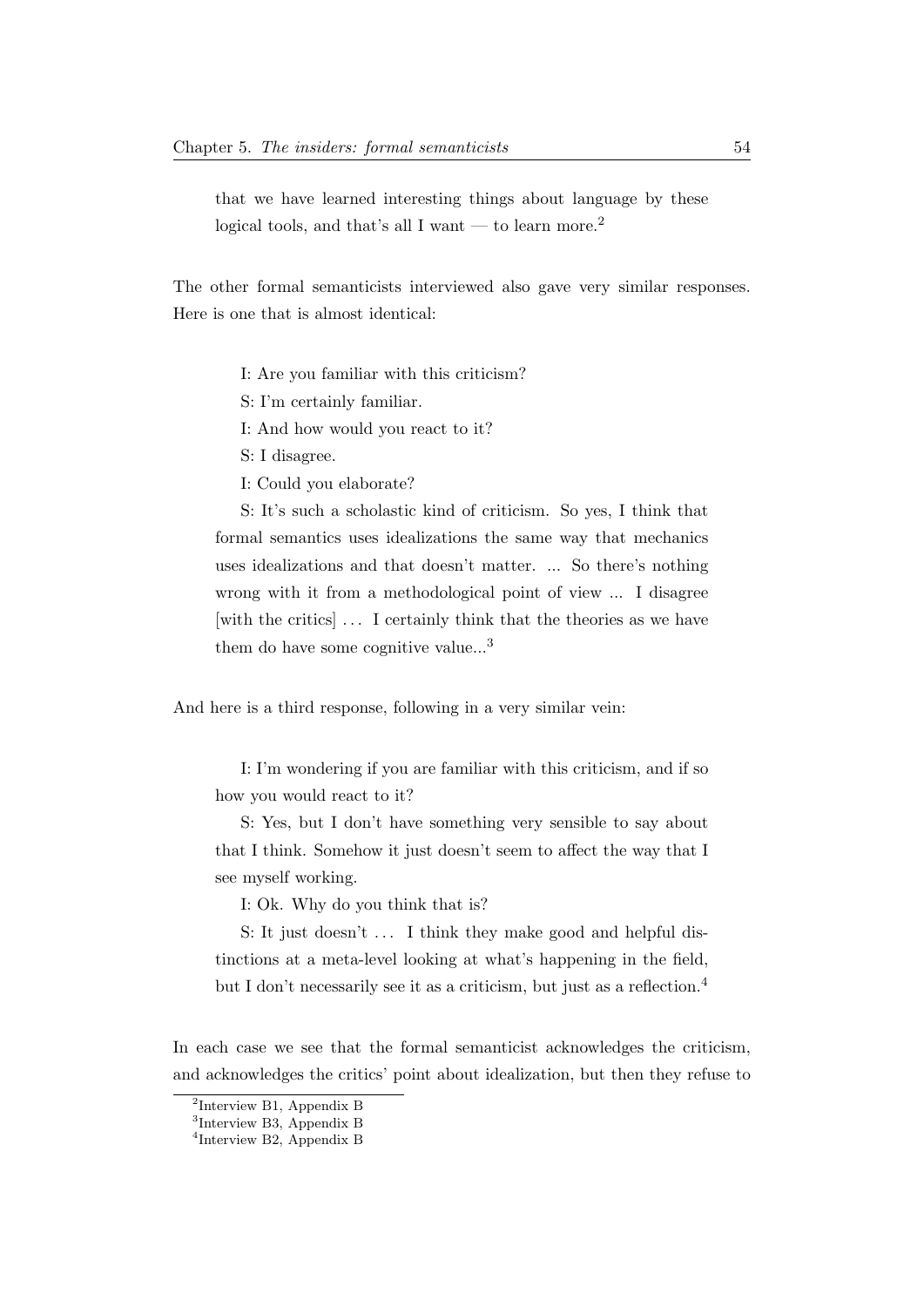> that we have learned interesting things about language by these logical tools, and that's all I want — to learn more.[2]

The other formal semanticists interviewed also gave very similar responses. Here is one that is almost identical:

> I: Are you familiar with this criticism?
>
> S: I'm certainly familiar.
>
> I: And how would you react to it?
>
> S: I disagree.
>
> I: Could you elaborate?
>
> S: It's such a scholastic kind of criticism. So yes, I think that formal semantics uses idealizations the same way that mechanics uses idealizations and that doesn't matter. ... So there's nothing wrong with it from a methodological point of view ... I disagree [with the critics] ... I certainly think that the theories as we have them do have some cognitive value...[3]

And here is a third response, following in a very similar vein:

> I: I'm wondering if you are familiar with this criticism, and if so how you would react to it?
>
> S: Yes, but I don't have something very sensible to say about that I think. Somehow it just doesn't seem to affect the way that I see myself working.
>
> I: Ok. Why do you think that is?
>
> S: It just doesn't ... I think they make good and helpful distinctions at a meta-level looking at what's happening in the field, but I don't necessarily see it as a criticism, but just as a reflection.[4]

In each case we see that the formal semanticist acknowledges the criticism, and acknowledges the critics' point about idealization, but then they refuse to

---

[2] Interview B1, Appendix B

[3] Interview B3, Appendix B

[4] Interview B2, Appendix B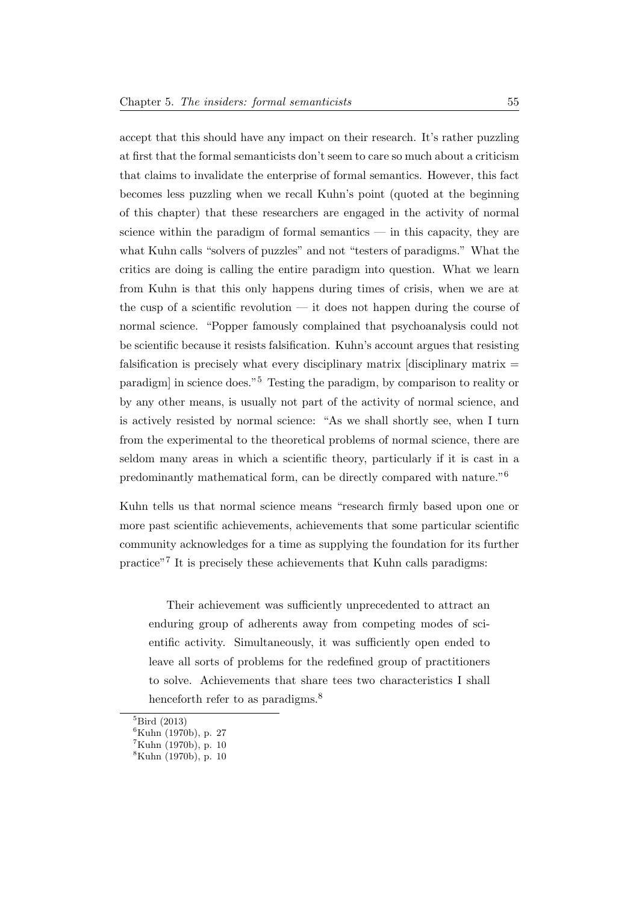accept that this should have any impact on their research. It's rather puzzling at first that the formal semanticists don't seem to care so much about a criticism that claims to invalidate the enterprise of formal semantics. However, this fact becomes less puzzling when we recall Kuhn's point (quoted at the beginning of this chapter) that these researchers are engaged in the activity of normal science within the paradigm of formal semantics — in this capacity, they are what Kuhn calls "solvers of puzzles" and not "testers of paradigms." What the critics are doing is calling the entire paradigm into question. What we learn from Kuhn is that this only happens during times of crisis, when we are at the cusp of a scientific revolution — it does not happen during the course of normal science. "Popper famously complained that psychoanalysis could not be scientific because it resists falsification. Kuhn's account argues that resisting falsification is precisely what every disciplinary matrix [disciplinary matrix = paradigm] in science does."[5] Testing the paradigm, by comparison to reality or by any other means, is usually not part of the activity of normal science, and is actively resisted by normal science: "As we shall shortly see, when I turn from the experimental to the theoretical problems of normal science, there are seldom many areas in which a scientific theory, particularly if it is cast in a predominantly mathematical form, can be directly compared with nature."[6]

Kuhn tells us that normal science means "research firmly based upon one or more past scientific achievements, achievements that some particular scientific community acknowledges for a time as supplying the foundation for its further practice"[7] It is precisely these achievements that Kuhn calls paradigms:

> Their achievement was sufficiently unprecedented to attract an enduring group of adherents away from competing modes of scientific activity. Simultaneously, it was sufficiently open ended to leave all sorts of problems for the redefined group of practitioners to solve. Achievements that share tees two characteristics I shall henceforth refer to as paradigms.[8]

[5] Bird (2013)

[6] Kuhn (1970b), p. 27

[7] Kuhn (1970b), p. 10

[8] Kuhn (1970b), p. 10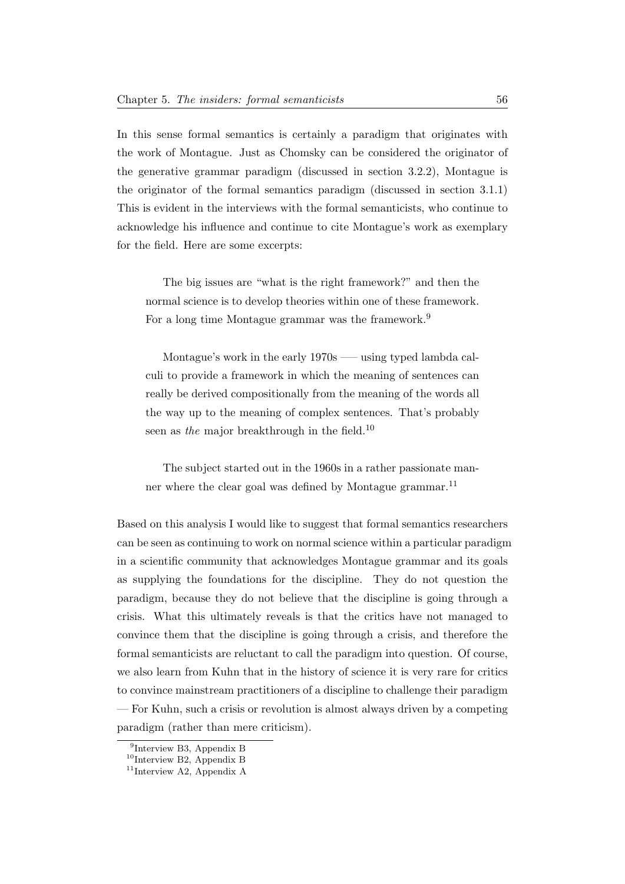In this sense formal semantics is certainly a paradigm that originates with the work of Montague. Just as Chomsky can be considered the originator of the generative grammar paradigm (discussed in section 3.2.2), Montague is the originator of the formal semantics paradigm (discussed in section 3.1.1) This is evident in the interviews with the formal semanticists, who continue to acknowledge his influence and continue to cite Montague's work as exemplary for the field. Here are some excerpts:

> The big issues are "what is the right framework?" and then the normal science is to develop theories within one of these framework. For a long time Montague grammar was the framework.[9]

> Montague's work in the early 1970s —– using typed lambda calculi to provide a framework in which the meaning of sentences can really be derived compositionally from the meaning of the words all the way up to the meaning of complex sentences. That's probably seen as *the* major breakthrough in the field.[10]

> The subject started out in the 1960s in a rather passionate manner where the clear goal was defined by Montague grammar.[11]

Based on this analysis I would like to suggest that formal semantics researchers can be seen as continuing to work on normal science within a particular paradigm in a scientific community that acknowledges Montague grammar and its goals as supplying the foundations for the discipline. They do not question the paradigm, because they do not believe that the discipline is going through a crisis. What this ultimately reveals is that the critics have not managed to convince them that the discipline is going through a crisis, and therefore the formal semanticists are reluctant to call the paradigm into question. Of course, we also learn from Kuhn that in the history of science it is very rare for critics to convince mainstream practitioners of a discipline to challenge their paradigm — For Kuhn, such a crisis or revolution is almost always driven by a competing paradigm (rather than mere criticism).

[9] Interview B3, Appendix B

[10] Interview B2, Appendix B

[11] Interview A2, Appendix A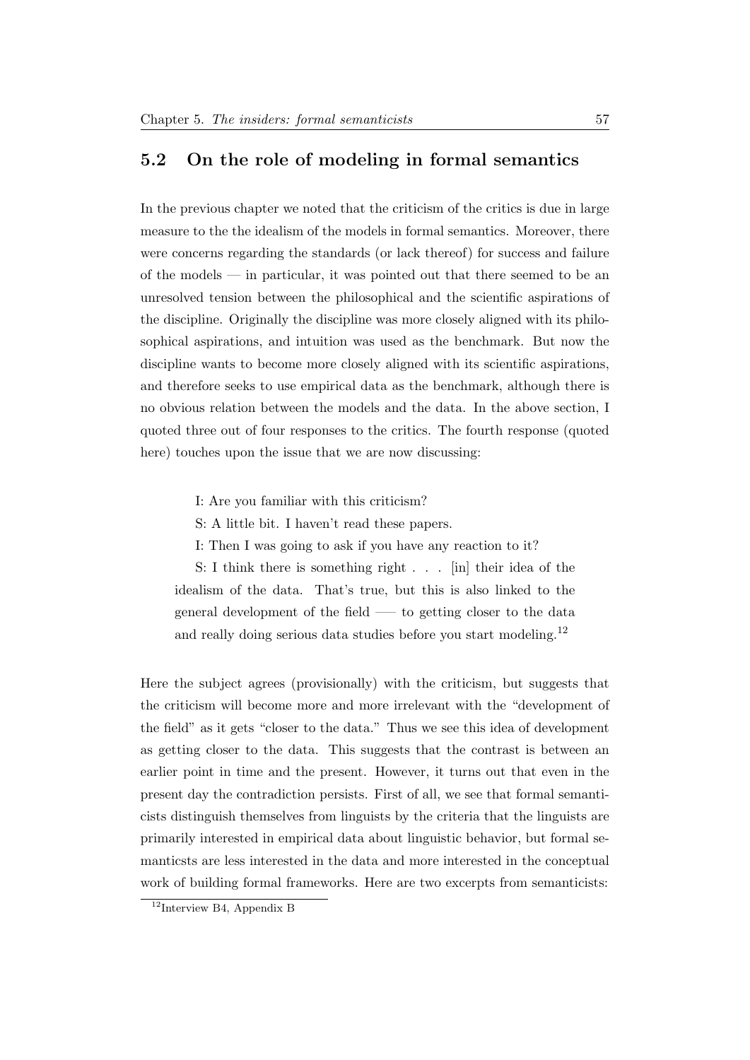## 5.2 On the role of modeling in formal semantics

In the previous chapter we noted that the criticism of the critics is due in large measure to the the idealism of the models in formal semantics. Moreover, there were concerns regarding the standards (or lack thereof) for success and failure of the models — in particular, it was pointed out that there seemed to be an unresolved tension between the philosophical and the scientific aspirations of the discipline. Originally the discipline was more closely aligned with its philosophical aspirations, and intuition was used as the benchmark. But now the discipline wants to become more closely aligned with its scientific aspirations, and therefore seeks to use empirical data as the benchmark, although there is no obvious relation between the models and the data. In the above section, I quoted three out of four responses to the critics. The fourth response (quoted here) touches upon the issue that we are now discussing:

> I: Are you familiar with this criticism?
>
> S: A little bit. I haven't read these papers.
>
> I: Then I was going to ask if you have any reaction to it?
>
> S: I think there is something right . . . [in] their idea of the idealism of the data. That's true, but this is also linked to the general development of the field —– to getting closer to the data and really doing serious data studies before you start modeling.[12]

Here the subject agrees (provisionally) with the criticism, but suggests that the criticism will become more and more irrelevant with the "development of the field" as it gets "closer to the data." Thus we see this idea of development as getting closer to the data. This suggests that the contrast is between an earlier point in time and the present. However, it turns out that even in the present day the contradiction persists. First of all, we see that formal semanticists distinguish themselves from linguists by the criteria that the linguists are primarily interested in empirical data about linguistic behavior, but formal semanticsts are less interested in the data and more interested in the conceptual work of building formal frameworks. Here are two excerpts from semanticists:

[12] Interview B4, Appendix B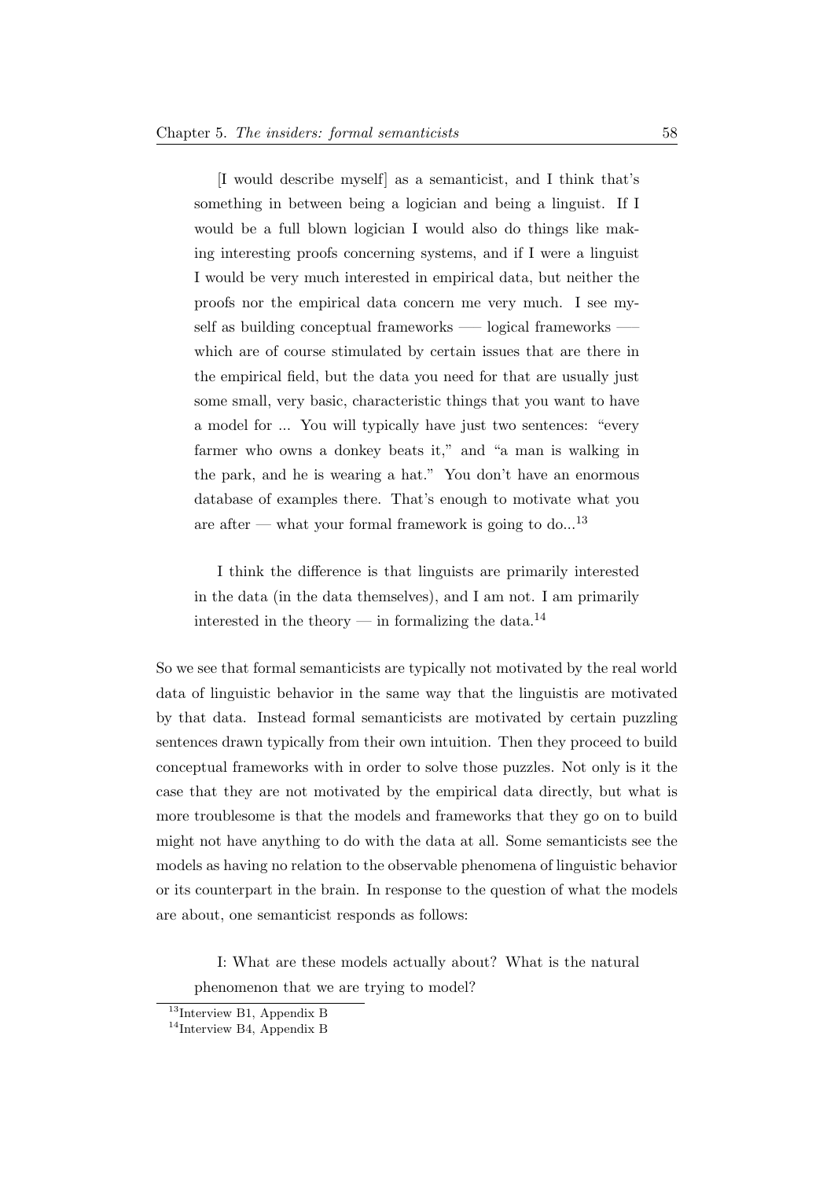> [I would describe myself] as a semanticist, and I think that's something in between being a logician and being a linguist. If I would be a full blown logician I would also do things like making interesting proofs concerning systems, and if I were a linguist I would be very much interested in empirical data, but neither the proofs nor the empirical data concern me very much. I see myself as building conceptual frameworks —– logical frameworks —– which are of course stimulated by certain issues that are there in the empirical field, but the data you need for that are usually just some small, very basic, characteristic things that you want to have a model for ... You will typically have just two sentences: "every farmer who owns a donkey beats it," and "a man is walking in the park, and he is wearing a hat." You don't have an enormous database of examples there. That's enough to motivate what you are after — what your formal framework is going to do...[13]

> I think the difference is that linguists are primarily interested in the data (in the data themselves), and I am not. I am primarily interested in the theory — in formalizing the data.[14]

So we see that formal semanticists are typically not motivated by the real world data of linguistic behavior in the same way that the linguistis are motivated by that data. Instead formal semanticists are motivated by certain puzzling sentences drawn typically from their own intuition. Then they proceed to build conceptual frameworks with in order to solve those puzzles. Not only is it the case that they are not motivated by the empirical data directly, but what is more troublesome is that the models and frameworks that they go on to build might not have anything to do with the data at all. Some semanticists see the models as having no relation to the observable phenomena of linguistic behavior or its counterpart in the brain. In response to the question of what the models are about, one semanticist responds as follows:

> I: What are these models actually about? What is the natural phenomenon that we are trying to model?

[13] Interview B1, Appendix B

[14] Interview B4, Appendix B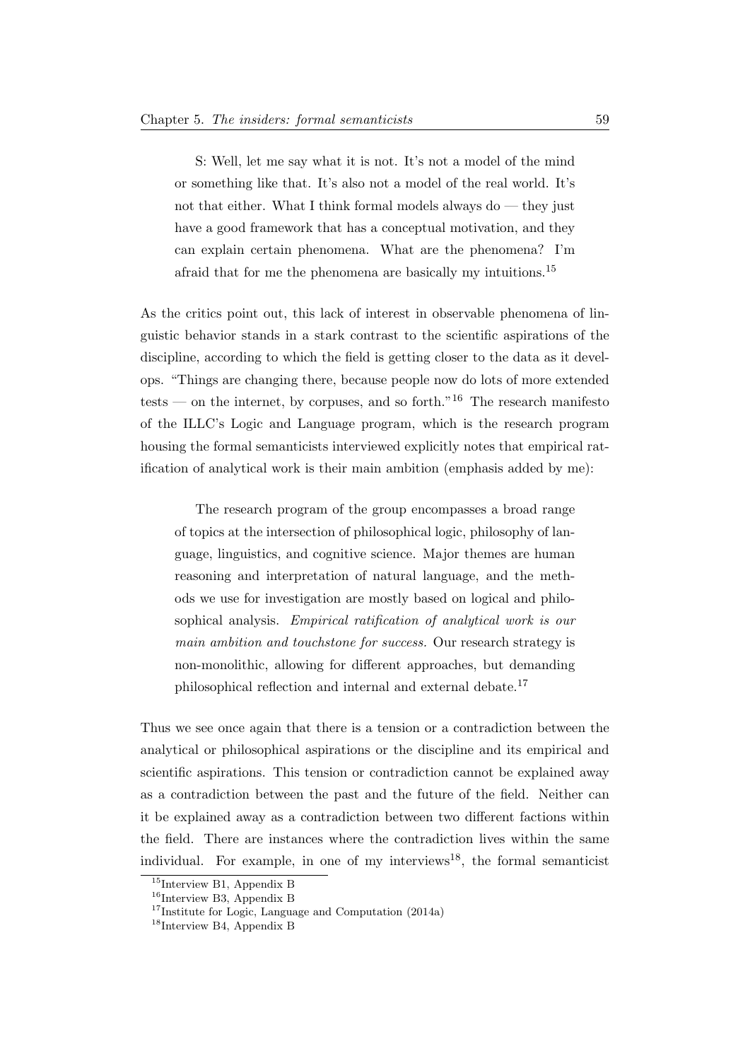> S: Well, let me say what it is not. It's not a model of the mind or something like that. It's also not a model of the real world. It's not that either. What I think formal models always do — they just have a good framework that has a conceptual motivation, and they can explain certain phenomena. What are the phenomena? I'm afraid that for me the phenomena are basically my intuitions.[15]

As the critics point out, this lack of interest in observable phenomena of linguistic behavior stands in a stark contrast to the scientific aspirations of the discipline, according to which the field is getting closer to the data as it develops. "Things are changing there, because people now do lots of more extended tests — on the internet, by corpuses, and so forth."[16] The research manifesto of the ILLC's Logic and Language program, which is the research program housing the formal semanticists interviewed explicitly notes that empirical ratification of analytical work is their main ambition (emphasis added by me):

> The research program of the group encompasses a broad range of topics at the intersection of philosophical logic, philosophy of language, linguistics, and cognitive science. Major themes are human reasoning and interpretation of natural language, and the methods we use for investigation are mostly based on logical and philosophical analysis. *Empirical ratification of analytical work is our main ambition and touchstone for success.* Our research strategy is non-monolithic, allowing for different approaches, but demanding philosophical reflection and internal and external debate.[17]

Thus we see once again that there is a tension or a contradiction between the analytical or philosophical aspirations or the discipline and its empirical and scientific aspirations. This tension or contradiction cannot be explained away as a contradiction between the past and the future of the field. Neither can it be explained away as a contradiction between two different factions within the field. There are instances where the contradiction lives within the same individual. For example, in one of my interviews[18], the formal semanticist

[15] Interview B1, Appendix B

[16] Interview B3, Appendix B

[17] Institute for Logic, Language and Computation (2014a)

[18] Interview B4, Appendix B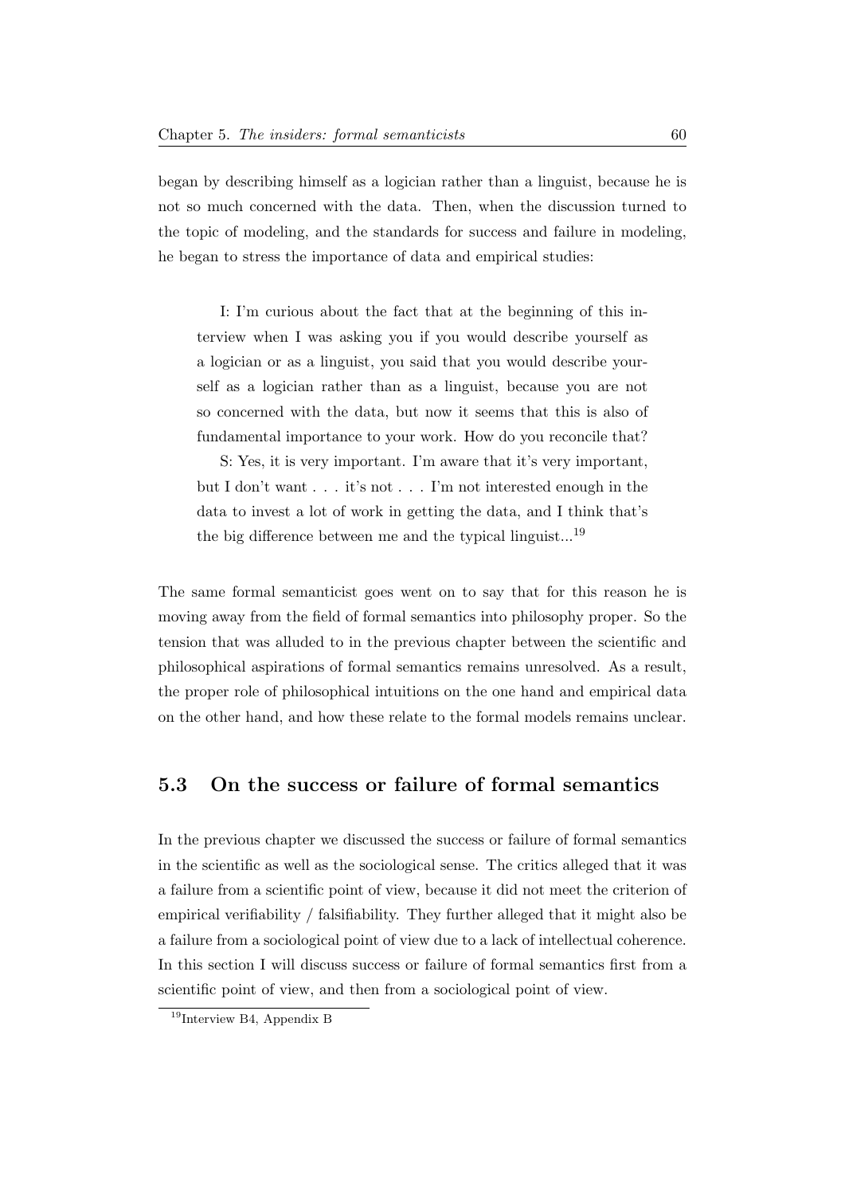began by describing himself as a logician rather than a linguist, because he is not so much concerned with the data. Then, when the discussion turned to the topic of modeling, and the standards for success and failure in modeling, he began to stress the importance of data and empirical studies:

> I: I'm curious about the fact that at the beginning of this interview when I was asking you if you would describe yourself as a logician or as a linguist, you said that you would describe yourself as a logician rather than as a linguist, because you are not so concerned with the data, but now it seems that this is also of fundamental importance to your work. How do you reconcile that?
>
> S: Yes, it is very important. I'm aware that it's very important, but I don't want . . . it's not . . . I'm not interested enough in the data to invest a lot of work in getting the data, and I think that's the big difference between me and the typical linguist...[19]

The same formal semanticist goes went on to say that for this reason he is moving away from the field of formal semantics into philosophy proper. So the tension that was alluded to in the previous chapter between the scientific and philosophical aspirations of formal semantics remains unresolved. As a result, the proper role of philosophical intuitions on the one hand and empirical data on the other hand, and how these relate to the formal models remains unclear.

## 5.3 On the success or failure of formal semantics

In the previous chapter we discussed the success or failure of formal semantics in the scientific as well as the sociological sense. The critics alleged that it was a failure from a scientific point of view, because it did not meet the criterion of empirical verifiability / falsifiability. They further alleged that it might also be a failure from a sociological point of view due to a lack of intellectual coherence. In this section I will discuss success or failure of formal semantics first from a scientific point of view, and then from a sociological point of view.

[19] Interview B4, Appendix B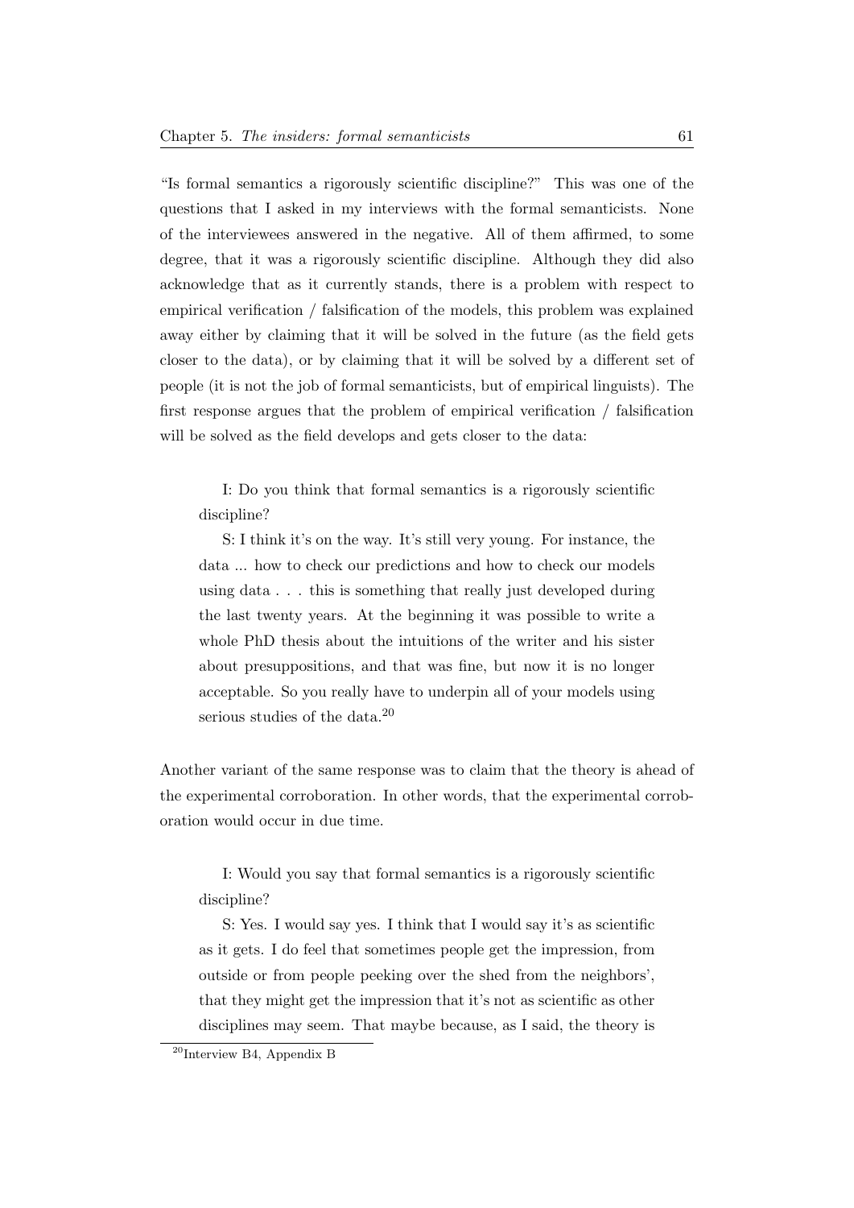“Is formal semantics a rigorously scientific discipline?” This was one of the questions that I asked in my interviews with the formal semanticists. None of the interviewees answered in the negative. All of them affirmed, to some degree, that it was a rigorously scientific discipline. Although they did also acknowledge that as it currently stands, there is a problem with respect to empirical verification / falsification of the models, this problem was explained away either by claiming that it will be solved in the future (as the field gets closer to the data), or by claiming that it will be solved by a different set of people (it is not the job of formal semanticists, but of empirical linguists). The first response argues that the problem of empirical verification / falsification will be solved as the field develops and gets closer to the data:

> I: Do you think that formal semantics is a rigorously scientific discipline?
>
> S: I think it’s on the way. It’s still very young. For instance, the data ... how to check our predictions and how to check our models using data . . . this is something that really just developed during the last twenty years. At the beginning it was possible to write a whole PhD thesis about the intuitions of the writer and his sister about presuppositions, and that was fine, but now it is no longer acceptable. So you really have to underpin all of your models using serious studies of the data.[20]

Another variant of the same response was to claim that the theory is ahead of the experimental corroboration. In other words, that the experimental corroboration would occur in due time.

> I: Would you say that formal semantics is a rigorously scientific discipline?
>
> S: Yes. I would say yes. I think that I would say it’s as scientific as it gets. I do feel that sometimes people get the impression, from outside or from people peeking over the shed from the neighbors’, that they might get the impression that it’s not as scientific as other disciplines may seem. That maybe because, as I said, the theory is

[20] Interview B4, Appendix B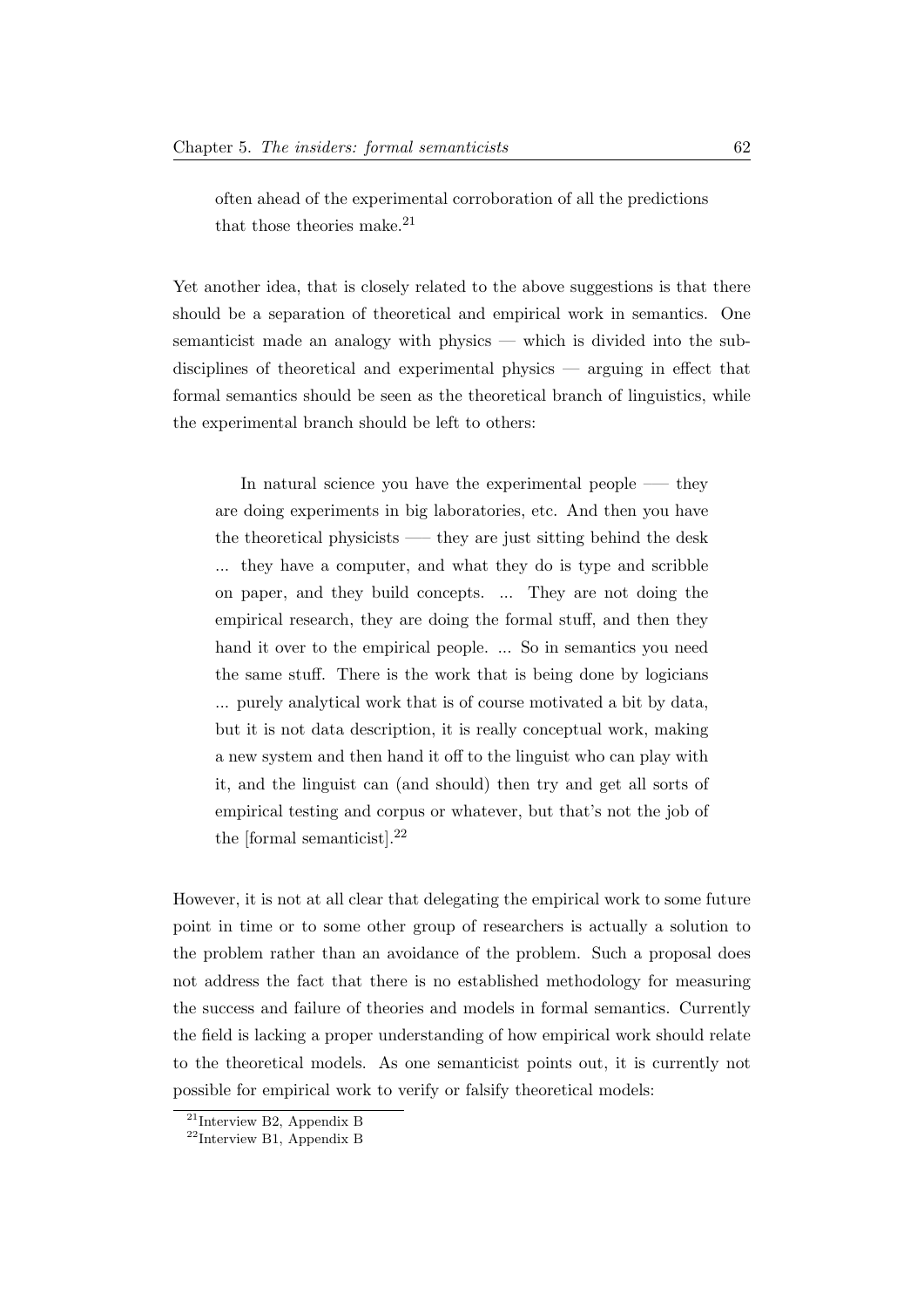often ahead of the experimental corroboration of all the predictions that those theories make.[21]

Yet another idea, that is closely related to the above suggestions is that there should be a separation of theoretical and empirical work in semantics. One semanticist made an analogy with physics — which is divided into the sub-disciplines of theoretical and experimental physics — arguing in effect that formal semantics should be seen as the theoretical branch of linguistics, while the experimental branch should be left to others:

> In natural science you have the experimental people —– they are doing experiments in big laboratories, etc. And then you have the theoretical physicists —– they are just sitting behind the desk ... they have a computer, and what they do is type and scribble on paper, and they build concepts. ... They are not doing the empirical research, they are doing the formal stuff, and then they hand it over to the empirical people. ... So in semantics you need the same stuff. There is the work that is being done by logicians ... purely analytical work that is of course motivated a bit by data, but it is not data description, it is really conceptual work, making a new system and then hand it off to the linguist who can play with it, and the linguist can (and should) then try and get all sorts of empirical testing and corpus or whatever, but that's not the job of the [formal semanticist].[22]

However, it is not at all clear that delegating the empirical work to some future point in time or to some other group of researchers is actually a solution to the problem rather than an avoidance of the problem. Such a proposal does not address the fact that there is no established methodology for measuring the success and failure of theories and models in formal semantics. Currently the field is lacking a proper understanding of how empirical work should relate to the theoretical models. As one semanticist points out, it is currently not possible for empirical work to verify or falsify theoretical models:

[21] Interview B2, Appendix B

[22] Interview B1, Appendix B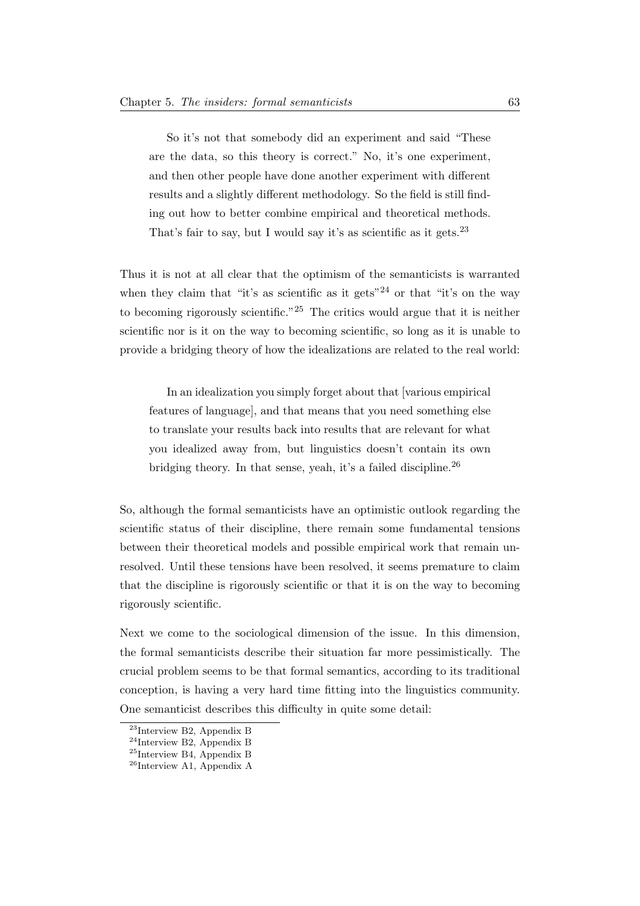> So it's not that somebody did an experiment and said "These are the data, so this theory is correct." No, it's one experiment, and then other people have done another experiment with different results and a slightly different methodology. So the field is still finding out how to better combine empirical and theoretical methods. That's fair to say, but I would say it's as scientific as it gets.[23]

Thus it is not at all clear that the optimism of the semanticists is warranted when they claim that "it's as scientific as it gets"[24] or that "it's on the way to becoming rigorously scientific."[25] The critics would argue that it is neither scientific nor is it on the way to becoming scientific, so long as it is unable to provide a bridging theory of how the idealizations are related to the real world:

> In an idealization you simply forget about that [various empirical features of language], and that means that you need something else to translate your results back into results that are relevant for what you idealized away from, but linguistics doesn't contain its own bridging theory. In that sense, yeah, it's a failed discipline.[26]

So, although the formal semanticists have an optimistic outlook regarding the scientific status of their discipline, there remain some fundamental tensions between their theoretical models and possible empirical work that remain unresolved. Until these tensions have been resolved, it seems premature to claim that the discipline is rigorously scientific or that it is on the way to becoming rigorously scientific.

Next we come to the sociological dimension of the issue. In this dimension, the formal semanticists describe their situation far more pessimistically. The crucial problem seems to be that formal semantics, according to its traditional conception, is having a very hard time fitting into the linguistics community. One semanticist describes this difficulty in quite some detail:

[23] Interview B2, Appendix B
[24] Interview B2, Appendix B
[25] Interview B4, Appendix B
[26] Interview A1, Appendix A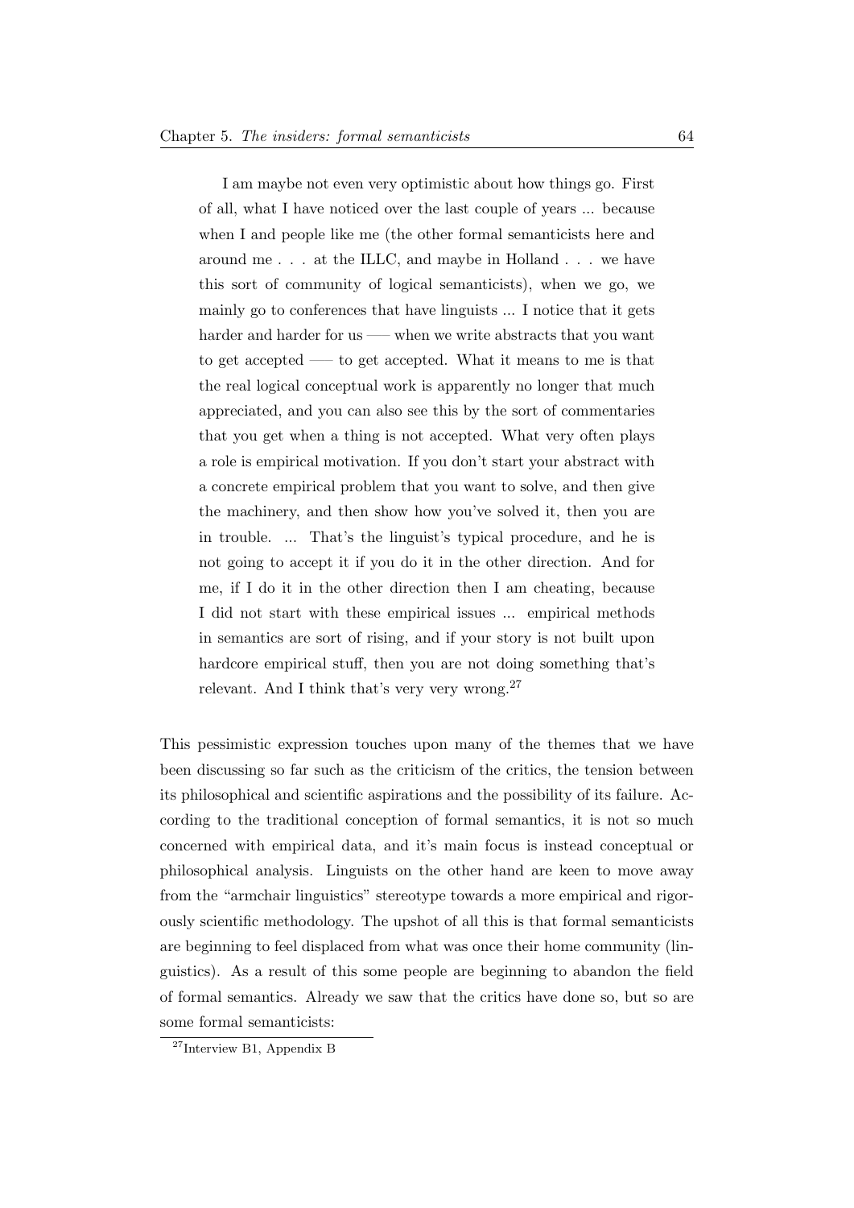> I am maybe not even very optimistic about how things go. First of all, what I have noticed over the last couple of years ... because when I and people like me (the other formal semanticists here and around me . . . at the ILLC, and maybe in Holland . . . we have this sort of community of logical semanticists), when we go, we mainly go to conferences that have linguists ... I notice that it gets harder and harder for us —– when we write abstracts that you want to get accepted —– to get accepted. What it means to me is that the real logical conceptual work is apparently no longer that much appreciated, and you can also see this by the sort of commentaries that you get when a thing is not accepted. What very often plays a role is empirical motivation. If you don't start your abstract with a concrete empirical problem that you want to solve, and then give the machinery, and then show how you've solved it, then you are in trouble. ... That's the linguist's typical procedure, and he is not going to accept it if you do it in the other direction. And for me, if I do it in the other direction then I am cheating, because I did not start with these empirical issues ... empirical methods in semantics are sort of rising, and if your story is not built upon hardcore empirical stuff, then you are not doing something that's relevant. And I think that's very very wrong.[27]

This pessimistic expression touches upon many of the themes that we have been discussing so far such as the criticism of the critics, the tension between its philosophical and scientific aspirations and the possibility of its failure. According to the traditional conception of formal semantics, it is not so much concerned with empirical data, and it's main focus is instead conceptual or philosophical analysis. Linguists on the other hand are keen to move away from the "armchair linguistics" stereotype towards a more empirical and rigorously scientific methodology. The upshot of all this is that formal semanticists are beginning to feel displaced from what was once their home community (linguistics). As a result of this some people are beginning to abandon the field of formal semantics. Already we saw that the critics have done so, but so are some formal semanticists:

[27] Interview B1, Appendix B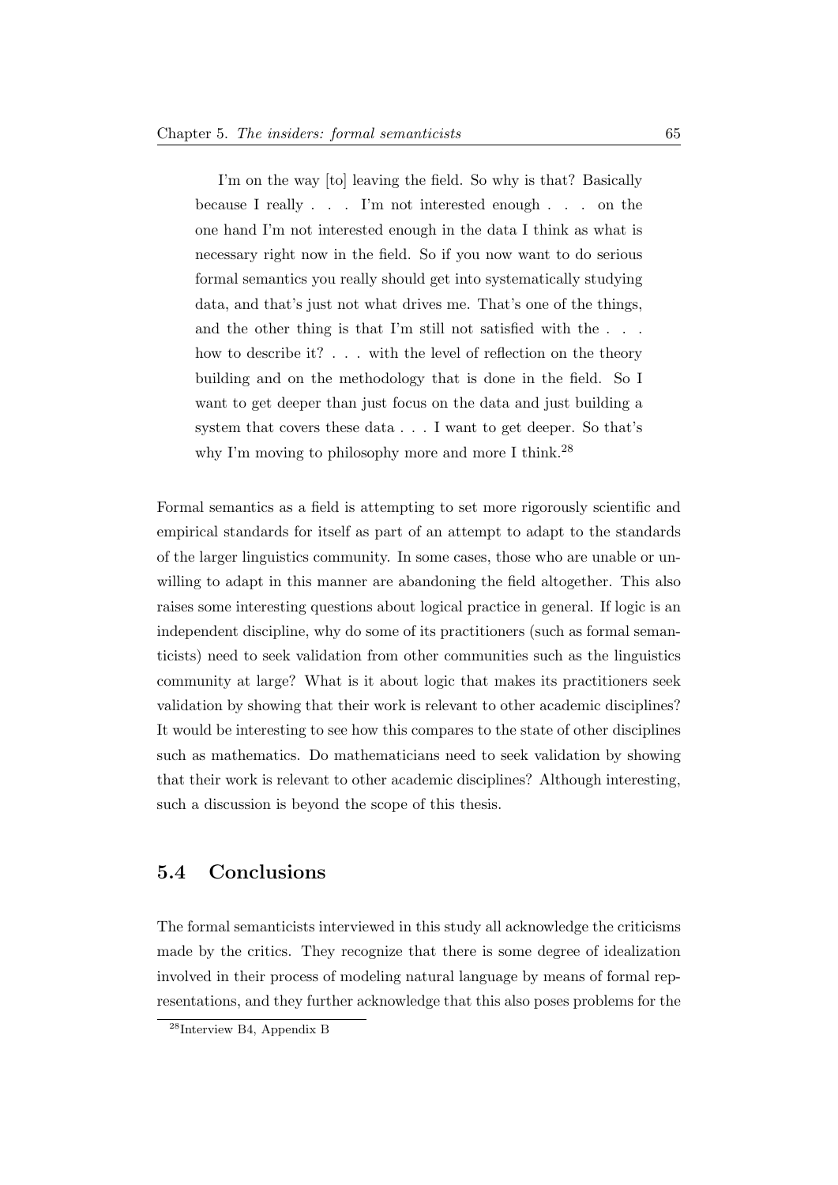> I'm on the way [to] leaving the field. So why is that? Basically because I really . . . I'm not interested enough . . . on the one hand I'm not interested enough in the data I think as what is necessary right now in the field. So if you now want to do serious formal semantics you really should get into systematically studying data, and that's just not what drives me. That's one of the things, and the other thing is that I'm still not satisfied with the . . . how to describe it? . . . with the level of reflection on the theory building and on the methodology that is done in the field. So I want to get deeper than just focus on the data and just building a system that covers these data . . . I want to get deeper. So that's why I'm moving to philosophy more and more I think.[28]

Formal semantics as a field is attempting to set more rigorously scientific and empirical standards for itself as part of an attempt to adapt to the standards of the larger linguistics community. In some cases, those who are unable or unwilling to adapt in this manner are abandoning the field altogether. This also raises some interesting questions about logical practice in general. If logic is an independent discipline, why do some of its practitioners (such as formal semanticists) need to seek validation from other communities such as the linguistics community at large? What is it about logic that makes its practitioners seek validation by showing that their work is relevant to other academic disciplines? It would be interesting to see how this compares to the state of other disciplines such as mathematics. Do mathematicians need to seek validation by showing that their work is relevant to other academic disciplines? Although interesting, such a discussion is beyond the scope of this thesis.

## 5.4 Conclusions

The formal semanticists interviewed in this study all acknowledge the criticisms made by the critics. They recognize that there is some degree of idealization involved in their process of modeling natural language by means of formal representations, and they further acknowledge that this also poses problems for the

[28] Interview B4, Appendix B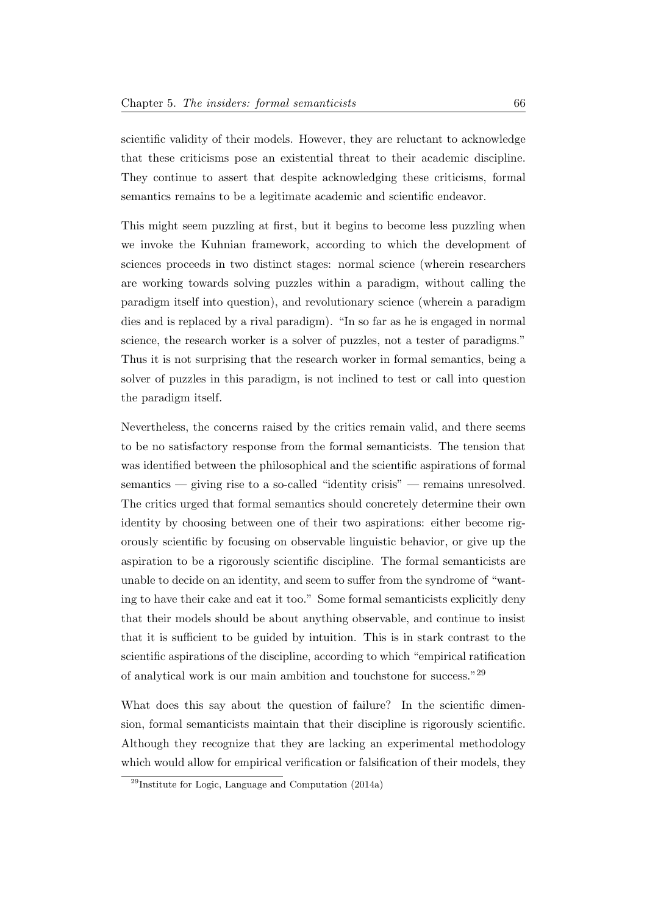scientific validity of their models. However, they are reluctant to acknowledge that these criticisms pose an existential threat to their academic discipline. They continue to assert that despite acknowledging these criticisms, formal semantics remains to be a legitimate academic and scientific endeavor.

This might seem puzzling at first, but it begins to become less puzzling when we invoke the Kuhnian framework, according to which the development of sciences proceeds in two distinct stages: normal science (wherein researchers are working towards solving puzzles within a paradigm, without calling the paradigm itself into question), and revolutionary science (wherein a paradigm dies and is replaced by a rival paradigm). "In so far as he is engaged in normal science, the research worker is a solver of puzzles, not a tester of paradigms." Thus it is not surprising that the research worker in formal semantics, being a solver of puzzles in this paradigm, is not inclined to test or call into question the paradigm itself.

Nevertheless, the concerns raised by the critics remain valid, and there seems to be no satisfactory response from the formal semanticists. The tension that was identified between the philosophical and the scientific aspirations of formal semantics — giving rise to a so-called "identity crisis" — remains unresolved. The critics urged that formal semantics should concretely determine their own identity by choosing between one of their two aspirations: either become rigorously scientific by focusing on observable linguistic behavior, or give up the aspiration to be a rigorously scientific discipline. The formal semanticists are unable to decide on an identity, and seem to suffer from the syndrome of "wanting to have their cake and eat it too." Some formal semanticists explicitly deny that their models should be about anything observable, and continue to insist that it is sufficient to be guided by intuition. This is in stark contrast to the scientific aspirations of the discipline, according to which "empirical ratification of analytical work is our main ambition and touchstone for success."[29]

What does this say about the question of failure? In the scientific dimension, formal semanticists maintain that their discipline is rigorously scientific. Although they recognize that they are lacking an experimental methodology which would allow for empirical verification or falsification of their models, they

[29] Institute for Logic, Language and Computation (2014a)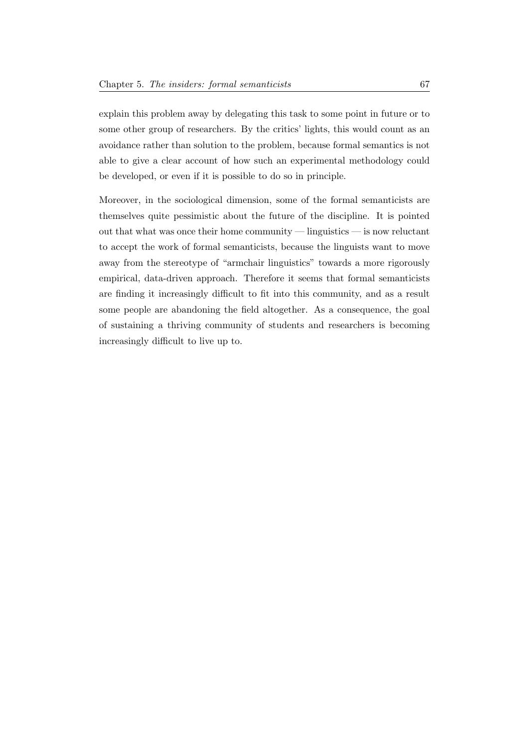explain this problem away by delegating this task to some point in future or to some other group of researchers. By the critics' lights, this would count as an avoidance rather than solution to the problem, because formal semantics is not able to give a clear account of how such an experimental methodology could be developed, or even if it is possible to do so in principle.

Moreover, in the sociological dimension, some of the formal semanticists are themselves quite pessimistic about the future of the discipline. It is pointed out that what was once their home community — linguistics — is now reluctant to accept the work of formal semanticists, because the linguists want to move away from the stereotype of "armchair linguistics" towards a more rigorously empirical, data-driven approach. Therefore it seems that formal semanticists are finding it increasingly difficult to fit into this community, and as a result some people are abandoning the field altogether. As a consequence, the goal of sustaining a thriving community of students and researchers is becoming increasingly difficult to live up to.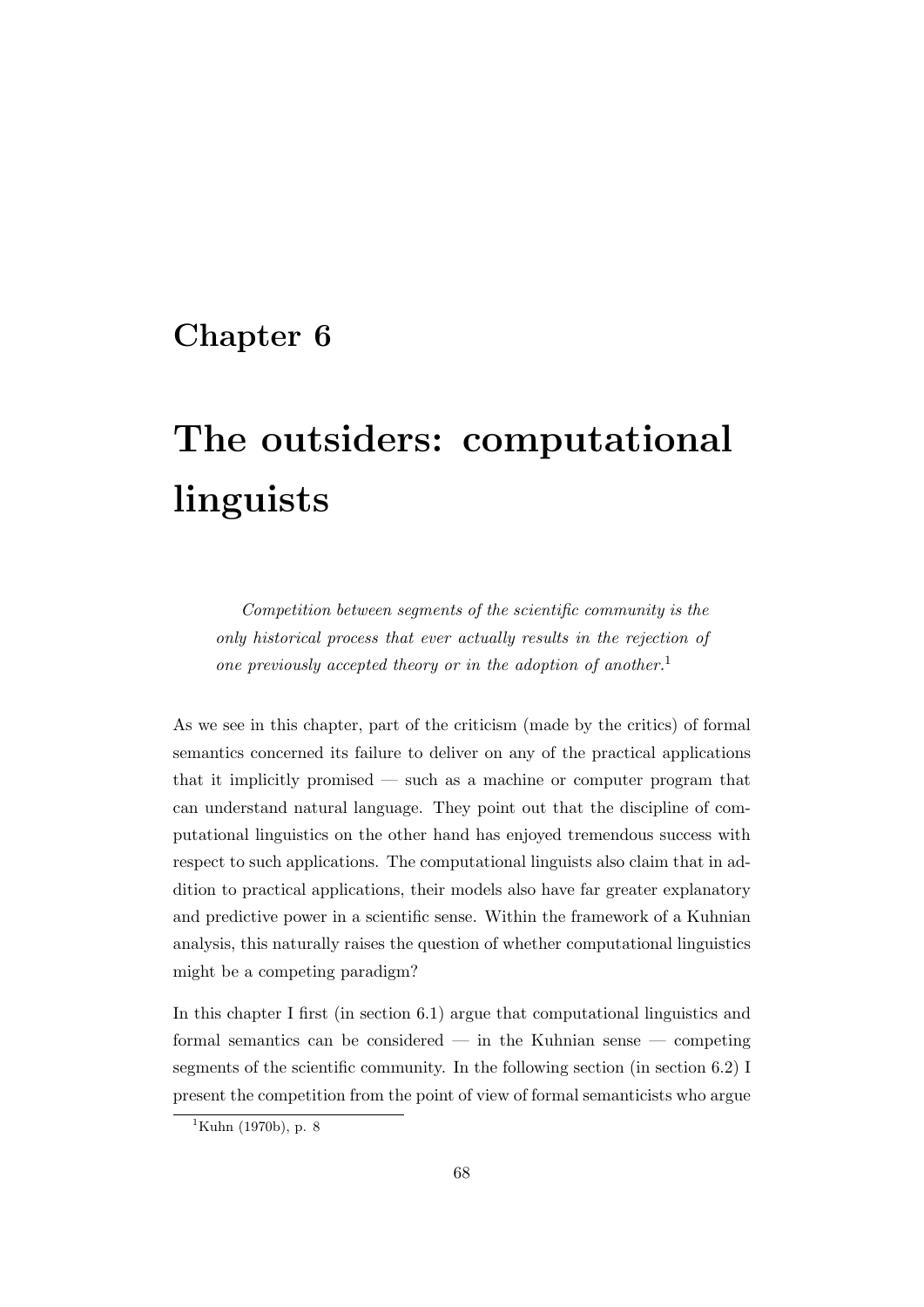# Chapter 6

# The outsiders: computational linguists

> *Competition between segments of the scientific community is the only historical process that ever actually results in the rejection of one previously accepted theory or in the adoption of another.*[1]

As we see in this chapter, part of the criticism (made by the critics) of formal semantics concerned its failure to deliver on any of the practical applications that it implicitly promised — such as a machine or computer program that can understand natural language. They point out that the discipline of computational linguistics on the other hand has enjoyed tremendous success with respect to such applications. The computational linguists also claim that in addition to practical applications, their models also have far greater explanatory and predictive power in a scientific sense. Within the framework of a Kuhnian analysis, this naturally raises the question of whether computational linguistics might be a competing paradigm?

In this chapter I first (in section 6.1) argue that computational linguistics and formal semantics can be considered — in the Kuhnian sense — competing segments of the scientific community. In the following section (in section 6.2) I present the competition from the point of view of formal semanticists who argue

[1] Kuhn (1970b), p. 8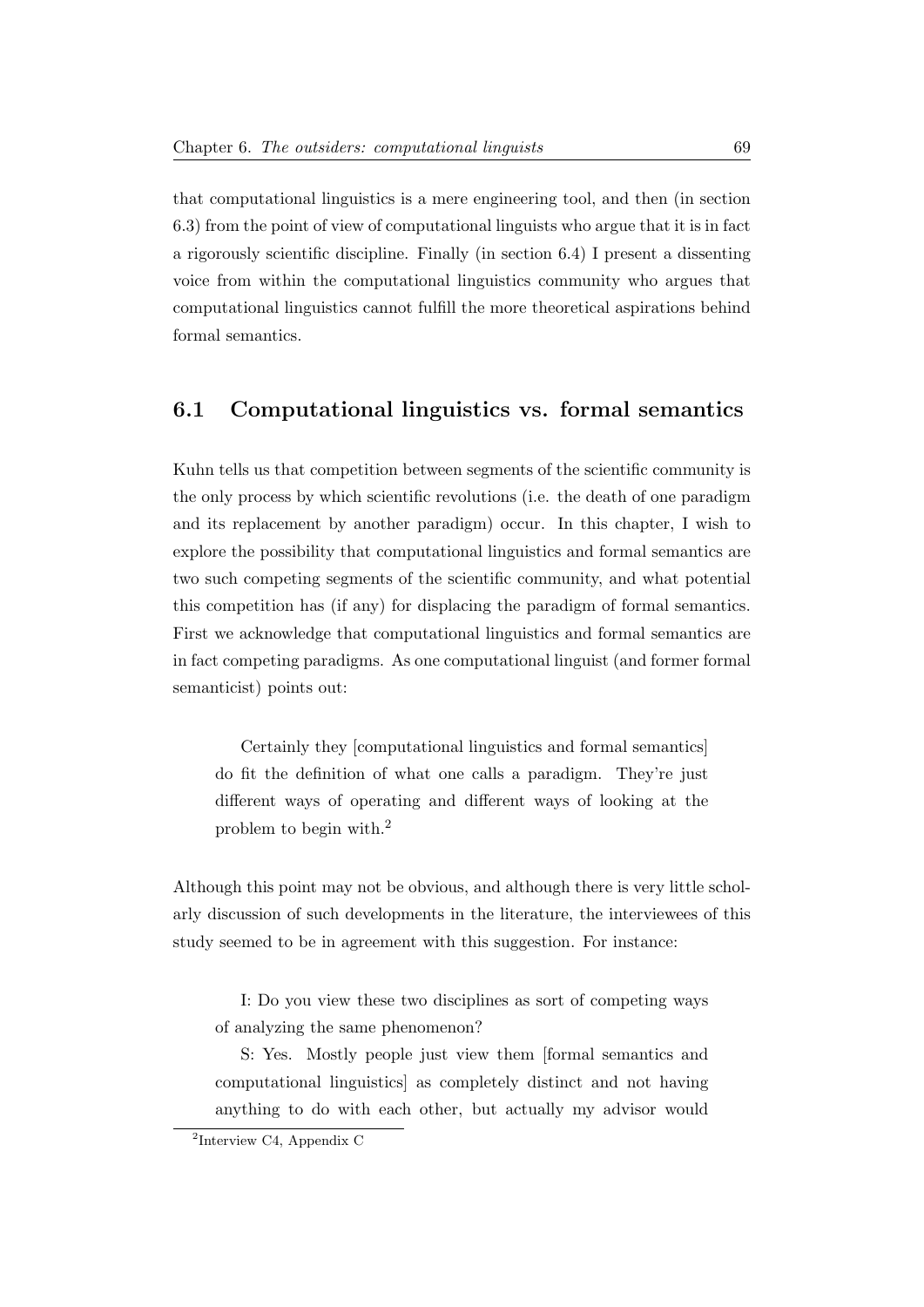that computational linguistics is a mere engineering tool, and then (in section 6.3) from the point of view of computational linguists who argue that it is in fact a rigorously scientific discipline. Finally (in section 6.4) I present a dissenting voice from within the computational linguistics community who argues that computational linguistics cannot fulfill the more theoretical aspirations behind formal semantics.

## 6.1 Computational linguistics vs. formal semantics

Kuhn tells us that competition between segments of the scientific community is the only process by which scientific revolutions (i.e. the death of one paradigm and its replacement by another paradigm) occur. In this chapter, I wish to explore the possibility that computational linguistics and formal semantics are two such competing segments of the scientific community, and what potential this competition has (if any) for displacing the paradigm of formal semantics. First we acknowledge that computational linguistics and formal semantics are in fact competing paradigms. As one computational linguist (and former formal semanticist) points out:

> Certainly they [computational linguistics and formal semantics] do fit the definition of what one calls a paradigm. They're just different ways of operating and different ways of looking at the problem to begin with.[2]

Although this point may not be obvious, and although there is very little scholarly discussion of such developments in the literature, the interviewees of this study seemed to be in agreement with this suggestion. For instance:

> I: Do you view these two disciplines as sort of competing ways of analyzing the same phenomenon?
>
> S: Yes. Mostly people just view them [formal semantics and computational linguistics] as completely distinct and not having anything to do with each other, but actually my advisor would

[2] Interview C4, Appendix C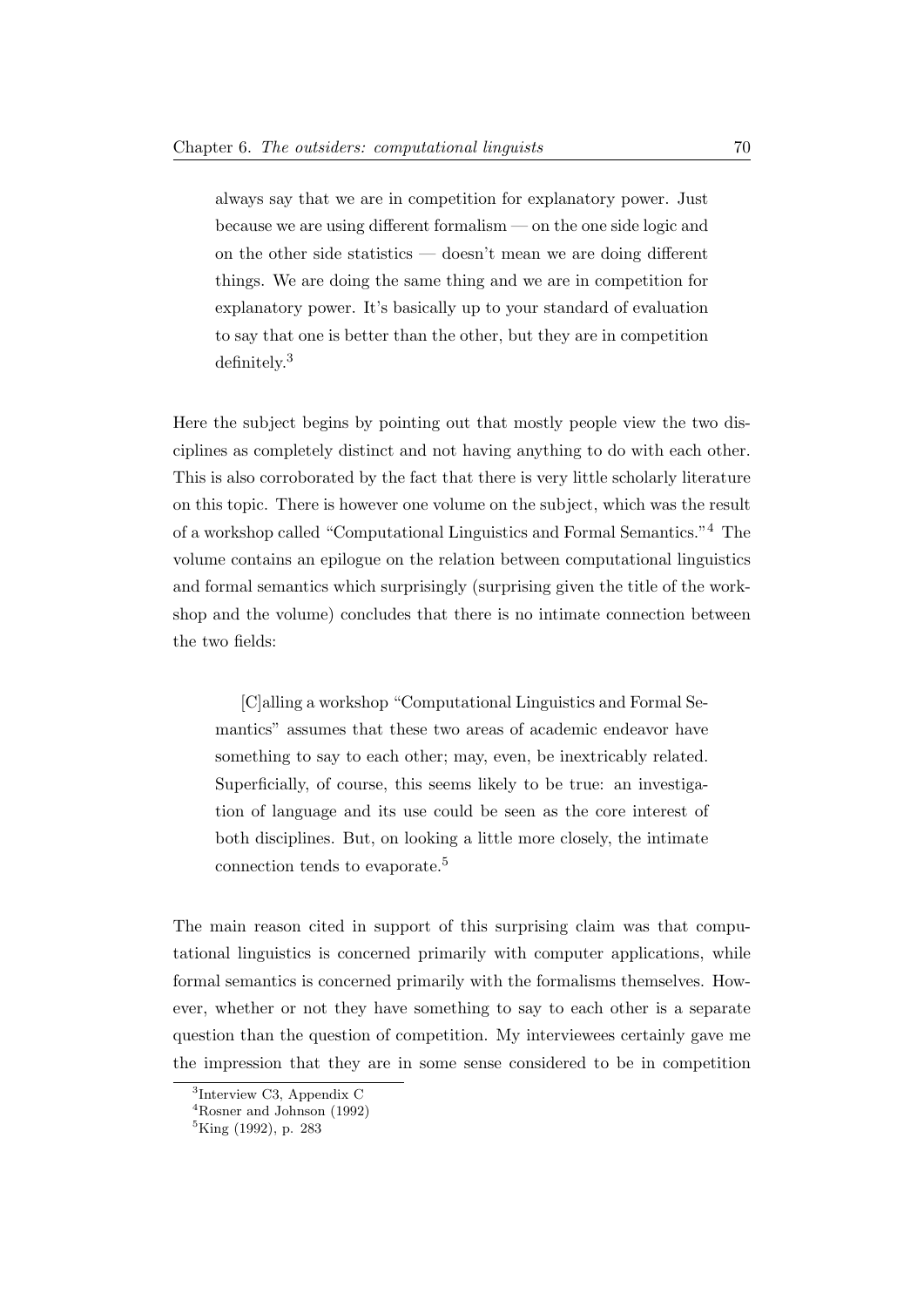> always say that we are in competition for explanatory power. Just because we are using different formalism — on the one side logic and on the other side statistics — doesn't mean we are doing different things. We are doing the same thing and we are in competition for explanatory power. It's basically up to your standard of evaluation to say that one is better than the other, but they are in competition definitely.[3]

Here the subject begins by pointing out that mostly people view the two disciplines as completely distinct and not having anything to do with each other. This is also corroborated by the fact that there is very little scholarly literature on this topic. There is however one volume on the subject, which was the result of a workshop called "Computational Linguistics and Formal Semantics."[4] The volume contains an epilogue on the relation between computational linguistics and formal semantics which surprisingly (surprising given the title of the workshop and the volume) concludes that there is no intimate connection between the two fields:

> [C]alling a workshop "Computational Linguistics and Formal Semantics" assumes that these two areas of academic endeavor have something to say to each other; may, even, be inextricably related. Superficially, of course, this seems likely to be true: an investigation of language and its use could be seen as the core interest of both disciplines. But, on looking a little more closely, the intimate connection tends to evaporate.[5]

The main reason cited in support of this surprising claim was that computational linguistics is concerned primarily with computer applications, while formal semantics is concerned primarily with the formalisms themselves. However, whether or not they have something to say to each other is a separate question than the question of competition. My interviewees certainly gave me the impression that they are in some sense considered to be in competition

---

[3] Interview C3, Appendix C

[4] Rosner and Johnson (1992)

[5] King (1992), p. 283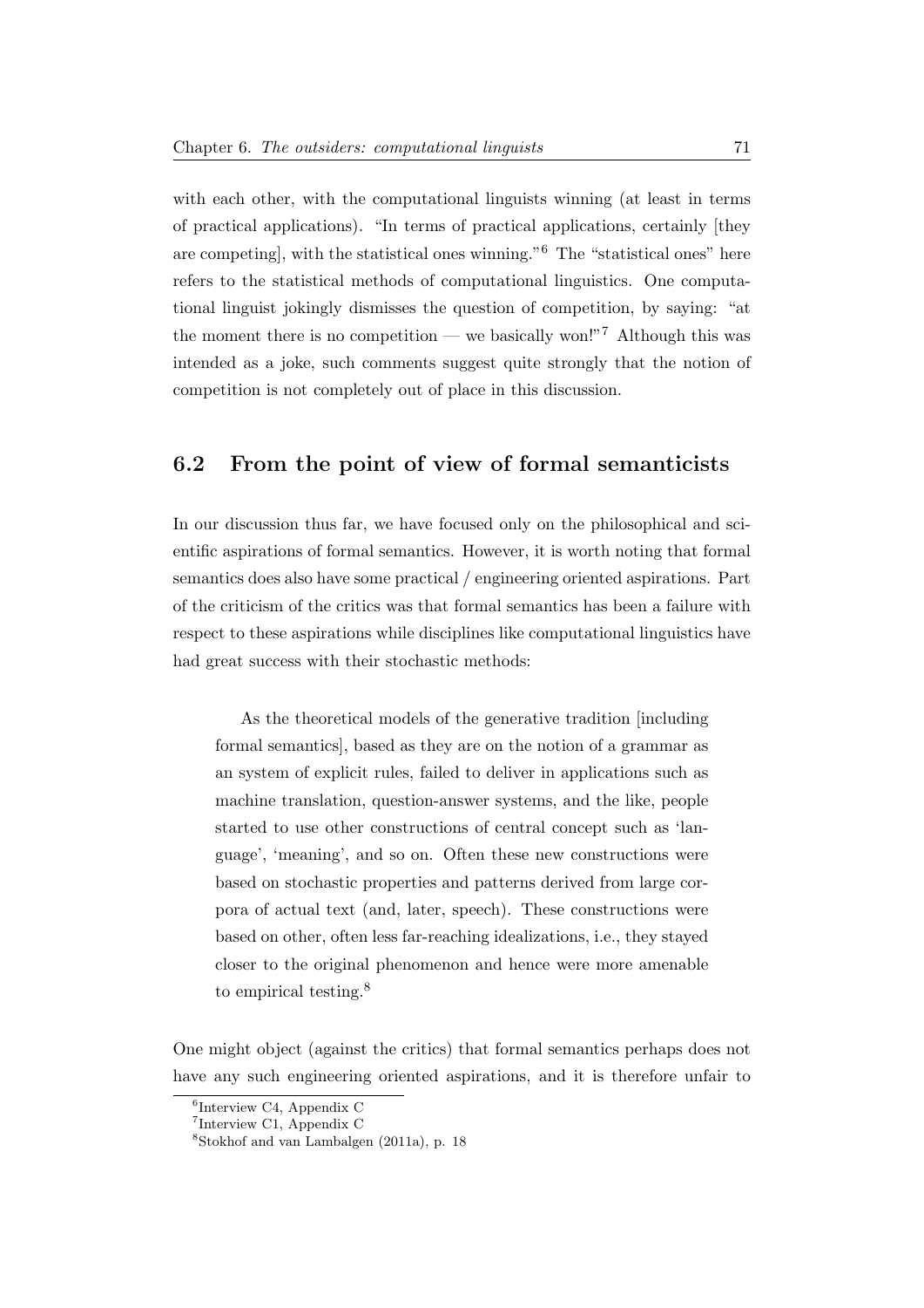with each other, with the computational linguists winning (at least in terms of practical applications). "In terms of practical applications, certainly [they are competing], with the statistical ones winning."[6] The "statistical ones" here refers to the statistical methods of computational linguistics. One computational linguist jokingly dismisses the question of competition, by saying: "at the moment there is no competition — we basically won!"[7] Although this was intended as a joke, such comments suggest quite strongly that the notion of competition is not completely out of place in this discussion.

## 6.2 From the point of view of formal semanticists

In our discussion thus far, we have focused only on the philosophical and scientific aspirations of formal semantics. However, it is worth noting that formal semantics does also have some practical / engineering oriented aspirations. Part of the criticism of the critics was that formal semantics has been a failure with respect to these aspirations while disciplines like computational linguistics have had great success with their stochastic methods:

> As the theoretical models of the generative tradition [including formal semantics], based as they are on the notion of a grammar as an system of explicit rules, failed to deliver in applications such as machine translation, question-answer systems, and the like, people started to use other constructions of central concept such as 'language', 'meaning', and so on. Often these new constructions were based on stochastic properties and patterns derived from large corpora of actual text (and, later, speech). These constructions were based on other, often less far-reaching idealizations, i.e., they stayed closer to the original phenomenon and hence were more amenable to empirical testing.[8]

One might object (against the critics) that formal semantics perhaps does not have any such engineering oriented aspirations, and it is therefore unfair to

[6] Interview C4, Appendix C

[7] Interview C1, Appendix C

[8] Stokhof and van Lambalgen (2011a), p. 18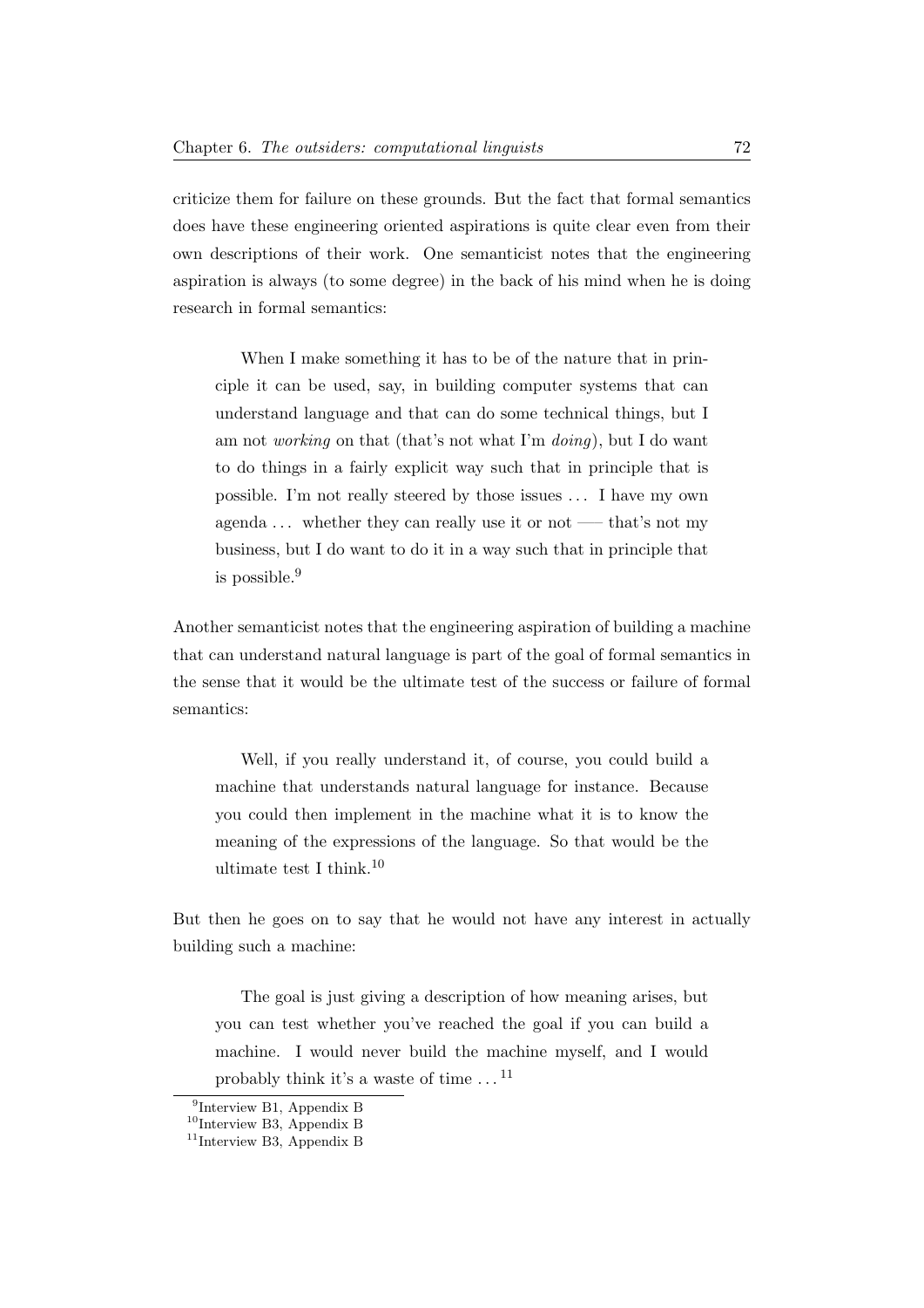criticize them for failure on these grounds. But the fact that formal semantics does have these engineering oriented aspirations is quite clear even from their own descriptions of their work. One semanticist notes that the engineering aspiration is always (to some degree) in the back of his mind when he is doing research in formal semantics:

> When I make something it has to be of the nature that in principle it can be used, say, in building computer systems that can understand language and that can do some technical things, but I am not *working* on that (that's not what I'm *doing*), but I do want to do things in a fairly explicit way such that in principle that is possible. I'm not really steered by those issues ... I have my own agenda ... whether they can really use it or not —– that's not my business, but I do want to do it in a way such that in principle that is possible.[9]

Another semanticist notes that the engineering aspiration of building a machine that can understand natural language is part of the goal of formal semantics in the sense that it would be the ultimate test of the success or failure of formal semantics:

> Well, if you really understand it, of course, you could build a machine that understands natural language for instance. Because you could then implement in the machine what it is to know the meaning of the expressions of the language. So that would be the ultimate test I think.[10]

But then he goes on to say that he would not have any interest in actually building such a machine:

> The goal is just giving a description of how meaning arises, but you can test whether you've reached the goal if you can build a machine. I would never build the machine myself, and I would probably think it's a waste of time ...[11]

[9] Interview B1, Appendix B

[10] Interview B3, Appendix B

[11] Interview B3, Appendix B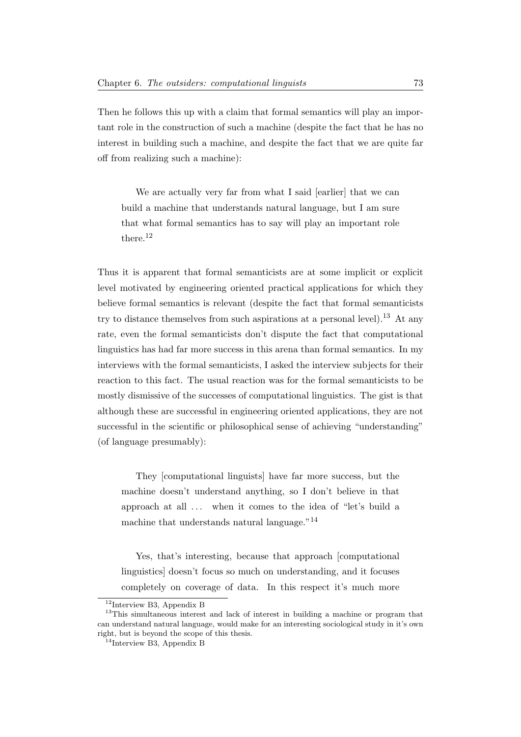Then he follows this up with a claim that formal semantics will play an important role in the construction of such a machine (despite the fact that he has no interest in building such a machine, and despite the fact that we are quite far off from realizing such a machine):

> We are actually very far from what I said [earlier] that we can build a machine that understands natural language, but I am sure that what formal semantics has to say will play an important role there.[12]

Thus it is apparent that formal semanticists are at some implicit or explicit level motivated by engineering oriented practical applications for which they believe formal semantics is relevant (despite the fact that formal semanticists try to distance themselves from such aspirations at a personal level).[13] At any rate, even the formal semanticists don't dispute the fact that computational linguistics has had far more success in this arena than formal semantics. In my interviews with the formal semanticists, I asked the interview subjects for their reaction to this fact. The usual reaction was for the formal semanticists to be mostly dismissive of the successes of computational linguistics. The gist is that although these are successful in engineering oriented applications, they are not successful in the scientific or philosophical sense of achieving "understanding" (of language presumably):

> They [computational linguists] have far more success, but the machine doesn't understand anything, so I don't believe in that approach at all ... when it comes to the idea of "let's build a machine that understands natural language."[14]

> Yes, that's interesting, because that approach [computational linguistics] doesn't focus so much on understanding, and it focuses completely on coverage of data. In this respect it's much more

---

[12] Interview B3, Appendix B

[13] This simultaneous interest and lack of interest in building a machine or program that can understand natural language, would make for an interesting sociological study in it's own right, but is beyond the scope of this thesis.

[14] Interview B3, Appendix B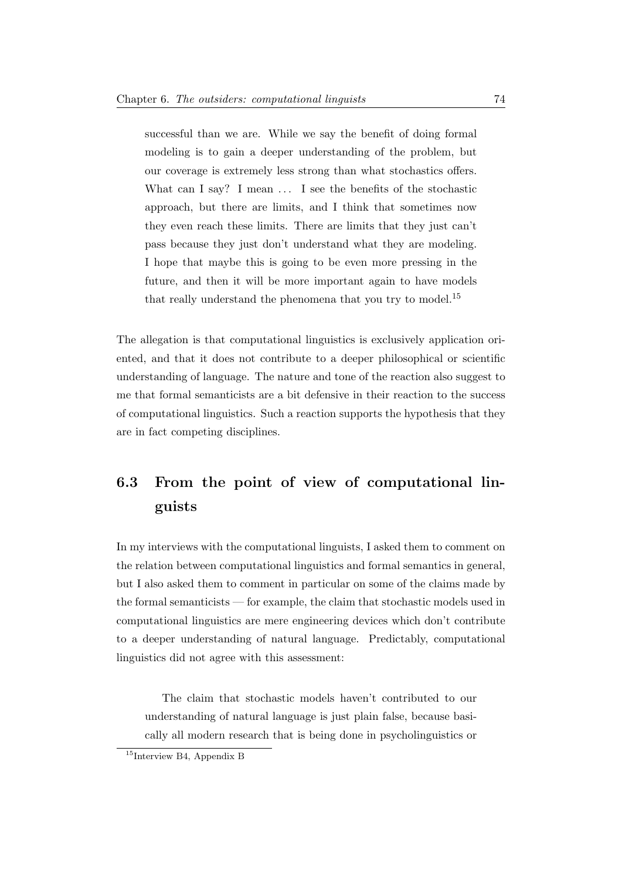> successful than we are. While we say the benefit of doing formal modeling is to gain a deeper understanding of the problem, but our coverage is extremely less strong than what stochastics offers. What can I say? I mean ... I see the benefits of the stochastic approach, but there are limits, and I think that sometimes now they even reach these limits. There are limits that they just can't pass because they just don't understand what they are modeling. I hope that maybe this is going to be even more pressing in the future, and then it will be more important again to have models that really understand the phenomena that you try to model.[15]

The allegation is that computational linguistics is exclusively application oriented, and that it does not contribute to a deeper philosophical or scientific understanding of language. The nature and tone of the reaction also suggest to me that formal semanticists are a bit defensive in their reaction to the success of computational linguistics. Such a reaction supports the hypothesis that they are in fact competing disciplines.

## 6.3 From the point of view of computational linguists

In my interviews with the computational linguists, I asked them to comment on the relation between computational linguistics and formal semantics in general, but I also asked them to comment in particular on some of the claims made by the formal semanticists — for example, the claim that stochastic models used in computational linguistics are mere engineering devices which don't contribute to a deeper understanding of natural language. Predictably, computational linguistics did not agree with this assessment:

> The claim that stochastic models haven't contributed to our understanding of natural language is just plain false, because basically all modern research that is being done in psycholinguistics or

[15] Interview B4, Appendix B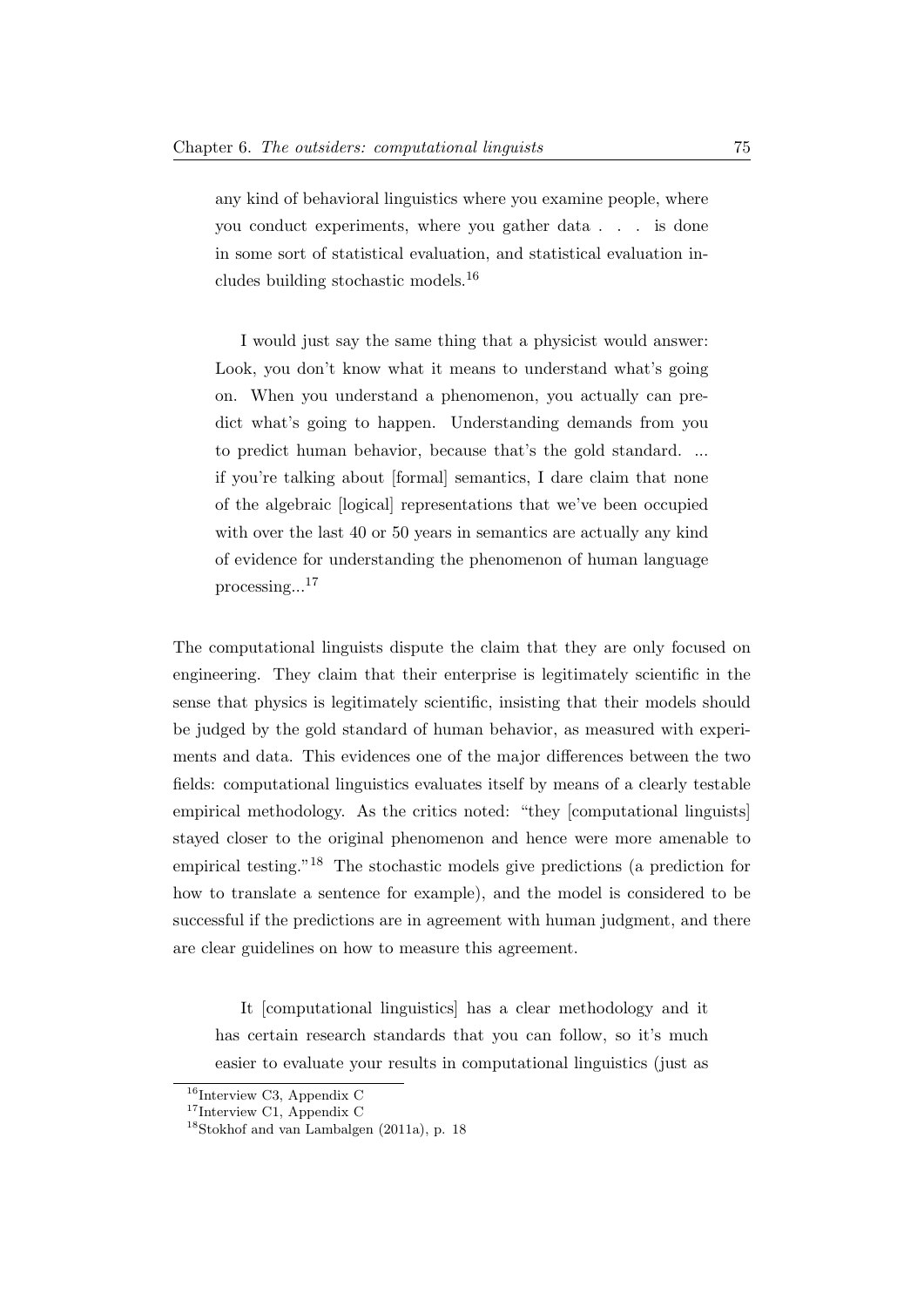> any kind of behavioral linguistics where you examine people, where you conduct experiments, where you gather data . . . is done in some sort of statistical evaluation, and statistical evaluation includes building stochastic models.[16]

> I would just say the same thing that a physicist would answer: Look, you don't know what it means to understand what's going on. When you understand a phenomenon, you actually can predict what's going to happen. Understanding demands from you to predict human behavior, because that's the gold standard. ... if you're talking about [formal] semantics, I dare claim that none of the algebraic [logical] representations that we've been occupied with over the last 40 or 50 years in semantics are actually any kind of evidence for understanding the phenomenon of human language processing...[17]

The computational linguists dispute the claim that they are only focused on engineering. They claim that their enterprise is legitimately scientific in the sense that physics is legitimately scientific, insisting that their models should be judged by the gold standard of human behavior, as measured with experiments and data. This evidences one of the major differences between the two fields: computational linguistics evaluates itself by means of a clearly testable empirical methodology. As the critics noted: "they [computational linguists] stayed closer to the original phenomenon and hence were more amenable to empirical testing."[18] The stochastic models give predictions (a prediction for how to translate a sentence for example), and the model is considered to be successful if the predictions are in agreement with human judgment, and there are clear guidelines on how to measure this agreement.

> It [computational linguistics] has a clear methodology and it has certain research standards that you can follow, so it's much easier to evaluate your results in computational linguistics (just as

---

[16] Interview C3, Appendix C

[17] Interview C1, Appendix C

[18] Stokhof and van Lambalgen (2011a), p. 18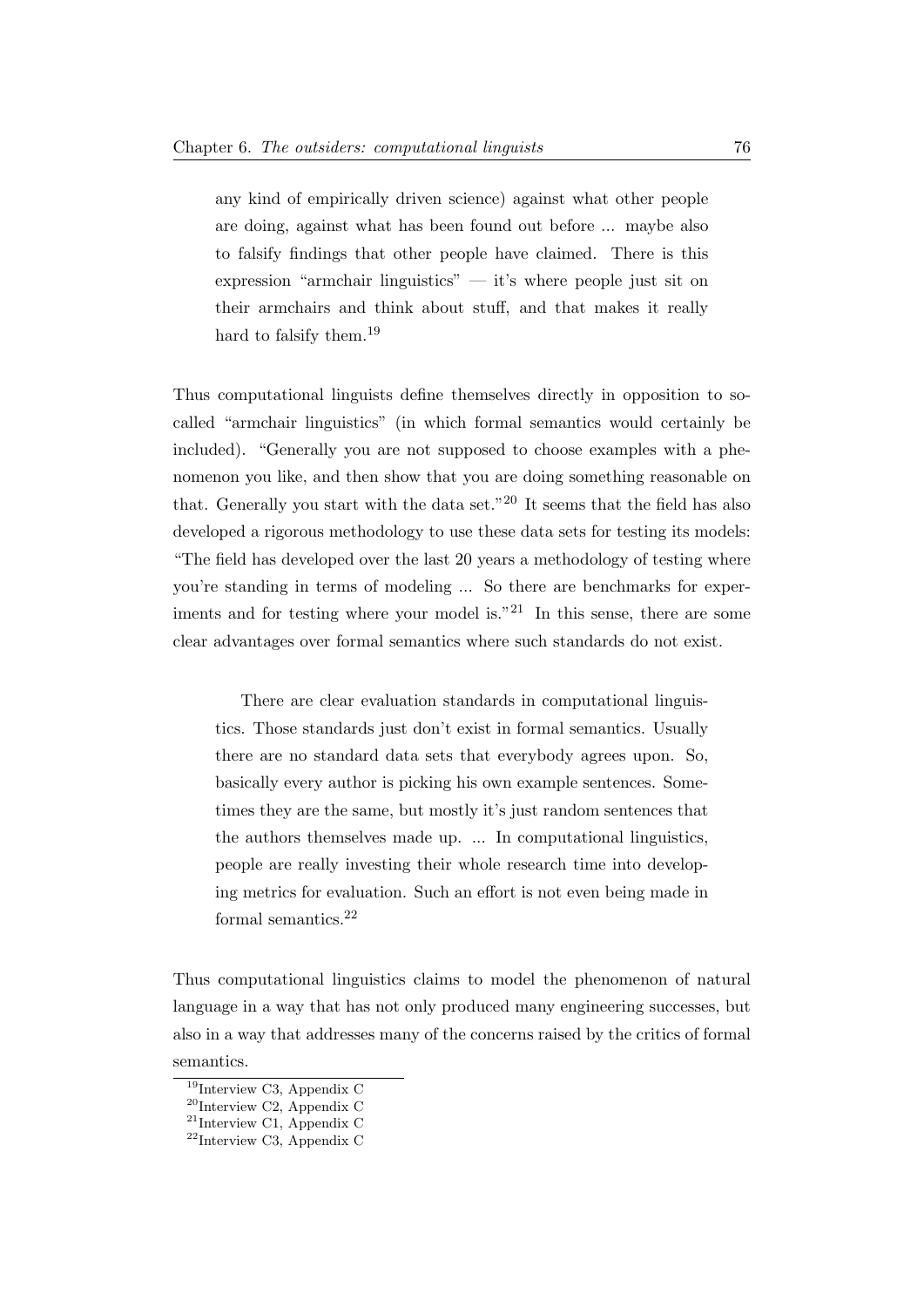> any kind of empirically driven science) against what other people are doing, against what has been found out before ... maybe also to falsify findings that other people have claimed. There is this expression "armchair linguistics" — it's where people just sit on their armchairs and think about stuff, and that makes it really hard to falsify them.[19]

Thus computational linguists define themselves directly in opposition to so-called "armchair linguistics" (in which formal semantics would certainly be included). "Generally you are not supposed to choose examples with a phenomenon you like, and then show that you are doing something reasonable on that. Generally you start with the data set."[20] It seems that the field has also developed a rigorous methodology to use these data sets for testing its models: "The field has developed over the last 20 years a methodology of testing where you're standing in terms of modeling ... So there are benchmarks for experiments and for testing where your model is."[21] In this sense, there are some clear advantages over formal semantics where such standards do not exist.

> There are clear evaluation standards in computational linguistics. Those standards just don't exist in formal semantics. Usually there are no standard data sets that everybody agrees upon. So, basically every author is picking his own example sentences. Sometimes they are the same, but mostly it's just random sentences that the authors themselves made up. ... In computational linguistics, people are really investing their whole research time into developing metrics for evaluation. Such an effort is not even being made in formal semantics.[22]

Thus computational linguistics claims to model the phenomenon of natural language in a way that has not only produced many engineering successes, but also in a way that addresses many of the concerns raised by the critics of formal semantics.

[19] Interview C3, Appendix C
[20] Interview C2, Appendix C
[21] Interview C1, Appendix C
[22] Interview C3, Appendix C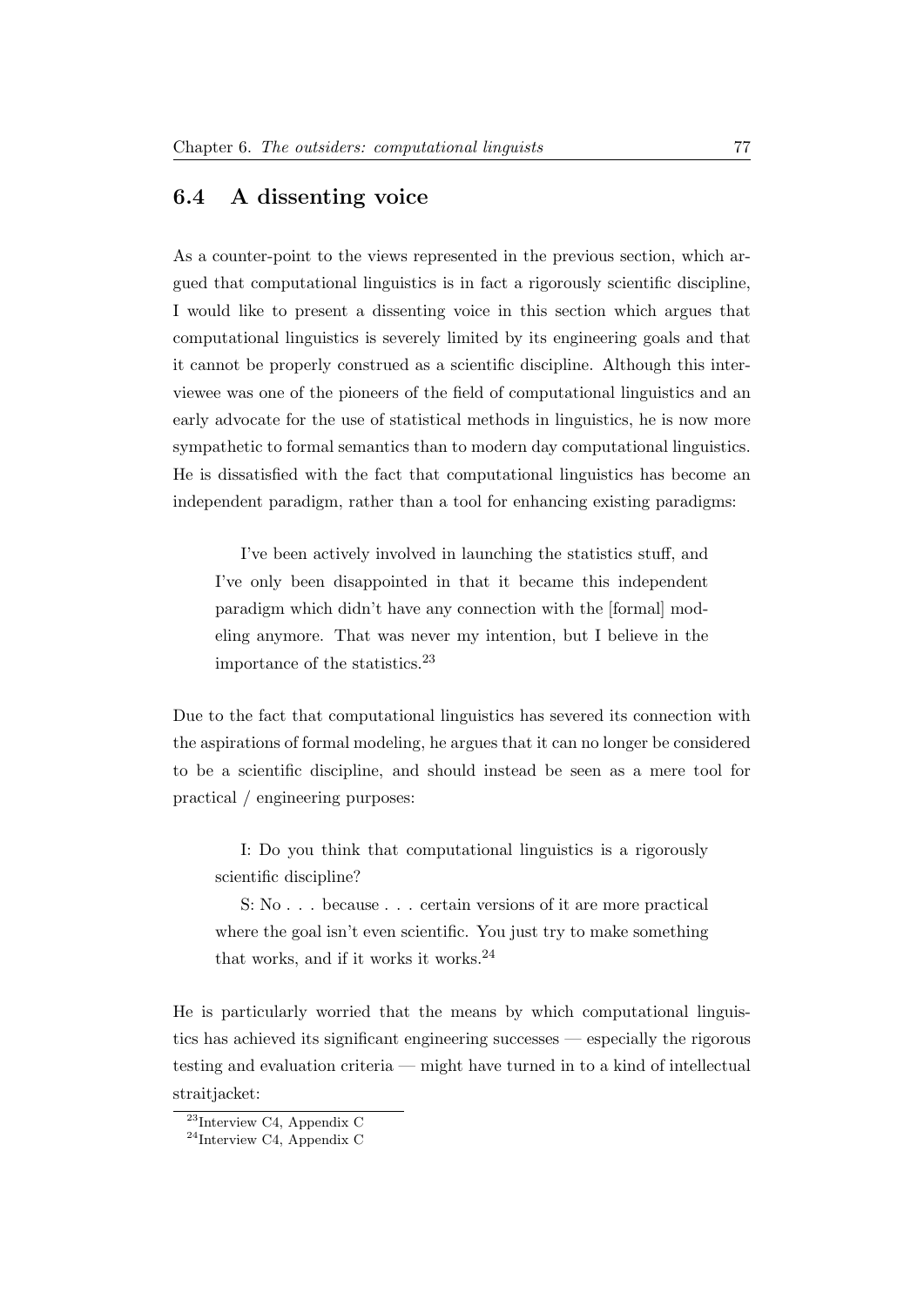## 6.4 A dissenting voice

As a counter-point to the views represented in the previous section, which argued that computational linguistics is in fact a rigorously scientific discipline, I would like to present a dissenting voice in this section which argues that computational linguistics is severely limited by its engineering goals and that it cannot be properly construed as a scientific discipline. Although this interviewee was one of the pioneers of the field of computational linguistics and an early advocate for the use of statistical methods in linguistics, he is now more sympathetic to formal semantics than to modern day computational linguistics. He is dissatisfied with the fact that computational linguistics has become an independent paradigm, rather than a tool for enhancing existing paradigms:

> I've been actively involved in launching the statistics stuff, and I've only been disappointed in that it became this independent paradigm which didn't have any connection with the [formal] modeling anymore. That was never my intention, but I believe in the importance of the statistics.[23]

Due to the fact that computational linguistics has severed its connection with the aspirations of formal modeling, he argues that it can no longer be considered to be a scientific discipline, and should instead be seen as a mere tool for practical / engineering purposes:

> I: Do you think that computational linguistics is a rigorously scientific discipline?
>
> S: No . . . because . . . certain versions of it are more practical where the goal isn't even scientific. You just try to make something that works, and if it works it works.[24]

He is particularly worried that the means by which computational linguistics has achieved its significant engineering successes — especially the rigorous testing and evaluation criteria — might have turned in to a kind of intellectual straitjacket:

[23] Interview C4, Appendix C

[24] Interview C4, Appendix C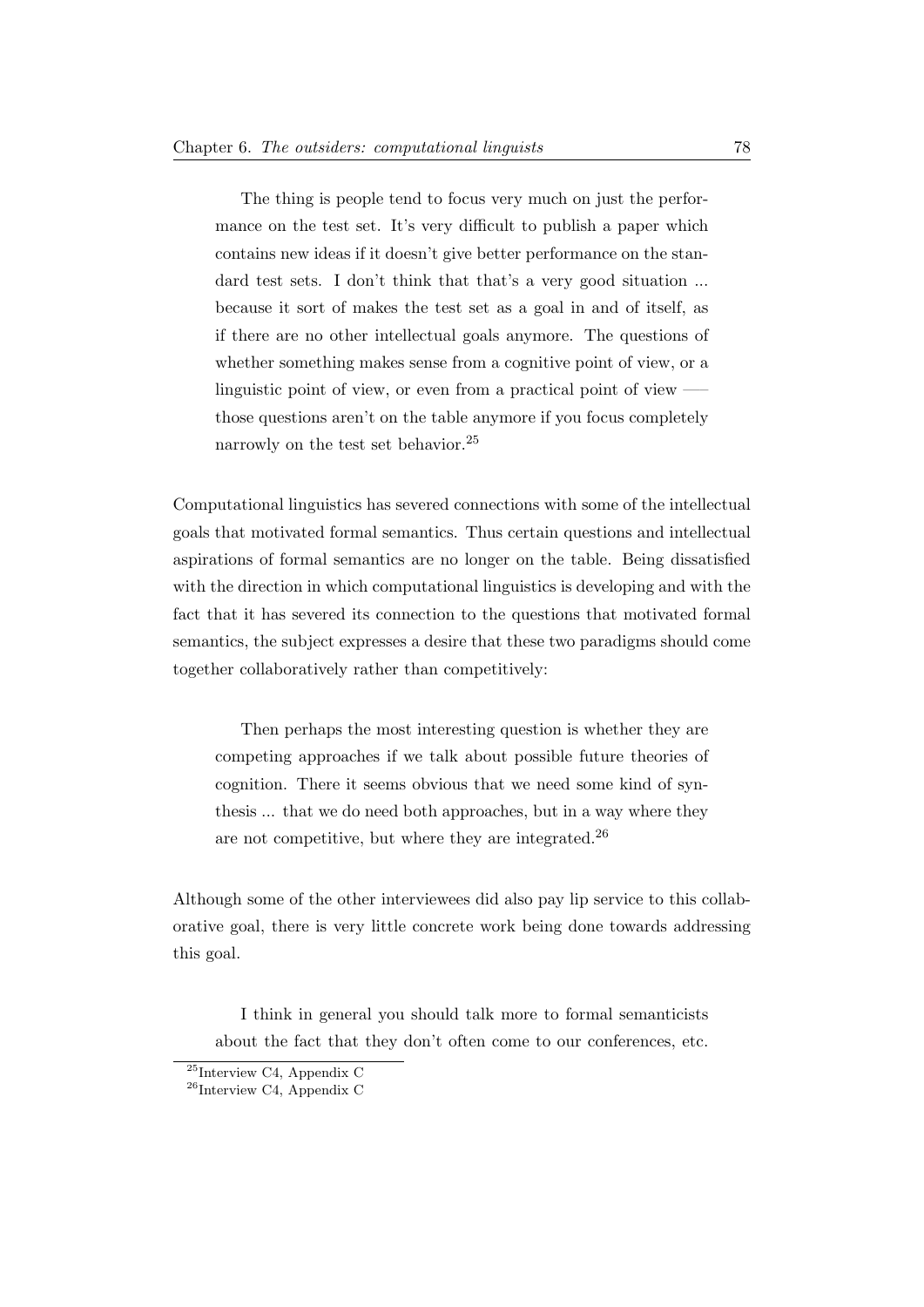> The thing is people tend to focus very much on just the performance on the test set. It's very difficult to publish a paper which contains new ideas if it doesn't give better performance on the standard test sets. I don't think that that's a very good situation ... because it sort of makes the test set as a goal in and of itself, as if there are no other intellectual goals anymore. The questions of whether something makes sense from a cognitive point of view, or a linguistic point of view, or even from a practical point of view —– those questions aren't on the table anymore if you focus completely narrowly on the test set behavior.[25]

Computational linguistics has severed connections with some of the intellectual goals that motivated formal semantics. Thus certain questions and intellectual aspirations of formal semantics are no longer on the table. Being dissatisfied with the direction in which computational linguistics is developing and with the fact that it has severed its connection to the questions that motivated formal semantics, the subject expresses a desire that these two paradigms should come together collaboratively rather than competitively:

> Then perhaps the most interesting question is whether they are competing approaches if we talk about possible future theories of cognition. There it seems obvious that we need some kind of synthesis ... that we do need both approaches, but in a way where they are not competitive, but where they are integrated.[26]

Although some of the other interviewees did also pay lip service to this collaborative goal, there is very little concrete work being done towards addressing this goal.

> I think in general you should talk more to formal semanticists about the fact that they don't often come to our conferences, etc.

[25] Interview C4, Appendix C

[26] Interview C4, Appendix C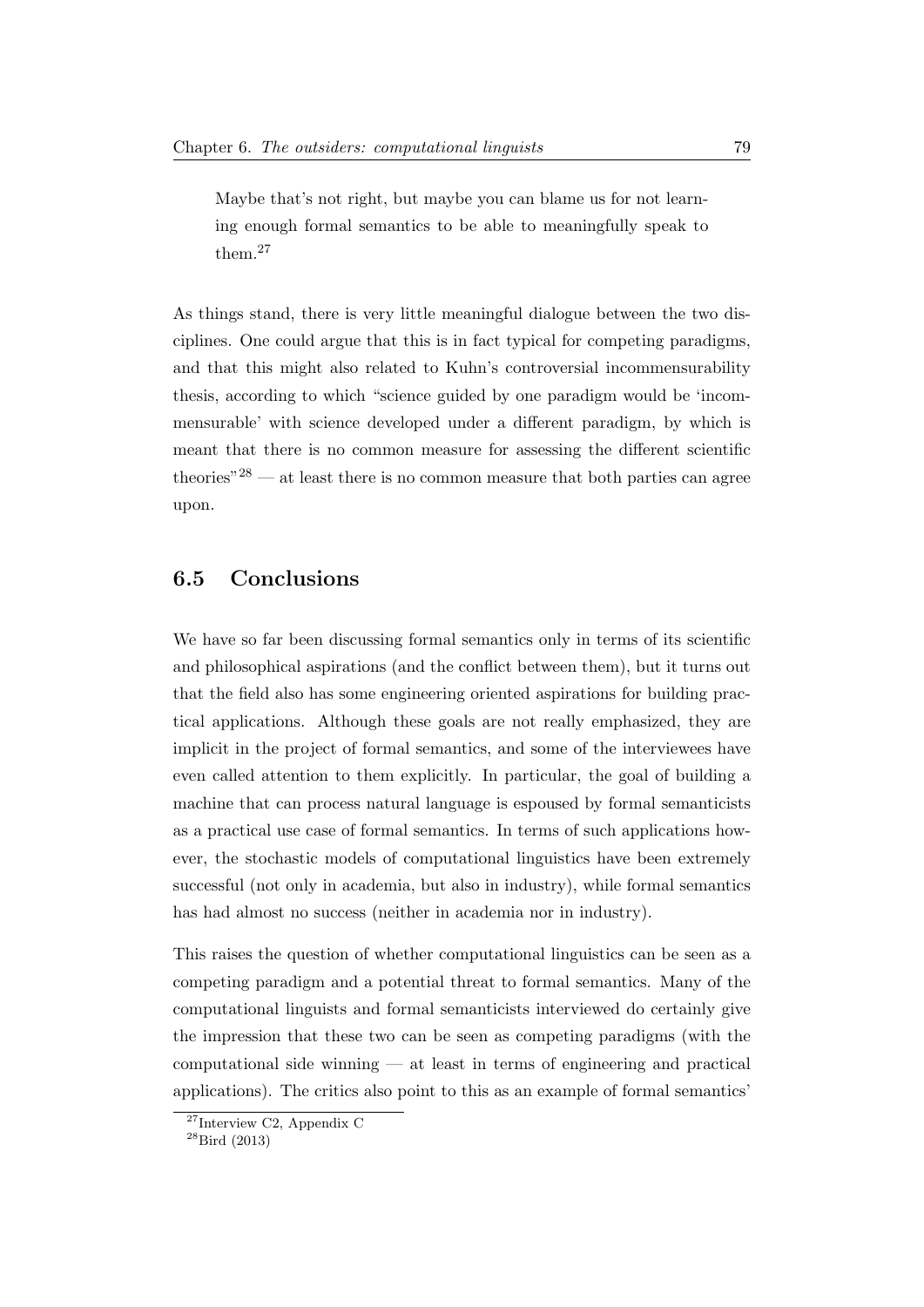> Maybe that's not right, but maybe you can blame us for not learning enough formal semantics to be able to meaningfully speak to them.[27]

As things stand, there is very little meaningful dialogue between the two disciplines. One could argue that this is in fact typical for competing paradigms, and that this might also related to Kuhn's controversial incommensurability thesis, according to which "science guided by one paradigm would be 'incommensurable' with science developed under a different paradigm, by which is meant that there is no common measure for assessing the different scientific theories"[28] — at least there is no common measure that both parties can agree upon.

## 6.5 Conclusions

We have so far been discussing formal semantics only in terms of its scientific and philosophical aspirations (and the conflict between them), but it turns out that the field also has some engineering oriented aspirations for building practical applications. Although these goals are not really emphasized, they are implicit in the project of formal semantics, and some of the interviewees have even called attention to them explicitly. In particular, the goal of building a machine that can process natural language is espoused by formal semanticists as a practical use case of formal semantics. In terms of such applications however, the stochastic models of computational linguistics have been extremely successful (not only in academia, but also in industry), while formal semantics has had almost no success (neither in academia nor in industry).

This raises the question of whether computational linguistics can be seen as a competing paradigm and a potential threat to formal semantics. Many of the computational linguists and formal semanticists interviewed do certainly give the impression that these two can be seen as competing paradigms (with the computational side winning — at least in terms of engineering and practical applications). The critics also point to this as an example of formal semantics'

[27] Interview C2, Appendix C

[28] Bird (2013)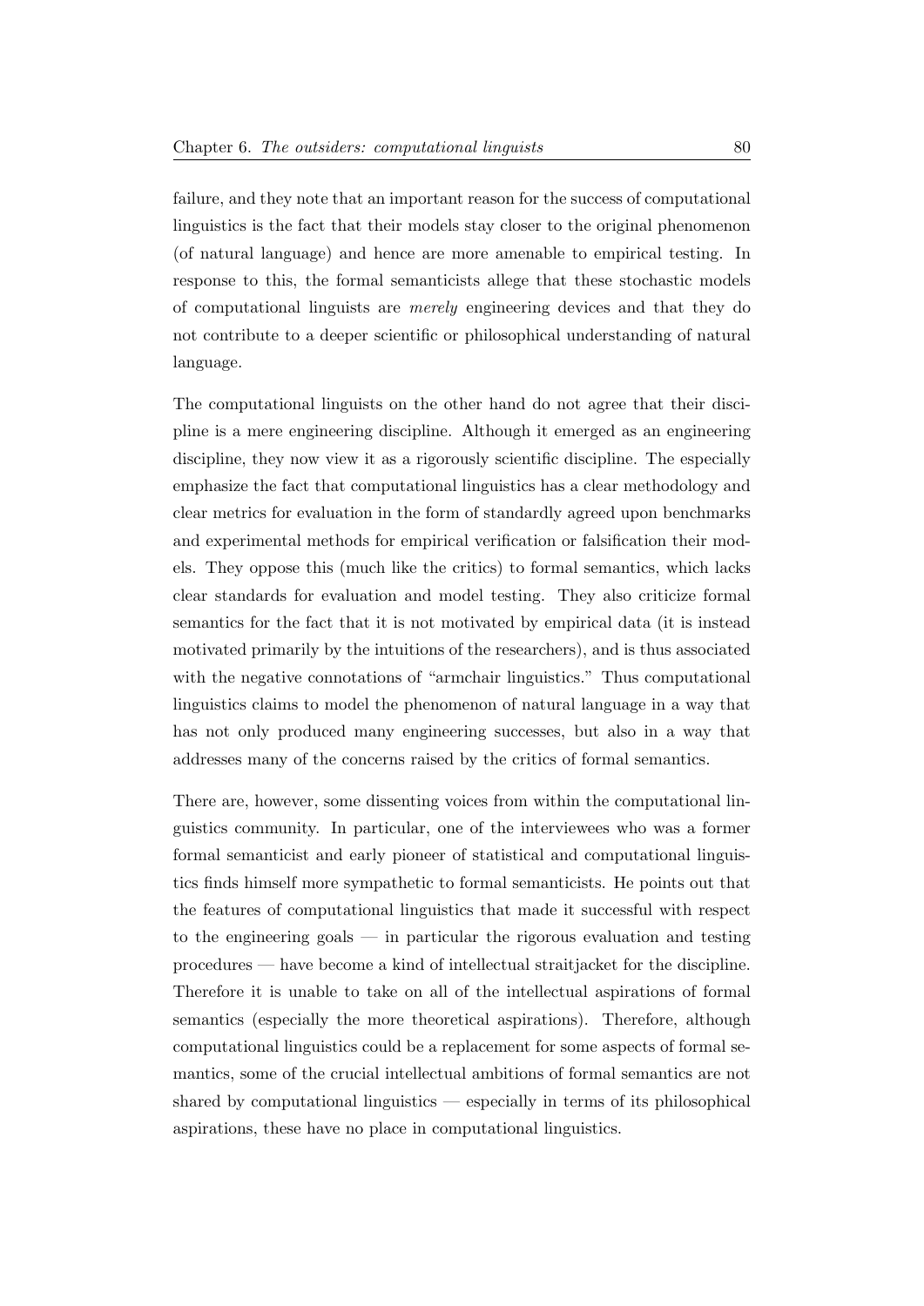failure, and they note that an important reason for the success of computational linguistics is the fact that their models stay closer to the original phenomenon (of natural language) and hence are more amenable to empirical testing. In response to this, the formal semanticists allege that these stochastic models of computational linguists are *merely* engineering devices and that they do not contribute to a deeper scientific or philosophical understanding of natural language.

The computational linguists on the other hand do not agree that their discipline is a mere engineering discipline. Although it emerged as an engineering discipline, they now view it as a rigorously scientific discipline. The especially emphasize the fact that computational linguistics has a clear methodology and clear metrics for evaluation in the form of standardly agreed upon benchmarks and experimental methods for empirical verification or falsification their models. They oppose this (much like the critics) to formal semantics, which lacks clear standards for evaluation and model testing. They also criticize formal semantics for the fact that it is not motivated by empirical data (it is instead motivated primarily by the intuitions of the researchers), and is thus associated with the negative connotations of "armchair linguistics." Thus computational linguistics claims to model the phenomenon of natural language in a way that has not only produced many engineering successes, but also in a way that addresses many of the concerns raised by the critics of formal semantics.

There are, however, some dissenting voices from within the computational linguistics community. In particular, one of the interviewees who was a former formal semanticist and early pioneer of statistical and computational linguistics finds himself more sympathetic to formal semanticists. He points out that the features of computational linguistics that made it successful with respect to the engineering goals — in particular the rigorous evaluation and testing procedures — have become a kind of intellectual straitjacket for the discipline. Therefore it is unable to take on all of the intellectual aspirations of formal semantics (especially the more theoretical aspirations). Therefore, although computational linguistics could be a replacement for some aspects of formal semantics, some of the crucial intellectual ambitions of formal semantics are not shared by computational linguistics — especially in terms of its philosophical aspirations, these have no place in computational linguistics.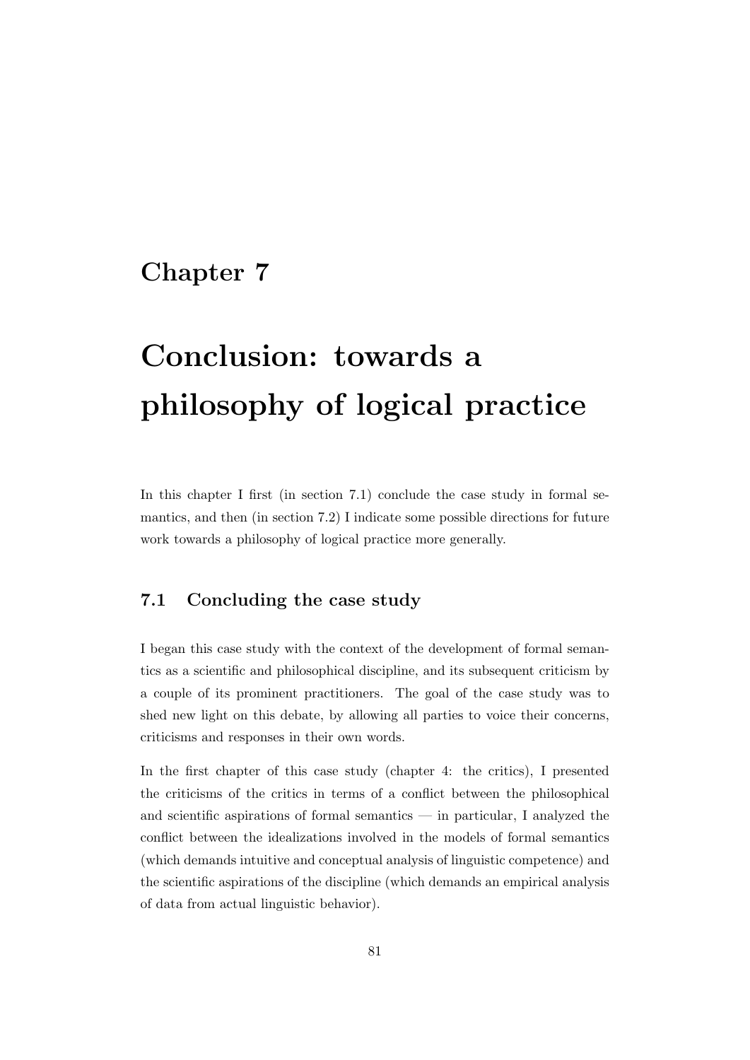# Chapter 7

# Conclusion: towards a philosophy of logical practice

In this chapter I first (in section 7.1) conclude the case study in formal semantics, and then (in section 7.2) I indicate some possible directions for future work towards a philosophy of logical practice more generally.

## 7.1 Concluding the case study

I began this case study with the context of the development of formal semantics as a scientific and philosophical discipline, and its subsequent criticism by a couple of its prominent practitioners. The goal of the case study was to shed new light on this debate, by allowing all parties to voice their concerns, criticisms and responses in their own words.

In the first chapter of this case study (chapter 4: the critics), I presented the criticisms of the critics in terms of a conflict between the philosophical and scientific aspirations of formal semantics — in particular, I analyzed the conflict between the idealizations involved in the models of formal semantics (which demands intuitive and conceptual analysis of linguistic competence) and the scientific aspirations of the discipline (which demands an empirical analysis of data from actual linguistic behavior).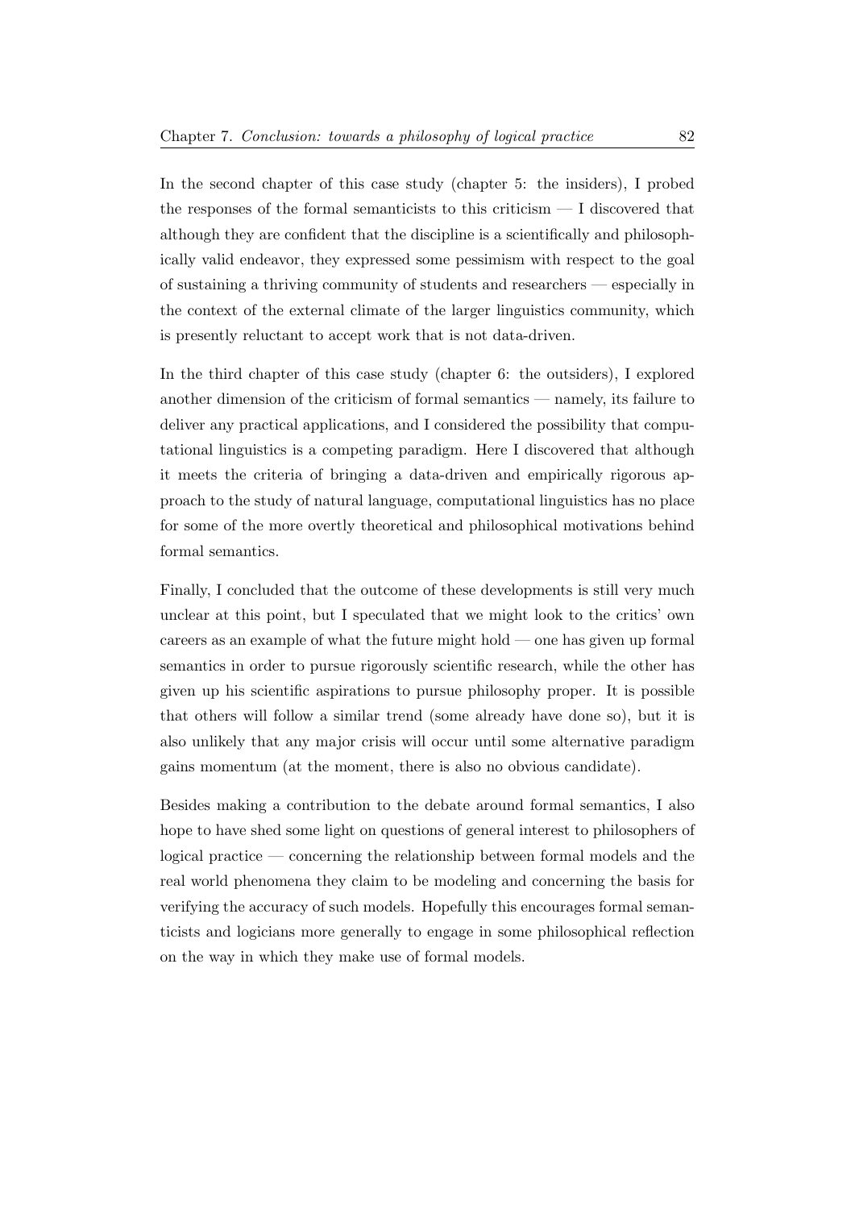In the second chapter of this case study (chapter 5: the insiders), I probed the responses of the formal semanticists to this criticism — I discovered that although they are confident that the discipline is a scientifically and philosophically valid endeavor, they expressed some pessimism with respect to the goal of sustaining a thriving community of students and researchers — especially in the context of the external climate of the larger linguistics community, which is presently reluctant to accept work that is not data-driven.

In the third chapter of this case study (chapter 6: the outsiders), I explored another dimension of the criticism of formal semantics — namely, its failure to deliver any practical applications, and I considered the possibility that computational linguistics is a competing paradigm. Here I discovered that although it meets the criteria of bringing a data-driven and empirically rigorous approach to the study of natural language, computational linguistics has no place for some of the more overtly theoretical and philosophical motivations behind formal semantics.

Finally, I concluded that the outcome of these developments is still very much unclear at this point, but I speculated that we might look to the critics' own careers as an example of what the future might hold — one has given up formal semantics in order to pursue rigorously scientific research, while the other has given up his scientific aspirations to pursue philosophy proper. It is possible that others will follow a similar trend (some already have done so), but it is also unlikely that any major crisis will occur until some alternative paradigm gains momentum (at the moment, there is also no obvious candidate).

Besides making a contribution to the debate around formal semantics, I also hope to have shed some light on questions of general interest to philosophers of logical practice — concerning the relationship between formal models and the real world phenomena they claim to be modeling and concerning the basis for verifying the accuracy of such models. Hopefully this encourages formal semanticists and logicians more generally to engage in some philosophical reflection on the way in which they make use of formal models.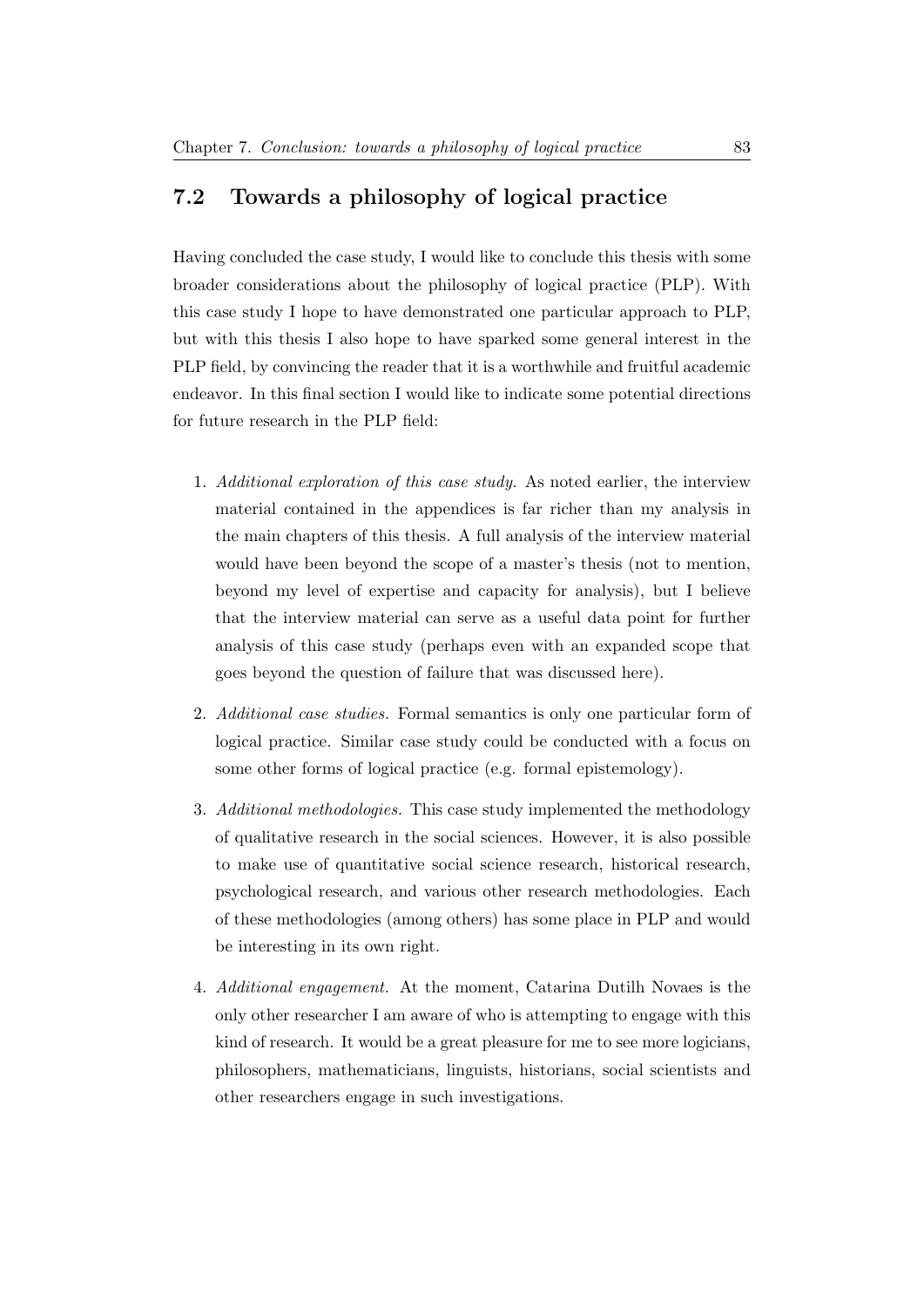## 7.2 Towards a philosophy of logical practice

Having concluded the case study, I would like to conclude this thesis with some broader considerations about the philosophy of logical practice (PLP). With this case study I hope to have demonstrated one particular approach to PLP, but with this thesis I also hope to have sparked some general interest in the PLP field, by convincing the reader that it is a worthwhile and fruitful academic endeavor. In this final section I would like to indicate some potential directions for future research in the PLP field:

1. *Additional exploration of this case study.* As noted earlier, the interview material contained in the appendices is far richer than my analysis in the main chapters of this thesis. A full analysis of the interview material would have been beyond the scope of a master's thesis (not to mention, beyond my level of expertise and capacity for analysis), but I believe that the interview material can serve as a useful data point for further analysis of this case study (perhaps even with an expanded scope that goes beyond the question of failure that was discussed here).

2. *Additional case studies.* Formal semantics is only one particular form of logical practice. Similar case study could be conducted with a focus on some other forms of logical practice (e.g. formal epistemology).

3. *Additional methodologies.* This case study implemented the methodology of qualitative research in the social sciences. However, it is also possible to make use of quantitative social science research, historical research, psychological research, and various other research methodologies. Each of these methodologies (among others) has some place in PLP and would be interesting in its own right.

4. *Additional engagement.* At the moment, Catarina Dutilh Novaes is the only other researcher I am aware of who is attempting to engage with this kind of research. It would be a great pleasure for me to see more logicians, philosophers, mathematicians, linguists, historians, social scientists and other researchers engage in such investigations.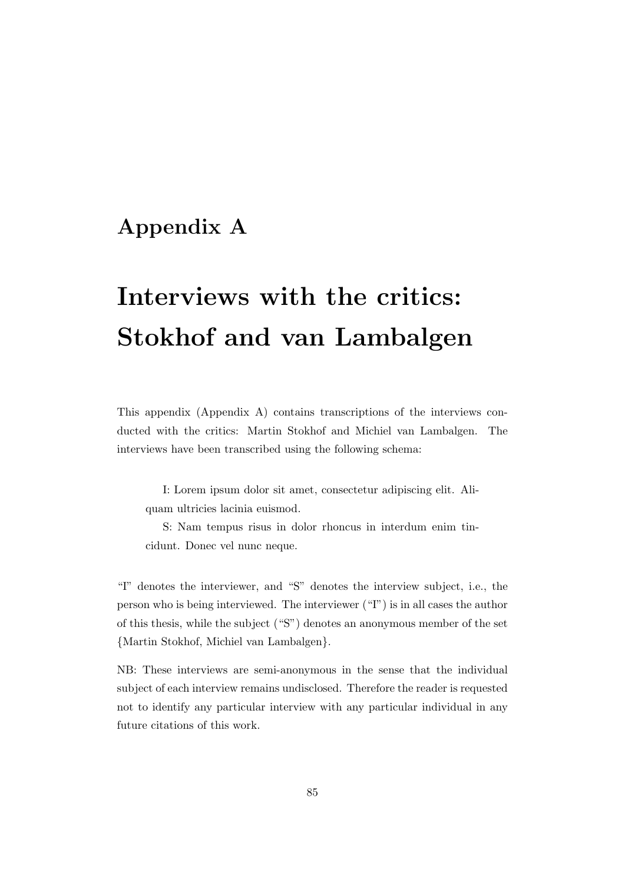# Appendix A

# Interviews with the critics: Stokhof and van Lambalgen

This appendix (Appendix A) contains transcriptions of the interviews conducted with the critics: Martin Stokhof and Michiel van Lambalgen. The interviews have been transcribed using the following schema:

> I: Lorem ipsum dolor sit amet, consectetur adipiscing elit. Aliquam ultricies lacinia euismod.
>
> S: Nam tempus risus in dolor rhoncus in interdum enim tincidunt. Donec vel nunc neque.

"I" denotes the interviewer, and "S" denotes the interview subject, i.e., the person who is being interviewed. The interviewer ("I") is in all cases the author of this thesis, while the subject ("S") denotes an anonymous member of the set {Martin Stokhof, Michiel van Lambalgen}.

NB: These interviews are semi-anonymous in the sense that the individual subject of each interview remains undisclosed. Therefore the reader is requested not to identify any particular interview with any particular individual in any future citations of this work.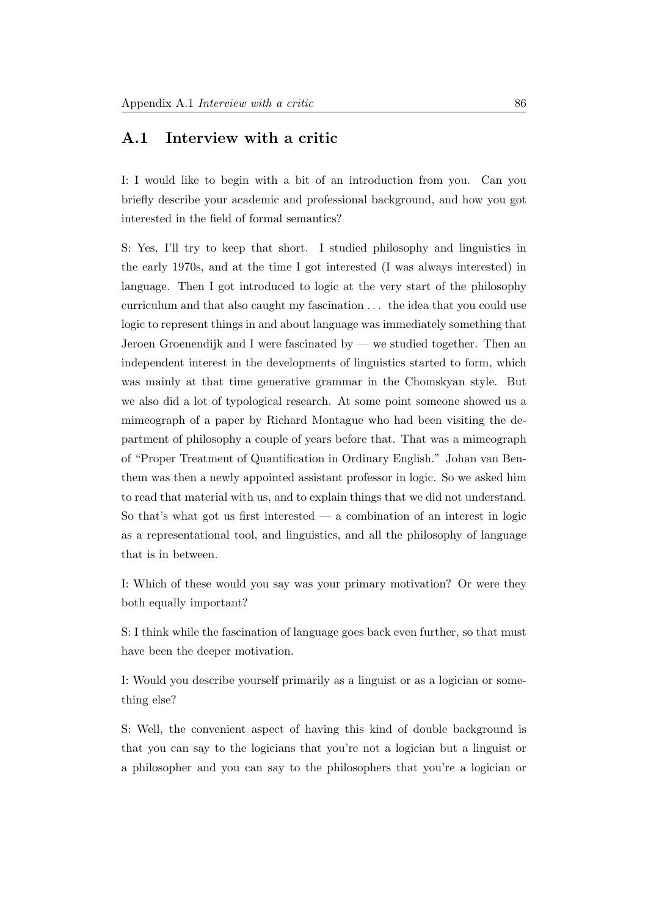## A.1 Interview with a critic

I: I would like to begin with a bit of an introduction from you. Can you briefly describe your academic and professional background, and how you got interested in the field of formal semantics?

S: Yes, I'll try to keep that short. I studied philosophy and linguistics in the early 1970s, and at the time I got interested (I was always interested) in language. Then I got introduced to logic at the very start of the philosophy curriculum and that also caught my fascination ... the idea that you could use logic to represent things in and about language was immediately something that Jeroen Groenendijk and I were fascinated by — we studied together. Then an independent interest in the developments of linguistics started to form, which was mainly at that time generative grammar in the Chomskyan style. But we also did a lot of typological research. At some point someone showed us a mimeograph of a paper by Richard Montague who had been visiting the department of philosophy a couple of years before that. That was a mimeograph of "Proper Treatment of Quantification in Ordinary English." Johan van Benthem was then a newly appointed assistant professor in logic. So we asked him to read that material with us, and to explain things that we did not understand. So that's what got us first interested — a combination of an interest in logic as a representational tool, and linguistics, and all the philosophy of language that is in between.

I: Which of these would you say was your primary motivation? Or were they both equally important?

S: I think while the fascination of language goes back even further, so that must have been the deeper motivation.

I: Would you describe yourself primarily as a linguist or as a logician or something else?

S: Well, the convenient aspect of having this kind of double background is that you can say to the logicians that you're not a logician but a linguist or a philosopher and you can say to the philosophers that you're a logician or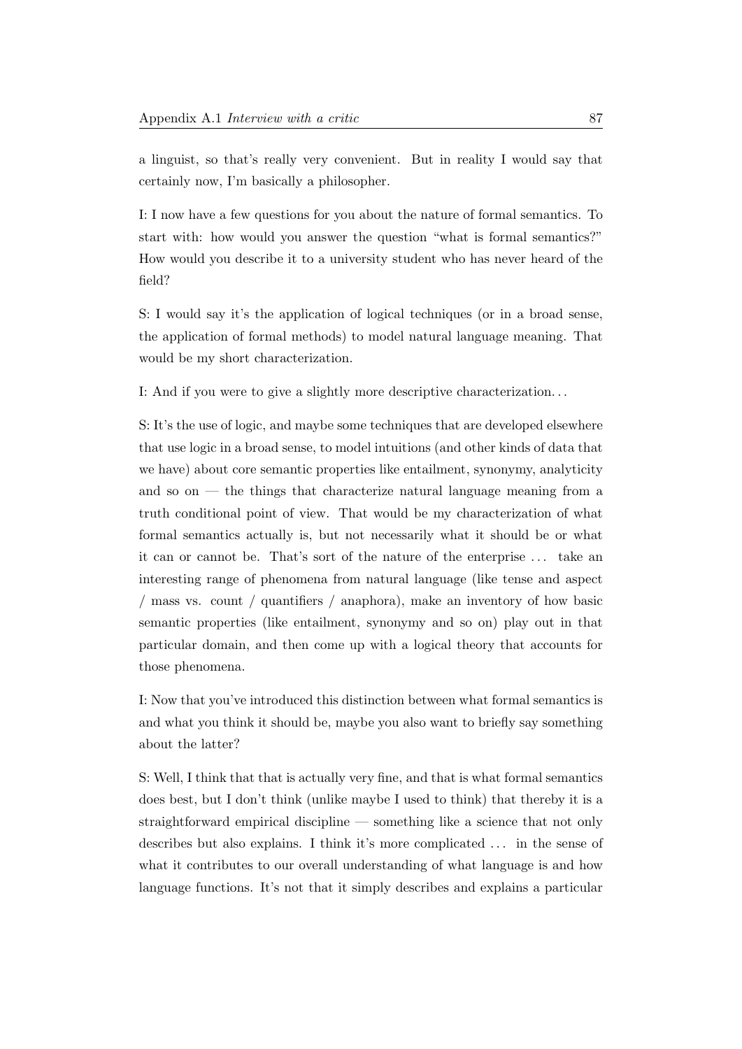a linguist, so that's really very convenient. But in reality I would say that certainly now, I'm basically a philosopher.

I: I now have a few questions for you about the nature of formal semantics. To start with: how would you answer the question "what is formal semantics?" How would you describe it to a university student who has never heard of the field?

S: I would say it's the application of logical techniques (or in a broad sense, the application of formal methods) to model natural language meaning. That would be my short characterization.

I: And if you were to give a slightly more descriptive characterization...

S: It's the use of logic, and maybe some techniques that are developed elsewhere that use logic in a broad sense, to model intuitions (and other kinds of data that we have) about core semantic properties like entailment, synonymy, analyticity and so on — the things that characterize natural language meaning from a truth conditional point of view. That would be my characterization of what formal semantics actually is, but not necessarily what it should be or what it can or cannot be. That's sort of the nature of the enterprise ... take an interesting range of phenomena from natural language (like tense and aspect / mass vs. count / quantifiers / anaphora), make an inventory of how basic semantic properties (like entailment, synonymy and so on) play out in that particular domain, and then come up with a logical theory that accounts for those phenomena.

I: Now that you've introduced this distinction between what formal semantics is and what you think it should be, maybe you also want to briefly say something about the latter?

S: Well, I think that that is actually very fine, and that is what formal semantics does best, but I don't think (unlike maybe I used to think) that thereby it is a straightforward empirical discipline — something like a science that not only describes but also explains. I think it's more complicated ... in the sense of what it contributes to our overall understanding of what language is and how language functions. It's not that it simply describes and explains a particular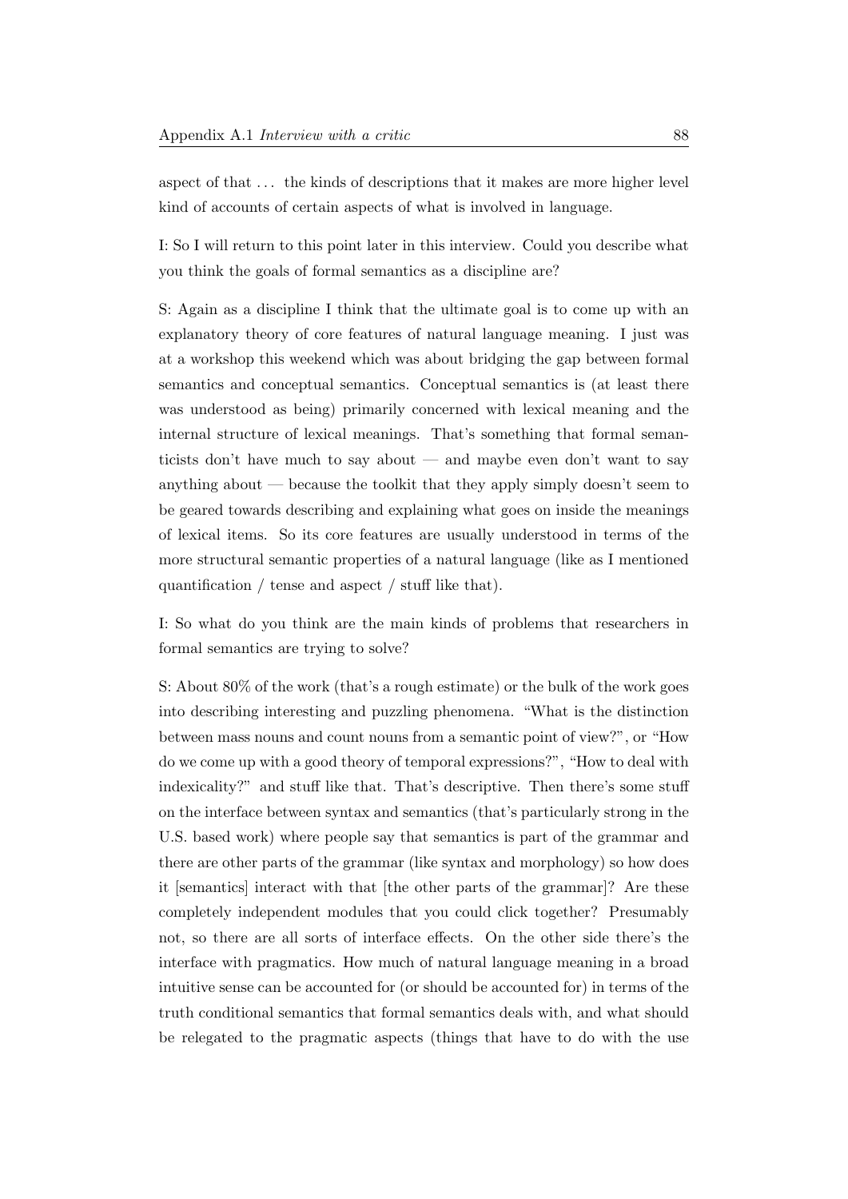aspect of that . . . the kinds of descriptions that it makes are more higher level kind of accounts of certain aspects of what is involved in language.

I: So I will return to this point later in this interview. Could you describe what you think the goals of formal semantics as a discipline are?

S: Again as a discipline I think that the ultimate goal is to come up with an explanatory theory of core features of natural language meaning. I just was at a workshop this weekend which was about bridging the gap between formal semantics and conceptual semantics. Conceptual semantics is (at least there was understood as being) primarily concerned with lexical meaning and the internal structure of lexical meanings. That's something that formal semanticists don't have much to say about — and maybe even don't want to say anything about — because the toolkit that they apply simply doesn't seem to be geared towards describing and explaining what goes on inside the meanings of lexical items. So its core features are usually understood in terms of the more structural semantic properties of a natural language (like as I mentioned quantification / tense and aspect / stuff like that).

I: So what do you think are the main kinds of problems that researchers in formal semantics are trying to solve?

S: About 80% of the work (that's a rough estimate) or the bulk of the work goes into describing interesting and puzzling phenomena. "What is the distinction between mass nouns and count nouns from a semantic point of view?", or "How do we come up with a good theory of temporal expressions?", "How to deal with indexicality?" and stuff like that. That's descriptive. Then there's some stuff on the interface between syntax and semantics (that's particularly strong in the U.S. based work) where people say that semantics is part of the grammar and there are other parts of the grammar (like syntax and morphology) so how does it [semantics] interact with that [the other parts of the grammar]? Are these completely independent modules that you could click together? Presumably not, so there are all sorts of interface effects. On the other side there's the interface with pragmatics. How much of natural language meaning in a broad intuitive sense can be accounted for (or should be accounted for) in terms of the truth conditional semantics that formal semantics deals with, and what should be relegated to the pragmatic aspects (things that have to do with the use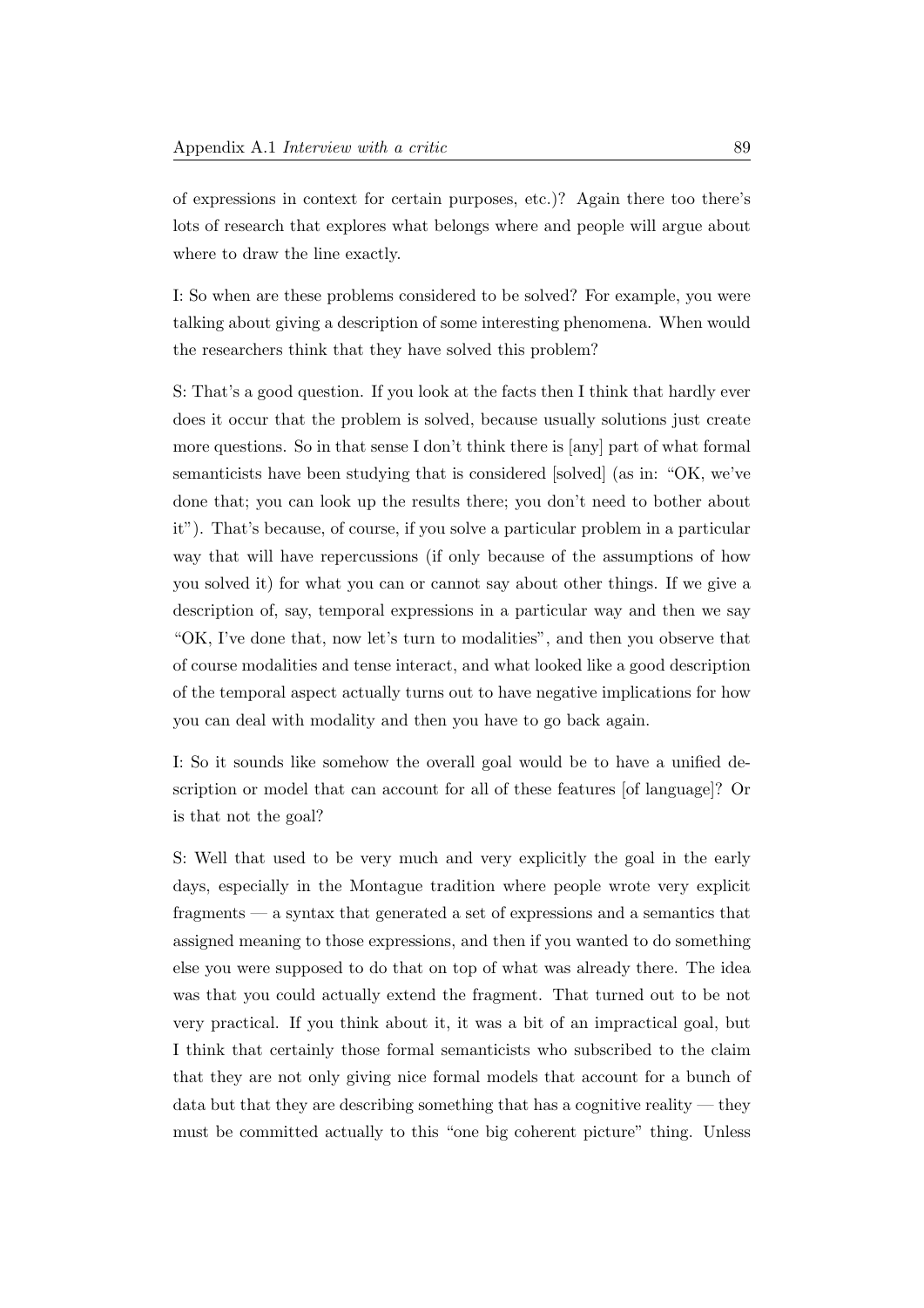of expressions in context for certain purposes, etc.)? Again there too there's lots of research that explores what belongs where and people will argue about where to draw the line exactly.

I: So when are these problems considered to be solved? For example, you were talking about giving a description of some interesting phenomena. When would the researchers think that they have solved this problem?

S: That's a good question. If you look at the facts then I think that hardly ever does it occur that the problem is solved, because usually solutions just create more questions. So in that sense I don't think there is [any] part of what formal semanticists have been studying that is considered [solved] (as in: "OK, we've done that; you can look up the results there; you don't need to bother about it"). That's because, of course, if you solve a particular problem in a particular way that will have repercussions (if only because of the assumptions of how you solved it) for what you can or cannot say about other things. If we give a description of, say, temporal expressions in a particular way and then we say "OK, I've done that, now let's turn to modalities", and then you observe that of course modalities and tense interact, and what looked like a good description of the temporal aspect actually turns out to have negative implications for how you can deal with modality and then you have to go back again.

I: So it sounds like somehow the overall goal would be to have a unified description or model that can account for all of these features [of language]? Or is that not the goal?

S: Well that used to be very much and very explicitly the goal in the early days, especially in the Montague tradition where people wrote very explicit fragments — a syntax that generated a set of expressions and a semantics that assigned meaning to those expressions, and then if you wanted to do something else you were supposed to do that on top of what was already there. The idea was that you could actually extend the fragment. That turned out to be not very practical. If you think about it, it was a bit of an impractical goal, but I think that certainly those formal semanticists who subscribed to the claim that they are not only giving nice formal models that account for a bunch of data but that they are describing something that has a cognitive reality — they must be committed actually to this "one big coherent picture" thing. Unless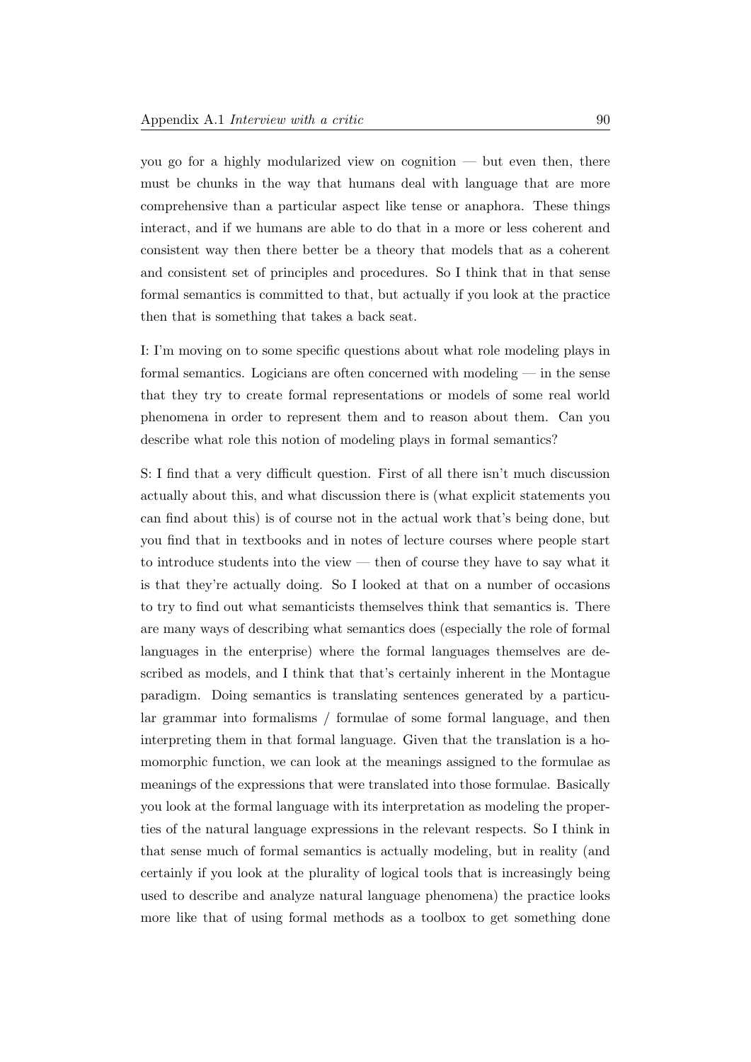you go for a highly modularized view on cognition — but even then, there must be chunks in the way that humans deal with language that are more comprehensive than a particular aspect like tense or anaphora. These things interact, and if we humans are able to do that in a more or less coherent and consistent way then there better be a theory that models that as a coherent and consistent set of principles and procedures. So I think that in that sense formal semantics is committed to that, but actually if you look at the practice then that is something that takes a back seat.

I: I'm moving on to some specific questions about what role modeling plays in formal semantics. Logicians are often concerned with modeling — in the sense that they try to create formal representations or models of some real world phenomena in order to represent them and to reason about them. Can you describe what role this notion of modeling plays in formal semantics?

S: I find that a very difficult question. First of all there isn't much discussion actually about this, and what discussion there is (what explicit statements you can find about this) is of course not in the actual work that's being done, but you find that in textbooks and in notes of lecture courses where people start to introduce students into the view — then of course they have to say what it is that they're actually doing. So I looked at that on a number of occasions to try to find out what semanticists themselves think that semantics is. There are many ways of describing what semantics does (especially the role of formal languages in the enterprise) where the formal languages themselves are described as models, and I think that that's certainly inherent in the Montague paradigm. Doing semantics is translating sentences generated by a particular grammar into formalisms / formulae of some formal language, and then interpreting them in that formal language. Given that the translation is a homomorphic function, we can look at the meanings assigned to the formulae as meanings of the expressions that were translated into those formulae. Basically you look at the formal language with its interpretation as modeling the properties of the natural language expressions in the relevant respects. So I think in that sense much of formal semantics is actually modeling, but in reality (and certainly if you look at the plurality of logical tools that is increasingly being used to describe and analyze natural language phenomena) the practice looks more like that of using formal methods as a toolbox to get something done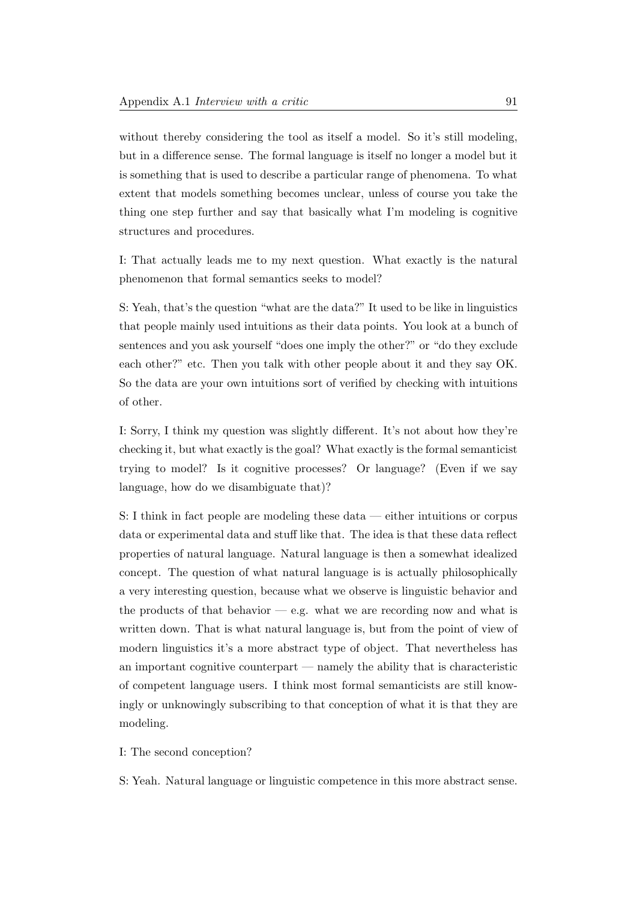without thereby considering the tool as itself a model. So it's still modeling, but in a difference sense. The formal language is itself no longer a model but it is something that is used to describe a particular range of phenomena. To what extent that models something becomes unclear, unless of course you take the thing one step further and say that basically what I'm modeling is cognitive structures and procedures.

I: That actually leads me to my next question. What exactly is the natural phenomenon that formal semantics seeks to model?

S: Yeah, that's the question "what are the data?" It used to be like in linguistics that people mainly used intuitions as their data points. You look at a bunch of sentences and you ask yourself "does one imply the other?" or "do they exclude each other?" etc. Then you talk with other people about it and they say OK. So the data are your own intuitions sort of verified by checking with intuitions of other.

I: Sorry, I think my question was slightly different. It's not about how they're checking it, but what exactly is the goal? What exactly is the formal semanticist trying to model? Is it cognitive processes? Or language? (Even if we say language, how do we disambiguate that)?

S: I think in fact people are modeling these data — either intuitions or corpus data or experimental data and stuff like that. The idea is that these data reflect properties of natural language. Natural language is then a somewhat idealized concept. The question of what natural language is is actually philosophically a very interesting question, because what we observe is linguistic behavior and the products of that behavior — e.g. what we are recording now and what is written down. That is what natural language is, but from the point of view of modern linguistics it's a more abstract type of object. That nevertheless has an important cognitive counterpart — namely the ability that is characteristic of competent language users. I think most formal semanticists are still knowingly or unknowingly subscribing to that conception of what it is that they are modeling.

I: The second conception?

S: Yeah. Natural language or linguistic competence in this more abstract sense.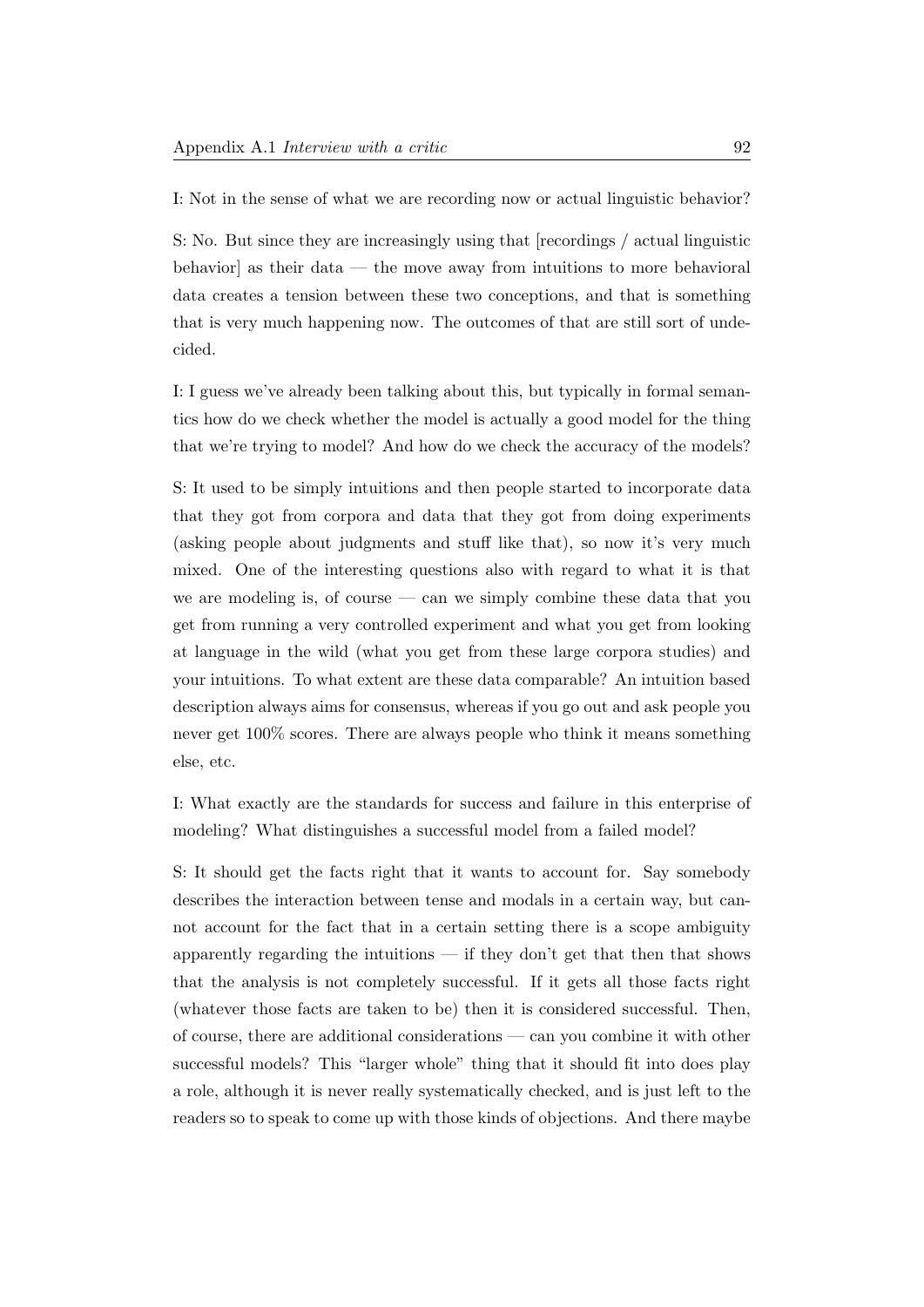I: Not in the sense of what we are recording now or actual linguistic behavior?

S: No. But since they are increasingly using that [recordings / actual linguistic behavior] as their data — the move away from intuitions to more behavioral data creates a tension between these two conceptions, and that is something that is very much happening now. The outcomes of that are still sort of undecided.

I: I guess we've already been talking about this, but typically in formal semantics how do we check whether the model is actually a good model for the thing that we're trying to model? And how do we check the accuracy of the models?

S: It used to be simply intuitions and then people started to incorporate data that they got from corpora and data that they got from doing experiments (asking people about judgments and stuff like that), so now it's very much mixed. One of the interesting questions also with regard to what it is that we are modeling is, of course — can we simply combine these data that you get from running a very controlled experiment and what you get from looking at language in the wild (what you get from these large corpora studies) and your intuitions. To what extent are these data comparable? An intuition based description always aims for consensus, whereas if you go out and ask people you never get 100% scores. There are always people who think it means something else, etc.

I: What exactly are the standards for success and failure in this enterprise of modeling? What distinguishes a successful model from a failed model?

S: It should get the facts right that it wants to account for. Say somebody describes the interaction between tense and modals in a certain way, but cannot account for the fact that in a certain setting there is a scope ambiguity apparently regarding the intuitions — if they don't get that then that shows that the analysis is not completely successful. If it gets all those facts right (whatever those facts are taken to be) then it is considered successful. Then, of course, there are additional considerations — can you combine it with other successful models? This "larger whole" thing that it should fit into does play a role, although it is never really systematically checked, and is just left to the readers so to speak to come up with those kinds of objections. And there maybe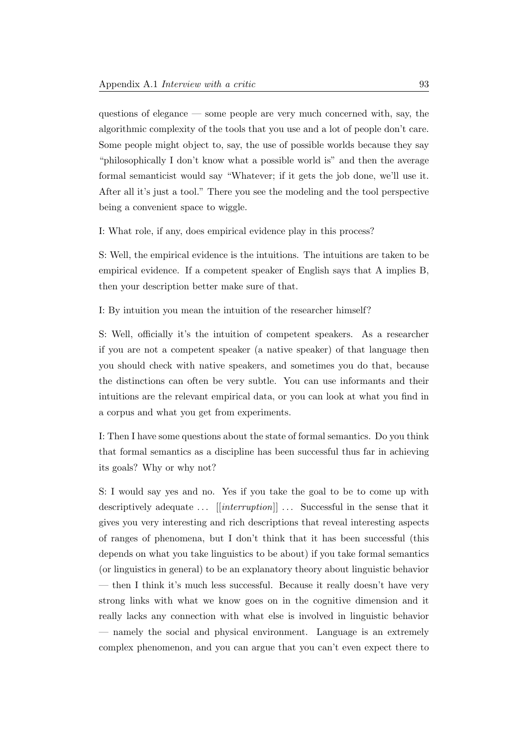questions of elegance — some people are very much concerned with, say, the algorithmic complexity of the tools that you use and a lot of people don't care. Some people might object to, say, the use of possible worlds because they say "philosophically I don't know what a possible world is" and then the average formal semanticist would say "Whatever; if it gets the job done, we'll use it. After all it's just a tool." There you see the modeling and the tool perspective being a convenient space to wiggle.

I: What role, if any, does empirical evidence play in this process?

S: Well, the empirical evidence is the intuitions. The intuitions are taken to be empirical evidence. If a competent speaker of English says that A implies B, then your description better make sure of that.

I: By intuition you mean the intuition of the researcher himself?

S: Well, officially it's the intuition of competent speakers. As a researcher if you are not a competent speaker (a native speaker) of that language then you should check with native speakers, and sometimes you do that, because the distinctions can often be very subtle. You can use informants and their intuitions are the relevant empirical data, or you can look at what you find in a corpus and what you get from experiments.

I: Then I have some questions about the state of formal semantics. Do you think that formal semantics as a discipline has been successful thus far in achieving its goals? Why or why not?

S: I would say yes and no. Yes if you take the goal to be to come up with descriptively adequate ... [[*interruption*]] ... Successful in the sense that it gives you very interesting and rich descriptions that reveal interesting aspects of ranges of phenomena, but I don't think that it has been successful (this depends on what you take linguistics to be about) if you take formal semantics (or linguistics in general) to be an explanatory theory about linguistic behavior — then I think it's much less successful. Because it really doesn't have very strong links with what we know goes on in the cognitive dimension and it really lacks any connection with what else is involved in linguistic behavior — namely the social and physical environment. Language is an extremely complex phenomenon, and you can argue that you can't even expect there to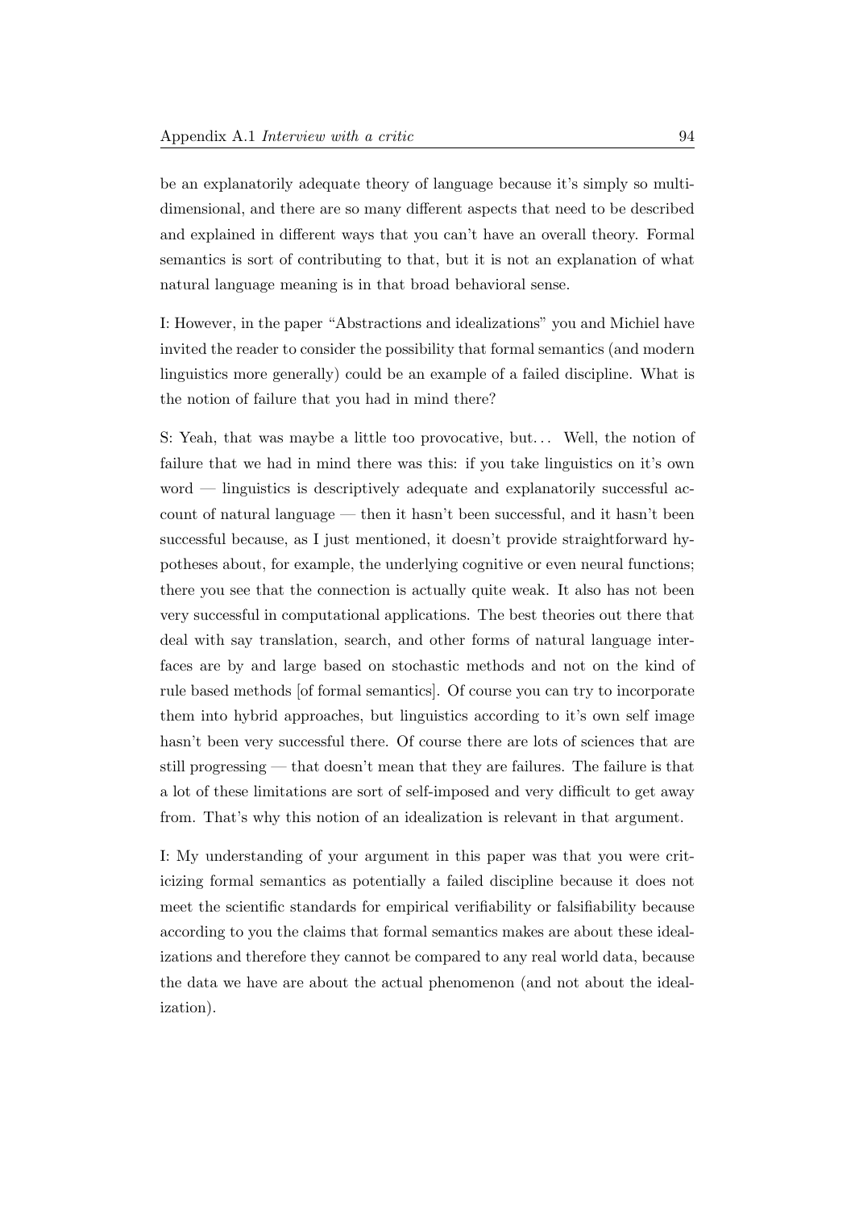be an explanatorily adequate theory of language because it's simply so multi-dimensional, and there are so many different aspects that need to be described and explained in different ways that you can't have an overall theory. Formal semantics is sort of contributing to that, but it is not an explanation of what natural language meaning is in that broad behavioral sense.

I: However, in the paper "Abstractions and idealizations" you and Michiel have invited the reader to consider the possibility that formal semantics (and modern linguistics more generally) could be an example of a failed discipline. What is the notion of failure that you had in mind there?

S: Yeah, that was maybe a little too provocative, but... Well, the notion of failure that we had in mind there was this: if you take linguistics on it's own word — linguistics is descriptively adequate and explanatorily successful account of natural language — then it hasn't been successful, and it hasn't been successful because, as I just mentioned, it doesn't provide straightforward hypotheses about, for example, the underlying cognitive or even neural functions; there you see that the connection is actually quite weak. It also has not been very successful in computational applications. The best theories out there that deal with say translation, search, and other forms of natural language interfaces are by and large based on stochastic methods and not on the kind of rule based methods [of formal semantics]. Of course you can try to incorporate them into hybrid approaches, but linguistics according to it's own self image hasn't been very successful there. Of course there are lots of sciences that are still progressing — that doesn't mean that they are failures. The failure is that a lot of these limitations are sort of self-imposed and very difficult to get away from. That's why this notion of an idealization is relevant in that argument.

I: My understanding of your argument in this paper was that you were criticizing formal semantics as potentially a failed discipline because it does not meet the scientific standards for empirical verifiability or falsifiability because according to you the claims that formal semantics makes are about these idealizations and therefore they cannot be compared to any real world data, because the data we have are about the actual phenomenon (and not about the idealization).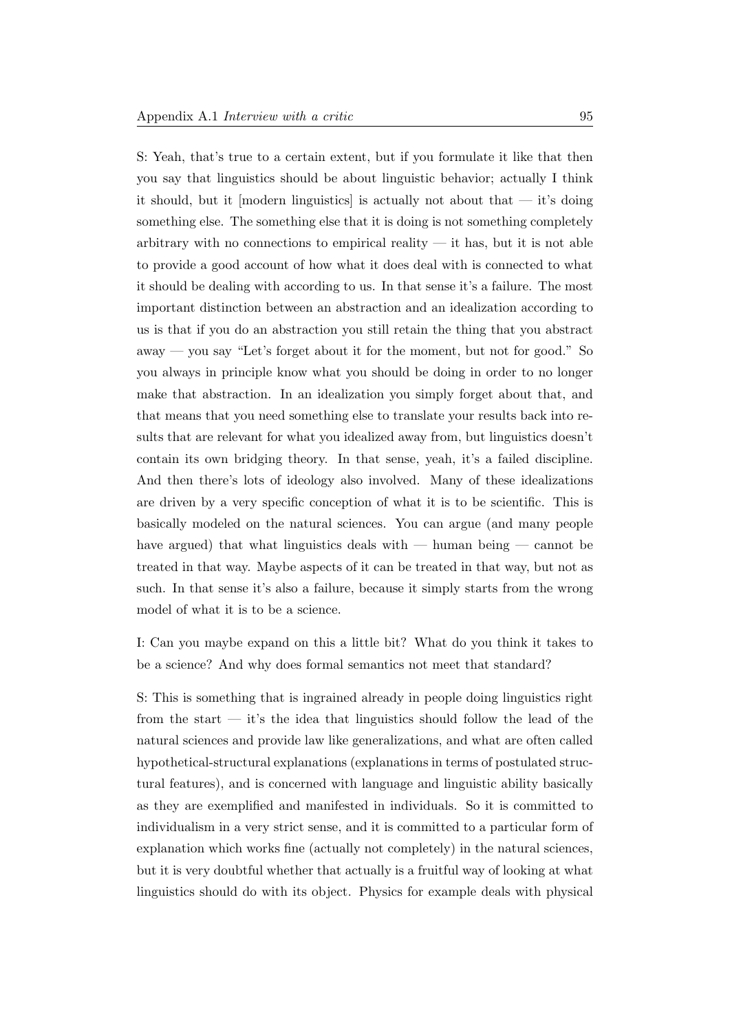S: Yeah, that's true to a certain extent, but if you formulate it like that then you say that linguistics should be about linguistic behavior; actually I think it should, but it [modern linguistics] is actually not about that — it's doing something else. The something else that it is doing is not something completely arbitrary with no connections to empirical reality — it has, but it is not able to provide a good account of how what it does deal with is connected to what it should be dealing with according to us. In that sense it's a failure. The most important distinction between an abstraction and an idealization according to us is that if you do an abstraction you still retain the thing that you abstract away — you say "Let's forget about it for the moment, but not for good." So you always in principle know what you should be doing in order to no longer make that abstraction. In an idealization you simply forget about that, and that means that you need something else to translate your results back into results that are relevant for what you idealized away from, but linguistics doesn't contain its own bridging theory. In that sense, yeah, it's a failed discipline. And then there's lots of ideology also involved. Many of these idealizations are driven by a very specific conception of what it is to be scientific. This is basically modeled on the natural sciences. You can argue (and many people have argued) that what linguistics deals with — human being — cannot be treated in that way. Maybe aspects of it can be treated in that way, but not as such. In that sense it's also a failure, because it simply starts from the wrong model of what it is to be a science.

I: Can you maybe expand on this a little bit? What do you think it takes to be a science? And why does formal semantics not meet that standard?

S: This is something that is ingrained already in people doing linguistics right from the start — it's the idea that linguistics should follow the lead of the natural sciences and provide law like generalizations, and what are often called hypothetical-structural explanations (explanations in terms of postulated structural features), and is concerned with language and linguistic ability basically as they are exemplified and manifested in individuals. So it is committed to individualism in a very strict sense, and it is committed to a particular form of explanation which works fine (actually not completely) in the natural sciences, but it is very doubtful whether that actually is a fruitful way of looking at what linguistics should do with its object. Physics for example deals with physical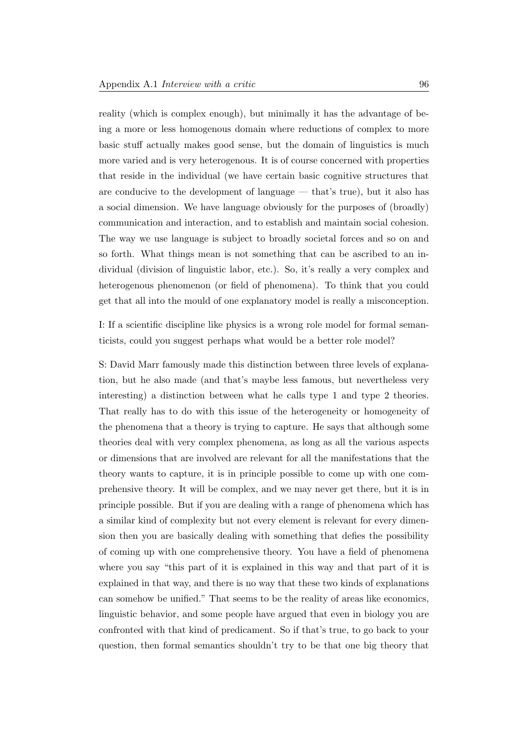reality (which is complex enough), but minimally it has the advantage of being a more or less homogenous domain where reductions of complex to more basic stuff actually makes good sense, but the domain of linguistics is much more varied and is very heterogenous. It is of course concerned with properties that reside in the individual (we have certain basic cognitive structures that are conducive to the development of language — that's true), but it also has a social dimension. We have language obviously for the purposes of (broadly) communication and interaction, and to establish and maintain social cohesion. The way we use language is subject to broadly societal forces and so on and so forth. What things mean is not something that can be ascribed to an individual (division of linguistic labor, etc.). So, it's really a very complex and heterogenous phenomenon (or field of phenomena). To think that you could get that all into the mould of one explanatory model is really a misconception.

I: If a scientific discipline like physics is a wrong role model for formal semanticists, could you suggest perhaps what would be a better role model?

S: David Marr famously made this distinction between three levels of explanation, but he also made (and that's maybe less famous, but nevertheless very interesting) a distinction between what he calls type 1 and type 2 theories. That really has to do with this issue of the heterogeneity or homogeneity of the phenomena that a theory is trying to capture. He says that although some theories deal with very complex phenomena, as long as all the various aspects or dimensions that are involved are relevant for all the manifestations that the theory wants to capture, it is in principle possible to come up with one comprehensive theory. It will be complex, and we may never get there, but it is in principle possible. But if you are dealing with a range of phenomena which has a similar kind of complexity but not every element is relevant for every dimension then you are basically dealing with something that defies the possibility of coming up with one comprehensive theory. You have a field of phenomena where you say "this part of it is explained in this way and that part of it is explained in that way, and there is no way that these two kinds of explanations can somehow be unified." That seems to be the reality of areas like economics, linguistic behavior, and some people have argued that even in biology you are confronted with that kind of predicament. So if that's true, to go back to your question, then formal semantics shouldn't try to be that one big theory that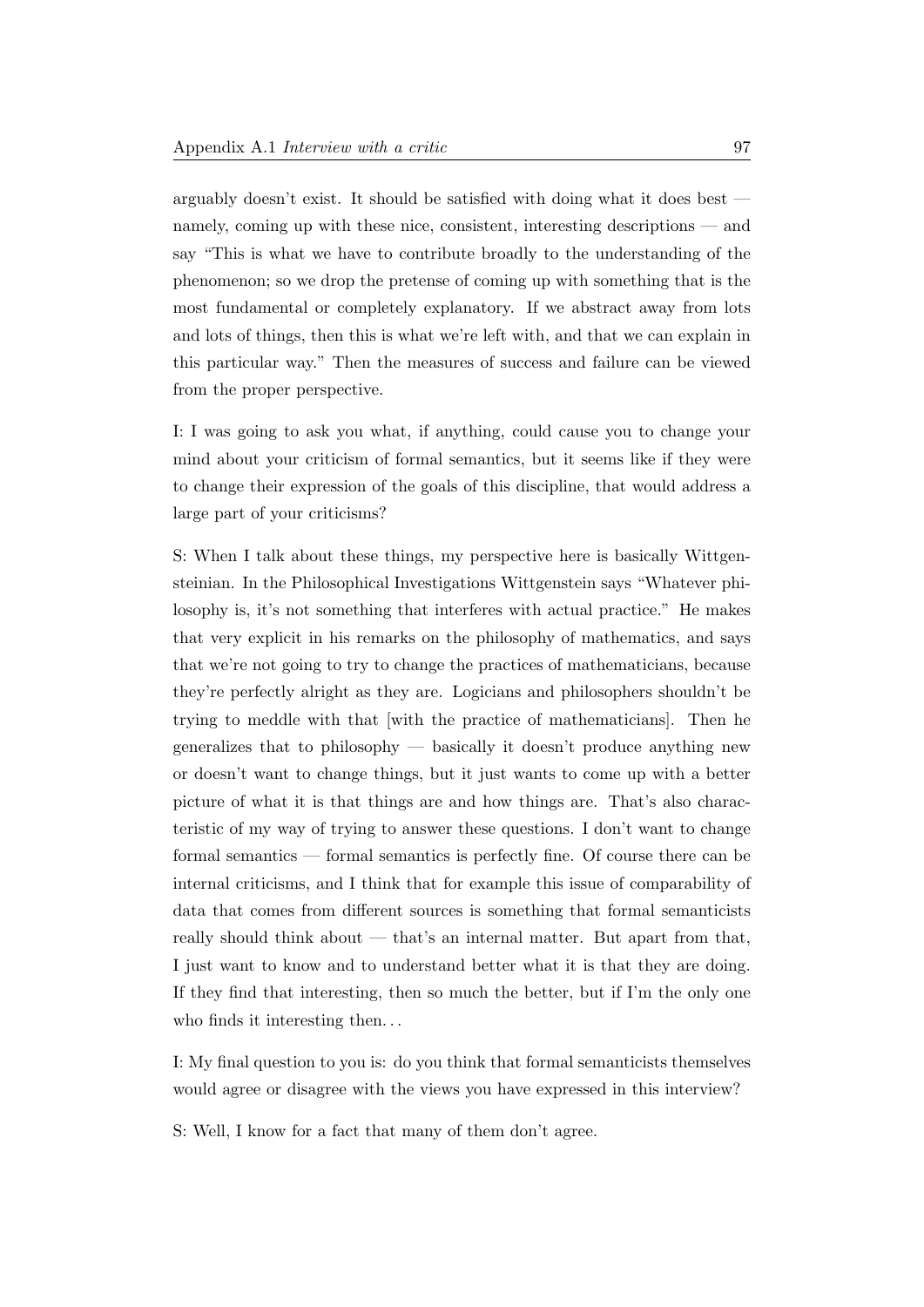arguably doesn't exist. It should be satisfied with doing what it does best — namely, coming up with these nice, consistent, interesting descriptions — and say "This is what we have to contribute broadly to the understanding of the phenomenon; so we drop the pretense of coming up with something that is the most fundamental or completely explanatory. If we abstract away from lots and lots of things, then this is what we're left with, and that we can explain in this particular way." Then the measures of success and failure can be viewed from the proper perspective.

I: I was going to ask you what, if anything, could cause you to change your mind about your criticism of formal semantics, but it seems like if they were to change their expression of the goals of this discipline, that would address a large part of your criticisms?

S: When I talk about these things, my perspective here is basically Wittgensteinian. In the Philosophical Investigations Wittgenstein says "Whatever philosophy is, it's not something that interferes with actual practice." He makes that very explicit in his remarks on the philosophy of mathematics, and says that we're not going to try to change the practices of mathematicians, because they're perfectly alright as they are. Logicians and philosophers shouldn't be trying to meddle with that [with the practice of mathematicians]. Then he generalizes that to philosophy — basically it doesn't produce anything new or doesn't want to change things, but it just wants to come up with a better picture of what it is that things are and how things are. That's also characteristic of my way of trying to answer these questions. I don't want to change formal semantics — formal semantics is perfectly fine. Of course there can be internal criticisms, and I think that for example this issue of comparability of data that comes from different sources is something that formal semanticists really should think about — that's an internal matter. But apart from that, I just want to know and to understand better what it is that they are doing. If they find that interesting, then so much the better, but if I'm the only one who finds it interesting then...

I: My final question to you is: do you think that formal semanticists themselves would agree or disagree with the views you have expressed in this interview?

S: Well, I know for a fact that many of them don't agree.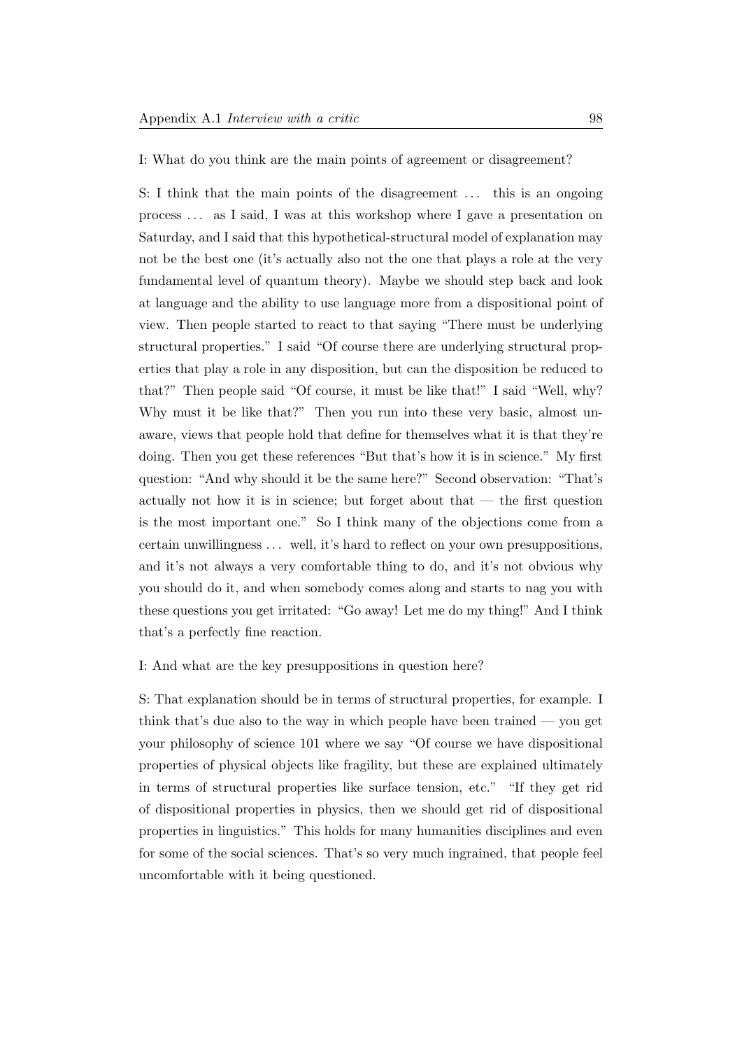I: What do you think are the main points of agreement or disagreement?

S: I think that the main points of the disagreement ... this is an ongoing process ... as I said, I was at this workshop where I gave a presentation on Saturday, and I said that this hypothetical-structural model of explanation may not be the best one (it's actually also not the one that plays a role at the very fundamental level of quantum theory). Maybe we should step back and look at language and the ability to use language more from a dispositional point of view. Then people started to react to that saying "There must be underlying structural properties." I said "Of course there are underlying structural properties that play a role in any disposition, but can the disposition be reduced to that?" Then people said "Of course, it must be like that!" I said "Well, why? Why must it be like that?" Then you run into these very basic, almost unaware, views that people hold that define for themselves what it is that they're doing. Then you get these references "But that's how it is in science." My first question: "And why should it be the same here?" Second observation: "That's actually not how it is in science; but forget about that — the first question is the most important one." So I think many of the objections come from a certain unwillingness ... well, it's hard to reflect on your own presuppositions, and it's not always a very comfortable thing to do, and it's not obvious why you should do it, and when somebody comes along and starts to nag you with these questions you get irritated: "Go away! Let me do my thing!" And I think that's a perfectly fine reaction.

I: And what are the key presuppositions in question here?

S: That explanation should be in terms of structural properties, for example. I think that's due also to the way in which people have been trained — you get your philosophy of science 101 where we say "Of course we have dispositional properties of physical objects like fragility, but these are explained ultimately in terms of structural properties like surface tension, etc." "If they get rid of dispositional properties in physics, then we should get rid of dispositional properties in linguistics." This holds for many humanities disciplines and even for some of the social sciences. That's so very much ingrained, that people feel uncomfortable with it being questioned.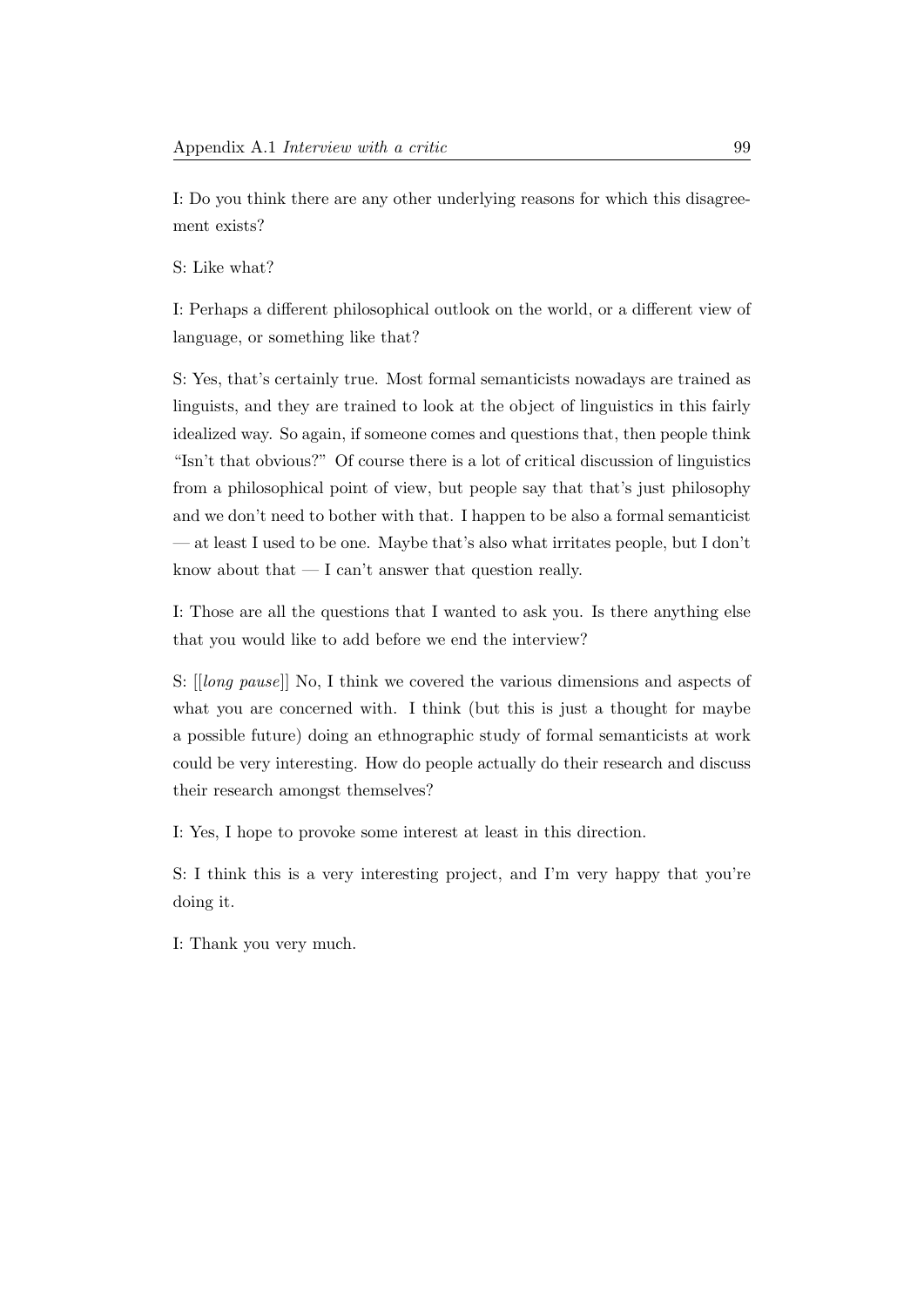I: Do you think there are any other underlying reasons for which this disagreement exists?

S: Like what?

I: Perhaps a different philosophical outlook on the world, or a different view of language, or something like that?

S: Yes, that's certainly true. Most formal semanticists nowadays are trained as linguists, and they are trained to look at the object of linguistics in this fairly idealized way. So again, if someone comes and questions that, then people think "Isn't that obvious?" Of course there is a lot of critical discussion of linguistics from a philosophical point of view, but people say that that's just philosophy and we don't need to bother with that. I happen to be also a formal semanticist — at least I used to be one. Maybe that's also what irritates people, but I don't know about that — I can't answer that question really.

I: Those are all the questions that I wanted to ask you. Is there anything else that you would like to add before we end the interview?

S: [[*long pause*]] No, I think we covered the various dimensions and aspects of what you are concerned with. I think (but this is just a thought for maybe a possible future) doing an ethnographic study of formal semanticists at work could be very interesting. How do people actually do their research and discuss their research amongst themselves?

I: Yes, I hope to provoke some interest at least in this direction.

S: I think this is a very interesting project, and I'm very happy that you're doing it.

I: Thank you very much.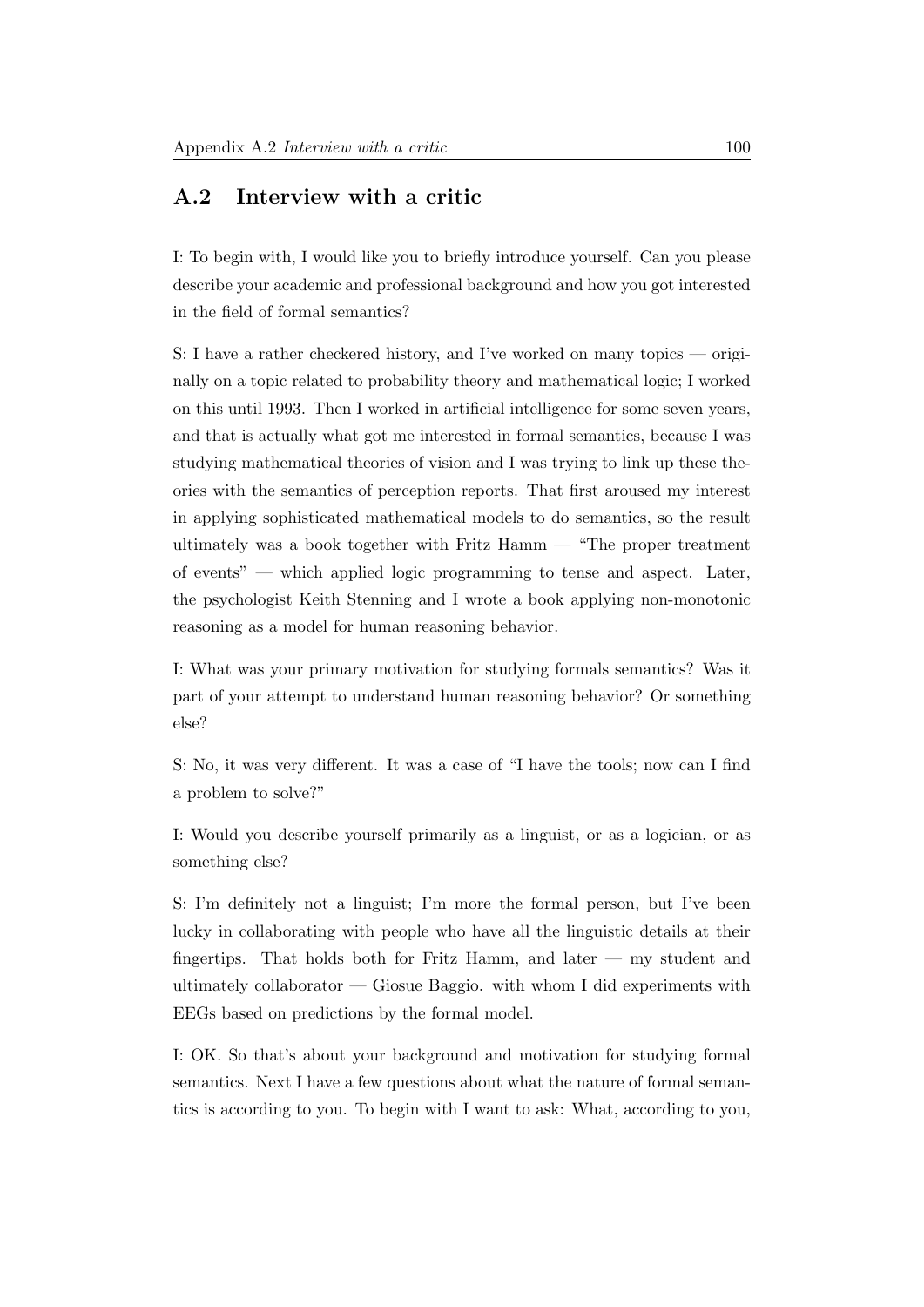## A.2 Interview with a critic

I: To begin with, I would like you to briefly introduce yourself. Can you please describe your academic and professional background and how you got interested in the field of formal semantics?

S: I have a rather checkered history, and I've worked on many topics — originally on a topic related to probability theory and mathematical logic; I worked on this until 1993. Then I worked in artificial intelligence for some seven years, and that is actually what got me interested in formal semantics, because I was studying mathematical theories of vision and I was trying to link up these theories with the semantics of perception reports. That first aroused my interest in applying sophisticated mathematical models to do semantics, so the result ultimately was a book together with Fritz Hamm — "The proper treatment of events" — which applied logic programming to tense and aspect. Later, the psychologist Keith Stenning and I wrote a book applying non-monotonic reasoning as a model for human reasoning behavior.

I: What was your primary motivation for studying formals semantics? Was it part of your attempt to understand human reasoning behavior? Or something else?

S: No, it was very different. It was a case of "I have the tools; now can I find a problem to solve?"

I: Would you describe yourself primarily as a linguist, or as a logician, or as something else?

S: I'm definitely not a linguist; I'm more the formal person, but I've been lucky in collaborating with people who have all the linguistic details at their fingertips. That holds both for Fritz Hamm, and later — my student and ultimately collaborator — Giosue Baggio. with whom I did experiments with EEGs based on predictions by the formal model.

I: OK. So that's about your background and motivation for studying formal semantics. Next I have a few questions about what the nature of formal semantics is according to you. To begin with I want to ask: What, according to you,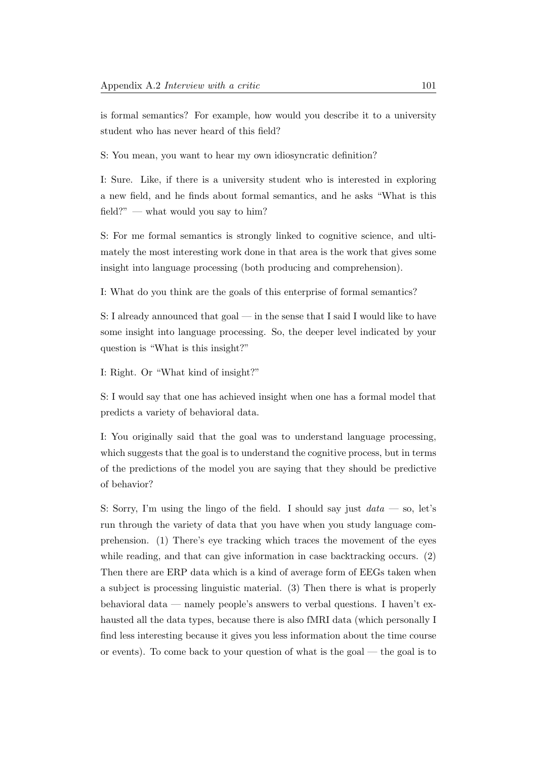is formal semantics? For example, how would you describe it to a university student who has never heard of this field?

S: You mean, you want to hear my own idiosyncratic definition?

I: Sure. Like, if there is a university student who is interested in exploring a new field, and he finds about formal semantics, and he asks "What is this field?" — what would you say to him?

S: For me formal semantics is strongly linked to cognitive science, and ultimately the most interesting work done in that area is the work that gives some insight into language processing (both producing and comprehension).

I: What do you think are the goals of this enterprise of formal semantics?

S: I already announced that goal — in the sense that I said I would like to have some insight into language processing. So, the deeper level indicated by your question is "What is this insight?"

I: Right. Or "What kind of insight?"

S: I would say that one has achieved insight when one has a formal model that predicts a variety of behavioral data.

I: You originally said that the goal was to understand language processing, which suggests that the goal is to understand the cognitive process, but in terms of the predictions of the model you are saying that they should be predictive of behavior?

S: Sorry, I'm using the lingo of the field. I should say just *data* — so, let's run through the variety of data that you have when you study language comprehension. (1) There's eye tracking which traces the movement of the eyes while reading, and that can give information in case backtracking occurs. (2) Then there are ERP data which is a kind of average form of EEGs taken when a subject is processing linguistic material. (3) Then there is what is properly behavioral data — namely people's answers to verbal questions. I haven't exhausted all the data types, because there is also fMRI data (which personally I find less interesting because it gives you less information about the time course or events). To come back to your question of what is the goal — the goal is to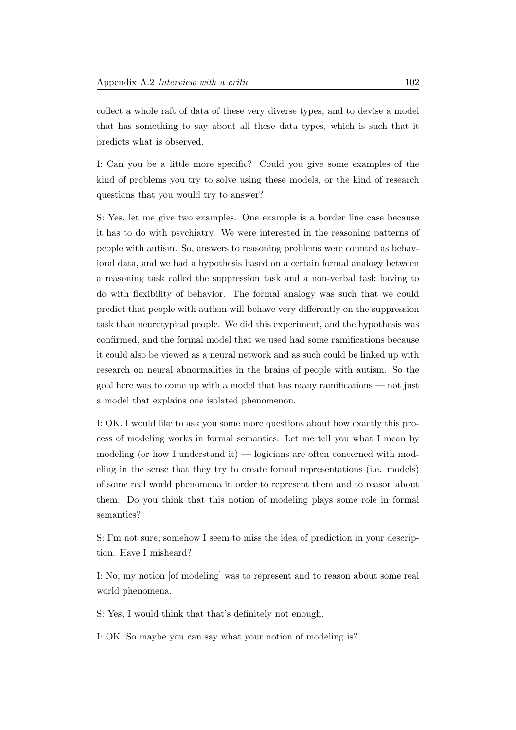collect a whole raft of data of these very diverse types, and to devise a model that has something to say about all these data types, which is such that it predicts what is observed.

I: Can you be a little more specific? Could you give some examples of the kind of problems you try to solve using these models, or the kind of research questions that you would try to answer?

S: Yes, let me give two examples. One example is a border line case because it has to do with psychiatry. We were interested in the reasoning patterns of people with autism. So, answers to reasoning problems were counted as behavioral data, and we had a hypothesis based on a certain formal analogy between a reasoning task called the suppression task and a non-verbal task having to do with flexibility of behavior. The formal analogy was such that we could predict that people with autism will behave very differently on the suppression task than neurotypical people. We did this experiment, and the hypothesis was confirmed, and the formal model that we used had some ramifications because it could also be viewed as a neural network and as such could be linked up with research on neural abnormalities in the brains of people with autism. So the goal here was to come up with a model that has many ramifications — not just a model that explains one isolated phenomenon.

I: OK. I would like to ask you some more questions about how exactly this process of modeling works in formal semantics. Let me tell you what I mean by modeling (or how I understand it) — logicians are often concerned with modeling in the sense that they try to create formal representations (i.e. models) of some real world phenomena in order to represent them and to reason about them. Do you think that this notion of modeling plays some role in formal semantics?

S: I'm not sure; somehow I seem to miss the idea of prediction in your description. Have I misheard?

I: No, my notion [of modeling] was to represent and to reason about some real world phenomena.

S: Yes, I would think that that's definitely not enough.

I: OK. So maybe you can say what your notion of modeling is?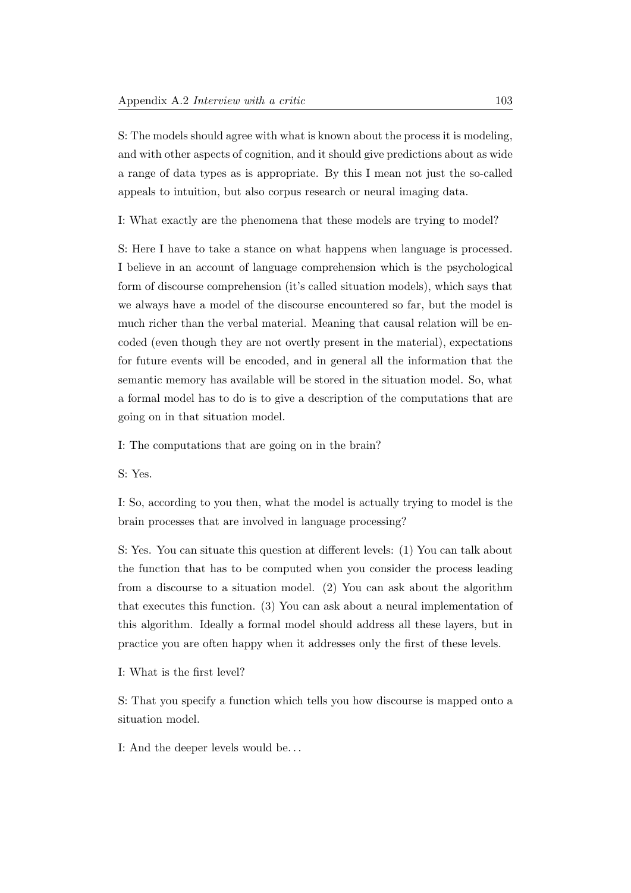S: The models should agree with what is known about the process it is modeling, and with other aspects of cognition, and it should give predictions about as wide a range of data types as is appropriate. By this I mean not just the so-called appeals to intuition, but also corpus research or neural imaging data.

I: What exactly are the phenomena that these models are trying to model?

S: Here I have to take a stance on what happens when language is processed. I believe in an account of language comprehension which is the psychological form of discourse comprehension (it's called situation models), which says that we always have a model of the discourse encountered so far, but the model is much richer than the verbal material. Meaning that causal relation will be encoded (even though they are not overtly present in the material), expectations for future events will be encoded, and in general all the information that the semantic memory has available will be stored in the situation model. So, what a formal model has to do is to give a description of the computations that are going on in that situation model.

I: The computations that are going on in the brain?

S: Yes.

I: So, according to you then, what the model is actually trying to model is the brain processes that are involved in language processing?

S: Yes. You can situate this question at different levels: (1) You can talk about the function that has to be computed when you consider the process leading from a discourse to a situation model. (2) You can ask about the algorithm that executes this function. (3) You can ask about a neural implementation of this algorithm. Ideally a formal model should address all these layers, but in practice you are often happy when it addresses only the first of these levels.

I: What is the first level?

S: That you specify a function which tells you how discourse is mapped onto a situation model.

I: And the deeper levels would be...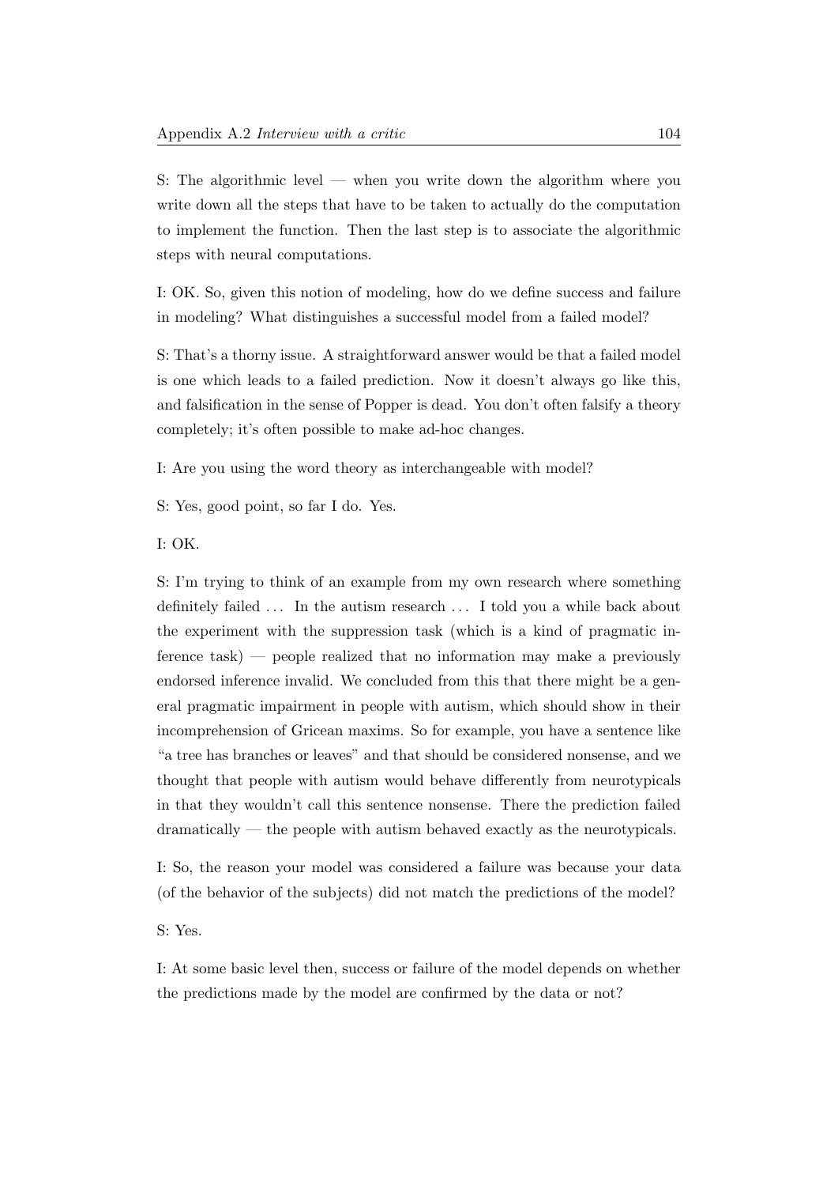S: The algorithmic level — when you write down the algorithm where you write down all the steps that have to be taken to actually do the computation to implement the function. Then the last step is to associate the algorithmic steps with neural computations.

I: OK. So, given this notion of modeling, how do we define success and failure in modeling? What distinguishes a successful model from a failed model?

S: That's a thorny issue. A straightforward answer would be that a failed model is one which leads to a failed prediction. Now it doesn't always go like this, and falsification in the sense of Popper is dead. You don't often falsify a theory completely; it's often possible to make ad-hoc changes.

I: Are you using the word theory as interchangeable with model?

S: Yes, good point, so far I do. Yes.

I: OK.

S: I'm trying to think of an example from my own research where something definitely failed ... In the autism research ... I told you a while back about the experiment with the suppression task (which is a kind of pragmatic inference task) — people realized that no information may make a previously endorsed inference invalid. We concluded from this that there might be a general pragmatic impairment in people with autism, which should show in their incomprehension of Gricean maxims. So for example, you have a sentence like "a tree has branches or leaves" and that should be considered nonsense, and we thought that people with autism would behave differently from neurotypicals in that they wouldn't call this sentence nonsense. There the prediction failed dramatically — the people with autism behaved exactly as the neurotypicals.

I: So, the reason your model was considered a failure was because your data (of the behavior of the subjects) did not match the predictions of the model?

S: Yes.

I: At some basic level then, success or failure of the model depends on whether the predictions made by the model are confirmed by the data or not?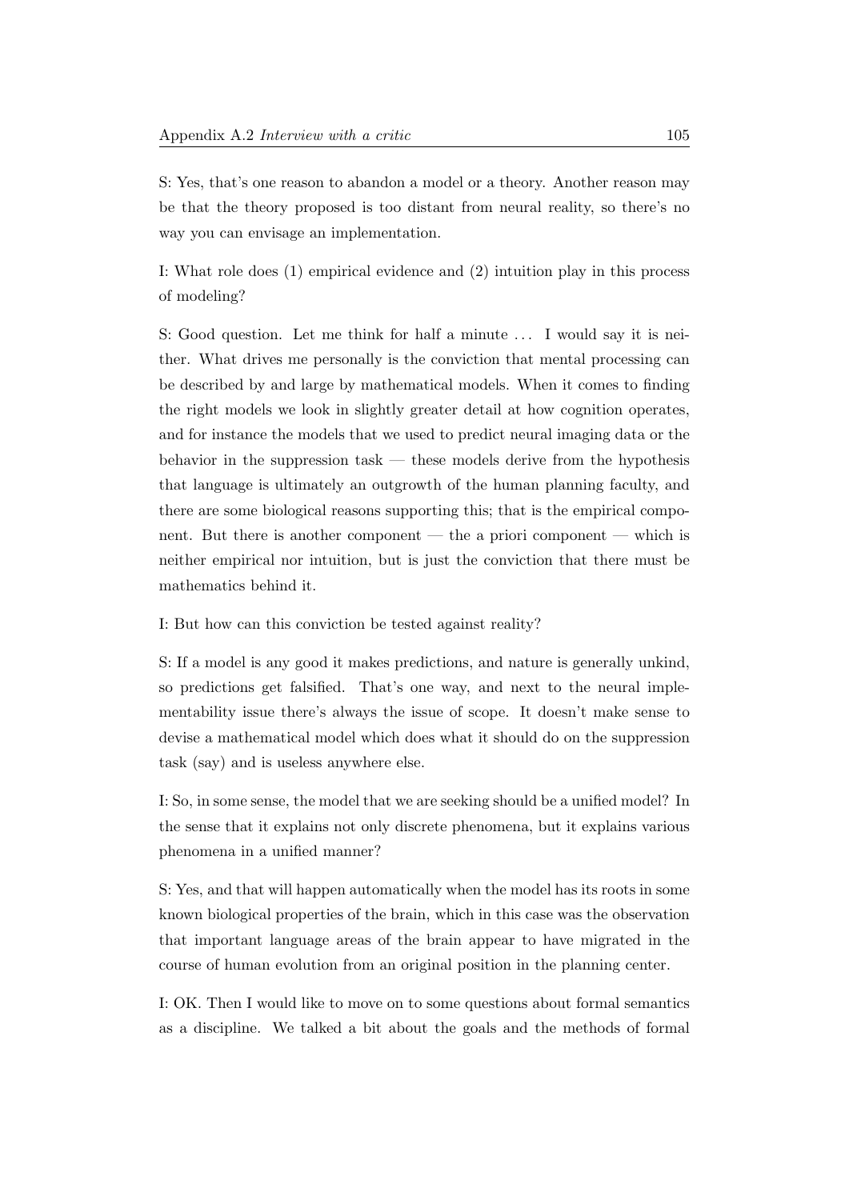S: Yes, that's one reason to abandon a model or a theory. Another reason may be that the theory proposed is too distant from neural reality, so there's no way you can envisage an implementation.

I: What role does (1) empirical evidence and (2) intuition play in this process of modeling?

S: Good question. Let me think for half a minute ... I would say it is neither. What drives me personally is the conviction that mental processing can be described by and large by mathematical models. When it comes to finding the right models we look in slightly greater detail at how cognition operates, and for instance the models that we used to predict neural imaging data or the behavior in the suppression task — these models derive from the hypothesis that language is ultimately an outgrowth of the human planning faculty, and there are some biological reasons supporting this; that is the empirical component. But there is another component — the a priori component — which is neither empirical nor intuition, but is just the conviction that there must be mathematics behind it.

I: But how can this conviction be tested against reality?

S: If a model is any good it makes predictions, and nature is generally unkind, so predictions get falsified. That's one way, and next to the neural implementability issue there's always the issue of scope. It doesn't make sense to devise a mathematical model which does what it should do on the suppression task (say) and is useless anywhere else.

I: So, in some sense, the model that we are seeking should be a unified model? In the sense that it explains not only discrete phenomena, but it explains various phenomena in a unified manner?

S: Yes, and that will happen automatically when the model has its roots in some known biological properties of the brain, which in this case was the observation that important language areas of the brain appear to have migrated in the course of human evolution from an original position in the planning center.

I: OK. Then I would like to move on to some questions about formal semantics as a discipline. We talked a bit about the goals and the methods of formal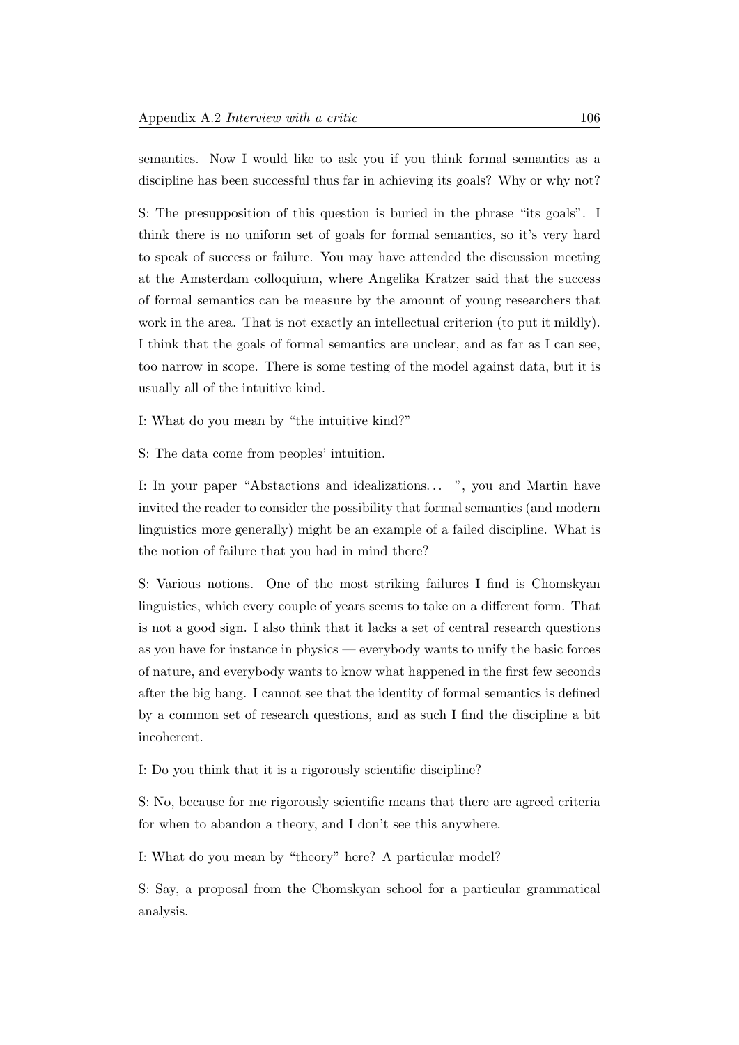semantics. Now I would like to ask you if you think formal semantics as a discipline has been successful thus far in achieving its goals? Why or why not?

S: The presupposition of this question is buried in the phrase "its goals". I think there is no uniform set of goals for formal semantics, so it's very hard to speak of success or failure. You may have attended the discussion meeting at the Amsterdam colloquium, where Angelika Kratzer said that the success of formal semantics can be measure by the amount of young researchers that work in the area. That is not exactly an intellectual criterion (to put it mildly). I think that the goals of formal semantics are unclear, and as far as I can see, too narrow in scope. There is some testing of the model against data, but it is usually all of the intuitive kind.

I: What do you mean by "the intuitive kind?"

S: The data come from peoples' intuition.

I: In your paper "Abstactions and idealizations... ", you and Martin have invited the reader to consider the possibility that formal semantics (and modern linguistics more generally) might be an example of a failed discipline. What is the notion of failure that you had in mind there?

S: Various notions. One of the most striking failures I find is Chomskyan linguistics, which every couple of years seems to take on a different form. That is not a good sign. I also think that it lacks a set of central research questions as you have for instance in physics — everybody wants to unify the basic forces of nature, and everybody wants to know what happened in the first few seconds after the big bang. I cannot see that the identity of formal semantics is defined by a common set of research questions, and as such I find the discipline a bit incoherent.

I: Do you think that it is a rigorously scientific discipline?

S: No, because for me rigorously scientific means that there are agreed criteria for when to abandon a theory, and I don't see this anywhere.

I: What do you mean by "theory" here? A particular model?

S: Say, a proposal from the Chomskyan school for a particular grammatical analysis.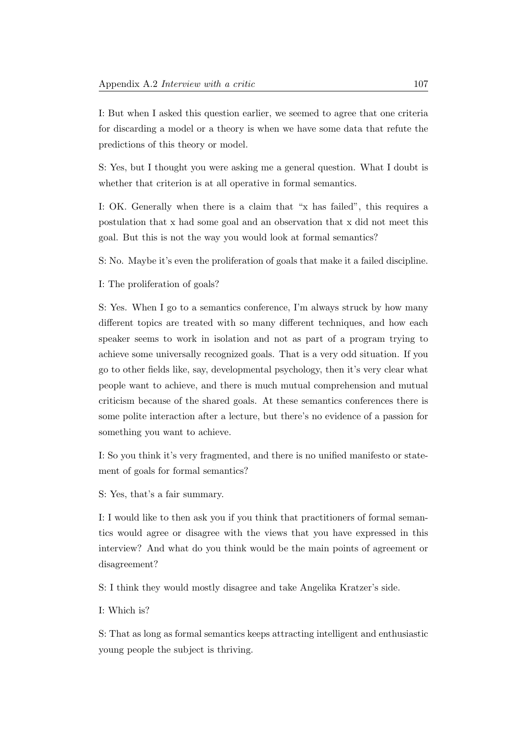I: But when I asked this question earlier, we seemed to agree that one criteria for discarding a model or a theory is when we have some data that refute the predictions of this theory or model.

S: Yes, but I thought you were asking me a general question. What I doubt is whether that criterion is at all operative in formal semantics.

I: OK. Generally when there is a claim that "x has failed", this requires a postulation that x had some goal and an observation that x did not meet this goal. But this is not the way you would look at formal semantics?

S: No. Maybe it's even the proliferation of goals that make it a failed discipline.

I: The proliferation of goals?

S: Yes. When I go to a semantics conference, I'm always struck by how many different topics are treated with so many different techniques, and how each speaker seems to work in isolation and not as part of a program trying to achieve some universally recognized goals. That is a very odd situation. If you go to other fields like, say, developmental psychology, then it's very clear what people want to achieve, and there is much mutual comprehension and mutual criticism because of the shared goals. At these semantics conferences there is some polite interaction after a lecture, but there's no evidence of a passion for something you want to achieve.

I: So you think it's very fragmented, and there is no unified manifesto or statement of goals for formal semantics?

S: Yes, that's a fair summary.

I: I would like to then ask you if you think that practitioners of formal semantics would agree or disagree with the views that you have expressed in this interview? And what do you think would be the main points of agreement or disagreement?

S: I think they would mostly disagree and take Angelika Kratzer's side.

I: Which is?

S: That as long as formal semantics keeps attracting intelligent and enthusiastic young people the subject is thriving.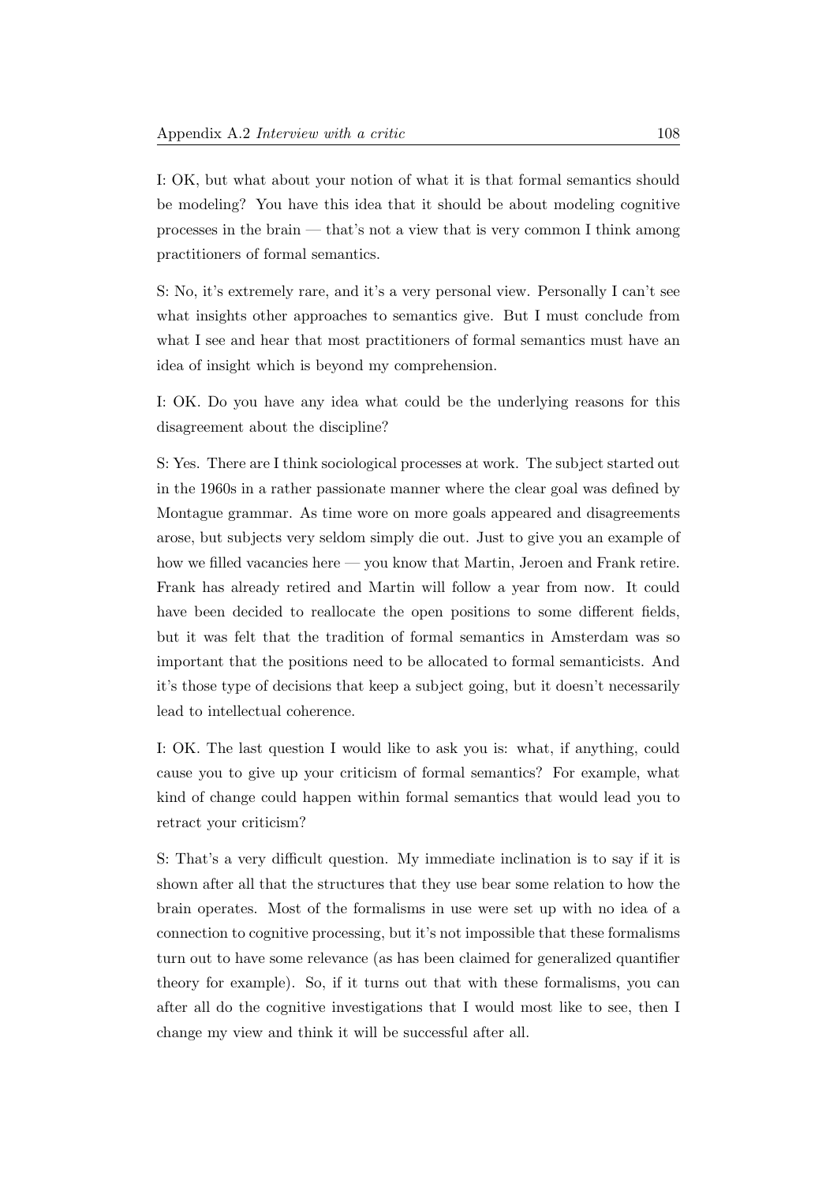I: OK, but what about your notion of what it is that formal semantics should be modeling? You have this idea that it should be about modeling cognitive processes in the brain — that's not a view that is very common I think among practitioners of formal semantics.

S: No, it's extremely rare, and it's a very personal view. Personally I can't see what insights other approaches to semantics give. But I must conclude from what I see and hear that most practitioners of formal semantics must have an idea of insight which is beyond my comprehension.

I: OK. Do you have any idea what could be the underlying reasons for this disagreement about the discipline?

S: Yes. There are I think sociological processes at work. The subject started out in the 1960s in a rather passionate manner where the clear goal was defined by Montague grammar. As time wore on more goals appeared and disagreements arose, but subjects very seldom simply die out. Just to give you an example of how we filled vacancies here — you know that Martin, Jeroen and Frank retire. Frank has already retired and Martin will follow a year from now. It could have been decided to reallocate the open positions to some different fields, but it was felt that the tradition of formal semantics in Amsterdam was so important that the positions need to be allocated to formal semanticists. And it's those type of decisions that keep a subject going, but it doesn't necessarily lead to intellectual coherence.

I: OK. The last question I would like to ask you is: what, if anything, could cause you to give up your criticism of formal semantics? For example, what kind of change could happen within formal semantics that would lead you to retract your criticism?

S: That's a very difficult question. My immediate inclination is to say if it is shown after all that the structures that they use bear some relation to how the brain operates. Most of the formalisms in use were set up with no idea of a connection to cognitive processing, but it's not impossible that these formalisms turn out to have some relevance (as has been claimed for generalized quantifier theory for example). So, if it turns out that with these formalisms, you can after all do the cognitive investigations that I would most like to see, then I change my view and think it will be successful after all.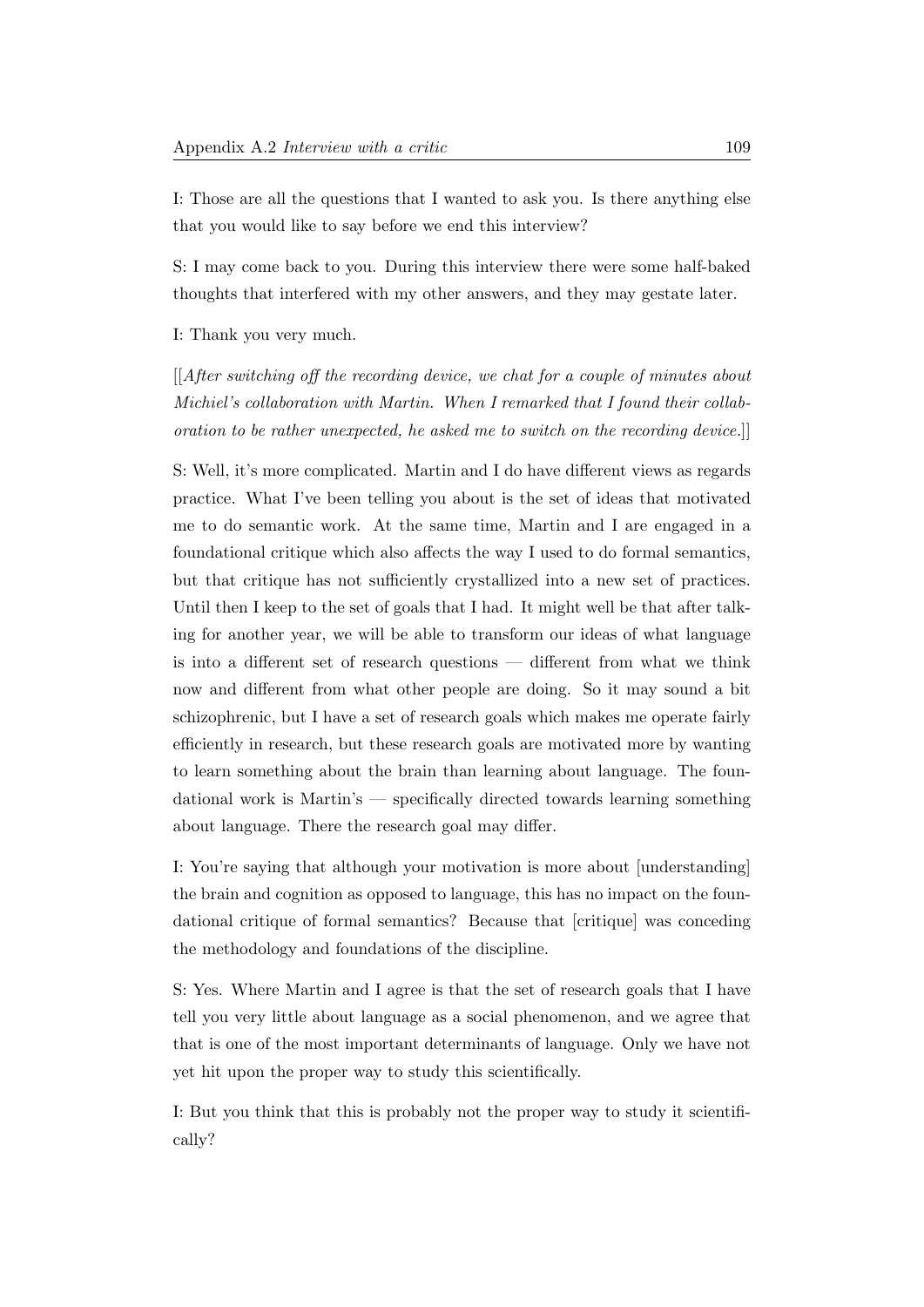I: Those are all the questions that I wanted to ask you. Is there anything else that you would like to say before we end this interview?

S: I may come back to you. During this interview there were some half-baked thoughts that interfered with my other answers, and they may gestate later.

I: Thank you very much.

[[*After switching off the recording device, we chat for a couple of minutes about Michiel's collaboration with Martin. When I remarked that I found their collaboration to be rather unexpected, he asked me to switch on the recording device.*]]

S: Well, it's more complicated. Martin and I do have different views as regards practice. What I've been telling you about is the set of ideas that motivated me to do semantic work. At the same time, Martin and I are engaged in a foundational critique which also affects the way I used to do formal semantics, but that critique has not sufficiently crystallized into a new set of practices. Until then I keep to the set of goals that I had. It might well be that after talking for another year, we will be able to transform our ideas of what language is into a different set of research questions — different from what we think now and different from what other people are doing. So it may sound a bit schizophrenic, but I have a set of research goals which makes me operate fairly efficiently in research, but these research goals are motivated more by wanting to learn something about the brain than learning about language. The foundational work is Martin's — specifically directed towards learning something about language. There the research goal may differ.

I: You're saying that although your motivation is more about [understanding] the brain and cognition as opposed to language, this has no impact on the foundational critique of formal semantics? Because that [critique] was conceding the methodology and foundations of the discipline.

S: Yes. Where Martin and I agree is that the set of research goals that I have tell you very little about language as a social phenomenon, and we agree that that is one of the most important determinants of language. Only we have not yet hit upon the proper way to study this scientifically.

I: But you think that this is probably not the proper way to study it scientifically?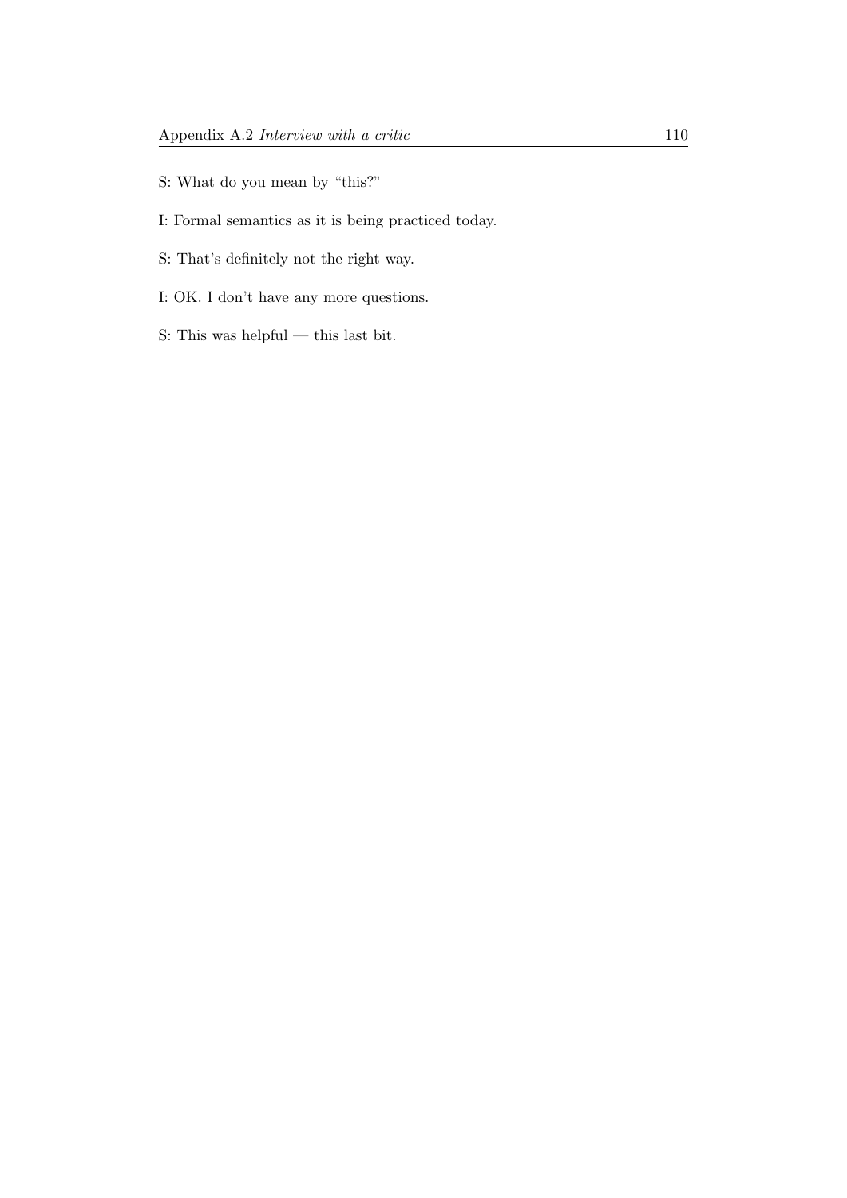S: What do you mean by "this?"

I: Formal semantics as it is being practiced today.

S: That's definitely not the right way.

I: OK. I don't have any more questions.

S: This was helpful — this last bit.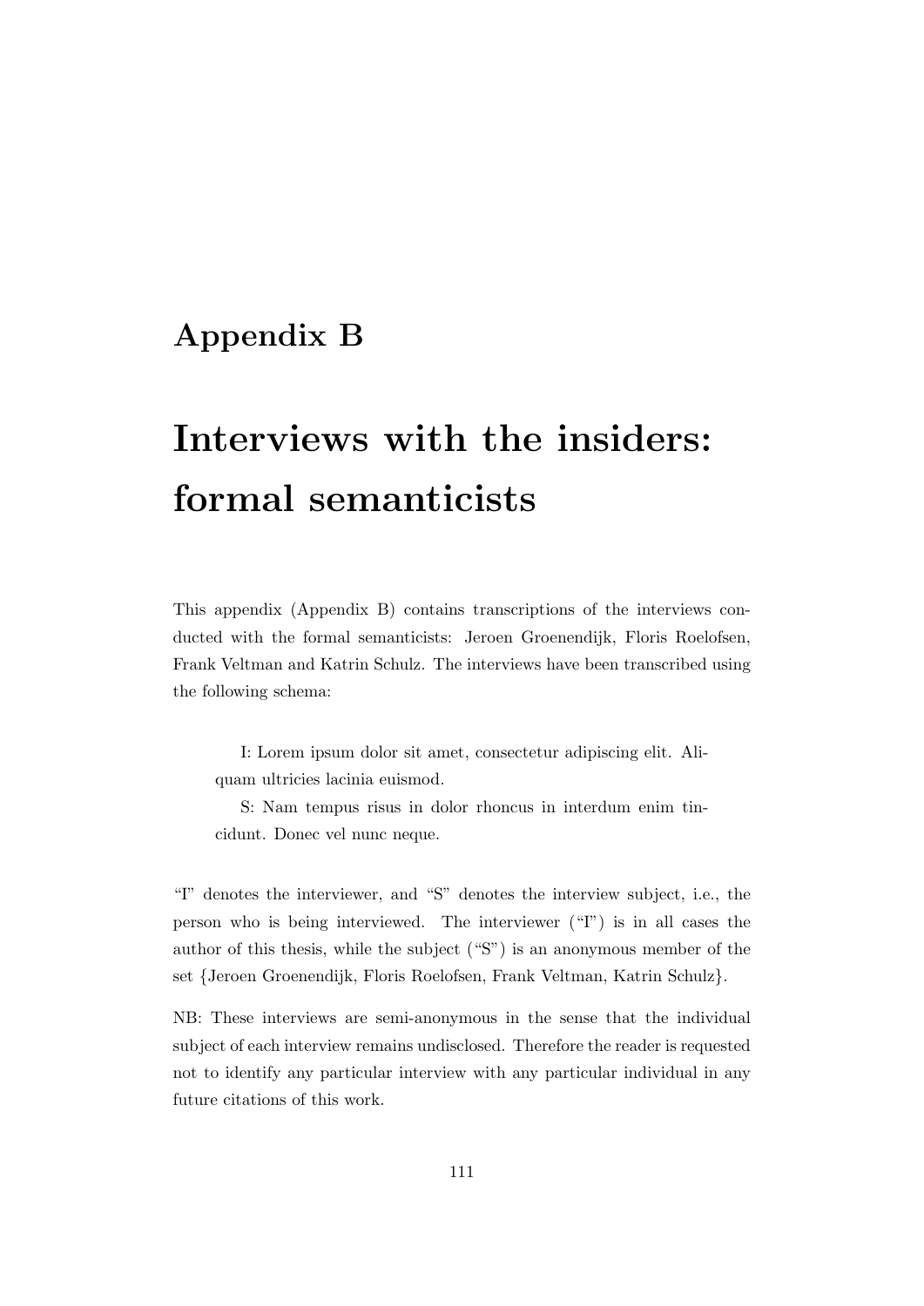# Appendix B

# Interviews with the insiders: formal semanticists

This appendix (Appendix B) contains transcriptions of the interviews conducted with the formal semanticists: Jeroen Groenendijk, Floris Roelofsen, Frank Veltman and Katrin Schulz. The interviews have been transcribed using the following schema:

> I: Lorem ipsum dolor sit amet, consectetur adipiscing elit. Aliquam ultricies lacinia euismod.
>
> S: Nam tempus risus in dolor rhoncus in interdum enim tincidunt. Donec vel nunc neque.

"I" denotes the interviewer, and "S" denotes the interview subject, i.e., the person who is being interviewed. The interviewer ("I") is in all cases the author of this thesis, while the subject ("S") is an anonymous member of the set {Jeroen Groenendijk, Floris Roelofsen, Frank Veltman, Katrin Schulz}.

NB: These interviews are semi-anonymous in the sense that the individual subject of each interview remains undisclosed. Therefore the reader is requested not to identify any particular interview with any particular individual in any future citations of this work.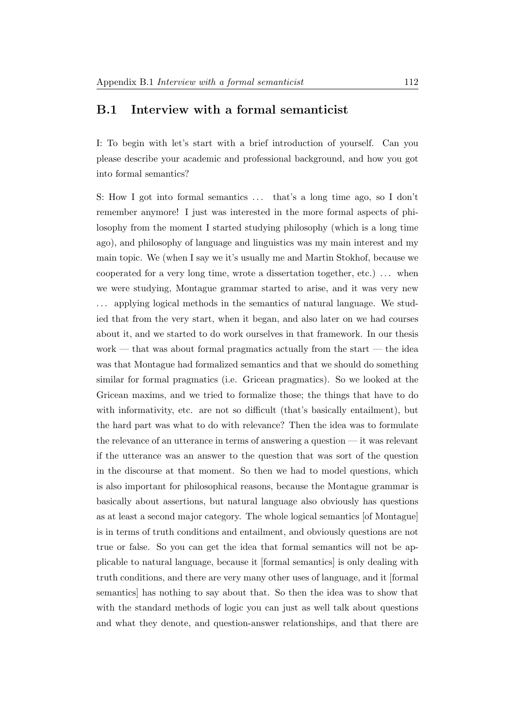## B.1 Interview with a formal semanticist

I: To begin with let's start with a brief introduction of yourself. Can you please describe your academic and professional background, and how you got into formal semantics?

S: How I got into formal semantics ... that's a long time ago, so I don't remember anymore! I just was interested in the more formal aspects of philosophy from the moment I started studying philosophy (which is a long time ago), and philosophy of language and linguistics was my main interest and my main topic. We (when I say we it's usually me and Martin Stokhof, because we cooperated for a very long time, wrote a dissertation together, etc.) ... when we were studying, Montague grammar started to arise, and it was very new ... applying logical methods in the semantics of natural language. We studied that from the very start, when it began, and also later on we had courses about it, and we started to do work ourselves in that framework. In our thesis work — that was about formal pragmatics actually from the start — the idea was that Montague had formalized semantics and that we should do something similar for formal pragmatics (i.e. Gricean pragmatics). So we looked at the Gricean maxims, and we tried to formalize those; the things that have to do with informativity, etc. are not so difficult (that's basically entailment), but the hard part was what to do with relevance? Then the idea was to formulate the relevance of an utterance in terms of answering a question — it was relevant if the utterance was an answer to the question that was sort of the question in the discourse at that moment. So then we had to model questions, which is also important for philosophical reasons, because the Montague grammar is basically about assertions, but natural language also obviously has questions as at least a second major category. The whole logical semantics [of Montague] is in terms of truth conditions and entailment, and obviously questions are not true or false. So you can get the idea that formal semantics will not be applicable to natural language, because it [formal semantics] is only dealing with truth conditions, and there are very many other uses of language, and it [formal semantics] has nothing to say about that. So then the idea was to show that with the standard methods of logic you can just as well talk about questions and what they denote, and question-answer relationships, and that there are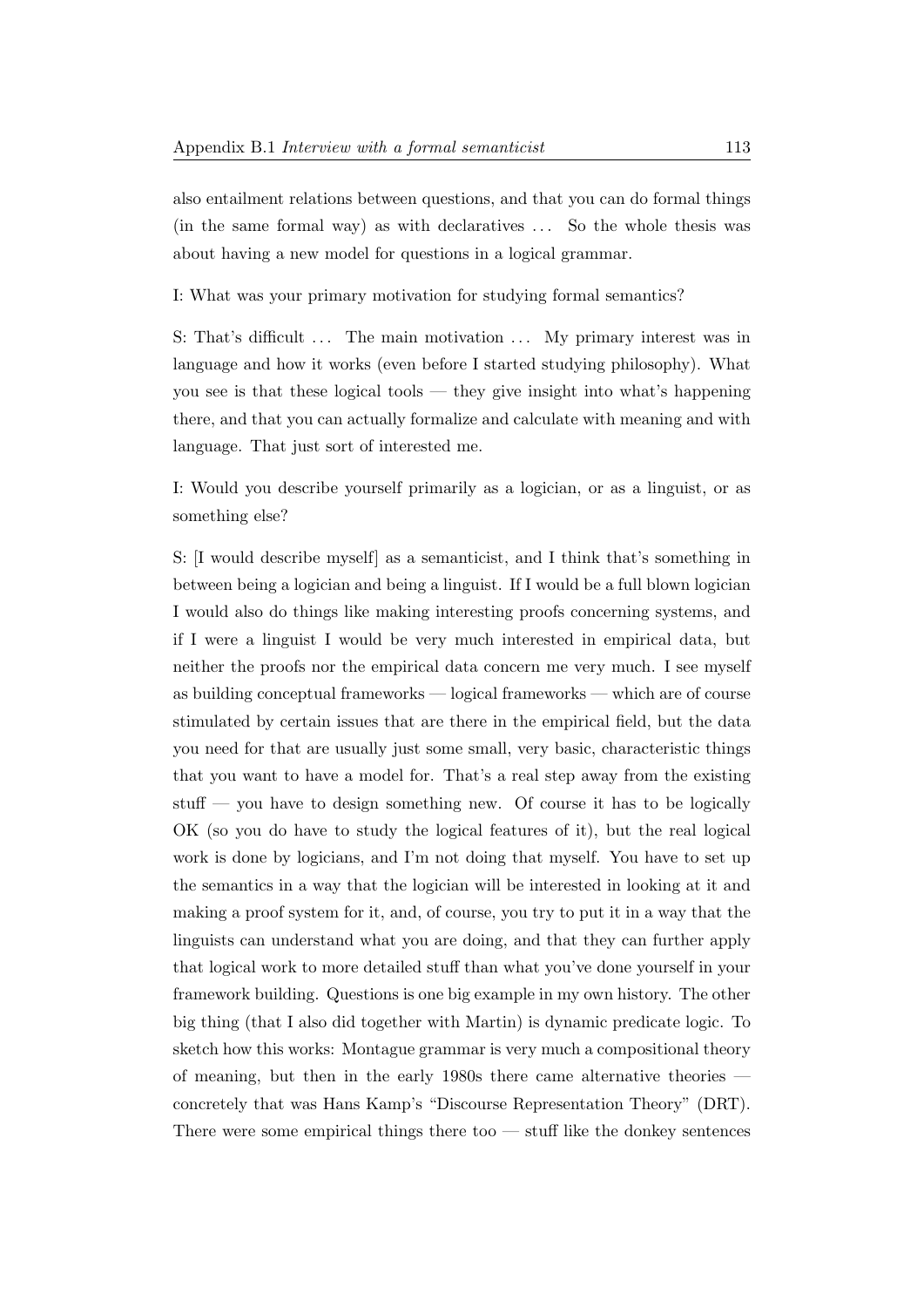also entailment relations between questions, and that you can do formal things (in the same formal way) as with declaratives ... So the whole thesis was about having a new model for questions in a logical grammar.

I: What was your primary motivation for studying formal semantics?

S: That's difficult ... The main motivation ... My primary interest was in language and how it works (even before I started studying philosophy). What you see is that these logical tools — they give insight into what's happening there, and that you can actually formalize and calculate with meaning and with language. That just sort of interested me.

I: Would you describe yourself primarily as a logician, or as a linguist, or as something else?

S: [I would describe myself] as a semanticist, and I think that's something in between being a logician and being a linguist. If I would be a full blown logician I would also do things like making interesting proofs concerning systems, and if I were a linguist I would be very much interested in empirical data, but neither the proofs nor the empirical data concern me very much. I see myself as building conceptual frameworks — logical frameworks — which are of course stimulated by certain issues that are there in the empirical field, but the data you need for that are usually just some small, very basic, characteristic things that you want to have a model for. That's a real step away from the existing stuff — you have to design something new. Of course it has to be logically OK (so you do have to study the logical features of it), but the real logical work is done by logicians, and I'm not doing that myself. You have to set up the semantics in a way that the logician will be interested in looking at it and making a proof system for it, and, of course, you try to put it in a way that the linguists can understand what you are doing, and that they can further apply that logical work to more detailed stuff than what you've done yourself in your framework building. Questions is one big example in my own history. The other big thing (that I also did together with Martin) is dynamic predicate logic. To sketch how this works: Montague grammar is very much a compositional theory of meaning, but then in the early 1980s there came alternative theories — concretely that was Hans Kamp's "Discourse Representation Theory" (DRT). There were some empirical things there too — stuff like the donkey sentences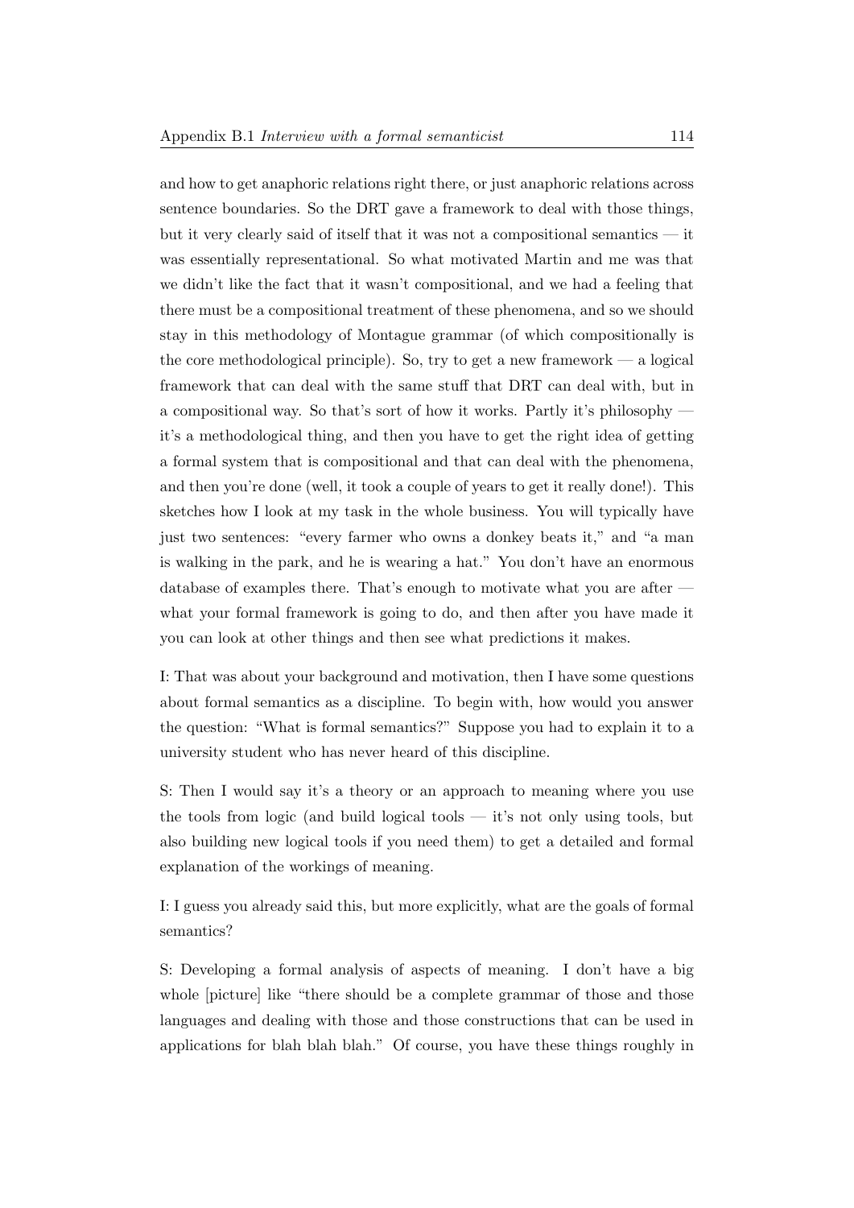and how to get anaphoric relations right there, or just anaphoric relations across sentence boundaries. So the DRT gave a framework to deal with those things, but it very clearly said of itself that it was not a compositional semantics — it was essentially representational. So what motivated Martin and me was that we didn't like the fact that it wasn't compositional, and we had a feeling that there must be a compositional treatment of these phenomena, and so we should stay in this methodology of Montague grammar (of which compositionally is the core methodological principle). So, try to get a new framework — a logical framework that can deal with the same stuff that DRT can deal with, but in a compositional way. So that's sort of how it works. Partly it's philosophy — it's a methodological thing, and then you have to get the right idea of getting a formal system that is compositional and that can deal with the phenomena, and then you're done (well, it took a couple of years to get it really done!). This sketches how I look at my task in the whole business. You will typically have just two sentences: "every farmer who owns a donkey beats it," and "a man is walking in the park, and he is wearing a hat." You don't have an enormous database of examples there. That's enough to motivate what you are after — what your formal framework is going to do, and then after you have made it you can look at other things and then see what predictions it makes.

I: That was about your background and motivation, then I have some questions about formal semantics as a discipline. To begin with, how would you answer the question: "What is formal semantics?" Suppose you had to explain it to a university student who has never heard of this discipline.

S: Then I would say it's a theory or an approach to meaning where you use the tools from logic (and build logical tools — it's not only using tools, but also building new logical tools if you need them) to get a detailed and formal explanation of the workings of meaning.

I: I guess you already said this, but more explicitly, what are the goals of formal semantics?

S: Developing a formal analysis of aspects of meaning. I don't have a big whole [picture] like "there should be a complete grammar of those and those languages and dealing with those and those constructions that can be used in applications for blah blah blah." Of course, you have these things roughly in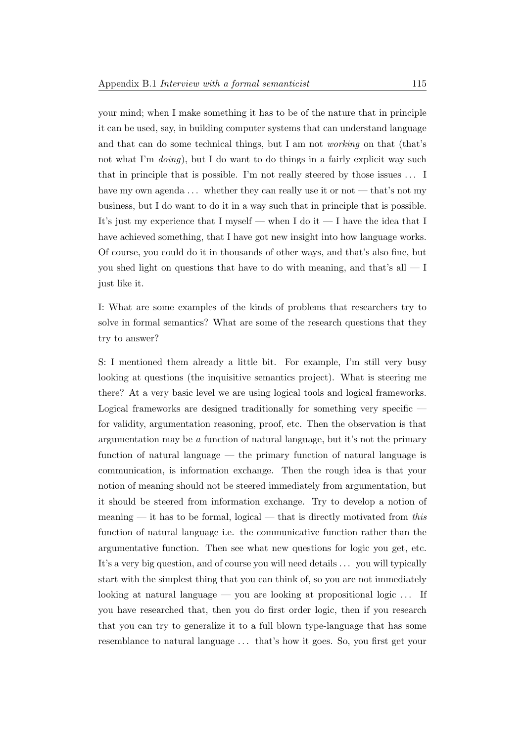your mind; when I make something it has to be of the nature that in principle it can be used, say, in building computer systems that can understand language and that can do some technical things, but I am not *working* on that (that's not what I'm *doing*), but I do want to do things in a fairly explicit way such that in principle that is possible. I'm not really steered by those issues ... I have my own agenda ... whether they can really use it or not — that's not my business, but I do want to do it in a way such that in principle that is possible. It's just my experience that I myself — when I do it — I have the idea that I have achieved something, that I have got new insight into how language works. Of course, you could do it in thousands of other ways, and that's also fine, but you shed light on questions that have to do with meaning, and that's all — I just like it.

I: What are some examples of the kinds of problems that researchers try to solve in formal semantics? What are some of the research questions that they try to answer?

S: I mentioned them already a little bit. For example, I'm still very busy looking at questions (the inquisitive semantics project). What is steering me there? At a very basic level we are using logical tools and logical frameworks. Logical frameworks are designed traditionally for something very specific — for validity, argumentation reasoning, proof, etc. Then the observation is that argumentation may be *a* function of natural language, but it's not the primary function of natural language — the primary function of natural language is communication, is information exchange. Then the rough idea is that your notion of meaning should not be steered immediately from argumentation, but it should be steered from information exchange. Try to develop a notion of meaning — it has to be formal, logical — that is directly motivated from *this* function of natural language i.e. the communicative function rather than the argumentative function. Then see what new questions for logic you get, etc. It's a very big question, and of course you will need details ... you will typically start with the simplest thing that you can think of, so you are not immediately looking at natural language — you are looking at propositional logic ... If you have researched that, then you do first order logic, then if you research that you can try to generalize it to a full blown type-language that has some resemblance to natural language ... that's how it goes. So, you first get your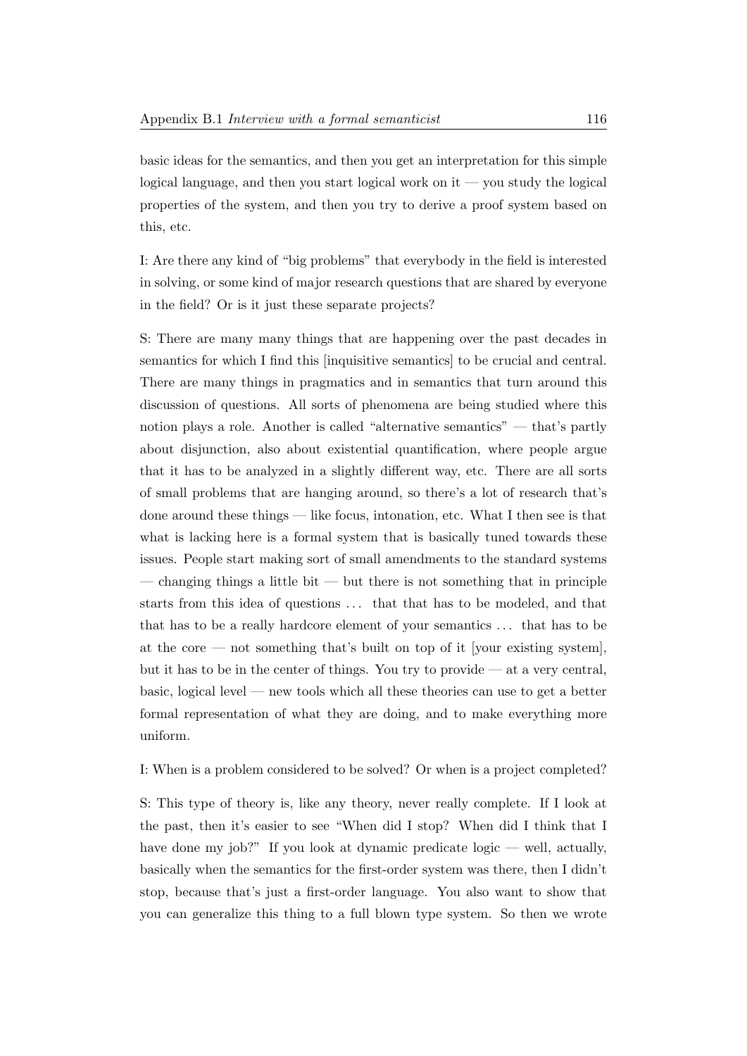basic ideas for the semantics, and then you get an interpretation for this simple logical language, and then you start logical work on it — you study the logical properties of the system, and then you try to derive a proof system based on this, etc.

I: Are there any kind of "big problems" that everybody in the field is interested in solving, or some kind of major research questions that are shared by everyone in the field? Or is it just these separate projects?

S: There are many many things that are happening over the past decades in semantics for which I find this [inquisitive semantics] to be crucial and central. There are many things in pragmatics and in semantics that turn around this discussion of questions. All sorts of phenomena are being studied where this notion plays a role. Another is called "alternative semantics" — that's partly about disjunction, also about existential quantification, where people argue that it has to be analyzed in a slightly different way, etc. There are all sorts of small problems that are hanging around, so there's a lot of research that's done around these things — like focus, intonation, etc. What I then see is that what is lacking here is a formal system that is basically tuned towards these issues. People start making sort of small amendments to the standard systems — changing things a little bit — but there is not something that in principle starts from this idea of questions ... that that has to be modeled, and that that has to be a really hardcore element of your semantics ... that has to be at the core — not something that's built on top of it [your existing system], but it has to be in the center of things. You try to provide — at a very central, basic, logical level — new tools which all these theories can use to get a better formal representation of what they are doing, and to make everything more uniform.

I: When is a problem considered to be solved? Or when is a project completed?

S: This type of theory is, like any theory, never really complete. If I look at the past, then it's easier to see "When did I stop? When did I think that I have done my job?" If you look at dynamic predicate logic — well, actually, basically when the semantics for the first-order system was there, then I didn't stop, because that's just a first-order language. You also want to show that you can generalize this thing to a full blown type system. So then we wrote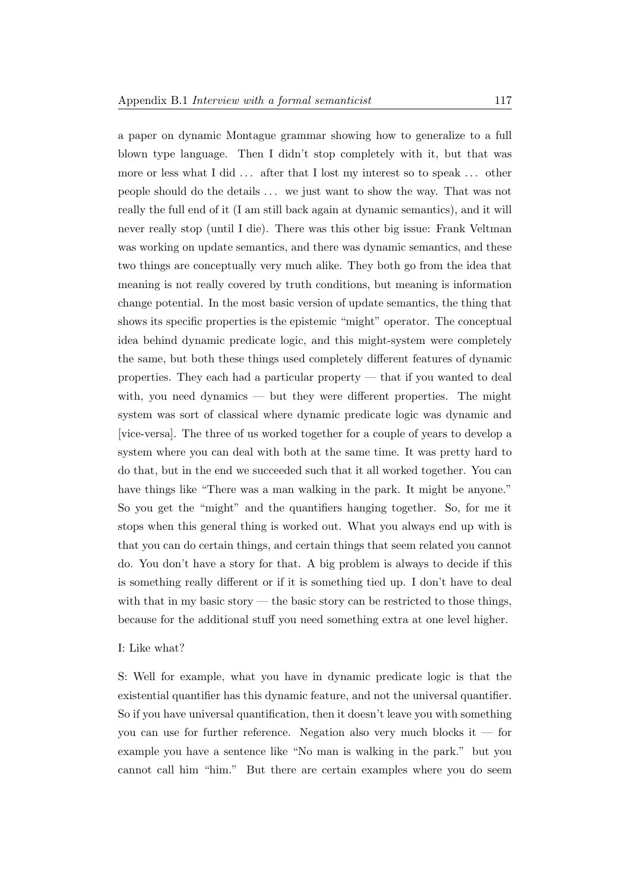a paper on dynamic Montague grammar showing how to generalize to a full blown type language. Then I didn't stop completely with it, but that was more or less what I did ... after that I lost my interest so to speak ... other people should do the details ... we just want to show the way. That was not really the full end of it (I am still back again at dynamic semantics), and it will never really stop (until I die). There was this other big issue: Frank Veltman was working on update semantics, and there was dynamic semantics, and these two things are conceptually very much alike. They both go from the idea that meaning is not really covered by truth conditions, but meaning is information change potential. In the most basic version of update semantics, the thing that shows its specific properties is the epistemic "might" operator. The conceptual idea behind dynamic predicate logic, and this might-system were completely the same, but both these things used completely different features of dynamic properties. They each had a particular property — that if you wanted to deal with, you need dynamics — but they were different properties. The might system was sort of classical where dynamic predicate logic was dynamic and [vice-versa]. The three of us worked together for a couple of years to develop a system where you can deal with both at the same time. It was pretty hard to do that, but in the end we succeeded such that it all worked together. You can have things like "There was a man walking in the park. It might be anyone." So you get the "might" and the quantifiers hanging together. So, for me it stops when this general thing is worked out. What you always end up with is that you can do certain things, and certain things that seem related you cannot do. You don't have a story for that. A big problem is always to decide if this is something really different or if it is something tied up. I don't have to deal with that in my basic story — the basic story can be restricted to those things, because for the additional stuff you need something extra at one level higher.

I: Like what?

S: Well for example, what you have in dynamic predicate logic is that the existential quantifier has this dynamic feature, and not the universal quantifier. So if you have universal quantification, then it doesn't leave you with something you can use for further reference. Negation also very much blocks it — for example you have a sentence like "No man is walking in the park." but you cannot call him "him." But there are certain examples where you do seem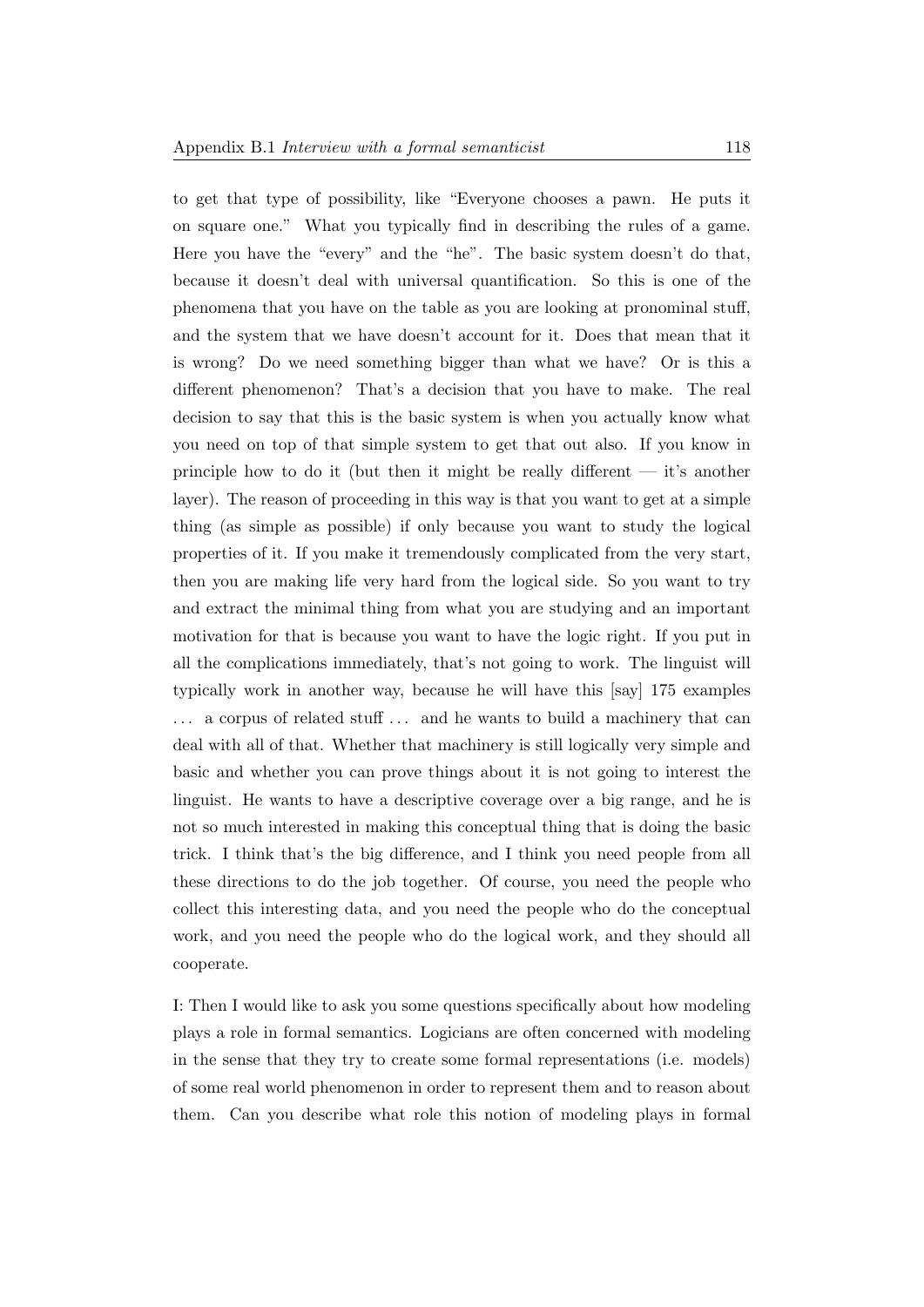to get that type of possibility, like "Everyone chooses a pawn. He puts it on square one." What you typically find in describing the rules of a game. Here you have the "every" and the "he". The basic system doesn't do that, because it doesn't deal with universal quantification. So this is one of the phenomena that you have on the table as you are looking at pronominal stuff, and the system that we have doesn't account for it. Does that mean that it is wrong? Do we need something bigger than what we have? Or is this a different phenomenon? That's a decision that you have to make. The real decision to say that this is the basic system is when you actually know what you need on top of that simple system to get that out also. If you know in principle how to do it (but then it might be really different — it's another layer). The reason of proceeding in this way is that you want to get at a simple thing (as simple as possible) if only because you want to study the logical properties of it. If you make it tremendously complicated from the very start, then you are making life very hard from the logical side. So you want to try and extract the minimal thing from what you are studying and an important motivation for that is because you want to have the logic right. If you put in all the complications immediately, that's not going to work. The linguist will typically work in another way, because he will have this [say] 175 examples ... a corpus of related stuff ... and he wants to build a machinery that can deal with all of that. Whether that machinery is still logically very simple and basic and whether you can prove things about it is not going to interest the linguist. He wants to have a descriptive coverage over a big range, and he is not so much interested in making this conceptual thing that is doing the basic trick. I think that's the big difference, and I think you need people from all these directions to do the job together. Of course, you need the people who collect this interesting data, and you need the people who do the conceptual work, and you need the people who do the logical work, and they should all cooperate.

I: Then I would like to ask you some questions specifically about how modeling plays a role in formal semantics. Logicians are often concerned with modeling in the sense that they try to create some formal representations (i.e. models) of some real world phenomenon in order to represent them and to reason about them. Can you describe what role this notion of modeling plays in formal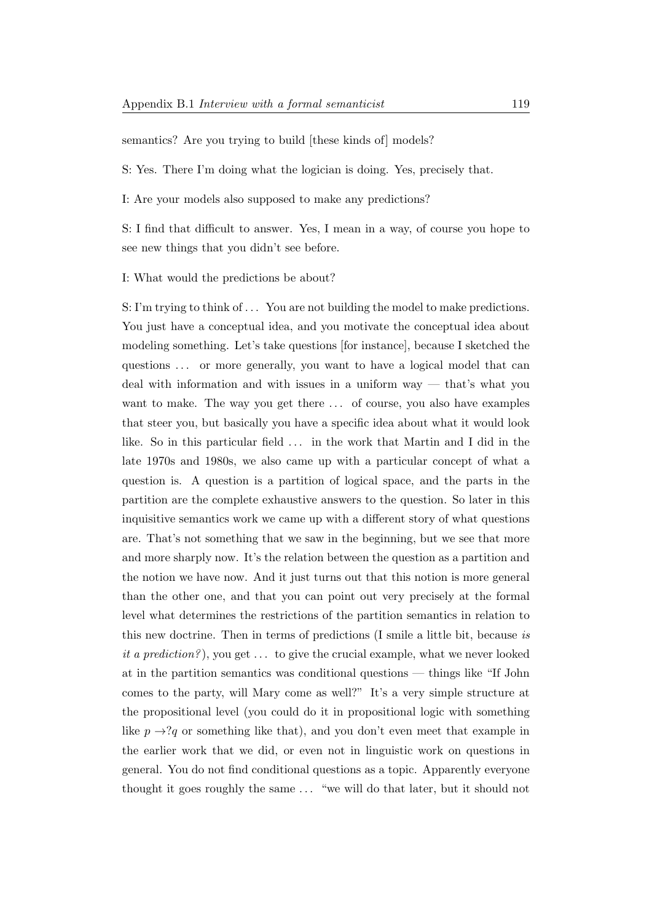semantics? Are you trying to build [these kinds of] models?

S: Yes. There I'm doing what the logician is doing. Yes, precisely that.

I: Are your models also supposed to make any predictions?

S: I find that difficult to answer. Yes, I mean in a way, of course you hope to see new things that you didn't see before.

I: What would the predictions be about?

S: I'm trying to think of . . . You are not building the model to make predictions. You just have a conceptual idea, and you motivate the conceptual idea about modeling something. Let's take questions [for instance], because I sketched the questions . . . or more generally, you want to have a logical model that can deal with information and with issues in a uniform way — that's what you want to make. The way you get there . . . of course, you also have examples that steer you, but basically you have a specific idea about what it would look like. So in this particular field . . . in the work that Martin and I did in the late 1970s and 1980s, we also came up with a particular concept of what a question is. A question is a partition of logical space, and the parts in the partition are the complete exhaustive answers to the question. So later in this inquisitive semantics work we came up with a different story of what questions are. That's not something that we saw in the beginning, but we see that more and more sharply now. It's the relation between the question as a partition and the notion we have now. And it just turns out that this notion is more general than the other one, and that you can point out very precisely at the formal level what determines the restrictions of the partition semantics in relation to this new doctrine. Then in terms of predictions (I smile a little bit, because *is it a prediction?*), you get . . . to give the crucial example, what we never looked at in the partition semantics was conditional questions — things like "If John comes to the party, will Mary come as well?" It's a very simple structure at the propositional level (you could do it in propositional logic with something like $p \to ?q$ or something like that), and you don't even meet that example in the earlier work that we did, or even not in linguistic work on questions in general. You do not find conditional questions as a topic. Apparently everyone thought it goes roughly the same . . . "we will do that later, but it should not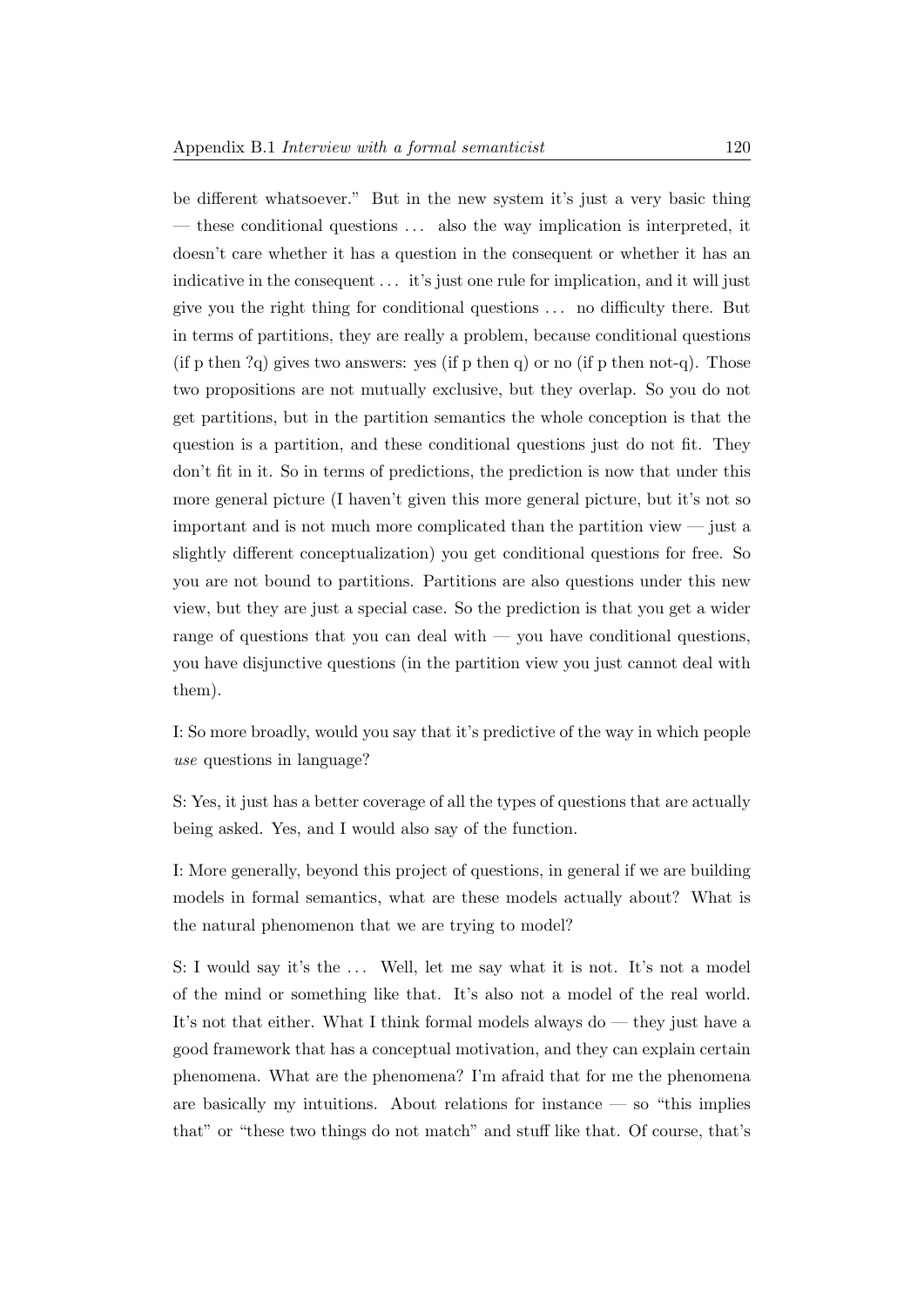be different whatsoever." But in the new system it's just a very basic thing — these conditional questions ... also the way implication is interpreted, it doesn't care whether it has a question in the consequent or whether it has an indicative in the consequent ... it's just one rule for implication, and it will just give you the right thing for conditional questions ... no difficulty there. But in terms of partitions, they are really a problem, because conditional questions (if p then ?q) gives two answers: yes (if p then q) or no (if p then not-q). Those two propositions are not mutually exclusive, but they overlap. So you do not get partitions, but in the partition semantics the whole conception is that the question is a partition, and these conditional questions just do not fit. They don't fit in it. So in terms of predictions, the prediction is now that under this more general picture (I haven't given this more general picture, but it's not so important and is not much more complicated than the partition view — just a slightly different conceptualization) you get conditional questions for free. So you are not bound to partitions. Partitions are also questions under this new view, but they are just a special case. So the prediction is that you get a wider range of questions that you can deal with — you have conditional questions, you have disjunctive questions (in the partition view you just cannot deal with them).

I: So more broadly, would you say that it's predictive of the way in which people *use* questions in language?

S: Yes, it just has a better coverage of all the types of questions that are actually being asked. Yes, and I would also say of the function.

I: More generally, beyond this project of questions, in general if we are building models in formal semantics, what are these models actually about? What is the natural phenomenon that we are trying to model?

S: I would say it's the ... Well, let me say what it is not. It's not a model of the mind or something like that. It's also not a model of the real world. It's not that either. What I think formal models always do — they just have a good framework that has a conceptual motivation, and they can explain certain phenomena. What are the phenomena? I'm afraid that for me the phenomena are basically my intuitions. About relations for instance — so "this implies that" or "these two things do not match" and stuff like that. Of course, that's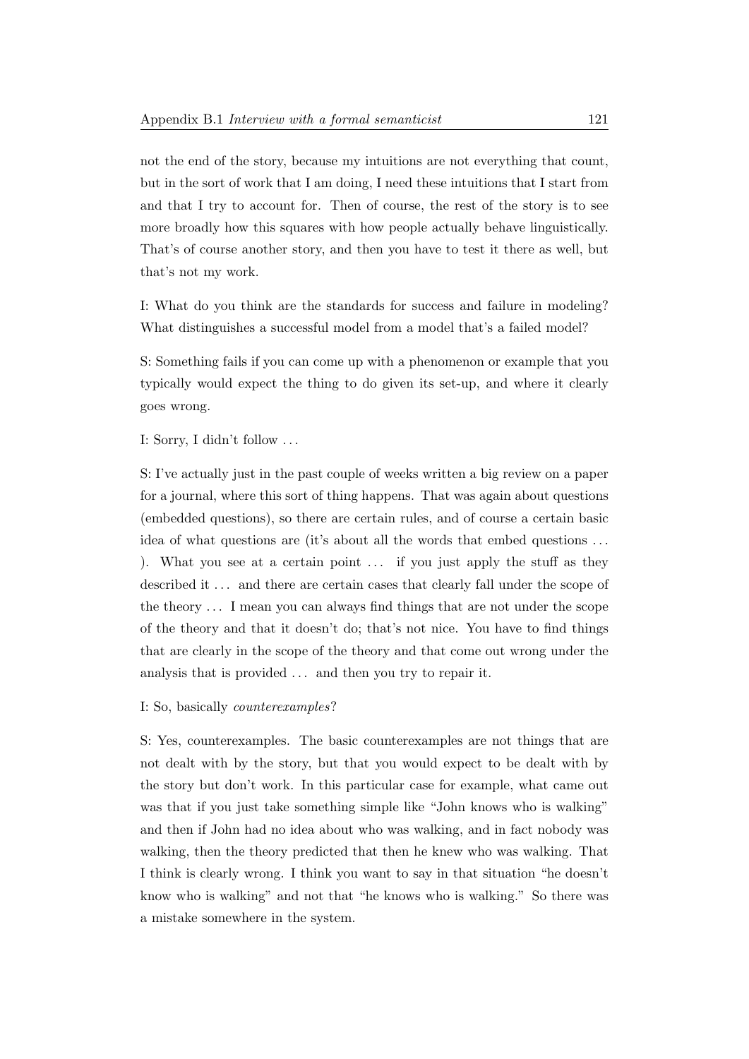not the end of the story, because my intuitions are not everything that count, but in the sort of work that I am doing, I need these intuitions that I start from and that I try to account for. Then of course, the rest of the story is to see more broadly how this squares with how people actually behave linguistically. That's of course another story, and then you have to test it there as well, but that's not my work.

I: What do you think are the standards for success and failure in modeling? What distinguishes a successful model from a model that's a failed model?

S: Something fails if you can come up with a phenomenon or example that you typically would expect the thing to do given its set-up, and where it clearly goes wrong.

I: Sorry, I didn't follow ...

S: I've actually just in the past couple of weeks written a big review on a paper for a journal, where this sort of thing happens. That was again about questions (embedded questions), so there are certain rules, and of course a certain basic idea of what questions are (it's about all the words that embed questions ... ). What you see at a certain point ... if you just apply the stuff as they described it ... and there are certain cases that clearly fall under the scope of the theory ... I mean you can always find things that are not under the scope of the theory and that it doesn't do; that's not nice. You have to find things that are clearly in the scope of the theory and that come out wrong under the analysis that is provided ... and then you try to repair it.

I: So, basically *counterexamples*?

S: Yes, counterexamples. The basic counterexamples are not things that are not dealt with by the story, but that you would expect to be dealt with by the story but don't work. In this particular case for example, what came out was that if you just take something simple like "John knows who is walking" and then if John had no idea about who was walking, and in fact nobody was walking, then the theory predicted that then he knew who was walking. That I think is clearly wrong. I think you want to say in that situation "he doesn't know who is walking" and not that "he knows who is walking." So there was a mistake somewhere in the system.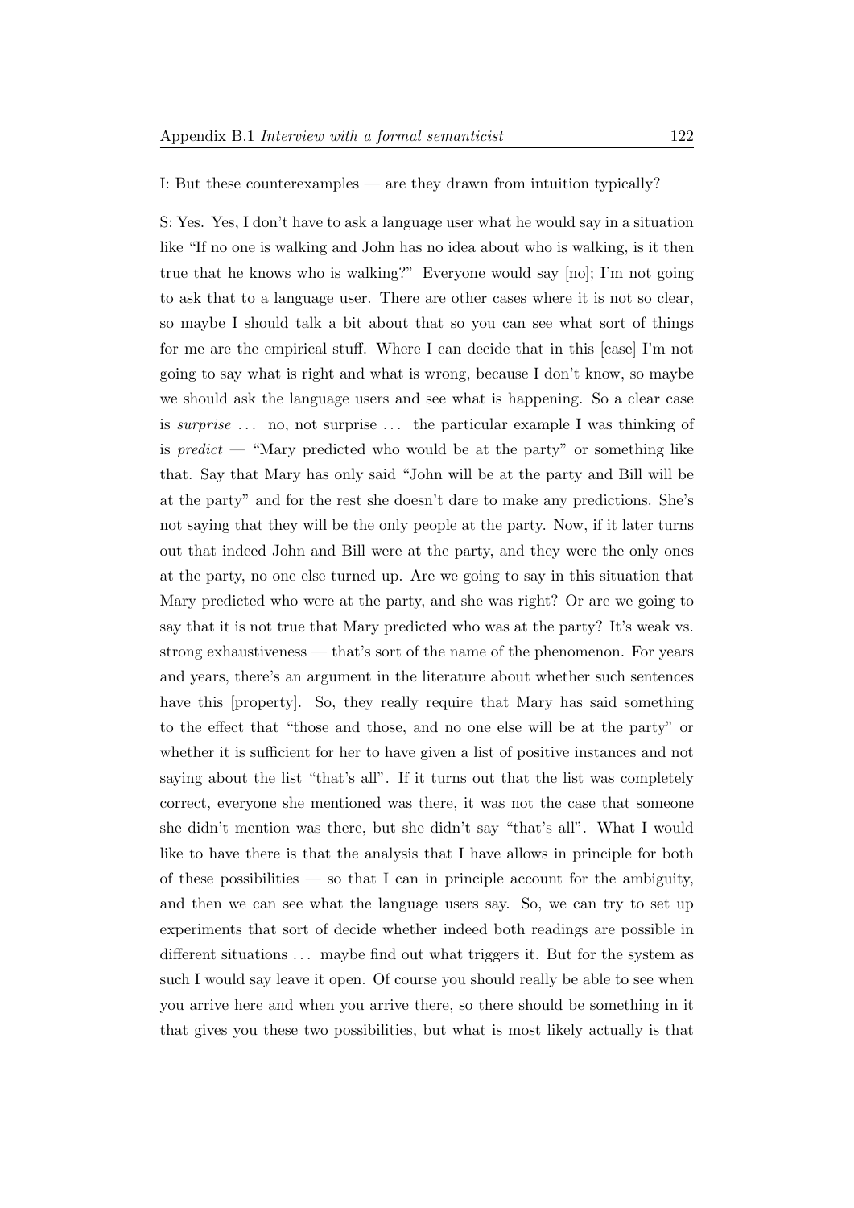I: But these counterexamples — are they drawn from intuition typically?

S: Yes. Yes, I don't have to ask a language user what he would say in a situation like "If no one is walking and John has no idea about who is walking, is it then true that he knows who is walking?" Everyone would say [no]; I'm not going to ask that to a language user. There are other cases where it is not so clear, so maybe I should talk a bit about that so you can see what sort of things for me are the empirical stuff. Where I can decide that in this [case] I'm not going to say what is right and what is wrong, because I don't know, so maybe we should ask the language users and see what is happening. So a clear case is *surprise* ... no, not surprise ... the particular example I was thinking of is *predict* — "Mary predicted who would be at the party" or something like that. Say that Mary has only said "John will be at the party and Bill will be at the party" and for the rest she doesn't dare to make any predictions. She's not saying that they will be the only people at the party. Now, if it later turns out that indeed John and Bill were at the party, and they were the only ones at the party, no one else turned up. Are we going to say in this situation that Mary predicted who were at the party, and she was right? Or are we going to say that it is not true that Mary predicted who was at the party? It's weak vs. strong exhaustiveness — that's sort of the name of the phenomenon. For years and years, there's an argument in the literature about whether such sentences have this [property]. So, they really require that Mary has said something to the effect that "those and those, and no one else will be at the party" or whether it is sufficient for her to have given a list of positive instances and not saying about the list "that's all". If it turns out that the list was completely correct, everyone she mentioned was there, it was not the case that someone she didn't mention was there, but she didn't say "that's all". What I would like to have there is that the analysis that I have allows in principle for both of these possibilities — so that I can in principle account for the ambiguity, and then we can see what the language users say. So, we can try to set up experiments that sort of decide whether indeed both readings are possible in different situations ... maybe find out what triggers it. But for the system as such I would say leave it open. Of course you should really be able to see when you arrive here and when you arrive there, so there should be something in it that gives you these two possibilities, but what is most likely actually is that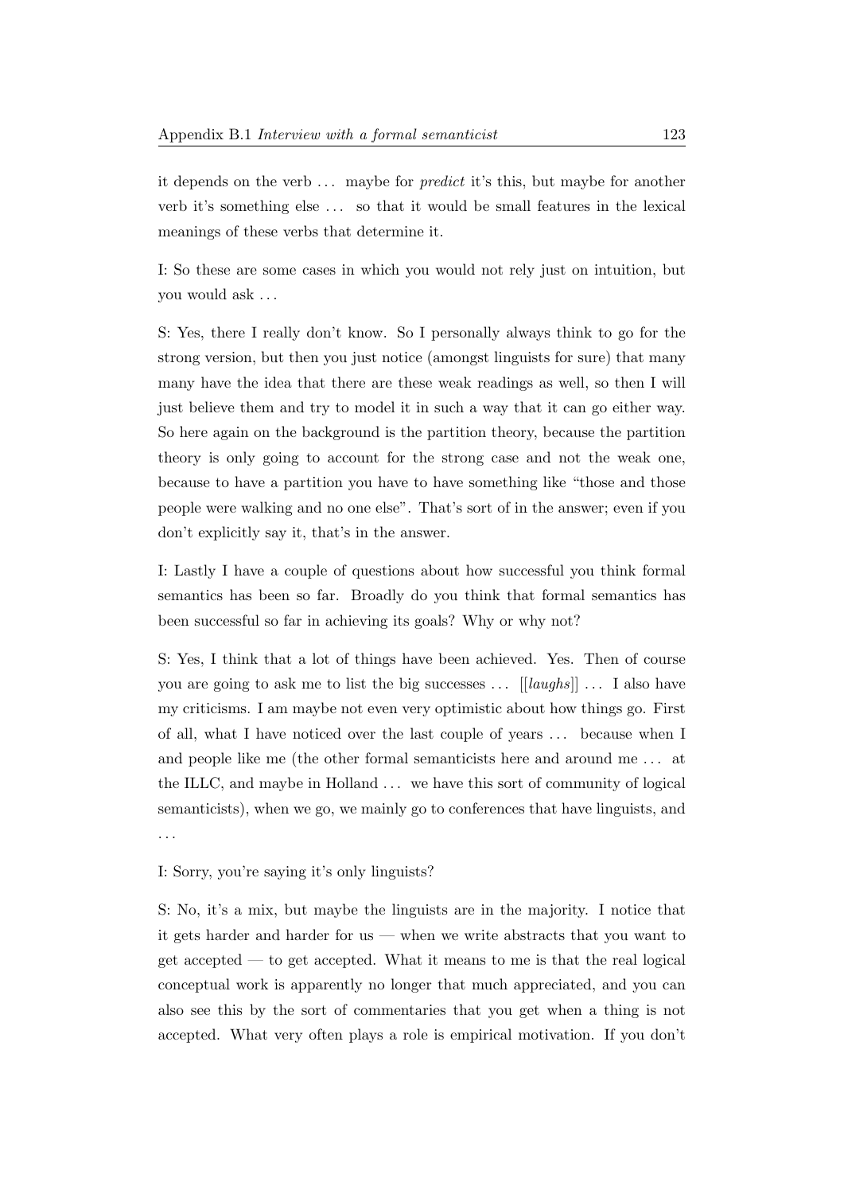it depends on the verb ... maybe for *predict* it's this, but maybe for another verb it's something else ... so that it would be small features in the lexical meanings of these verbs that determine it.

I: So these are some cases in which you would not rely just on intuition, but you would ask ...

S: Yes, there I really don't know. So I personally always think to go for the strong version, but then you just notice (amongst linguists for sure) that many many have the idea that there are these weak readings as well, so then I will just believe them and try to model it in such a way that it can go either way. So here again on the background is the partition theory, because the partition theory is only going to account for the strong case and not the weak one, because to have a partition you have to have something like "those and those people were walking and no one else". That's sort of in the answer; even if you don't explicitly say it, that's in the answer.

I: Lastly I have a couple of questions about how successful you think formal semantics has been so far. Broadly do you think that formal semantics has been successful so far in achieving its goals? Why or why not?

S: Yes, I think that a lot of things have been achieved. Yes. Then of course you are going to ask me to list the big successes ... [[*laughs*]] ... I also have my criticisms. I am maybe not even very optimistic about how things go. First of all, what I have noticed over the last couple of years ... because when I and people like me (the other formal semanticists here and around me ... at the ILLC, and maybe in Holland ... we have this sort of community of logical semanticists), when we go, we mainly go to conferences that have linguists, and ...

I: Sorry, you're saying it's only linguists?

S: No, it's a mix, but maybe the linguists are in the majority. I notice that it gets harder and harder for us — when we write abstracts that you want to get accepted — to get accepted. What it means to me is that the real logical conceptual work is apparently no longer that much appreciated, and you can also see this by the sort of commentaries that you get when a thing is not accepted. What very often plays a role is empirical motivation. If you don't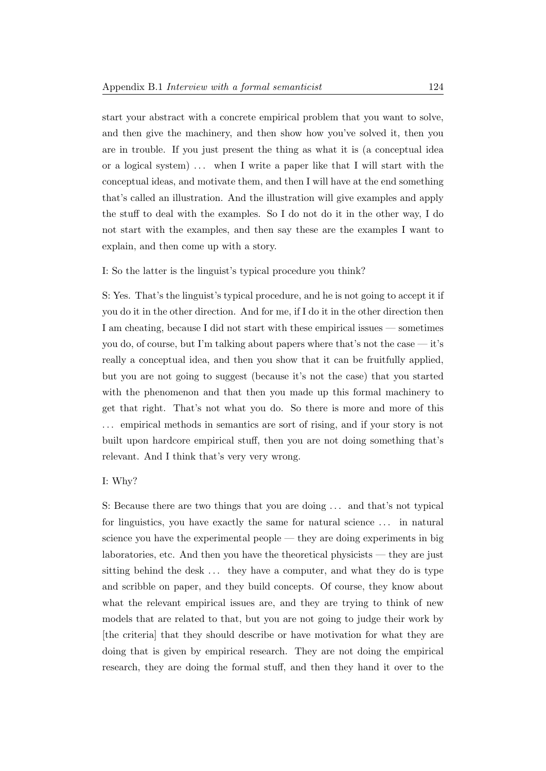start your abstract with a concrete empirical problem that you want to solve, and then give the machinery, and then show how you've solved it, then you are in trouble. If you just present the thing as what it is (a conceptual idea or a logical system) ... when I write a paper like that I will start with the conceptual ideas, and motivate them, and then I will have at the end something that's called an illustration. And the illustration will give examples and apply the stuff to deal with the examples. So I do not do it in the other way, I do not start with the examples, and then say these are the examples I want to explain, and then come up with a story.

I: So the latter is the linguist's typical procedure you think?

S: Yes. That's the linguist's typical procedure, and he is not going to accept it if you do it in the other direction. And for me, if I do it in the other direction then I am cheating, because I did not start with these empirical issues — sometimes you do, of course, but I'm talking about papers where that's not the case — it's really a conceptual idea, and then you show that it can be fruitfully applied, but you are not going to suggest (because it's not the case) that you started with the phenomenon and that then you made up this formal machinery to get that right. That's not what you do. So there is more and more of this ... empirical methods in semantics are sort of rising, and if your story is not built upon hardcore empirical stuff, then you are not doing something that's relevant. And I think that's very very wrong.

I: Why?

S: Because there are two things that you are doing ... and that's not typical for linguistics, you have exactly the same for natural science ... in natural science you have the experimental people — they are doing experiments in big laboratories, etc. And then you have the theoretical physicists — they are just sitting behind the desk ... they have a computer, and what they do is type and scribble on paper, and they build concepts. Of course, they know about what the relevant empirical issues are, and they are trying to think of new models that are related to that, but you are not going to judge their work by [the criteria] that they should describe or have motivation for what they are doing that is given by empirical research. They are not doing the empirical research, they are doing the formal stuff, and then they hand it over to the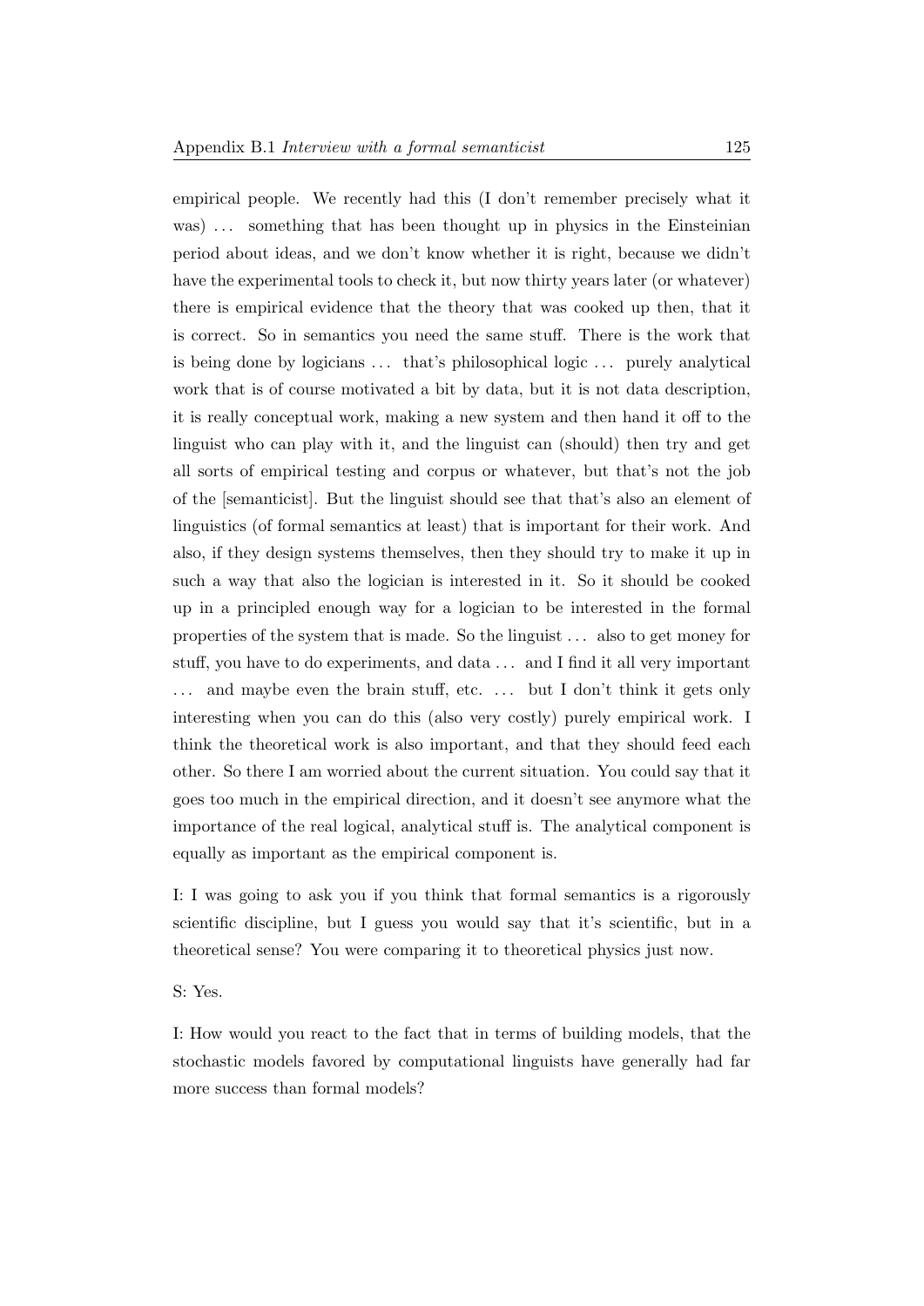empirical people. We recently had this (I don't remember precisely what it was) . . . something that has been thought up in physics in the Einsteinian period about ideas, and we don't know whether it is right, because we didn't have the experimental tools to check it, but now thirty years later (or whatever) there is empirical evidence that the theory that was cooked up then, that it is correct. So in semantics you need the same stuff. There is the work that is being done by logicians . . . that's philosophical logic . . . purely analytical work that is of course motivated a bit by data, but it is not data description, it is really conceptual work, making a new system and then hand it off to the linguist who can play with it, and the linguist can (should) then try and get all sorts of empirical testing and corpus or whatever, but that's not the job of the [semanticist]. But the linguist should see that that's also an element of linguistics (of formal semantics at least) that is important for their work. And also, if they design systems themselves, then they should try to make it up in such a way that also the logician is interested in it. So it should be cooked up in a principled enough way for a logician to be interested in the formal properties of the system that is made. So the linguist . . . also to get money for stuff, you have to do experiments, and data . . . and I find it all very important . . . and maybe even the brain stuff, etc. . . . but I don't think it gets only interesting when you can do this (also very costly) purely empirical work. I think the theoretical work is also important, and that they should feed each other. So there I am worried about the current situation. You could say that it goes too much in the empirical direction, and it doesn't see anymore what the importance of the real logical, analytical stuff is. The analytical component is equally as important as the empirical component is.

I: I was going to ask you if you think that formal semantics is a rigorously scientific discipline, but I guess you would say that it's scientific, but in a theoretical sense? You were comparing it to theoretical physics just now.

S: Yes.

I: How would you react to the fact that in terms of building models, that the stochastic models favored by computational linguists have generally had far more success than formal models?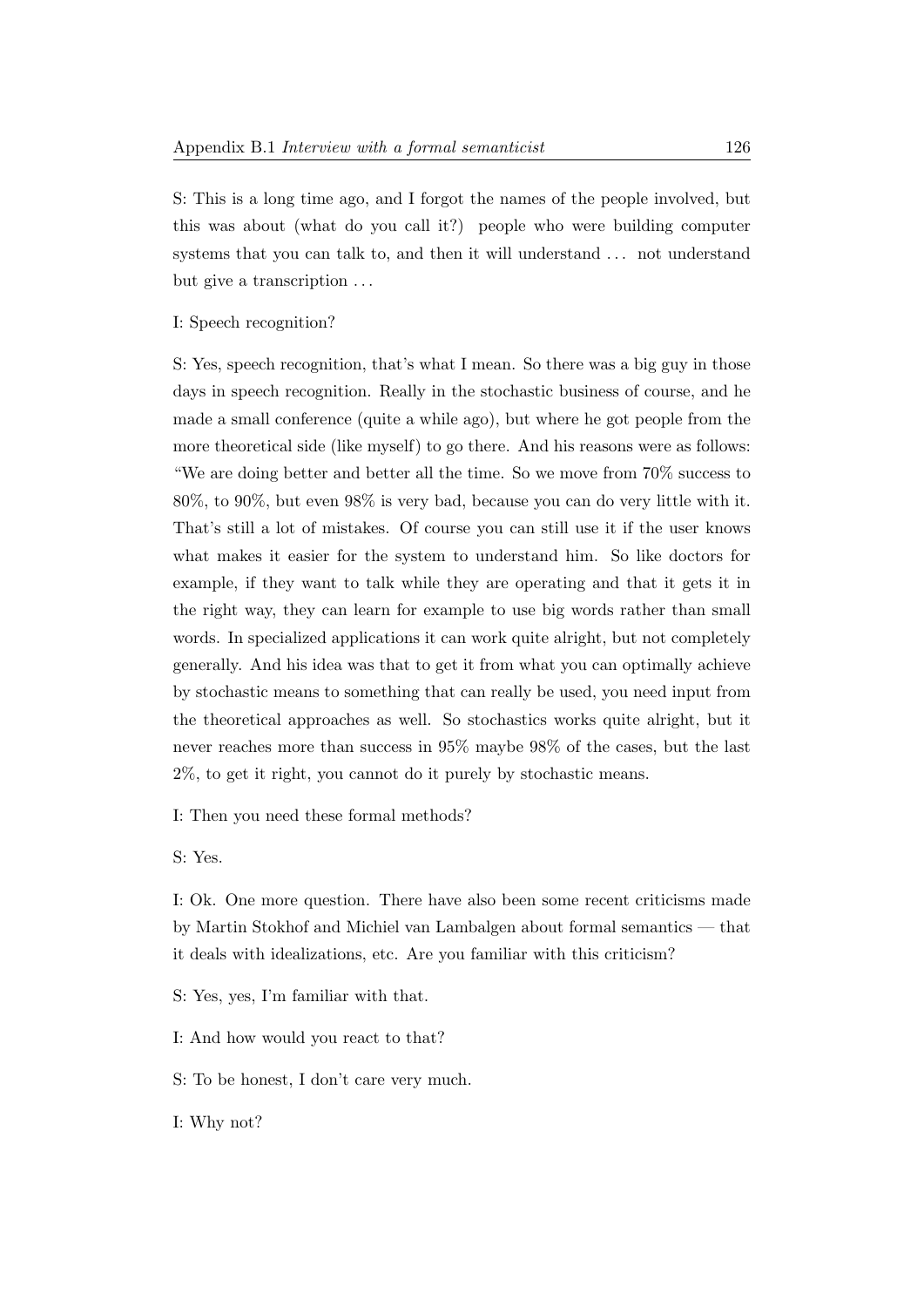S: This is a long time ago, and I forgot the names of the people involved, but this was about (what do you call it?) people who were building computer systems that you can talk to, and then it will understand . . . not understand but give a transcription . . .

I: Speech recognition?

S: Yes, speech recognition, that's what I mean. So there was a big guy in those days in speech recognition. Really in the stochastic business of course, and he made a small conference (quite a while ago), but where he got people from the more theoretical side (like myself) to go there. And his reasons were as follows: "We are doing better and better all the time. So we move from 70% success to 80%, to 90%, but even 98% is very bad, because you can do very little with it. That's still a lot of mistakes. Of course you can still use it if the user knows what makes it easier for the system to understand him. So like doctors for example, if they want to talk while they are operating and that it gets it in the right way, they can learn for example to use big words rather than small words. In specialized applications it can work quite alright, but not completely generally. And his idea was that to get it from what you can optimally achieve by stochastic means to something that can really be used, you need input from the theoretical approaches as well. So stochastics works quite alright, but it never reaches more than success in 95% maybe 98% of the cases, but the last 2%, to get it right, you cannot do it purely by stochastic means.

I: Then you need these formal methods?

S: Yes.

I: Ok. One more question. There have also been some recent criticisms made by Martin Stokhof and Michiel van Lambalgen about formal semantics — that it deals with idealizations, etc. Are you familiar with this criticism?

S: Yes, yes, I'm familiar with that.

I: And how would you react to that?

S: To be honest, I don't care very much.

I: Why not?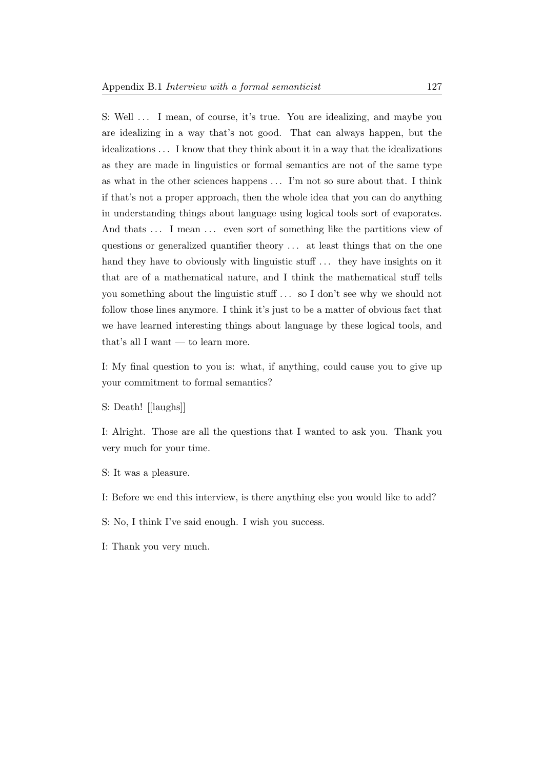S: Well ... I mean, of course, it's true. You are idealizing, and maybe you are idealizing in a way that's not good. That can always happen, but the idealizations ... I know that they think about it in a way that the idealizations as they are made in linguistics or formal semantics are not of the same type as what in the other sciences happens ... I'm not so sure about that. I think if that's not a proper approach, then the whole idea that you can do anything in understanding things about language using logical tools sort of evaporates. And thats ... I mean ... even sort of something like the partitions view of questions or generalized quantifier theory ... at least things that on the one hand they have to obviously with linguistic stuff ... they have insights on it that are of a mathematical nature, and I think the mathematical stuff tells you something about the linguistic stuff ... so I don't see why we should not follow those lines anymore. I think it's just to be a matter of obvious fact that we have learned interesting things about language by these logical tools, and that's all I want — to learn more.

I: My final question to you is: what, if anything, could cause you to give up your commitment to formal semantics?

S: Death! [[laughs]]

I: Alright. Those are all the questions that I wanted to ask you. Thank you very much for your time.

S: It was a pleasure.

I: Before we end this interview, is there anything else you would like to add?

S: No, I think I've said enough. I wish you success.

I: Thank you very much.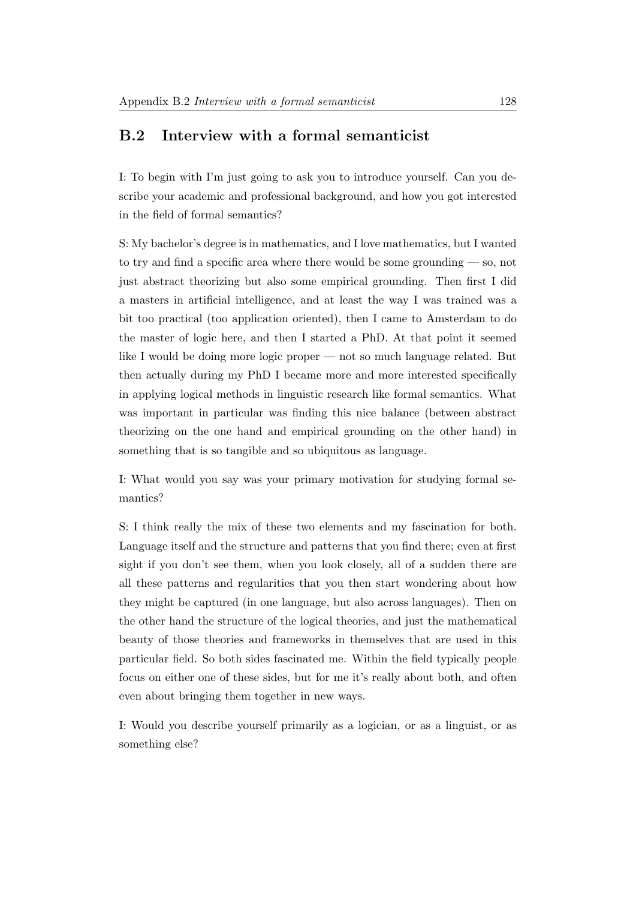## B.2 Interview with a formal semanticist

I: To begin with I'm just going to ask you to introduce yourself. Can you describe your academic and professional background, and how you got interested in the field of formal semantics?

S: My bachelor's degree is in mathematics, and I love mathematics, but I wanted to try and find a specific area where there would be some grounding — so, not just abstract theorizing but also some empirical grounding. Then first I did a masters in artificial intelligence, and at least the way I was trained was a bit too practical (too application oriented), then I came to Amsterdam to do the master of logic here, and then I started a PhD. At that point it seemed like I would be doing more logic proper — not so much language related. But then actually during my PhD I became more and more interested specifically in applying logical methods in linguistic research like formal semantics. What was important in particular was finding this nice balance (between abstract theorizing on the one hand and empirical grounding on the other hand) in something that is so tangible and so ubiquitous as language.

I: What would you say was your primary motivation for studying formal semantics?

S: I think really the mix of these two elements and my fascination for both. Language itself and the structure and patterns that you find there; even at first sight if you don't see them, when you look closely, all of a sudden there are all these patterns and regularities that you then start wondering about how they might be captured (in one language, but also across languages). Then on the other hand the structure of the logical theories, and just the mathematical beauty of those theories and frameworks in themselves that are used in this particular field. So both sides fascinated me. Within the field typically people focus on either one of these sides, but for me it's really about both, and often even about bringing them together in new ways.

I: Would you describe yourself primarily as a logician, or as a linguist, or as something else?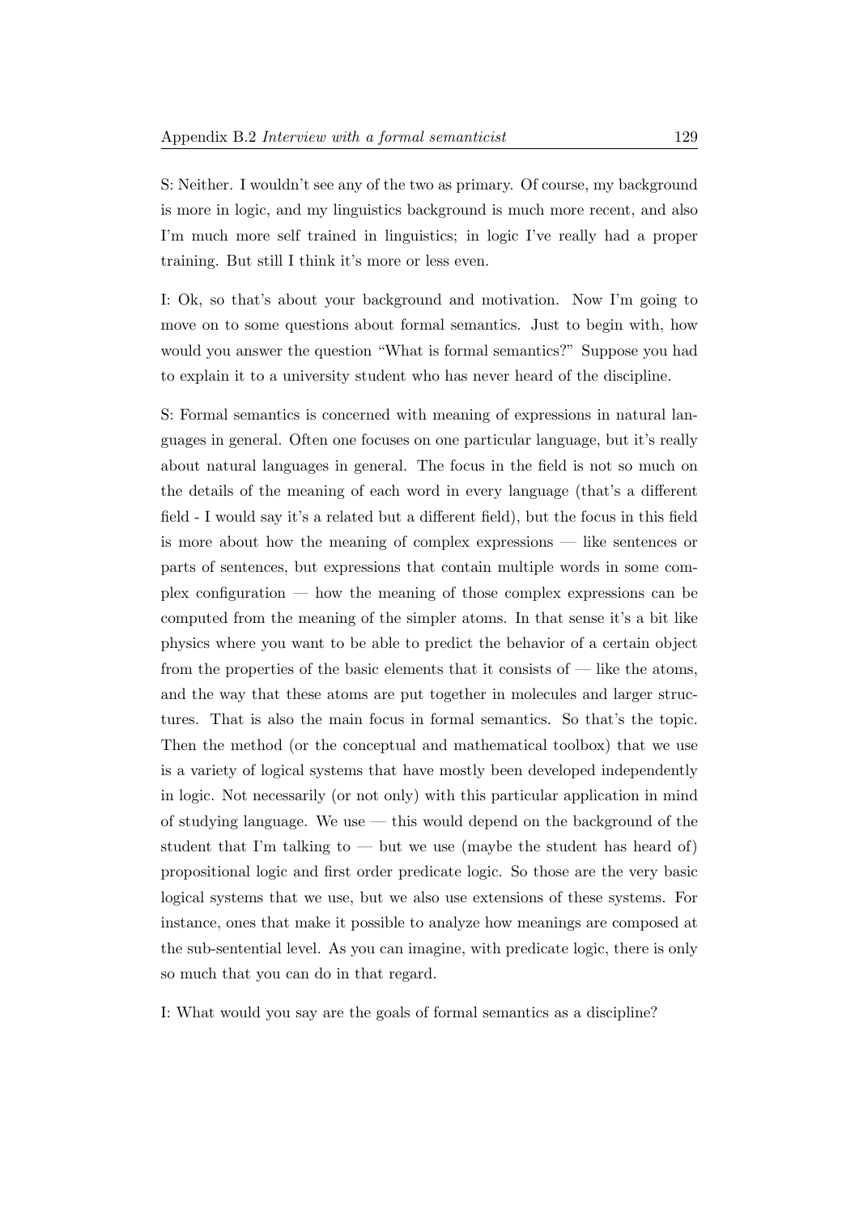S: Neither. I wouldn't see any of the two as primary. Of course, my background is more in logic, and my linguistics background is much more recent, and also I'm much more self trained in linguistics; in logic I've really had a proper training. But still I think it's more or less even.

I: Ok, so that's about your background and motivation. Now I'm going to move on to some questions about formal semantics. Just to begin with, how would you answer the question "What is formal semantics?" Suppose you had to explain it to a university student who has never heard of the discipline.

S: Formal semantics is concerned with meaning of expressions in natural languages in general. Often one focuses on one particular language, but it's really about natural languages in general. The focus in the field is not so much on the details of the meaning of each word in every language (that's a different field - I would say it's a related but a different field), but the focus in this field is more about how the meaning of complex expressions — like sentences or parts of sentences, but expressions that contain multiple words in some complex configuration — how the meaning of those complex expressions can be computed from the meaning of the simpler atoms. In that sense it's a bit like physics where you want to be able to predict the behavior of a certain object from the properties of the basic elements that it consists of — like the atoms, and the way that these atoms are put together in molecules and larger structures. That is also the main focus in formal semantics. So that's the topic. Then the method (or the conceptual and mathematical toolbox) that we use is a variety of logical systems that have mostly been developed independently in logic. Not necessarily (or not only) with this particular application in mind of studying language. We use — this would depend on the background of the student that I'm talking to — but we use (maybe the student has heard of) propositional logic and first order predicate logic. So those are the very basic logical systems that we use, but we also use extensions of these systems. For instance, ones that make it possible to analyze how meanings are composed at the sub-sentential level. As you can imagine, with predicate logic, there is only so much that you can do in that regard.

I: What would you say are the goals of formal semantics as a discipline?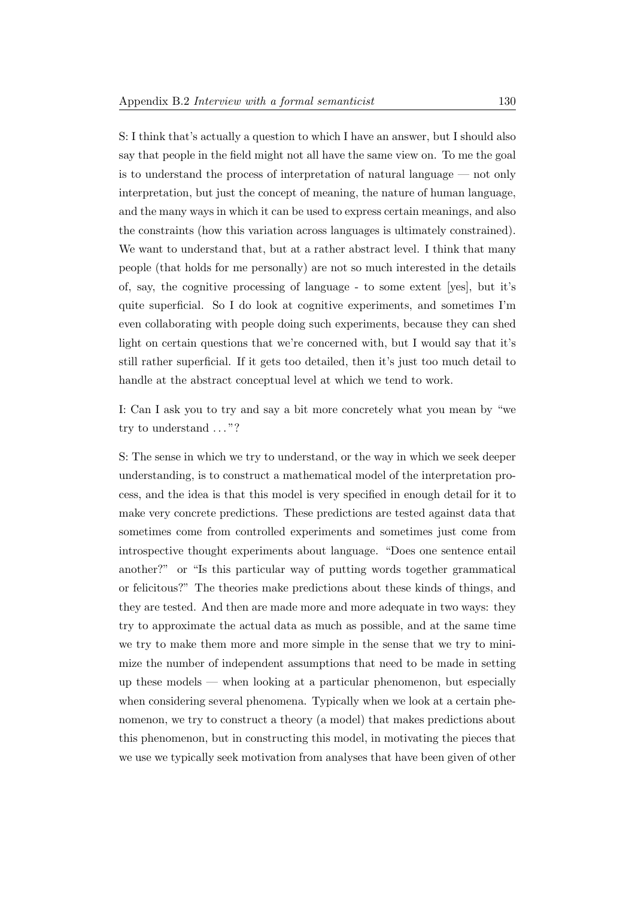S: I think that's actually a question to which I have an answer, but I should also say that people in the field might not all have the same view on. To me the goal is to understand the process of interpretation of natural language — not only interpretation, but just the concept of meaning, the nature of human language, and the many ways in which it can be used to express certain meanings, and also the constraints (how this variation across languages is ultimately constrained). We want to understand that, but at a rather abstract level. I think that many people (that holds for me personally) are not so much interested in the details of, say, the cognitive processing of language - to some extent [yes], but it's quite superficial. So I do look at cognitive experiments, and sometimes I'm even collaborating with people doing such experiments, because they can shed light on certain questions that we're concerned with, but I would say that it's still rather superficial. If it gets too detailed, then it's just too much detail to handle at the abstract conceptual level at which we tend to work.

I: Can I ask you to try and say a bit more concretely what you mean by "we try to understand ..."?

S: The sense in which we try to understand, or the way in which we seek deeper understanding, is to construct a mathematical model of the interpretation process, and the idea is that this model is very specified in enough detail for it to make very concrete predictions. These predictions are tested against data that sometimes come from controlled experiments and sometimes just come from introspective thought experiments about language. "Does one sentence entail another?" or "Is this particular way of putting words together grammatical or felicitous?" The theories make predictions about these kinds of things, and they are tested. And then are made more and more adequate in two ways: they try to approximate the actual data as much as possible, and at the same time we try to make them more and more simple in the sense that we try to minimize the number of independent assumptions that need to be made in setting up these models — when looking at a particular phenomenon, but especially when considering several phenomena. Typically when we look at a certain phenomenon, we try to construct a theory (a model) that makes predictions about this phenomenon, but in constructing this model, in motivating the pieces that we use we typically seek motivation from analyses that have been given of other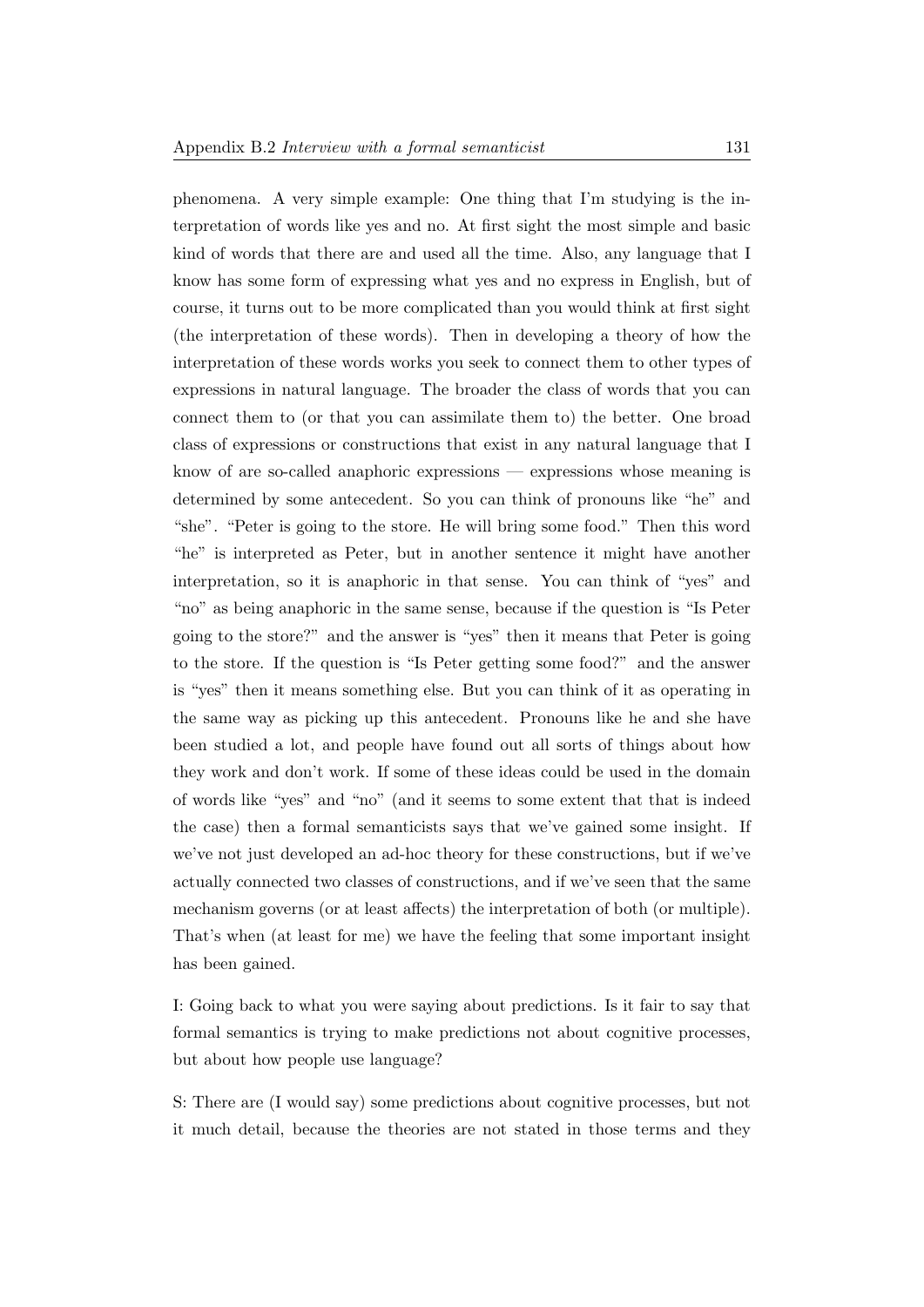phenomena. A very simple example: One thing that I'm studying is the interpretation of words like yes and no. At first sight the most simple and basic kind of words that there are and used all the time. Also, any language that I know has some form of expressing what yes and no express in English, but of course, it turns out to be more complicated than you would think at first sight (the interpretation of these words). Then in developing a theory of how the interpretation of these words works you seek to connect them to other types of expressions in natural language. The broader the class of words that you can connect them to (or that you can assimilate them to) the better. One broad class of expressions or constructions that exist in any natural language that I know of are so-called anaphoric expressions — expressions whose meaning is determined by some antecedent. So you can think of pronouns like "he" and "she". "Peter is going to the store. He will bring some food." Then this word "he" is interpreted as Peter, but in another sentence it might have another interpretation, so it is anaphoric in that sense. You can think of "yes" and "no" as being anaphoric in the same sense, because if the question is "Is Peter going to the store?" and the answer is "yes" then it means that Peter is going to the store. If the question is "Is Peter getting some food?" and the answer is "yes" then it means something else. But you can think of it as operating in the same way as picking up this antecedent. Pronouns like he and she have been studied a lot, and people have found out all sorts of things about how they work and don't work. If some of these ideas could be used in the domain of words like "yes" and "no" (and it seems to some extent that that is indeed the case) then a formal semanticists says that we've gained some insight. If we've not just developed an ad-hoc theory for these constructions, but if we've actually connected two classes of constructions, and if we've seen that the same mechanism governs (or at least affects) the interpretation of both (or multiple). That's when (at least for me) we have the feeling that some important insight has been gained.

I: Going back to what you were saying about predictions. Is it fair to say that formal semantics is trying to make predictions not about cognitive processes, but about how people use language?

S: There are (I would say) some predictions about cognitive processes, but not it much detail, because the theories are not stated in those terms and they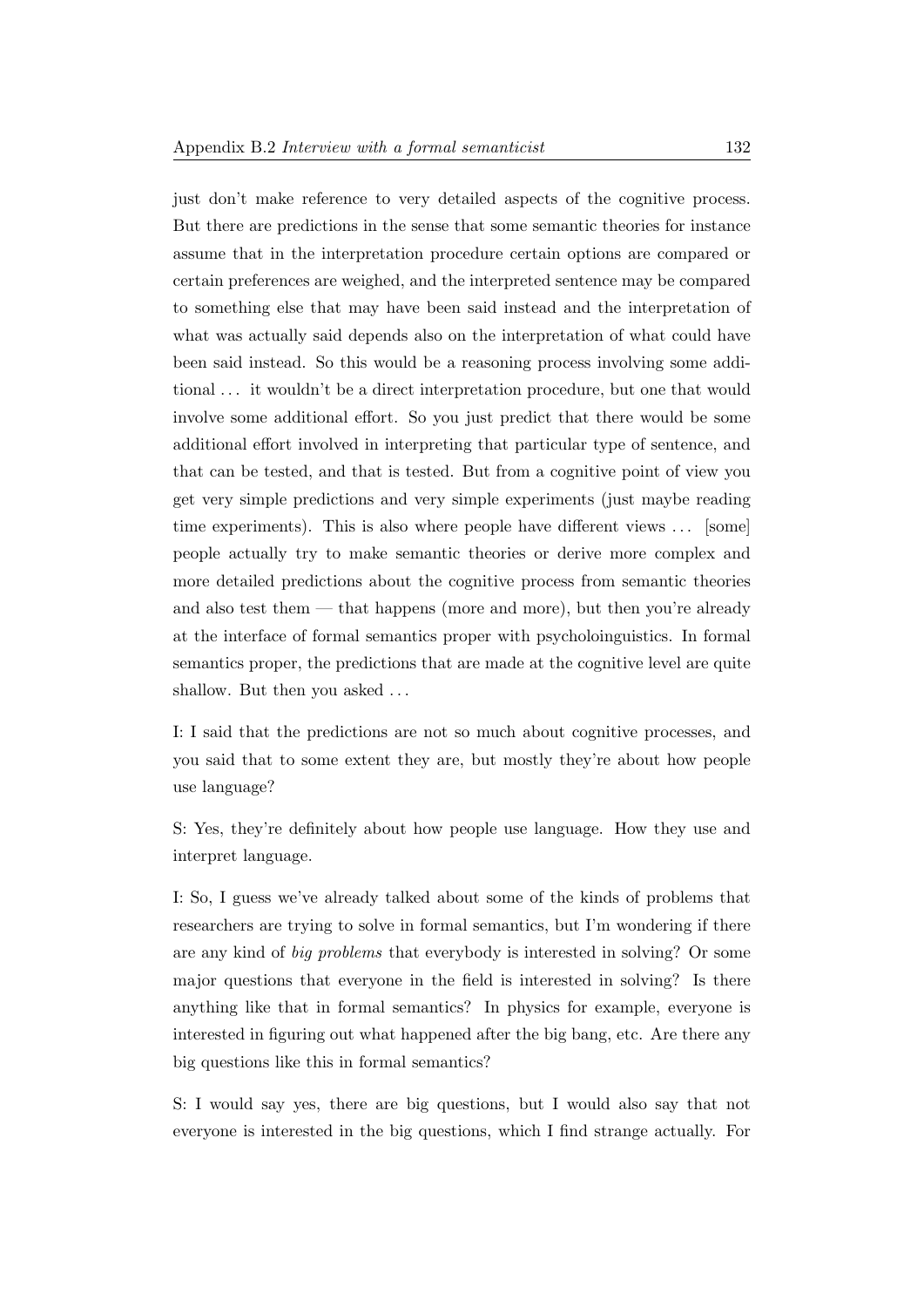just don't make reference to very detailed aspects of the cognitive process. But there are predictions in the sense that some semantic theories for instance assume that in the interpretation procedure certain options are compared or certain preferences are weighed, and the interpreted sentence may be compared to something else that may have been said instead and the interpretation of what was actually said depends also on the interpretation of what could have been said instead. So this would be a reasoning process involving some additional ... it wouldn't be a direct interpretation procedure, but one that would involve some additional effort. So you just predict that there would be some additional effort involved in interpreting that particular type of sentence, and that can be tested, and that is tested. But from a cognitive point of view you get very simple predictions and very simple experiments (just maybe reading time experiments). This is also where people have different views ... [some] people actually try to make semantic theories or derive more complex and more detailed predictions about the cognitive process from semantic theories and also test them — that happens (more and more), but then you're already at the interface of formal semantics proper with psycholoinguistics. In formal semantics proper, the predictions that are made at the cognitive level are quite shallow. But then you asked ...

I: I said that the predictions are not so much about cognitive processes, and you said that to some extent they are, but mostly they're about how people use language?

S: Yes, they're definitely about how people use language. How they use and interpret language.

I: So, I guess we've already talked about some of the kinds of problems that researchers are trying to solve in formal semantics, but I'm wondering if there are any kind of *big problems* that everybody is interested in solving? Or some major questions that everyone in the field is interested in solving? Is there anything like that in formal semantics? In physics for example, everyone is interested in figuring out what happened after the big bang, etc. Are there any big questions like this in formal semantics?

S: I would say yes, there are big questions, but I would also say that not everyone is interested in the big questions, which I find strange actually. For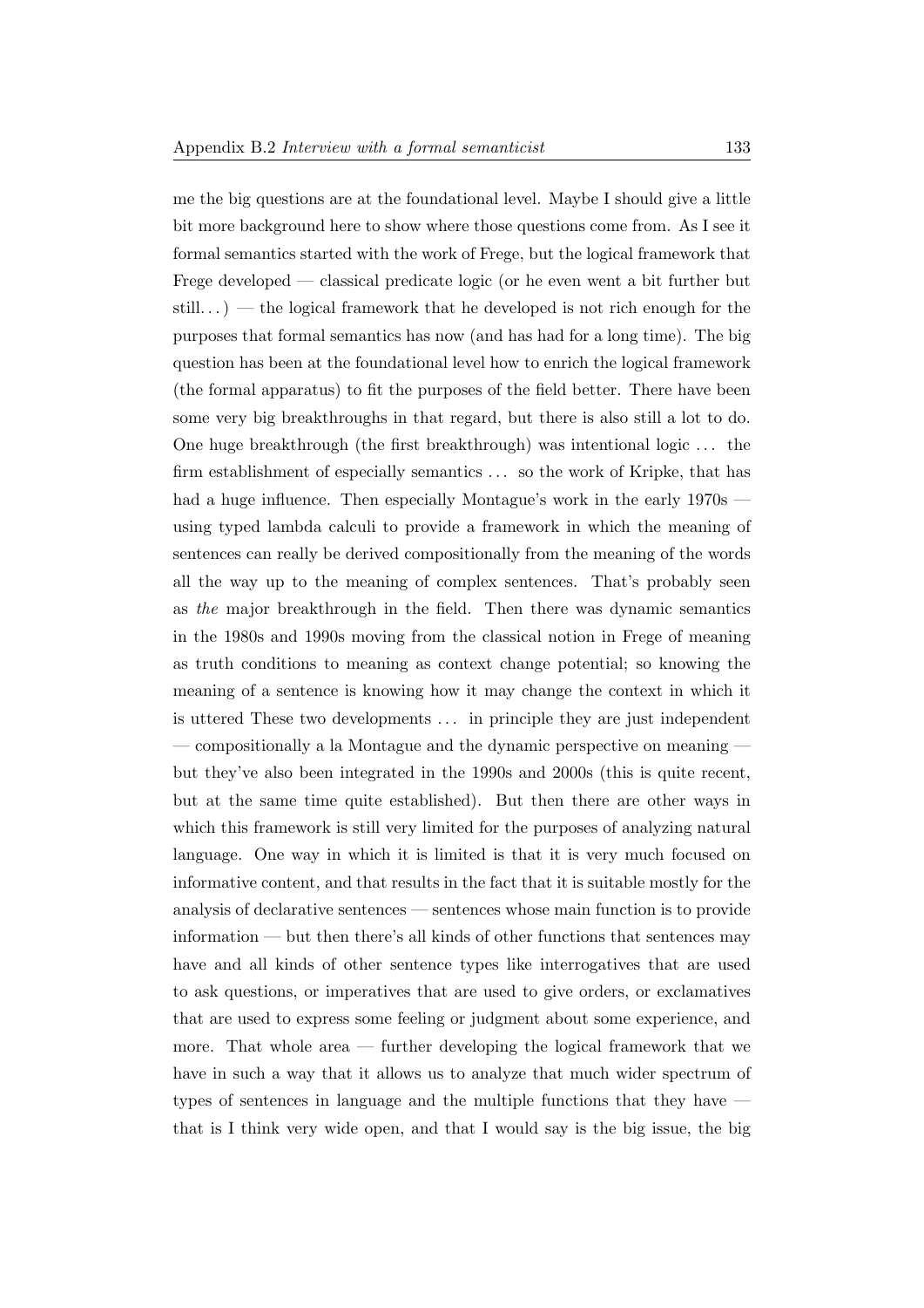me the big questions are at the foundational level. Maybe I should give a little bit more background here to show where those questions come from. As I see it formal semantics started with the work of Frege, but the logical framework that Frege developed — classical predicate logic (or he even went a bit further but still. . . ) — the logical framework that he developed is not rich enough for the purposes that formal semantics has now (and has had for a long time). The big question has been at the foundational level how to enrich the logical framework (the formal apparatus) to fit the purposes of the field better. There have been some very big breakthroughs in that regard, but there is also still a lot to do. One huge breakthrough (the first breakthrough) was intentional logic . . . the firm establishment of especially semantics . . . so the work of Kripke, that has had a huge influence. Then especially Montague's work in the early 1970s — using typed lambda calculi to provide a framework in which the meaning of sentences can really be derived compositionally from the meaning of the words all the way up to the meaning of complex sentences. That's probably seen as *the* major breakthrough in the field. Then there was dynamic semantics in the 1980s and 1990s moving from the classical notion in Frege of meaning as truth conditions to meaning as context change potential; so knowing the meaning of a sentence is knowing how it may change the context in which it is uttered These two developments . . . in principle they are just independent — compositionally a la Montague and the dynamic perspective on meaning — but they've also been integrated in the 1990s and 2000s (this is quite recent, but at the same time quite established). But then there are other ways in which this framework is still very limited for the purposes of analyzing natural language. One way in which it is limited is that it is very much focused on informative content, and that results in the fact that it is suitable mostly for the analysis of declarative sentences — sentences whose main function is to provide information — but then there's all kinds of other functions that sentences may have and all kinds of other sentence types like interrogatives that are used to ask questions, or imperatives that are used to give orders, or exclamatives that are used to express some feeling or judgment about some experience, and more. That whole area — further developing the logical framework that we have in such a way that it allows us to analyze that much wider spectrum of types of sentences in language and the multiple functions that they have — that is I think very wide open, and that I would say is the big issue, the big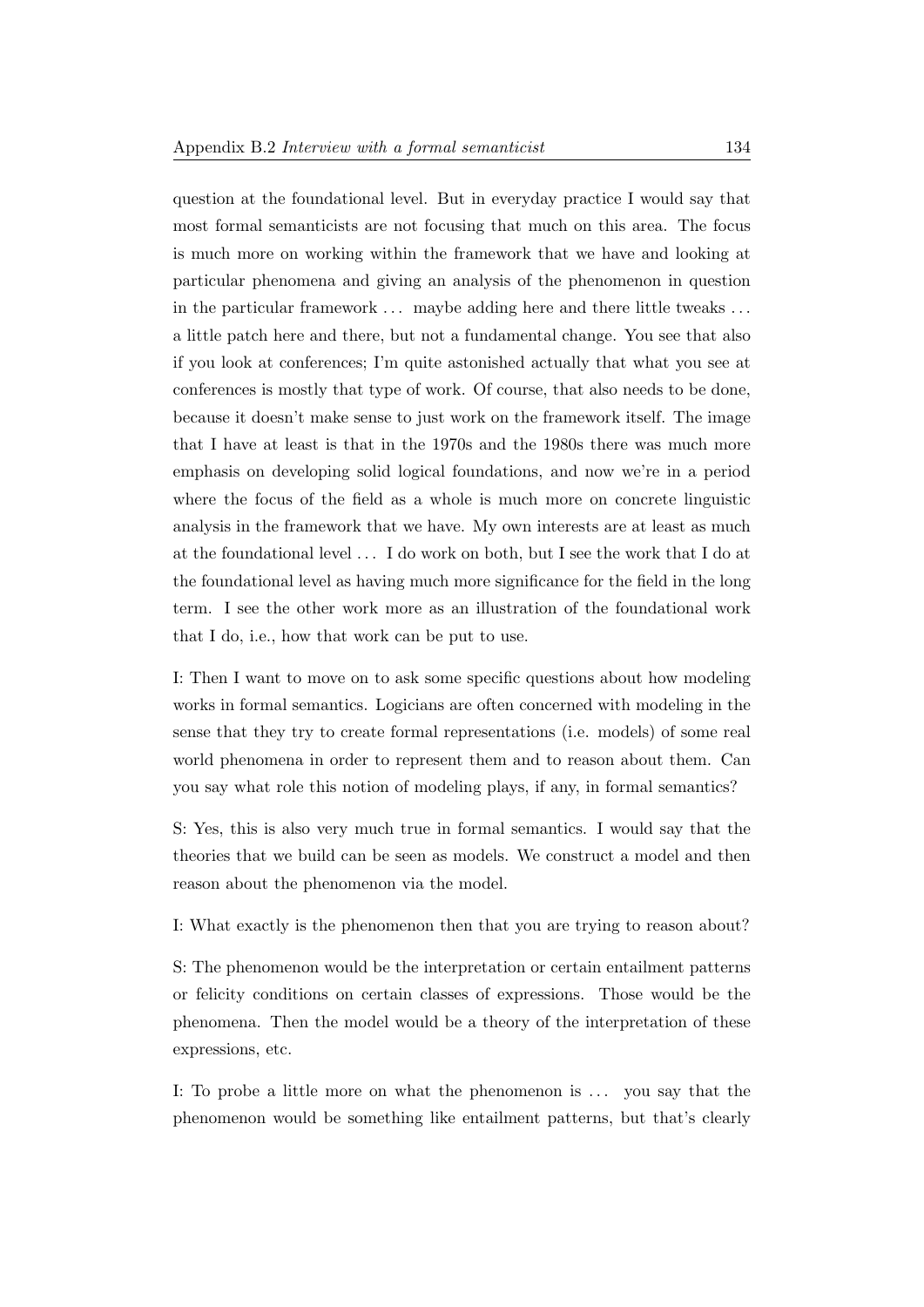question at the foundational level. But in everyday practice I would say that most formal semanticists are not focusing that much on this area. The focus is much more on working within the framework that we have and looking at particular phenomena and giving an analysis of the phenomenon in question in the particular framework ... maybe adding here and there little tweaks ... a little patch here and there, but not a fundamental change. You see that also if you look at conferences; I'm quite astonished actually that what you see at conferences is mostly that type of work. Of course, that also needs to be done, because it doesn't make sense to just work on the framework itself. The image that I have at least is that in the 1970s and the 1980s there was much more emphasis on developing solid logical foundations, and now we're in a period where the focus of the field as a whole is much more on concrete linguistic analysis in the framework that we have. My own interests are at least as much at the foundational level ... I do work on both, but I see the work that I do at the foundational level as having much more significance for the field in the long term. I see the other work more as an illustration of the foundational work that I do, i.e., how that work can be put to use.

I: Then I want to move on to ask some specific questions about how modeling works in formal semantics. Logicians are often concerned with modeling in the sense that they try to create formal representations (i.e. models) of some real world phenomena in order to represent them and to reason about them. Can you say what role this notion of modeling plays, if any, in formal semantics?

S: Yes, this is also very much true in formal semantics. I would say that the theories that we build can be seen as models. We construct a model and then reason about the phenomenon via the model.

I: What exactly is the phenomenon then that you are trying to reason about?

S: The phenomenon would be the interpretation or certain entailment patterns or felicity conditions on certain classes of expressions. Those would be the phenomena. Then the model would be a theory of the interpretation of these expressions, etc.

I: To probe a little more on what the phenomenon is ... you say that the phenomenon would be something like entailment patterns, but that's clearly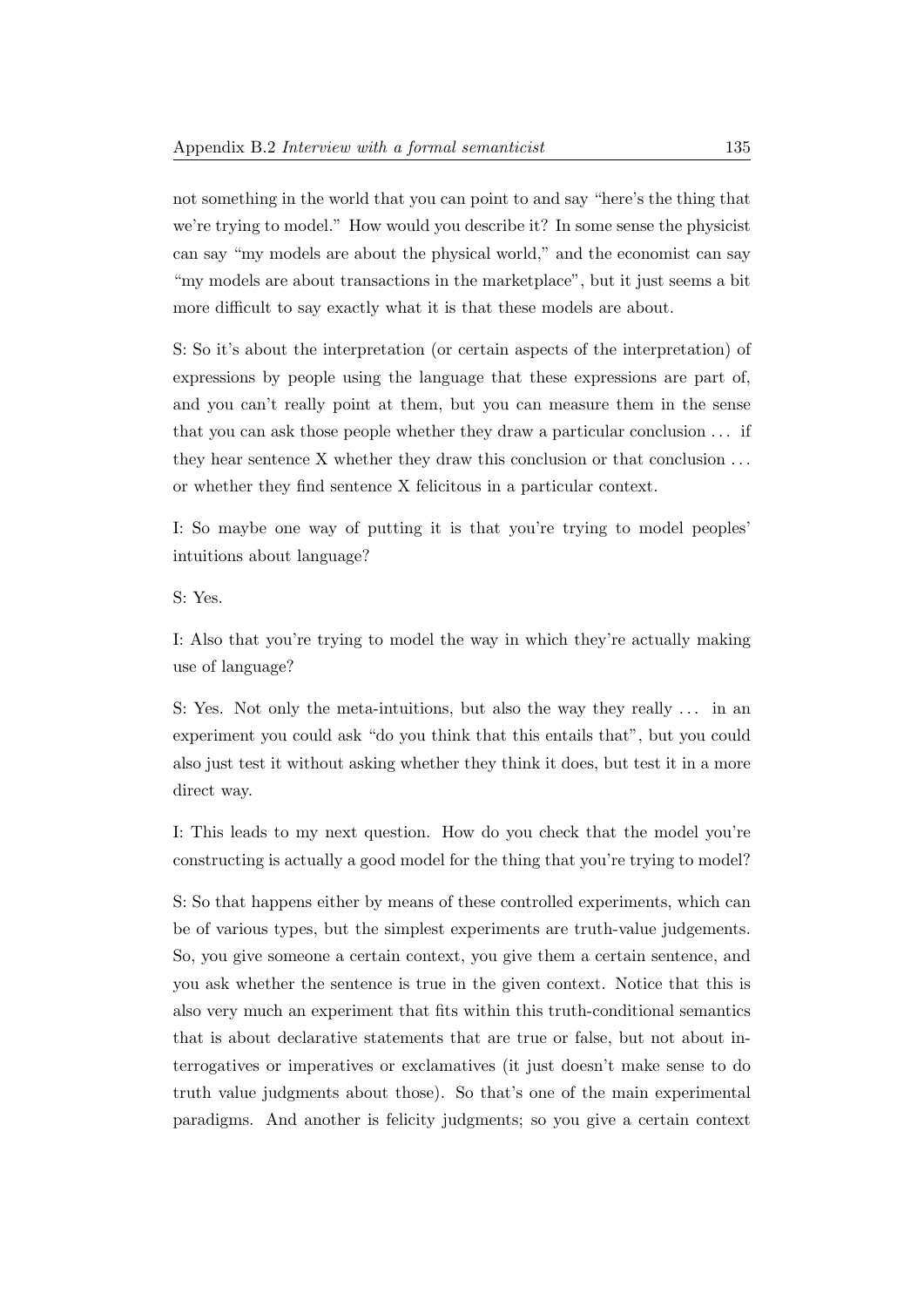not something in the world that you can point to and say "here's the thing that we're trying to model." How would you describe it? In some sense the physicist can say "my models are about the physical world," and the economist can say "my models are about transactions in the marketplace", but it just seems a bit more difficult to say exactly what it is that these models are about.

S: So it's about the interpretation (or certain aspects of the interpretation) of expressions by people using the language that these expressions are part of, and you can't really point at them, but you can measure them in the sense that you can ask those people whether they draw a particular conclusion . . . if they hear sentence X whether they draw this conclusion or that conclusion . . . or whether they find sentence X felicitous in a particular context.

I: So maybe one way of putting it is that you're trying to model peoples' intuitions about language?

S: Yes.

I: Also that you're trying to model the way in which they're actually making use of language?

S: Yes. Not only the meta-intuitions, but also the way they really . . . in an experiment you could ask "do you think that this entails that", but you could also just test it without asking whether they think it does, but test it in a more direct way.

I: This leads to my next question. How do you check that the model you're constructing is actually a good model for the thing that you're trying to model?

S: So that happens either by means of these controlled experiments, which can be of various types, but the simplest experiments are truth-value judgements. So, you give someone a certain context, you give them a certain sentence, and you ask whether the sentence is true in the given context. Notice that this is also very much an experiment that fits within this truth-conditional semantics that is about declarative statements that are true or false, but not about interrogatives or imperatives or exclamatives (it just doesn't make sense to do truth value judgments about those). So that's one of the main experimental paradigms. And another is felicity judgments; so you give a certain context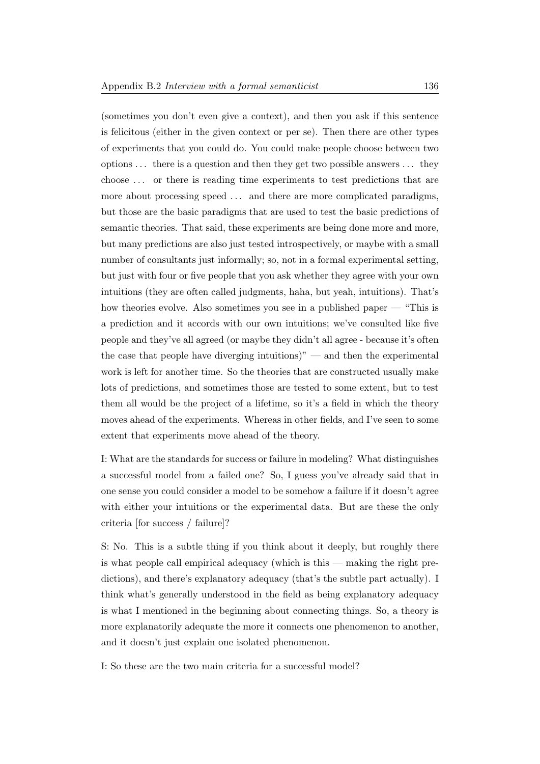(sometimes you don't even give a context), and then you ask if this sentence is felicitous (either in the given context or per se). Then there are other types of experiments that you could do. You could make people choose between two options ... there is a question and then they get two possible answers ... they choose ... or there is reading time experiments to test predictions that are more about processing speed ... and there are more complicated paradigms, but those are the basic paradigms that are used to test the basic predictions of semantic theories. That said, these experiments are being done more and more, but many predictions are also just tested introspectively, or maybe with a small number of consultants just informally; so, not in a formal experimental setting, but just with four or five people that you ask whether they agree with your own intuitions (they are often called judgments, haha, but yeah, intuitions). That's how theories evolve. Also sometimes you see in a published paper — "This is a prediction and it accords with our own intuitions; we've consulted like five people and they've all agreed (or maybe they didn't all agree - because it's often the case that people have diverging intuitions)" — and then the experimental work is left for another time. So the theories that are constructed usually make lots of predictions, and sometimes those are tested to some extent, but to test them all would be the project of a lifetime, so it's a field in which the theory moves ahead of the experiments. Whereas in other fields, and I've seen to some extent that experiments move ahead of the theory.

I: What are the standards for success or failure in modeling? What distinguishes a successful model from a failed one? So, I guess you've already said that in one sense you could consider a model to be somehow a failure if it doesn't agree with either your intuitions or the experimental data. But are these the only criteria [for success / failure]?

S: No. This is a subtle thing if you think about it deeply, but roughly there is what people call empirical adequacy (which is this — making the right predictions), and there's explanatory adequacy (that's the subtle part actually). I think what's generally understood in the field as being explanatory adequacy is what I mentioned in the beginning about connecting things. So, a theory is more explanatorily adequate the more it connects one phenomenon to another, and it doesn't just explain one isolated phenomenon.

I: So these are the two main criteria for a successful model?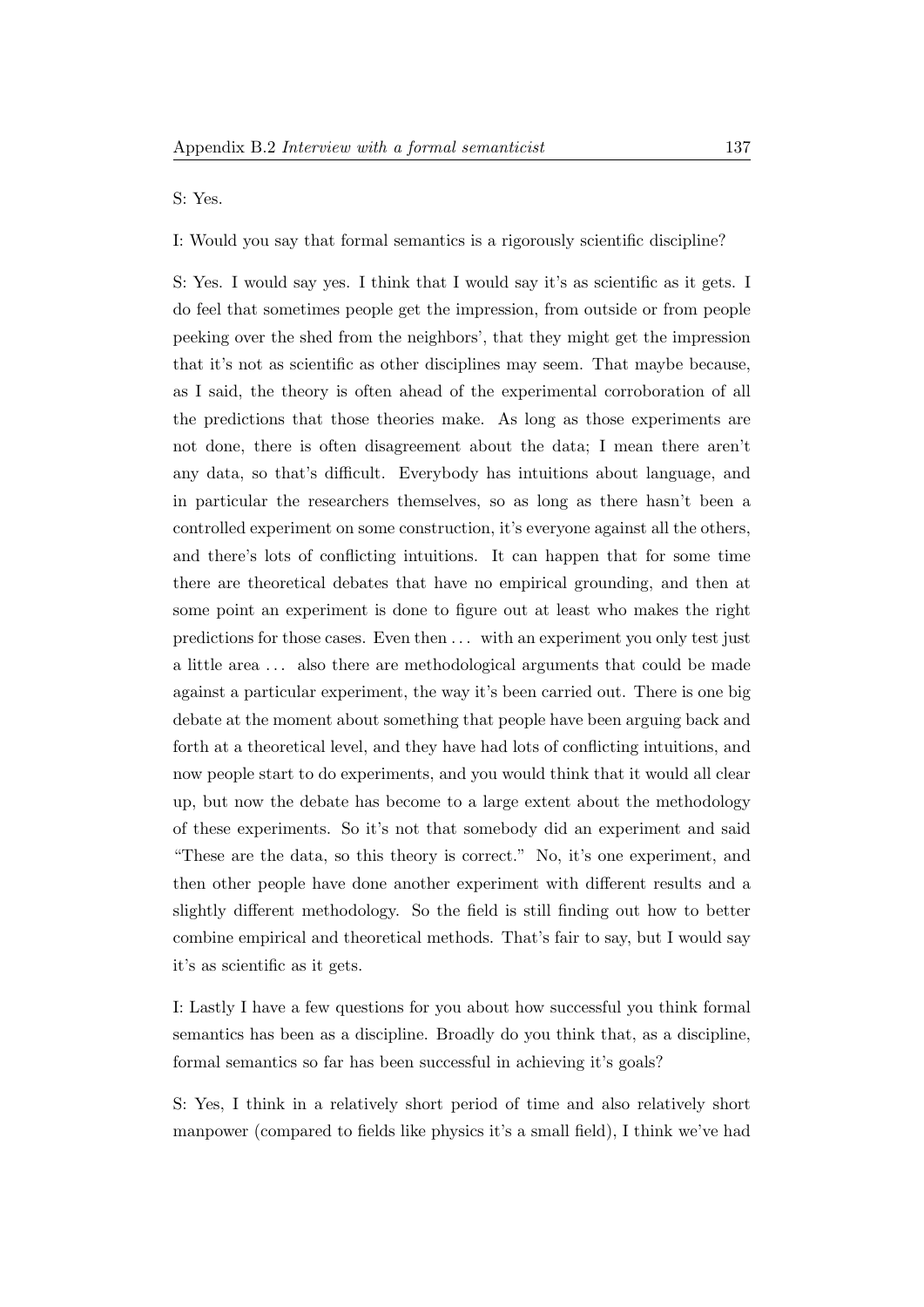S: Yes.

I: Would you say that formal semantics is a rigorously scientific discipline?

S: Yes. I would say yes. I think that I would say it's as scientific as it gets. I do feel that sometimes people get the impression, from outside or from people peeking over the shed from the neighbors', that they might get the impression that it's not as scientific as other disciplines may seem. That maybe because, as I said, the theory is often ahead of the experimental corroboration of all the predictions that those theories make. As long as those experiments are not done, there is often disagreement about the data; I mean there aren't any data, so that's difficult. Everybody has intuitions about language, and in particular the researchers themselves, so as long as there hasn't been a controlled experiment on some construction, it's everyone against all the others, and there's lots of conflicting intuitions. It can happen that for some time there are theoretical debates that have no empirical grounding, and then at some point an experiment is done to figure out at least who makes the right predictions for those cases. Even then . . . with an experiment you only test just a little area . . . also there are methodological arguments that could be made against a particular experiment, the way it's been carried out. There is one big debate at the moment about something that people have been arguing back and forth at a theoretical level, and they have had lots of conflicting intuitions, and now people start to do experiments, and you would think that it would all clear up, but now the debate has become to a large extent about the methodology of these experiments. So it's not that somebody did an experiment and said "These are the data, so this theory is correct." No, it's one experiment, and then other people have done another experiment with different results and a slightly different methodology. So the field is still finding out how to better combine empirical and theoretical methods. That's fair to say, but I would say it's as scientific as it gets.

I: Lastly I have a few questions for you about how successful you think formal semantics has been as a discipline. Broadly do you think that, as a discipline, formal semantics so far has been successful in achieving it's goals?

S: Yes, I think in a relatively short period of time and also relatively short manpower (compared to fields like physics it's a small field), I think we've had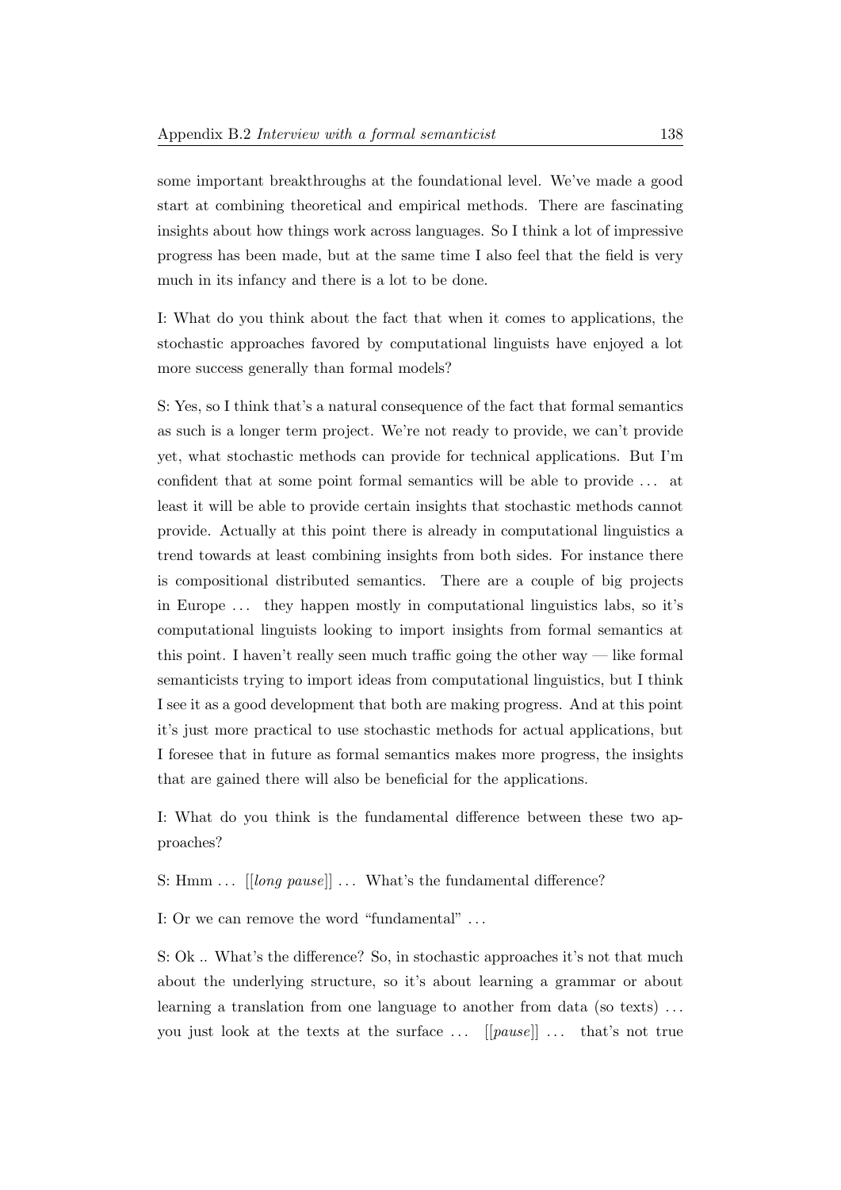some important breakthroughs at the foundational level. We've made a good start at combining theoretical and empirical methods. There are fascinating insights about how things work across languages. So I think a lot of impressive progress has been made, but at the same time I also feel that the field is very much in its infancy and there is a lot to be done.

I: What do you think about the fact that when it comes to applications, the stochastic approaches favored by computational linguists have enjoyed a lot more success generally than formal models?

S: Yes, so I think that's a natural consequence of the fact that formal semantics as such is a longer term project. We're not ready to provide, we can't provide yet, what stochastic methods can provide for technical applications. But I'm confident that at some point formal semantics will be able to provide ... at least it will be able to provide certain insights that stochastic methods cannot provide. Actually at this point there is already in computational linguistics a trend towards at least combining insights from both sides. For instance there is compositional distributed semantics. There are a couple of big projects in Europe ... they happen mostly in computational linguistics labs, so it's computational linguists looking to import insights from formal semantics at this point. I haven't really seen much traffic going the other way — like formal semanticists trying to import ideas from computational linguistics, but I think I see it as a good development that both are making progress. And at this point it's just more practical to use stochastic methods for actual applications, but I foresee that in future as formal semantics makes more progress, the insights that are gained there will also be beneficial for the applications.

I: What do you think is the fundamental difference between these two approaches?

S: Hmm ... [[*long pause*]] ... What's the fundamental difference?

I: Or we can remove the word "fundamental" ...

S: Ok .. What's the difference? So, in stochastic approaches it's not that much about the underlying structure, so it's about learning a grammar or about learning a translation from one language to another from data (so texts) ... you just look at the texts at the surface ... [[*pause*]] ... that's not true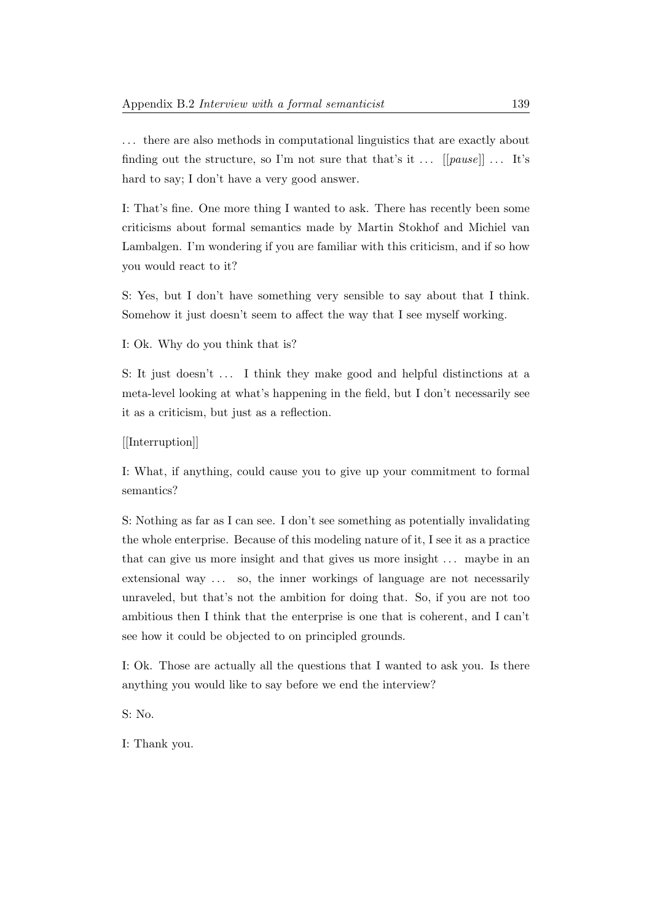. . . there are also methods in computational linguistics that are exactly about finding out the structure, so I'm not sure that that's it . . . [[*pause*]] . . . It's hard to say; I don't have a very good answer.

I: That's fine. One more thing I wanted to ask. There has recently been some criticisms about formal semantics made by Martin Stokhof and Michiel van Lambalgen. I'm wondering if you are familiar with this criticism, and if so how you would react to it?

S: Yes, but I don't have something very sensible to say about that I think. Somehow it just doesn't seem to affect the way that I see myself working.

I: Ok. Why do you think that is?

S: It just doesn't . . . I think they make good and helpful distinctions at a meta-level looking at what's happening in the field, but I don't necessarily see it as a criticism, but just as a reflection.

[[Interruption]]

I: What, if anything, could cause you to give up your commitment to formal semantics?

S: Nothing as far as I can see. I don't see something as potentially invalidating the whole enterprise. Because of this modeling nature of it, I see it as a practice that can give us more insight and that gives us more insight . . . maybe in an extensional way . . . so, the inner workings of language are not necessarily unraveled, but that's not the ambition for doing that. So, if you are not too ambitious then I think that the enterprise is one that is coherent, and I can't see how it could be objected to on principled grounds.

I: Ok. Those are actually all the questions that I wanted to ask you. Is there anything you would like to say before we end the interview?

S: No.

I: Thank you.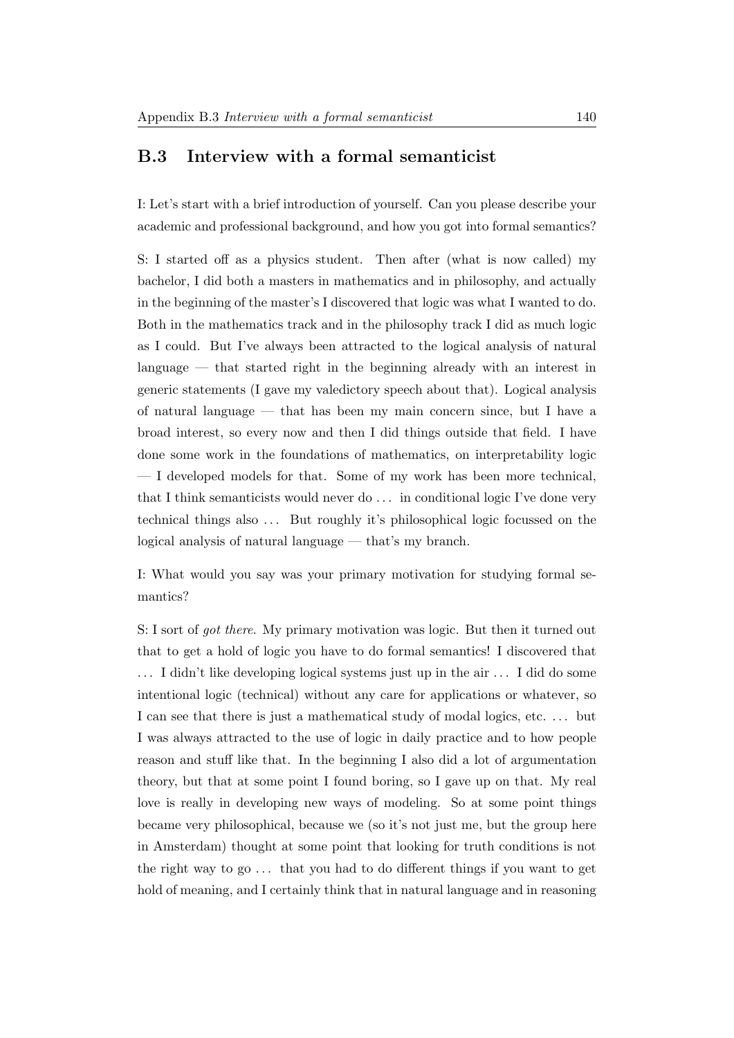## B.3 Interview with a formal semanticist

I: Let's start with a brief introduction of yourself. Can you please describe your academic and professional background, and how you got into formal semantics?

S: I started off as a physics student. Then after (what is now called) my bachelor, I did both a masters in mathematics and in philosophy, and actually in the beginning of the master's I discovered that logic was what I wanted to do. Both in the mathematics track and in the philosophy track I did as much logic as I could. But I've always been attracted to the logical analysis of natural language — that started right in the beginning already with an interest in generic statements (I gave my valedictory speech about that). Logical analysis of natural language — that has been my main concern since, but I have a broad interest, so every now and then I did things outside that field. I have done some work in the foundations of mathematics, on interpretability logic — I developed models for that. Some of my work has been more technical, that I think semanticists would never do ... in conditional logic I've done very technical things also ... But roughly it's philosophical logic focussed on the logical analysis of natural language — that's my branch.

I: What would you say was your primary motivation for studying formal semantics?

S: I sort of *got there*. My primary motivation was logic. But then it turned out that to get a hold of logic you have to do formal semantics! I discovered that ... I didn't like developing logical systems just up in the air ... I did do some intentional logic (technical) without any care for applications or whatever, so I can see that there is just a mathematical study of modal logics, etc. ... but I was always attracted to the use of logic in daily practice and to how people reason and stuff like that. In the beginning I also did a lot of argumentation theory, but that at some point I found boring, so I gave up on that. My real love is really in developing new ways of modeling. So at some point things became very philosophical, because we (so it's not just me, but the group here in Amsterdam) thought at some point that looking for truth conditions is not the right way to go ... that you had to do different things if you want to get hold of meaning, and I certainly think that in natural language and in reasoning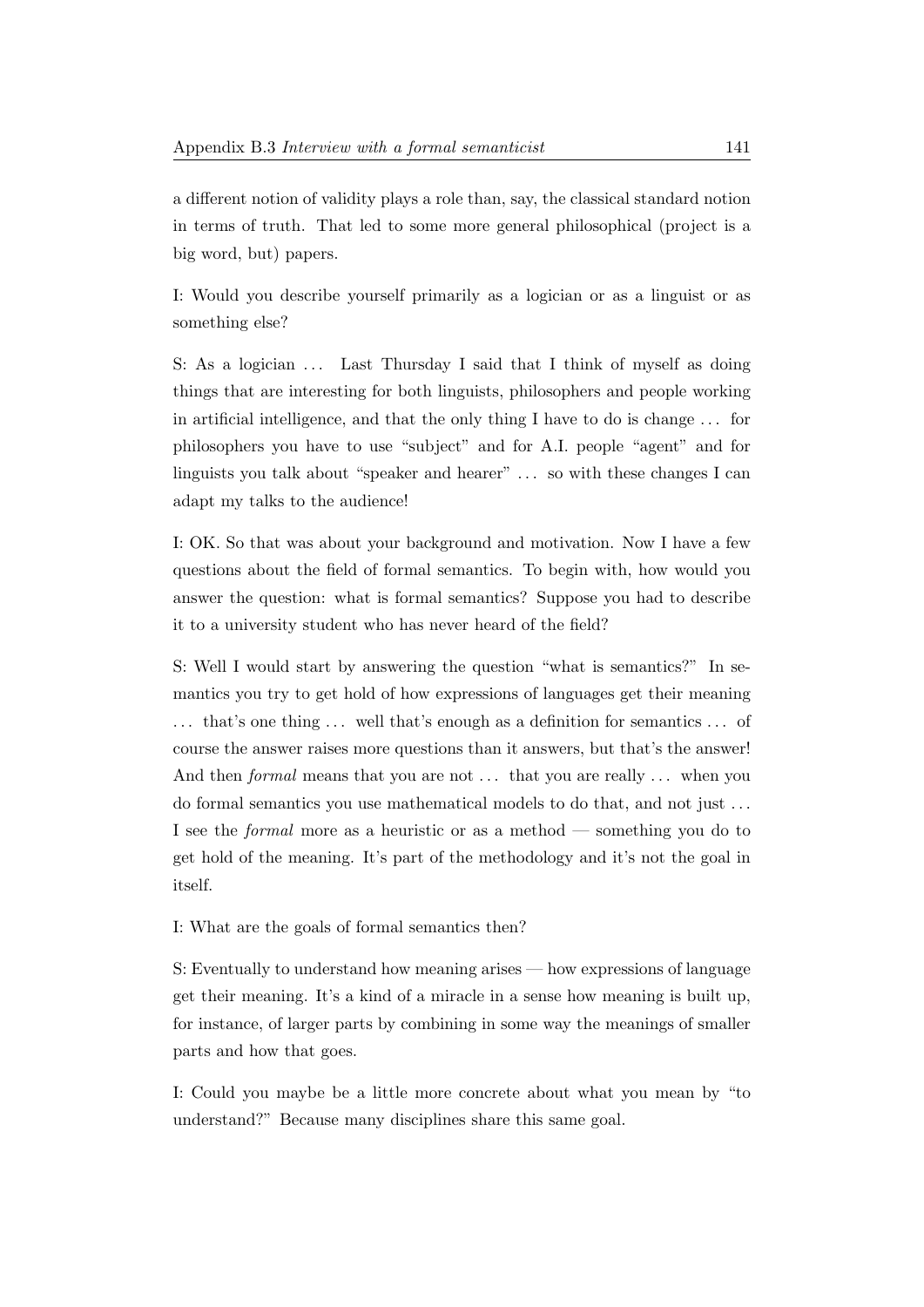a different notion of validity plays a role than, say, the classical standard notion in terms of truth. That led to some more general philosophical (project is a big word, but) papers.

I: Would you describe yourself primarily as a logician or as a linguist or as something else?

S: As a logician ... Last Thursday I said that I think of myself as doing things that are interesting for both linguists, philosophers and people working in artificial intelligence, and that the only thing I have to do is change ... for philosophers you have to use "subject" and for A.I. people "agent" and for linguists you talk about "speaker and hearer" ... so with these changes I can adapt my talks to the audience!

I: OK. So that was about your background and motivation. Now I have a few questions about the field of formal semantics. To begin with, how would you answer the question: what is formal semantics? Suppose you had to describe it to a university student who has never heard of the field?

S: Well I would start by answering the question "what is semantics?" In semantics you try to get hold of how expressions of languages get their meaning ... that's one thing ... well that's enough as a definition for semantics ... of course the answer raises more questions than it answers, but that's the answer! And then *formal* means that you are not ... that you are really ... when you do formal semantics you use mathematical models to do that, and not just ... I see the *formal* more as a heuristic or as a method — something you do to get hold of the meaning. It's part of the methodology and it's not the goal in itself.

I: What are the goals of formal semantics then?

S: Eventually to understand how meaning arises — how expressions of language get their meaning. It's a kind of a miracle in a sense how meaning is built up, for instance, of larger parts by combining in some way the meanings of smaller parts and how that goes.

I: Could you maybe be a little more concrete about what you mean by "to understand?" Because many disciplines share this same goal.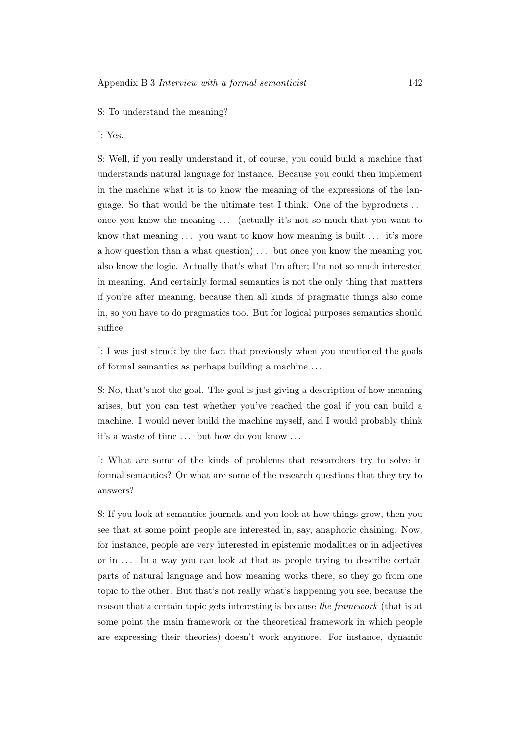S: To understand the meaning?

I: Yes.

S: Well, if you really understand it, of course, you could build a machine that understands natural language for instance. Because you could then implement in the machine what it is to know the meaning of the expressions of the language. So that would be the ultimate test I think. One of the byproducts ... once you know the meaning ... (actually it's not so much that you want to know that meaning ... you want to know how meaning is built ... it's more a how question than a what question) ... but once you know the meaning you also know the logic. Actually that's what I'm after; I'm not so much interested in meaning. And certainly formal semantics is not the only thing that matters if you're after meaning, because then all kinds of pragmatic things also come in, so you have to do pragmatics too. But for logical purposes semantics should suffice.

I: I was just struck by the fact that previously when you mentioned the goals of formal semantics as perhaps building a machine ...

S: No, that's not the goal. The goal is just giving a description of how meaning arises, but you can test whether you've reached the goal if you can build a machine. I would never build the machine myself, and I would probably think it's a waste of time ... but how do you know ...

I: What are some of the kinds of problems that researchers try to solve in formal semantics? Or what are some of the research questions that they try to answers?

S: If you look at semantics journals and you look at how things grow, then you see that at some point people are interested in, say, anaphoric chaining. Now, for instance, people are very interested in epistemic modalities or in adjectives or in ... In a way you can look at that as people trying to describe certain parts of natural language and how meaning works there, so they go from one topic to the other. But that's not really what's happening you see, because the reason that a certain topic gets interesting is because *the framework* (that is at some point the main framework or the theoretical framework in which people are expressing their theories) doesn't work anymore. For instance, dynamic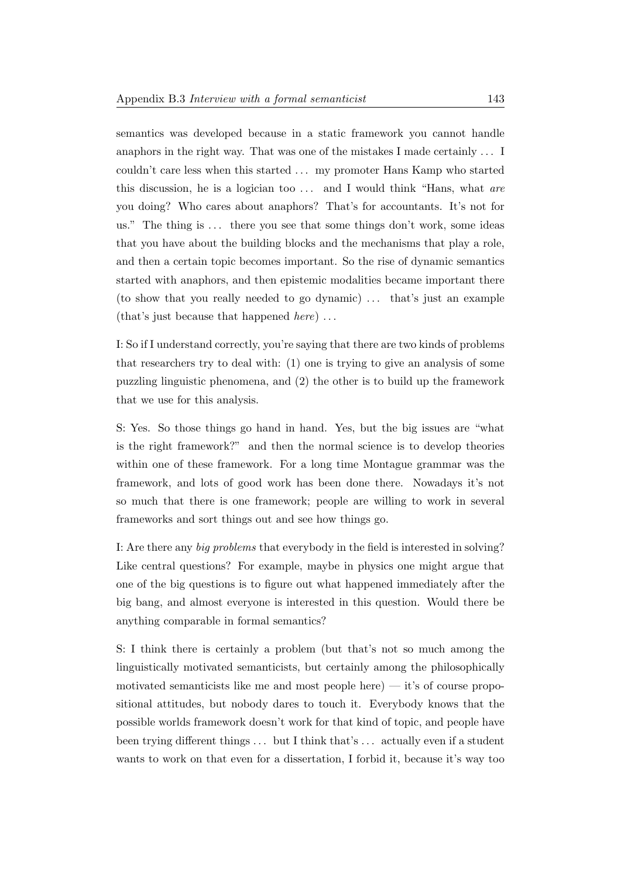semantics was developed because in a static framework you cannot handle anaphors in the right way. That was one of the mistakes I made certainly . . . I couldn't care less when this started . . . my promoter Hans Kamp who started this discussion, he is a logician too . . . and I would think "Hans, what *are* you doing? Who cares about anaphors? That's for accountants. It's not for us." The thing is . . . there you see that some things don't work, some ideas that you have about the building blocks and the mechanisms that play a role, and then a certain topic becomes important. So the rise of dynamic semantics started with anaphors, and then epistemic modalities became important there (to show that you really needed to go dynamic) . . . that's just an example (that's just because that happened *here*) . . .

I: So if I understand correctly, you're saying that there are two kinds of problems that researchers try to deal with: (1) one is trying to give an analysis of some puzzling linguistic phenomena, and (2) the other is to build up the framework that we use for this analysis.

S: Yes. So those things go hand in hand. Yes, but the big issues are "what is the right framework?" and then the normal science is to develop theories within one of these framework. For a long time Montague grammar was the framework, and lots of good work has been done there. Nowadays it's not so much that there is one framework; people are willing to work in several frameworks and sort things out and see how things go.

I: Are there any *big problems* that everybody in the field is interested in solving? Like central questions? For example, maybe in physics one might argue that one of the big questions is to figure out what happened immediately after the big bang, and almost everyone is interested in this question. Would there be anything comparable in formal semantics?

S: I think there is certainly a problem (but that's not so much among the linguistically motivated semanticists, but certainly among the philosophically motivated semanticists like me and most people here) — it's of course propositional attitudes, but nobody dares to touch it. Everybody knows that the possible worlds framework doesn't work for that kind of topic, and people have been trying different things . . . but I think that's . . . actually even if a student wants to work on that even for a dissertation, I forbid it, because it's way too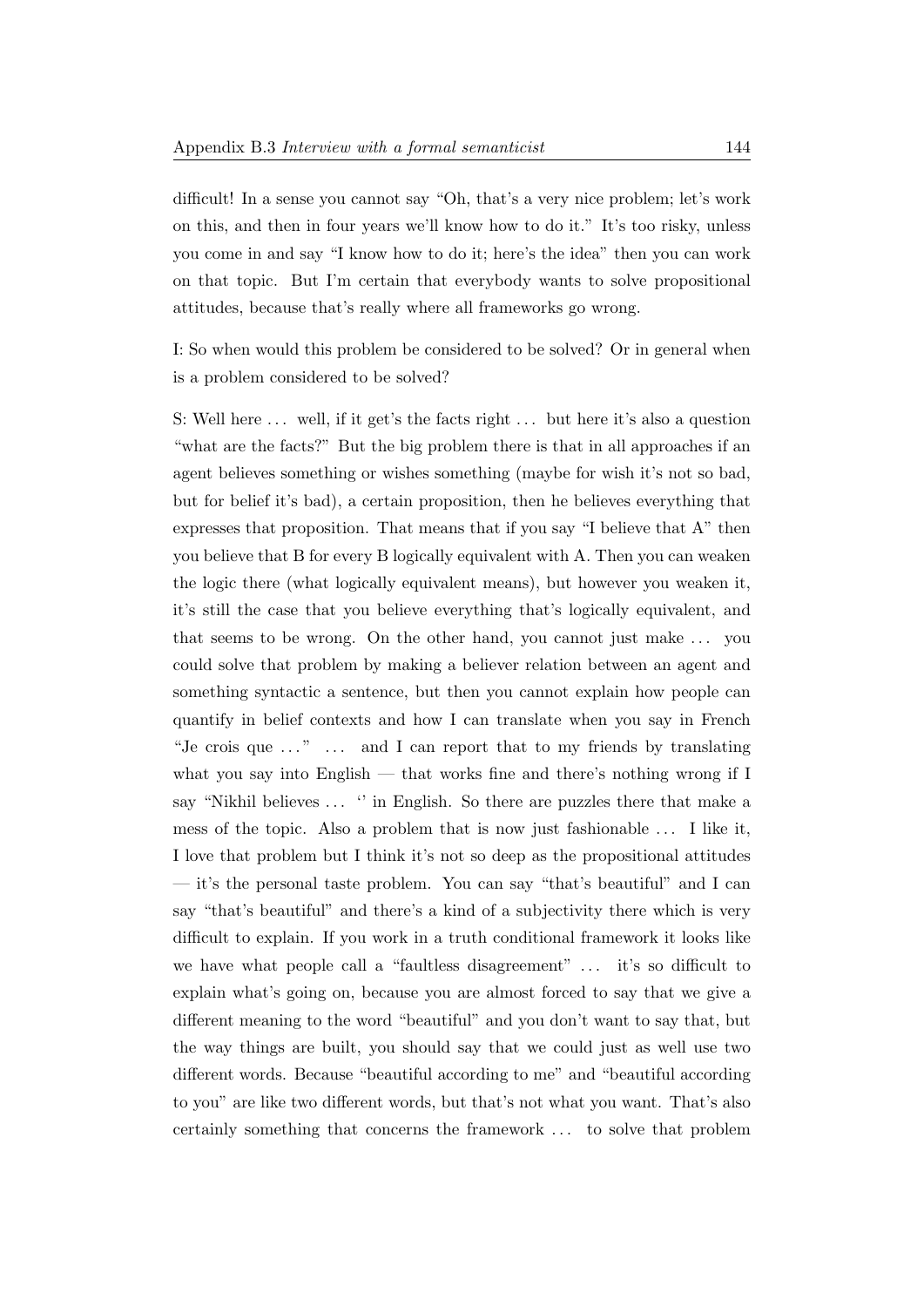difficult! In a sense you cannot say "Oh, that's a very nice problem; let's work on this, and then in four years we'll know how to do it." It's too risky, unless you come in and say "I know how to do it; here's the idea" then you can work on that topic. But I'm certain that everybody wants to solve propositional attitudes, because that's really where all frameworks go wrong.

I: So when would this problem be considered to be solved? Or in general when is a problem considered to be solved?

S: Well here ... well, if it get's the facts right ... but here it's also a question "what are the facts?" But the big problem there is that in all approaches if an agent believes something or wishes something (maybe for wish it's not so bad, but for belief it's bad), a certain proposition, then he believes everything that expresses that proposition. That means that if you say "I believe that A" then you believe that B for every B logically equivalent with A. Then you can weaken the logic there (what logically equivalent means), but however you weaken it, it's still the case that you believe everything that's logically equivalent, and that seems to be wrong. On the other hand, you cannot just make ... you could solve that problem by making a believer relation between an agent and something syntactic a sentence, but then you cannot explain how people can quantify in belief contexts and how I can translate when you say in French "Je crois que ..." ... and I can report that to my friends by translating what you say into English — that works fine and there's nothing wrong if I say "Nikhil believes ... '' in English. So there are puzzles there that make a mess of the topic. Also a problem that is now just fashionable ... I like it, I love that problem but I think it's not so deep as the propositional attitudes — it's the personal taste problem. You can say "that's beautiful" and I can say "that's beautiful" and there's a kind of a subjectivity there which is very difficult to explain. If you work in a truth conditional framework it looks like we have what people call a "faultless disagreement" ... it's so difficult to explain what's going on, because you are almost forced to say that we give a different meaning to the word "beautiful" and you don't want to say that, but the way things are built, you should say that we could just as well use two different words. Because "beautiful according to me" and "beautiful according to you" are like two different words, but that's not what you want. That's also certainly something that concerns the framework ... to solve that problem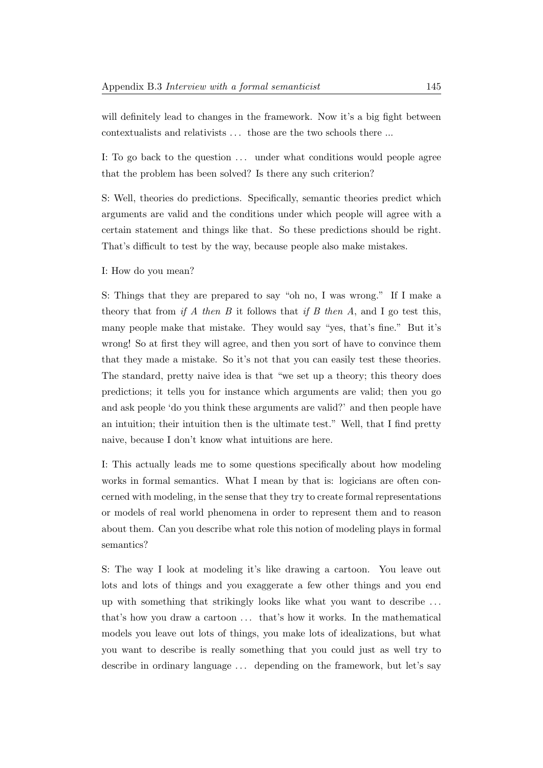will definitely lead to changes in the framework. Now it's a big fight between contextualists and relativists … those are the two schools there ...

I: To go back to the question … under what conditions would people agree that the problem has been solved? Is there any such criterion?

S: Well, theories do predictions. Specifically, semantic theories predict which arguments are valid and the conditions under which people will agree with a certain statement and things like that. So these predictions should be right. That's difficult to test by the way, because people also make mistakes.

I: How do you mean?

S: Things that they are prepared to say "oh no, I was wrong." If I make a theory that from *if A then B* it follows that *if B then A*, and I go test this, many people make that mistake. They would say "yes, that's fine." But it's wrong! So at first they will agree, and then you sort of have to convince them that they made a mistake. So it's not that you can easily test these theories. The standard, pretty naive idea is that "we set up a theory; this theory does predictions; it tells you for instance which arguments are valid; then you go and ask people 'do you think these arguments are valid?' and then people have an intuition; their intuition then is the ultimate test." Well, that I find pretty naive, because I don't know what intuitions are here.

I: This actually leads me to some questions specifically about how modeling works in formal semantics. What I mean by that is: logicians are often concerned with modeling, in the sense that they try to create formal representations or models of real world phenomena in order to represent them and to reason about them. Can you describe what role this notion of modeling plays in formal semantics?

S: The way I look at modeling it's like drawing a cartoon. You leave out lots and lots of things and you exaggerate a few other things and you end up with something that strikingly looks like what you want to describe … that's how you draw a cartoon … that's how it works. In the mathematical models you leave out lots of things, you make lots of idealizations, but what you want to describe is really something that you could just as well try to describe in ordinary language … depending on the framework, but let's say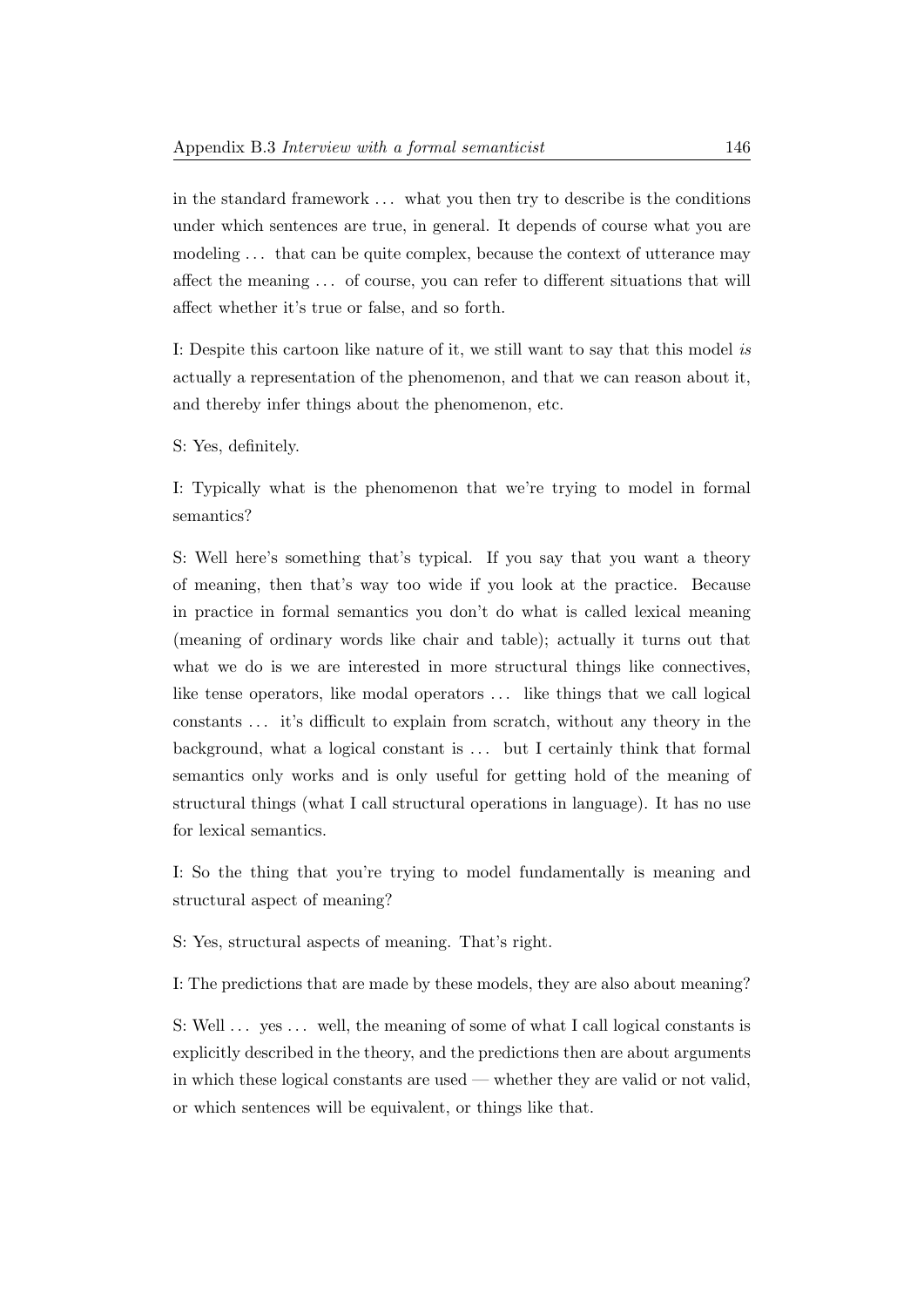in the standard framework . . . what you then try to describe is the conditions under which sentences are true, in general. It depends of course what you are modeling . . . that can be quite complex, because the context of utterance may affect the meaning . . . of course, you can refer to different situations that will affect whether it's true or false, and so forth.

I: Despite this cartoon like nature of it, we still want to say that this model *is* actually a representation of the phenomenon, and that we can reason about it, and thereby infer things about the phenomenon, etc.

S: Yes, definitely.

I: Typically what is the phenomenon that we're trying to model in formal semantics?

S: Well here's something that's typical. If you say that you want a theory of meaning, then that's way too wide if you look at the practice. Because in practice in formal semantics you don't do what is called lexical meaning (meaning of ordinary words like chair and table); actually it turns out that what we do is we are interested in more structural things like connectives, like tense operators, like modal operators . . . like things that we call logical constants . . . it's difficult to explain from scratch, without any theory in the background, what a logical constant is . . . but I certainly think that formal semantics only works and is only useful for getting hold of the meaning of structural things (what I call structural operations in language). It has no use for lexical semantics.

I: So the thing that you're trying to model fundamentally is meaning and structural aspect of meaning?

S: Yes, structural aspects of meaning. That's right.

I: The predictions that are made by these models, they are also about meaning?

S: Well . . . yes . . . well, the meaning of some of what I call logical constants is explicitly described in the theory, and the predictions then are about arguments in which these logical constants are used — whether they are valid or not valid, or which sentences will be equivalent, or things like that.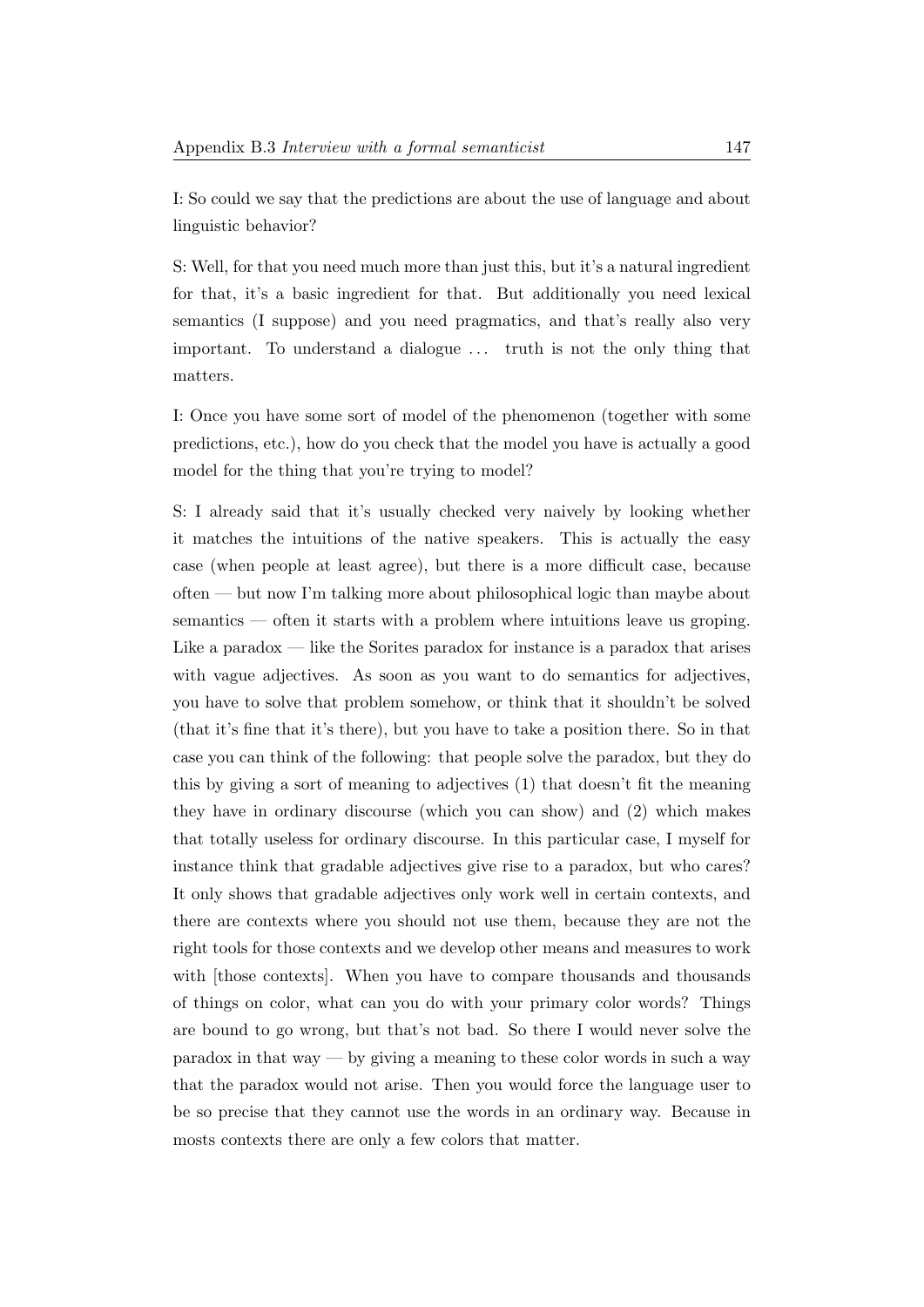I: So could we say that the predictions are about the use of language and about linguistic behavior?

S: Well, for that you need much more than just this, but it's a natural ingredient for that, it's a basic ingredient for that. But additionally you need lexical semantics (I suppose) and you need pragmatics, and that's really also very important. To understand a dialogue … truth is not the only thing that matters.

I: Once you have some sort of model of the phenomenon (together with some predictions, etc.), how do you check that the model you have is actually a good model for the thing that you're trying to model?

S: I already said that it's usually checked very naively by looking whether it matches the intuitions of the native speakers. This is actually the easy case (when people at least agree), but there is a more difficult case, because often — but now I'm talking more about philosophical logic than maybe about semantics — often it starts with a problem where intuitions leave us groping. Like a paradox — like the Sorites paradox for instance is a paradox that arises with vague adjectives. As soon as you want to do semantics for adjectives, you have to solve that problem somehow, or think that it shouldn't be solved (that it's fine that it's there), but you have to take a position there. So in that case you can think of the following: that people solve the paradox, but they do this by giving a sort of meaning to adjectives (1) that doesn't fit the meaning they have in ordinary discourse (which you can show) and (2) which makes that totally useless for ordinary discourse. In this particular case, I myself for instance think that gradable adjectives give rise to a paradox, but who cares? It only shows that gradable adjectives only work well in certain contexts, and there are contexts where you should not use them, because they are not the right tools for those contexts and we develop other means and measures to work with [those contexts]. When you have to compare thousands and thousands of things on color, what can you do with your primary color words? Things are bound to go wrong, but that's not bad. So there I would never solve the paradox in that way — by giving a meaning to these color words in such a way that the paradox would not arise. Then you would force the language user to be so precise that they cannot use the words in an ordinary way. Because in mosts contexts there are only a few colors that matter.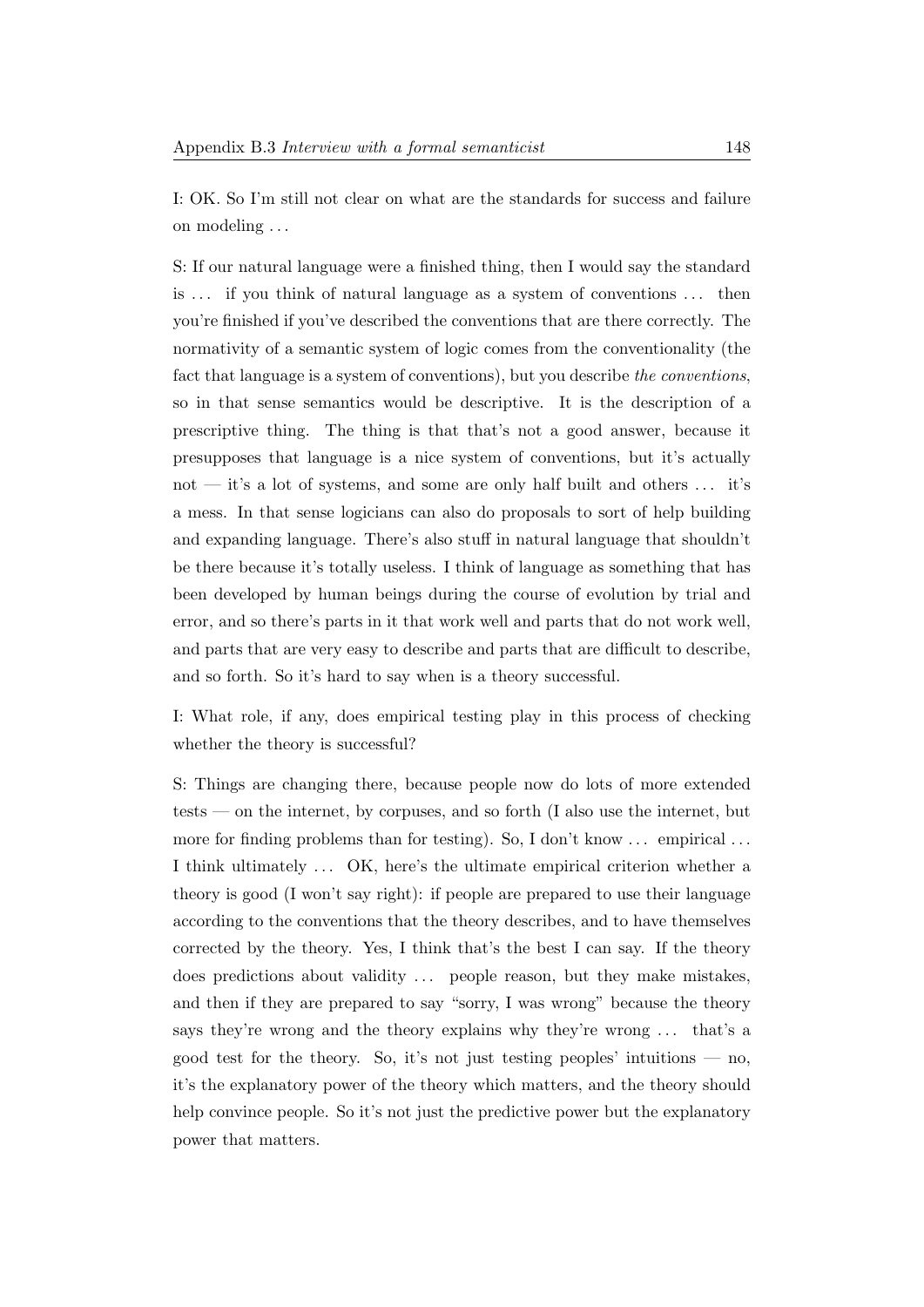I: OK. So I'm still not clear on what are the standards for success and failure on modeling ...

S: If our natural language were a finished thing, then I would say the standard is ... if you think of natural language as a system of conventions ... then you're finished if you've described the conventions that are there correctly. The normativity of a semantic system of logic comes from the conventionality (the fact that language is a system of conventions), but you describe *the conventions*, so in that sense semantics would be descriptive. It is the description of a prescriptive thing. The thing is that that's not a good answer, because it presupposes that language is a nice system of conventions, but it's actually not — it's a lot of systems, and some are only half built and others ... it's a mess. In that sense logicians can also do proposals to sort of help building and expanding language. There's also stuff in natural language that shouldn't be there because it's totally useless. I think of language as something that has been developed by human beings during the course of evolution by trial and error, and so there's parts in it that work well and parts that do not work well, and parts that are very easy to describe and parts that are difficult to describe, and so forth. So it's hard to say when is a theory successful.

I: What role, if any, does empirical testing play in this process of checking whether the theory is successful?

S: Things are changing there, because people now do lots of more extended tests — on the internet, by corpuses, and so forth (I also use the internet, but more for finding problems than for testing). So, I don't know ... empirical ... I think ultimately ... OK, here's the ultimate empirical criterion whether a theory is good (I won't say right): if people are prepared to use their language according to the conventions that the theory describes, and to have themselves corrected by the theory. Yes, I think that's the best I can say. If the theory does predictions about validity ... people reason, but they make mistakes, and then if they are prepared to say "sorry, I was wrong" because the theory says they're wrong and the theory explains why they're wrong ... that's a good test for the theory. So, it's not just testing peoples' intuitions — no, it's the explanatory power of the theory which matters, and the theory should help convince people. So it's not just the predictive power but the explanatory power that matters.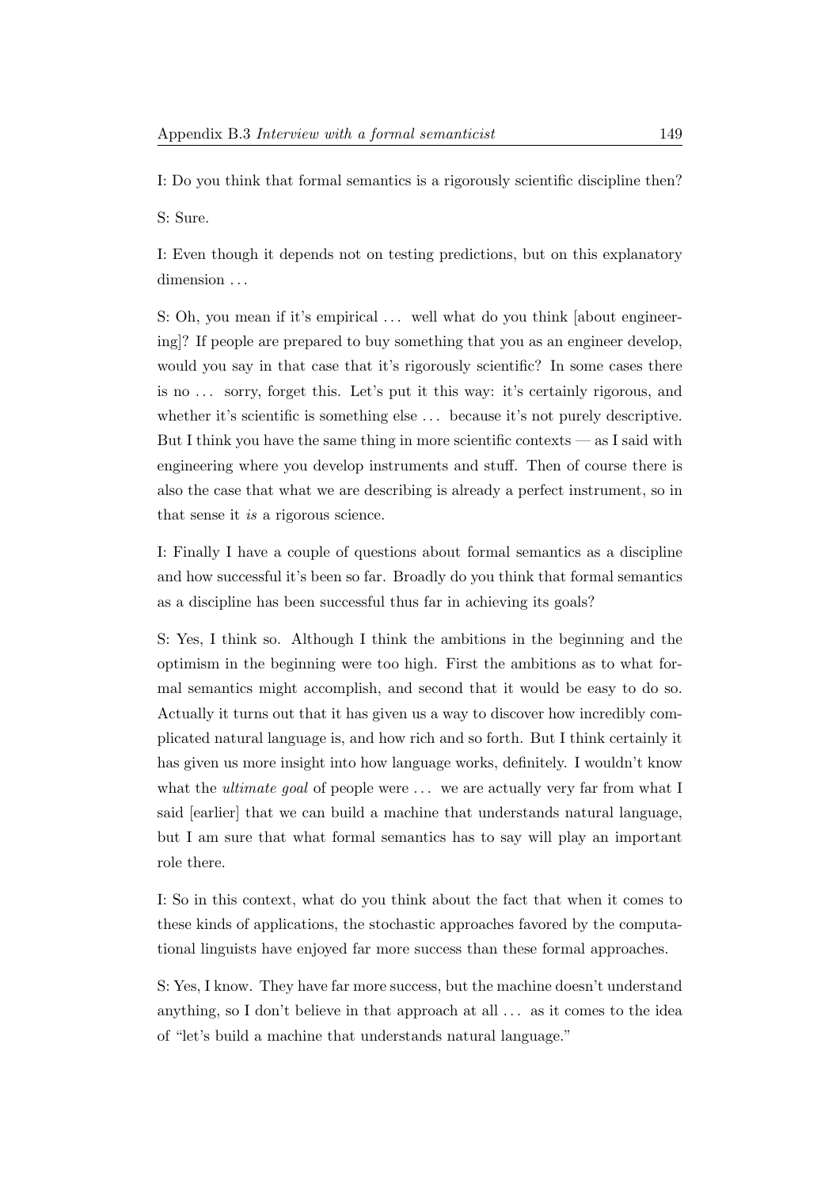I: Do you think that formal semantics is a rigorously scientific discipline then?

S: Sure.

I: Even though it depends not on testing predictions, but on this explanatory dimension . . .

S: Oh, you mean if it's empirical . . . well what do you think [about engineering]? If people are prepared to buy something that you as an engineer develop, would you say in that case that it's rigorously scientific? In some cases there is no . . . sorry, forget this. Let's put it this way: it's certainly rigorous, and whether it's scientific is something else . . . because it's not purely descriptive. But I think you have the same thing in more scientific contexts — as I said with engineering where you develop instruments and stuff. Then of course there is also the case that what we are describing is already a perfect instrument, so in that sense it *is* a rigorous science.

I: Finally I have a couple of questions about formal semantics as a discipline and how successful it's been so far. Broadly do you think that formal semantics as a discipline has been successful thus far in achieving its goals?

S: Yes, I think so. Although I think the ambitions in the beginning and the optimism in the beginning were too high. First the ambitions as to what formal semantics might accomplish, and second that it would be easy to do so. Actually it turns out that it has given us a way to discover how incredibly complicated natural language is, and how rich and so forth. But I think certainly it has given us more insight into how language works, definitely. I wouldn't know what the *ultimate goal* of people were . . . we are actually very far from what I said [earlier] that we can build a machine that understands natural language, but I am sure that what formal semantics has to say will play an important role there.

I: So in this context, what do you think about the fact that when it comes to these kinds of applications, the stochastic approaches favored by the computational linguists have enjoyed far more success than these formal approaches.

S: Yes, I know. They have far more success, but the machine doesn't understand anything, so I don't believe in that approach at all . . . as it comes to the idea of "let's build a machine that understands natural language."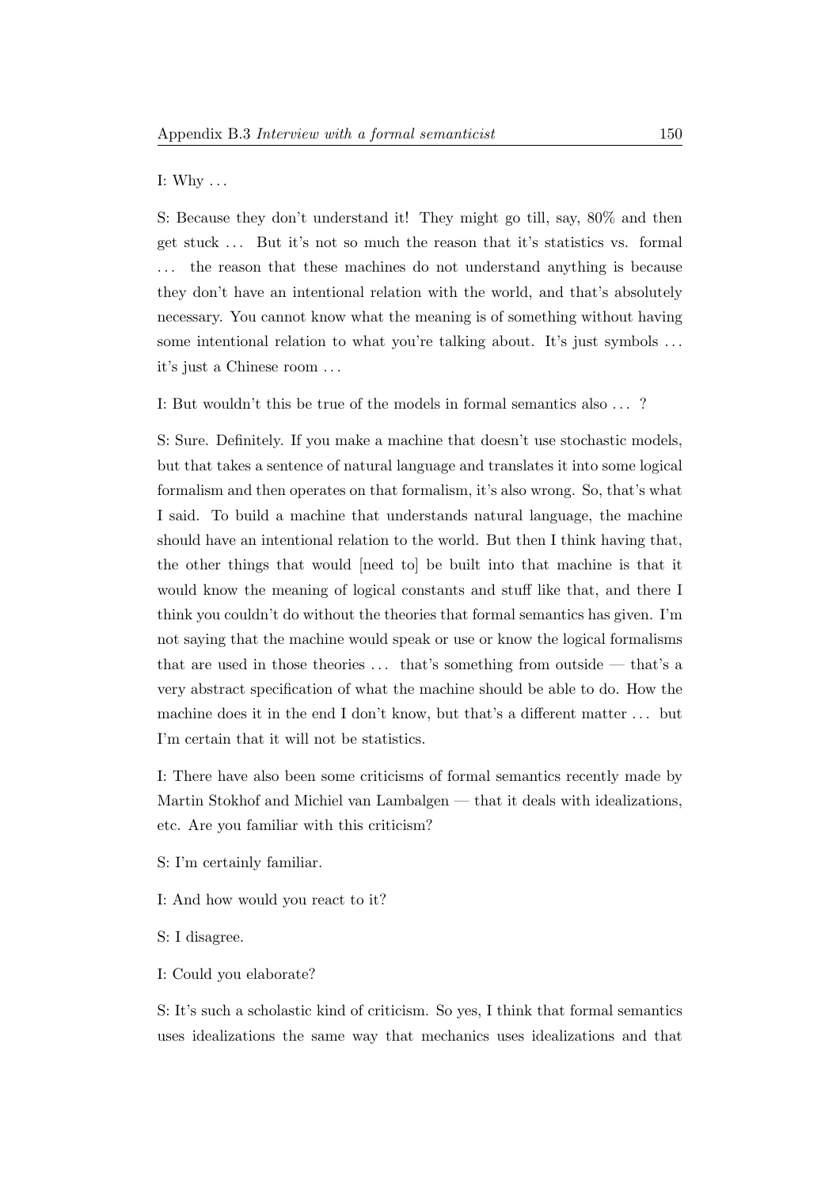I: Why . . .

S: Because they don't understand it! They might go till, say, 80% and then get stuck . . . But it's not so much the reason that it's statistics vs. formal . . . the reason that these machines do not understand anything is because they don't have an intentional relation with the world, and that's absolutely necessary. You cannot know what the meaning is of something without having some intentional relation to what you're talking about. It's just symbols . . . it's just a Chinese room . . .

I: But wouldn't this be true of the models in formal semantics also . . . ?

S: Sure. Definitely. If you make a machine that doesn't use stochastic models, but that takes a sentence of natural language and translates it into some logical formalism and then operates on that formalism, it's also wrong. So, that's what I said. To build a machine that understands natural language, the machine should have an intentional relation to the world. But then I think having that, the other things that would [need to] be built into that machine is that it would know the meaning of logical constants and stuff like that, and there I think you couldn't do without the theories that formal semantics has given. I'm not saying that the machine would speak or use or know the logical formalisms that are used in those theories . . . that's something from outside — that's a very abstract specification of what the machine should be able to do. How the machine does it in the end I don't know, but that's a different matter . . . but I'm certain that it will not be statistics.

I: There have also been some criticisms of formal semantics recently made by Martin Stokhof and Michiel van Lambalgen — that it deals with idealizations, etc. Are you familiar with this criticism?

S: I'm certainly familiar.

I: And how would you react to it?

S: I disagree.

I: Could you elaborate?

S: It's such a scholastic kind of criticism. So yes, I think that formal semantics uses idealizations the same way that mechanics uses idealizations and that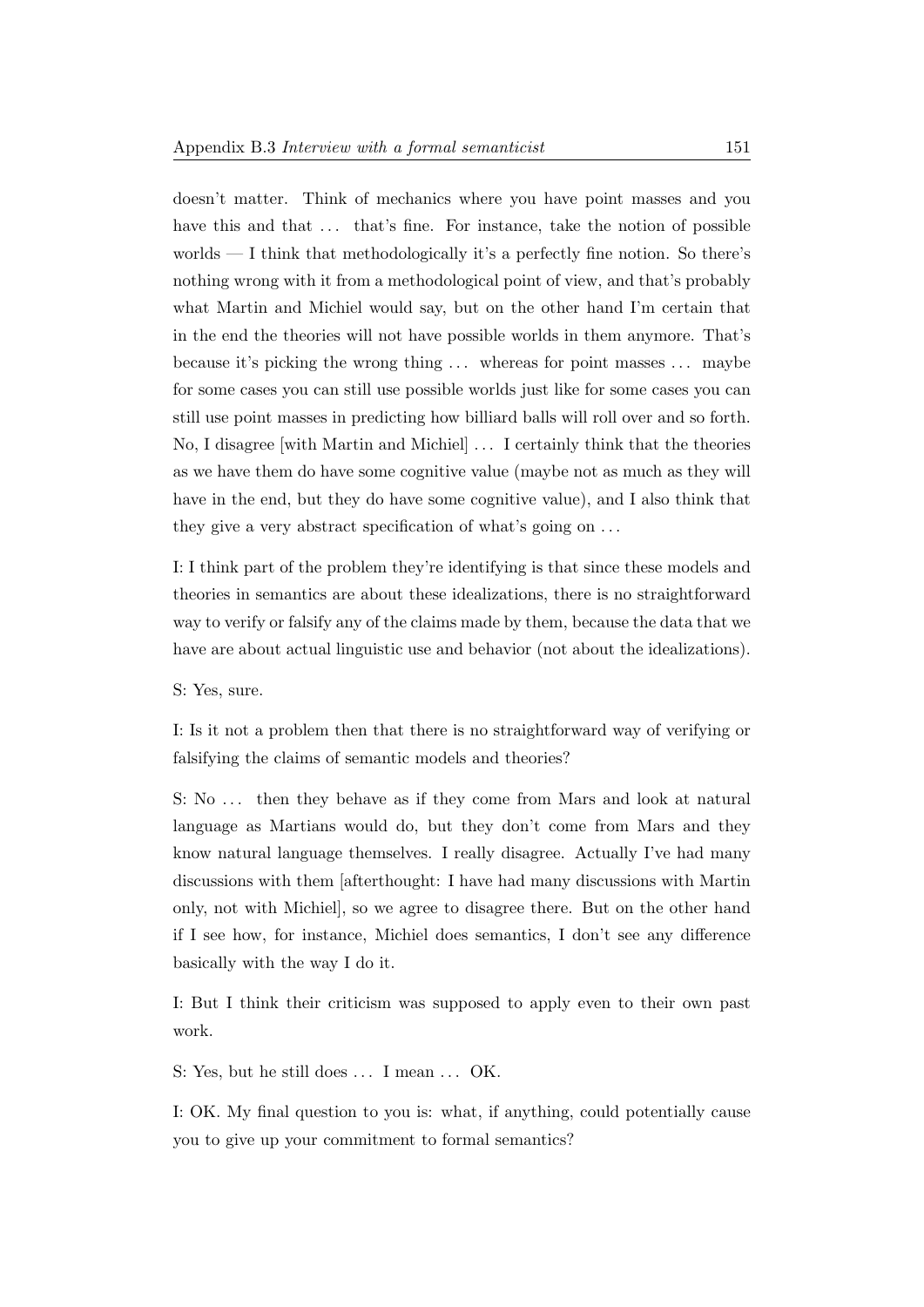doesn't matter. Think of mechanics where you have point masses and you have this and that ... that's fine. For instance, take the notion of possible worlds — I think that methodologically it's a perfectly fine notion. So there's nothing wrong with it from a methodological point of view, and that's probably what Martin and Michiel would say, but on the other hand I'm certain that in the end the theories will not have possible worlds in them anymore. That's because it's picking the wrong thing ... whereas for point masses ... maybe for some cases you can still use possible worlds just like for some cases you can still use point masses in predicting how billiard balls will roll over and so forth. No, I disagree [with Martin and Michiel] ... I certainly think that the theories as we have them do have some cognitive value (maybe not as much as they will have in the end, but they do have some cognitive value), and I also think that they give a very abstract specification of what's going on ...

I: I think part of the problem they're identifying is that since these models and theories in semantics are about these idealizations, there is no straightforward way to verify or falsify any of the claims made by them, because the data that we have are about actual linguistic use and behavior (not about the idealizations).

S: Yes, sure.

I: Is it not a problem then that there is no straightforward way of verifying or falsifying the claims of semantic models and theories?

S: No ... then they behave as if they come from Mars and look at natural language as Martians would do, but they don't come from Mars and they know natural language themselves. I really disagree. Actually I've had many discussions with them [afterthought: I have had many discussions with Martin only, not with Michiel], so we agree to disagree there. But on the other hand if I see how, for instance, Michiel does semantics, I don't see any difference basically with the way I do it.

I: But I think their criticism was supposed to apply even to their own past work.

S: Yes, but he still does ... I mean ... OK.

I: OK. My final question to you is: what, if anything, could potentially cause you to give up your commitment to formal semantics?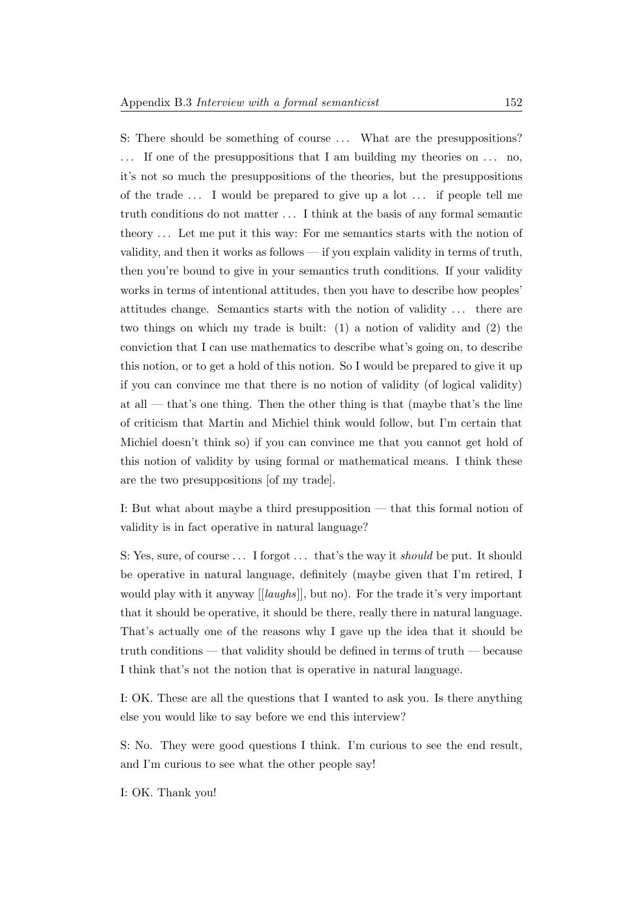S: There should be something of course ... What are the presuppositions? ... If one of the presuppositions that I am building my theories on ... no, it's not so much the presuppositions of the theories, but the presuppositions of the trade ... I would be prepared to give up a lot ... if people tell me truth conditions do not matter ... I think at the basis of any formal semantic theory ... Let me put it this way: For me semantics starts with the notion of validity, and then it works as follows — if you explain validity in terms of truth, then you're bound to give in your semantics truth conditions. If your validity works in terms of intentional attitudes, then you have to describe how peoples' attitudes change. Semantics starts with the notion of validity ... there are two things on which my trade is built: (1) a notion of validity and (2) the conviction that I can use mathematics to describe what's going on, to describe this notion, or to get a hold of this notion. So I would be prepared to give it up if you can convince me that there is no notion of validity (of logical validity) at all — that's one thing. Then the other thing is that (maybe that's the line of criticism that Martin and Michiel think would follow, but I'm certain that Michiel doesn't think so) if you can convince me that you cannot get hold of this notion of validity by using formal or mathematical means. I think these are the two presuppositions [of my trade].

I: But what about maybe a third presupposition — that this formal notion of validity is in fact operative in natural language?

S: Yes, sure, of course ... I forgot ... that's the way it *should* be put. It should be operative in natural language, definitely (maybe given that I'm retired, I would play with it anyway [[*laughs*]], but no). For the trade it's very important that it should be operative, it should be there, really there in natural language. That's actually one of the reasons why I gave up the idea that it should be truth conditions — that validity should be defined in terms of truth — because I think that's not the notion that is operative in natural language.

I: OK. These are all the questions that I wanted to ask you. Is there anything else you would like to say before we end this interview?

S: No. They were good questions I think. I'm curious to see the end result, and I'm curious to see what the other people say!

I: OK. Thank you!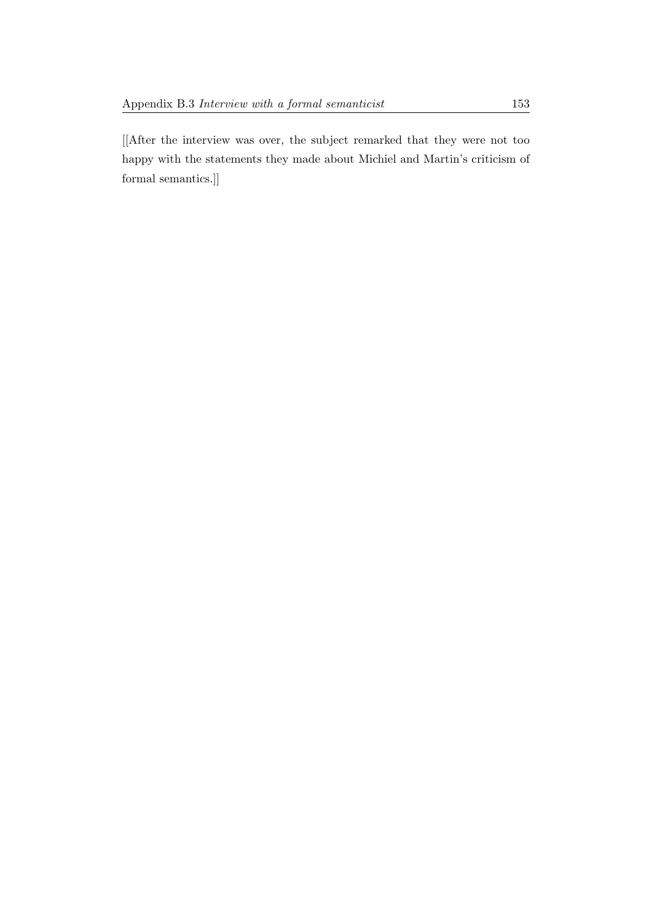[[After the interview was over, the subject remarked that they were not too happy with the statements they made about Michiel and Martin's criticism of formal semantics.]]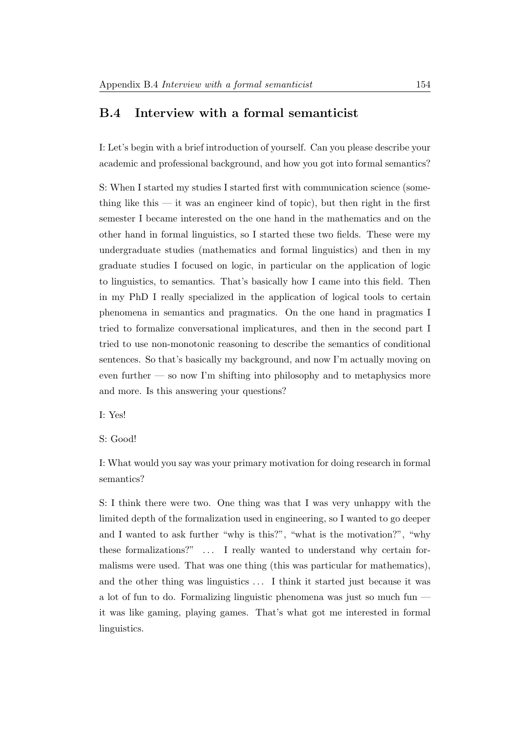## B.4 Interview with a formal semanticist

I: Let's begin with a brief introduction of yourself. Can you please describe your academic and professional background, and how you got into formal semantics?

S: When I started my studies I started first with communication science (something like this — it was an engineer kind of topic), but then right in the first semester I became interested on the one hand in the mathematics and on the other hand in formal linguistics, so I started these two fields. These were my undergraduate studies (mathematics and formal linguistics) and then in my graduate studies I focused on logic, in particular on the application of logic to linguistics, to semantics. That's basically how I came into this field. Then in my PhD I really specialized in the application of logical tools to certain phenomena in semantics and pragmatics. On the one hand in pragmatics I tried to formalize conversational implicatures, and then in the second part I tried to use non-monotonic reasoning to describe the semantics of conditional sentences. So that's basically my background, and now I'm actually moving on even further — so now I'm shifting into philosophy and to metaphysics more and more. Is this answering your questions?

I: Yes!

S: Good!

I: What would you say was your primary motivation for doing research in formal semantics?

S: I think there were two. One thing was that I was very unhappy with the limited depth of the formalization used in engineering, so I wanted to go deeper and I wanted to ask further "why is this?", "what is the motivation?", "why these formalizations?" ... I really wanted to understand why certain formalisms were used. That was one thing (this was particular for mathematics), and the other thing was linguistics ... I think it started just because it was a lot of fun to do. Formalizing linguistic phenomena was just so much fun — it was like gaming, playing games. That's what got me interested in formal linguistics.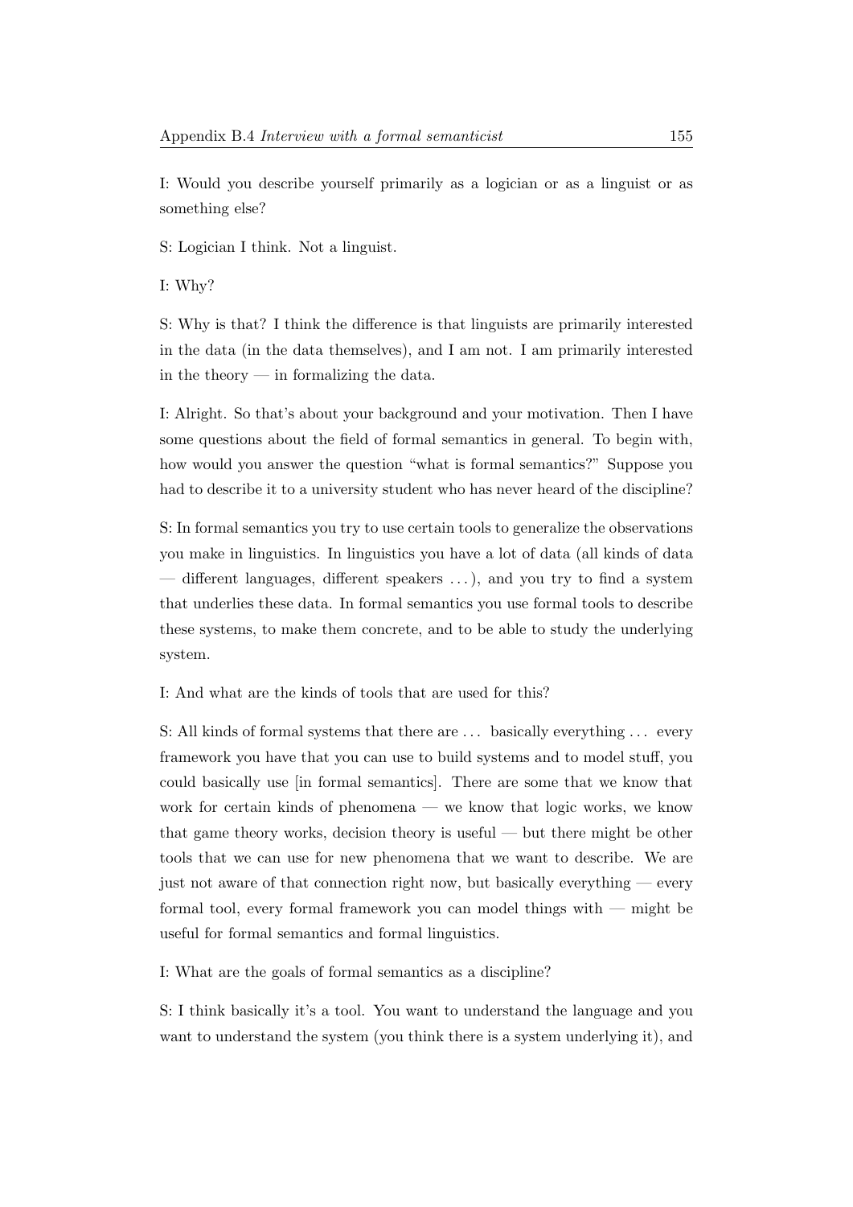I: Would you describe yourself primarily as a logician or as a linguist or as something else?

S: Logician I think. Not a linguist.

I: Why?

S: Why is that? I think the difference is that linguists are primarily interested in the data (in the data themselves), and I am not. I am primarily interested in the theory — in formalizing the data.

I: Alright. So that's about your background and your motivation. Then I have some questions about the field of formal semantics in general. To begin with, how would you answer the question "what is formal semantics?" Suppose you had to describe it to a university student who has never heard of the discipline?

S: In formal semantics you try to use certain tools to generalize the observations you make in linguistics. In linguistics you have a lot of data (all kinds of data — different languages, different speakers . . . ), and you try to find a system that underlies these data. In formal semantics you use formal tools to describe these systems, to make them concrete, and to be able to study the underlying system.

I: And what are the kinds of tools that are used for this?

S: All kinds of formal systems that there are . . . basically everything . . . every framework you have that you can use to build systems and to model stuff, you could basically use [in formal semantics]. There are some that we know that work for certain kinds of phenomena — we know that logic works, we know that game theory works, decision theory is useful — but there might be other tools that we can use for new phenomena that we want to describe. We are just not aware of that connection right now, but basically everything — every formal tool, every formal framework you can model things with — might be useful for formal semantics and formal linguistics.

I: What are the goals of formal semantics as a discipline?

S: I think basically it's a tool. You want to understand the language and you want to understand the system (you think there is a system underlying it), and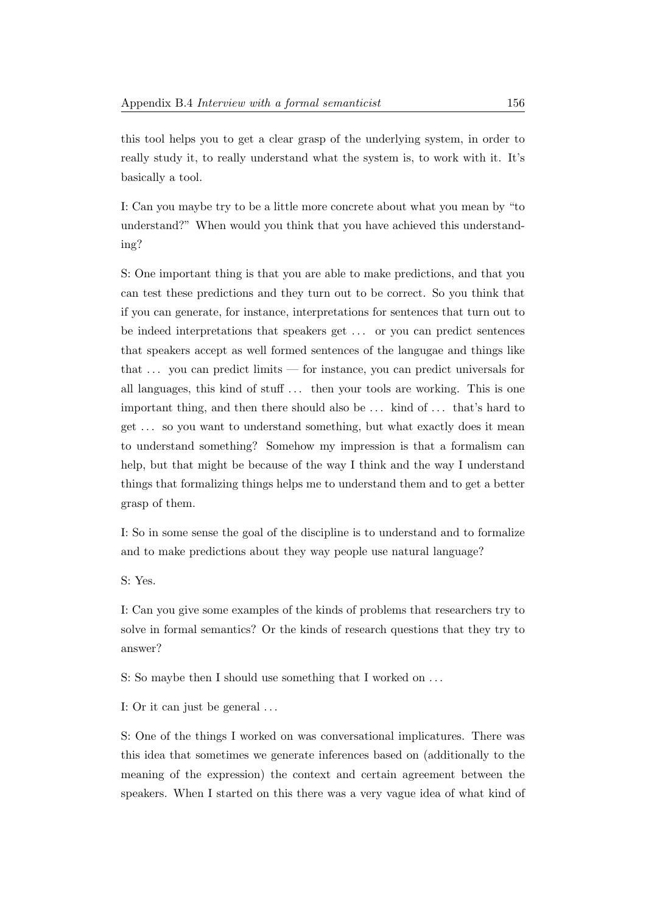this tool helps you to get a clear grasp of the underlying system, in order to really study it, to really understand what the system is, to work with it. It's basically a tool.

I: Can you maybe try to be a little more concrete about what you mean by "to understand?" When would you think that you have achieved this understanding?

S: One important thing is that you are able to make predictions, and that you can test these predictions and they turn out to be correct. So you think that if you can generate, for instance, interpretations for sentences that turn out to be indeed interpretations that speakers get ... or you can predict sentences that speakers accept as well formed sentences of the langugae and things like that ... you can predict limits — for instance, you can predict universals for all languages, this kind of stuff ... then your tools are working. This is one important thing, and then there should also be ... kind of ... that's hard to get ... so you want to understand something, but what exactly does it mean to understand something? Somehow my impression is that a formalism can help, but that might be because of the way I think and the way I understand things that formalizing things helps me to understand them and to get a better grasp of them.

I: So in some sense the goal of the discipline is to understand and to formalize and to make predictions about they way people use natural language?

S: Yes.

I: Can you give some examples of the kinds of problems that researchers try to solve in formal semantics? Or the kinds of research questions that they try to answer?

S: So maybe then I should use something that I worked on ...

I: Or it can just be general ...

S: One of the things I worked on was conversational implicatures. There was this idea that sometimes we generate inferences based on (additionally to the meaning of the expression) the context and certain agreement between the speakers. When I started on this there was a very vague idea of what kind of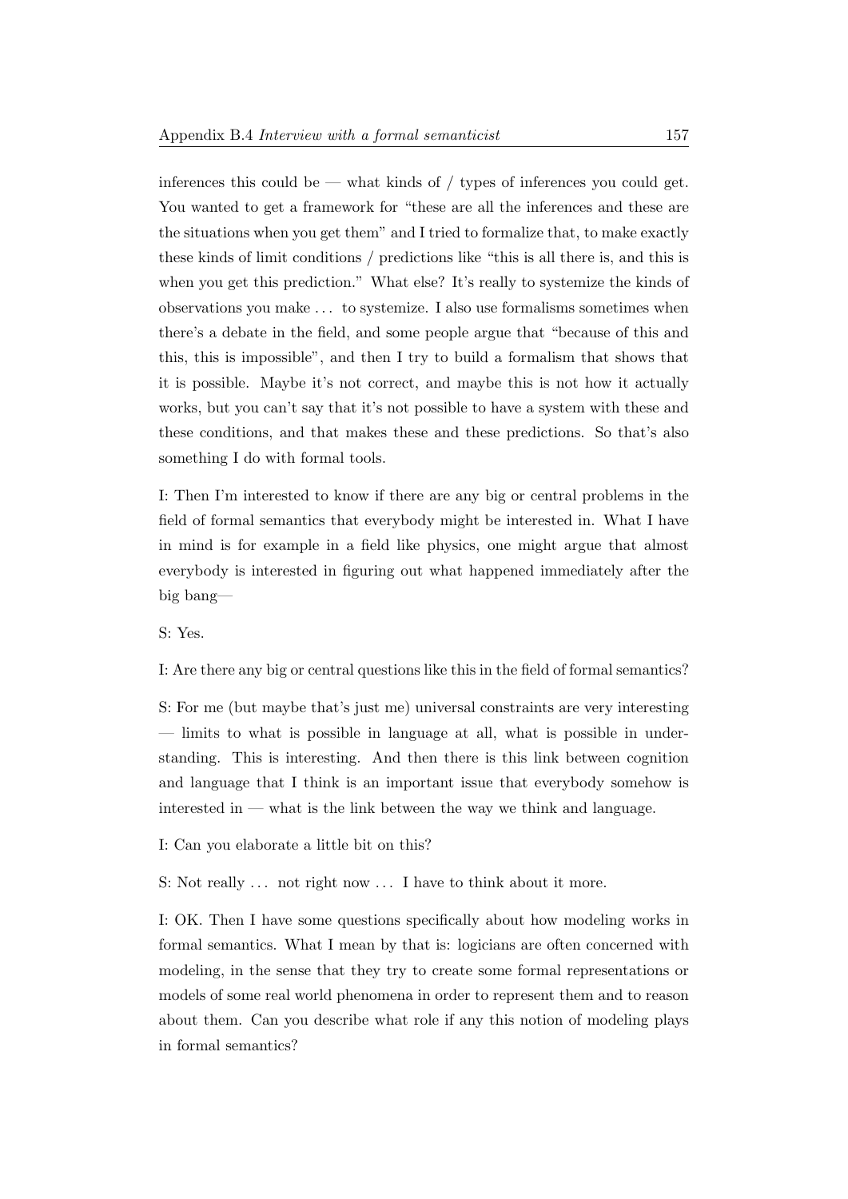inferences this could be — what kinds of / types of inferences you could get. You wanted to get a framework for "these are all the inferences and these are the situations when you get them" and I tried to formalize that, to make exactly these kinds of limit conditions / predictions like "this is all there is, and this is when you get this prediction." What else? It's really to systemize the kinds of observations you make . . . to systemize. I also use formalisms sometimes when there's a debate in the field, and some people argue that "because of this and this, this is impossible", and then I try to build a formalism that shows that it is possible. Maybe it's not correct, and maybe this is not how it actually works, but you can't say that it's not possible to have a system with these and these conditions, and that makes these and these predictions. So that's also something I do with formal tools.

I: Then I'm interested to know if there are any big or central problems in the field of formal semantics that everybody might be interested in. What I have in mind is for example in a field like physics, one might argue that almost everybody is interested in figuring out what happened immediately after the big bang—

S: Yes.

I: Are there any big or central questions like this in the field of formal semantics?

S: For me (but maybe that's just me) universal constraints are very interesting — limits to what is possible in language at all, what is possible in understanding. This is interesting. And then there is this link between cognition and language that I think is an important issue that everybody somehow is interested in — what is the link between the way we think and language.

I: Can you elaborate a little bit on this?

S: Not really . . . not right now . . . I have to think about it more.

I: OK. Then I have some questions specifically about how modeling works in formal semantics. What I mean by that is: logicians are often concerned with modeling, in the sense that they try to create some formal representations or models of some real world phenomena in order to represent them and to reason about them. Can you describe what role if any this notion of modeling plays in formal semantics?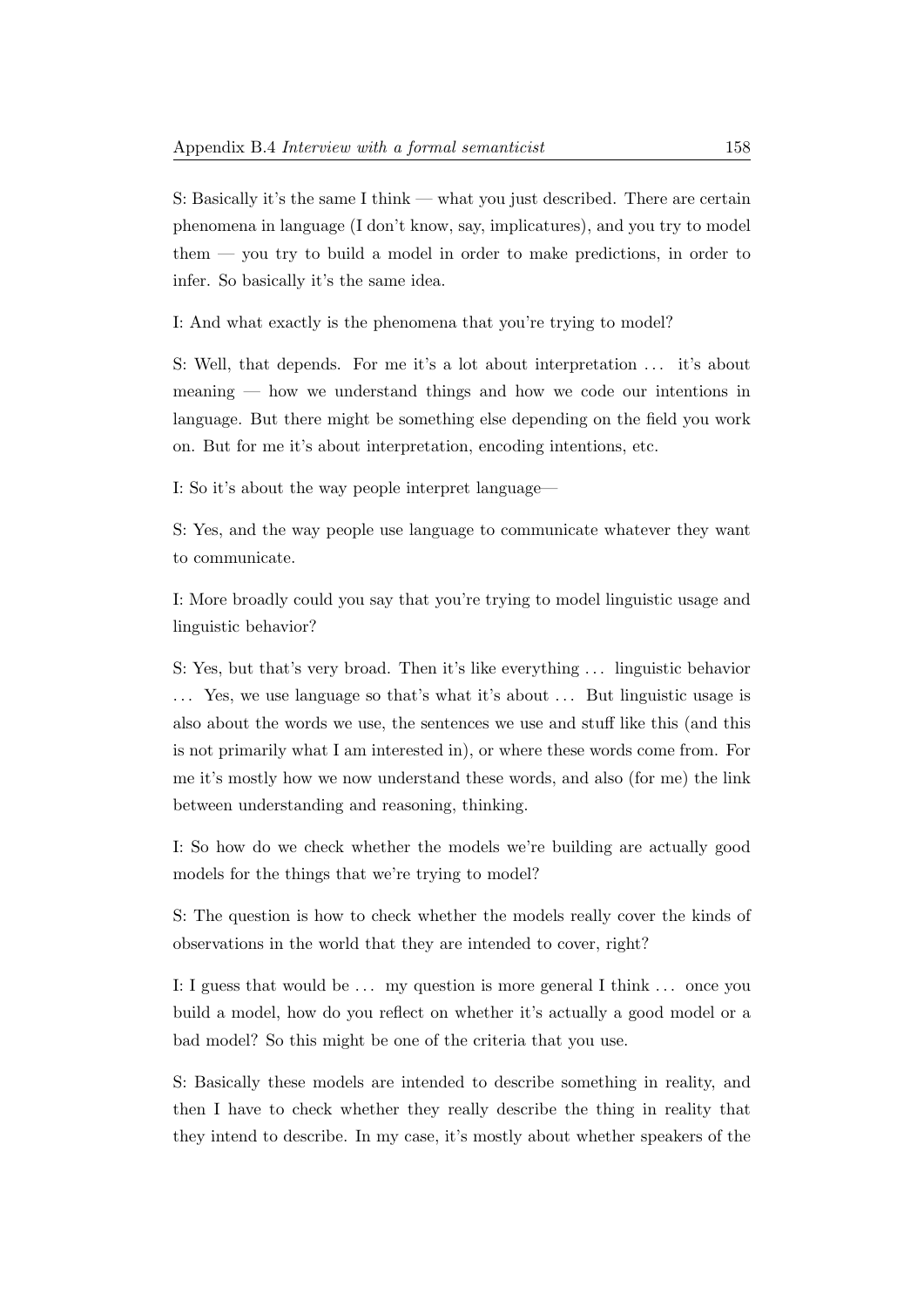S: Basically it's the same I think — what you just described. There are certain phenomena in language (I don't know, say, implicatures), and you try to model them — you try to build a model in order to make predictions, in order to infer. So basically it's the same idea.

I: And what exactly is the phenomena that you're trying to model?

S: Well, that depends. For me it's a lot about interpretation . . . it's about meaning — how we understand things and how we code our intentions in language. But there might be something else depending on the field you work on. But for me it's about interpretation, encoding intentions, etc.

I: So it's about the way people interpret language—

S: Yes, and the way people use language to communicate whatever they want to communicate.

I: More broadly could you say that you're trying to model linguistic usage and linguistic behavior?

S: Yes, but that's very broad. Then it's like everything . . . linguistic behavior . . . Yes, we use language so that's what it's about . . . But linguistic usage is also about the words we use, the sentences we use and stuff like this (and this is not primarily what I am interested in), or where these words come from. For me it's mostly how we now understand these words, and also (for me) the link between understanding and reasoning, thinking.

I: So how do we check whether the models we're building are actually good models for the things that we're trying to model?

S: The question is how to check whether the models really cover the kinds of observations in the world that they are intended to cover, right?

I: I guess that would be . . . my question is more general I think . . . once you build a model, how do you reflect on whether it's actually a good model or a bad model? So this might be one of the criteria that you use.

S: Basically these models are intended to describe something in reality, and then I have to check whether they really describe the thing in reality that they intend to describe. In my case, it's mostly about whether speakers of the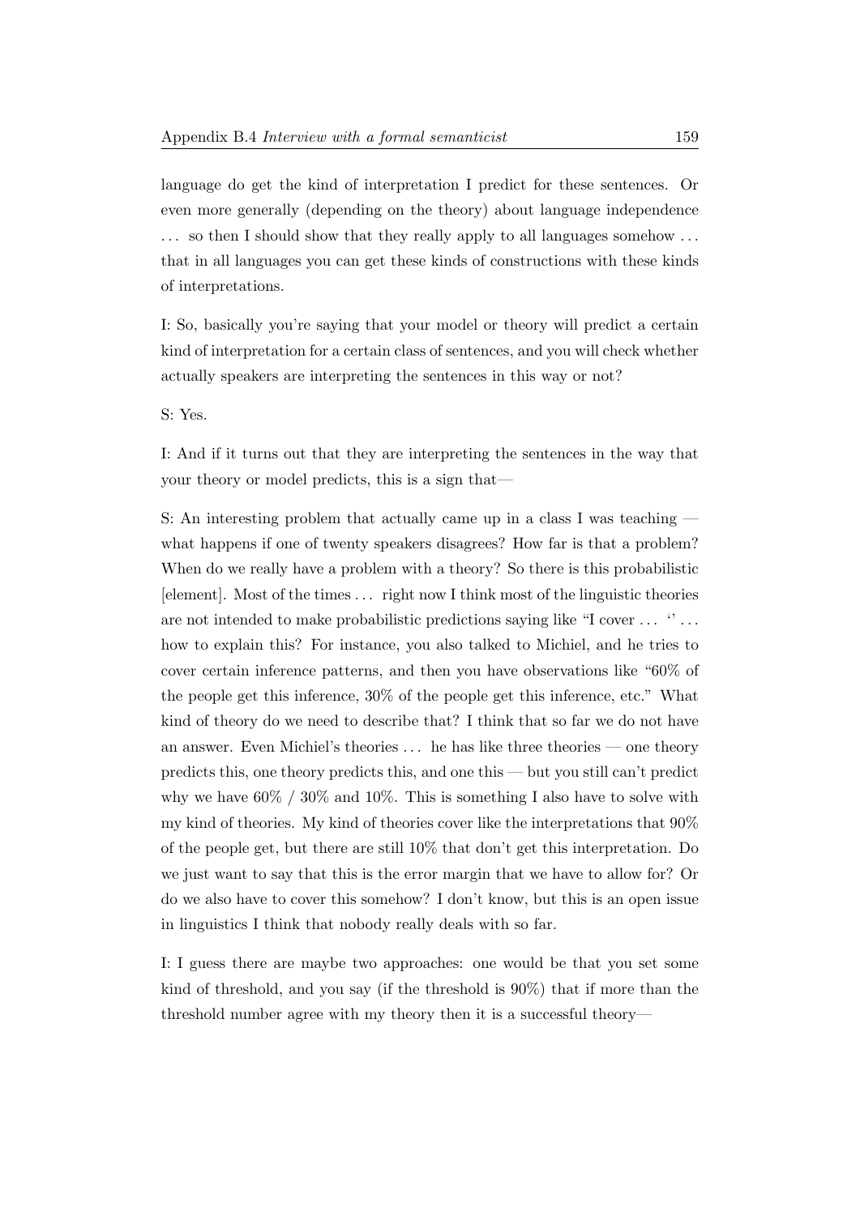language do get the kind of interpretation I predict for these sentences. Or even more generally (depending on the theory) about language independence . . . so then I should show that they really apply to all languages somehow . . . that in all languages you can get these kinds of constructions with these kinds of interpretations.

I: So, basically you're saying that your model or theory will predict a certain kind of interpretation for a certain class of sentences, and you will check whether actually speakers are interpreting the sentences in this way or not?

S: Yes.

I: And if it turns out that they are interpreting the sentences in the way that your theory or model predicts, this is a sign that—

S: An interesting problem that actually came up in a class I was teaching — what happens if one of twenty speakers disagrees? How far is that a problem? When do we really have a problem with a theory? So there is this probabilistic [element]. Most of the times . . . right now I think most of the linguistic theories are not intended to make probabilistic predictions saying like "I cover . . . '' . . . how to explain this? For instance, you also talked to Michiel, and he tries to cover certain inference patterns, and then you have observations like "60% of the people get this inference, 30% of the people get this inference, etc." What kind of theory do we need to describe that? I think that so far we do not have an answer. Even Michiel's theories . . . he has like three theories — one theory predicts this, one theory predicts this, and one this — but you still can't predict why we have 60% / 30% and 10%. This is something I also have to solve with my kind of theories. My kind of theories cover like the interpretations that 90% of the people get, but there are still 10% that don't get this interpretation. Do we just want to say that this is the error margin that we have to allow for? Or do we also have to cover this somehow? I don't know, but this is an open issue in linguistics I think that nobody really deals with so far.

I: I guess there are maybe two approaches: one would be that you set some kind of threshold, and you say (if the threshold is 90%) that if more than the threshold number agree with my theory then it is a successful theory—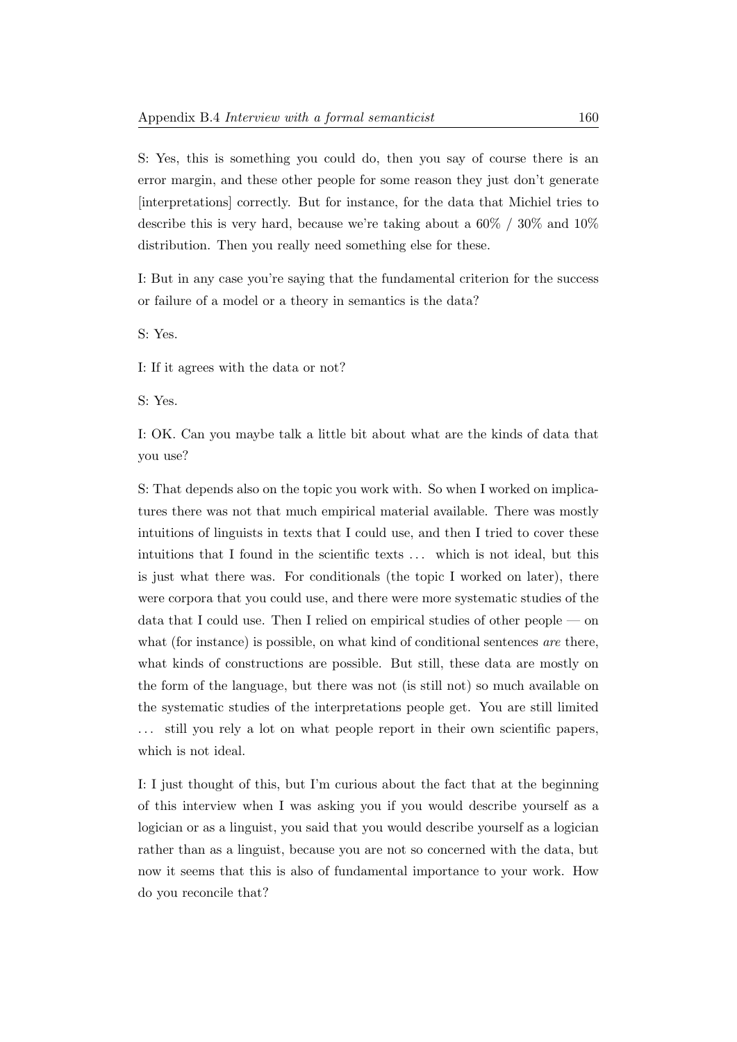S: Yes, this is something you could do, then you say of course there is an error margin, and these other people for some reason they just don't generate [interpretations] correctly. But for instance, for the data that Michiel tries to describe this is very hard, because we're taking about a 60% / 30% and 10% distribution. Then you really need something else for these.

I: But in any case you're saying that the fundamental criterion for the success or failure of a model or a theory in semantics is the data?

S: Yes.

I: If it agrees with the data or not?

S: Yes.

I: OK. Can you maybe talk a little bit about what are the kinds of data that you use?

S: That depends also on the topic you work with. So when I worked on implicatures there was not that much empirical material available. There was mostly intuitions of linguists in texts that I could use, and then I tried to cover these intuitions that I found in the scientific texts . . . which is not ideal, but this is just what there was. For conditionals (the topic I worked on later), there were corpora that you could use, and there were more systematic studies of the data that I could use. Then I relied on empirical studies of other people — on what (for instance) is possible, on what kind of conditional sentences *are* there, what kinds of constructions are possible. But still, these data are mostly on the form of the language, but there was not (is still not) so much available on the systematic studies of the interpretations people get. You are still limited . . . still you rely a lot on what people report in their own scientific papers, which is not ideal.

I: I just thought of this, but I'm curious about the fact that at the beginning of this interview when I was asking you if you would describe yourself as a logician or as a linguist, you said that you would describe yourself as a logician rather than as a linguist, because you are not so concerned with the data, but now it seems that this is also of fundamental importance to your work. How do you reconcile that?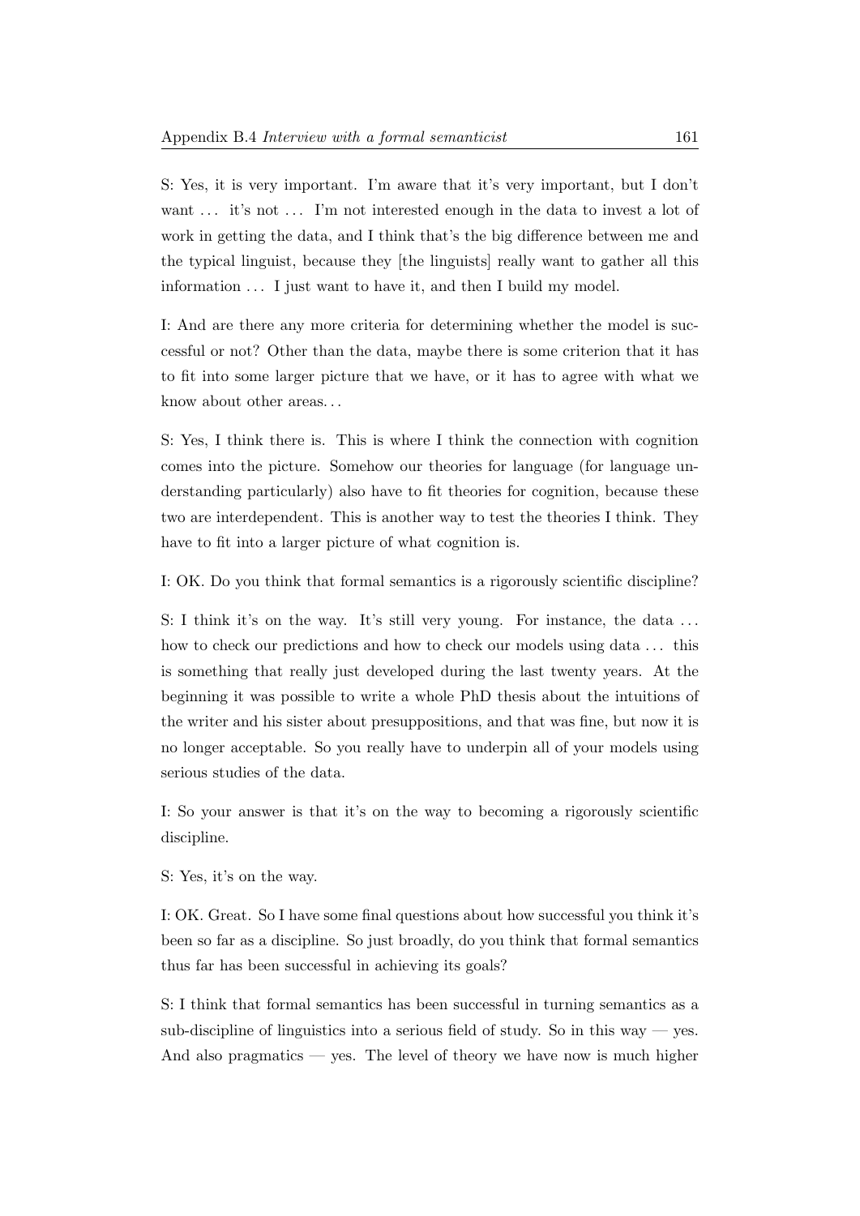S: Yes, it is very important. I'm aware that it's very important, but I don't want … it's not … I'm not interested enough in the data to invest a lot of work in getting the data, and I think that's the big difference between me and the typical linguist, because they [the linguists] really want to gather all this information … I just want to have it, and then I build my model.

I: And are there any more criteria for determining whether the model is successful or not? Other than the data, maybe there is some criterion that it has to fit into some larger picture that we have, or it has to agree with what we know about other areas…

S: Yes, I think there is. This is where I think the connection with cognition comes into the picture. Somehow our theories for language (for language understanding particularly) also have to fit theories for cognition, because these two are interdependent. This is another way to test the theories I think. They have to fit into a larger picture of what cognition is.

I: OK. Do you think that formal semantics is a rigorously scientific discipline?

S: I think it's on the way. It's still very young. For instance, the data … how to check our predictions and how to check our models using data … this is something that really just developed during the last twenty years. At the beginning it was possible to write a whole PhD thesis about the intuitions of the writer and his sister about presuppositions, and that was fine, but now it is no longer acceptable. So you really have to underpin all of your models using serious studies of the data.

I: So your answer is that it's on the way to becoming a rigorously scientific discipline.

S: Yes, it's on the way.

I: OK. Great. So I have some final questions about how successful you think it's been so far as a discipline. So just broadly, do you think that formal semantics thus far has been successful in achieving its goals?

S: I think that formal semantics has been successful in turning semantics as a sub-discipline of linguistics into a serious field of study. So in this way — yes. And also pragmatics — yes. The level of theory we have now is much higher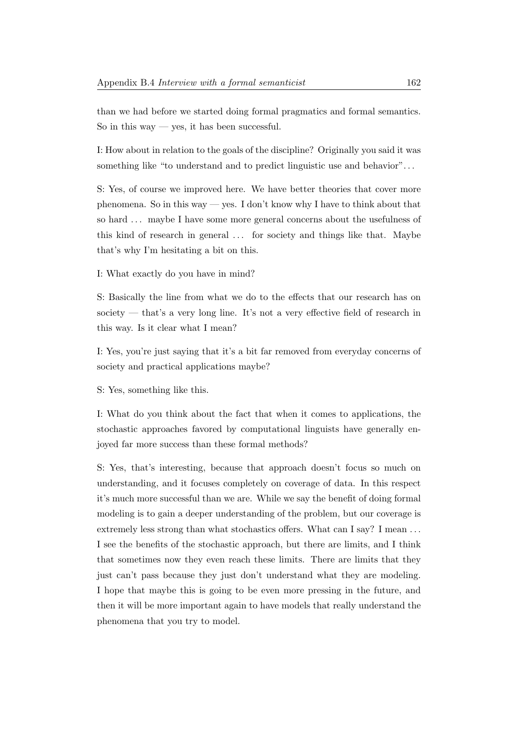than we had before we started doing formal pragmatics and formal semantics. So in this way — yes, it has been successful.

I: How about in relation to the goals of the discipline? Originally you said it was something like "to understand and to predict linguistic use and behavior"...

S: Yes, of course we improved here. We have better theories that cover more phenomena. So in this way — yes. I don't know why I have to think about that so hard ... maybe I have some more general concerns about the usefulness of this kind of research in general ... for society and things like that. Maybe that's why I'm hesitating a bit on this.

I: What exactly do you have in mind?

S: Basically the line from what we do to the effects that our research has on society — that's a very long line. It's not a very effective field of research in this way. Is it clear what I mean?

I: Yes, you're just saying that it's a bit far removed from everyday concerns of society and practical applications maybe?

S: Yes, something like this.

I: What do you think about the fact that when it comes to applications, the stochastic approaches favored by computational linguists have generally enjoyed far more success than these formal methods?

S: Yes, that's interesting, because that approach doesn't focus so much on understanding, and it focuses completely on coverage of data. In this respect it's much more successful than we are. While we say the benefit of doing formal modeling is to gain a deeper understanding of the problem, but our coverage is extremely less strong than what stochastics offers. What can I say? I mean ... I see the benefits of the stochastic approach, but there are limits, and I think that sometimes now they even reach these limits. There are limits that they just can't pass because they just don't understand what they are modeling. I hope that maybe this is going to be even more pressing in the future, and then it will be more important again to have models that really understand the phenomena that you try to model.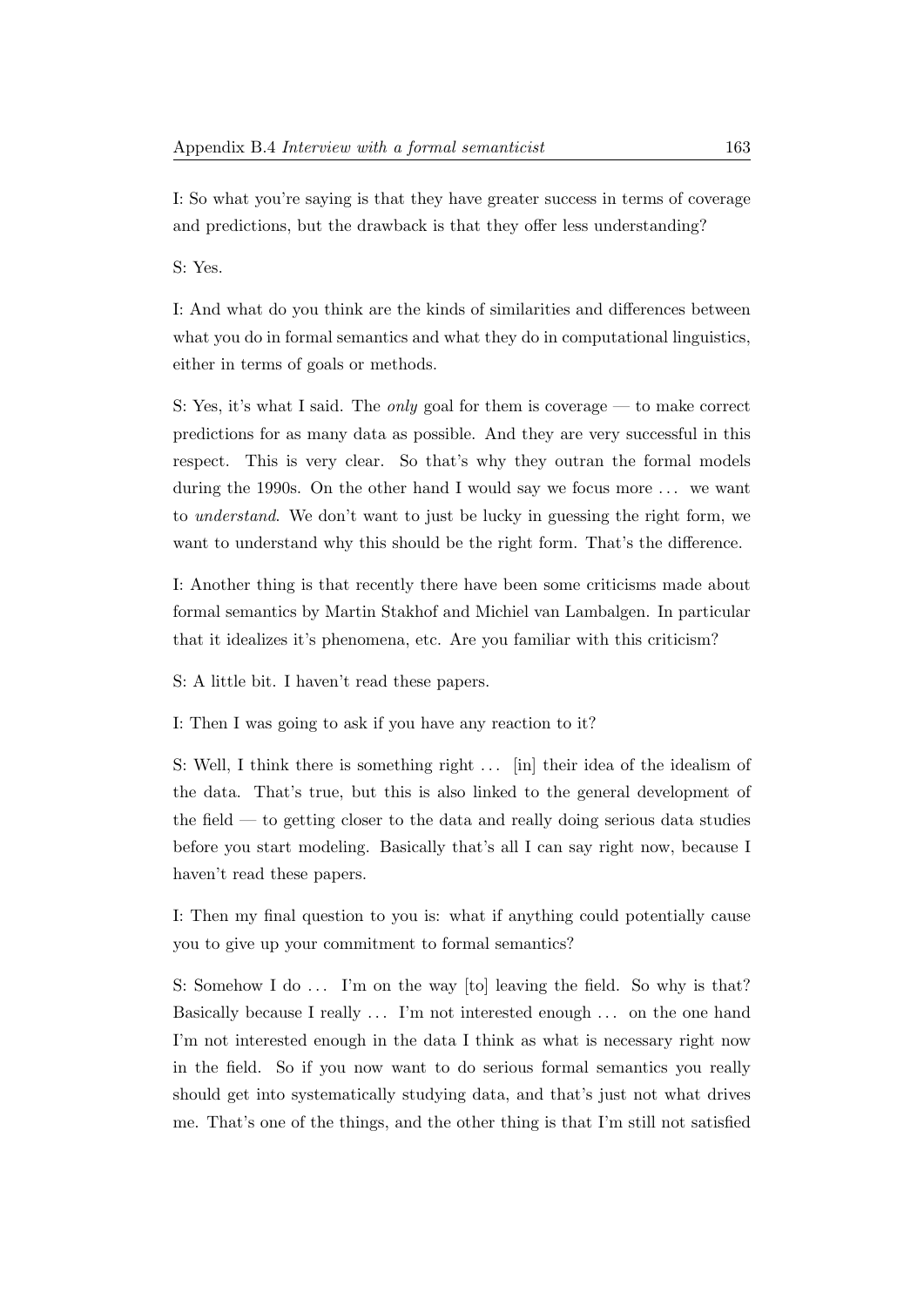I: So what you're saying is that they have greater success in terms of coverage and predictions, but the drawback is that they offer less understanding?

S: Yes.

I: And what do you think are the kinds of similarities and differences between what you do in formal semantics and what they do in computational linguistics, either in terms of goals or methods.

S: Yes, it's what I said. The *only* goal for them is coverage — to make correct predictions for as many data as possible. And they are very successful in this respect. This is very clear. So that's why they outran the formal models during the 1990s. On the other hand I would say we focus more ... we want to *understand*. We don't want to just be lucky in guessing the right form, we want to understand why this should be the right form. That's the difference.

I: Another thing is that recently there have been some criticisms made about formal semantics by Martin Stakhof and Michiel van Lambalgen. In particular that it idealizes it's phenomena, etc. Are you familiar with this criticism?

S: A little bit. I haven't read these papers.

I: Then I was going to ask if you have any reaction to it?

S: Well, I think there is something right ... [in] their idea of the idealism of the data. That's true, but this is also linked to the general development of the field — to getting closer to the data and really doing serious data studies before you start modeling. Basically that's all I can say right now, because I haven't read these papers.

I: Then my final question to you is: what if anything could potentially cause you to give up your commitment to formal semantics?

S: Somehow I do ... I'm on the way [to] leaving the field. So why is that? Basically because I really ... I'm not interested enough ... on the one hand I'm not interested enough in the data I think as what is necessary right now in the field. So if you now want to do serious formal semantics you really should get into systematically studying data, and that's just not what drives me. That's one of the things, and the other thing is that I'm still not satisfied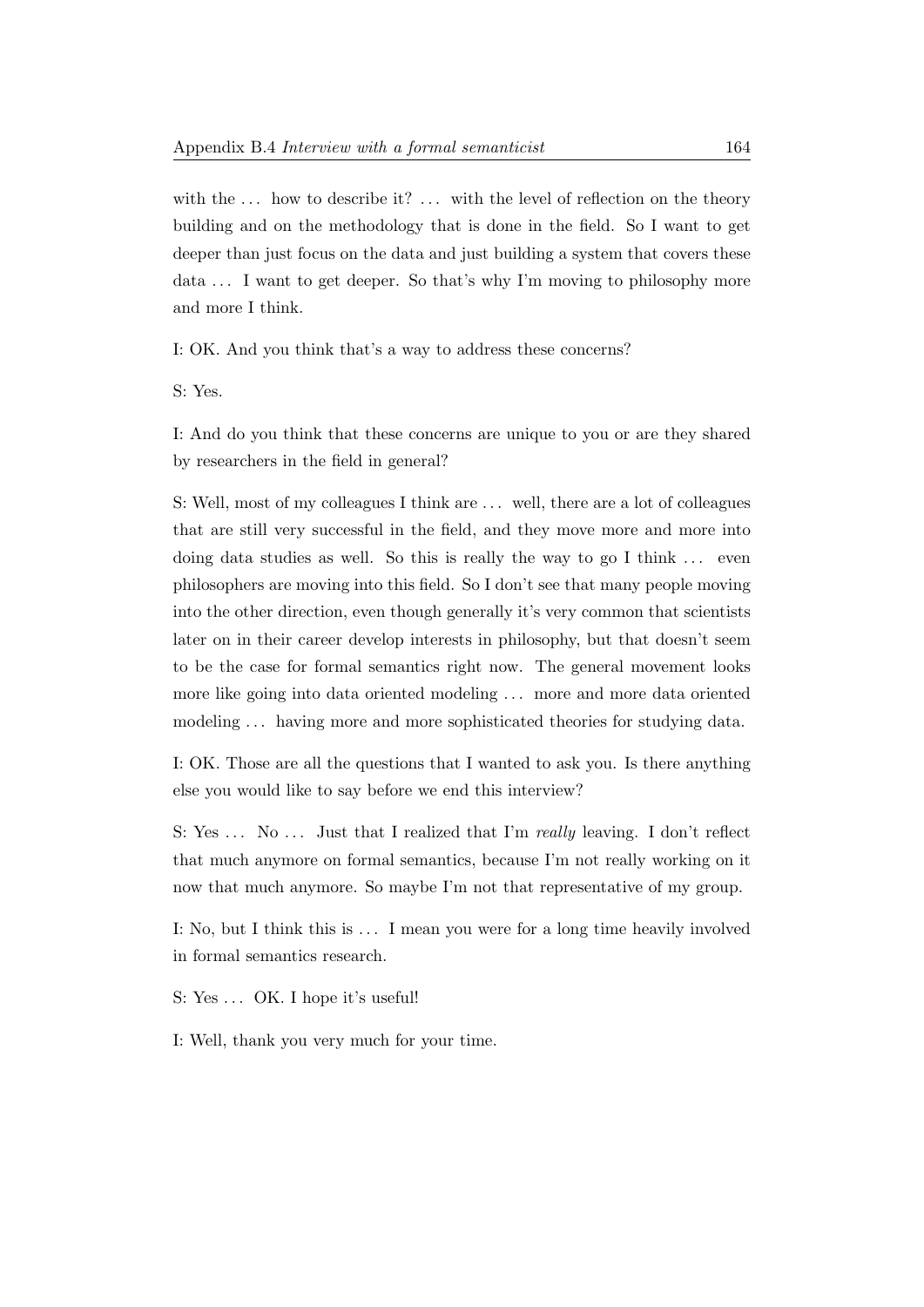with the ... how to describe it? ... with the level of reflection on the theory building and on the methodology that is done in the field. So I want to get deeper than just focus on the data and just building a system that covers these data ... I want to get deeper. So that's why I'm moving to philosophy more and more I think.

I: OK. And you think that's a way to address these concerns?

S: Yes.

I: And do you think that these concerns are unique to you or are they shared by researchers in the field in general?

S: Well, most of my colleagues I think are ... well, there are a lot of colleagues that are still very successful in the field, and they move more and more into doing data studies as well. So this is really the way to go I think ... even philosophers are moving into this field. So I don't see that many people moving into the other direction, even though generally it's very common that scientists later on in their career develop interests in philosophy, but that doesn't seem to be the case for formal semantics right now. The general movement looks more like going into data oriented modeling ... more and more data oriented modeling ... having more and more sophisticated theories for studying data.

I: OK. Those are all the questions that I wanted to ask you. Is there anything else you would like to say before we end this interview?

S: Yes ... No ... Just that I realized that I'm *really* leaving. I don't reflect that much anymore on formal semantics, because I'm not really working on it now that much anymore. So maybe I'm not that representative of my group.

I: No, but I think this is ... I mean you were for a long time heavily involved in formal semantics research.

S: Yes ... OK. I hope it's useful!

I: Well, thank you very much for your time.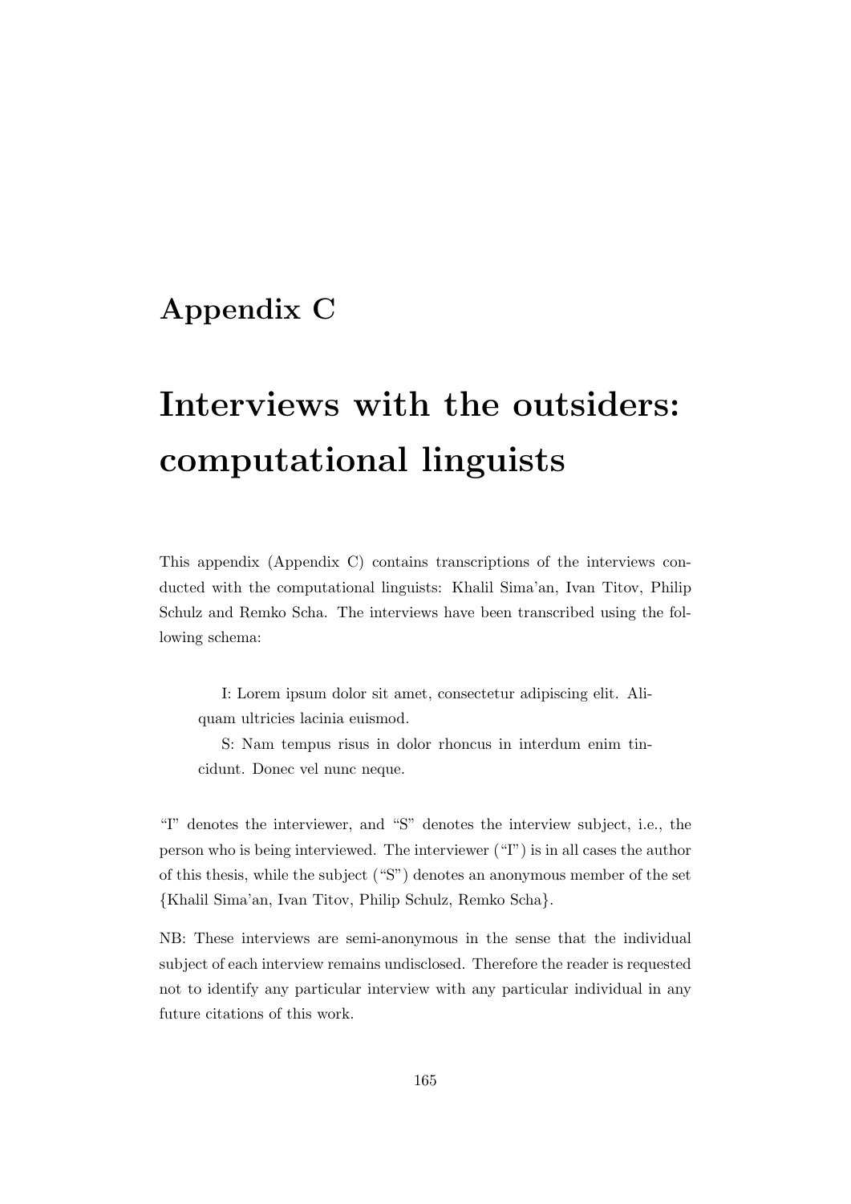# Appendix C

# Interviews with the outsiders: computational linguists

This appendix (Appendix C) contains transcriptions of the interviews conducted with the computational linguists: Khalil Sima'an, Ivan Titov, Philip Schulz and Remko Scha. The interviews have been transcribed using the following schema:

> I: Lorem ipsum dolor sit amet, consectetur adipiscing elit. Aliquam ultricies lacinia euismod.
>
> S: Nam tempus risus in dolor rhoncus in interdum enim tincidunt. Donec vel nunc neque.

"I" denotes the interviewer, and "S" denotes the interview subject, i.e., the person who is being interviewed. The interviewer ("I") is in all cases the author of this thesis, while the subject ("S") denotes an anonymous member of the set {Khalil Sima'an, Ivan Titov, Philip Schulz, Remko Scha}.

NB: These interviews are semi-anonymous in the sense that the individual subject of each interview remains undisclosed. Therefore the reader is requested not to identify any particular interview with any particular individual in any future citations of this work.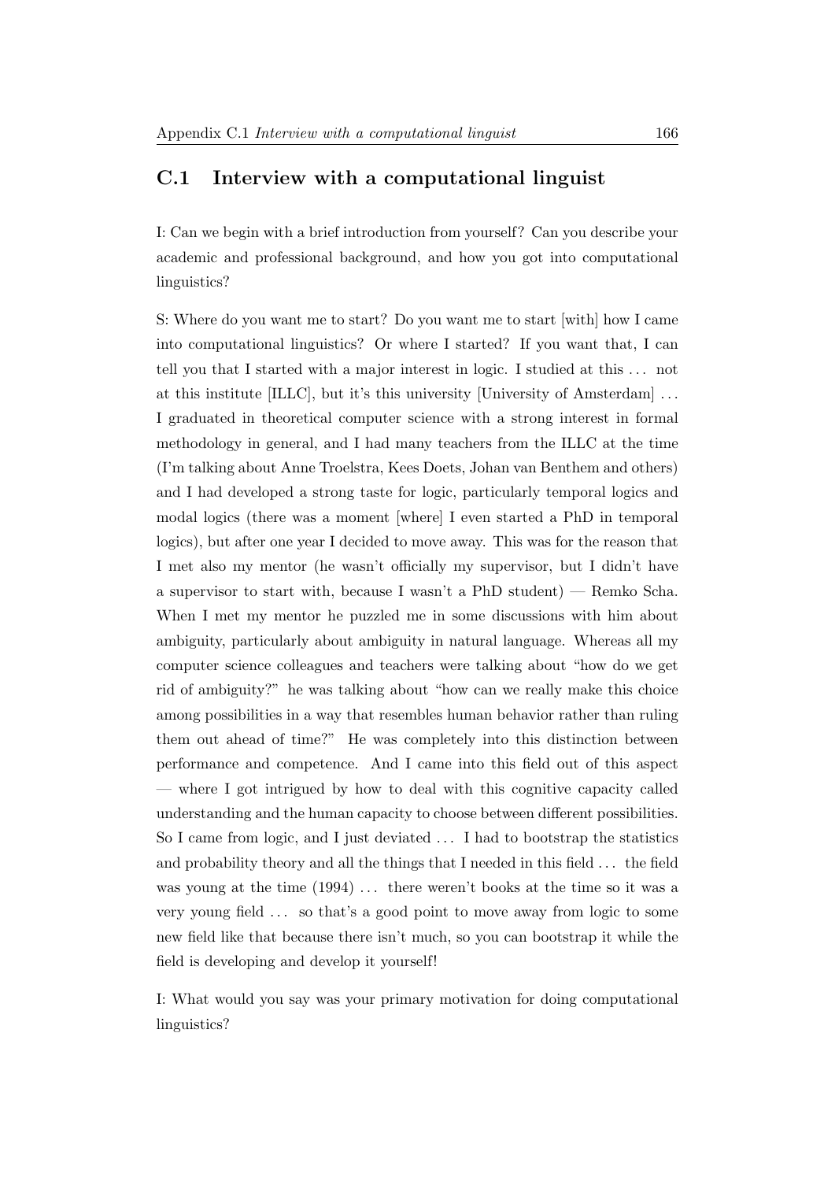## C.1 Interview with a computational linguist

I: Can we begin with a brief introduction from yourself? Can you describe your academic and professional background, and how you got into computational linguistics?

S: Where do you want me to start? Do you want me to start [with] how I came into computational linguistics? Or where I started? If you want that, I can tell you that I started with a major interest in logic. I studied at this ... not at this institute [ILLC], but it's this university [University of Amsterdam] ... I graduated in theoretical computer science with a strong interest in formal methodology in general, and I had many teachers from the ILLC at the time (I'm talking about Anne Troelstra, Kees Doets, Johan van Benthem and others) and I had developed a strong taste for logic, particularly temporal logics and modal logics (there was a moment [where] I even started a PhD in temporal logics), but after one year I decided to move away. This was for the reason that I met also my mentor (he wasn't officially my supervisor, but I didn't have a supervisor to start with, because I wasn't a PhD student) — Remko Scha. When I met my mentor he puzzled me in some discussions with him about ambiguity, particularly about ambiguity in natural language. Whereas all my computer science colleagues and teachers were talking about "how do we get rid of ambiguity?" he was talking about "how can we really make this choice among possibilities in a way that resembles human behavior rather than ruling them out ahead of time?" He was completely into this distinction between performance and competence. And I came into this field out of this aspect — where I got intrigued by how to deal with this cognitive capacity called understanding and the human capacity to choose between different possibilities. So I came from logic, and I just deviated ... I had to bootstrap the statistics and probability theory and all the things that I needed in this field ... the field was young at the time (1994) ... there weren't books at the time so it was a very young field ... so that's a good point to move away from logic to some new field like that because there isn't much, so you can bootstrap it while the field is developing and develop it yourself!

I: What would you say was your primary motivation for doing computational linguistics?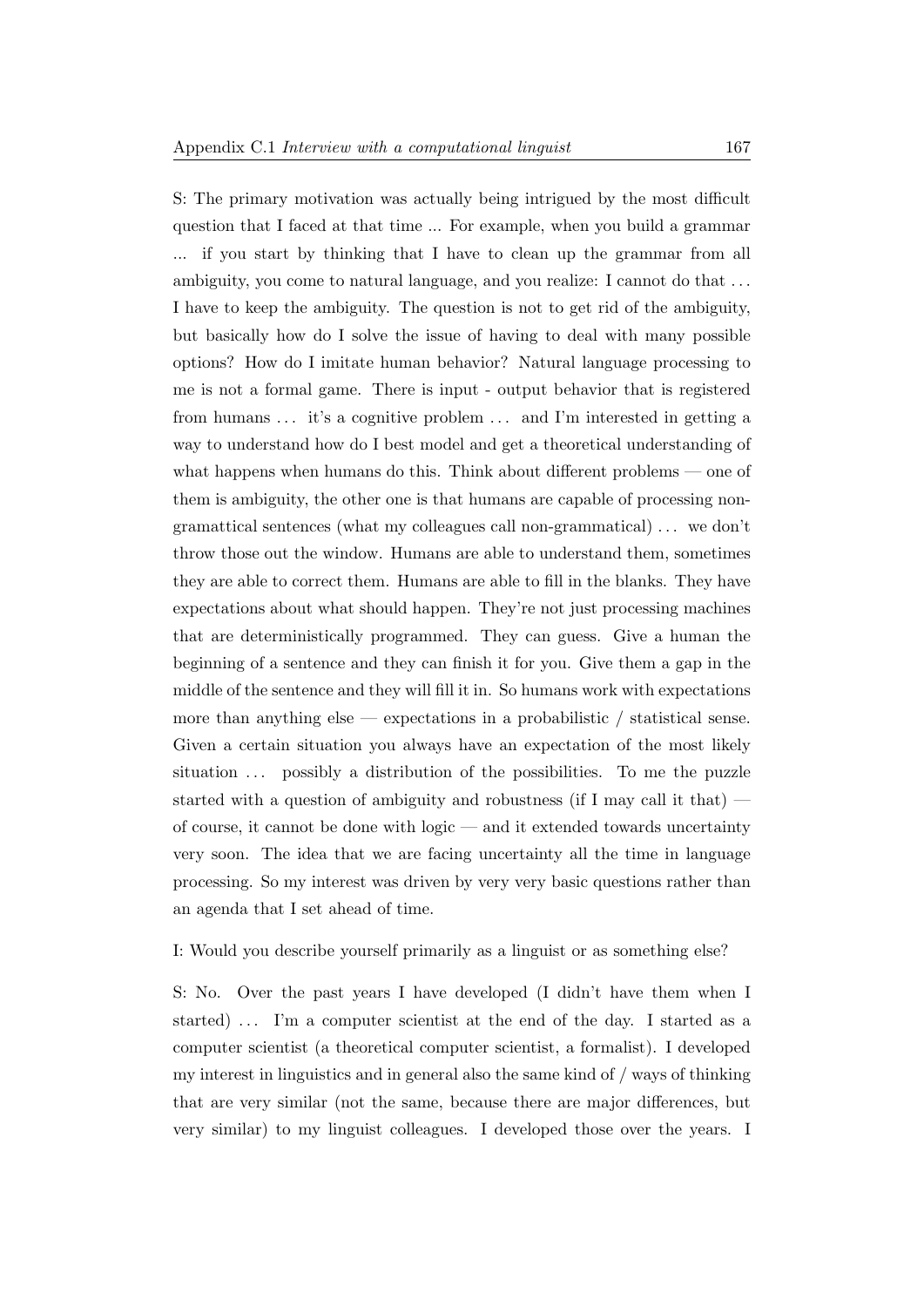S: The primary motivation was actually being intrigued by the most difficult question that I faced at that time ... For example, when you build a grammar ... if you start by thinking that I have to clean up the grammar from all ambiguity, you come to natural language, and you realize: I cannot do that . . . I have to keep the ambiguity. The question is not to get rid of the ambiguity, but basically how do I solve the issue of having to deal with many possible options? How do I imitate human behavior? Natural language processing to me is not a formal game. There is input - output behavior that is registered from humans . . . it's a cognitive problem . . . and I'm interested in getting a way to understand how do I best model and get a theoretical understanding of what happens when humans do this. Think about different problems — one of them is ambiguity, the other one is that humans are capable of processing non-gramattical sentences (what my colleagues call non-grammatical) . . . we don't throw those out the window. Humans are able to understand them, sometimes they are able to correct them. Humans are able to fill in the blanks. They have expectations about what should happen. They're not just processing machines that are deterministically programmed. They can guess. Give a human the beginning of a sentence and they can finish it for you. Give them a gap in the middle of the sentence and they will fill it in. So humans work with expectations more than anything else — expectations in a probabilistic / statistical sense. Given a certain situation you always have an expectation of the most likely situation . . . possibly a distribution of the possibilities. To me the puzzle started with a question of ambiguity and robustness (if I may call it that) — of course, it cannot be done with logic — and it extended towards uncertainty very soon. The idea that we are facing uncertainty all the time in language processing. So my interest was driven by very very basic questions rather than an agenda that I set ahead of time.

I: Would you describe yourself primarily as a linguist or as something else?

S: No. Over the past years I have developed (I didn't have them when I started) . . . I'm a computer scientist at the end of the day. I started as a computer scientist (a theoretical computer scientist, a formalist). I developed my interest in linguistics and in general also the same kind of / ways of thinking that are very similar (not the same, because there are major differences, but very similar) to my linguist colleagues. I developed those over the years. I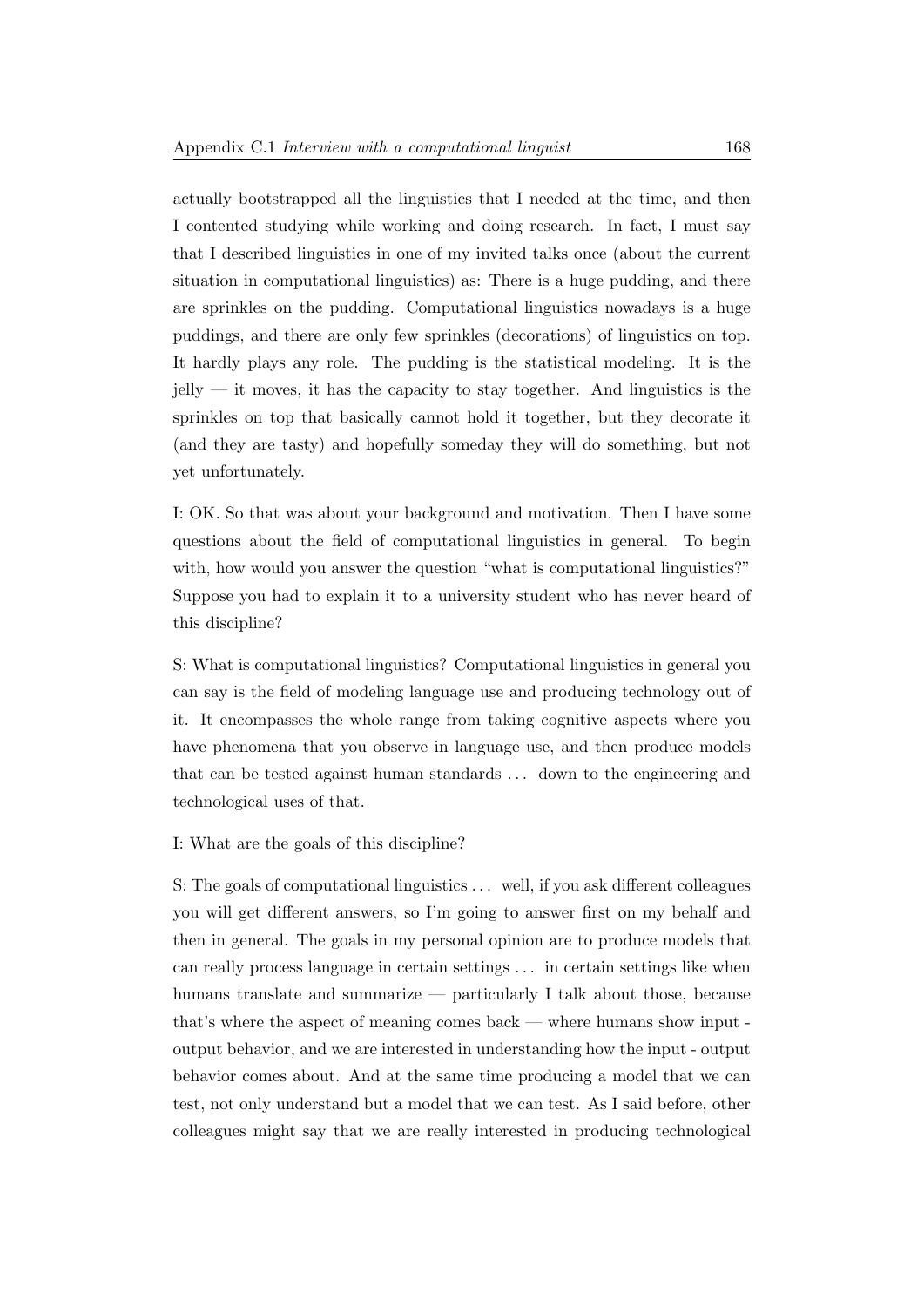actually bootstrapped all the linguistics that I needed at the time, and then I contented studying while working and doing research. In fact, I must say that I described linguistics in one of my invited talks once (about the current situation in computational linguistics) as: There is a huge pudding, and there are sprinkles on the pudding. Computational linguistics nowadays is a huge puddings, and there are only few sprinkles (decorations) of linguistics on top. It hardly plays any role. The pudding is the statistical modeling. It is the jelly — it moves, it has the capacity to stay together. And linguistics is the sprinkles on top that basically cannot hold it together, but they decorate it (and they are tasty) and hopefully someday they will do something, but not yet unfortunately.

I: OK. So that was about your background and motivation. Then I have some questions about the field of computational linguistics in general. To begin with, how would you answer the question "what is computational linguistics?" Suppose you had to explain it to a university student who has never heard of this discipline?

S: What is computational linguistics? Computational linguistics in general you can say is the field of modeling language use and producing technology out of it. It encompasses the whole range from taking cognitive aspects where you have phenomena that you observe in language use, and then produce models that can be tested against human standards ... down to the engineering and technological uses of that.

I: What are the goals of this discipline?

S: The goals of computational linguistics ... well, if you ask different colleagues you will get different answers, so I'm going to answer first on my behalf and then in general. The goals in my personal opinion are to produce models that can really process language in certain settings ... in certain settings like when humans translate and summarize — particularly I talk about those, because that's where the aspect of meaning comes back — where humans show input - output behavior, and we are interested in understanding how the input - output behavior comes about. And at the same time producing a model that we can test, not only understand but a model that we can test. As I said before, other colleagues might say that we are really interested in producing technological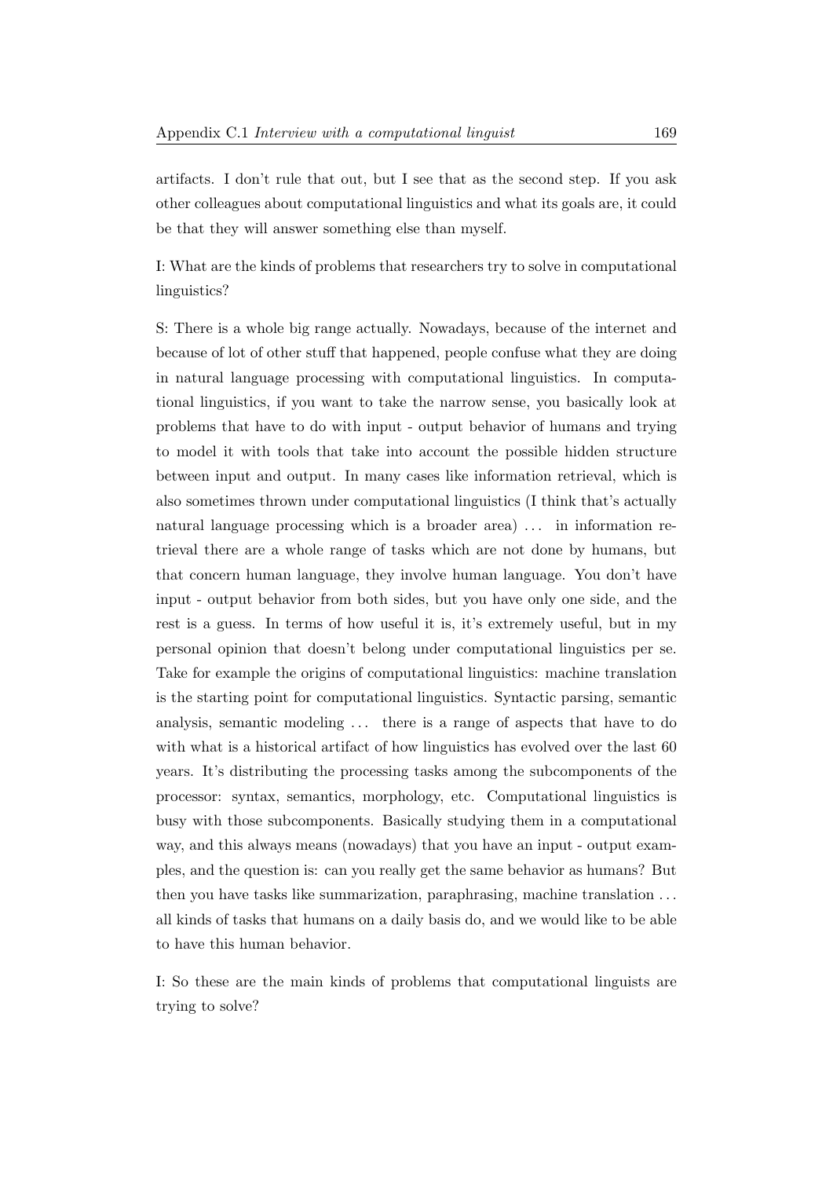artifacts. I don't rule that out, but I see that as the second step. If you ask other colleagues about computational linguistics and what its goals are, it could be that they will answer something else than myself.

I: What are the kinds of problems that researchers try to solve in computational linguistics?

S: There is a whole big range actually. Nowadays, because of the internet and because of lot of other stuff that happened, people confuse what they are doing in natural language processing with computational linguistics. In computational linguistics, if you want to take the narrow sense, you basically look at problems that have to do with input - output behavior of humans and trying to model it with tools that take into account the possible hidden structure between input and output. In many cases like information retrieval, which is also sometimes thrown under computational linguistics (I think that's actually natural language processing which is a broader area) ... in information retrieval there are a whole range of tasks which are not done by humans, but that concern human language, they involve human language. You don't have input - output behavior from both sides, but you have only one side, and the rest is a guess. In terms of how useful it is, it's extremely useful, but in my personal opinion that doesn't belong under computational linguistics per se. Take for example the origins of computational linguistics: machine translation is the starting point for computational linguistics. Syntactic parsing, semantic analysis, semantic modeling ... there is a range of aspects that have to do with what is a historical artifact of how linguistics has evolved over the last 60 years. It's distributing the processing tasks among the subcomponents of the processor: syntax, semantics, morphology, etc. Computational linguistics is busy with those subcomponents. Basically studying them in a computational way, and this always means (nowadays) that you have an input - output examples, and the question is: can you really get the same behavior as humans? But then you have tasks like summarization, paraphrasing, machine translation ... all kinds of tasks that humans on a daily basis do, and we would like to be able to have this human behavior.

I: So these are the main kinds of problems that computational linguists are trying to solve?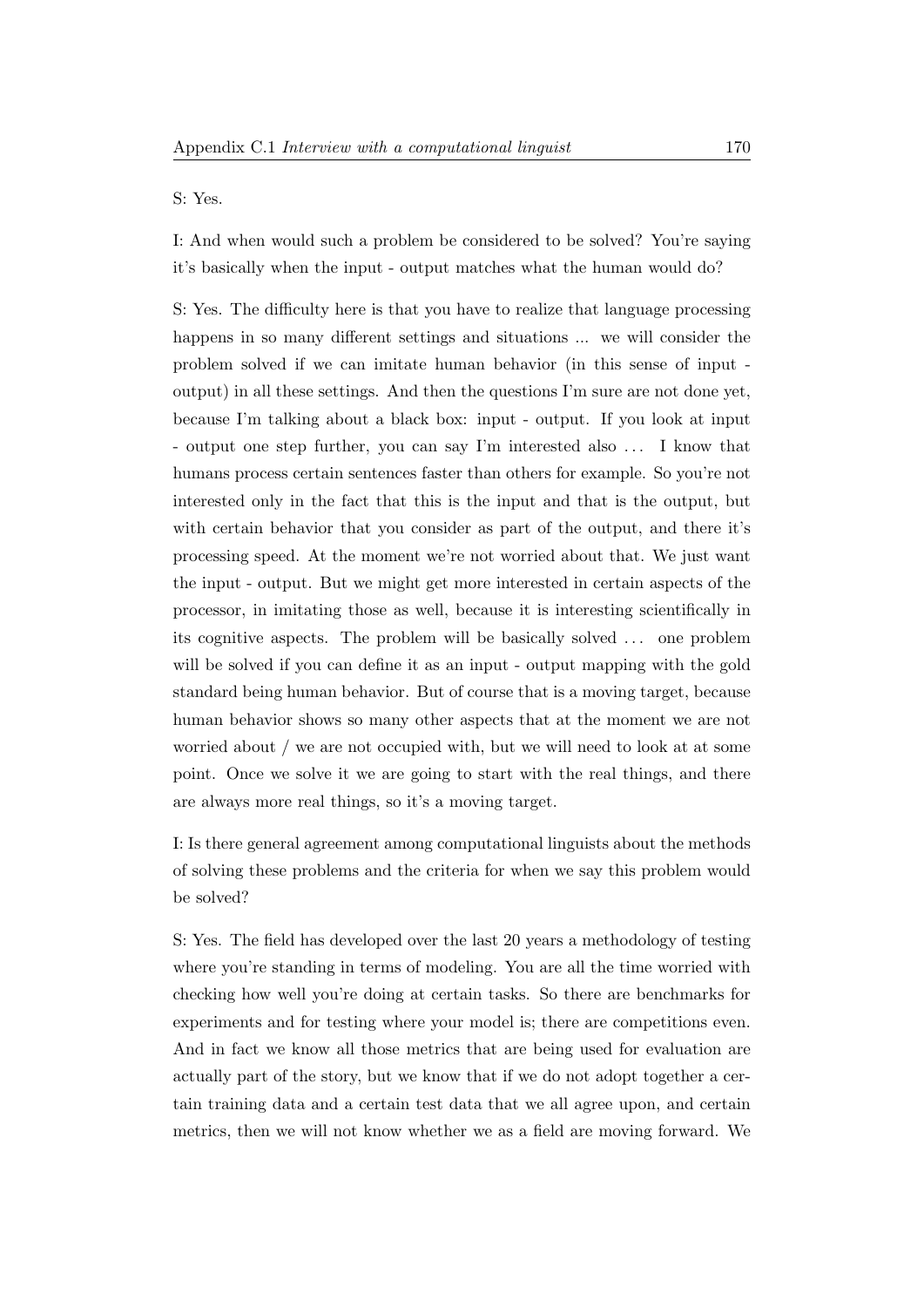S: Yes.

I: And when would such a problem be considered to be solved? You're saying it's basically when the input - output matches what the human would do?

S: Yes. The difficulty here is that you have to realize that language processing happens in so many different settings and situations ... we will consider the problem solved if we can imitate human behavior (in this sense of input - output) in all these settings. And then the questions I'm sure are not done yet, because I'm talking about a black box: input - output. If you look at input - output one step further, you can say I'm interested also ... I know that humans process certain sentences faster than others for example. So you're not interested only in the fact that this is the input and that is the output, but with certain behavior that you consider as part of the output, and there it's processing speed. At the moment we're not worried about that. We just want the input - output. But we might get more interested in certain aspects of the processor, in imitating those as well, because it is interesting scientifically in its cognitive aspects. The problem will be basically solved ... one problem will be solved if you can define it as an input - output mapping with the gold standard being human behavior. But of course that is a moving target, because human behavior shows so many other aspects that at the moment we are not worried about / we are not occupied with, but we will need to look at at some point. Once we solve it we are going to start with the real things, and there are always more real things, so it's a moving target.

I: Is there general agreement among computational linguists about the methods of solving these problems and the criteria for when we say this problem would be solved?

S: Yes. The field has developed over the last 20 years a methodology of testing where you're standing in terms of modeling. You are all the time worried with checking how well you're doing at certain tasks. So there are benchmarks for experiments and for testing where your model is; there are competitions even. And in fact we know all those metrics that are being used for evaluation are actually part of the story, but we know that if we do not adopt together a certain training data and a certain test data that we all agree upon, and certain metrics, then we will not know whether we as a field are moving forward. We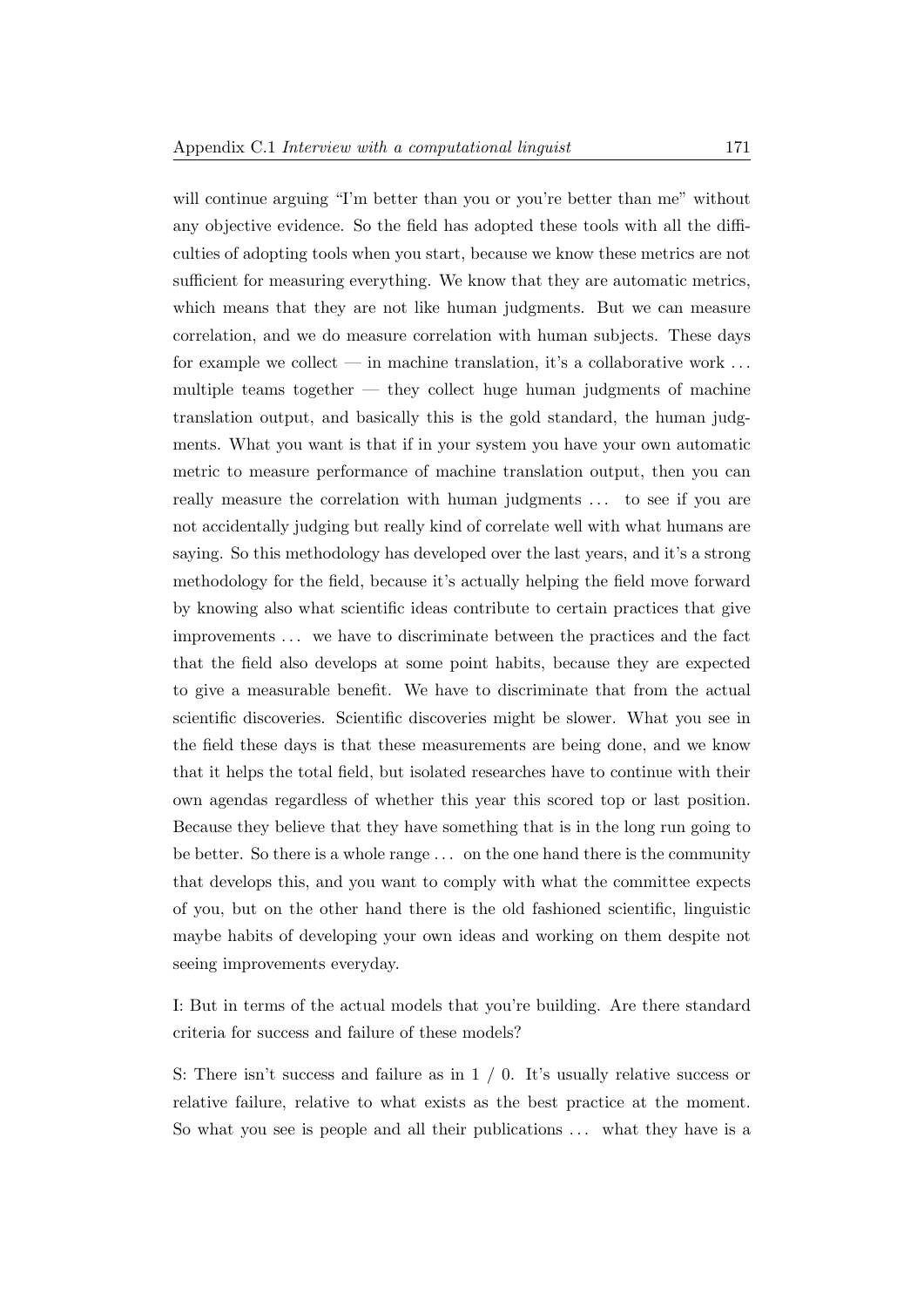will continue arguing "I'm better than you or you're better than me" without any objective evidence. So the field has adopted these tools with all the difficulties of adopting tools when you start, because we know these metrics are not sufficient for measuring everything. We know that they are automatic metrics, which means that they are not like human judgments. But we can measure correlation, and we do measure correlation with human subjects. These days for example we collect — in machine translation, it's a collaborative work ... multiple teams together — they collect huge human judgments of machine translation output, and basically this is the gold standard, the human judgments. What you want is that if in your system you have your own automatic metric to measure performance of machine translation output, then you can really measure the correlation with human judgments ... to see if you are not accidentally judging but really kind of correlate well with what humans are saying. So this methodology has developed over the last years, and it's a strong methodology for the field, because it's actually helping the field move forward by knowing also what scientific ideas contribute to certain practices that give improvements ... we have to discriminate between the practices and the fact that the field also develops at some point habits, because they are expected to give a measurable benefit. We have to discriminate that from the actual scientific discoveries. Scientific discoveries might be slower. What you see in the field these days is that these measurements are being done, and we know that it helps the total field, but isolated researches have to continue with their own agendas regardless of whether this year this scored top or last position. Because they believe that they have something that is in the long run going to be better. So there is a whole range ... on the one hand there is the community that develops this, and you want to comply with what the committee expects of you, but on the other hand there is the old fashioned scientific, linguistic maybe habits of developing your own ideas and working on them despite not seeing improvements everyday.

I: But in terms of the actual models that you're building. Are there standard criteria for success and failure of these models?

S: There isn't success and failure as in 1 / 0. It's usually relative success or relative failure, relative to what exists as the best practice at the moment. So what you see is people and all their publications ... what they have is a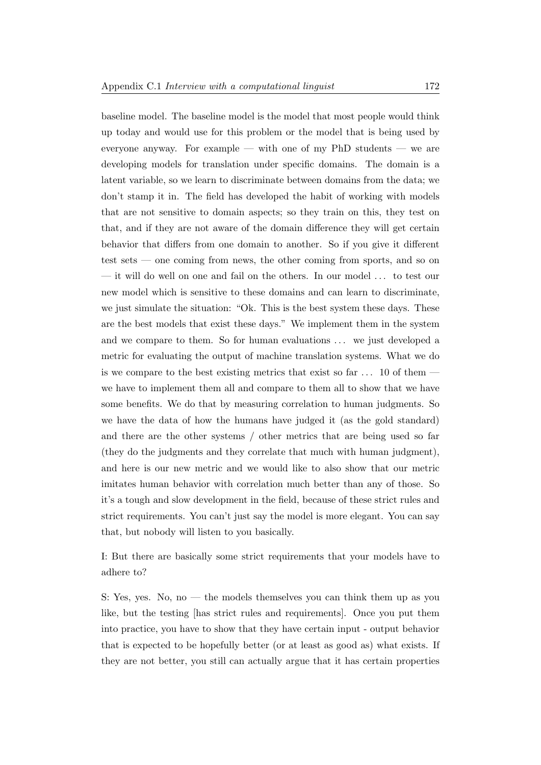baseline model. The baseline model is the model that most people would think up today and would use for this problem or the model that is being used by everyone anyway. For example — with one of my PhD students — we are developing models for translation under specific domains. The domain is a latent variable, so we learn to discriminate between domains from the data; we don't stamp it in. The field has developed the habit of working with models that are not sensitive to domain aspects; so they train on this, they test on that, and if they are not aware of the domain difference they will get certain behavior that differs from one domain to another. So if you give it different test sets — one coming from news, the other coming from sports, and so on — it will do well on one and fail on the others. In our model . . . to test our new model which is sensitive to these domains and can learn to discriminate, we just simulate the situation: "Ok. This is the best system these days. These are the best models that exist these days." We implement them in the system and we compare to them. So for human evaluations . . . we just developed a metric for evaluating the output of machine translation systems. What we do is we compare to the best existing metrics that exist so far . . . 10 of them — we have to implement them all and compare to them all to show that we have some benefits. We do that by measuring correlation to human judgments. So we have the data of how the humans have judged it (as the gold standard) and there are the other systems / other metrics that are being used so far (they do the judgments and they correlate that much with human judgment), and here is our new metric and we would like to also show that our metric imitates human behavior with correlation much better than any of those. So it's a tough and slow development in the field, because of these strict rules and strict requirements. You can't just say the model is more elegant. You can say that, but nobody will listen to you basically.

I: But there are basically some strict requirements that your models have to adhere to?

S: Yes, yes. No, no — the models themselves you can think them up as you like, but the testing [has strict rules and requirements]. Once you put them into practice, you have to show that they have certain input - output behavior that is expected to be hopefully better (or at least as good as) what exists. If they are not better, you still can actually argue that it has certain properties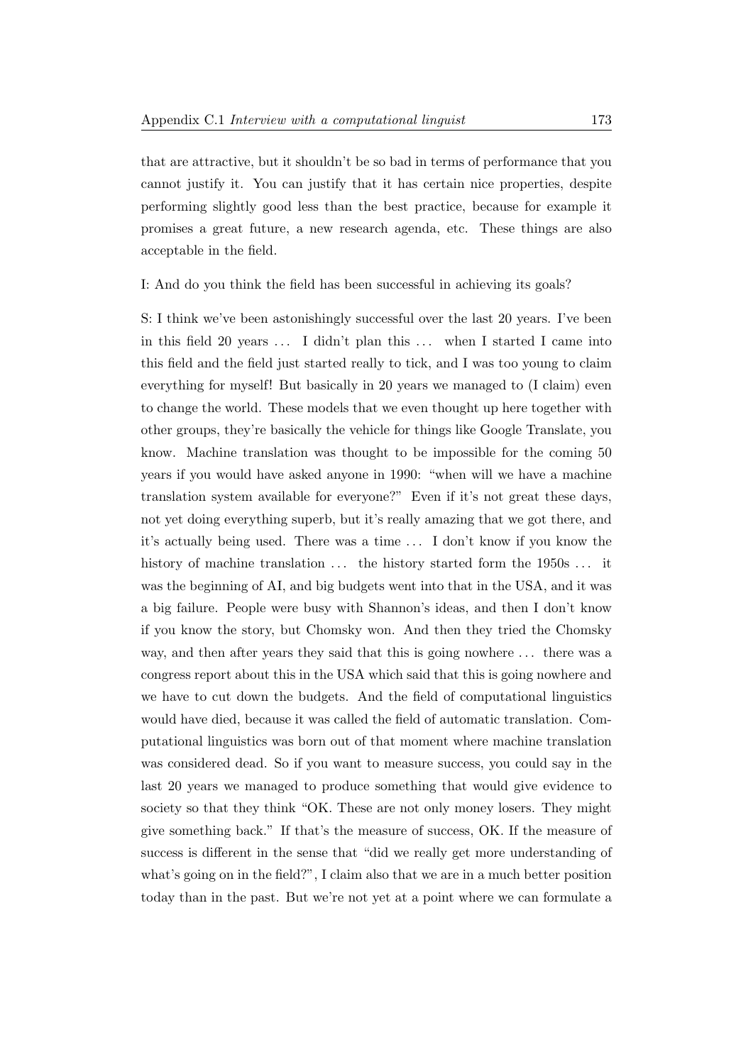that are attractive, but it shouldn't be so bad in terms of performance that you cannot justify it. You can justify that it has certain nice properties, despite performing slightly good less than the best practice, because for example it promises a great future, a new research agenda, etc. These things are also acceptable in the field.

I: And do you think the field has been successful in achieving its goals?

S: I think we've been astonishingly successful over the last 20 years. I've been in this field 20 years ... I didn't plan this ... when I started I came into this field and the field just started really to tick, and I was too young to claim everything for myself! But basically in 20 years we managed to (I claim) even to change the world. These models that we even thought up here together with other groups, they're basically the vehicle for things like Google Translate, you know. Machine translation was thought to be impossible for the coming 50 years if you would have asked anyone in 1990: "when will we have a machine translation system available for everyone?" Even if it's not great these days, not yet doing everything superb, but it's really amazing that we got there, and it's actually being used. There was a time ... I don't know if you know the history of machine translation ... the history started form the 1950s ... it was the beginning of AI, and big budgets went into that in the USA, and it was a big failure. People were busy with Shannon's ideas, and then I don't know if you know the story, but Chomsky won. And then they tried the Chomsky way, and then after years they said that this is going nowhere ... there was a congress report about this in the USA which said that this is going nowhere and we have to cut down the budgets. And the field of computational linguistics would have died, because it was called the field of automatic translation. Computational linguistics was born out of that moment where machine translation was considered dead. So if you want to measure success, you could say in the last 20 years we managed to produce something that would give evidence to society so that they think "OK. These are not only money losers. They might give something back." If that's the measure of success, OK. If the measure of success is different in the sense that "did we really get more understanding of what's going on in the field?", I claim also that we are in a much better position today than in the past. But we're not yet at a point where we can formulate a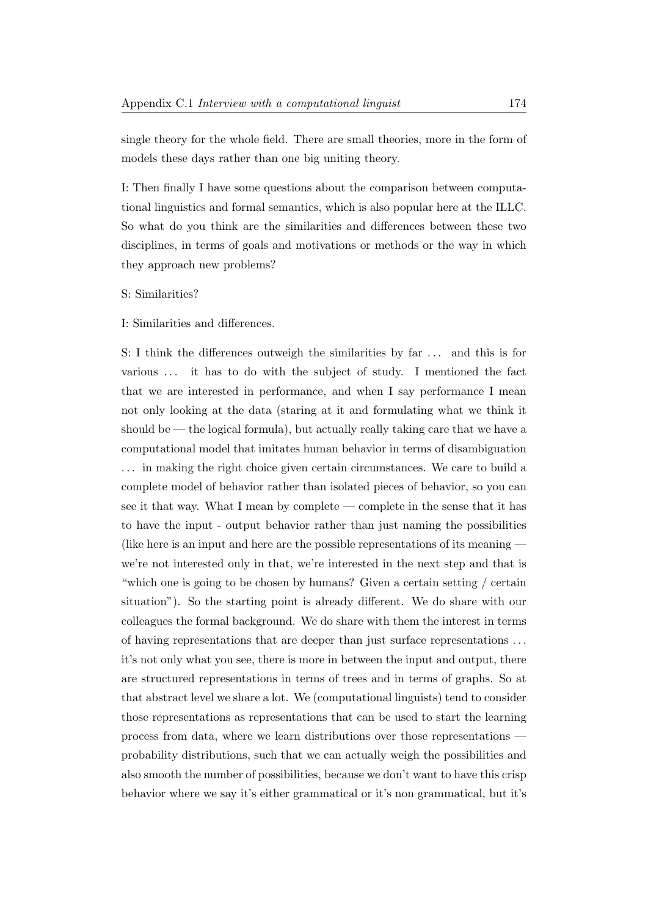single theory for the whole field. There are small theories, more in the form of models these days rather than one big uniting theory.

I: Then finally I have some questions about the comparison between computational linguistics and formal semantics, which is also popular here at the ILLC. So what do you think are the similarities and differences between these two disciplines, in terms of goals and motivations or methods or the way in which they approach new problems?

S: Similarities?

I: Similarities and differences.

S: I think the differences outweigh the similarities by far . . . and this is for various . . . it has to do with the subject of study. I mentioned the fact that we are interested in performance, and when I say performance I mean not only looking at the data (staring at it and formulating what we think it should be — the logical formula), but actually really taking care that we have a computational model that imitates human behavior in terms of disambiguation . . . in making the right choice given certain circumstances. We care to build a complete model of behavior rather than isolated pieces of behavior, so you can see it that way. What I mean by complete — complete in the sense that it has to have the input - output behavior rather than just naming the possibilities (like here is an input and here are the possible representations of its meaning — we're not interested only in that, we're interested in the next step and that is "which one is going to be chosen by humans? Given a certain setting / certain situation"). So the starting point is already different. We do share with our colleagues the formal background. We do share with them the interest in terms of having representations that are deeper than just surface representations . . . it's not only what you see, there is more in between the input and output, there are structured representations in terms of trees and in terms of graphs. So at that abstract level we share a lot. We (computational linguists) tend to consider those representations as representations that can be used to start the learning process from data, where we learn distributions over those representations — probability distributions, such that we can actually weigh the possibilities and also smooth the number of possibilities, because we don't want to have this crisp behavior where we say it's either grammatical or it's non grammatical, but it's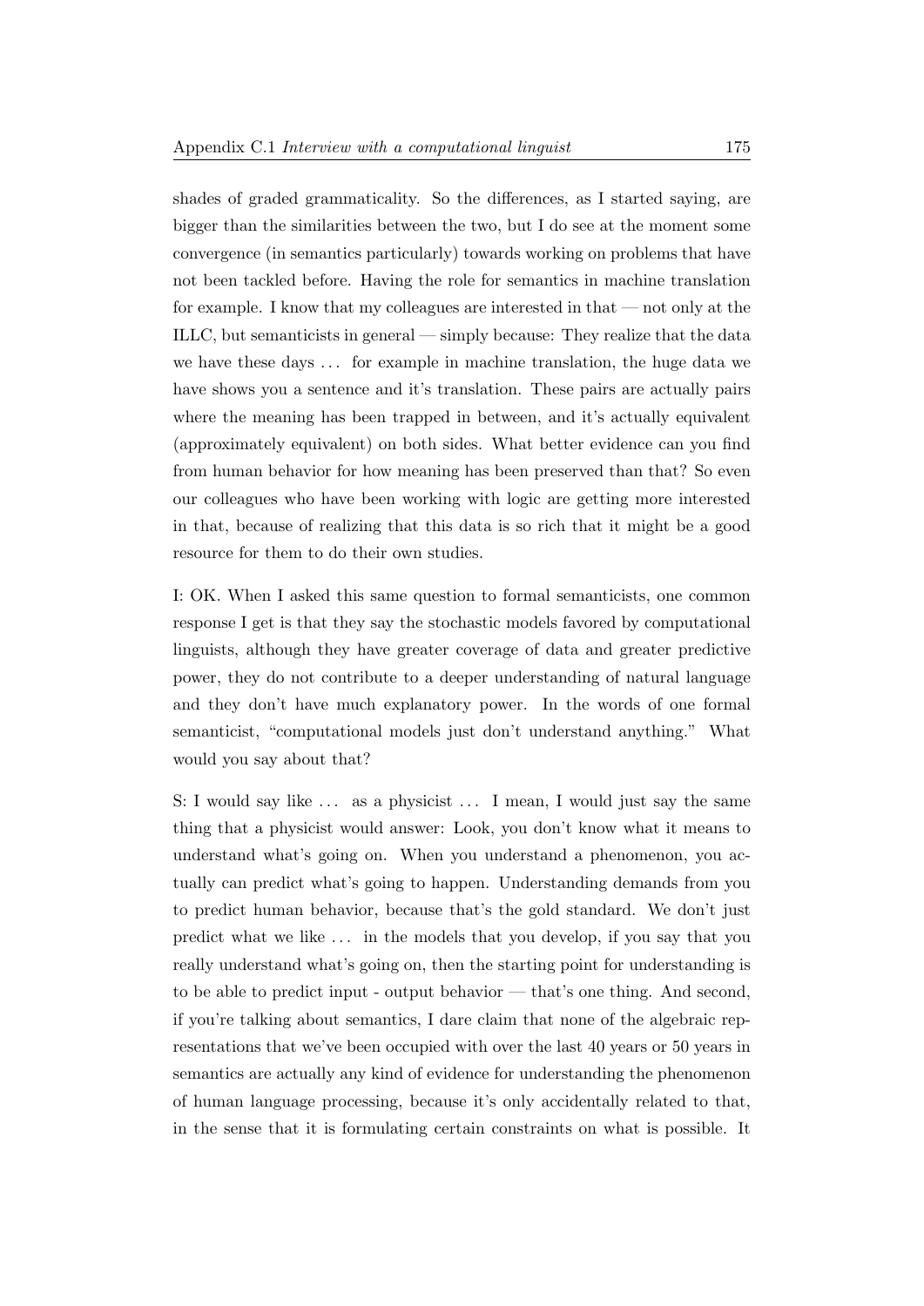shades of graded grammaticality. So the differences, as I started saying, are bigger than the similarities between the two, but I do see at the moment some convergence (in semantics particularly) towards working on problems that have not been tackled before. Having the role for semantics in machine translation for example. I know that my colleagues are interested in that — not only at the ILLC, but semanticists in general — simply because: They realize that the data we have these days . . . for example in machine translation, the huge data we have shows you a sentence and it's translation. These pairs are actually pairs where the meaning has been trapped in between, and it's actually equivalent (approximately equivalent) on both sides. What better evidence can you find from human behavior for how meaning has been preserved than that? So even our colleagues who have been working with logic are getting more interested in that, because of realizing that this data is so rich that it might be a good resource for them to do their own studies.

I: OK. When I asked this same question to formal semanticists, one common response I get is that they say the stochastic models favored by computational linguists, although they have greater coverage of data and greater predictive power, they do not contribute to a deeper understanding of natural language and they don't have much explanatory power. In the words of one formal semanticist, "computational models just don't understand anything." What would you say about that?

S: I would say like . . . as a physicist . . . I mean, I would just say the same thing that a physicist would answer: Look, you don't know what it means to understand what's going on. When you understand a phenomenon, you actually can predict what's going to happen. Understanding demands from you to predict human behavior, because that's the gold standard. We don't just predict what we like . . . in the models that you develop, if you say that you really understand what's going on, then the starting point for understanding is to be able to predict input - output behavior — that's one thing. And second, if you're talking about semantics, I dare claim that none of the algebraic representations that we've been occupied with over the last 40 years or 50 years in semantics are actually any kind of evidence for understanding the phenomenon of human language processing, because it's only accidentally related to that, in the sense that it is formulating certain constraints on what is possible. It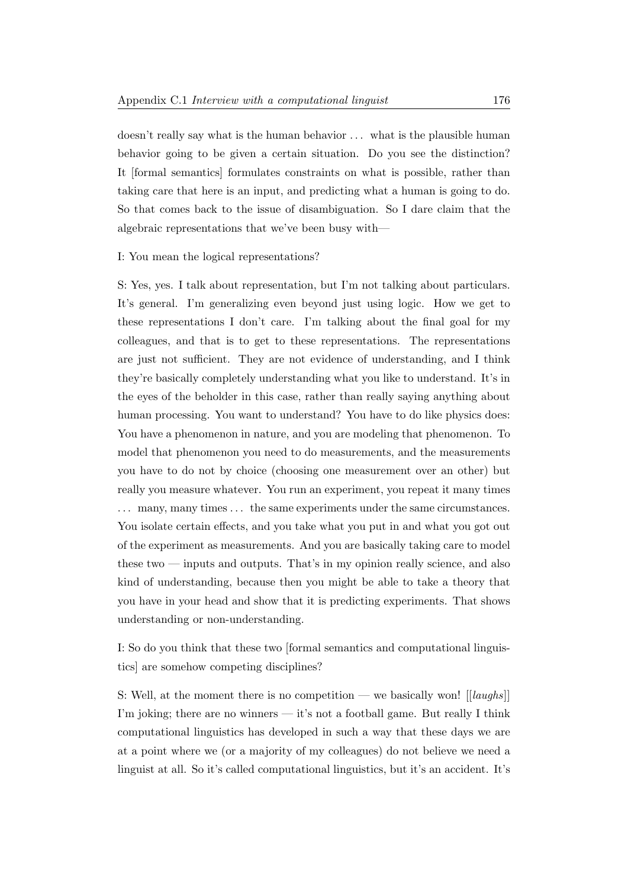doesn't really say what is the human behavior . . . what is the plausible human behavior going to be given a certain situation. Do you see the distinction? It [formal semantics] formulates constraints on what is possible, rather than taking care that here is an input, and predicting what a human is going to do. So that comes back to the issue of disambiguation. So I dare claim that the algebraic representations that we've been busy with—

I: You mean the logical representations?

S: Yes, yes. I talk about representation, but I'm not talking about particulars. It's general. I'm generalizing even beyond just using logic. How we get to these representations I don't care. I'm talking about the final goal for my colleagues, and that is to get to these representations. The representations are just not sufficient. They are not evidence of understanding, and I think they're basically completely understanding what you like to understand. It's in the eyes of the beholder in this case, rather than really saying anything about human processing. You want to understand? You have to do like physics does: You have a phenomenon in nature, and you are modeling that phenomenon. To model that phenomenon you need to do measurements, and the measurements you have to do not by choice (choosing one measurement over an other) but really you measure whatever. You run an experiment, you repeat it many times . . . many, many times . . . the same experiments under the same circumstances. You isolate certain effects, and you take what you put in and what you got out of the experiment as measurements. And you are basically taking care to model these two — inputs and outputs. That's in my opinion really science, and also kind of understanding, because then you might be able to take a theory that you have in your head and show that it is predicting experiments. That shows understanding or non-understanding.

I: So do you think that these two [formal semantics and computational linguistics] are somehow competing disciplines?

S: Well, at the moment there is no competition — we basically won! [[*laughs*]] I'm joking; there are no winners — it's not a football game. But really I think computational linguistics has developed in such a way that these days we are at a point where we (or a majority of my colleagues) do not believe we need a linguist at all. So it's called computational linguistics, but it's an accident. It's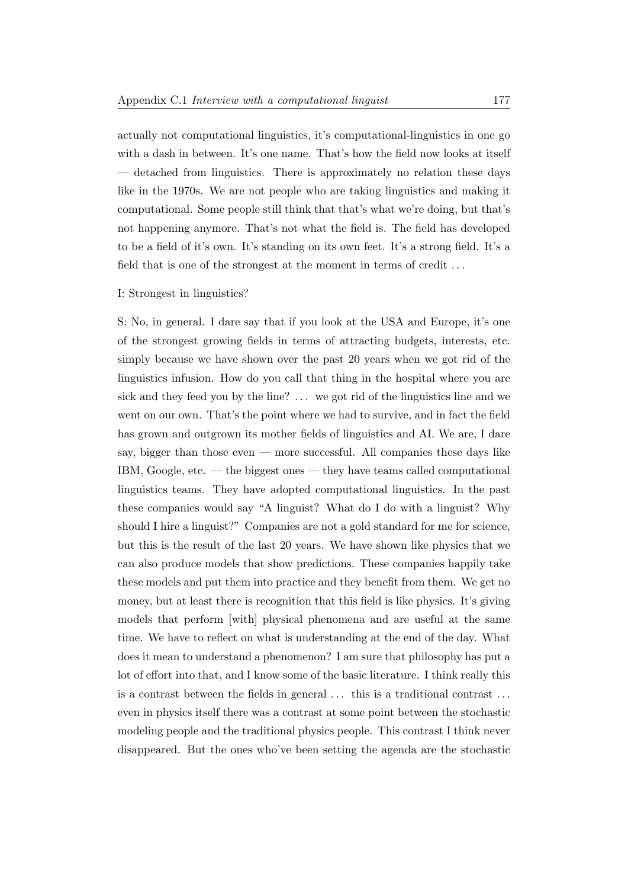actually not computational linguistics, it's computational-linguistics in one go with a dash in between. It's one name. That's how the field now looks at itself — detached from linguistics. There is approximately no relation these days like in the 1970s. We are not people who are taking linguistics and making it computational. Some people still think that that's what we're doing, but that's not happening anymore. That's not what the field is. The field has developed to be a field of it's own. It's standing on its own feet. It's a strong field. It's a field that is one of the strongest at the moment in terms of credit …

I: Strongest in linguistics?

S: No, in general. I dare say that if you look at the USA and Europe, it's one of the strongest growing fields in terms of attracting budgets, interests, etc. simply because we have shown over the past 20 years when we got rid of the linguistics infusion. How do you call that thing in the hospital where you are sick and they feed you by the line? … we got rid of the linguistics line and we went on our own. That's the point where we had to survive, and in fact the field has grown and outgrown its mother fields of linguistics and AI. We are, I dare say, bigger than those even — more successful. All companies these days like IBM, Google, etc. — the biggest ones — they have teams called computational linguistics teams. They have adopted computational linguistics. In the past these companies would say "A linguist? What do I do with a linguist? Why should I hire a linguist?" Companies are not a gold standard for me for science, but this is the result of the last 20 years. We have shown like physics that we can also produce models that show predictions. These companies happily take these models and put them into practice and they benefit from them. We get no money, but at least there is recognition that this field is like physics. It's giving models that perform [with] physical phenomena and are useful at the same time. We have to reflect on what is understanding at the end of the day. What does it mean to understand a phenomenon? I am sure that philosophy has put a lot of effort into that, and I know some of the basic literature. I think really this is a contrast between the fields in general … this is a traditional contrast … even in physics itself there was a contrast at some point between the stochastic modeling people and the traditional physics people. This contrast I think never disappeared. But the ones who've been setting the agenda are the stochastic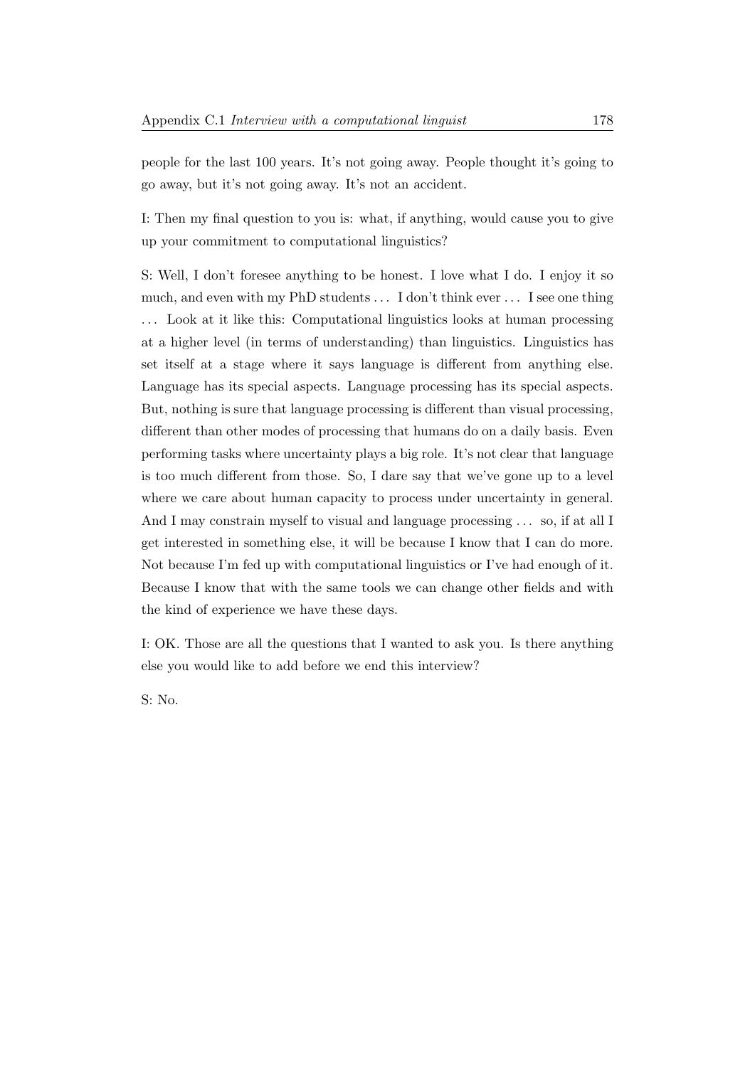people for the last 100 years. It's not going away. People thought it's going to go away, but it's not going away. It's not an accident.

I: Then my final question to you is: what, if anything, would cause you to give up your commitment to computational linguistics?

S: Well, I don't foresee anything to be honest. I love what I do. I enjoy it so much, and even with my PhD students . . . I don't think ever . . . I see one thing . . . Look at it like this: Computational linguistics looks at human processing at a higher level (in terms of understanding) than linguistics. Linguistics has set itself at a stage where it says language is different from anything else. Language has its special aspects. Language processing has its special aspects. But, nothing is sure that language processing is different than visual processing, different than other modes of processing that humans do on a daily basis. Even performing tasks where uncertainty plays a big role. It's not clear that language is too much different from those. So, I dare say that we've gone up to a level where we care about human capacity to process under uncertainty in general. And I may constrain myself to visual and language processing . . . so, if at all I get interested in something else, it will be because I know that I can do more. Not because I'm fed up with computational linguistics or I've had enough of it. Because I know that with the same tools we can change other fields and with the kind of experience we have these days.

I: OK. Those are all the questions that I wanted to ask you. Is there anything else you would like to add before we end this interview?

S: No.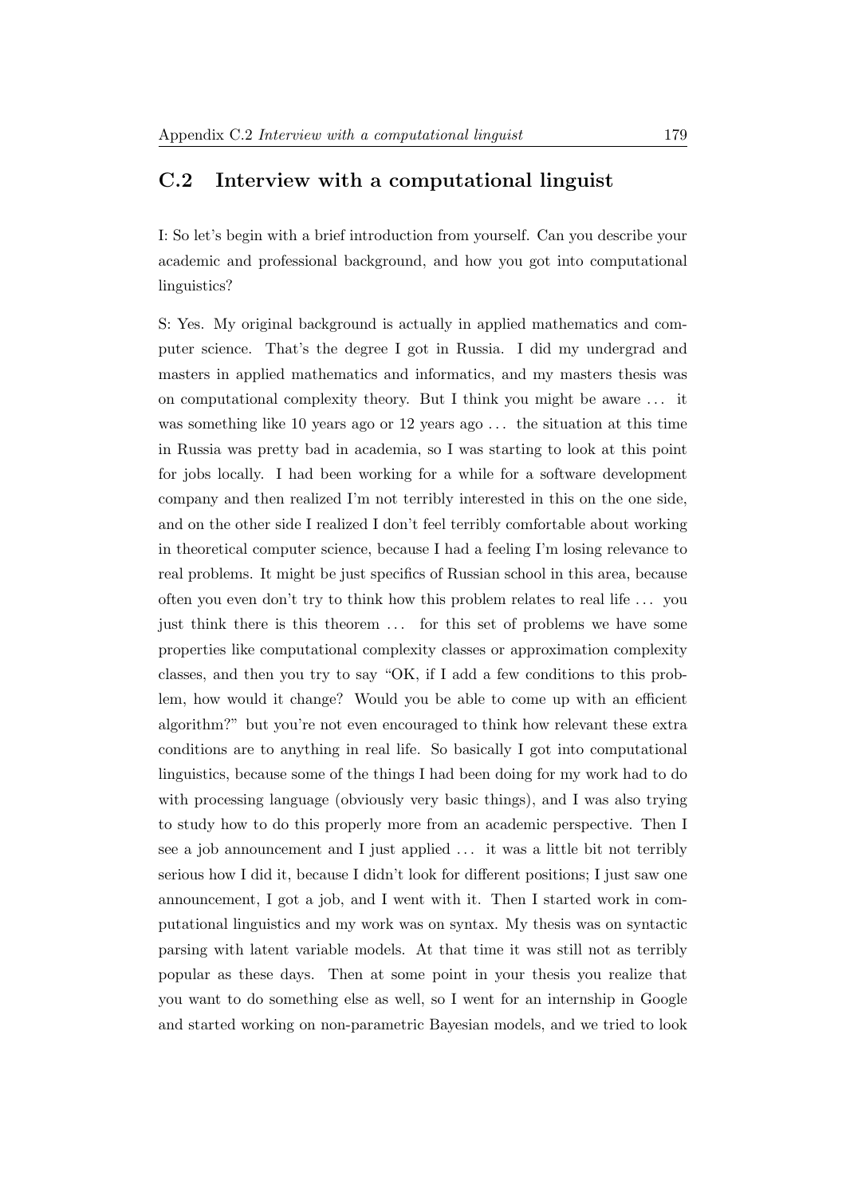## C.2 Interview with a computational linguist

I: So let's begin with a brief introduction from yourself. Can you describe your academic and professional background, and how you got into computational linguistics?

S: Yes. My original background is actually in applied mathematics and computer science. That's the degree I got in Russia. I did my undergrad and masters in applied mathematics and informatics, and my masters thesis was on computational complexity theory. But I think you might be aware … it was something like 10 years ago or 12 years ago … the situation at this time in Russia was pretty bad in academia, so I was starting to look at this point for jobs locally. I had been working for a while for a software development company and then realized I'm not terribly interested in this on the one side, and on the other side I realized I don't feel terribly comfortable about working in theoretical computer science, because I had a feeling I'm losing relevance to real problems. It might be just specifics of Russian school in this area, because often you even don't try to think how this problem relates to real life … you just think there is this theorem … for this set of problems we have some properties like computational complexity classes or approximation complexity classes, and then you try to say "OK, if I add a few conditions to this problem, how would it change? Would you be able to come up with an efficient algorithm?" but you're not even encouraged to think how relevant these extra conditions are to anything in real life. So basically I got into computational linguistics, because some of the things I had been doing for my work had to do with processing language (obviously very basic things), and I was also trying to study how to do this properly more from an academic perspective. Then I see a job announcement and I just applied … it was a little bit not terribly serious how I did it, because I didn't look for different positions; I just saw one announcement, I got a job, and I went with it. Then I started work in computational linguistics and my work was on syntax. My thesis was on syntactic parsing with latent variable models. At that time it was still not as terribly popular as these days. Then at some point in your thesis you realize that you want to do something else as well, so I went for an internship in Google and started working on non-parametric Bayesian models, and we tried to look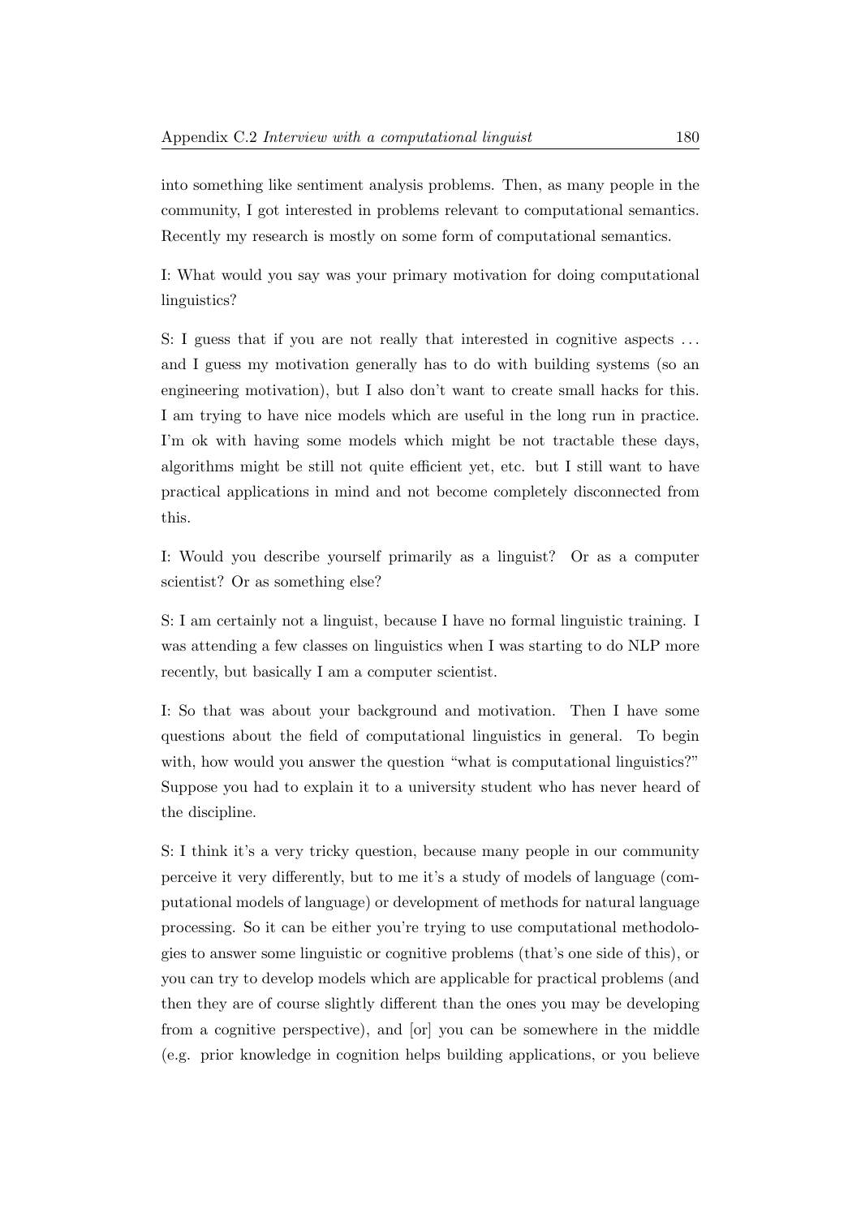into something like sentiment analysis problems. Then, as many people in the community, I got interested in problems relevant to computational semantics. Recently my research is mostly on some form of computational semantics.

I: What would you say was your primary motivation for doing computational linguistics?

S: I guess that if you are not really that interested in cognitive aspects ... and I guess my motivation generally has to do with building systems (so an engineering motivation), but I also don't want to create small hacks for this. I am trying to have nice models which are useful in the long run in practice. I'm ok with having some models which might be not tractable these days, algorithms might be still not quite efficient yet, etc. but I still want to have practical applications in mind and not become completely disconnected from this.

I: Would you describe yourself primarily as a linguist? Or as a computer scientist? Or as something else?

S: I am certainly not a linguist, because I have no formal linguistic training. I was attending a few classes on linguistics when I was starting to do NLP more recently, but basically I am a computer scientist.

I: So that was about your background and motivation. Then I have some questions about the field of computational linguistics in general. To begin with, how would you answer the question "what is computational linguistics?" Suppose you had to explain it to a university student who has never heard of the discipline.

S: I think it's a very tricky question, because many people in our community perceive it very differently, but to me it's a study of models of language (computational models of language) or development of methods for natural language processing. So it can be either you're trying to use computational methodologies to answer some linguistic or cognitive problems (that's one side of this), or you can try to develop models which are applicable for practical problems (and then they are of course slightly different than the ones you may be developing from a cognitive perspective), and [or] you can be somewhere in the middle (e.g. prior knowledge in cognition helps building applications, or you believe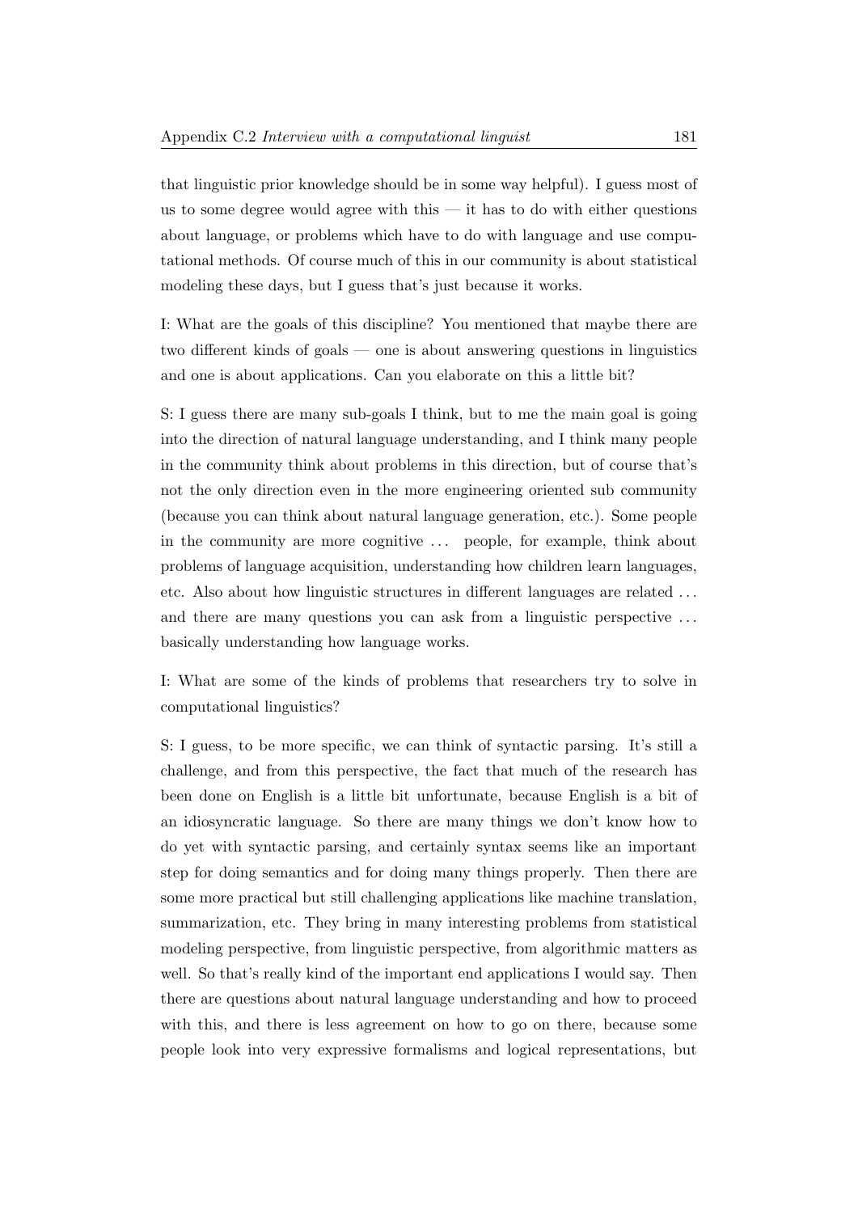that linguistic prior knowledge should be in some way helpful). I guess most of us to some degree would agree with this — it has to do with either questions about language, or problems which have to do with language and use computational methods. Of course much of this in our community is about statistical modeling these days, but I guess that's just because it works.

I: What are the goals of this discipline? You mentioned that maybe there are two different kinds of goals — one is about answering questions in linguistics and one is about applications. Can you elaborate on this a little bit?

S: I guess there are many sub-goals I think, but to me the main goal is going into the direction of natural language understanding, and I think many people in the community think about problems in this direction, but of course that's not the only direction even in the more engineering oriented sub community (because you can think about natural language generation, etc.). Some people in the community are more cognitive ... people, for example, think about problems of language acquisition, understanding how children learn languages, etc. Also about how linguistic structures in different languages are related ... and there are many questions you can ask from a linguistic perspective ... basically understanding how language works.

I: What are some of the kinds of problems that researchers try to solve in computational linguistics?

S: I guess, to be more specific, we can think of syntactic parsing. It's still a challenge, and from this perspective, the fact that much of the research has been done on English is a little bit unfortunate, because English is a bit of an idiosyncratic language. So there are many things we don't know how to do yet with syntactic parsing, and certainly syntax seems like an important step for doing semantics and for doing many things properly. Then there are some more practical but still challenging applications like machine translation, summarization, etc. They bring in many interesting problems from statistical modeling perspective, from linguistic perspective, from algorithmic matters as well. So that's really kind of the important end applications I would say. Then there are questions about natural language understanding and how to proceed with this, and there is less agreement on how to go on there, because some people look into very expressive formalisms and logical representations, but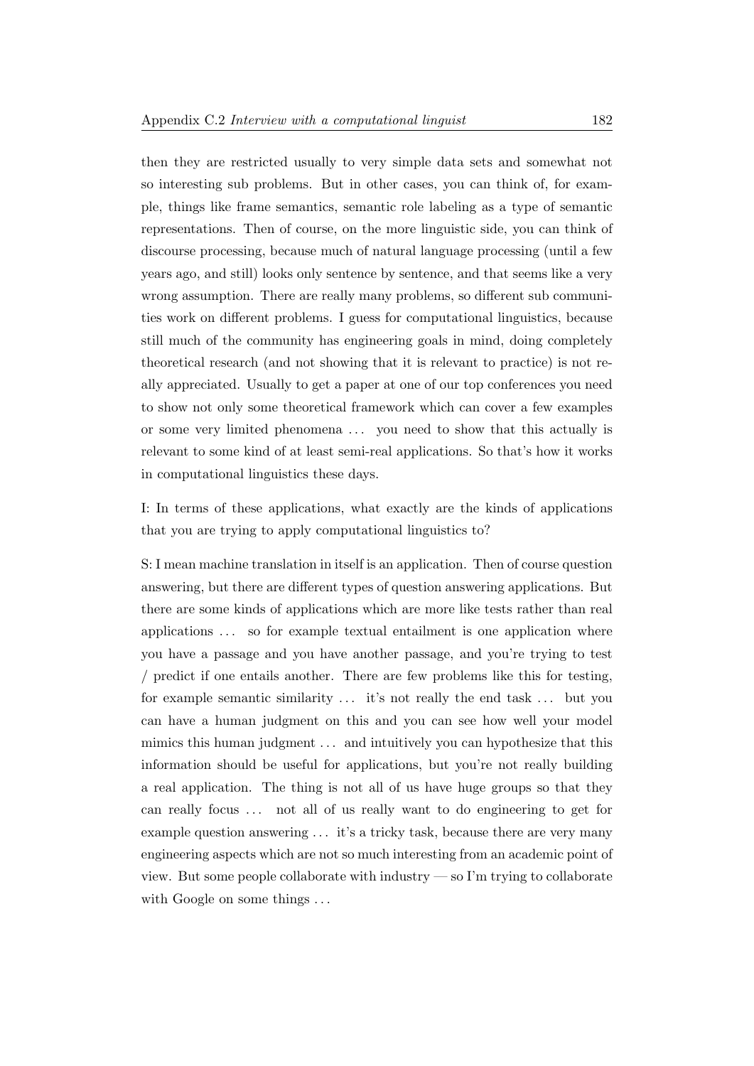then they are restricted usually to very simple data sets and somewhat not so interesting sub problems. But in other cases, you can think of, for example, things like frame semantics, semantic role labeling as a type of semantic representations. Then of course, on the more linguistic side, you can think of discourse processing, because much of natural language processing (until a few years ago, and still) looks only sentence by sentence, and that seems like a very wrong assumption. There are really many problems, so different sub communities work on different problems. I guess for computational linguistics, because still much of the community has engineering goals in mind, doing completely theoretical research (and not showing that it is relevant to practice) is not really appreciated. Usually to get a paper at one of our top conferences you need to show not only some theoretical framework which can cover a few examples or some very limited phenomena ... you need to show that this actually is relevant to some kind of at least semi-real applications. So that's how it works in computational linguistics these days.

I: In terms of these applications, what exactly are the kinds of applications that you are trying to apply computational linguistics to?

S: I mean machine translation in itself is an application. Then of course question answering, but there are different types of question answering applications. But there are some kinds of applications which are more like tests rather than real applications ... so for example textual entailment is one application where you have a passage and you have another passage, and you're trying to test / predict if one entails another. There are few problems like this for testing, for example semantic similarity ... it's not really the end task ... but you can have a human judgment on this and you can see how well your model mimics this human judgment ... and intuitively you can hypothesize that this information should be useful for applications, but you're not really building a real application. The thing is not all of us have huge groups so that they can really focus ... not all of us really want to do engineering to get for example question answering ... it's a tricky task, because there are very many engineering aspects which are not so much interesting from an academic point of view. But some people collaborate with industry — so I'm trying to collaborate with Google on some things ...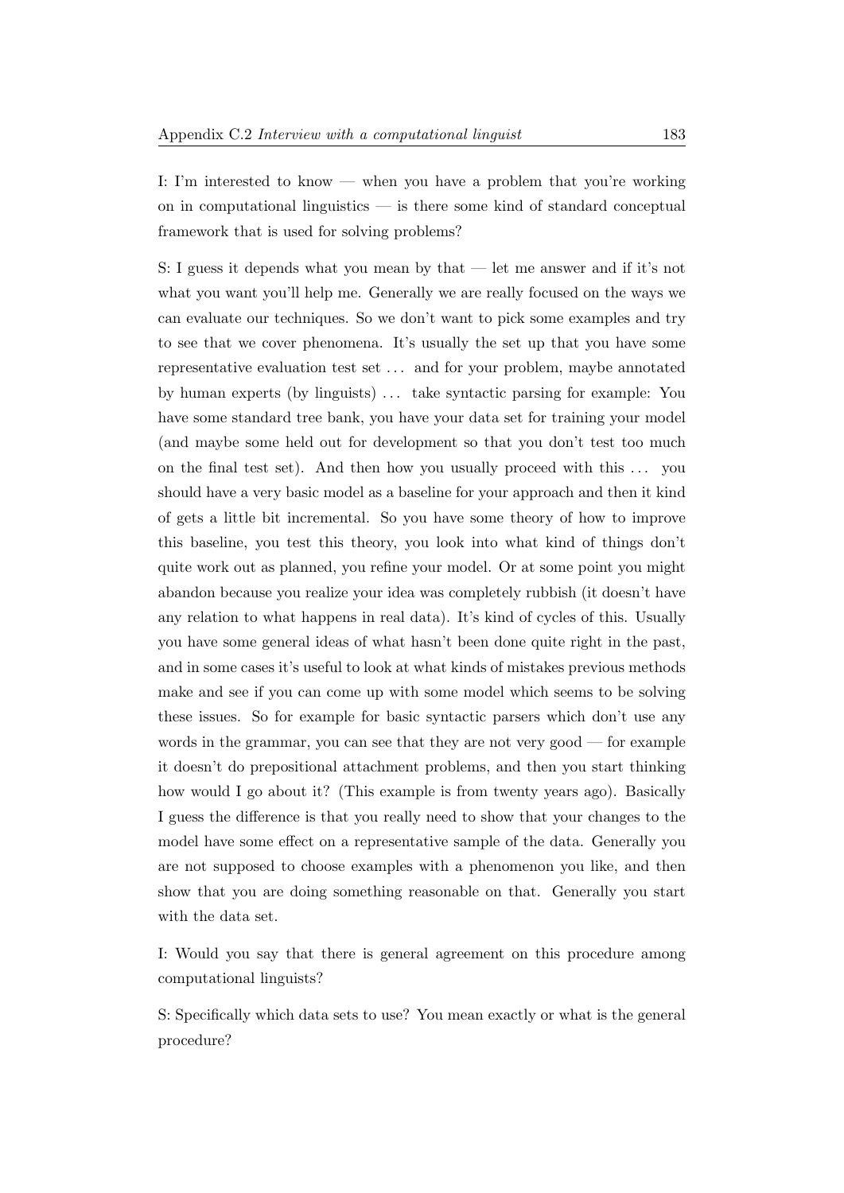I: I'm interested to know — when you have a problem that you're working on in computational linguistics — is there some kind of standard conceptual framework that is used for solving problems?

S: I guess it depends what you mean by that — let me answer and if it's not what you want you'll help me. Generally we are really focused on the ways we can evaluate our techniques. So we don't want to pick some examples and try to see that we cover phenomena. It's usually the set up that you have some representative evaluation test set … and for your problem, maybe annotated by human experts (by linguists) … take syntactic parsing for example: You have some standard tree bank, you have your data set for training your model (and maybe some held out for development so that you don't test too much on the final test set). And then how you usually proceed with this … you should have a very basic model as a baseline for your approach and then it kind of gets a little bit incremental. So you have some theory of how to improve this baseline, you test this theory, you look into what kind of things don't quite work out as planned, you refine your model. Or at some point you might abandon because you realize your idea was completely rubbish (it doesn't have any relation to what happens in real data). It's kind of cycles of this. Usually you have some general ideas of what hasn't been done quite right in the past, and in some cases it's useful to look at what kinds of mistakes previous methods make and see if you can come up with some model which seems to be solving these issues. So for example for basic syntactic parsers which don't use any words in the grammar, you can see that they are not very good — for example it doesn't do prepositional attachment problems, and then you start thinking how would I go about it? (This example is from twenty years ago). Basically I guess the difference is that you really need to show that your changes to the model have some effect on a representative sample of the data. Generally you are not supposed to choose examples with a phenomenon you like, and then show that you are doing something reasonable on that. Generally you start with the data set.

I: Would you say that there is general agreement on this procedure among computational linguists?

S: Specifically which data sets to use? You mean exactly or what is the general procedure?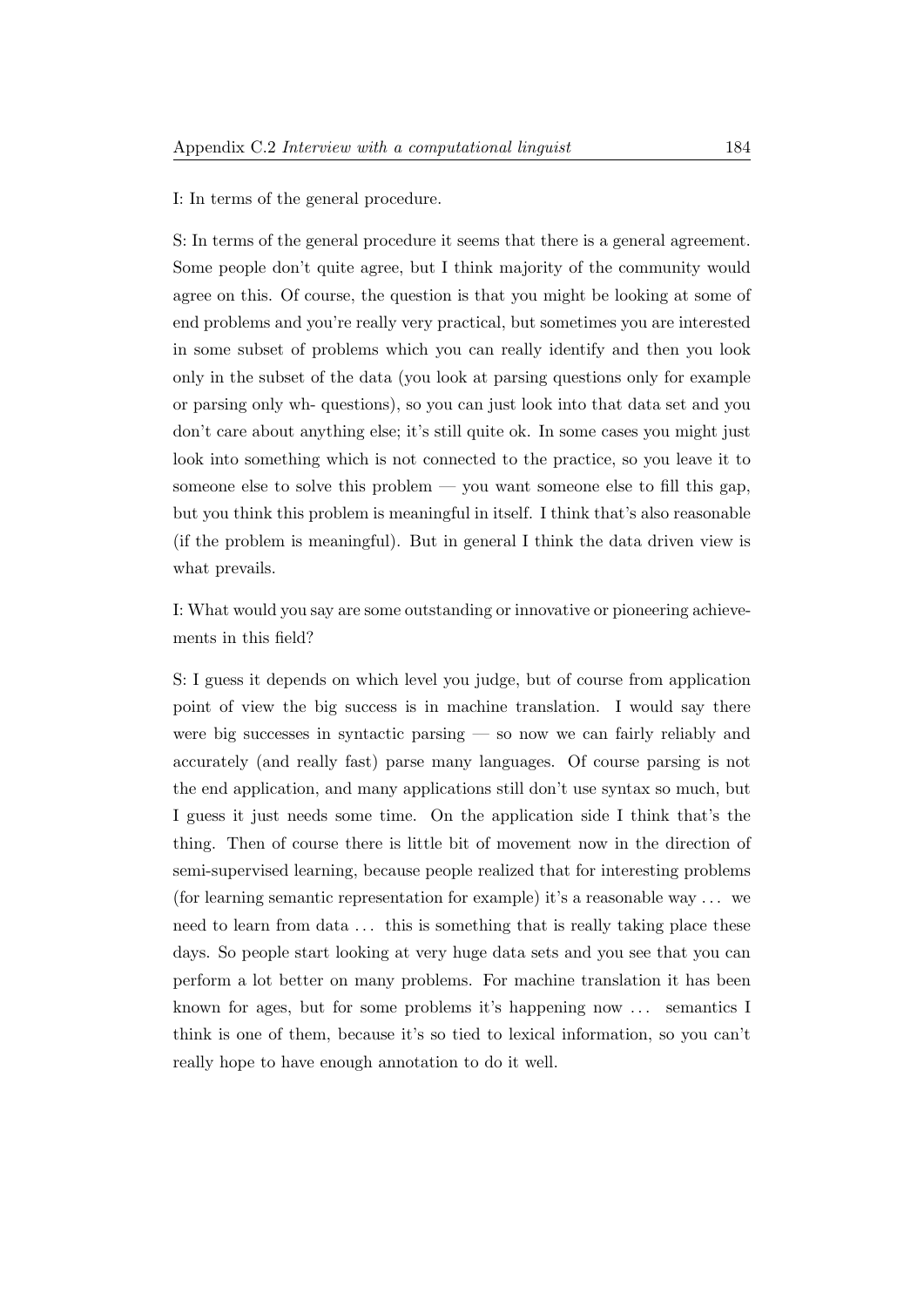I: In terms of the general procedure.

S: In terms of the general procedure it seems that there is a general agreement. Some people don't quite agree, but I think majority of the community would agree on this. Of course, the question is that you might be looking at some of end problems and you're really very practical, but sometimes you are interested in some subset of problems which you can really identify and then you look only in the subset of the data (you look at parsing questions only for example or parsing only wh- questions), so you can just look into that data set and you don't care about anything else; it's still quite ok. In some cases you might just look into something which is not connected to the practice, so you leave it to someone else to solve this problem — you want someone else to fill this gap, but you think this problem is meaningful in itself. I think that's also reasonable (if the problem is meaningful). But in general I think the data driven view is what prevails.

I: What would you say are some outstanding or innovative or pioneering achievements in this field?

S: I guess it depends on which level you judge, but of course from application point of view the big success is in machine translation. I would say there were big successes in syntactic parsing — so now we can fairly reliably and accurately (and really fast) parse many languages. Of course parsing is not the end application, and many applications still don't use syntax so much, but I guess it just needs some time. On the application side I think that's the thing. Then of course there is little bit of movement now in the direction of semi-supervised learning, because people realized that for interesting problems (for learning semantic representation for example) it's a reasonable way ... we need to learn from data ... this is something that is really taking place these days. So people start looking at very huge data sets and you see that you can perform a lot better on many problems. For machine translation it has been known for ages, but for some problems it's happening now ... semantics I think is one of them, because it's so tied to lexical information, so you can't really hope to have enough annotation to do it well.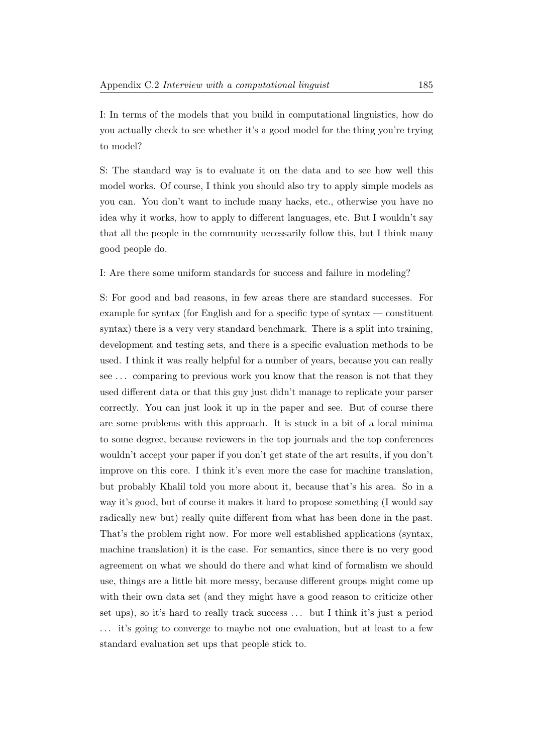I: In terms of the models that you build in computational linguistics, how do you actually check to see whether it's a good model for the thing you're trying to model?

S: The standard way is to evaluate it on the data and to see how well this model works. Of course, I think you should also try to apply simple models as you can. You don't want to include many hacks, etc., otherwise you have no idea why it works, how to apply to different languages, etc. But I wouldn't say that all the people in the community necessarily follow this, but I think many good people do.

I: Are there some uniform standards for success and failure in modeling?

S: For good and bad reasons, in few areas there are standard successes. For example for syntax (for English and for a specific type of syntax — constituent syntax) there is a very very standard benchmark. There is a split into training, development and testing sets, and there is a specific evaluation methods to be used. I think it was really helpful for a number of years, because you can really see … comparing to previous work you know that the reason is not that they used different data or that this guy just didn't manage to replicate your parser correctly. You can just look it up in the paper and see. But of course there are some problems with this approach. It is stuck in a bit of a local minima to some degree, because reviewers in the top journals and the top conferences wouldn't accept your paper if you don't get state of the art results, if you don't improve on this core. I think it's even more the case for machine translation, but probably Khalil told you more about it, because that's his area. So in a way it's good, but of course it makes it hard to propose something (I would say radically new but) really quite different from what has been done in the past. That's the problem right now. For more well established applications (syntax, machine translation) it is the case. For semantics, since there is no very good agreement on what we should do there and what kind of formalism we should use, things are a little bit more messy, because different groups might come up with their own data set (and they might have a good reason to criticize other set ups), so it's hard to really track success … but I think it's just a period … it's going to converge to maybe not one evaluation, but at least to a few standard evaluation set ups that people stick to.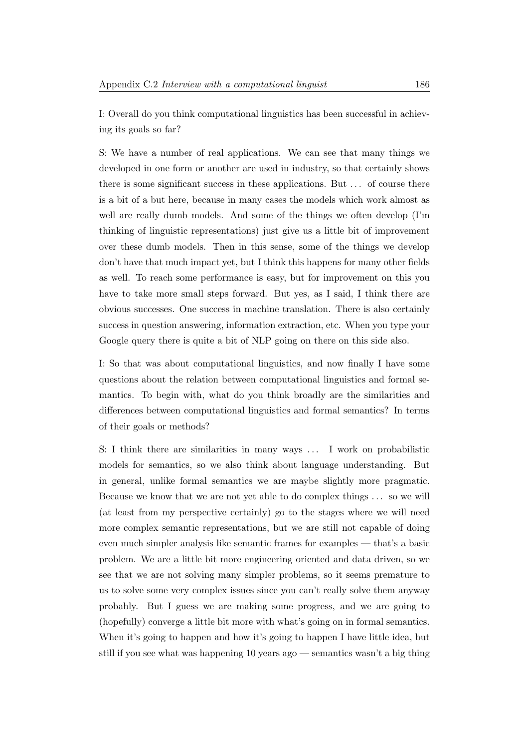I: Overall do you think computational linguistics has been successful in achieving its goals so far?

S: We have a number of real applications. We can see that many things we developed in one form or another are used in industry, so that certainly shows there is some significant success in these applications. But . . . of course there is a bit of a but here, because in many cases the models which work almost as well are really dumb models. And some of the things we often develop (I'm thinking of linguistic representations) just give us a little bit of improvement over these dumb models. Then in this sense, some of the things we develop don't have that much impact yet, but I think this happens for many other fields as well. To reach some performance is easy, but for improvement on this you have to take more small steps forward. But yes, as I said, I think there are obvious successes. One success in machine translation. There is also certainly success in question answering, information extraction, etc. When you type your Google query there is quite a bit of NLP going on there on this side also.

I: So that was about computational linguistics, and now finally I have some questions about the relation between computational linguistics and formal semantics. To begin with, what do you think broadly are the similarities and differences between computational linguistics and formal semantics? In terms of their goals or methods?

S: I think there are similarities in many ways . . . I work on probabilistic models for semantics, so we also think about language understanding. But in general, unlike formal semantics we are maybe slightly more pragmatic. Because we know that we are not yet able to do complex things . . . so we will (at least from my perspective certainly) go to the stages where we will need more complex semantic representations, but we are still not capable of doing even much simpler analysis like semantic frames for examples — that's a basic problem. We are a little bit more engineering oriented and data driven, so we see that we are not solving many simpler problems, so it seems premature to us to solve some very complex issues since you can't really solve them anyway probably. But I guess we are making some progress, and we are going to (hopefully) converge a little bit more with what's going on in formal semantics. When it's going to happen and how it's going to happen I have little idea, but still if you see what was happening 10 years ago — semantics wasn't a big thing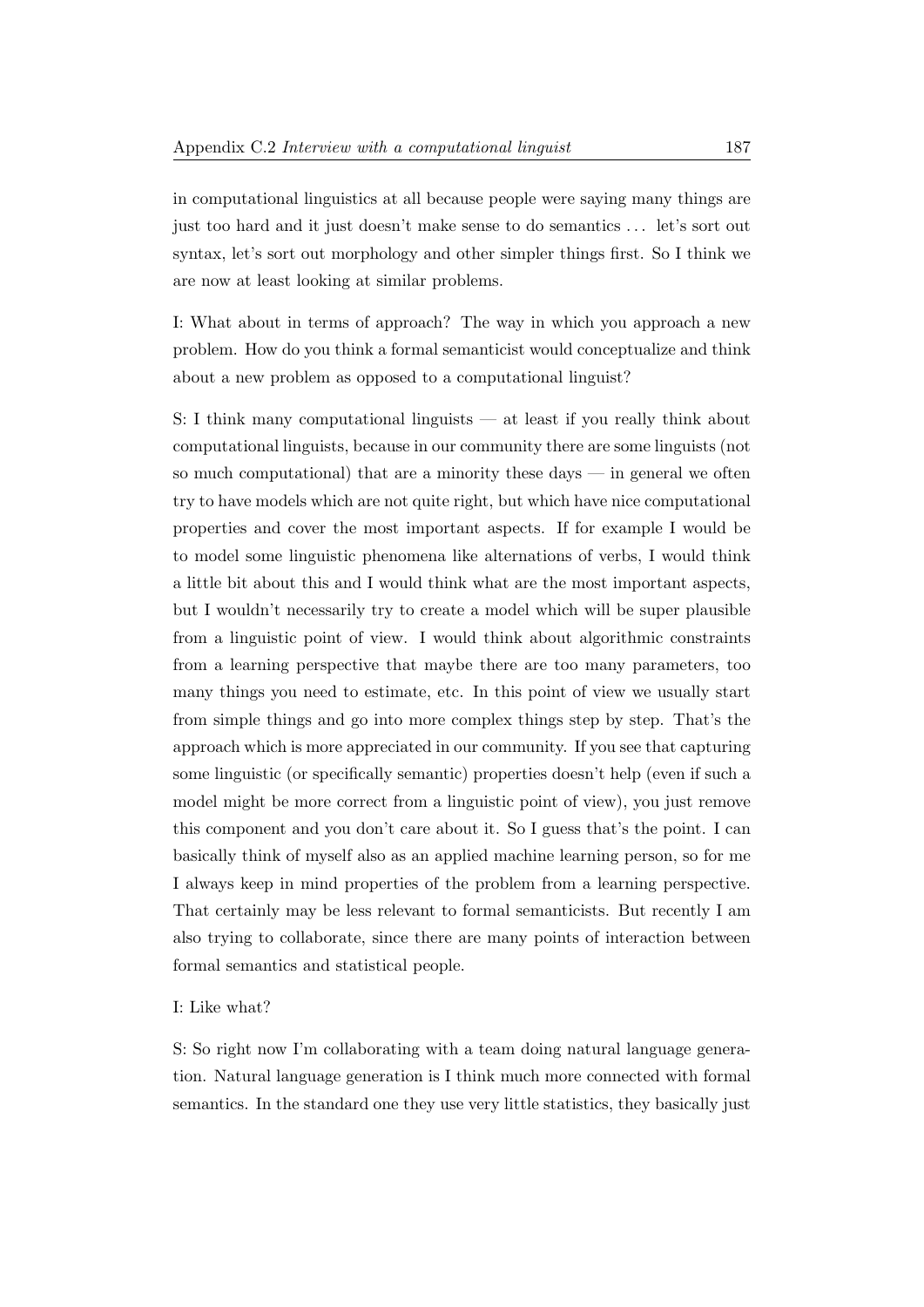in computational linguistics at all because people were saying many things are just too hard and it just doesn't make sense to do semantics ... let's sort out syntax, let's sort out morphology and other simpler things first. So I think we are now at least looking at similar problems.

I: What about in terms of approach? The way in which you approach a new problem. How do you think a formal semanticist would conceptualize and think about a new problem as opposed to a computational linguist?

S: I think many computational linguists — at least if you really think about computational linguists, because in our community there are some linguists (not so much computational) that are a minority these days — in general we often try to have models which are not quite right, but which have nice computational properties and cover the most important aspects. If for example I would be to model some linguistic phenomena like alternations of verbs, I would think a little bit about this and I would think what are the most important aspects, but I wouldn't necessarily try to create a model which will be super plausible from a linguistic point of view. I would think about algorithmic constraints from a learning perspective that maybe there are too many parameters, too many things you need to estimate, etc. In this point of view we usually start from simple things and go into more complex things step by step. That's the approach which is more appreciated in our community. If you see that capturing some linguistic (or specifically semantic) properties doesn't help (even if such a model might be more correct from a linguistic point of view), you just remove this component and you don't care about it. So I guess that's the point. I can basically think of myself also as an applied machine learning person, so for me I always keep in mind properties of the problem from a learning perspective. That certainly may be less relevant to formal semanticists. But recently I am also trying to collaborate, since there are many points of interaction between formal semantics and statistical people.

I: Like what?

S: So right now I'm collaborating with a team doing natural language generation. Natural language generation is I think much more connected with formal semantics. In the standard one they use very little statistics, they basically just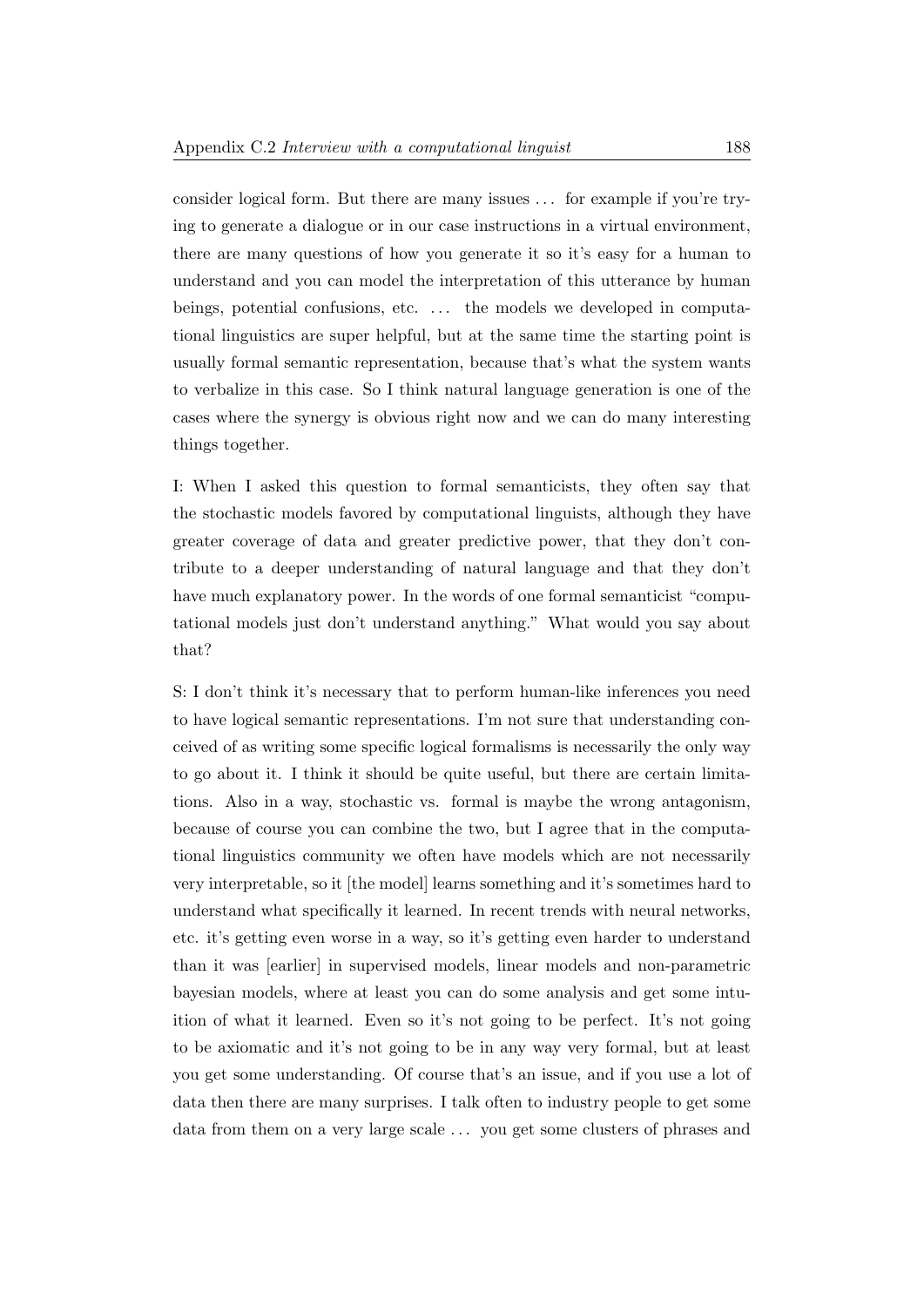consider logical form. But there are many issues . . . for example if you're trying to generate a dialogue or in our case instructions in a virtual environment, there are many questions of how you generate it so it's easy for a human to understand and you can model the interpretation of this utterance by human beings, potential confusions, etc. . . . the models we developed in computational linguistics are super helpful, but at the same time the starting point is usually formal semantic representation, because that's what the system wants to verbalize in this case. So I think natural language generation is one of the cases where the synergy is obvious right now and we can do many interesting things together.

I: When I asked this question to formal semanticists, they often say that the stochastic models favored by computational linguists, although they have greater coverage of data and greater predictive power, that they don't contribute to a deeper understanding of natural language and that they don't have much explanatory power. In the words of one formal semanticist "computational models just don't understand anything." What would you say about that?

S: I don't think it's necessary that to perform human-like inferences you need to have logical semantic representations. I'm not sure that understanding conceived of as writing some specific logical formalisms is necessarily the only way to go about it. I think it should be quite useful, but there are certain limitations. Also in a way, stochastic vs. formal is maybe the wrong antagonism, because of course you can combine the two, but I agree that in the computational linguistics community we often have models which are not necessarily very interpretable, so it [the model] learns something and it's sometimes hard to understand what specifically it learned. In recent trends with neural networks, etc. it's getting even worse in a way, so it's getting even harder to understand than it was [earlier] in supervised models, linear models and non-parametric bayesian models, where at least you can do some analysis and get some intuition of what it learned. Even so it's not going to be perfect. It's not going to be axiomatic and it's not going to be in any way very formal, but at least you get some understanding. Of course that's an issue, and if you use a lot of data then there are many surprises. I talk often to industry people to get some data from them on a very large scale . . . you get some clusters of phrases and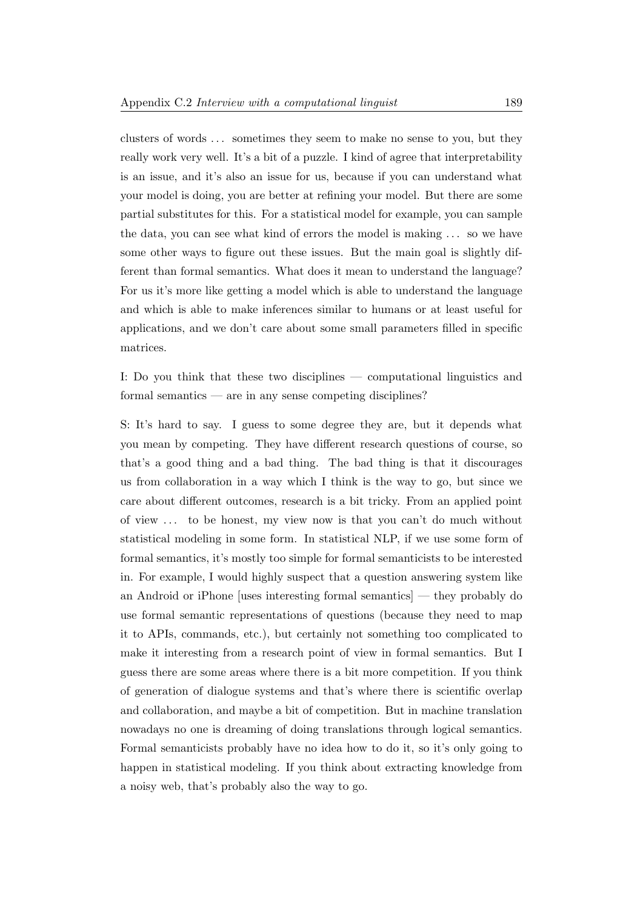clusters of words ... sometimes they seem to make no sense to you, but they really work very well. It's a bit of a puzzle. I kind of agree that interpretability is an issue, and it's also an issue for us, because if you can understand what your model is doing, you are better at refining your model. But there are some partial substitutes for this. For a statistical model for example, you can sample the data, you can see what kind of errors the model is making ... so we have some other ways to figure out these issues. But the main goal is slightly different than formal semantics. What does it mean to understand the language? For us it's more like getting a model which is able to understand the language and which is able to make inferences similar to humans or at least useful for applications, and we don't care about some small parameters filled in specific matrices.

I: Do you think that these two disciplines — computational linguistics and formal semantics — are in any sense competing disciplines?

S: It's hard to say. I guess to some degree they are, but it depends what you mean by competing. They have different research questions of course, so that's a good thing and a bad thing. The bad thing is that it discourages us from collaboration in a way which I think is the way to go, but since we care about different outcomes, research is a bit tricky. From an applied point of view ... to be honest, my view now is that you can't do much without statistical modeling in some form. In statistical NLP, if we use some form of formal semantics, it's mostly too simple for formal semanticists to be interested in. For example, I would highly suspect that a question answering system like an Android or iPhone [uses interesting formal semantics] — they probably do use formal semantic representations of questions (because they need to map it to APIs, commands, etc.), but certainly not something too complicated to make it interesting from a research point of view in formal semantics. But I guess there are some areas where there is a bit more competition. If you think of generation of dialogue systems and that's where there is scientific overlap and collaboration, and maybe a bit of competition. But in machine translation nowadays no one is dreaming of doing translations through logical semantics. Formal semanticists probably have no idea how to do it, so it's only going to happen in statistical modeling. If you think about extracting knowledge from a noisy web, that's probably also the way to go.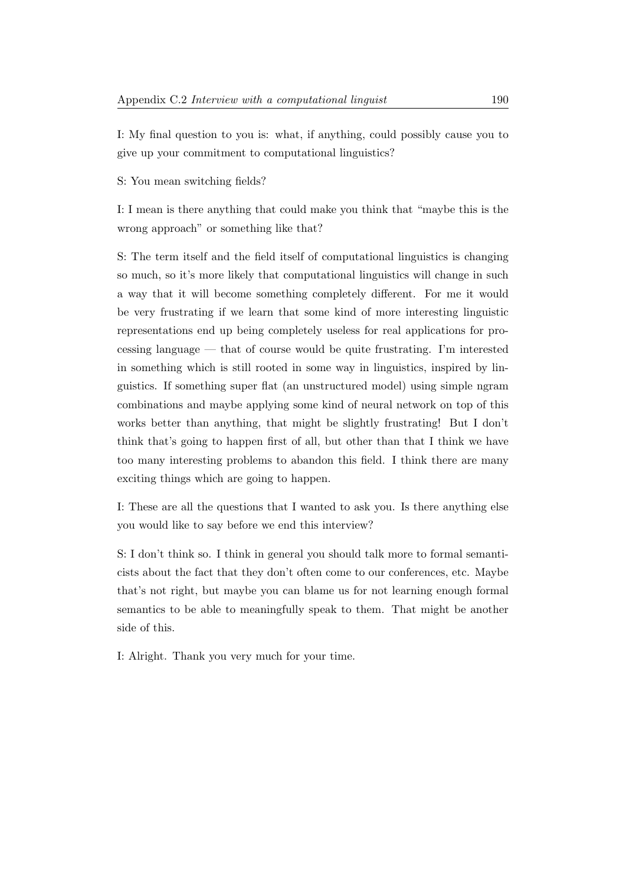I: My final question to you is: what, if anything, could possibly cause you to give up your commitment to computational linguistics?

S: You mean switching fields?

I: I mean is there anything that could make you think that "maybe this is the wrong approach" or something like that?

S: The term itself and the field itself of computational linguistics is changing so much, so it's more likely that computational linguistics will change in such a way that it will become something completely different. For me it would be very frustrating if we learn that some kind of more interesting linguistic representations end up being completely useless for real applications for processing language — that of course would be quite frustrating. I'm interested in something which is still rooted in some way in linguistics, inspired by linguistics. If something super flat (an unstructured model) using simple ngram combinations and maybe applying some kind of neural network on top of this works better than anything, that might be slightly frustrating! But I don't think that's going to happen first of all, but other than that I think we have too many interesting problems to abandon this field. I think there are many exciting things which are going to happen.

I: These are all the questions that I wanted to ask you. Is there anything else you would like to say before we end this interview?

S: I don't think so. I think in general you should talk more to formal semanticists about the fact that they don't often come to our conferences, etc. Maybe that's not right, but maybe you can blame us for not learning enough formal semantics to be able to meaningfully speak to them. That might be another side of this.

I: Alright. Thank you very much for your time.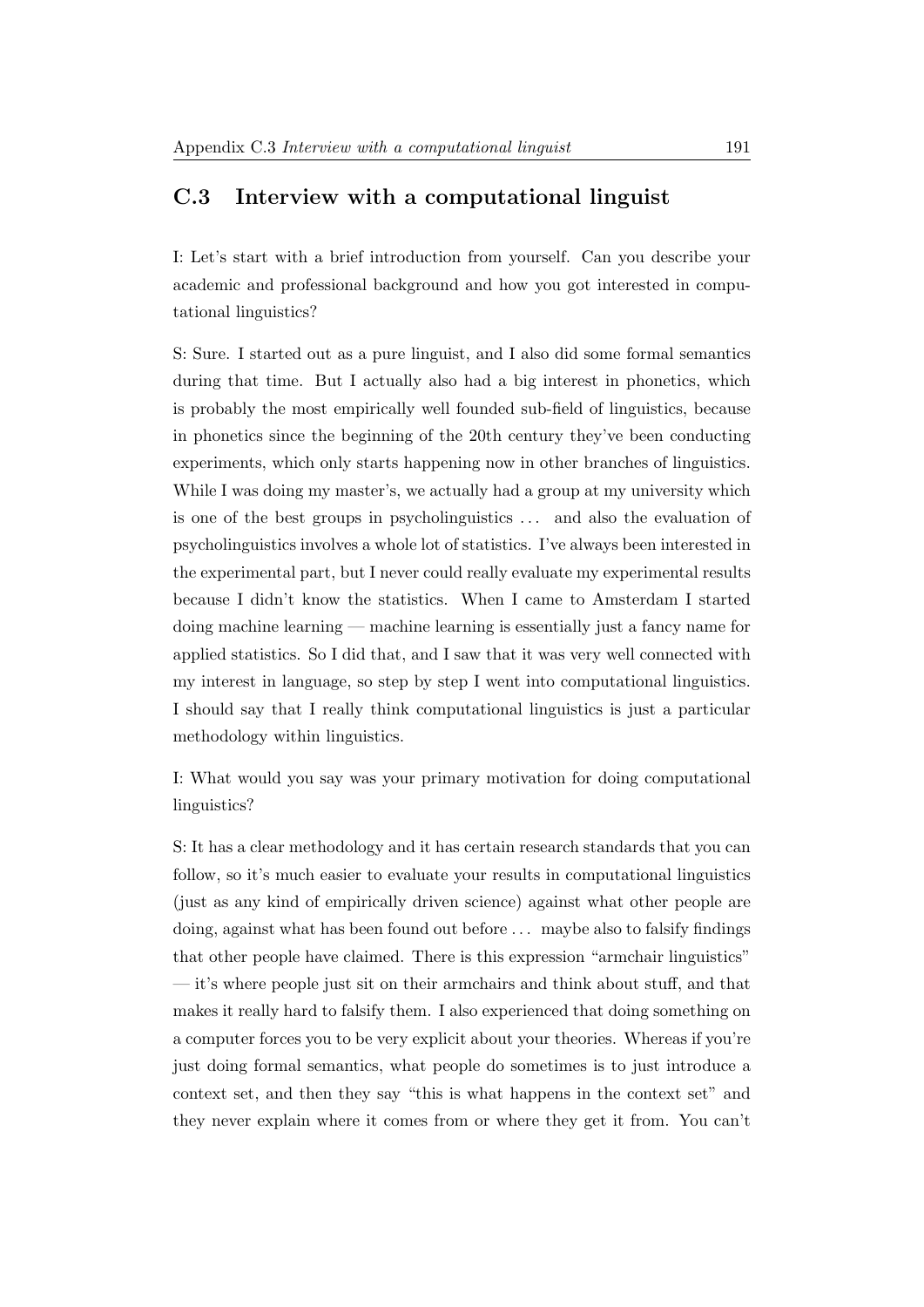## C.3 Interview with a computational linguist

I: Let's start with a brief introduction from yourself. Can you describe your academic and professional background and how you got interested in computational linguistics?

S: Sure. I started out as a pure linguist, and I also did some formal semantics during that time. But I actually also had a big interest in phonetics, which is probably the most empirically well founded sub-field of linguistics, because in phonetics since the beginning of the 20th century they've been conducting experiments, which only starts happening now in other branches of linguistics. While I was doing my master's, we actually had a group at my university which is one of the best groups in psycholinguistics ... and also the evaluation of psycholinguistics involves a whole lot of statistics. I've always been interested in the experimental part, but I never could really evaluate my experimental results because I didn't know the statistics. When I came to Amsterdam I started doing machine learning — machine learning is essentially just a fancy name for applied statistics. So I did that, and I saw that it was very well connected with my interest in language, so step by step I went into computational linguistics. I should say that I really think computational linguistics is just a particular methodology within linguistics.

I: What would you say was your primary motivation for doing computational linguistics?

S: It has a clear methodology and it has certain research standards that you can follow, so it's much easier to evaluate your results in computational linguistics (just as any kind of empirically driven science) against what other people are doing, against what has been found out before ... maybe also to falsify findings that other people have claimed. There is this expression "armchair linguistics" — it's where people just sit on their armchairs and think about stuff, and that makes it really hard to falsify them. I also experienced that doing something on a computer forces you to be very explicit about your theories. Whereas if you're just doing formal semantics, what people do sometimes is to just introduce a context set, and then they say "this is what happens in the context set" and they never explain where it comes from or where they get it from. You can't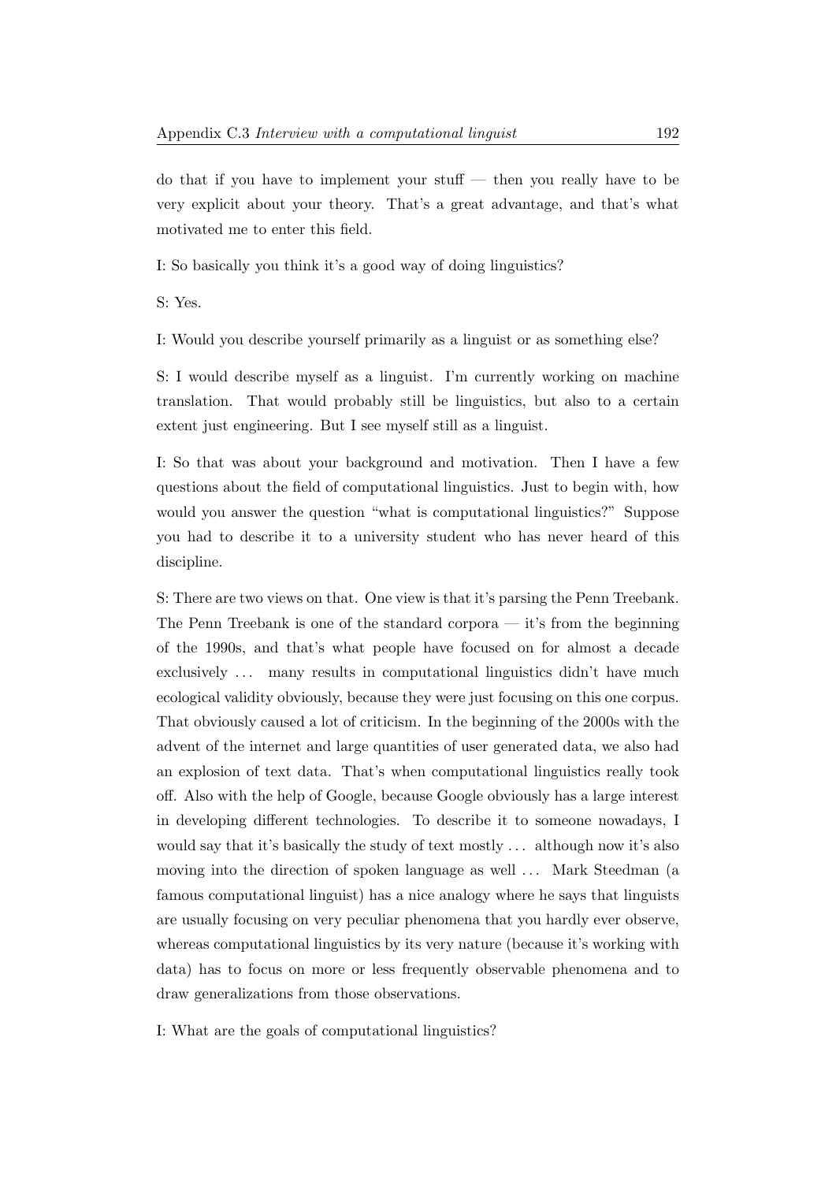do that if you have to implement your stuff — then you really have to be very explicit about your theory. That's a great advantage, and that's what motivated me to enter this field.

I: So basically you think it's a good way of doing linguistics?

S: Yes.

I: Would you describe yourself primarily as a linguist or as something else?

S: I would describe myself as a linguist. I'm currently working on machine translation. That would probably still be linguistics, but also to a certain extent just engineering. But I see myself still as a linguist.

I: So that was about your background and motivation. Then I have a few questions about the field of computational linguistics. Just to begin with, how would you answer the question "what is computational linguistics?" Suppose you had to describe it to a university student who has never heard of this discipline.

S: There are two views on that. One view is that it's parsing the Penn Treebank. The Penn Treebank is one of the standard corpora — it's from the beginning of the 1990s, and that's what people have focused on for almost a decade exclusively ... many results in computational linguistics didn't have much ecological validity obviously, because they were just focusing on this one corpus. That obviously caused a lot of criticism. In the beginning of the 2000s with the advent of the internet and large quantities of user generated data, we also had an explosion of text data. That's when computational linguistics really took off. Also with the help of Google, because Google obviously has a large interest in developing different technologies. To describe it to someone nowadays, I would say that it's basically the study of text mostly ... although now it's also moving into the direction of spoken language as well ... Mark Steedman (a famous computational linguist) has a nice analogy where he says that linguists are usually focusing on very peculiar phenomena that you hardly ever observe, whereas computational linguistics by its very nature (because it's working with data) has to focus on more or less frequently observable phenomena and to draw generalizations from those observations.

I: What are the goals of computational linguistics?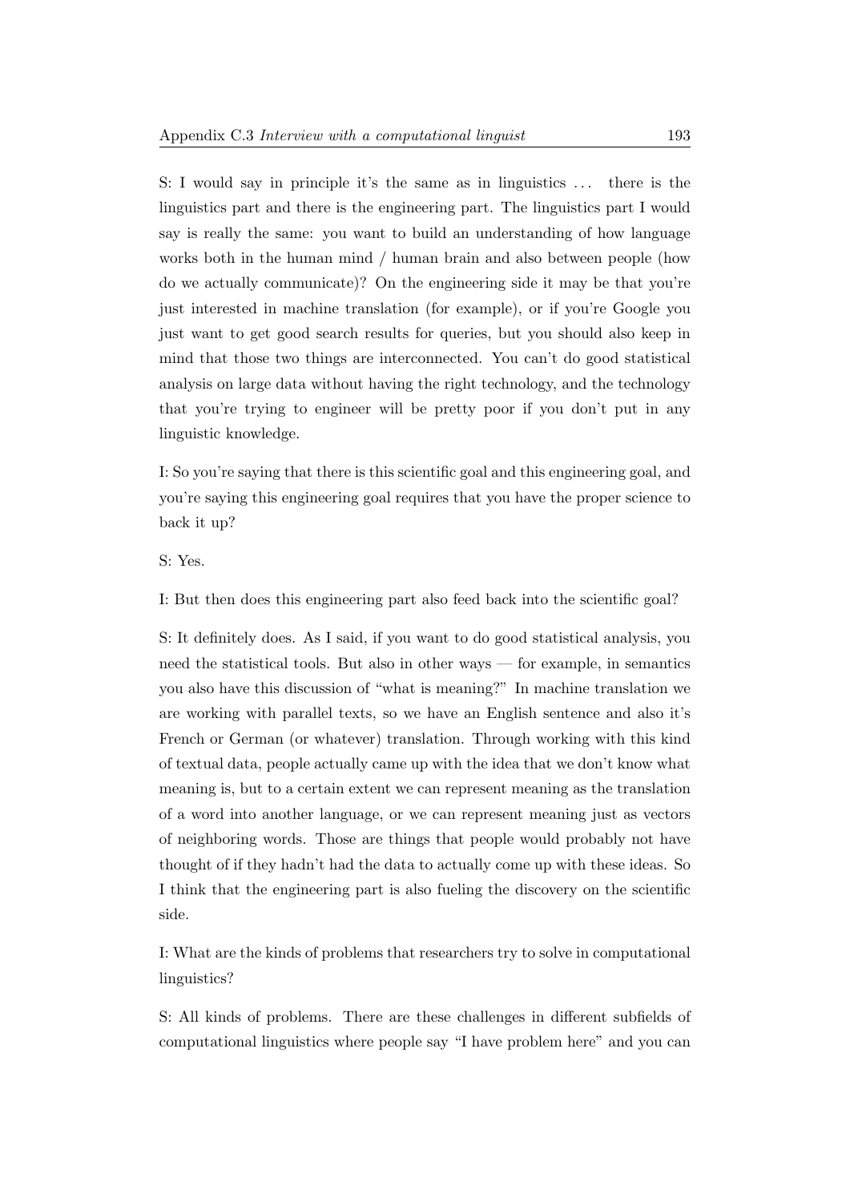S: I would say in principle it's the same as in linguistics ... there is the linguistics part and there is the engineering part. The linguistics part I would say is really the same: you want to build an understanding of how language works both in the human mind / human brain and also between people (how do we actually communicate)? On the engineering side it may be that you're just interested in machine translation (for example), or if you're Google you just want to get good search results for queries, but you should also keep in mind that those two things are interconnected. You can't do good statistical analysis on large data without having the right technology, and the technology that you're trying to engineer will be pretty poor if you don't put in any linguistic knowledge.

I: So you're saying that there is this scientific goal and this engineering goal, and you're saying this engineering goal requires that you have the proper science to back it up?

S: Yes.

I: But then does this engineering part also feed back into the scientific goal?

S: It definitely does. As I said, if you want to do good statistical analysis, you need the statistical tools. But also in other ways — for example, in semantics you also have this discussion of "what is meaning?" In machine translation we are working with parallel texts, so we have an English sentence and also it's French or German (or whatever) translation. Through working with this kind of textual data, people actually came up with the idea that we don't know what meaning is, but to a certain extent we can represent meaning as the translation of a word into another language, or we can represent meaning just as vectors of neighboring words. Those are things that people would probably not have thought of if they hadn't had the data to actually come up with these ideas. So I think that the engineering part is also fueling the discovery on the scientific side.

I: What are the kinds of problems that researchers try to solve in computational linguistics?

S: All kinds of problems. There are these challenges in different subfields of computational linguistics where people say "I have problem here" and you can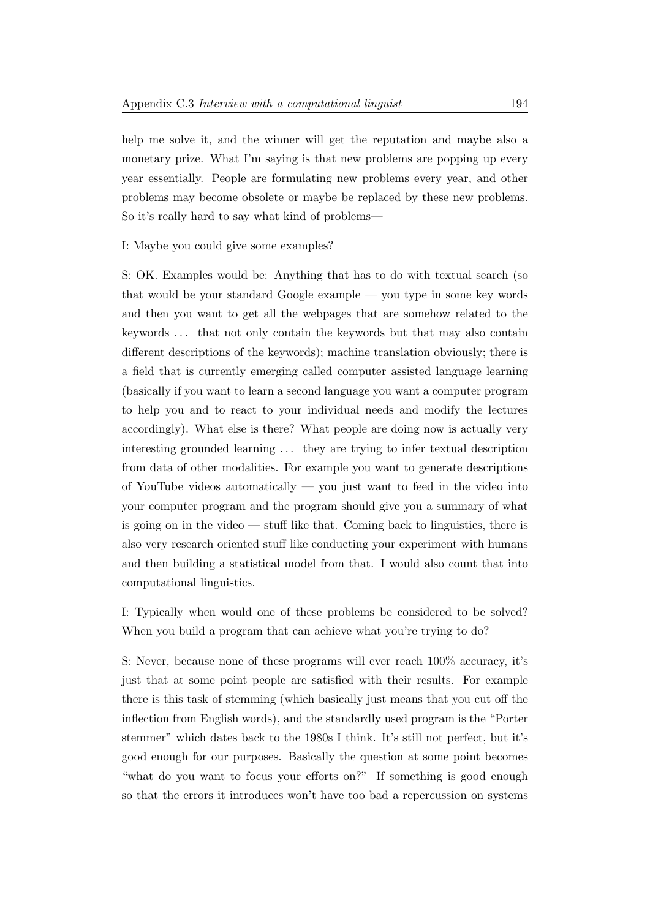help me solve it, and the winner will get the reputation and maybe also a monetary prize. What I'm saying is that new problems are popping up every year essentially. People are formulating new problems every year, and other problems may become obsolete or maybe be replaced by these new problems. So it's really hard to say what kind of problems—

I: Maybe you could give some examples?

S: OK. Examples would be: Anything that has to do with textual search (so that would be your standard Google example — you type in some key words and then you want to get all the webpages that are somehow related to the keywords ... that not only contain the keywords but that may also contain different descriptions of the keywords); machine translation obviously; there is a field that is currently emerging called computer assisted language learning (basically if you want to learn a second language you want a computer program to help you and to react to your individual needs and modify the lectures accordingly). What else is there? What people are doing now is actually very interesting grounded learning ... they are trying to infer textual description from data of other modalities. For example you want to generate descriptions of YouTube videos automatically — you just want to feed in the video into your computer program and the program should give you a summary of what is going on in the video — stuff like that. Coming back to linguistics, there is also very research oriented stuff like conducting your experiment with humans and then building a statistical model from that. I would also count that into computational linguistics.

I: Typically when would one of these problems be considered to be solved? When you build a program that can achieve what you're trying to do?

S: Never, because none of these programs will ever reach 100% accuracy, it's just that at some point people are satisfied with their results. For example there is this task of stemming (which basically just means that you cut off the inflection from English words), and the standardly used program is the "Porter stemmer" which dates back to the 1980s I think. It's still not perfect, but it's good enough for our purposes. Basically the question at some point becomes "what do you want to focus your efforts on?" If something is good enough so that the errors it introduces won't have too bad a repercussion on systems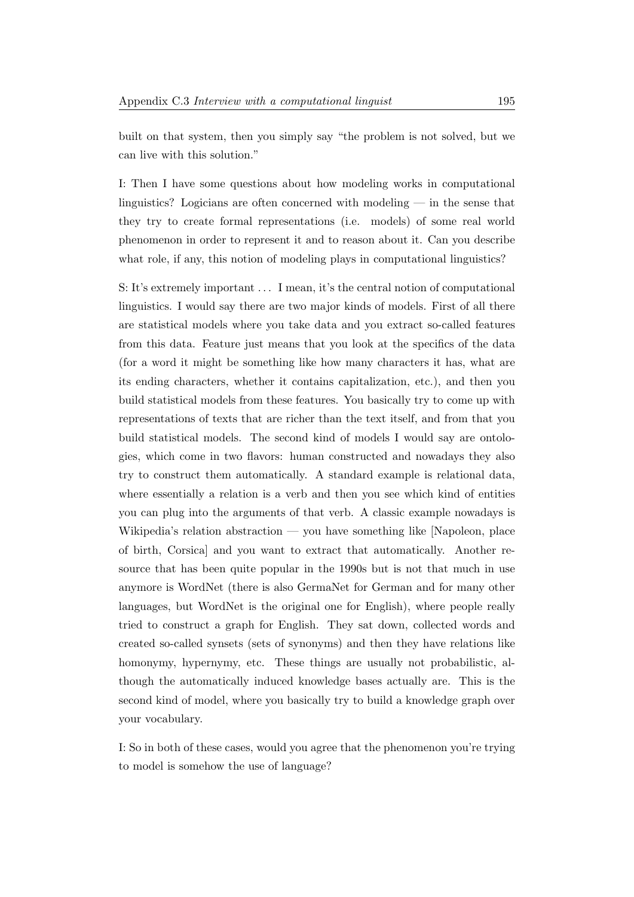built on that system, then you simply say "the problem is not solved, but we can live with this solution."

I: Then I have some questions about how modeling works in computational linguistics? Logicians are often concerned with modeling — in the sense that they try to create formal representations (i.e. models) of some real world phenomenon in order to represent it and to reason about it. Can you describe what role, if any, this notion of modeling plays in computational linguistics?

S: It's extremely important ... I mean, it's the central notion of computational linguistics. I would say there are two major kinds of models. First of all there are statistical models where you take data and you extract so-called features from this data. Feature just means that you look at the specifics of the data (for a word it might be something like how many characters it has, what are its ending characters, whether it contains capitalization, etc.), and then you build statistical models from these features. You basically try to come up with representations of texts that are richer than the text itself, and from that you build statistical models. The second kind of models I would say are ontologies, which come in two flavors: human constructed and nowadays they also try to construct them automatically. A standard example is relational data, where essentially a relation is a verb and then you see which kind of entities you can plug into the arguments of that verb. A classic example nowadays is Wikipedia's relation abstraction — you have something like [Napoleon, place of birth, Corsica] and you want to extract that automatically. Another resource that has been quite popular in the 1990s but is not that much in use anymore is WordNet (there is also GermaNet for German and for many other languages, but WordNet is the original one for English), where people really tried to construct a graph for English. They sat down, collected words and created so-called synsets (sets of synonyms) and then they have relations like homonymy, hypernymy, etc. These things are usually not probabilistic, although the automatically induced knowledge bases actually are. This is the second kind of model, where you basically try to build a knowledge graph over your vocabulary.

I: So in both of these cases, would you agree that the phenomenon you're trying to model is somehow the use of language?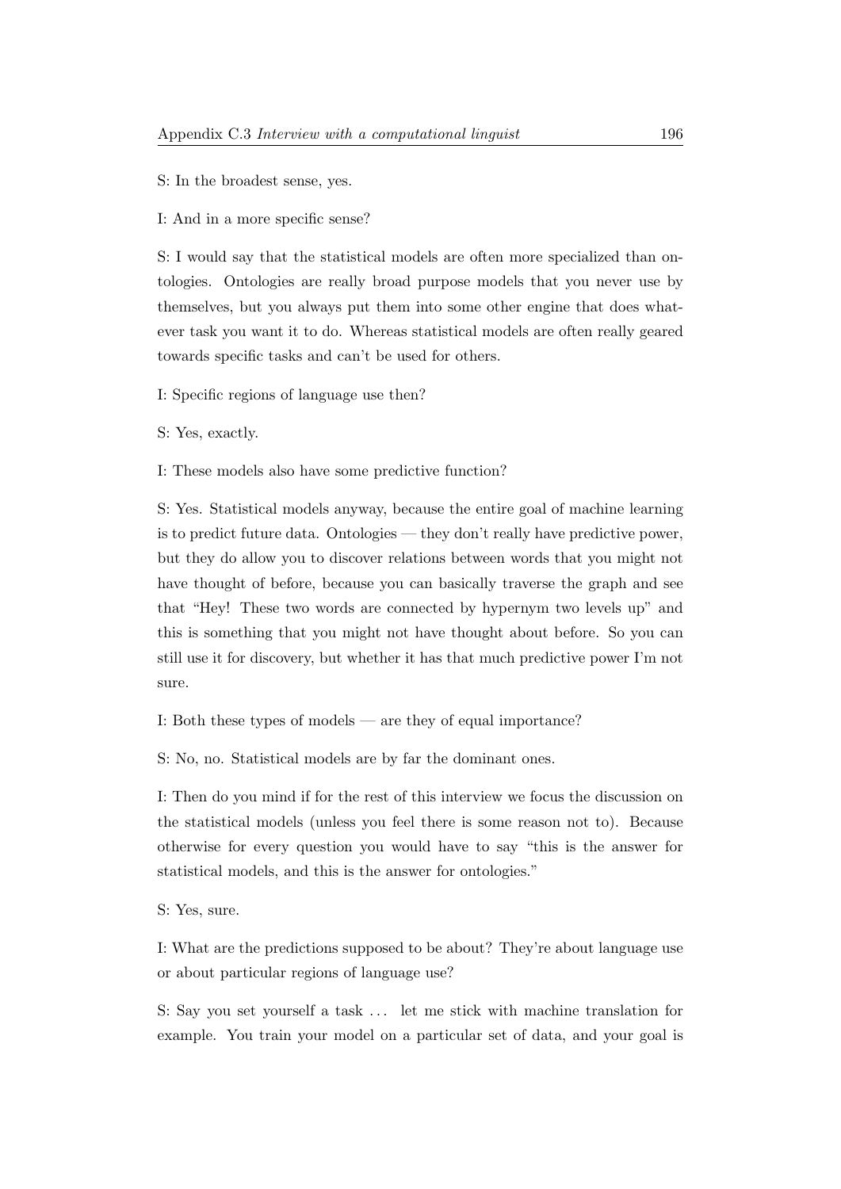S: In the broadest sense, yes.

I: And in a more specific sense?

S: I would say that the statistical models are often more specialized than ontologies. Ontologies are really broad purpose models that you never use by themselves, but you always put them into some other engine that does whatever task you want it to do. Whereas statistical models are often really geared towards specific tasks and can't be used for others.

I: Specific regions of language use then?

S: Yes, exactly.

I: These models also have some predictive function?

S: Yes. Statistical models anyway, because the entire goal of machine learning is to predict future data. Ontologies — they don't really have predictive power, but they do allow you to discover relations between words that you might not have thought of before, because you can basically traverse the graph and see that "Hey! These two words are connected by hypernym two levels up" and this is something that you might not have thought about before. So you can still use it for discovery, but whether it has that much predictive power I'm not sure.

I: Both these types of models — are they of equal importance?

S: No, no. Statistical models are by far the dominant ones.

I: Then do you mind if for the rest of this interview we focus the discussion on the statistical models (unless you feel there is some reason not to). Because otherwise for every question you would have to say "this is the answer for statistical models, and this is the answer for ontologies."

S: Yes, sure.

I: What are the predictions supposed to be about? They're about language use or about particular regions of language use?

S: Say you set yourself a task ... let me stick with machine translation for example. You train your model on a particular set of data, and your goal is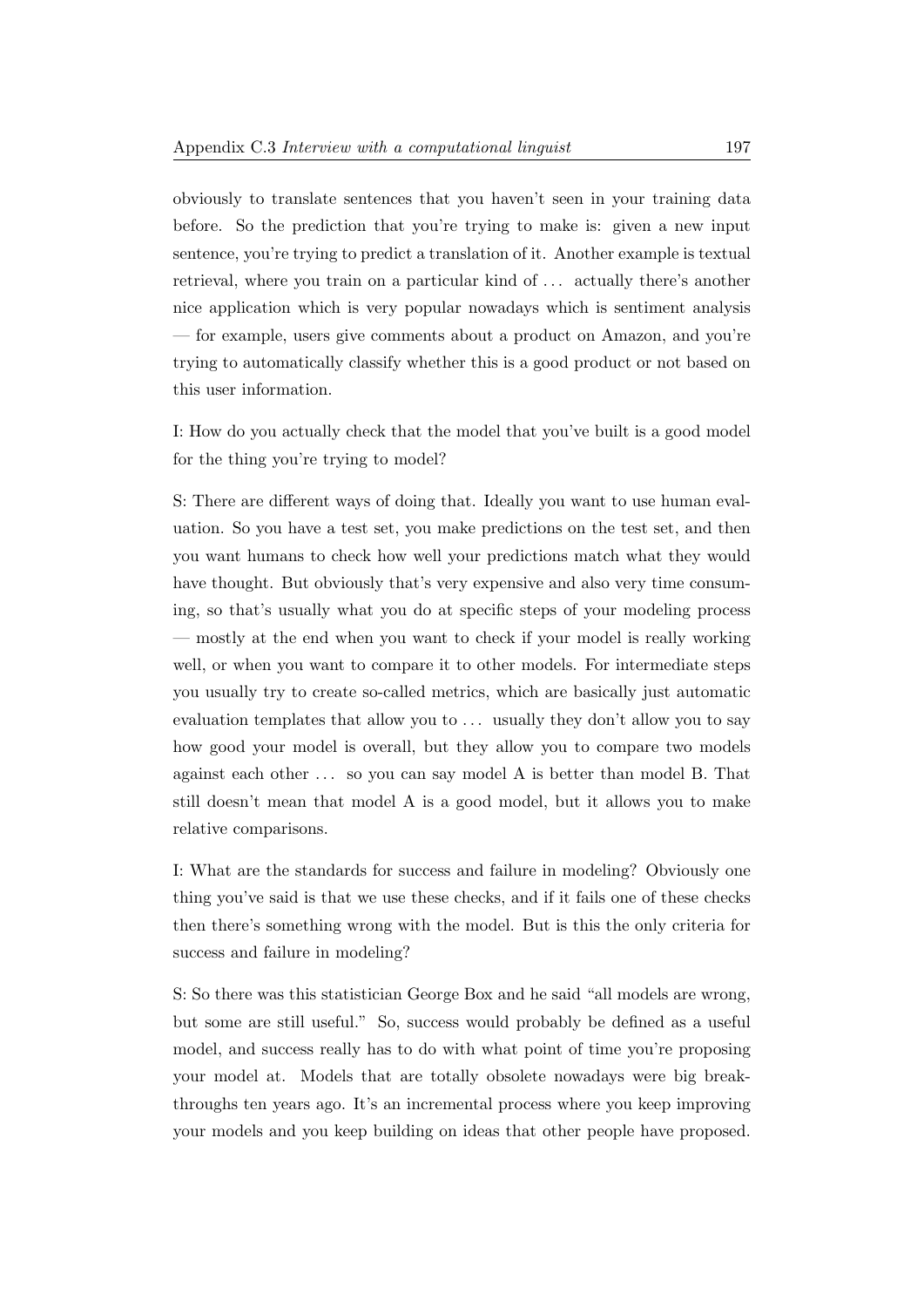obviously to translate sentences that you haven't seen in your training data before. So the prediction that you're trying to make is: given a new input sentence, you're trying to predict a translation of it. Another example is textual retrieval, where you train on a particular kind of ... actually there's another nice application which is very popular nowadays which is sentiment analysis — for example, users give comments about a product on Amazon, and you're trying to automatically classify whether this is a good product or not based on this user information.

I: How do you actually check that the model that you've built is a good model for the thing you're trying to model?

S: There are different ways of doing that. Ideally you want to use human evaluation. So you have a test set, you make predictions on the test set, and then you want humans to check how well your predictions match what they would have thought. But obviously that's very expensive and also very time consuming, so that's usually what you do at specific steps of your modeling process — mostly at the end when you want to check if your model is really working well, or when you want to compare it to other models. For intermediate steps you usually try to create so-called metrics, which are basically just automatic evaluation templates that allow you to ... usually they don't allow you to say how good your model is overall, but they allow you to compare two models against each other ... so you can say model A is better than model B. That still doesn't mean that model A is a good model, but it allows you to make relative comparisons.

I: What are the standards for success and failure in modeling? Obviously one thing you've said is that we use these checks, and if it fails one of these checks then there's something wrong with the model. But is this the only criteria for success and failure in modeling?

S: So there was this statistician George Box and he said "all models are wrong, but some are still useful." So, success would probably be defined as a useful model, and success really has to do with what point of time you're proposing your model at. Models that are totally obsolete nowadays were big breakthroughs ten years ago. It's an incremental process where you keep improving your models and you keep building on ideas that other people have proposed.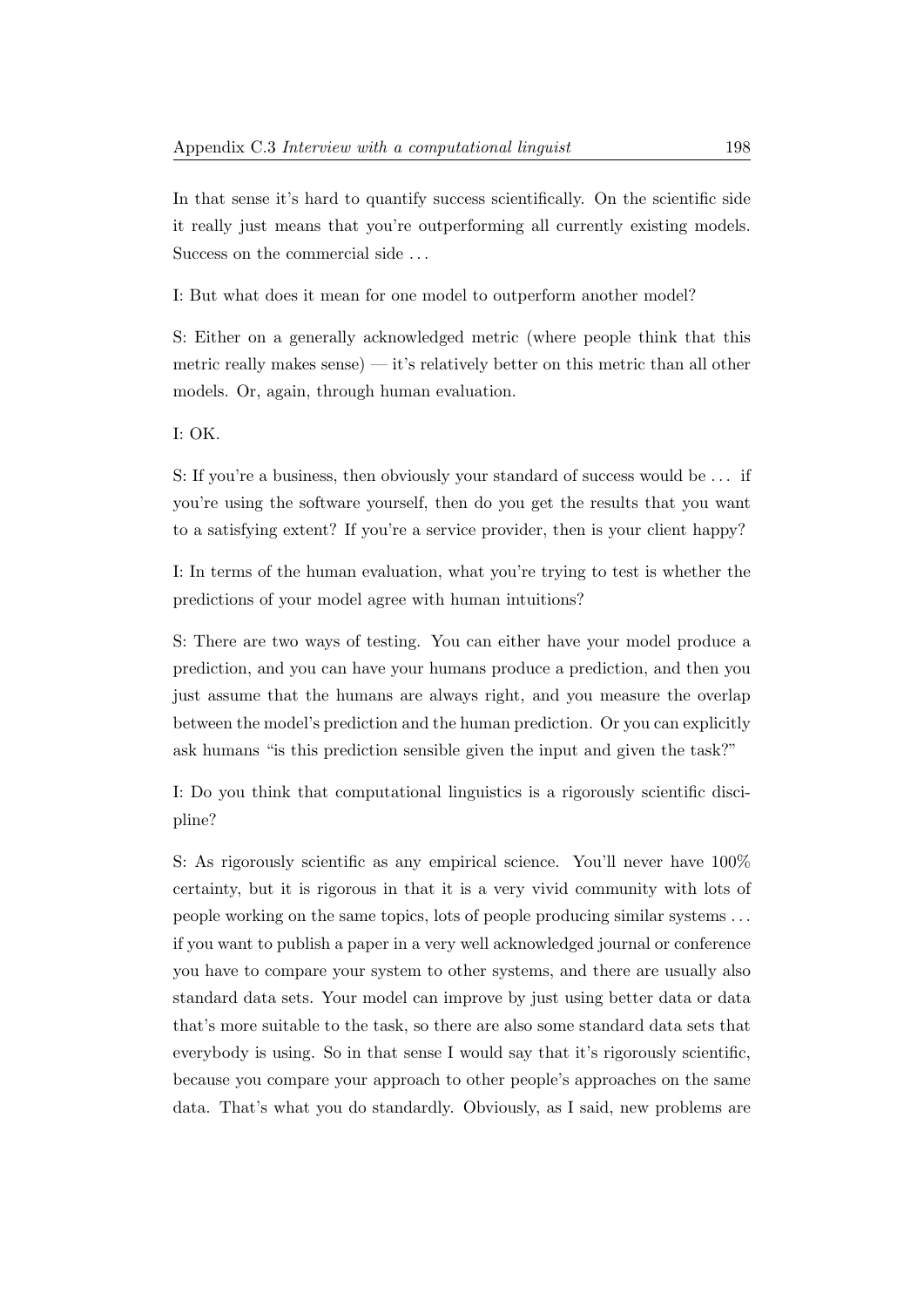In that sense it's hard to quantify success scientifically. On the scientific side it really just means that you're outperforming all currently existing models. Success on the commercial side . . .

I: But what does it mean for one model to outperform another model?

S: Either on a generally acknowledged metric (where people think that this metric really makes sense) — it's relatively better on this metric than all other models. Or, again, through human evaluation.

I: OK.

S: If you're a business, then obviously your standard of success would be . . . if you're using the software yourself, then do you get the results that you want to a satisfying extent? If you're a service provider, then is your client happy?

I: In terms of the human evaluation, what you're trying to test is whether the predictions of your model agree with human intuitions?

S: There are two ways of testing. You can either have your model produce a prediction, and you can have your humans produce a prediction, and then you just assume that the humans are always right, and you measure the overlap between the model's prediction and the human prediction. Or you can explicitly ask humans "is this prediction sensible given the input and given the task?"

I: Do you think that computational linguistics is a rigorously scientific discipline?

S: As rigorously scientific as any empirical science. You'll never have 100% certainty, but it is rigorous in that it is a very vivid community with lots of people working on the same topics, lots of people producing similar systems . . . if you want to publish a paper in a very well acknowledged journal or conference you have to compare your system to other systems, and there are usually also standard data sets. Your model can improve by just using better data or data that's more suitable to the task, so there are also some standard data sets that everybody is using. So in that sense I would say that it's rigorously scientific, because you compare your approach to other people's approaches on the same data. That's what you do standardly. Obviously, as I said, new problems are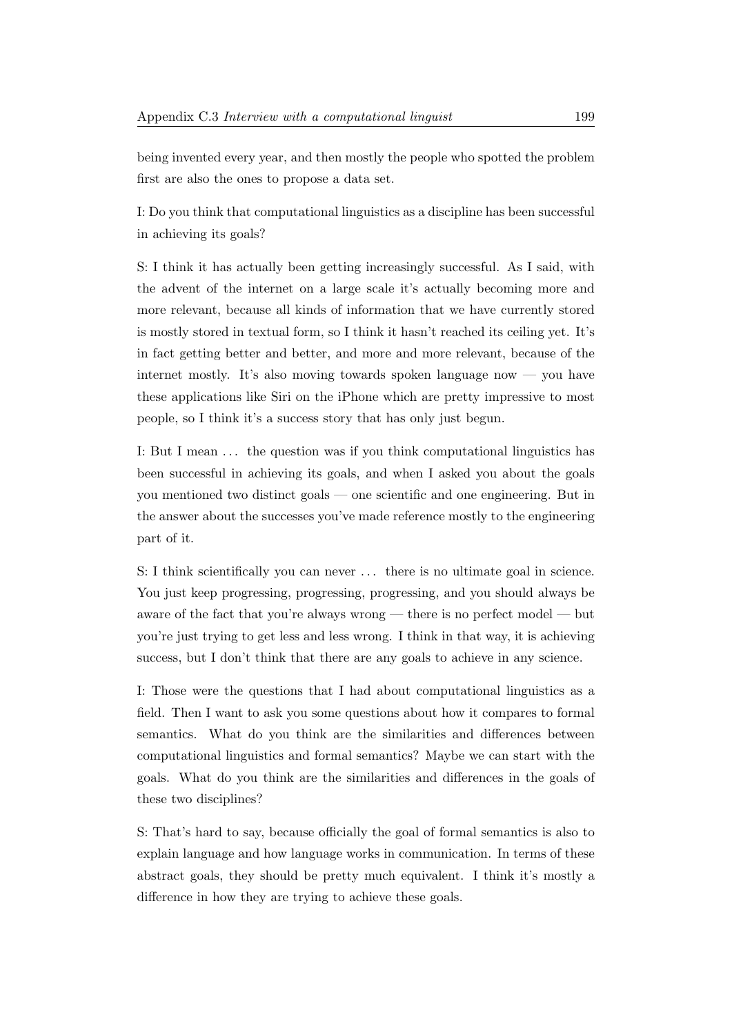being invented every year, and then mostly the people who spotted the problem first are also the ones to propose a data set.

I: Do you think that computational linguistics as a discipline has been successful in achieving its goals?

S: I think it has actually been getting increasingly successful. As I said, with the advent of the internet on a large scale it's actually becoming more and more relevant, because all kinds of information that we have currently stored is mostly stored in textual form, so I think it hasn't reached its ceiling yet. It's in fact getting better and better, and more and more relevant, because of the internet mostly. It's also moving towards spoken language now — you have these applications like Siri on the iPhone which are pretty impressive to most people, so I think it's a success story that has only just begun.

I: But I mean . . . the question was if you think computational linguistics has been successful in achieving its goals, and when I asked you about the goals you mentioned two distinct goals — one scientific and one engineering. But in the answer about the successes you've made reference mostly to the engineering part of it.

S: I think scientifically you can never . . . there is no ultimate goal in science. You just keep progressing, progressing, progressing, and you should always be aware of the fact that you're always wrong — there is no perfect model — but you're just trying to get less and less wrong. I think in that way, it is achieving success, but I don't think that there are any goals to achieve in any science.

I: Those were the questions that I had about computational linguistics as a field. Then I want to ask you some questions about how it compares to formal semantics. What do you think are the similarities and differences between computational linguistics and formal semantics? Maybe we can start with the goals. What do you think are the similarities and differences in the goals of these two disciplines?

S: That's hard to say, because officially the goal of formal semantics is also to explain language and how language works in communication. In terms of these abstract goals, they should be pretty much equivalent. I think it's mostly a difference in how they are trying to achieve these goals.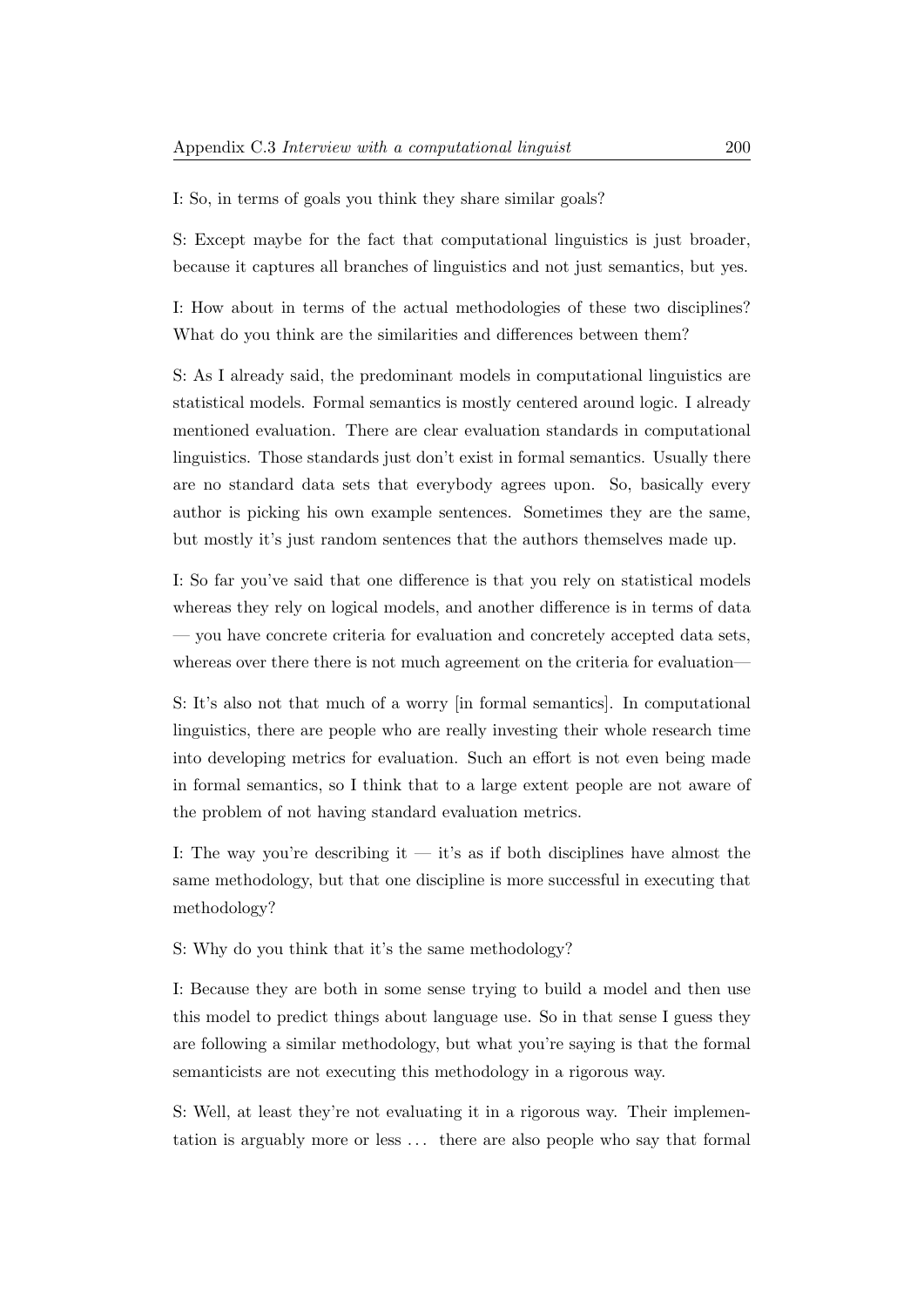I: So, in terms of goals you think they share similar goals?

S: Except maybe for the fact that computational linguistics is just broader, because it captures all branches of linguistics and not just semantics, but yes.

I: How about in terms of the actual methodologies of these two disciplines? What do you think are the similarities and differences between them?

S: As I already said, the predominant models in computational linguistics are statistical models. Formal semantics is mostly centered around logic. I already mentioned evaluation. There are clear evaluation standards in computational linguistics. Those standards just don't exist in formal semantics. Usually there are no standard data sets that everybody agrees upon. So, basically every author is picking his own example sentences. Sometimes they are the same, but mostly it's just random sentences that the authors themselves made up.

I: So far you've said that one difference is that you rely on statistical models whereas they rely on logical models, and another difference is in terms of data — you have concrete criteria for evaluation and concretely accepted data sets, whereas over there there is not much agreement on the criteria for evaluation—

S: It's also not that much of a worry [in formal semantics]. In computational linguistics, there are people who are really investing their whole research time into developing metrics for evaluation. Such an effort is not even being made in formal semantics, so I think that to a large extent people are not aware of the problem of not having standard evaluation metrics.

I: The way you're describing it — it's as if both disciplines have almost the same methodology, but that one discipline is more successful in executing that methodology?

S: Why do you think that it's the same methodology?

I: Because they are both in some sense trying to build a model and then use this model to predict things about language use. So in that sense I guess they are following a similar methodology, but what you're saying is that the formal semanticists are not executing this methodology in a rigorous way.

S: Well, at least they're not evaluating it in a rigorous way. Their implementation is arguably more or less ... there are also people who say that formal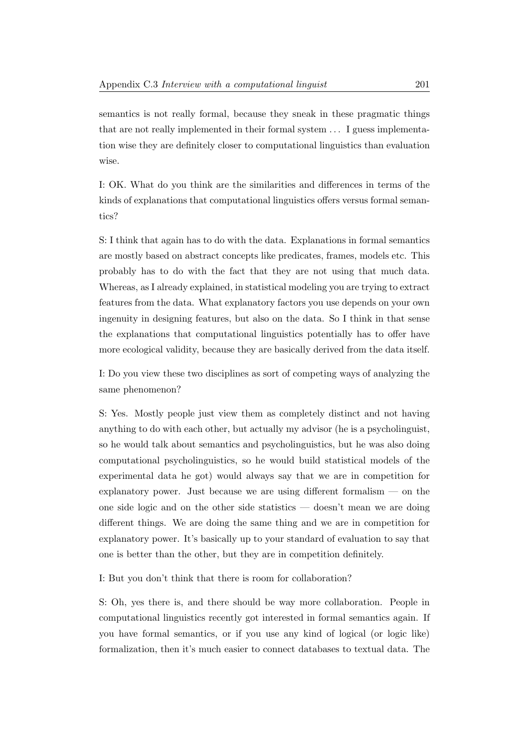semantics is not really formal, because they sneak in these pragmatic things that are not really implemented in their formal system ... I guess implementation wise they are definitely closer to computational linguistics than evaluation wise.

I: OK. What do you think are the similarities and differences in terms of the kinds of explanations that computational linguistics offers versus formal semantics?

S: I think that again has to do with the data. Explanations in formal semantics are mostly based on abstract concepts like predicates, frames, models etc. This probably has to do with the fact that they are not using that much data. Whereas, as I already explained, in statistical modeling you are trying to extract features from the data. What explanatory factors you use depends on your own ingenuity in designing features, but also on the data. So I think in that sense the explanations that computational linguistics potentially has to offer have more ecological validity, because they are basically derived from the data itself.

I: Do you view these two disciplines as sort of competing ways of analyzing the same phenomenon?

S: Yes. Mostly people just view them as completely distinct and not having anything to do with each other, but actually my advisor (he is a psycholinguist, so he would talk about semantics and psycholinguistics, but he was also doing computational psycholinguistics, so he would build statistical models of the experimental data he got) would always say that we are in competition for explanatory power. Just because we are using different formalism — on the one side logic and on the other side statistics — doesn't mean we are doing different things. We are doing the same thing and we are in competition for explanatory power. It's basically up to your standard of evaluation to say that one is better than the other, but they are in competition definitely.

I: But you don't think that there is room for collaboration?

S: Oh, yes there is, and there should be way more collaboration. People in computational linguistics recently got interested in formal semantics again. If you have formal semantics, or if you use any kind of logical (or logic like) formalization, then it's much easier to connect databases to textual data. The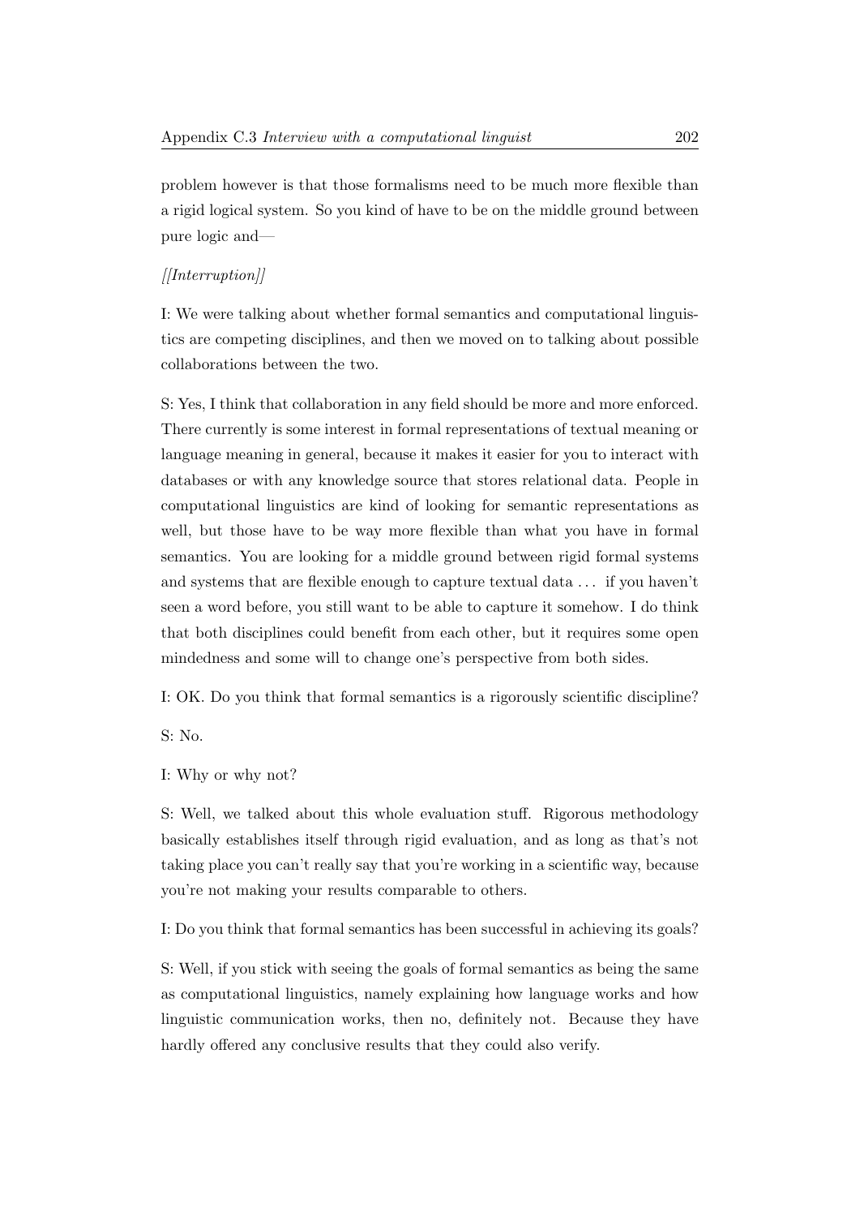problem however is that those formalisms need to be much more flexible than a rigid logical system. So you kind of have to be on the middle ground between pure logic and—

*[[Interruption]]*

I: We were talking about whether formal semantics and computational linguistics are competing disciplines, and then we moved on to talking about possible collaborations between the two.

S: Yes, I think that collaboration in any field should be more and more enforced. There currently is some interest in formal representations of textual meaning or language meaning in general, because it makes it easier for you to interact with databases or with any knowledge source that stores relational data. People in computational linguistics are kind of looking for semantic representations as well, but those have to be way more flexible than what you have in formal semantics. You are looking for a middle ground between rigid formal systems and systems that are flexible enough to capture textual data . . . if you haven't seen a word before, you still want to be able to capture it somehow. I do think that both disciplines could benefit from each other, but it requires some open mindedness and some will to change one's perspective from both sides.

I: OK. Do you think that formal semantics is a rigorously scientific discipline?

S: No.

I: Why or why not?

S: Well, we talked about this whole evaluation stuff. Rigorous methodology basically establishes itself through rigid evaluation, and as long as that's not taking place you can't really say that you're working in a scientific way, because you're not making your results comparable to others.

I: Do you think that formal semantics has been successful in achieving its goals?

S: Well, if you stick with seeing the goals of formal semantics as being the same as computational linguistics, namely explaining how language works and how linguistic communication works, then no, definitely not. Because they have hardly offered any conclusive results that they could also verify.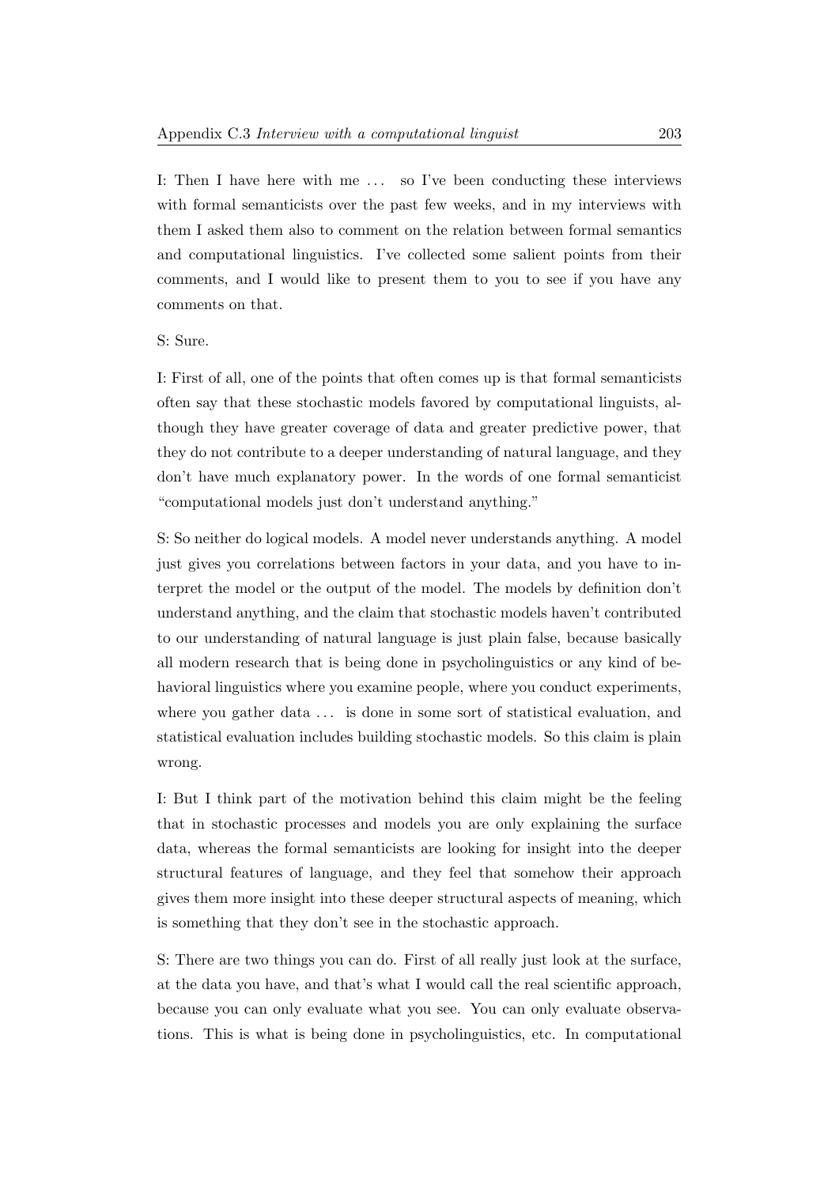I: Then I have here with me ... so I've been conducting these interviews with formal semanticists over the past few weeks, and in my interviews with them I asked them also to comment on the relation between formal semantics and computational linguistics. I've collected some salient points from their comments, and I would like to present them to you to see if you have any comments on that.

S: Sure.

I: First of all, one of the points that often comes up is that formal semanticists often say that these stochastic models favored by computational linguists, although they have greater coverage of data and greater predictive power, that they do not contribute to a deeper understanding of natural language, and they don't have much explanatory power. In the words of one formal semanticist "computational models just don't understand anything."

S: So neither do logical models. A model never understands anything. A model just gives you correlations between factors in your data, and you have to interpret the model or the output of the model. The models by definition don't understand anything, and the claim that stochastic models haven't contributed to our understanding of natural language is just plain false, because basically all modern research that is being done in psycholinguistics or any kind of behavioral linguistics where you examine people, where you conduct experiments, where you gather data ... is done in some sort of statistical evaluation, and statistical evaluation includes building stochastic models. So this claim is plain wrong.

I: But I think part of the motivation behind this claim might be the feeling that in stochastic processes and models you are only explaining the surface data, whereas the formal semanticists are looking for insight into the deeper structural features of language, and they feel that somehow their approach gives them more insight into these deeper structural aspects of meaning, which is something that they don't see in the stochastic approach.

S: There are two things you can do. First of all really just look at the surface, at the data you have, and that's what I would call the real scientific approach, because you can only evaluate what you see. You can only evaluate observations. This is what is being done in psycholinguistics, etc. In computational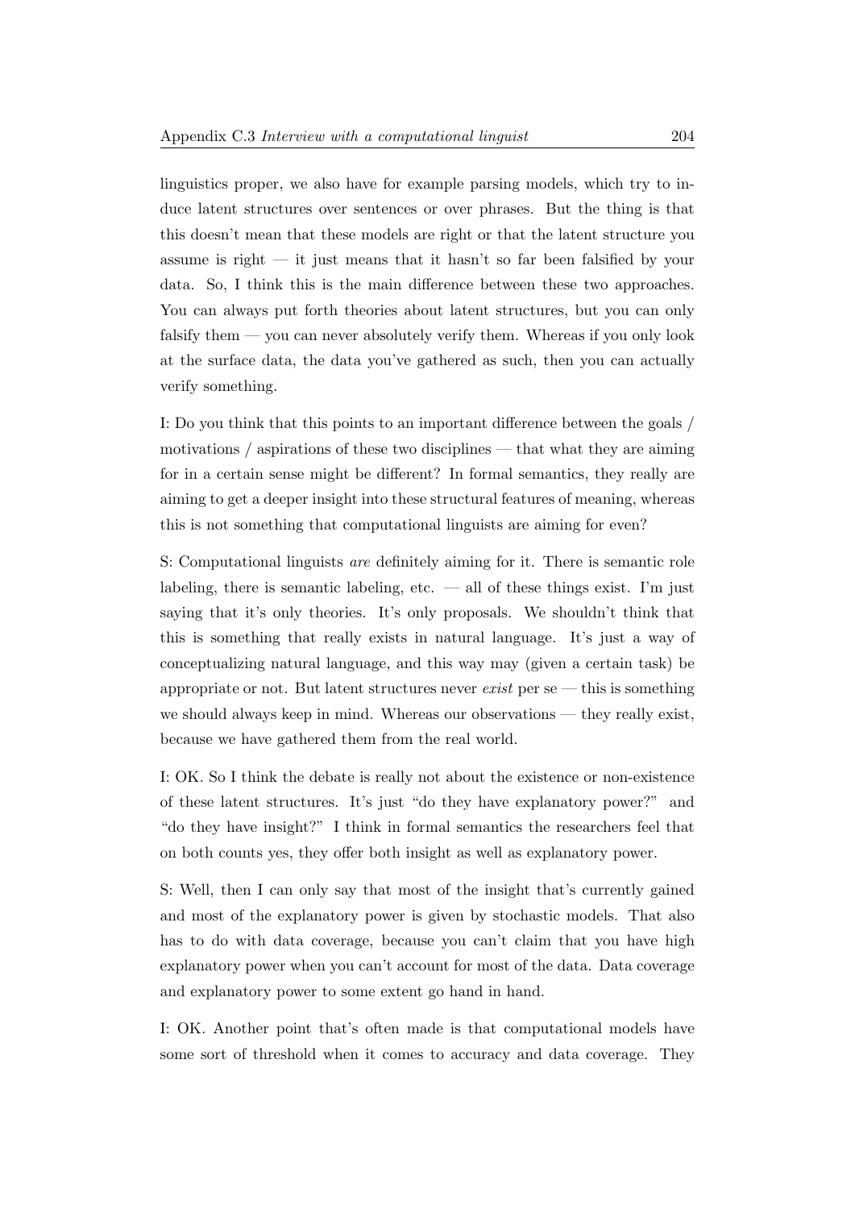linguistics proper, we also have for example parsing models, which try to induce latent structures over sentences or over phrases. But the thing is that this doesn't mean that these models are right or that the latent structure you assume is right — it just means that it hasn't so far been falsified by your data. So, I think this is the main difference between these two approaches. You can always put forth theories about latent structures, but you can only falsify them — you can never absolutely verify them. Whereas if you only look at the surface data, the data you've gathered as such, then you can actually verify something.

I: Do you think that this points to an important difference between the goals / motivations / aspirations of these two disciplines — that what they are aiming for in a certain sense might be different? In formal semantics, they really are aiming to get a deeper insight into these structural features of meaning, whereas this is not something that computational linguists are aiming for even?

S: Computational linguists *are* definitely aiming for it. There is semantic role labeling, there is semantic labeling, etc. — all of these things exist. I'm just saying that it's only theories. It's only proposals. We shouldn't think that this is something that really exists in natural language. It's just a way of conceptualizing natural language, and this way may (given a certain task) be appropriate or not. But latent structures never *exist* per se — this is something we should always keep in mind. Whereas our observations — they really exist, because we have gathered them from the real world.

I: OK. So I think the debate is really not about the existence or non-existence of these latent structures. It's just "do they have explanatory power?" and "do they have insight?" I think in formal semantics the researchers feel that on both counts yes, they offer both insight as well as explanatory power.

S: Well, then I can only say that most of the insight that's currently gained and most of the explanatory power is given by stochastic models. That also has to do with data coverage, because you can't claim that you have high explanatory power when you can't account for most of the data. Data coverage and explanatory power to some extent go hand in hand.

I: OK. Another point that's often made is that computational models have some sort of threshold when it comes to accuracy and data coverage. They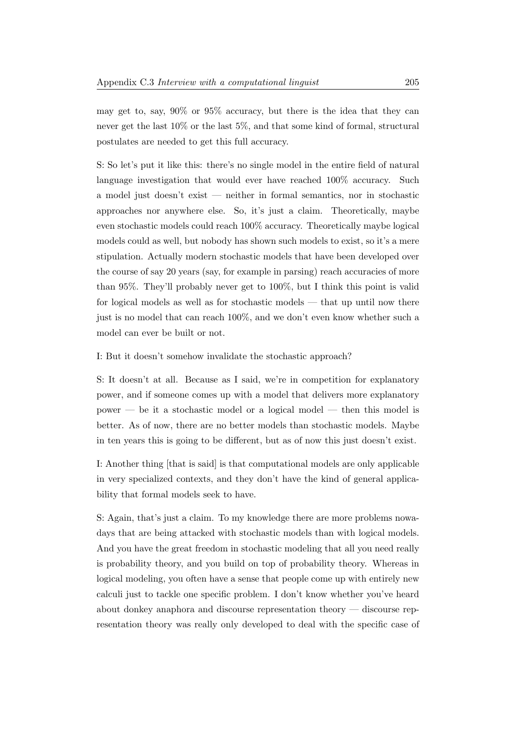may get to, say, 90% or 95% accuracy, but there is the idea that they can never get the last 10% or the last 5%, and that some kind of formal, structural postulates are needed to get this full accuracy.

S: So let's put it like this: there's no single model in the entire field of natural language investigation that would ever have reached 100% accuracy. Such a model just doesn't exist — neither in formal semantics, nor in stochastic approaches nor anywhere else. So, it's just a claim. Theoretically, maybe even stochastic models could reach 100% accuracy. Theoretically maybe logical models could as well, but nobody has shown such models to exist, so it's a mere stipulation. Actually modern stochastic models that have been developed over the course of say 20 years (say, for example in parsing) reach accuracies of more than 95%. They'll probably never get to 100%, but I think this point is valid for logical models as well as for stochastic models — that up until now there just is no model that can reach 100%, and we don't even know whether such a model can ever be built or not.

I: But it doesn't somehow invalidate the stochastic approach?

S: It doesn't at all. Because as I said, we're in competition for explanatory power, and if someone comes up with a model that delivers more explanatory power — be it a stochastic model or a logical model — then this model is better. As of now, there are no better models than stochastic models. Maybe in ten years this is going to be different, but as of now this just doesn't exist.

I: Another thing [that is said] is that computational models are only applicable in very specialized contexts, and they don't have the kind of general applicability that formal models seek to have.

S: Again, that's just a claim. To my knowledge there are more problems nowadays that are being attacked with stochastic models than with logical models. And you have the great freedom in stochastic modeling that all you need really is probability theory, and you build on top of probability theory. Whereas in logical modeling, you often have a sense that people come up with entirely new calculi just to tackle one specific problem. I don't know whether you've heard about donkey anaphora and discourse representation theory — discourse representation theory was really only developed to deal with the specific case of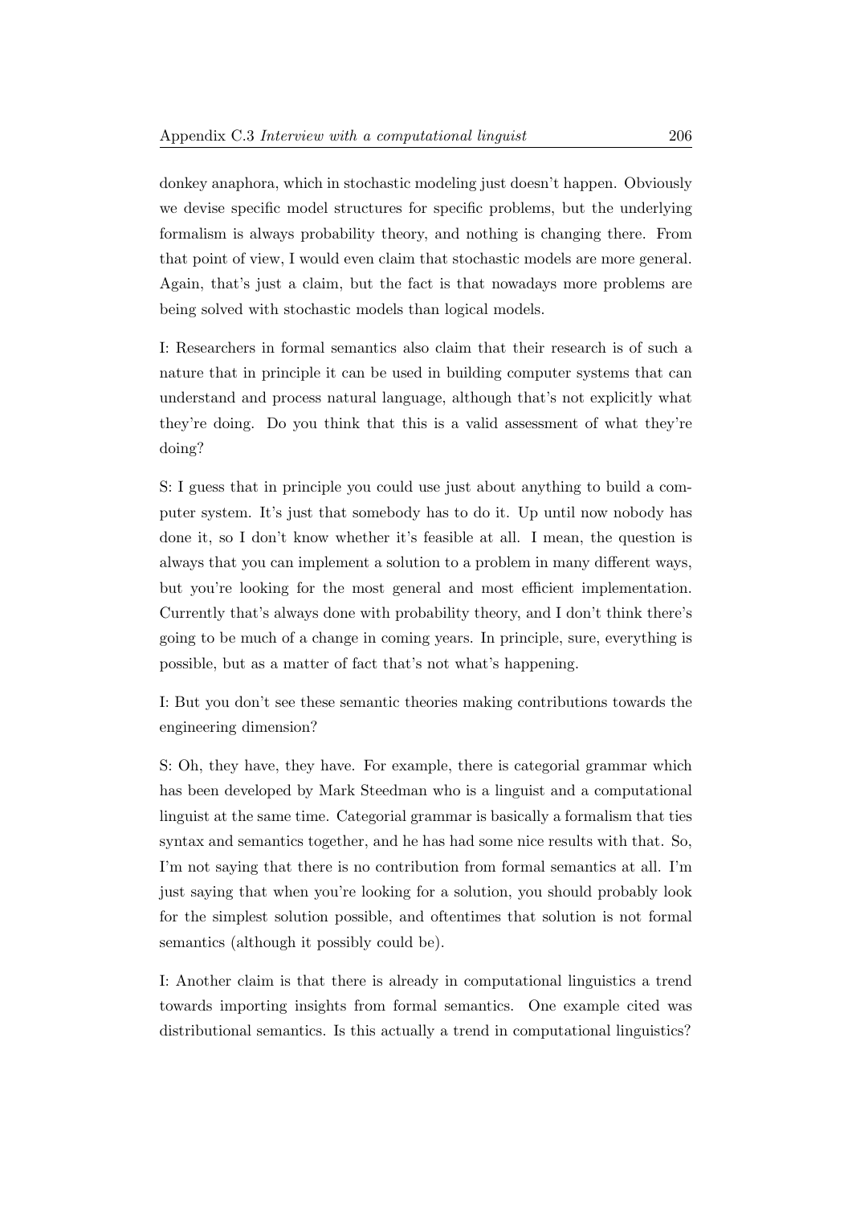donkey anaphora, which in stochastic modeling just doesn't happen. Obviously we devise specific model structures for specific problems, but the underlying formalism is always probability theory, and nothing is changing there. From that point of view, I would even claim that stochastic models are more general. Again, that's just a claim, but the fact is that nowadays more problems are being solved with stochastic models than logical models.

I: Researchers in formal semantics also claim that their research is of such a nature that in principle it can be used in building computer systems that can understand and process natural language, although that's not explicitly what they're doing. Do you think that this is a valid assessment of what they're doing?

S: I guess that in principle you could use just about anything to build a computer system. It's just that somebody has to do it. Up until now nobody has done it, so I don't know whether it's feasible at all. I mean, the question is always that you can implement a solution to a problem in many different ways, but you're looking for the most general and most efficient implementation. Currently that's always done with probability theory, and I don't think there's going to be much of a change in coming years. In principle, sure, everything is possible, but as a matter of fact that's not what's happening.

I: But you don't see these semantic theories making contributions towards the engineering dimension?

S: Oh, they have, they have. For example, there is categorial grammar which has been developed by Mark Steedman who is a linguist and a computational linguist at the same time. Categorial grammar is basically a formalism that ties syntax and semantics together, and he has had some nice results with that. So, I'm not saying that there is no contribution from formal semantics at all. I'm just saying that when you're looking for a solution, you should probably look for the simplest solution possible, and oftentimes that solution is not formal semantics (although it possibly could be).

I: Another claim is that there is already in computational linguistics a trend towards importing insights from formal semantics. One example cited was distributional semantics. Is this actually a trend in computational linguistics?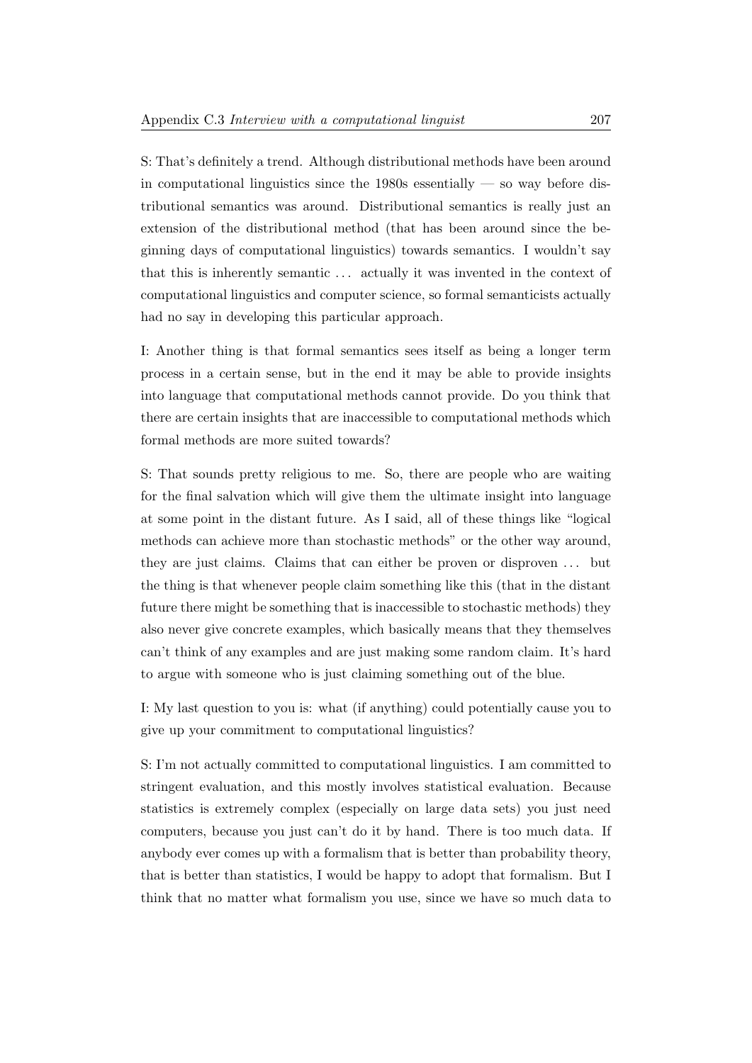S: That's definitely a trend. Although distributional methods have been around in computational linguistics since the 1980s essentially — so way before distributional semantics was around. Distributional semantics is really just an extension of the distributional method (that has been around since the beginning days of computational linguistics) towards semantics. I wouldn't say that this is inherently semantic ... actually it was invented in the context of computational linguistics and computer science, so formal semanticists actually had no say in developing this particular approach.

I: Another thing is that formal semantics sees itself as being a longer term process in a certain sense, but in the end it may be able to provide insights into language that computational methods cannot provide. Do you think that there are certain insights that are inaccessible to computational methods which formal methods are more suited towards?

S: That sounds pretty religious to me. So, there are people who are waiting for the final salvation which will give them the ultimate insight into language at some point in the distant future. As I said, all of these things like "logical methods can achieve more than stochastic methods" or the other way around, they are just claims. Claims that can either be proven or disproven ... but the thing is that whenever people claim something like this (that in the distant future there might be something that is inaccessible to stochastic methods) they also never give concrete examples, which basically means that they themselves can't think of any examples and are just making some random claim. It's hard to argue with someone who is just claiming something out of the blue.

I: My last question to you is: what (if anything) could potentially cause you to give up your commitment to computational linguistics?

S: I'm not actually committed to computational linguistics. I am committed to stringent evaluation, and this mostly involves statistical evaluation. Because statistics is extremely complex (especially on large data sets) you just need computers, because you just can't do it by hand. There is too much data. If anybody ever comes up with a formalism that is better than probability theory, that is better than statistics, I would be happy to adopt that formalism. But I think that no matter what formalism you use, since we have so much data to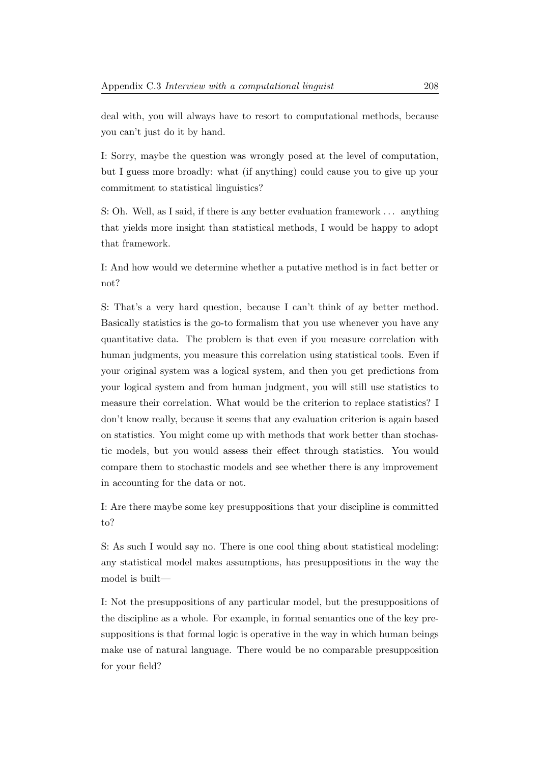deal with, you will always have to resort to computational methods, because you can't just do it by hand.

I: Sorry, maybe the question was wrongly posed at the level of computation, but I guess more broadly: what (if anything) could cause you to give up your commitment to statistical linguistics?

S: Oh. Well, as I said, if there is any better evaluation framework ... anything that yields more insight than statistical methods, I would be happy to adopt that framework.

I: And how would we determine whether a putative method is in fact better or not?

S: That's a very hard question, because I can't think of ay better method. Basically statistics is the go-to formalism that you use whenever you have any quantitative data. The problem is that even if you measure correlation with human judgments, you measure this correlation using statistical tools. Even if your original system was a logical system, and then you get predictions from your logical system and from human judgment, you will still use statistics to measure their correlation. What would be the criterion to replace statistics? I don't know really, because it seems that any evaluation criterion is again based on statistics. You might come up with methods that work better than stochastic models, but you would assess their effect through statistics. You would compare them to stochastic models and see whether there is any improvement in accounting for the data or not.

I: Are there maybe some key presuppositions that your discipline is committed to?

S: As such I would say no. There is one cool thing about statistical modeling: any statistical model makes assumptions, has presuppositions in the way the model is built—

I: Not the presuppositions of any particular model, but the presuppositions of the discipline as a whole. For example, in formal semantics one of the key presuppositions is that formal logic is operative in the way in which human beings make use of natural language. There would be no comparable presupposition for your field?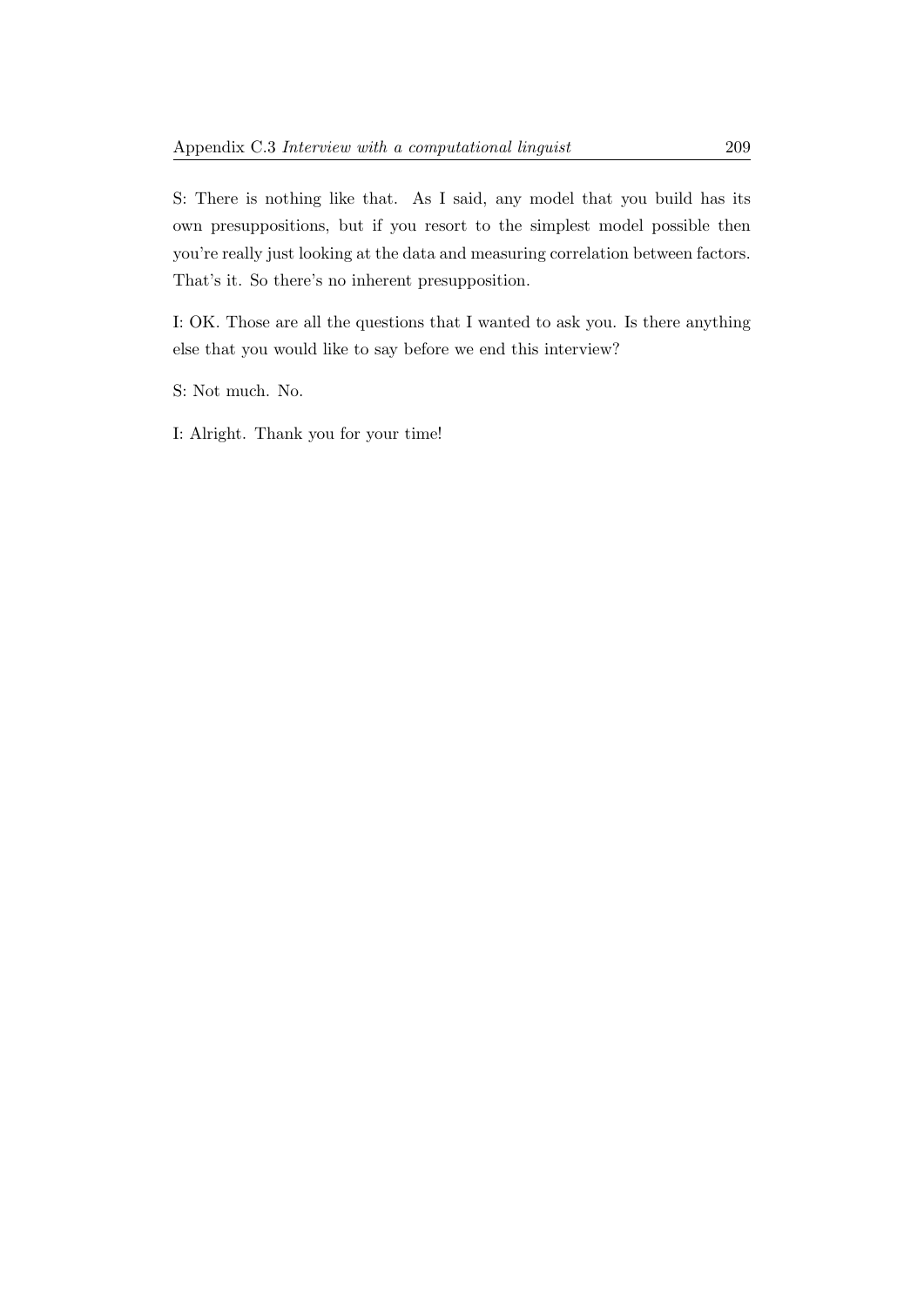S: There is nothing like that. As I said, any model that you build has its own presuppositions, but if you resort to the simplest model possible then you're really just looking at the data and measuring correlation between factors. That's it. So there's no inherent presupposition.

I: OK. Those are all the questions that I wanted to ask you. Is there anything else that you would like to say before we end this interview?

S: Not much. No.

I: Alright. Thank you for your time!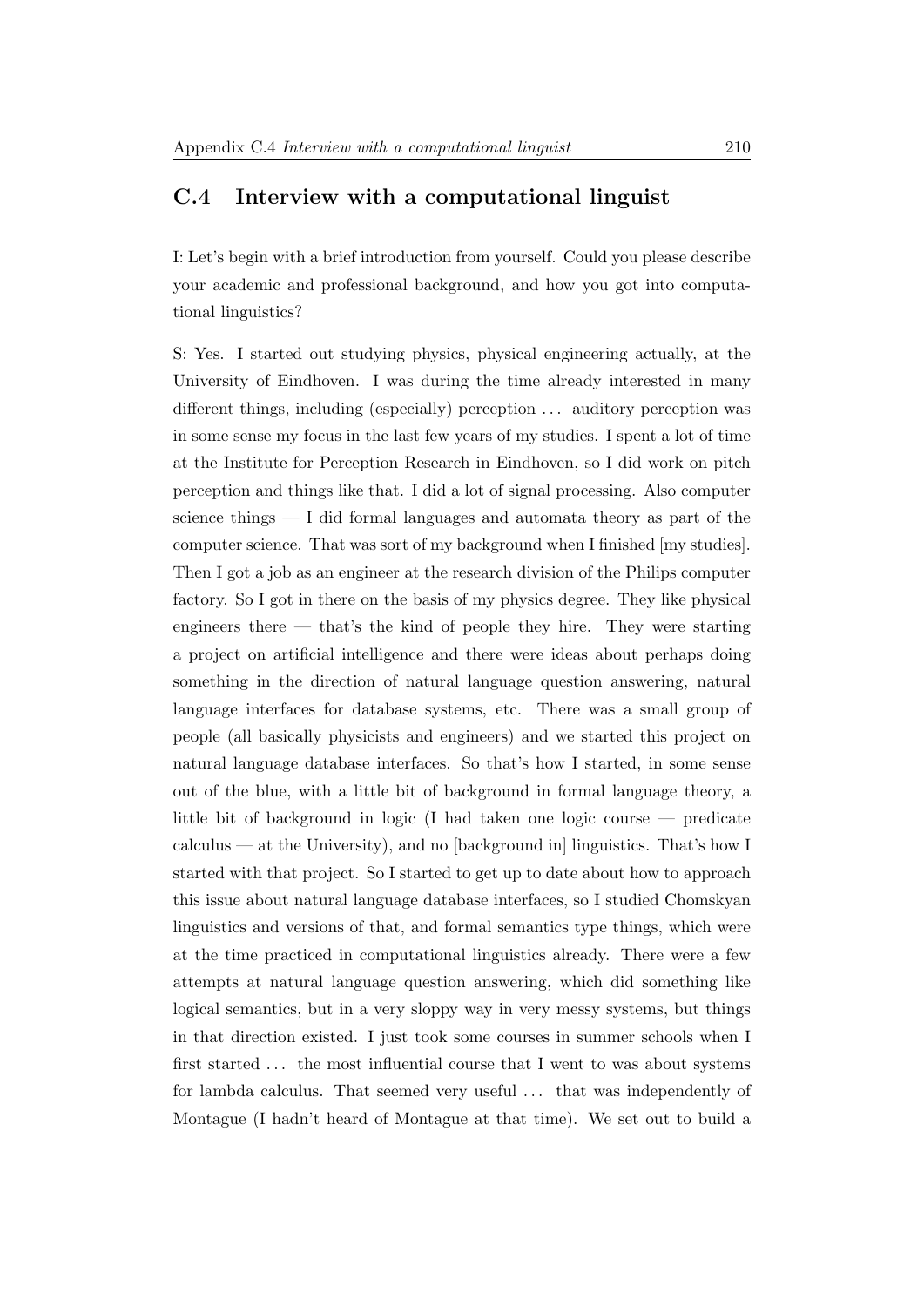## C.4 Interview with a computational linguist

I: Let's begin with a brief introduction from yourself. Could you please describe your academic and professional background, and how you got into computational linguistics?

S: Yes. I started out studying physics, physical engineering actually, at the University of Eindhoven. I was during the time already interested in many different things, including (especially) perception ... auditory perception was in some sense my focus in the last few years of my studies. I spent a lot of time at the Institute for Perception Research in Eindhoven, so I did work on pitch perception and things like that. I did a lot of signal processing. Also computer science things — I did formal languages and automata theory as part of the computer science. That was sort of my background when I finished [my studies]. Then I got a job as an engineer at the research division of the Philips computer factory. So I got in there on the basis of my physics degree. They like physical engineers there — that's the kind of people they hire. They were starting a project on artificial intelligence and there were ideas about perhaps doing something in the direction of natural language question answering, natural language interfaces for database systems, etc. There was a small group of people (all basically physicists and engineers) and we started this project on natural language database interfaces. So that's how I started, in some sense out of the blue, with a little bit of background in formal language theory, a little bit of background in logic (I had taken one logic course — predicate calculus — at the University), and no [background in] linguistics. That's how I started with that project. So I started to get up to date about how to approach this issue about natural language database interfaces, so I studied Chomskyan linguistics and versions of that, and formal semantics type things, which were at the time practiced in computational linguistics already. There were a few attempts at natural language question answering, which did something like logical semantics, but in a very sloppy way in very messy systems, but things in that direction existed. I just took some courses in summer schools when I first started ... the most influential course that I went to was about systems for lambda calculus. That seemed very useful ... that was independently of Montague (I hadn't heard of Montague at that time). We set out to build a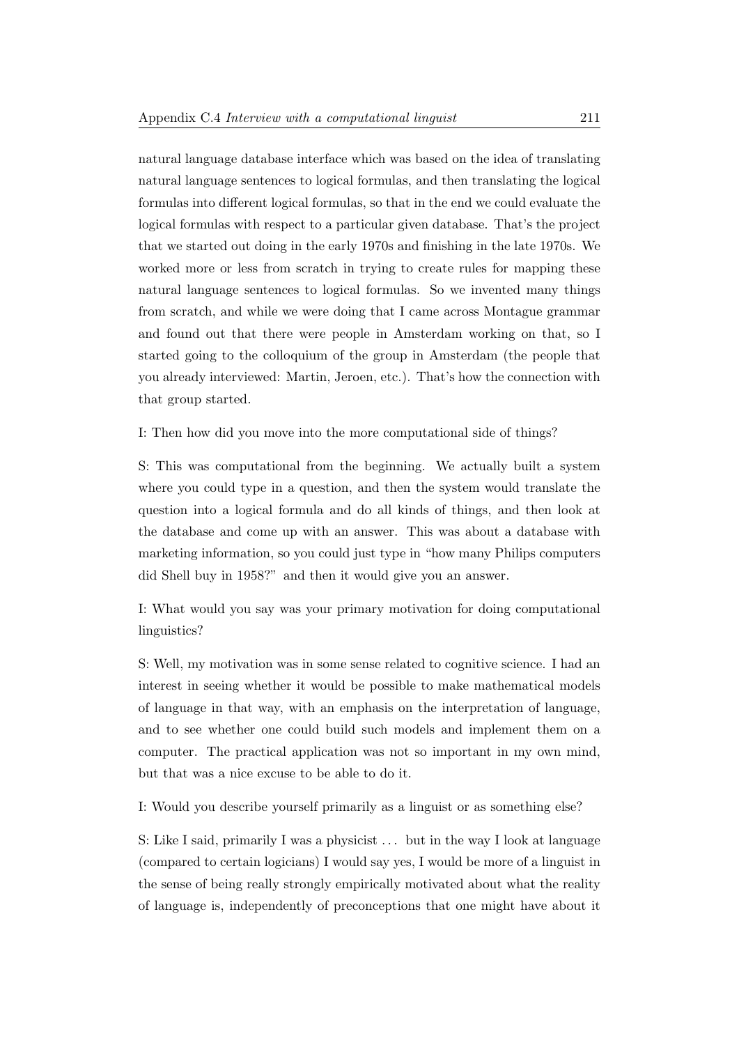natural language database interface which was based on the idea of translating natural language sentences to logical formulas, and then translating the logical formulas into different logical formulas, so that in the end we could evaluate the logical formulas with respect to a particular given database. That's the project that we started out doing in the early 1970s and finishing in the late 1970s. We worked more or less from scratch in trying to create rules for mapping these natural language sentences to logical formulas. So we invented many things from scratch, and while we were doing that I came across Montague grammar and found out that there were people in Amsterdam working on that, so I started going to the colloquium of the group in Amsterdam (the people that you already interviewed: Martin, Jeroen, etc.). That's how the connection with that group started.

I: Then how did you move into the more computational side of things?

S: This was computational from the beginning. We actually built a system where you could type in a question, and then the system would translate the question into a logical formula and do all kinds of things, and then look at the database and come up with an answer. This was about a database with marketing information, so you could just type in "how many Philips computers did Shell buy in 1958?" and then it would give you an answer.

I: What would you say was your primary motivation for doing computational linguistics?

S: Well, my motivation was in some sense related to cognitive science. I had an interest in seeing whether it would be possible to make mathematical models of language in that way, with an emphasis on the interpretation of language, and to see whether one could build such models and implement them on a computer. The practical application was not so important in my own mind, but that was a nice excuse to be able to do it.

I: Would you describe yourself primarily as a linguist or as something else?

S: Like I said, primarily I was a physicist . . . but in the way I look at language (compared to certain logicians) I would say yes, I would be more of a linguist in the sense of being really strongly empirically motivated about what the reality of language is, independently of preconceptions that one might have about it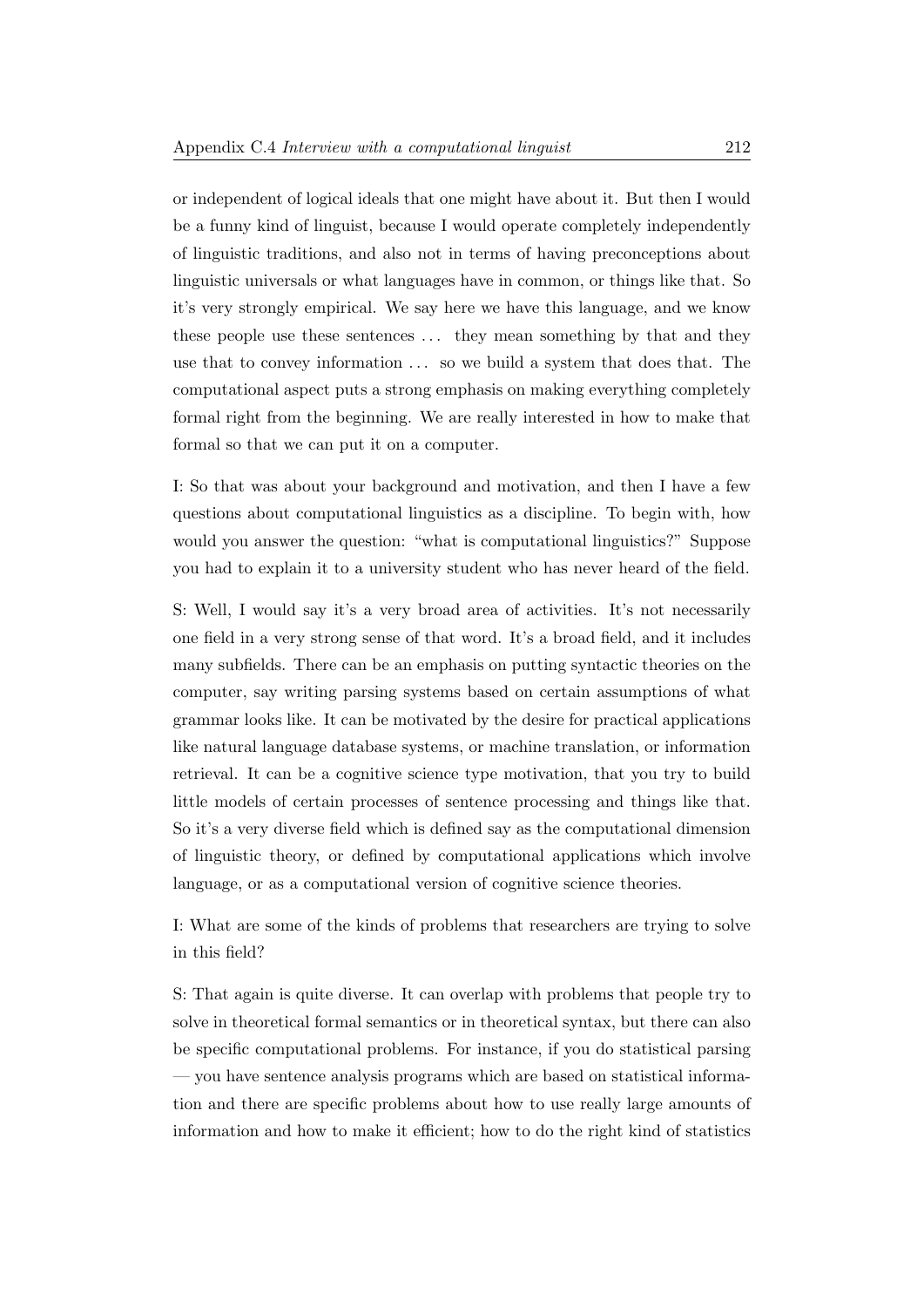or independent of logical ideals that one might have about it. But then I would be a funny kind of linguist, because I would operate completely independently of linguistic traditions, and also not in terms of having preconceptions about linguistic universals or what languages have in common, or things like that. So it's very strongly empirical. We say here we have this language, and we know these people use these sentences ... they mean something by that and they use that to convey information ... so we build a system that does that. The computational aspect puts a strong emphasis on making everything completely formal right from the beginning. We are really interested in how to make that formal so that we can put it on a computer.

I: So that was about your background and motivation, and then I have a few questions about computational linguistics as a discipline. To begin with, how would you answer the question: "what is computational linguistics?" Suppose you had to explain it to a university student who has never heard of the field.

S: Well, I would say it's a very broad area of activities. It's not necessarily one field in a very strong sense of that word. It's a broad field, and it includes many subfields. There can be an emphasis on putting syntactic theories on the computer, say writing parsing systems based on certain assumptions of what grammar looks like. It can be motivated by the desire for practical applications like natural language database systems, or machine translation, or information retrieval. It can be a cognitive science type motivation, that you try to build little models of certain processes of sentence processing and things like that. So it's a very diverse field which is defined say as the computational dimension of linguistic theory, or defined by computational applications which involve language, or as a computational version of cognitive science theories.

I: What are some of the kinds of problems that researchers are trying to solve in this field?

S: That again is quite diverse. It can overlap with problems that people try to solve in theoretical formal semantics or in theoretical syntax, but there can also be specific computational problems. For instance, if you do statistical parsing — you have sentence analysis programs which are based on statistical information and there are specific problems about how to use really large amounts of information and how to make it efficient; how to do the right kind of statistics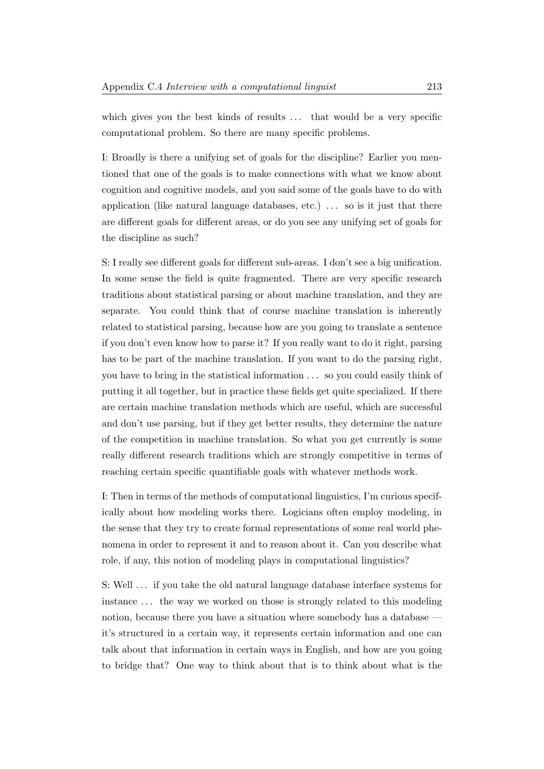which gives you the best kinds of results . . . that would be a very specific computational problem. So there are many specific problems.

I: Broadly is there a unifying set of goals for the discipline? Earlier you mentioned that one of the goals is to make connections with what we know about cognition and cognitive models, and you said some of the goals have to do with application (like natural language databases, etc.) . . . so is it just that there are different goals for different areas, or do you see any unifying set of goals for the discipline as such?

S: I really see different goals for different sub-areas. I don't see a big unification. In some sense the field is quite fragmented. There are very specific research traditions about statistical parsing or about machine translation, and they are separate. You could think that of course machine translation is inherently related to statistical parsing, because how are you going to translate a sentence if you don't even know how to parse it? If you really want to do it right, parsing has to be part of the machine translation. If you want to do the parsing right, you have to bring in the statistical information . . . so you could easily think of putting it all together, but in practice these fields get quite specialized. If there are certain machine translation methods which are useful, which are successful and don't use parsing, but if they get better results, they determine the nature of the competition in machine translation. So what you get currently is some really different research traditions which are strongly competitive in terms of reaching certain specific quantifiable goals with whatever methods work.

I: Then in terms of the methods of computational linguistics, I'm curious specifically about how modeling works there. Logicians often employ modeling, in the sense that they try to create formal representations of some real world phenomena in order to represent it and to reason about it. Can you describe what role, if any, this notion of modeling plays in computational linguistics?

S: Well . . . if you take the old natural language database interface systems for instance . . . the way we worked on those is strongly related to this modeling notion, because there you have a situation where somebody has a database — it's structured in a certain way, it represents certain information and one can talk about that information in certain ways in English, and how are you going to bridge that? One way to think about that is to think about what is the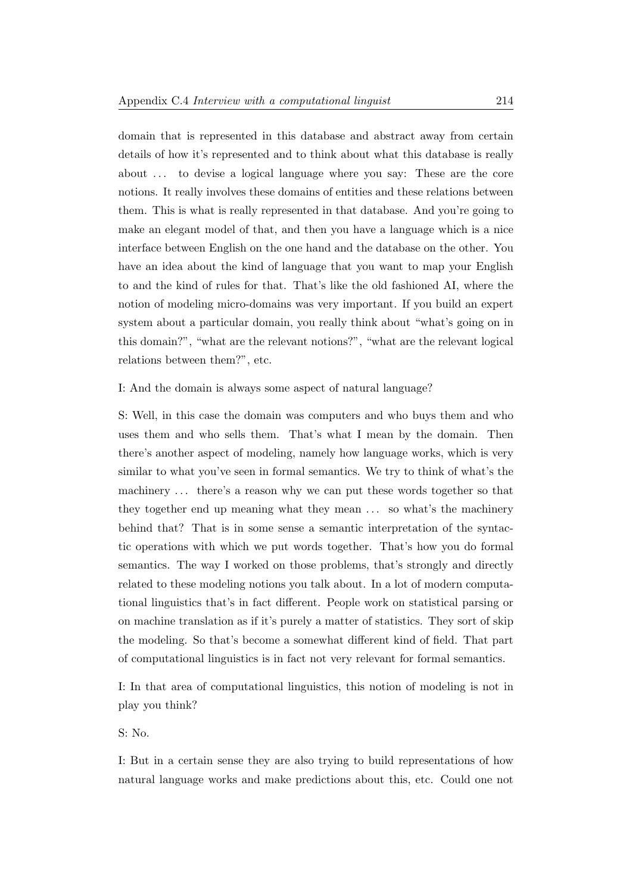domain that is represented in this database and abstract away from certain details of how it's represented and to think about what this database is really about ... to devise a logical language where you say: These are the core notions. It really involves these domains of entities and these relations between them. This is what is really represented in that database. And you're going to make an elegant model of that, and then you have a language which is a nice interface between English on the one hand and the database on the other. You have an idea about the kind of language that you want to map your English to and the kind of rules for that. That's like the old fashioned AI, where the notion of modeling micro-domains was very important. If you build an expert system about a particular domain, you really think about "what's going on in this domain?", "what are the relevant notions?", "what are the relevant logical relations between them?", etc.

I: And the domain is always some aspect of natural language?

S: Well, in this case the domain was computers and who buys them and who uses them and who sells them. That's what I mean by the domain. Then there's another aspect of modeling, namely how language works, which is very similar to what you've seen in formal semantics. We try to think of what's the machinery ... there's a reason why we can put these words together so that they together end up meaning what they mean ... so what's the machinery behind that? That is in some sense a semantic interpretation of the syntactic operations with which we put words together. That's how you do formal semantics. The way I worked on those problems, that's strongly and directly related to these modeling notions you talk about. In a lot of modern computational linguistics that's in fact different. People work on statistical parsing or on machine translation as if it's purely a matter of statistics. They sort of skip the modeling. So that's become a somewhat different kind of field. That part of computational linguistics is in fact not very relevant for formal semantics.

I: In that area of computational linguistics, this notion of modeling is not in play you think?

S: No.

I: But in a certain sense they are also trying to build representations of how natural language works and make predictions about this, etc. Could one not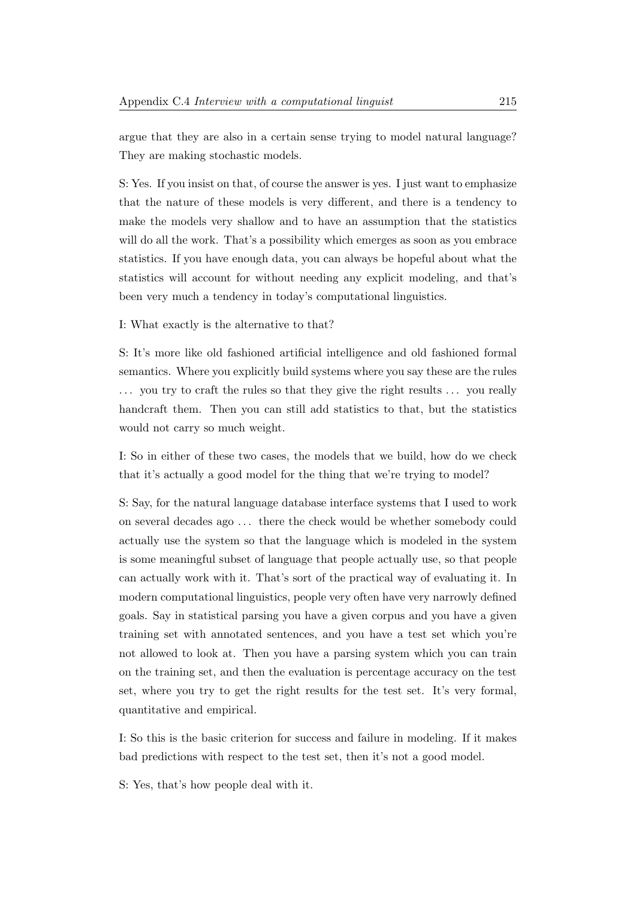argue that they are also in a certain sense trying to model natural language? They are making stochastic models.

S: Yes. If you insist on that, of course the answer is yes. I just want to emphasize that the nature of these models is very different, and there is a tendency to make the models very shallow and to have an assumption that the statistics will do all the work. That's a possibility which emerges as soon as you embrace statistics. If you have enough data, you can always be hopeful about what the statistics will account for without needing any explicit modeling, and that's been very much a tendency in today's computational linguistics.

I: What exactly is the alternative to that?

S: It's more like old fashioned artificial intelligence and old fashioned formal semantics. Where you explicitly build systems where you say these are the rules ... you try to craft the rules so that they give the right results ... you really handcraft them. Then you can still add statistics to that, but the statistics would not carry so much weight.

I: So in either of these two cases, the models that we build, how do we check that it's actually a good model for the thing that we're trying to model?

S: Say, for the natural language database interface systems that I used to work on several decades ago ... there the check would be whether somebody could actually use the system so that the language which is modeled in the system is some meaningful subset of language that people actually use, so that people can actually work with it. That's sort of the practical way of evaluating it. In modern computational linguistics, people very often have very narrowly defined goals. Say in statistical parsing you have a given corpus and you have a given training set with annotated sentences, and you have a test set which you're not allowed to look at. Then you have a parsing system which you can train on the training set, and then the evaluation is percentage accuracy on the test set, where you try to get the right results for the test set. It's very formal, quantitative and empirical.

I: So this is the basic criterion for success and failure in modeling. If it makes bad predictions with respect to the test set, then it's not a good model.

S: Yes, that's how people deal with it.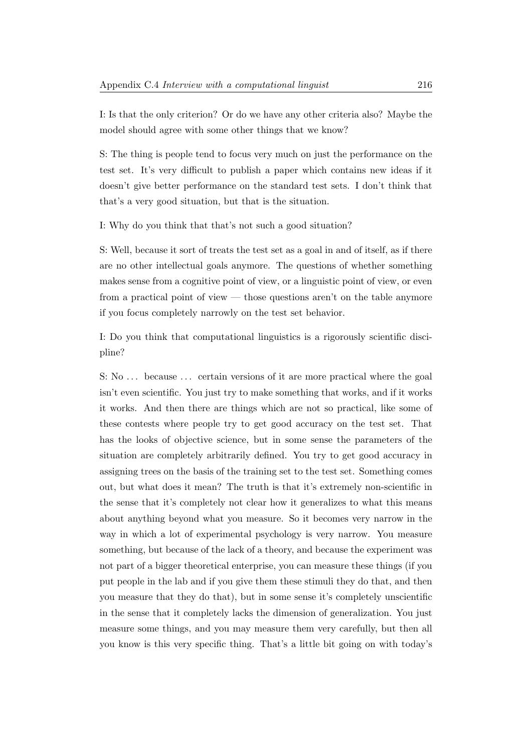I: Is that the only criterion? Or do we have any other criteria also? Maybe the model should agree with some other things that we know?

S: The thing is people tend to focus very much on just the performance on the test set. It's very difficult to publish a paper which contains new ideas if it doesn't give better performance on the standard test sets. I don't think that that's a very good situation, but that is the situation.

I: Why do you think that that's not such a good situation?

S: Well, because it sort of treats the test set as a goal in and of itself, as if there are no other intellectual goals anymore. The questions of whether something makes sense from a cognitive point of view, or a linguistic point of view, or even from a practical point of view — those questions aren't on the table anymore if you focus completely narrowly on the test set behavior.

I: Do you think that computational linguistics is a rigorously scientific discipline?

S: No . . . because . . . certain versions of it are more practical where the goal isn't even scientific. You just try to make something that works, and if it works it works. And then there are things which are not so practical, like some of these contests where people try to get good accuracy on the test set. That has the looks of objective science, but in some sense the parameters of the situation are completely arbitrarily defined. You try to get good accuracy in assigning trees on the basis of the training set to the test set. Something comes out, but what does it mean? The truth is that it's extremely non-scientific in the sense that it's completely not clear how it generalizes to what this means about anything beyond what you measure. So it becomes very narrow in the way in which a lot of experimental psychology is very narrow. You measure something, but because of the lack of a theory, and because the experiment was not part of a bigger theoretical enterprise, you can measure these things (if you put people in the lab and if you give them these stimuli they do that, and then you measure that they do that), but in some sense it's completely unscientific in the sense that it completely lacks the dimension of generalization. You just measure some things, and you may measure them very carefully, but then all you know is this very specific thing. That's a little bit going on with today's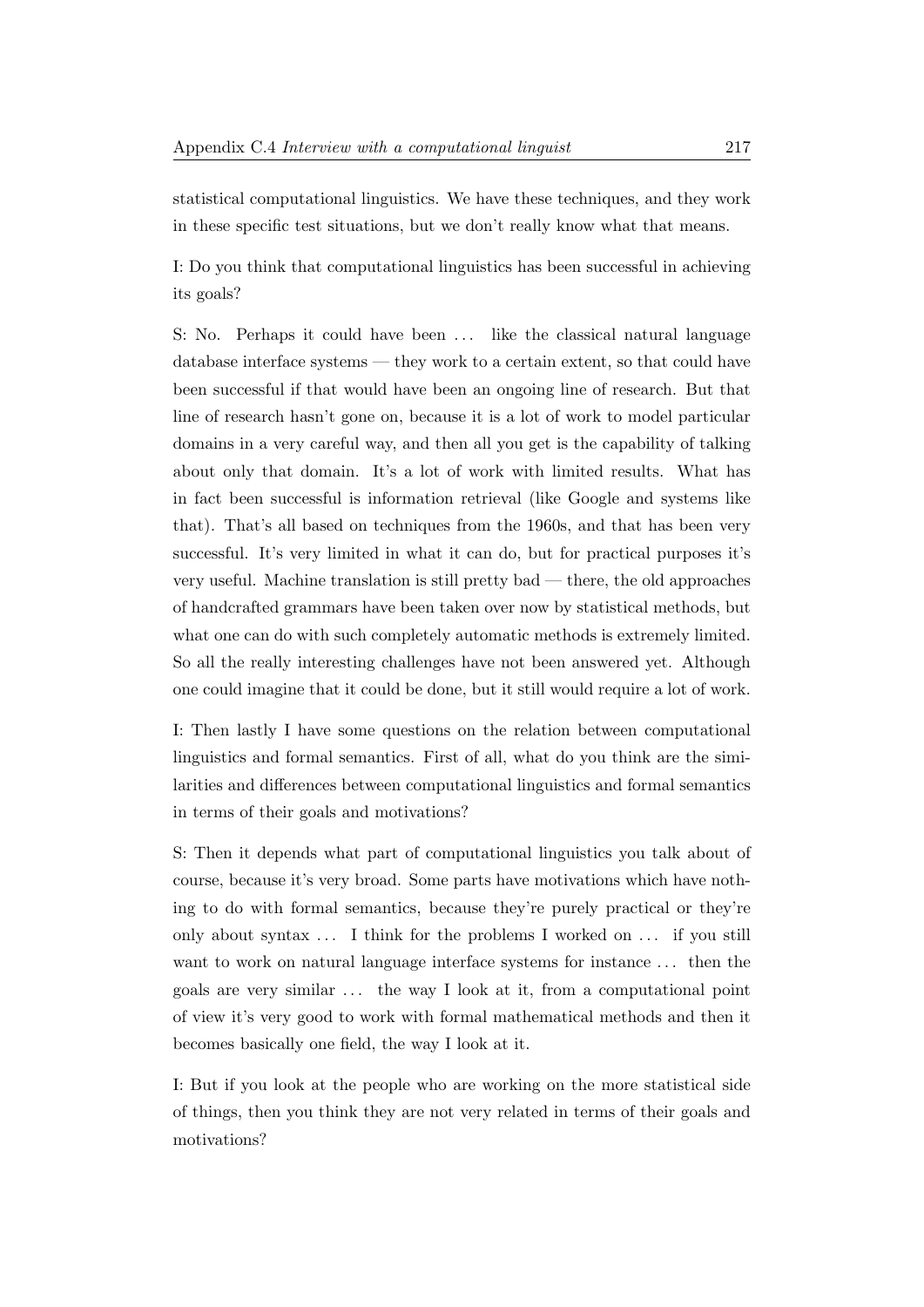statistical computational linguistics. We have these techniques, and they work in these specific test situations, but we don't really know what that means.

I: Do you think that computational linguistics has been successful in achieving its goals?

S: No. Perhaps it could have been ... like the classical natural language database interface systems — they work to a certain extent, so that could have been successful if that would have been an ongoing line of research. But that line of research hasn't gone on, because it is a lot of work to model particular domains in a very careful way, and then all you get is the capability of talking about only that domain. It's a lot of work with limited results. What has in fact been successful is information retrieval (like Google and systems like that). That's all based on techniques from the 1960s, and that has been very successful. It's very limited in what it can do, but for practical purposes it's very useful. Machine translation is still pretty bad — there, the old approaches of handcrafted grammars have been taken over now by statistical methods, but what one can do with such completely automatic methods is extremely limited. So all the really interesting challenges have not been answered yet. Although one could imagine that it could be done, but it still would require a lot of work.

I: Then lastly I have some questions on the relation between computational linguistics and formal semantics. First of all, what do you think are the similarities and differences between computational linguistics and formal semantics in terms of their goals and motivations?

S: Then it depends what part of computational linguistics you talk about of course, because it's very broad. Some parts have motivations which have nothing to do with formal semantics, because they're purely practical or they're only about syntax ... I think for the problems I worked on ... if you still want to work on natural language interface systems for instance ... then the goals are very similar ... the way I look at it, from a computational point of view it's very good to work with formal mathematical methods and then it becomes basically one field, the way I look at it.

I: But if you look at the people who are working on the more statistical side of things, then you think they are not very related in terms of their goals and motivations?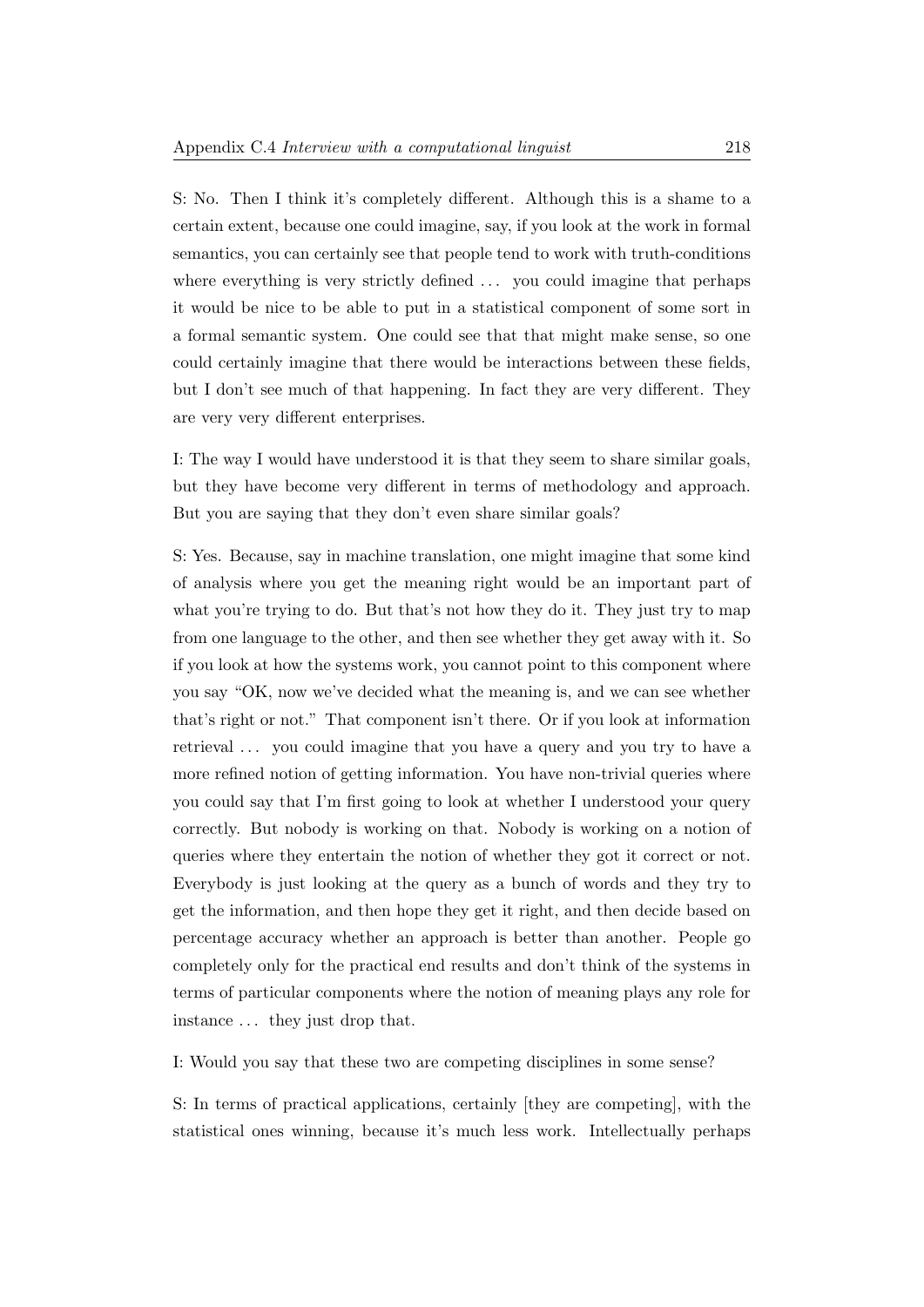S: No. Then I think it's completely different. Although this is a shame to a certain extent, because one could imagine, say, if you look at the work in formal semantics, you can certainly see that people tend to work with truth-conditions where everything is very strictly defined . . . you could imagine that perhaps it would be nice to be able to put in a statistical component of some sort in a formal semantic system. One could see that that might make sense, so one could certainly imagine that there would be interactions between these fields, but I don't see much of that happening. In fact they are very different. They are very very different enterprises.

I: The way I would have understood it is that they seem to share similar goals, but they have become very different in terms of methodology and approach. But you are saying that they don't even share similar goals?

S: Yes. Because, say in machine translation, one might imagine that some kind of analysis where you get the meaning right would be an important part of what you're trying to do. But that's not how they do it. They just try to map from one language to the other, and then see whether they get away with it. So if you look at how the systems work, you cannot point to this component where you say "OK, now we've decided what the meaning is, and we can see whether that's right or not." That component isn't there. Or if you look at information retrieval . . . you could imagine that you have a query and you try to have a more refined notion of getting information. You have non-trivial queries where you could say that I'm first going to look at whether I understood your query correctly. But nobody is working on that. Nobody is working on a notion of queries where they entertain the notion of whether they got it correct or not. Everybody is just looking at the query as a bunch of words and they try to get the information, and then hope they get it right, and then decide based on percentage accuracy whether an approach is better than another. People go completely only for the practical end results and don't think of the systems in terms of particular components where the notion of meaning plays any role for instance . . . they just drop that.

I: Would you say that these two are competing disciplines in some sense?

S: In terms of practical applications, certainly [they are competing], with the statistical ones winning, because it's much less work. Intellectually perhaps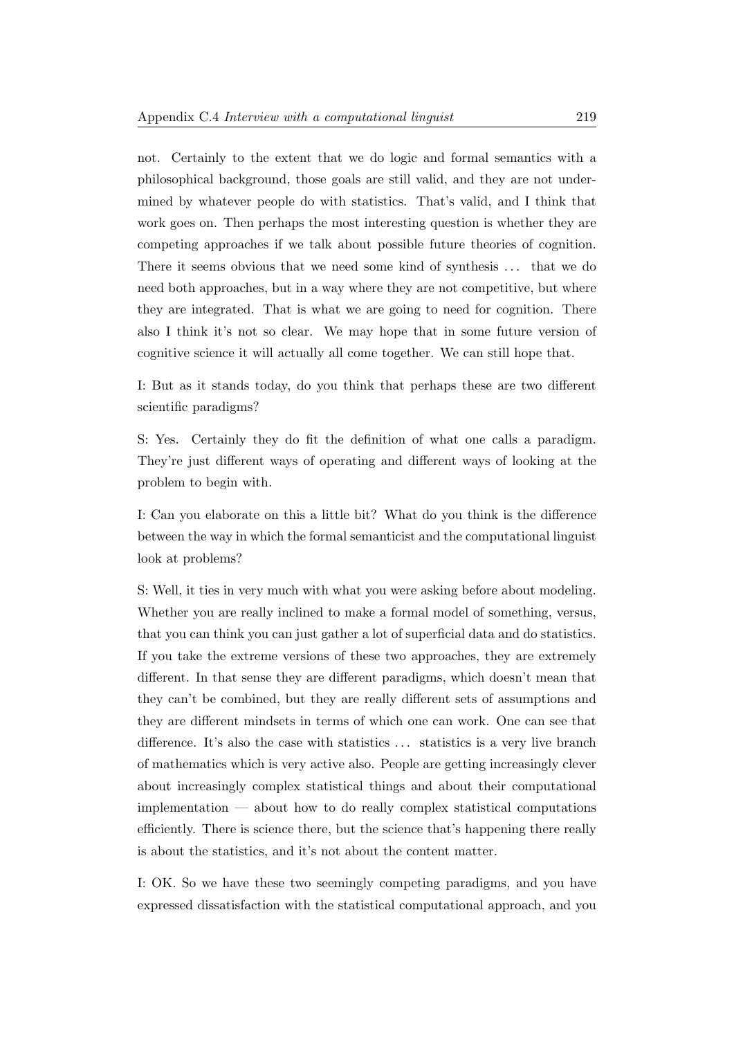not. Certainly to the extent that we do logic and formal semantics with a philosophical background, those goals are still valid, and they are not undermined by whatever people do with statistics. That's valid, and I think that work goes on. Then perhaps the most interesting question is whether they are competing approaches if we talk about possible future theories of cognition. There it seems obvious that we need some kind of synthesis ... that we do need both approaches, but in a way where they are not competitive, but where they are integrated. That is what we are going to need for cognition. There also I think it's not so clear. We may hope that in some future version of cognitive science it will actually all come together. We can still hope that.

I: But as it stands today, do you think that perhaps these are two different scientific paradigms?

S: Yes. Certainly they do fit the definition of what one calls a paradigm. They're just different ways of operating and different ways of looking at the problem to begin with.

I: Can you elaborate on this a little bit? What do you think is the difference between the way in which the formal semanticist and the computational linguist look at problems?

S: Well, it ties in very much with what you were asking before about modeling. Whether you are really inclined to make a formal model of something, versus, that you can think you can just gather a lot of superficial data and do statistics. If you take the extreme versions of these two approaches, they are extremely different. In that sense they are different paradigms, which doesn't mean that they can't be combined, but they are really different sets of assumptions and they are different mindsets in terms of which one can work. One can see that difference. It's also the case with statistics ... statistics is a very live branch of mathematics which is very active also. People are getting increasingly clever about increasingly complex statistical things and about their computational implementation — about how to do really complex statistical computations efficiently. There is science there, but the science that's happening there really is about the statistics, and it's not about the content matter.

I: OK. So we have these two seemingly competing paradigms, and you have expressed dissatisfaction with the statistical computational approach, and you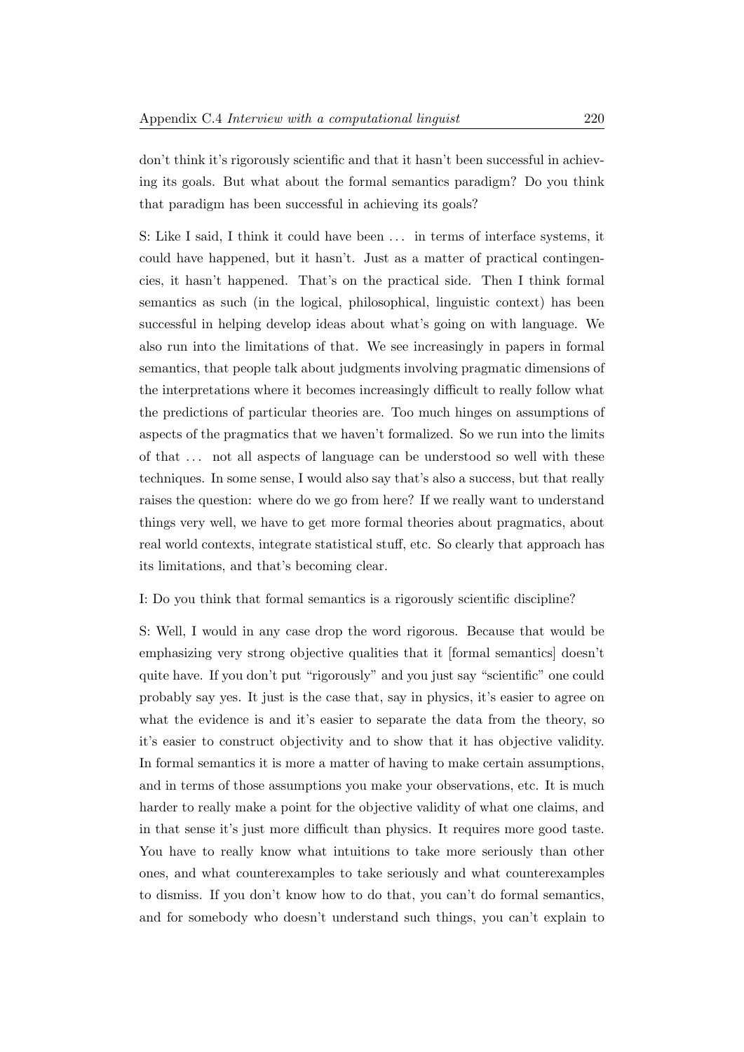don't think it's rigorously scientific and that it hasn't been successful in achieving its goals. But what about the formal semantics paradigm? Do you think that paradigm has been successful in achieving its goals?

S: Like I said, I think it could have been ... in terms of interface systems, it could have happened, but it hasn't. Just as a matter of practical contingencies, it hasn't happened. That's on the practical side. Then I think formal semantics as such (in the logical, philosophical, linguistic context) has been successful in helping develop ideas about what's going on with language. We also run into the limitations of that. We see increasingly in papers in formal semantics, that people talk about judgments involving pragmatic dimensions of the interpretations where it becomes increasingly difficult to really follow what the predictions of particular theories are. Too much hinges on assumptions of aspects of the pragmatics that we haven't formalized. So we run into the limits of that ... not all aspects of language can be understood so well with these techniques. In some sense, I would also say that's also a success, but that really raises the question: where do we go from here? If we really want to understand things very well, we have to get more formal theories about pragmatics, about real world contexts, integrate statistical stuff, etc. So clearly that approach has its limitations, and that's becoming clear.

I: Do you think that formal semantics is a rigorously scientific discipline?

S: Well, I would in any case drop the word rigorous. Because that would be emphasizing very strong objective qualities that it [formal semantics] doesn't quite have. If you don't put "rigorously" and you just say "scientific" one could probably say yes. It just is the case that, say in physics, it's easier to agree on what the evidence is and it's easier to separate the data from the theory, so it's easier to construct objectivity and to show that it has objective validity. In formal semantics it is more a matter of having to make certain assumptions, and in terms of those assumptions you make your observations, etc. It is much harder to really make a point for the objective validity of what one claims, and in that sense it's just more difficult than physics. It requires more good taste. You have to really know what intuitions to take more seriously than other ones, and what counterexamples to take seriously and what counterexamples to dismiss. If you don't know how to do that, you can't do formal semantics, and for somebody who doesn't understand such things, you can't explain to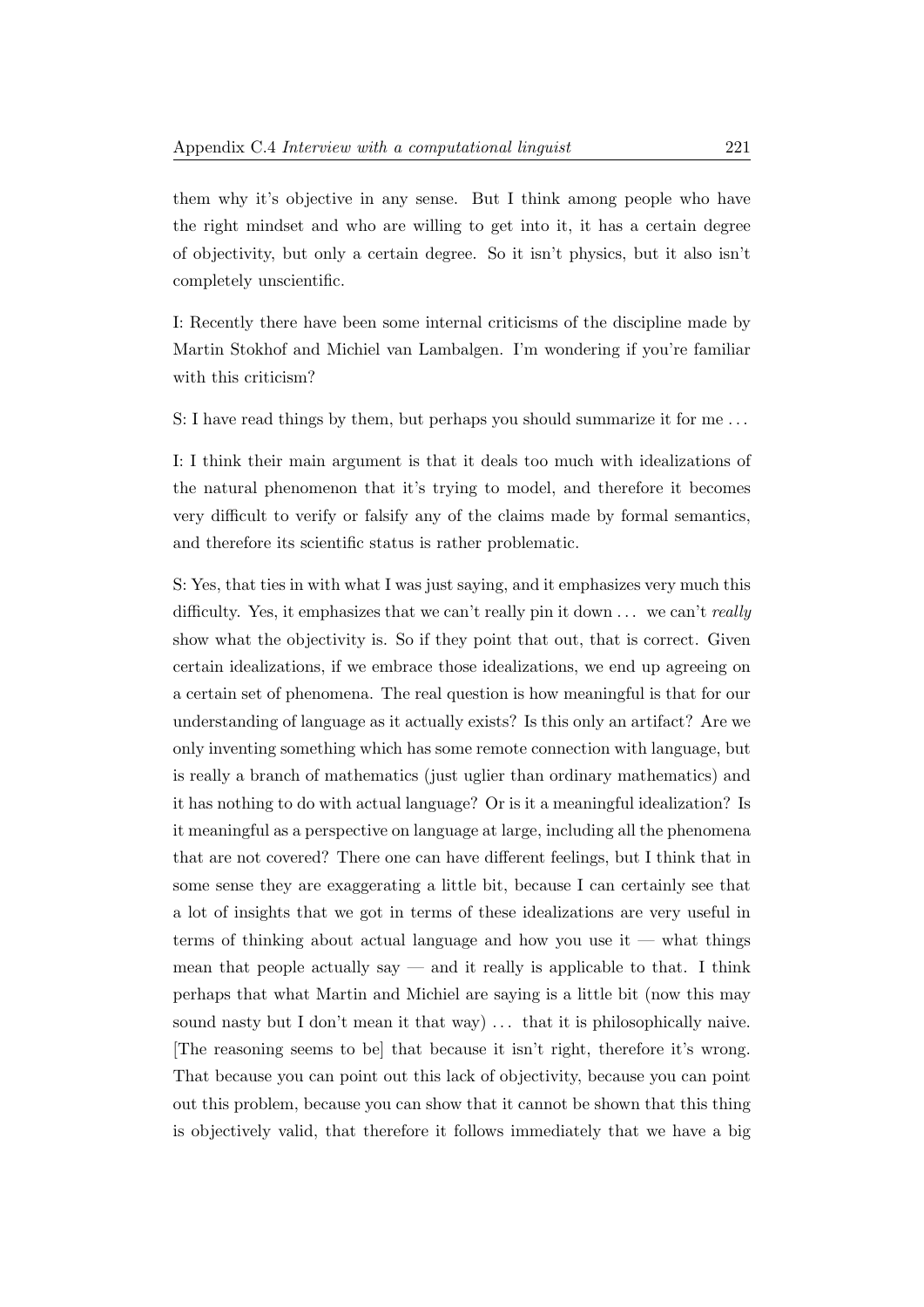them why it's objective in any sense. But I think among people who have the right mindset and who are willing to get into it, it has a certain degree of objectivity, but only a certain degree. So it isn't physics, but it also isn't completely unscientific.

I: Recently there have been some internal criticisms of the discipline made by Martin Stokhof and Michiel van Lambalgen. I'm wondering if you're familiar with this criticism?

S: I have read things by them, but perhaps you should summarize it for me . . .

I: I think their main argument is that it deals too much with idealizations of the natural phenomenon that it's trying to model, and therefore it becomes very difficult to verify or falsify any of the claims made by formal semantics, and therefore its scientific status is rather problematic.

S: Yes, that ties in with what I was just saying, and it emphasizes very much this difficulty. Yes, it emphasizes that we can't really pin it down . . . we can't *really* show what the objectivity is. So if they point that out, that is correct. Given certain idealizations, if we embrace those idealizations, we end up agreeing on a certain set of phenomena. The real question is how meaningful is that for our understanding of language as it actually exists? Is this only an artifact? Are we only inventing something which has some remote connection with language, but is really a branch of mathematics (just uglier than ordinary mathematics) and it has nothing to do with actual language? Or is it a meaningful idealization? Is it meaningful as a perspective on language at large, including all the phenomena that are not covered? There one can have different feelings, but I think that in some sense they are exaggerating a little bit, because I can certainly see that a lot of insights that we got in terms of these idealizations are very useful in terms of thinking about actual language and how you use it — what things mean that people actually say — and it really is applicable to that. I think perhaps that what Martin and Michiel are saying is a little bit (now this may sound nasty but I don't mean it that way) . . . that it is philosophically naive. [The reasoning seems to be] that because it isn't right, therefore it's wrong. That because you can point out this lack of objectivity, because you can point out this problem, because you can show that it cannot be shown that this thing is objectively valid, that therefore it follows immediately that we have a big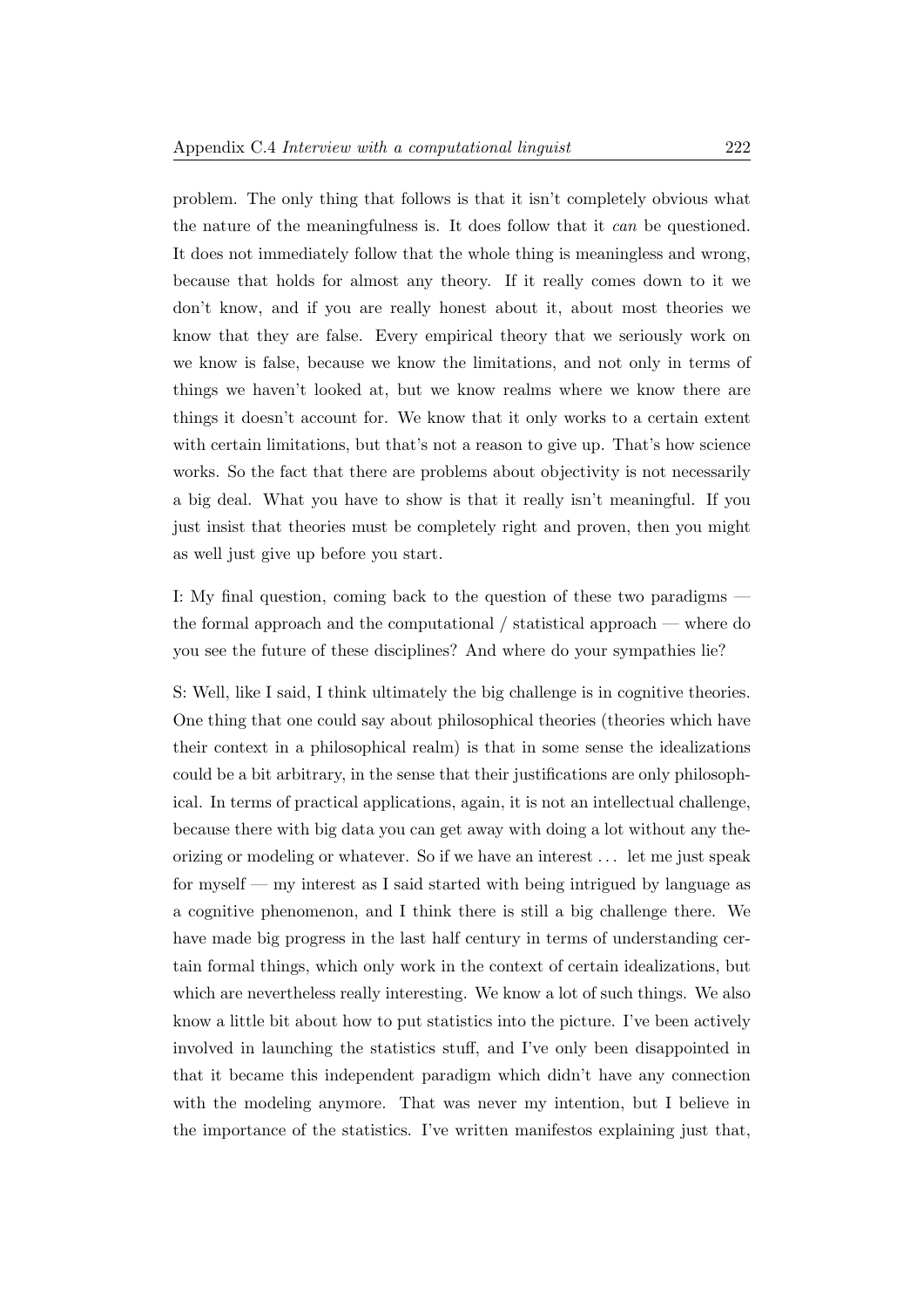problem. The only thing that follows is that it isn't completely obvious what the nature of the meaningfulness is. It does follow that it *can* be questioned. It does not immediately follow that the whole thing is meaningless and wrong, because that holds for almost any theory. If it really comes down to it we don't know, and if you are really honest about it, about most theories we know that they are false. Every empirical theory that we seriously work on we know is false, because we know the limitations, and not only in terms of things we haven't looked at, but we know realms where we know there are things it doesn't account for. We know that it only works to a certain extent with certain limitations, but that's not a reason to give up. That's how science works. So the fact that there are problems about objectivity is not necessarily a big deal. What you have to show is that it really isn't meaningful. If you just insist that theories must be completely right and proven, then you might as well just give up before you start.

I: My final question, coming back to the question of these two paradigms — the formal approach and the computational / statistical approach — where do you see the future of these disciplines? And where do your sympathies lie?

S: Well, like I said, I think ultimately the big challenge is in cognitive theories. One thing that one could say about philosophical theories (theories which have their context in a philosophical realm) is that in some sense the idealizations could be a bit arbitrary, in the sense that their justifications are only philosophical. In terms of practical applications, again, it is not an intellectual challenge, because there with big data you can get away with doing a lot without any theorizing or modeling or whatever. So if we have an interest ... let me just speak for myself — my interest as I said started with being intrigued by language as a cognitive phenomenon, and I think there is still a big challenge there. We have made big progress in the last half century in terms of understanding certain formal things, which only work in the context of certain idealizations, but which are nevertheless really interesting. We know a lot of such things. We also know a little bit about how to put statistics into the picture. I've been actively involved in launching the statistics stuff, and I've only been disappointed in that it became this independent paradigm which didn't have any connection with the modeling anymore. That was never my intention, but I believe in the importance of the statistics. I've written manifestos explaining just that,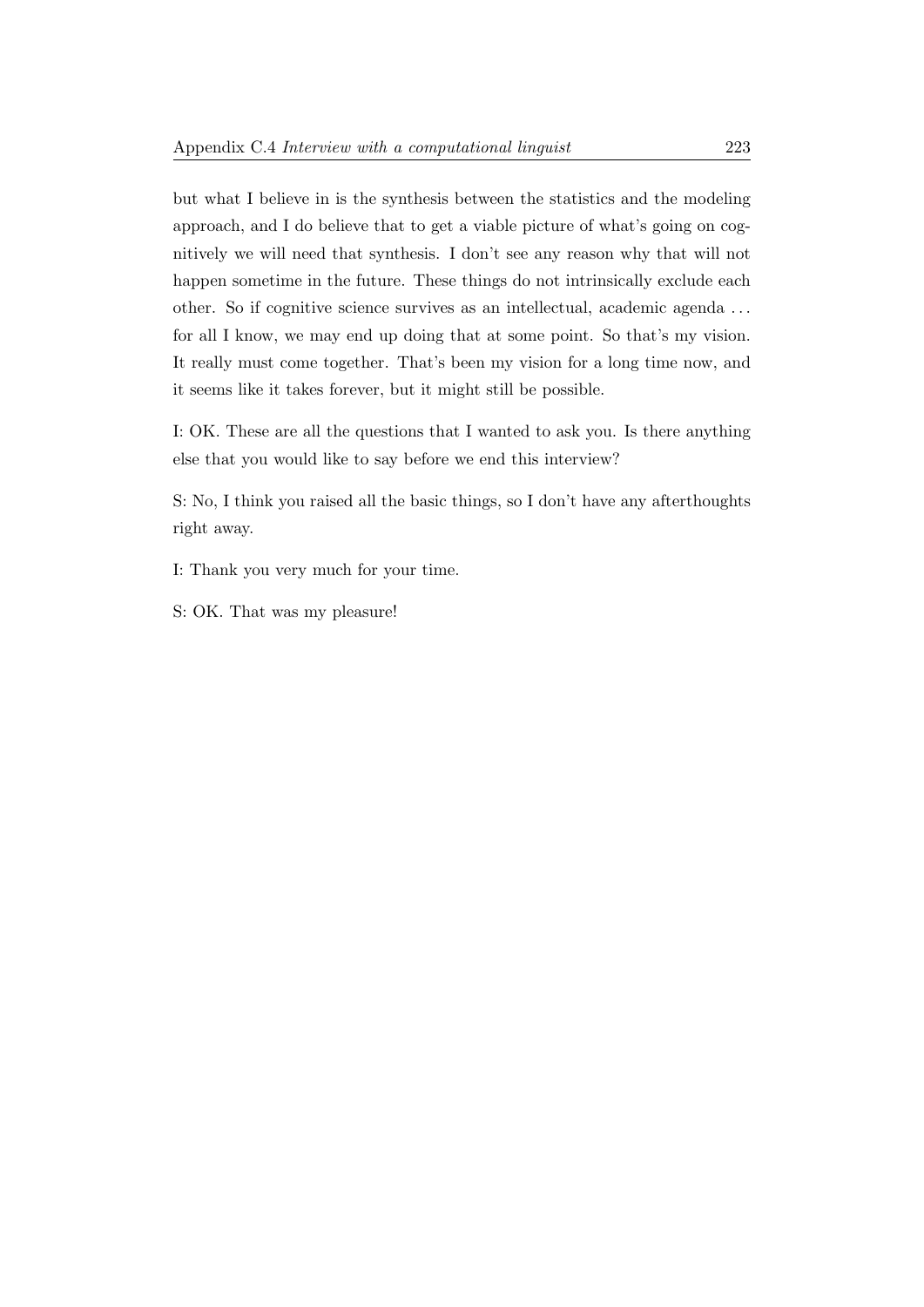but what I believe in is the synthesis between the statistics and the modeling approach, and I do believe that to get a viable picture of what's going on cognitively we will need that synthesis. I don't see any reason why that will not happen sometime in the future. These things do not intrinsically exclude each other. So if cognitive science survives as an intellectual, academic agenda ... for all I know, we may end up doing that at some point. So that's my vision. It really must come together. That's been my vision for a long time now, and it seems like it takes forever, but it might still be possible.

I: OK. These are all the questions that I wanted to ask you. Is there anything else that you would like to say before we end this interview?

S: No, I think you raised all the basic things, so I don't have any afterthoughts right away.

I: Thank you very much for your time.

S: OK. That was my pleasure!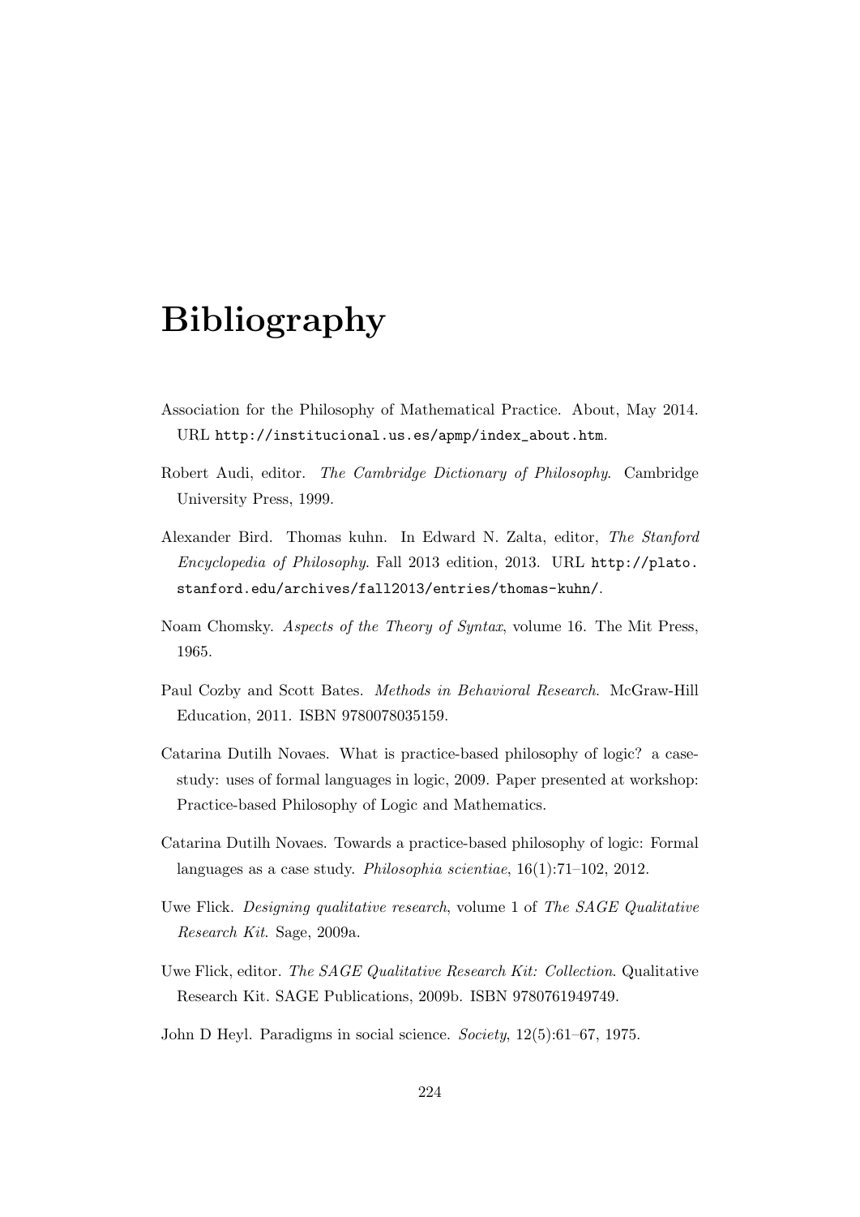# Bibliography

Association for the Philosophy of Mathematical Practice. About, May 2014. URL http://institucional.us.es/apmp/index_about.htm.

Robert Audi, editor. *The Cambridge Dictionary of Philosophy*. Cambridge University Press, 1999.

Alexander Bird. Thomas kuhn. In Edward N. Zalta, editor, *The Stanford Encyclopedia of Philosophy*. Fall 2013 edition, 2013. URL http://plato.stanford.edu/archives/fall2013/entries/thomas-kuhn/.

Noam Chomsky. *Aspects of the Theory of Syntax*, volume 16. The Mit Press, 1965.

Paul Cozby and Scott Bates. *Methods in Behavioral Research*. McGraw-Hill Education, 2011. ISBN 9780078035159.

Catarina Dutilh Novaes. What is practice-based philosophy of logic? a case-study: uses of formal languages in logic, 2009. Paper presented at workshop: Practice-based Philosophy of Logic and Mathematics.

Catarina Dutilh Novaes. Towards a practice-based philosophy of logic: Formal languages as a case study. *Philosophia scientiae*, 16(1):71–102, 2012.

Uwe Flick. *Designing qualitative research*, volume 1 of *The SAGE Qualitative Research Kit*. Sage, 2009a.

Uwe Flick, editor. *The SAGE Qualitative Research Kit: Collection*. Qualitative Research Kit. SAGE Publications, 2009b. ISBN 9780761949749.

John D Heyl. Paradigms in social science. *Society*, 12(5):61–67, 1975.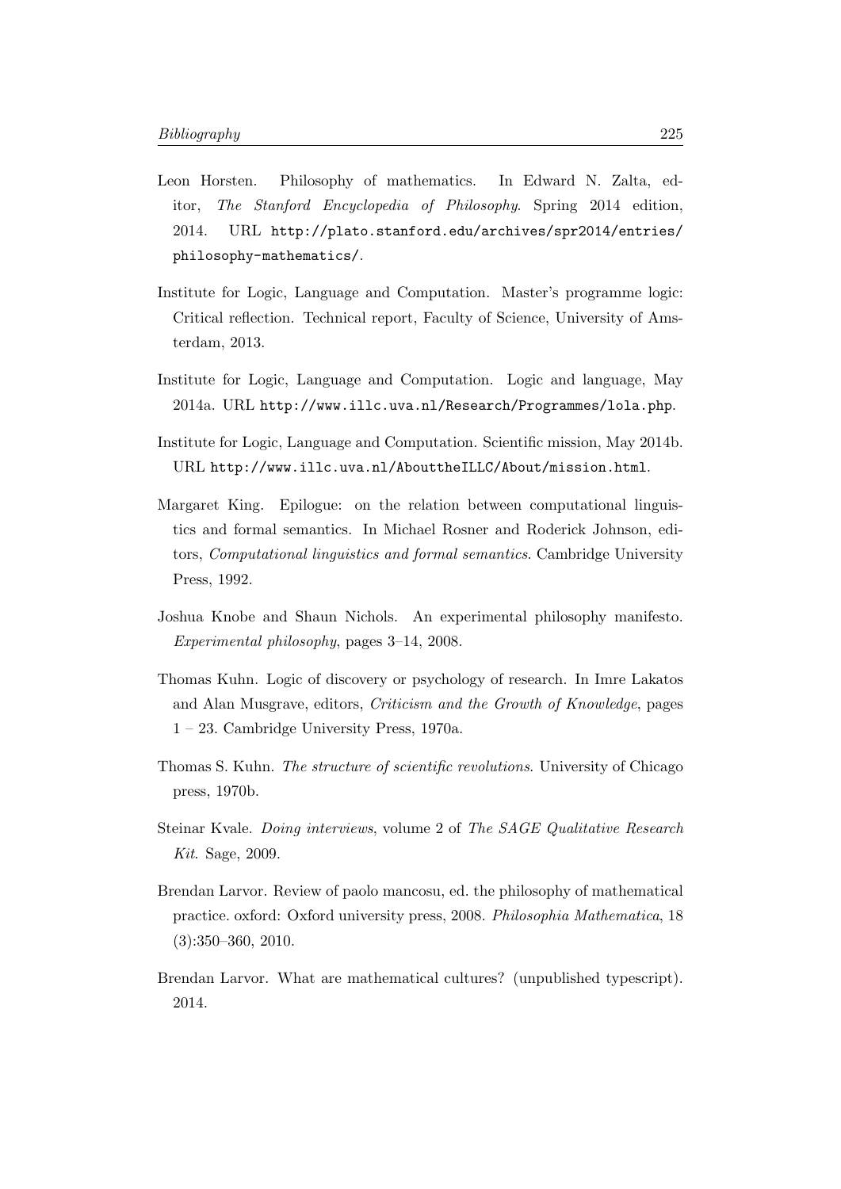Leon Horsten. Philosophy of mathematics. In Edward N. Zalta, editor, *The Stanford Encyclopedia of Philosophy*. Spring 2014 edition, 2014. URL http://plato.stanford.edu/archives/spr2014/entries/philosophy-mathematics/.

Institute for Logic, Language and Computation. Master's programme logic: Critical reflection. Technical report, Faculty of Science, University of Amsterdam, 2013.

Institute for Logic, Language and Computation. Logic and language, May 2014a. URL http://www.illc.uva.nl/Research/Programmes/lola.php.

Institute for Logic, Language and Computation. Scientific mission, May 2014b. URL http://www.illc.uva.nl/AbouttheILLC/About/mission.html.

Margaret King. Epilogue: on the relation between computational linguistics and formal semantics. In Michael Rosner and Roderick Johnson, editors, *Computational linguistics and formal semantics*. Cambridge University Press, 1992.

Joshua Knobe and Shaun Nichols. An experimental philosophy manifesto. *Experimental philosophy*, pages 3–14, 2008.

Thomas Kuhn. Logic of discovery or psychology of research. In Imre Lakatos and Alan Musgrave, editors, *Criticism and the Growth of Knowledge*, pages 1 – 23. Cambridge University Press, 1970a.

Thomas S. Kuhn. *The structure of scientific revolutions*. University of Chicago press, 1970b.

Steinar Kvale. *Doing interviews*, volume 2 of *The SAGE Qualitative Research Kit*. Sage, 2009.

Brendan Larvor. Review of paolo mancosu, ed. the philosophy of mathematical practice. oxford: Oxford university press, 2008. *Philosophia Mathematica*, 18 (3):350–360, 2010.

Brendan Larvor. What are mathematical cultures? (unpublished typescript). 2014.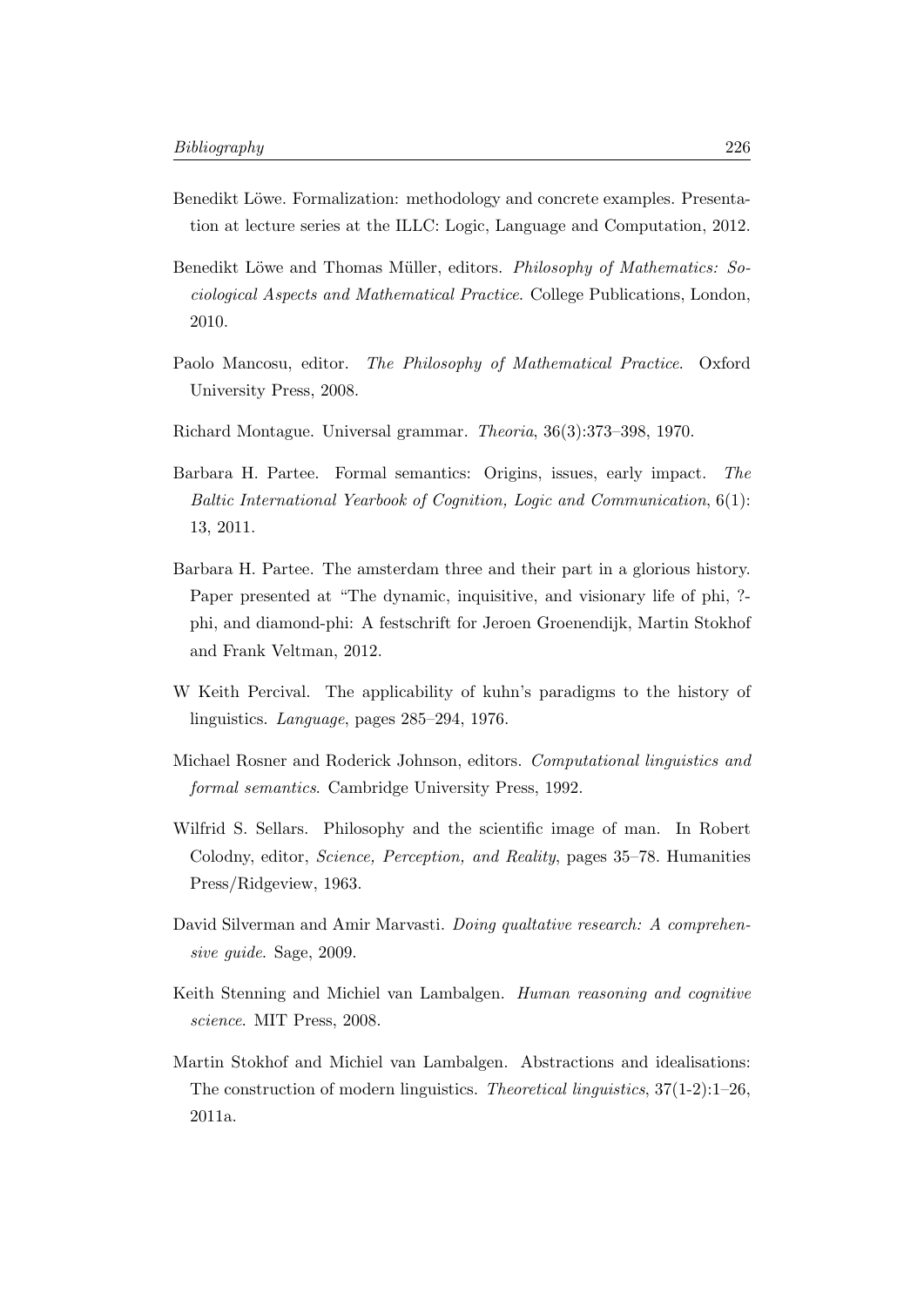Benedikt Löwe. Formalization: methodology and concrete examples. Presentation at lecture series at the ILLC: Logic, Language and Computation, 2012.

Benedikt Löwe and Thomas Müller, editors. *Philosophy of Mathematics: Sociological Aspects and Mathematical Practice*. College Publications, London, 2010.

Paolo Mancosu, editor. *The Philosophy of Mathematical Practice*. Oxford University Press, 2008.

Richard Montague. Universal grammar. *Theoria*, 36(3):373–398, 1970.

Barbara H. Partee. Formal semantics: Origins, issues, early impact. *The Baltic International Yearbook of Cognition, Logic and Communication*, 6(1): 13, 2011.

Barbara H. Partee. The amsterdam three and their part in a glorious history. Paper presented at "The dynamic, inquisitive, and visionary life of phi, ?-phi, and diamond-phi: A festschrift for Jeroen Groenendijk, Martin Stokhof and Frank Veltman, 2012.

W Keith Percival. The applicability of kuhn's paradigms to the history of linguistics. *Language*, pages 285–294, 1976.

Michael Rosner and Roderick Johnson, editors. *Computational linguistics and formal semantics*. Cambridge University Press, 1992.

Wilfrid S. Sellars. Philosophy and the scientific image of man. In Robert Colodny, editor, *Science, Perception, and Reality*, pages 35–78. Humanities Press/Ridgeview, 1963.

David Silverman and Amir Marvasti. *Doing qualtative research: A comprehensive guide*. Sage, 2009.

Keith Stenning and Michiel van Lambalgen. *Human reasoning and cognitive science*. MIT Press, 2008.

Martin Stokhof and Michiel van Lambalgen. Abstractions and idealisations: The construction of modern linguistics. *Theoretical linguistics*, 37(1-2):1–26, 2011a.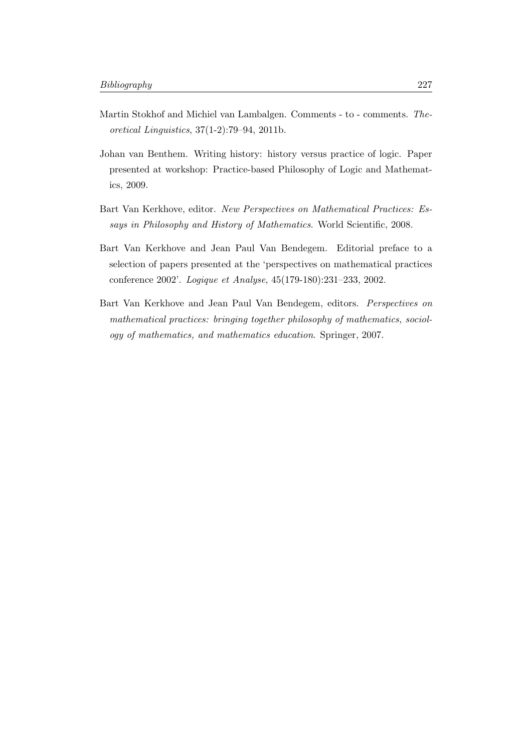Martin Stokhof and Michiel van Lambalgen. Comments - to - comments. *Theoretical Linguistics*, 37(1-2):79–94, 2011b.

Johan van Benthem. Writing history: history versus practice of logic. Paper presented at workshop: Practice-based Philosophy of Logic and Mathematics, 2009.

Bart Van Kerkhove, editor. *New Perspectives on Mathematical Practices: Essays in Philosophy and History of Mathematics*. World Scientific, 2008.

Bart Van Kerkhove and Jean Paul Van Bendegem. Editorial preface to a selection of papers presented at the 'perspectives on mathematical practices conference 2002'. *Logique et Analyse*, 45(179-180):231–233, 2002.

Bart Van Kerkhove and Jean Paul Van Bendegem, editors. *Perspectives on mathematical practices: bringing together philosophy of mathematics, sociology of mathematics, and mathematics education*. Springer, 2007.